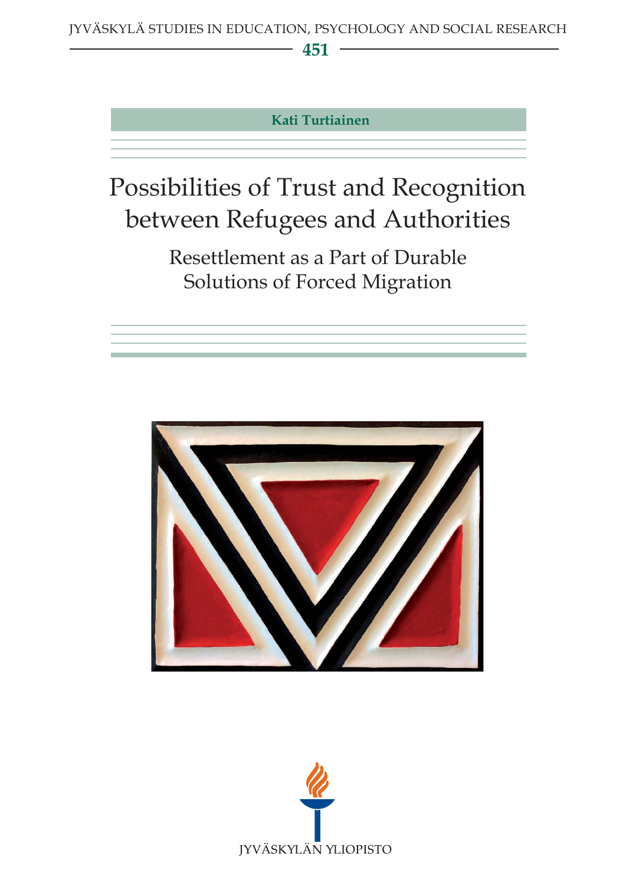JYVÄSKYLÄ STUDIES IN EDUCATION, PSYCHOLOGY AND SOCIAL RESEARCH

**451**

**Kati Turtiainen**

# Possibilities of Trust and Recognition between Refugees and Authorities

## Resettlement as a Part of Durable Solutions of Forced Migration

JYVÄSKYLÄN YLIOPISTO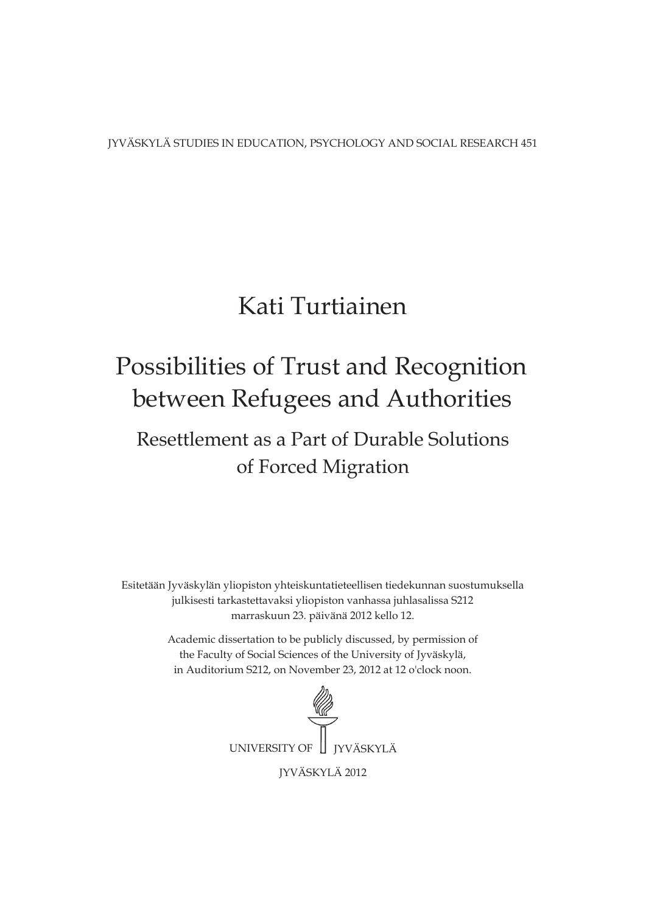JYVÄSKYLÄ STUDIES IN EDUCATION, PSYCHOLOGY AND SOCIAL RESEARCH 451

# Kati Turtiainen

# Possibilities of Trust and Recognition between Refugees and Authorities

## Resettlement as a Part of Durable Solutions of Forced Migration

Esitetään Jyväskylän yliopiston yhteiskuntatieteellisen tiedekunnan suostumuksella julkisesti tarkastettavaksi yliopiston vanhassa juhlasalissa S212 marraskuun 23. päivänä 2012 kello 12.

Academic dissertation to be publicly discussed, by permission of the Faculty of Social Sciences of the University of Jyväskylä, in Auditorium S212, on November 23, 2012 at 12 o'clock noon.

UNIVERSITY OF JYVÄSKYLÄ

JYVÄSKYLÄ 2012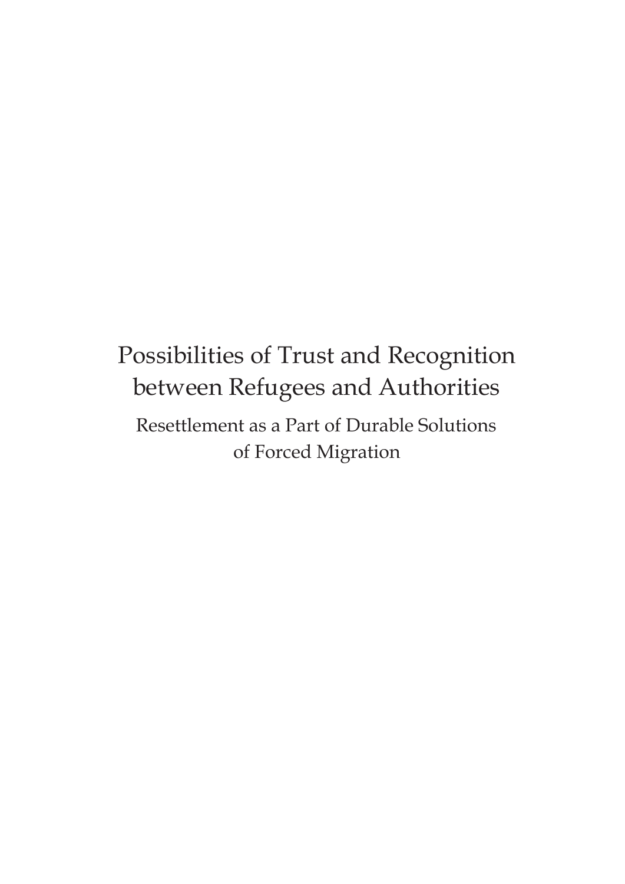# Possibilities of Trust and Recognition between Refugees and Authorities

## Resettlement as a Part of Durable Solutions of Forced Migration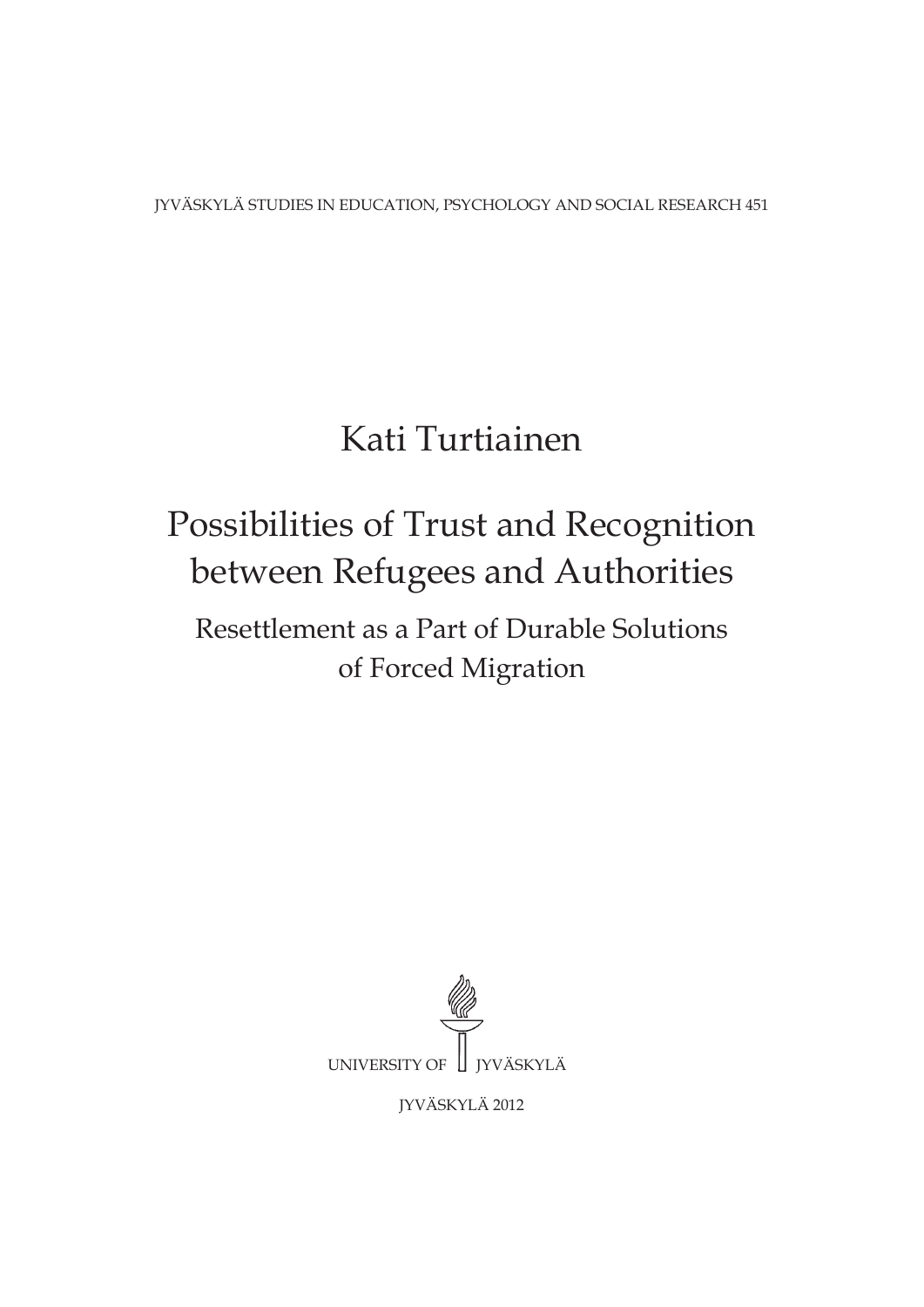JYVÄSKYLÄ STUDIES IN EDUCATION, PSYCHOLOGY AND SOCIAL RESEARCH 451

Kati Turtiainen

# Possibilities of Trust and Recognition between Refugees and Authorities

## Resettlement as a Part of Durable Solutions of Forced Migration

UNIVERSITY OF JYVÄSKYLÄ

JYVÄSKYLÄ 2012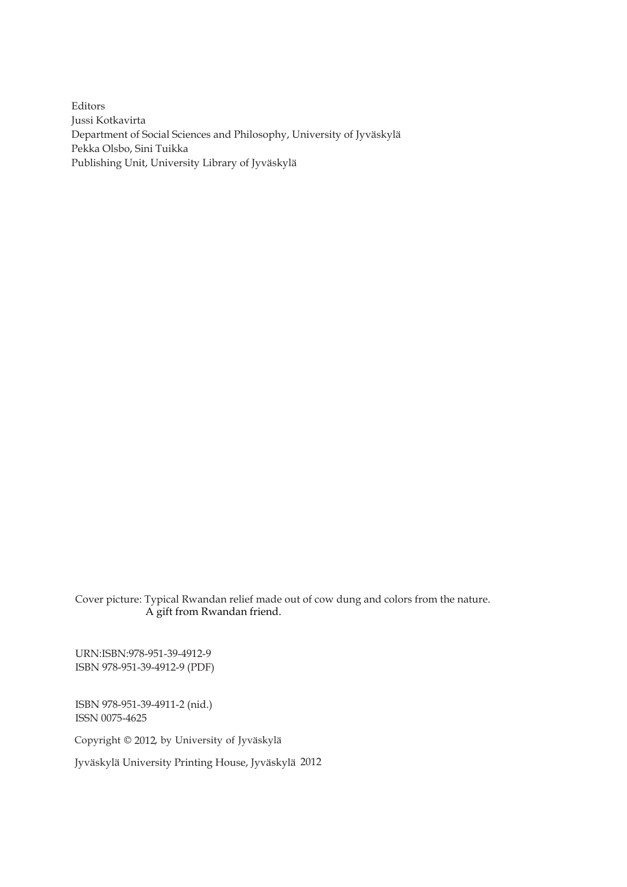Editors
Jussi Kotkavirta
Department of Social Sciences and Philosophy, University of Jyväskylä
Pekka Olsbo, Sini Tuikka
Publishing Unit, University Library of Jyväskylä

Cover picture: Typical Rwandan relief made out of cow dung and colors from the nature. A gift from Rwandan friend.

URN:ISBN:978-951-39-4912-9
ISBN 978-951-39-4912-9 (PDF)

ISBN 978-951-39-4911-2 (nid.)
ISSN 0075-4625

Copyright © 2012, by University of Jyväskylä

Jyväskylä University Printing House, Jyväskylä 2012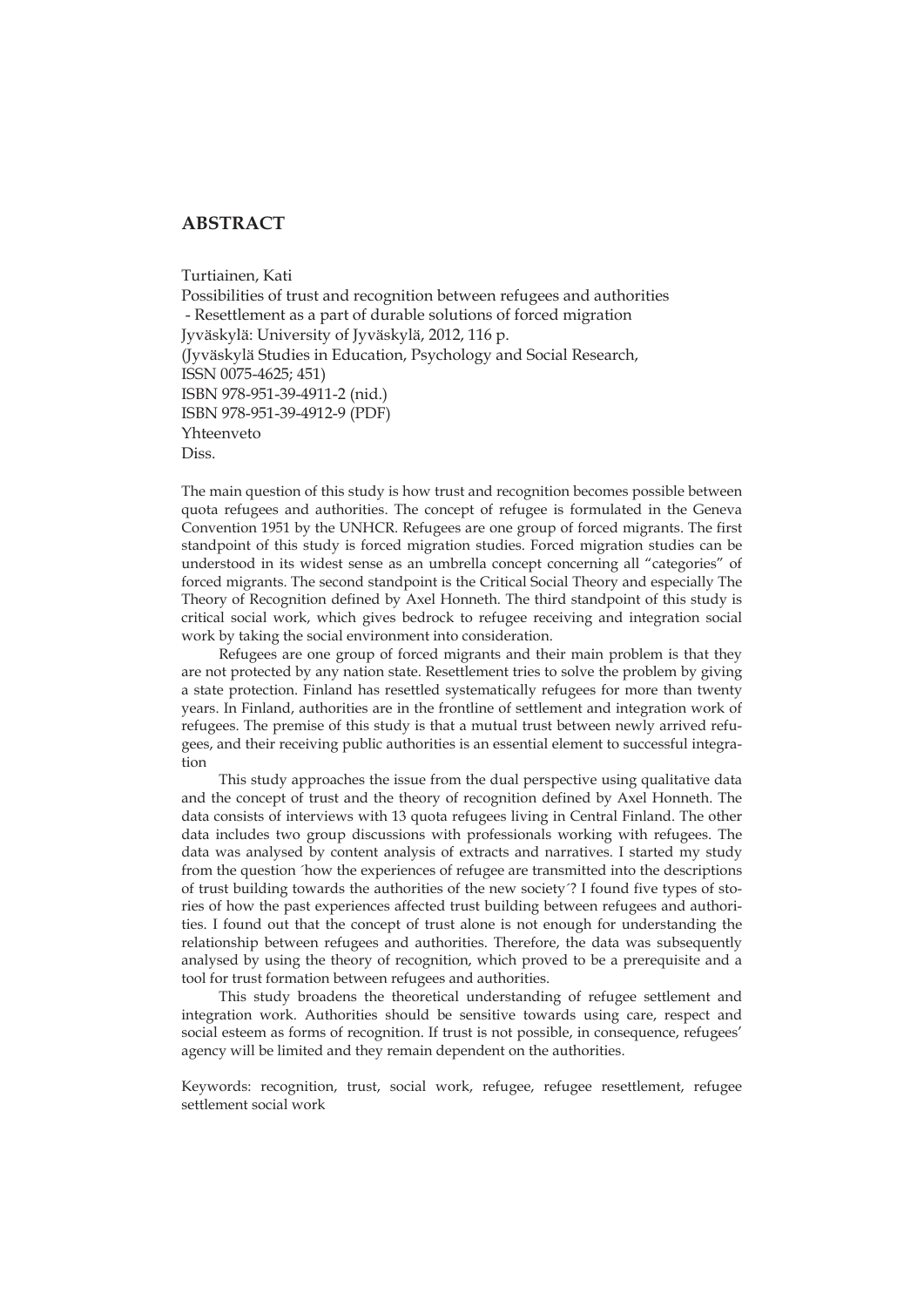# ABSTRACT

Turtiainen, Kati
Possibilities of trust and recognition between refugees and authorities
- Resettlement as a part of durable solutions of forced migration
Jyväskylä: University of Jyväskylä, 2012, 116 p.
(Jyväskylä Studies in Education, Psychology and Social Research,
ISSN 0075-4625; 451)
ISBN 978-951-39-4911-2 (nid.)
ISBN 978-951-39-4912-9 (PDF)
Yhteenveto
Diss.

The main question of this study is how trust and recognition becomes possible between quota refugees and authorities. The concept of refugee is formulated in the Geneva Convention 1951 by the UNHCR. Refugees are one group of forced migrants. The first standpoint of this study is forced migration studies. Forced migration studies can be understood in its widest sense as an umbrella concept concerning all "categories" of forced migrants. The second standpoint is the Critical Social Theory and especially The Theory of Recognition defined by Axel Honneth. The third standpoint of this study is critical social work, which gives bedrock to refugee receiving and integration social work by taking the social environment into consideration.

Refugees are one group of forced migrants and their main problem is that they are not protected by any nation state. Resettlement tries to solve the problem by giving a state protection. Finland has resettled systematically refugees for more than twenty years. In Finland, authorities are in the frontline of settlement and integration work of refugees. The premise of this study is that a mutual trust between newly arrived refugees, and their receiving public authorities is an essential element to successful integration

This study approaches the issue from the dual perspective using qualitative data and the concept of trust and the theory of recognition defined by Axel Honneth. The data consists of interviews with 13 quota refugees living in Central Finland. The other data includes two group discussions with professionals working with refugees. The data was analysed by content analysis of extracts and narratives. I started my study from the question ´how the experiences of refugee are transmitted into the descriptions of trust building towards the authorities of the new society´? I found five types of stories of how the past experiences affected trust building between refugees and authorities. I found out that the concept of trust alone is not enough for understanding the relationship between refugees and authorities. Therefore, the data was subsequently analysed by using the theory of recognition, which proved to be a prerequisite and a tool for trust formation between refugees and authorities.

This study broadens the theoretical understanding of refugee settlement and integration work. Authorities should be sensitive towards using care, respect and social esteem as forms of recognition. If trust is not possible, in consequence, refugees' agency will be limited and they remain dependent on the authorities.

Keywords: recognition, trust, social work, refugee, refugee resettlement, refugee settlement social work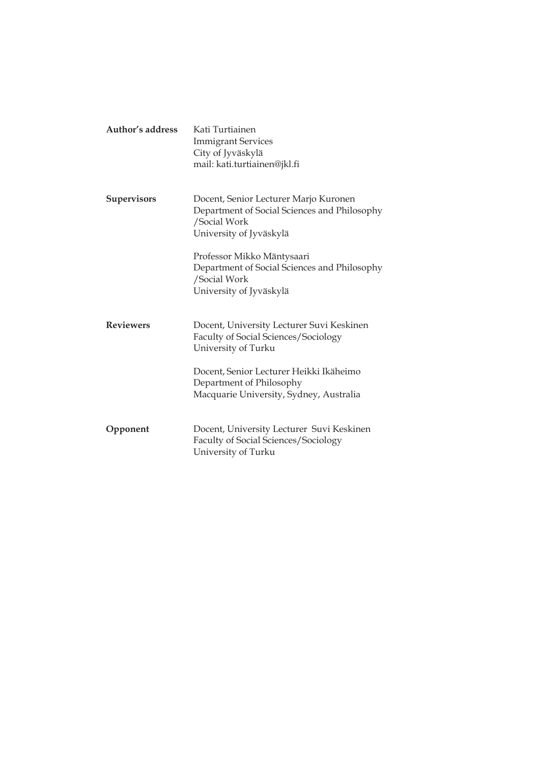**Author's address** Kati Turtiainen
Immigrant Services
City of Jyväskylä
mail: kati.turtiainen@jkl.fi

**Supervisors** Docent, Senior Lecturer Marjo Kuronen
Department of Social Sciences and Philosophy
/Social Work
University of Jyväskylä

Professor Mikko Mäntysaari
Department of Social Sciences and Philosophy
/Social Work
University of Jyväskylä

**Reviewers** Docent, University Lecturer Suvi Keskinen
Faculty of Social Sciences/Sociology
University of Turku

Docent, Senior Lecturer Heikki Ikäheimo
Department of Philosophy
Macquarie University, Sydney, Australia

**Opponent** Docent, University Lecturer Suvi Keskinen
Faculty of Social Sciences/Sociology
University of Turku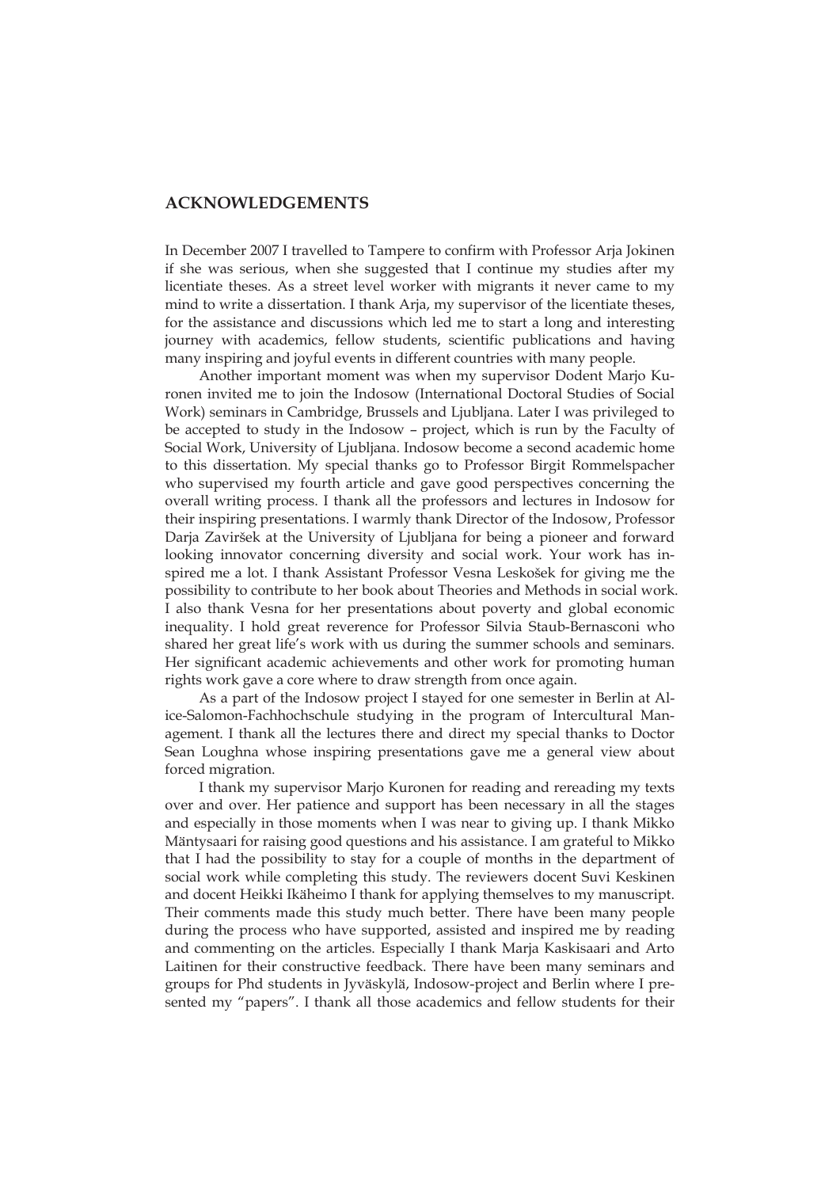## ACKNOWLEDGEMENTS

In December 2007 I travelled to Tampere to confirm with Professor Arja Jokinen if she was serious, when she suggested that I continue my studies after my licentiate theses. As a street level worker with migrants it never came to my mind to write a dissertation. I thank Arja, my supervisor of the licentiate theses, for the assistance and discussions which led me to start a long and interesting journey with academics, fellow students, scientific publications and having many inspiring and joyful events in different countries with many people.

Another important moment was when my supervisor Dodent Marjo Kuronen invited me to join the Indosow (International Doctoral Studies of Social Work) seminars in Cambridge, Brussels and Ljubljana. Later I was privileged to be accepted to study in the Indosow – project, which is run by the Faculty of Social Work, University of Ljubljana. Indosow become a second academic home to this dissertation. My special thanks go to Professor Birgit Rommelspacher who supervised my fourth article and gave good perspectives concerning the overall writing process. I thank all the professors and lectures in Indosow for their inspiring presentations. I warmly thank Director of the Indosow, Professor Darja Zaviršek at the University of Ljubljana for being a pioneer and forward looking innovator concerning diversity and social work. Your work has inspired me a lot. I thank Assistant Professor Vesna Leskošek for giving me the possibility to contribute to her book about Theories and Methods in social work. I also thank Vesna for her presentations about poverty and global economic inequality. I hold great reverence for Professor Silvia Staub-Bernasconi who shared her great life's work with us during the summer schools and seminars. Her significant academic achievements and other work for promoting human rights work gave a core where to draw strength from once again.

As a part of the Indosow project I stayed for one semester in Berlin at Alice-Salomon-Fachhochschule studying in the program of Intercultural Management. I thank all the lectures there and direct my special thanks to Doctor Sean Loughna whose inspiring presentations gave me a general view about forced migration.

I thank my supervisor Marjo Kuronen for reading and rereading my texts over and over. Her patience and support has been necessary in all the stages and especially in those moments when I was near to giving up. I thank Mikko Mäntysaari for raising good questions and his assistance. I am grateful to Mikko that I had the possibility to stay for a couple of months in the department of social work while completing this study. The reviewers docent Suvi Keskinen and docent Heikki Ikäheimo I thank for applying themselves to my manuscript. Their comments made this study much better. There have been many people during the process who have supported, assisted and inspired me by reading and commenting on the articles. Especially I thank Marja Kaskisaari and Arto Laitinen for their constructive feedback. There have been many seminars and groups for Phd students in Jyväskylä, Indosow-project and Berlin where I presented my "papers". I thank all those academics and fellow students for their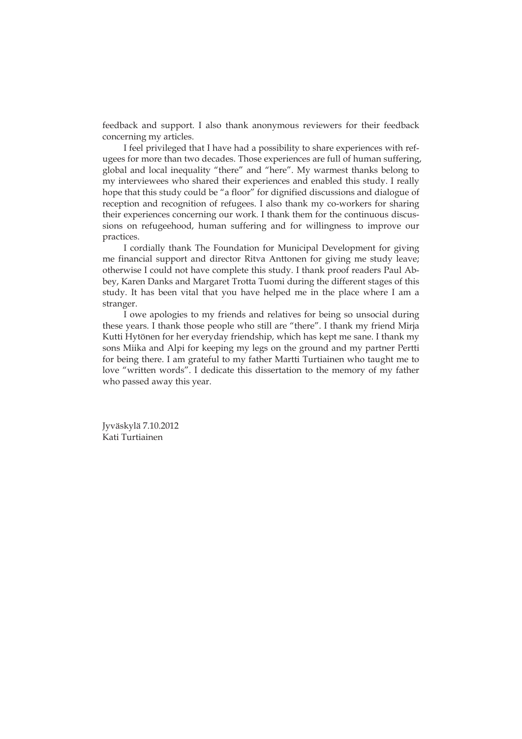feedback and support. I also thank anonymous reviewers for their feedback concerning my articles.

I feel privileged that I have had a possibility to share experiences with refugees for more than two decades. Those experiences are full of human suffering, global and local inequality "there" and "here". My warmest thanks belong to my interviewees who shared their experiences and enabled this study. I really hope that this study could be "a floor" for dignified discussions and dialogue of reception and recognition of refugees. I also thank my co-workers for sharing their experiences concerning our work. I thank them for the continuous discussions on refugeehood, human suffering and for willingness to improve our practices.

I cordially thank The Foundation for Municipal Development for giving me financial support and director Ritva Anttonen for giving me study leave; otherwise I could not have complete this study. I thank proof readers Paul Abbey, Karen Danks and Margaret Trotta Tuomi during the different stages of this study. It has been vital that you have helped me in the place where I am a stranger.

I owe apologies to my friends and relatives for being so unsocial during these years. I thank those people who still are "there". I thank my friend Mirja Kutti Hytönen for her everyday friendship, which has kept me sane. I thank my sons Miika and Alpi for keeping my legs on the ground and my partner Pertti for being there. I am grateful to my father Martti Turtiainen who taught me to love "written words". I dedicate this dissertation to the memory of my father who passed away this year.

Jyväskylä 7.10.2012
Kati Turtiainen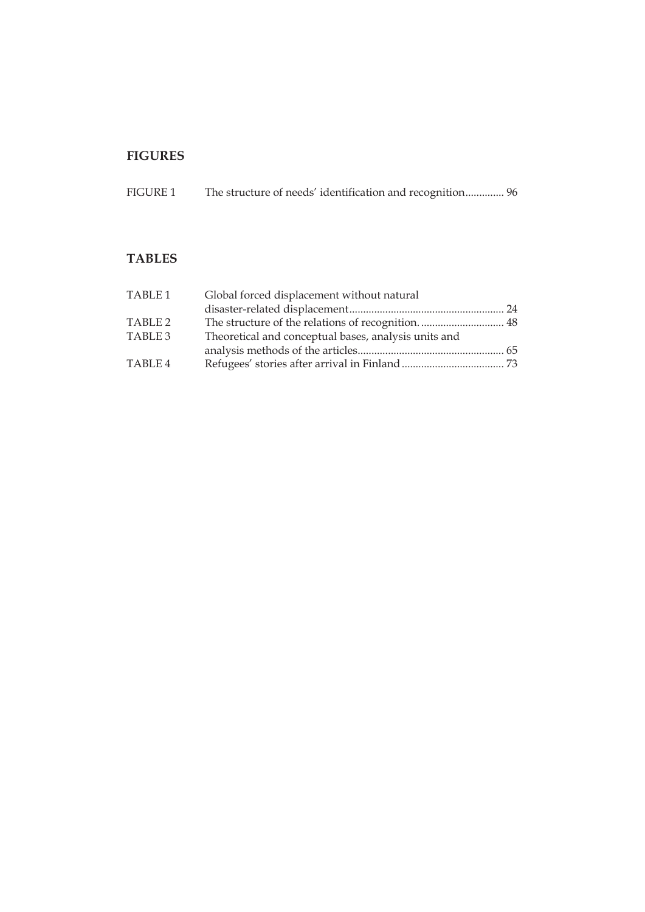## FIGURES

FIGURE 1 The structure of needs' identification and recognition.............. 96

## TABLES

TABLE 1 Global forced displacement without natural disaster-related displacement........................................................ 24

TABLE 2 The structure of the relations of recognition. .............................. 48

TABLE 3 Theoretical and conceptual bases, analysis units and analysis methods of the articles..................................................... 65

TABLE 4 Refugees' stories after arrival in Finland ..................................... 73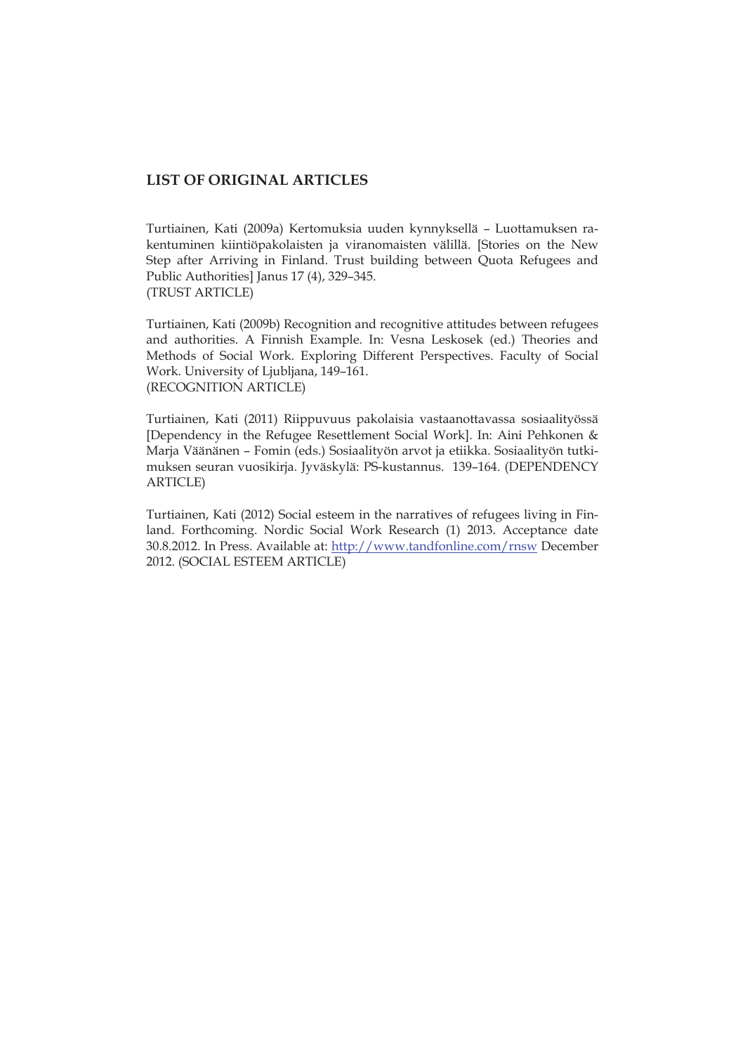## LIST OF ORIGINAL ARTICLES

Turtiainen, Kati (2009a) Kertomuksia uuden kynnyksellä – Luottamuksen rakentuminen kiintiöpakolaisten ja viranomaisten välillä. [Stories on the New Step after Arriving in Finland. Trust building between Quota Refugees and Public Authorities] Janus 17 (4), 329–345.
(TRUST ARTICLE)

Turtiainen, Kati (2009b) Recognition and recognitive attitudes between refugees and authorities. A Finnish Example. In: Vesna Leskosek (ed.) Theories and Methods of Social Work. Exploring Different Perspectives. Faculty of Social Work. University of Ljubljana, 149–161.
(RECOGNITION ARTICLE)

Turtiainen, Kati (2011) Riippuvuus pakolaisia vastaanottavassa sosiaalityössä [Dependency in the Refugee Resettlement Social Work]. In: Aini Pehkonen & Marja Väänänen – Fomin (eds.) Sosiaalityön arvot ja etiikka. Sosiaalityön tutkimuksen seuran vuosikirja. Jyväskylä: PS-kustannus. 139–164. (DEPENDENCY ARTICLE)

Turtiainen, Kati (2012) Social esteem in the narratives of refugees living in Finland. Forthcoming. Nordic Social Work Research (1) 2013. Acceptance date 30.8.2012. In Press. Available at: http://www.tandfonline.com/rnsw December 2012. (SOCIAL ESTEEM ARTICLE)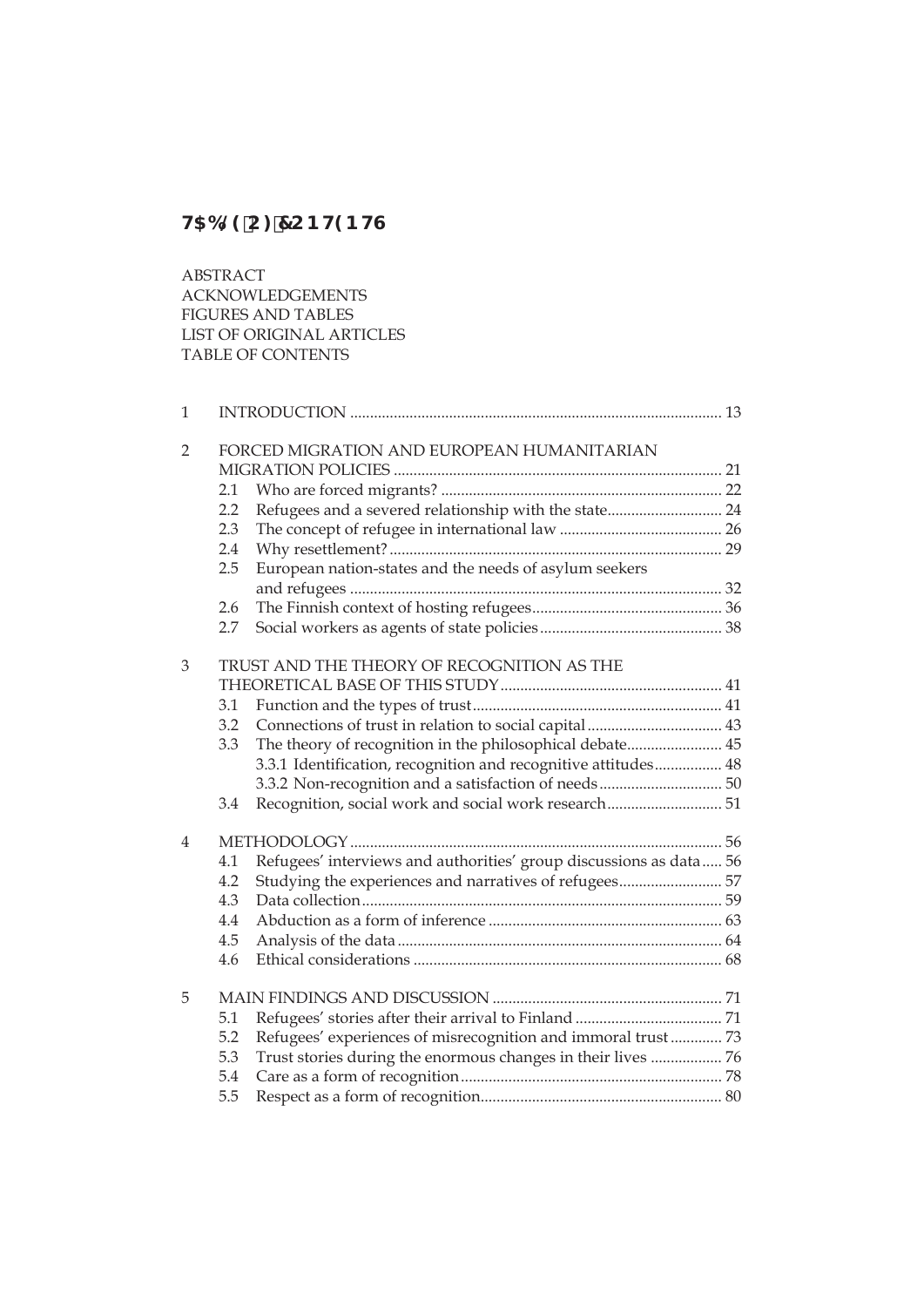# TABLE OF CONTENTS

ABSTRACT
ACKNOWLEDGEMENTS
FIGURES AND TABLES
LIST OF ORIGINAL ARTICLES
TABLE OF CONTENTS

1 INTRODUCTION ............................................................................................. 13

2 FORCED MIGRATION AND EUROPEAN HUMANITARIAN MIGRATION POLICIES .................................................................................. 21
  2.1 Who are forced migrants? ...................................................................... 22
  2.2 Refugees and a severed relationship with the state............................. 24
  2.3 The concept of refugee in international law ......................................... 26
  2.4 Why resettlement? ................................................................................... 29
  2.5 European nation-states and the needs of asylum seekers and refugees ............................................................................................. 32
  2.6 The Finnish context of hosting refugees................................................ 36
  2.7 Social workers as agents of state policies.............................................. 38

3 TRUST AND THE THEORY OF RECOGNITION AS THE THEORETICAL BASE OF THIS STUDY....................................................... 41
  3.1 Function and the types of trust.............................................................. 41
  3.2 Connections of trust in relation to social capital.................................. 43
  3.3 The theory of recognition in the philosophical debate........................ 45
    3.3.1 Identification, recognition and recognitive attitudes................. 48
    3.3.2 Non-recognition and a satisfaction of needs............................... 50
  3.4 Recognition, social work and social work research............................. 51

4 METHODOLOGY............................................................................................. 56
  4.1 Refugees' interviews and authorities' group discussions as data..... 56
  4.2 Studying the experiences and narratives of refugees.......................... 57
  4.3 Data collection.......................................................................................... 59
  4.4 Abduction as a form of inference ........................................................... 63
  4.5 Analysis of the data ................................................................................. 64
  4.6 Ethical considerations ............................................................................. 68

5 MAIN FINDINGS AND DISCUSSION ........................................................... 71
  5.1 Refugees' stories after their arrival to Finland ..................................... 71
  5.2 Refugees' experiences of misrecognition and immoral trust ............. 73
  5.3 Trust stories during the enormous changes in their lives .................. 76
  5.4 Care as a form of recognition.................................................................. 78
  5.5 Respect as a form of recognition............................................................ 80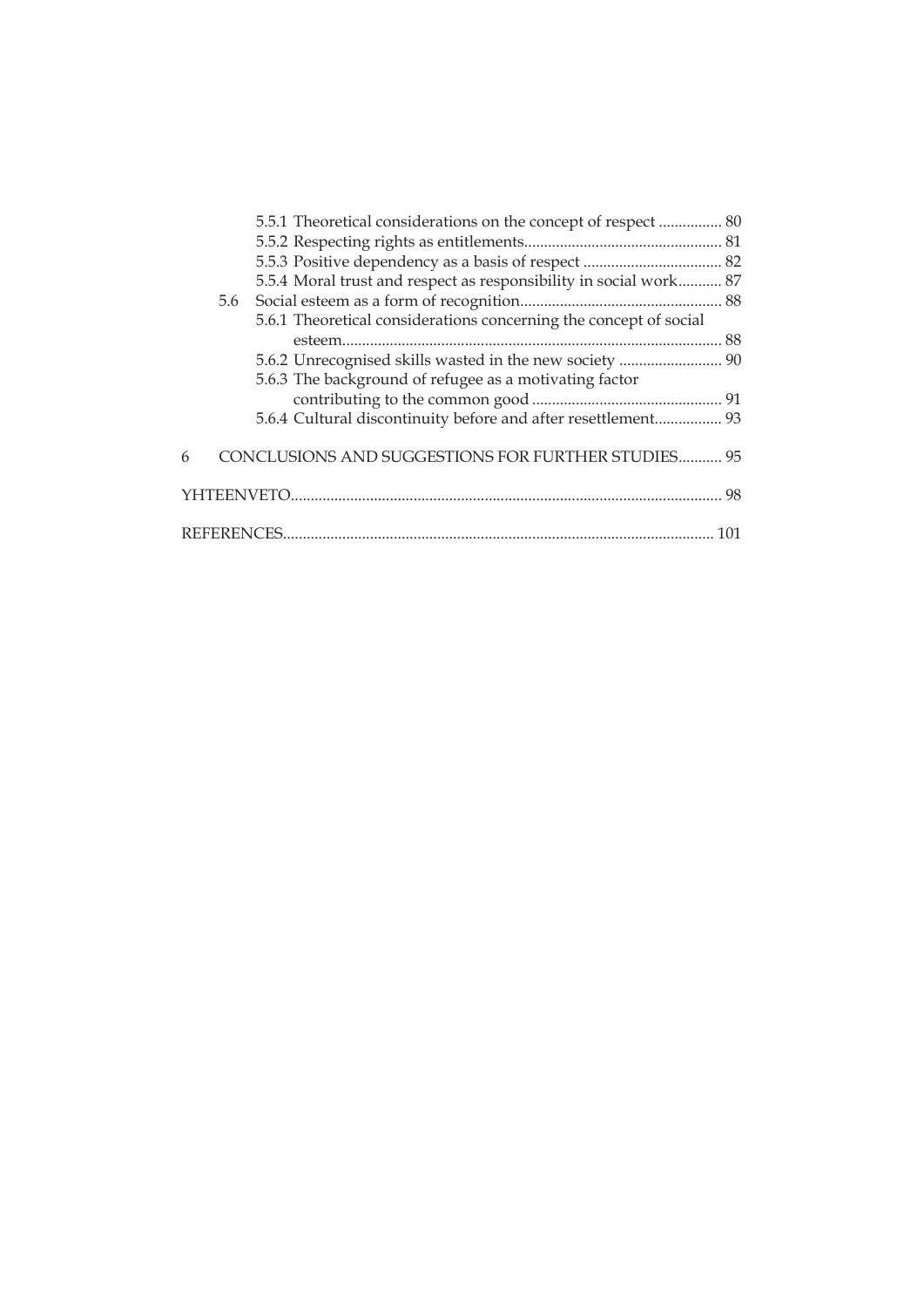5.5.1 Theoretical considerations on the concept of respect ................ 80
5.5.2 Respecting rights as entitlements................................................. 81
5.5.3 Positive dependency as a basis of respect ................................... 82
5.5.4 Moral trust and respect as responsibility in social work........... 87

5.6 Social esteem as a form of recognition.................................................. 88
5.6.1 Theoretical considerations concerning the concept of social esteem.............................................................................................. 88
5.6.2 Unrecognised skills wasted in the new society .......................... 90
5.6.3 The background of refugee as a motivating factor contributing to the common good ................................................ 91
5.6.4 Cultural discontinuity before and after resettlement................. 93

6 CONCLUSIONS AND SUGGESTIONS FOR FURTHER STUDIES........... 95

YHTEENVETO........................................................................................................... 98

REFERENCES........................................................................................................... 101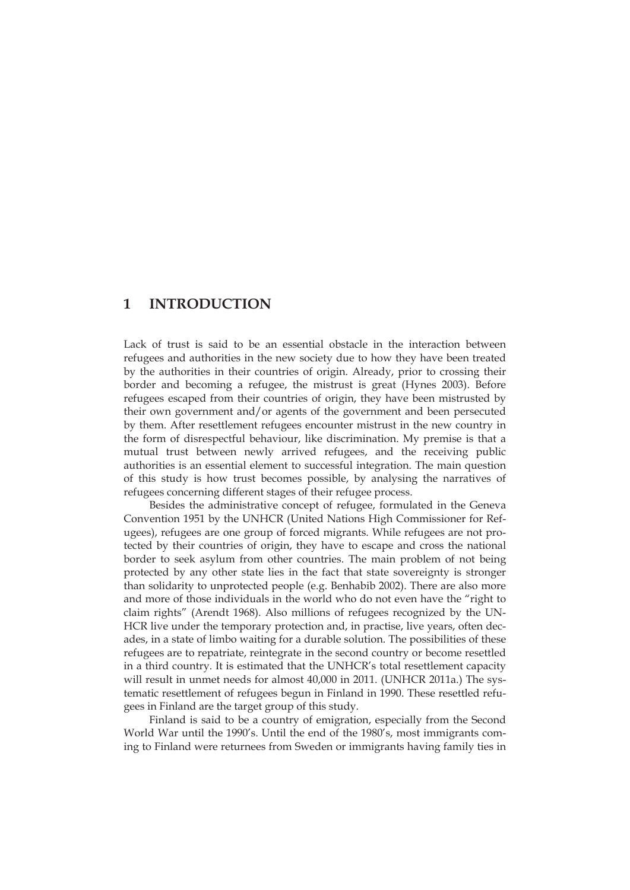# 1 INTRODUCTION

Lack of trust is said to be an essential obstacle in the interaction between refugees and authorities in the new society due to how they have been treated by the authorities in their countries of origin. Already, prior to crossing their border and becoming a refugee, the mistrust is great (Hynes 2003). Before refugees escaped from their countries of origin, they have been mistrusted by their own government and/or agents of the government and been persecuted by them. After resettlement refugees encounter mistrust in the new country in the form of disrespectful behaviour, like discrimination. My premise is that a mutual trust between newly arrived refugees, and the receiving public authorities is an essential element to successful integration. The main question of this study is how trust becomes possible, by analysing the narratives of refugees concerning different stages of their refugee process.

Besides the administrative concept of refugee, formulated in the Geneva Convention 1951 by the UNHCR (United Nations High Commissioner for Refugees), refugees are one group of forced migrants. While refugees are not protected by their countries of origin, they have to escape and cross the national border to seek asylum from other countries. The main problem of not being protected by any other state lies in the fact that state sovereignty is stronger than solidarity to unprotected people (e.g. Benhabib 2002). There are also more and more of those individuals in the world who do not even have the "right to claim rights" (Arendt 1968). Also millions of refugees recognized by the UNHCR live under the temporary protection and, in practise, live years, often decades, in a state of limbo waiting for a durable solution. The possibilities of these refugees are to repatriate, reintegrate in the second country or become resettled in a third country. It is estimated that the UNHCR's total resettlement capacity will result in unmet needs for almost 40,000 in 2011. (UNHCR 2011a.) The systematic resettlement of refugees begun in Finland in 1990. These resettled refugees in Finland are the target group of this study.

Finland is said to be a country of emigration, especially from the Second World War until the 1990's. Until the end of the 1980's, most immigrants coming to Finland were returnees from Sweden or immigrants having family ties in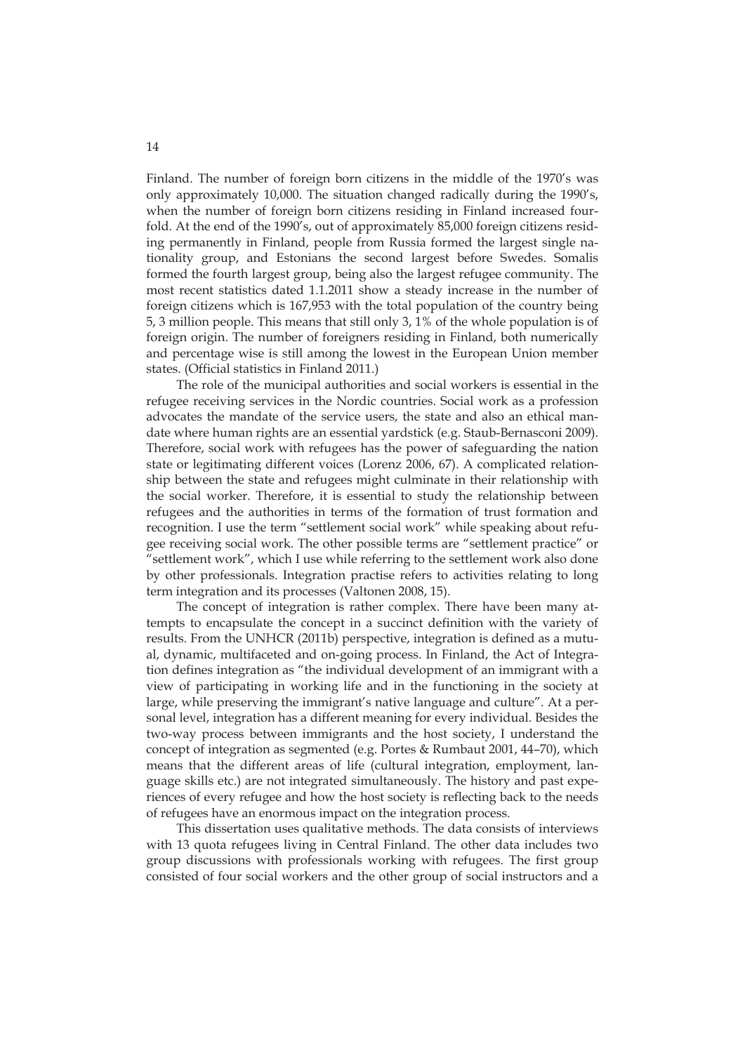Finland. The number of foreign born citizens in the middle of the 1970's was only approximately 10,000. The situation changed radically during the 1990's, when the number of foreign born citizens residing in Finland increased fourfold. At the end of the 1990's, out of approximately 85,000 foreign citizens residing permanently in Finland, people from Russia formed the largest single nationality group, and Estonians the second largest before Swedes. Somalis formed the fourth largest group, being also the largest refugee community. The most recent statistics dated 1.1.2011 show a steady increase in the number of foreign citizens which is 167,953 with the total population of the country being 5, 3 million people. This means that still only 3, 1% of the whole population is of foreign origin. The number of foreigners residing in Finland, both numerically and percentage wise is still among the lowest in the European Union member states. (Official statistics in Finland 2011.)

The role of the municipal authorities and social workers is essential in the refugee receiving services in the Nordic countries. Social work as a profession advocates the mandate of the service users, the state and also an ethical mandate where human rights are an essential yardstick (e.g. Staub-Bernasconi 2009). Therefore, social work with refugees has the power of safeguarding the nation state or legitimating different voices (Lorenz 2006, 67). A complicated relationship between the state and refugees might culminate in their relationship with the social worker. Therefore, it is essential to study the relationship between refugees and the authorities in terms of the formation of trust formation and recognition. I use the term "settlement social work" while speaking about refugee receiving social work. The other possible terms are "settlement practice" or "settlement work", which I use while referring to the settlement work also done by other professionals. Integration practise refers to activities relating to long term integration and its processes (Valtonen 2008, 15).

The concept of integration is rather complex. There have been many attempts to encapsulate the concept in a succinct definition with the variety of results. From the UNHCR (2011b) perspective, integration is defined as a mutual, dynamic, multifaceted and on-going process. In Finland, the Act of Integration defines integration as "the individual development of an immigrant with a view of participating in working life and in the functioning in the society at large, while preserving the immigrant's native language and culture". At a personal level, integration has a different meaning for every individual. Besides the two-way process between immigrants and the host society, I understand the concept of integration as segmented (e.g. Portes & Rumbaut 2001, 44–70), which means that the different areas of life (cultural integration, employment, language skills etc.) are not integrated simultaneously. The history and past experiences of every refugee and how the host society is reflecting back to the needs of refugees have an enormous impact on the integration process.

This dissertation uses qualitative methods. The data consists of interviews with 13 quota refugees living in Central Finland. The other data includes two group discussions with professionals working with refugees. The first group consisted of four social workers and the other group of social instructors and a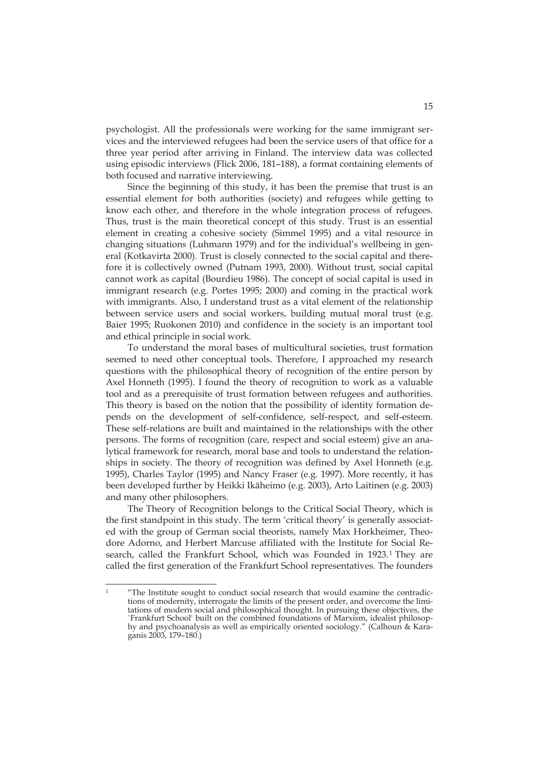psychologist. All the professionals were working for the same immigrant services and the interviewed refugees had been the service users of that office for a three year period after arriving in Finland. The interview data was collected using episodic interviews (Flick 2006, 181–188), a format containing elements of both focused and narrative interviewing.

Since the beginning of this study, it has been the premise that trust is an essential element for both authorities (society) and refugees while getting to know each other, and therefore in the whole integration process of refugees. Thus, trust is the main theoretical concept of this study. Trust is an essential element in creating a cohesive society (Simmel 1995) and a vital resource in changing situations (Luhmann 1979) and for the individual's wellbeing in general (Kotkavirta 2000). Trust is closely connected to the social capital and therefore it is collectively owned (Putnam 1993, 2000). Without trust, social capital cannot work as capital (Bourdieu 1986). The concept of social capital is used in immigrant research (e.g. Portes 1995; 2000) and coming in the practical work with immigrants. Also, I understand trust as a vital element of the relationship between service users and social workers, building mutual moral trust (e.g. Baier 1995; Ruokonen 2010) and confidence in the society is an important tool and ethical principle in social work.

To understand the moral bases of multicultural societies, trust formation seemed to need other conceptual tools. Therefore, I approached my research questions with the philosophical theory of recognition of the entire person by Axel Honneth (1995). I found the theory of recognition to work as a valuable tool and as a prerequisite of trust formation between refugees and authorities. This theory is based on the notion that the possibility of identity formation depends on the development of self-confidence, self-respect, and self-esteem. These self-relations are built and maintained in the relationships with the other persons. The forms of recognition (care, respect and social esteem) give an analytical framework for research, moral base and tools to understand the relationships in society. The theory of recognition was defined by Axel Honneth (e.g. 1995), Charles Taylor (1995) and Nancy Fraser (e.g. 1997). More recently, it has been developed further by Heikki Ikäheimo (e.g. 2003), Arto Laitinen (e.g. 2003) and many other philosophers.

The Theory of Recognition belongs to the Critical Social Theory, which is the first standpoint in this study. The term 'critical theory' is generally associated with the group of German social theorists, namely Max Horkheimer, Theodore Adorno, and Herbert Marcuse affiliated with the Institute for Social Research, called the Frankfurt School, which was Founded in 1923.[1] They are called the first generation of the Frankfurt School representatives. The founders

---

[1] "The Institute sought to conduct social research that would examine the contradictions of modernity, interrogate the limits of the present order, and overcome the limitations of modern social and philosophical thought. In pursuing these objectives, the `Frankfurt School' built on the combined foundations of Marxism, idealist philosophy and psychoanalysis as well as empirically oriented sociology." (Calhoun & Karaganis 2003, 179–180.)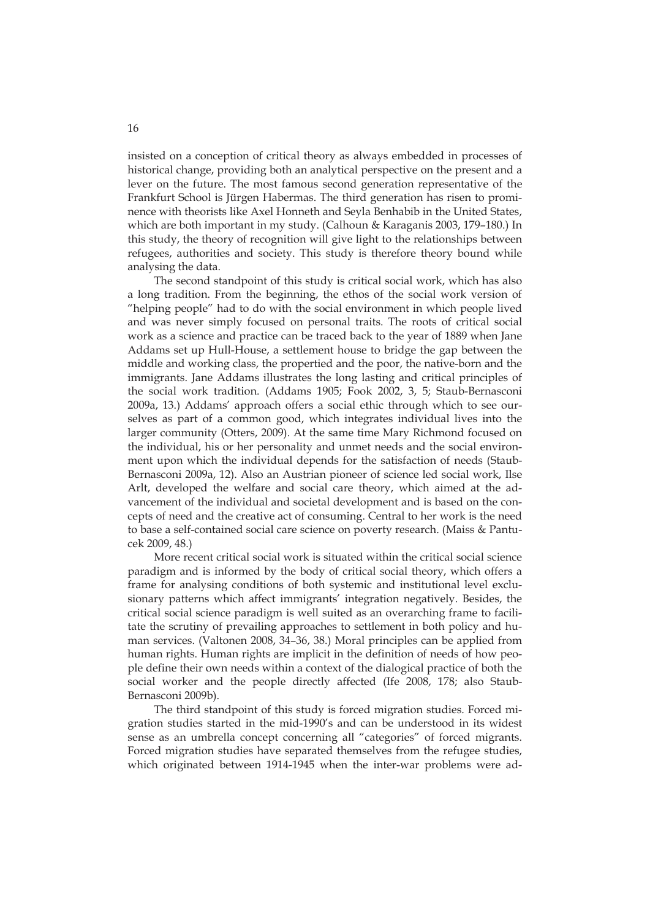insisted on a conception of critical theory as always embedded in processes of historical change, providing both an analytical perspective on the present and a lever on the future. The most famous second generation representative of the Frankfurt School is Jürgen Habermas. The third generation has risen to prominence with theorists like Axel Honneth and Seyla Benhabib in the United States, which are both important in my study. (Calhoun & Karaganis 2003, 179–180.) In this study, the theory of recognition will give light to the relationships between refugees, authorities and society. This study is therefore theory bound while analysing the data.

The second standpoint of this study is critical social work, which has also a long tradition. From the beginning, the ethos of the social work version of "helping people" had to do with the social environment in which people lived and was never simply focused on personal traits. The roots of critical social work as a science and practice can be traced back to the year of 1889 when Jane Addams set up Hull-House, a settlement house to bridge the gap between the middle and working class, the propertied and the poor, the native-born and the immigrants. Jane Addams illustrates the long lasting and critical principles of the social work tradition. (Addams 1905; Fook 2002, 3, 5; Staub-Bernasconi 2009a, 13.) Addams' approach offers a social ethic through which to see ourselves as part of a common good, which integrates individual lives into the larger community (Otters, 2009). At the same time Mary Richmond focused on the individual, his or her personality and unmet needs and the social environment upon which the individual depends for the satisfaction of needs (Staub-Bernasconi 2009a, 12). Also an Austrian pioneer of science led social work, Ilse Arlt, developed the welfare and social care theory, which aimed at the advancement of the individual and societal development and is based on the concepts of need and the creative act of consuming. Central to her work is the need to base a self-contained social care science on poverty research. (Maiss & Pantucek 2009, 48.)

More recent critical social work is situated within the critical social science paradigm and is informed by the body of critical social theory, which offers a frame for analysing conditions of both systemic and institutional level exclusionary patterns which affect immigrants' integration negatively. Besides, the critical social science paradigm is well suited as an overarching frame to facilitate the scrutiny of prevailing approaches to settlement in both policy and human services. (Valtonen 2008, 34–36, 38.) Moral principles can be applied from human rights. Human rights are implicit in the definition of needs of how people define their own needs within a context of the dialogical practice of both the social worker and the people directly affected (Ife 2008, 178; also Staub-Bernasconi 2009b).

The third standpoint of this study is forced migration studies. Forced migration studies started in the mid-1990's and can be understood in its widest sense as an umbrella concept concerning all "categories" of forced migrants. Forced migration studies have separated themselves from the refugee studies, which originated between 1914-1945 when the inter-war problems were ad-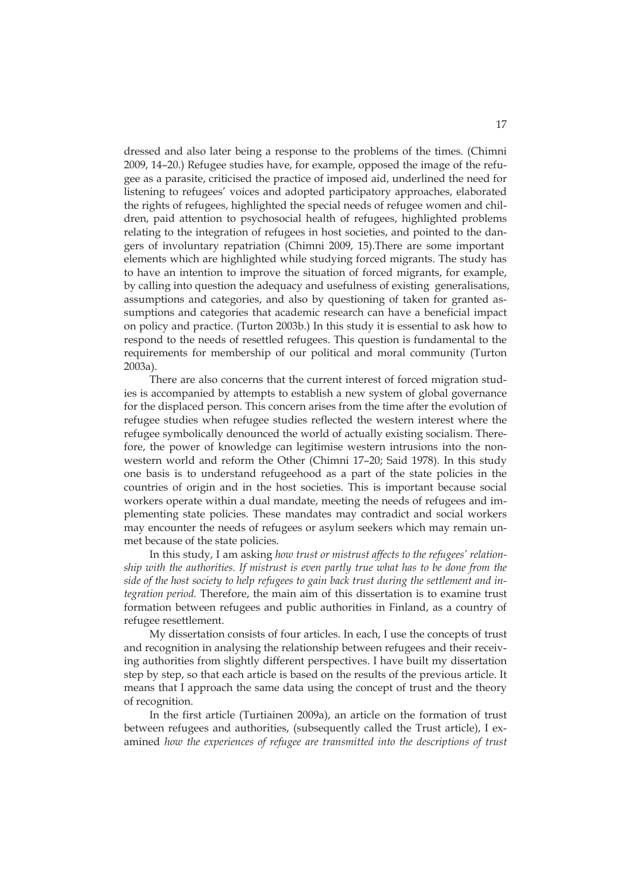dressed and also later being a response to the problems of the times. (Chimni 2009, 14–20.) Refugee studies have, for example, opposed the image of the refugee as a parasite, criticised the practice of imposed aid, underlined the need for listening to refugees' voices and adopted participatory approaches, elaborated the rights of refugees, highlighted the special needs of refugee women and children, paid attention to psychosocial health of refugees, highlighted problems relating to the integration of refugees in host societies, and pointed to the dangers of involuntary repatriation (Chimni 2009, 15).There are some important elements which are highlighted while studying forced migrants. The study has to have an intention to improve the situation of forced migrants, for example, by calling into question the adequacy and usefulness of existing generalisations, assumptions and categories, and also by questioning of taken for granted assumptions and categories that academic research can have a beneficial impact on policy and practice. (Turton 2003b.) In this study it is essential to ask how to respond to the needs of resettled refugees. This question is fundamental to the requirements for membership of our political and moral community (Turton 2003a).

There are also concerns that the current interest of forced migration studies is accompanied by attempts to establish a new system of global governance for the displaced person. This concern arises from the time after the evolution of refugee studies when refugee studies reflected the western interest where the refugee symbolically denounced the world of actually existing socialism. Therefore, the power of knowledge can legitimise western intrusions into the non-western world and reform the Other (Chimni 17–20; Said 1978). In this study one basis is to understand refugeehood as a part of the state policies in the countries of origin and in the host societies. This is important because social workers operate within a dual mandate, meeting the needs of refugees and implementing state policies. These mandates may contradict and social workers may encounter the needs of refugees or asylum seekers which may remain unmet because of the state policies.

In this study, I am asking *how trust or mistrust affects to the refugees' relationship with the authorities. If mistrust is even partly true what has to be done from the side of the host society to help refugees to gain back trust during the settlement and integration period.* Therefore, the main aim of this dissertation is to examine trust formation between refugees and public authorities in Finland, as a country of refugee resettlement.

My dissertation consists of four articles. In each, I use the concepts of trust and recognition in analysing the relationship between refugees and their receiving authorities from slightly different perspectives. I have built my dissertation step by step, so that each article is based on the results of the previous article. It means that I approach the same data using the concept of trust and the theory of recognition.

In the first article (Turtiainen 2009a), an article on the formation of trust between refugees and authorities, (subsequently called the Trust article), I examined *how the experiences of refugee are transmitted into the descriptions of trust*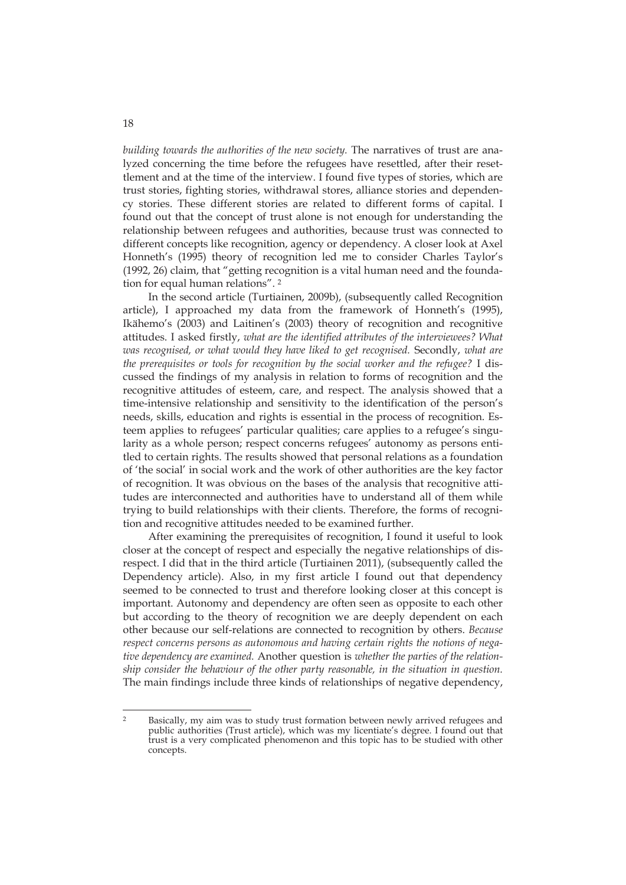*building towards the authorities of the new society.* The narratives of trust are analyzed concerning the time before the refugees have resettled, after their resettlement and at the time of the interview. I found five types of stories, which are trust stories, fighting stories, withdrawal stores, alliance stories and dependency stories. These different stories are related to different forms of capital. I found out that the concept of trust alone is not enough for understanding the relationship between refugees and authorities, because trust was connected to different concepts like recognition, agency or dependency. A closer look at Axel Honneth's (1995) theory of recognition led me to consider Charles Taylor's (1992, 26) claim, that "getting recognition is a vital human need and the foundation for equal human relations". [2]

In the second article (Turtiainen, 2009b), (subsequently called Recognition article), I approached my data from the framework of Honneth's (1995), Ikähemo's (2003) and Laitinen's (2003) theory of recognition and recognitive attitudes. I asked firstly, *what are the identified attributes of the interviewees? What was recognised, or what would they have liked to get recognised.* Secondly, *what are the prerequisites or tools for recognition by the social worker and the refugee?* I discussed the findings of my analysis in relation to forms of recognition and the recognitive attitudes of esteem, care, and respect. The analysis showed that a time-intensive relationship and sensitivity to the identification of the person's needs, skills, education and rights is essential in the process of recognition. Esteem applies to refugees' particular qualities; care applies to a refugee's singularity as a whole person; respect concerns refugees' autonomy as persons entitled to certain rights. The results showed that personal relations as a foundation of 'the social' in social work and the work of other authorities are the key factor of recognition. It was obvious on the bases of the analysis that recognitive attitudes are interconnected and authorities have to understand all of them while trying to build relationships with their clients. Therefore, the forms of recognition and recognitive attitudes needed to be examined further.

After examining the prerequisites of recognition, I found it useful to look closer at the concept of respect and especially the negative relationships of disrespect. I did that in the third article (Turtiainen 2011), (subsequently called the Dependency article). Also, in my first article I found out that dependency seemed to be connected to trust and therefore looking closer at this concept is important. Autonomy and dependency are often seen as opposite to each other but according to the theory of recognition we are deeply dependent on each other because our self-relations are connected to recognition by others. *Because respect concerns persons as autonomous and having certain rights the notions of negative dependency are examined.* Another question is *whether the parties of the relationship consider the behaviour of the other party reasonable, in the situation in question.* The main findings include three kinds of relationships of negative dependency,

[2] Basically, my aim was to study trust formation between newly arrived refugees and public authorities (Trust article), which was my licentiate's degree. I found out that trust is a very complicated phenomenon and this topic has to be studied with other concepts.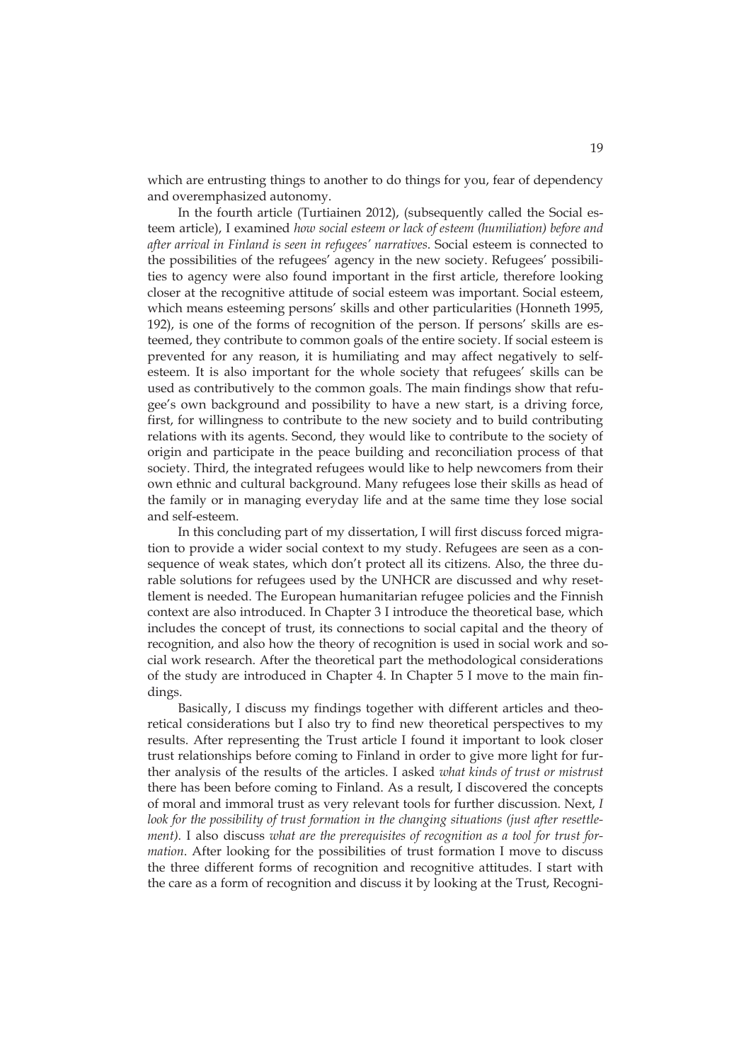which are entrusting things to another to do things for you, fear of dependency and overemphasized autonomy.

In the fourth article (Turtiainen 2012), (subsequently called the Social esteem article), I examined *how social esteem or lack of esteem (humiliation) before and after arrival in Finland is seen in refugees' narratives*. Social esteem is connected to the possibilities of the refugees' agency in the new society. Refugees' possibilities to agency were also found important in the first article, therefore looking closer at the recognitive attitude of social esteem was important. Social esteem, which means esteeming persons' skills and other particularities (Honneth 1995, 192), is one of the forms of recognition of the person. If persons' skills are esteemed, they contribute to common goals of the entire society. If social esteem is prevented for any reason, it is humiliating and may affect negatively to self-esteem. It is also important for the whole society that refugees' skills can be used as contributively to the common goals. The main findings show that refugee's own background and possibility to have a new start, is a driving force, first, for willingness to contribute to the new society and to build contributing relations with its agents. Second, they would like to contribute to the society of origin and participate in the peace building and reconciliation process of that society. Third, the integrated refugees would like to help newcomers from their own ethnic and cultural background. Many refugees lose their skills as head of the family or in managing everyday life and at the same time they lose social and self-esteem.

In this concluding part of my dissertation, I will first discuss forced migration to provide a wider social context to my study. Refugees are seen as a consequence of weak states, which don't protect all its citizens. Also, the three durable solutions for refugees used by the UNHCR are discussed and why resettlement is needed. The European humanitarian refugee policies and the Finnish context are also introduced. In Chapter 3 I introduce the theoretical base, which includes the concept of trust, its connections to social capital and the theory of recognition, and also how the theory of recognition is used in social work and social work research. After the theoretical part the methodological considerations of the study are introduced in Chapter 4. In Chapter 5 I move to the main findings.

Basically, I discuss my findings together with different articles and theoretical considerations but I also try to find new theoretical perspectives to my results. After representing the Trust article I found it important to look closer trust relationships before coming to Finland in order to give more light for further analysis of the results of the articles. I asked *what kinds of trust or mistrust* there has been before coming to Finland. As a result, I discovered the concepts of moral and immoral trust as very relevant tools for further discussion. Next, *I look for the possibility of trust formation in the changing situations (just after resettlement).* I also discuss *what are the prerequisites of recognition as a tool for trust formation*. After looking for the possibilities of trust formation I move to discuss the three different forms of recognition and recognitive attitudes. I start with the care as a form of recognition and discuss it by looking at the Trust, Recogni-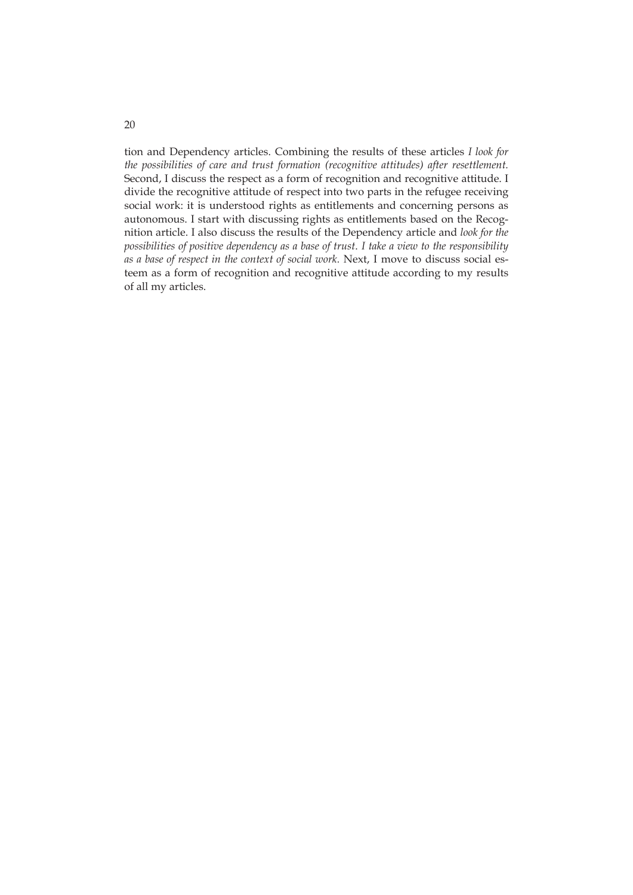tion and Dependency articles. Combining the results of these articles *I look for the possibilities of care and trust formation (recognitive attitudes) after resettlement.* Second, I discuss the respect as a form of recognition and recognitive attitude. I divide the recognitive attitude of respect into two parts in the refugee receiving social work: it is understood rights as entitlements and concerning persons as autonomous. I start with discussing rights as entitlements based on the Recognition article. I also discuss the results of the Dependency article and *look for the possibilities of positive dependency as a base of trust. I take a view to the responsibility as a base of respect in the context of social work.* Next, I move to discuss social esteem as a form of recognition and recognitive attitude according to my results of all my articles.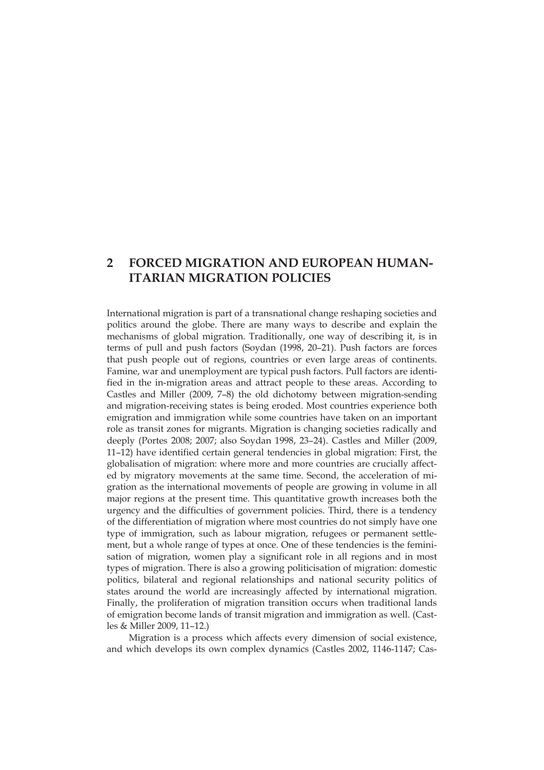# 2 FORCED MIGRATION AND EUROPEAN HUMANITARIAN MIGRATION POLICIES

International migration is part of a transnational change reshaping societies and politics around the globe. There are many ways to describe and explain the mechanisms of global migration. Traditionally, one way of describing it, is in terms of pull and push factors (Soydan (1998, 20–21). Push factors are forces that push people out of regions, countries or even large areas of continents. Famine, war and unemployment are typical push factors. Pull factors are identified in the in-migration areas and attract people to these areas. According to Castles and Miller (2009, 7–8) the old dichotomy between migration-sending and migration-receiving states is being eroded. Most countries experience both emigration and immigration while some countries have taken on an important role as transit zones for migrants. Migration is changing societies radically and deeply (Portes 2008; 2007; also Soydan 1998, 23–24). Castles and Miller (2009, 11–12) have identified certain general tendencies in global migration: First, the globalisation of migration: where more and more countries are crucially affected by migratory movements at the same time. Second, the acceleration of migration as the international movements of people are growing in volume in all major regions at the present time. This quantitative growth increases both the urgency and the difficulties of government policies. Third, there is a tendency of the differentiation of migration where most countries do not simply have one type of immigration, such as labour migration, refugees or permanent settlement, but a whole range of types at once. One of these tendencies is the feminisation of migration, women play a significant role in all regions and in most types of migration. There is also a growing politicisation of migration: domestic politics, bilateral and regional relationships and national security politics of states around the world are increasingly affected by international migration. Finally, the proliferation of migration transition occurs when traditional lands of emigration become lands of transit migration and immigration as well. (Castles & Miller 2009, 11–12.)

Migration is a process which affects every dimension of social existence, and which develops its own complex dynamics (Castles 2002, 1146-1147; Cas-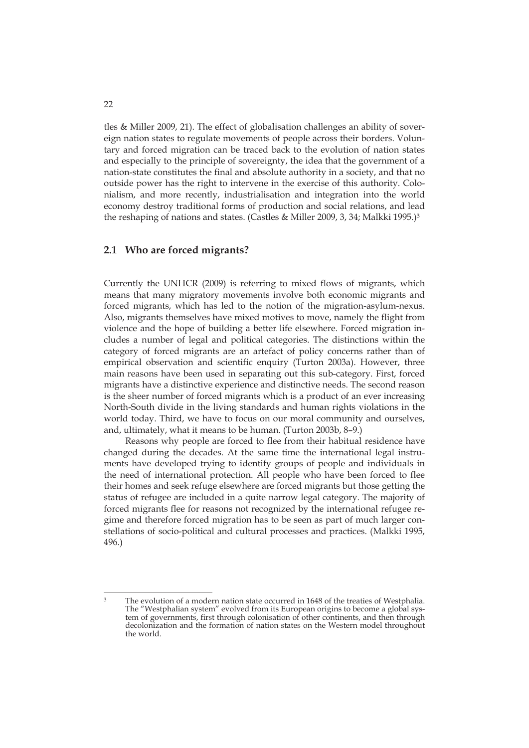tles & Miller 2009, 21). The effect of globalisation challenges an ability of sovereign nation states to regulate movements of people across their borders. Voluntary and forced migration can be traced back to the evolution of nation states and especially to the principle of sovereignty, the idea that the government of a nation-state constitutes the final and absolute authority in a society, and that no outside power has the right to intervene in the exercise of this authority. Colonialism, and more recently, industrialisation and integration into the world economy destroy traditional forms of production and social relations, and lead the reshaping of nations and states. (Castles & Miller 2009, 3, 34; Malkki 1995.)[3]

## 2.1 Who are forced migrants?

Currently the UNHCR (2009) is referring to mixed flows of migrants, which means that many migratory movements involve both economic migrants and forced migrants, which has led to the notion of the migration-asylum-nexus. Also, migrants themselves have mixed motives to move, namely the flight from violence and the hope of building a better life elsewhere. Forced migration includes a number of legal and political categories. The distinctions within the category of forced migrants are an artefact of policy concerns rather than of empirical observation and scientific enquiry (Turton 2003a). However, three main reasons have been used in separating out this sub-category. First, forced migrants have a distinctive experience and distinctive needs. The second reason is the sheer number of forced migrants which is a product of an ever increasing North-South divide in the living standards and human rights violations in the world today. Third, we have to focus on our moral community and ourselves, and, ultimately, what it means to be human. (Turton 2003b, 8–9.)

Reasons why people are forced to flee from their habitual residence have changed during the decades. At the same time the international legal instruments have developed trying to identify groups of people and individuals in the need of international protection. All people who have been forced to flee their homes and seek refuge elsewhere are forced migrants but those getting the status of refugee are included in a quite narrow legal category. The majority of forced migrants flee for reasons not recognized by the international refugee regime and therefore forced migration has to be seen as part of much larger constellations of socio-political and cultural processes and practices. (Malkki 1995, 496.)

[3] The evolution of a modern nation state occurred in 1648 of the treaties of Westphalia. The "Westphalian system" evolved from its European origins to become a global system of governments, first through colonisation of other continents, and then through decolonization and the formation of nation states on the Western model throughout the world.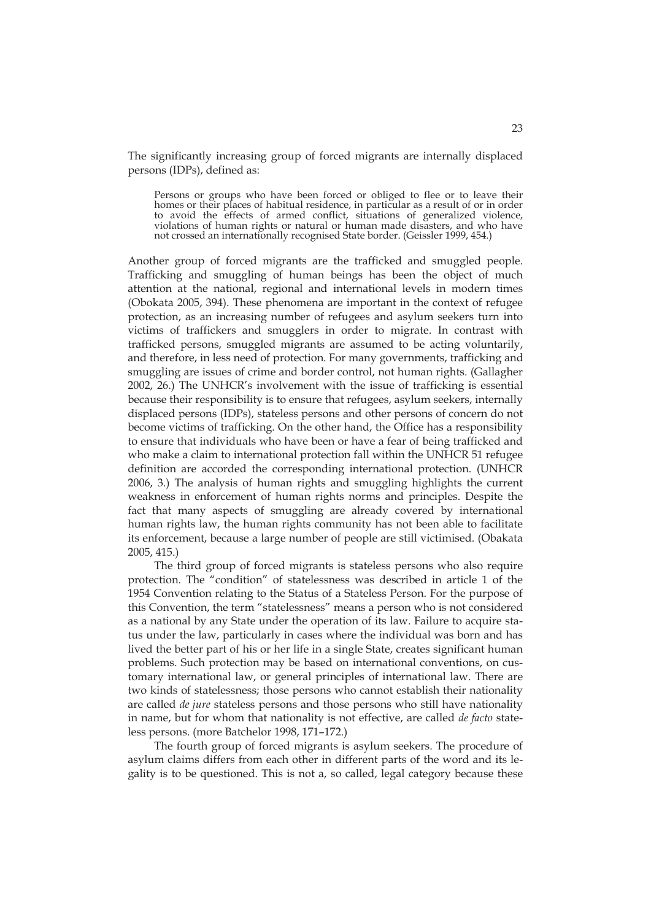The significantly increasing group of forced migrants are internally displaced persons (IDPs), defined as:

> Persons or groups who have been forced or obliged to flee or to leave their homes or their places of habitual residence, in particular as a result of or in order to avoid the effects of armed conflict, situations of generalized violence, violations of human rights or natural or human made disasters, and who have not crossed an internationally recognised State border. (Geissler 1999, 454.)

Another group of forced migrants are the trafficked and smuggled people. Trafficking and smuggling of human beings has been the object of much attention at the national, regional and international levels in modern times (Obokata 2005, 394). These phenomena are important in the context of refugee protection, as an increasing number of refugees and asylum seekers turn into victims of traffickers and smugglers in order to migrate. In contrast with trafficked persons, smuggled migrants are assumed to be acting voluntarily, and therefore, in less need of protection. For many governments, trafficking and smuggling are issues of crime and border control, not human rights. (Gallagher 2002, 26.) The UNHCR's involvement with the issue of trafficking is essential because their responsibility is to ensure that refugees, asylum seekers, internally displaced persons (IDPs), stateless persons and other persons of concern do not become victims of trafficking. On the other hand, the Office has a responsibility to ensure that individuals who have been or have a fear of being trafficked and who make a claim to international protection fall within the UNHCR 51 refugee definition are accorded the corresponding international protection. (UNHCR 2006, 3.) The analysis of human rights and smuggling highlights the current weakness in enforcement of human rights norms and principles. Despite the fact that many aspects of smuggling are already covered by international human rights law, the human rights community has not been able to facilitate its enforcement, because a large number of people are still victimised. (Obakata 2005, 415.)

The third group of forced migrants is stateless persons who also require protection. The "condition" of statelessness was described in article 1 of the 1954 Convention relating to the Status of a Stateless Person. For the purpose of this Convention, the term "statelessness" means a person who is not considered as a national by any State under the operation of its law. Failure to acquire status under the law, particularly in cases where the individual was born and has lived the better part of his or her life in a single State, creates significant human problems. Such protection may be based on international conventions, on customary international law, or general principles of international law. There are two kinds of statelessness; those persons who cannot establish their nationality are called *de jure* stateless persons and those persons who still have nationality in name, but for whom that nationality is not effective, are called *de facto* stateless persons. (more Batchelor 1998, 171–172.)

The fourth group of forced migrants is asylum seekers. The procedure of asylum claims differs from each other in different parts of the word and its legality is to be questioned. This is not a, so called, legal category because these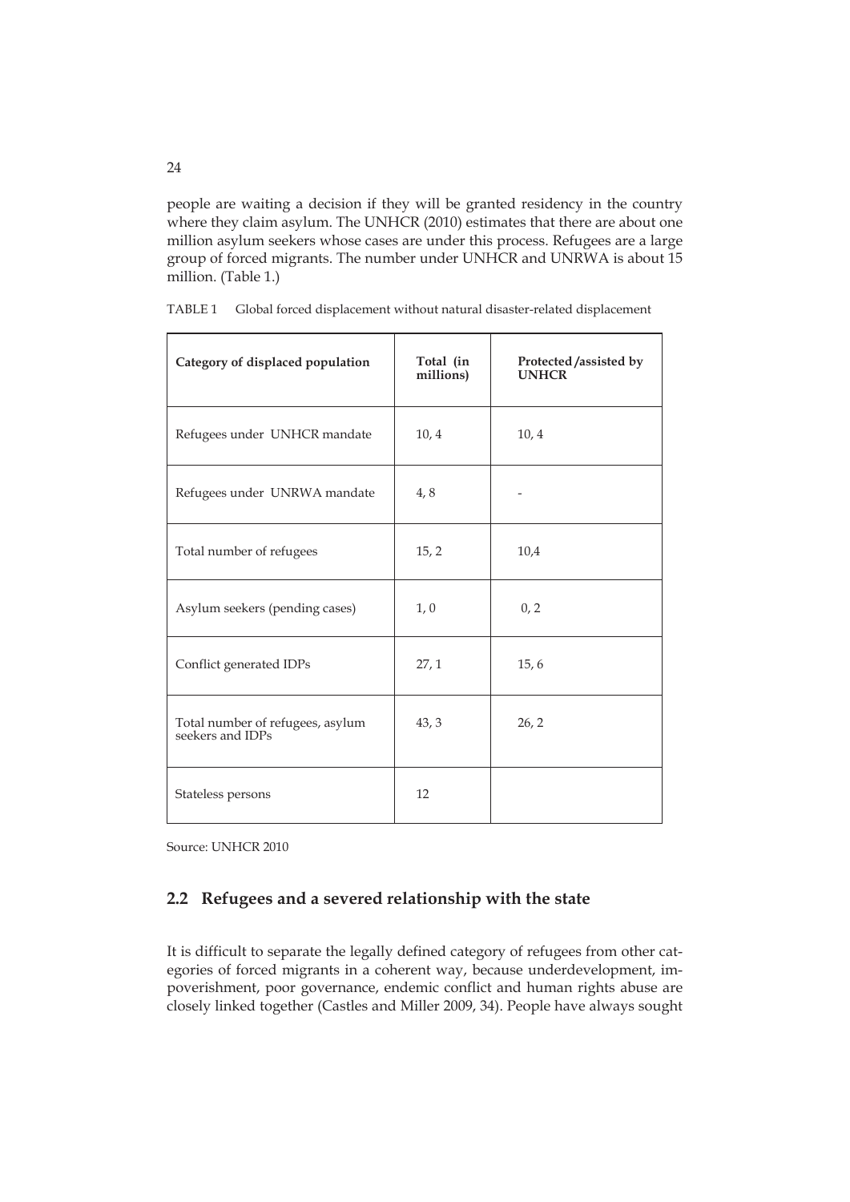people are waiting a decision if they will be granted residency in the country where they claim asylum. The UNHCR (2010) estimates that there are about one million asylum seekers whose cases are under this process. Refugees are a large group of forced migrants. The number under UNHCR and UNRWA is about 15 million. (Table 1.)

TABLE 1 Global forced displacement without natural disaster-related displacement

| Category of displaced population | Total (in millions) | Protected/assisted by UNHCR |
|---|---|---|
| Refugees under UNHCR mandate | 10, 4 | 10, 4 |
| Refugees under UNRWA mandate | 4, 8 | - |
| Total number of refugees | 15, 2 | 10,4 |
| Asylum seekers (pending cases) | 1, 0 | 0, 2 |
| Conflict generated IDPs | 27, 1 | 15, 6 |
| Total number of refugees, asylum seekers and IDPs | 43, 3 | 26, 2 |
| Stateless persons | 12 | |

Source: UNHCR 2010

## 2.2 Refugees and a severed relationship with the state

It is difficult to separate the legally defined category of refugees from other categories of forced migrants in a coherent way, because underdevelopment, impoverishment, poor governance, endemic conflict and human rights abuse are closely linked together (Castles and Miller 2009, 34). People have always sought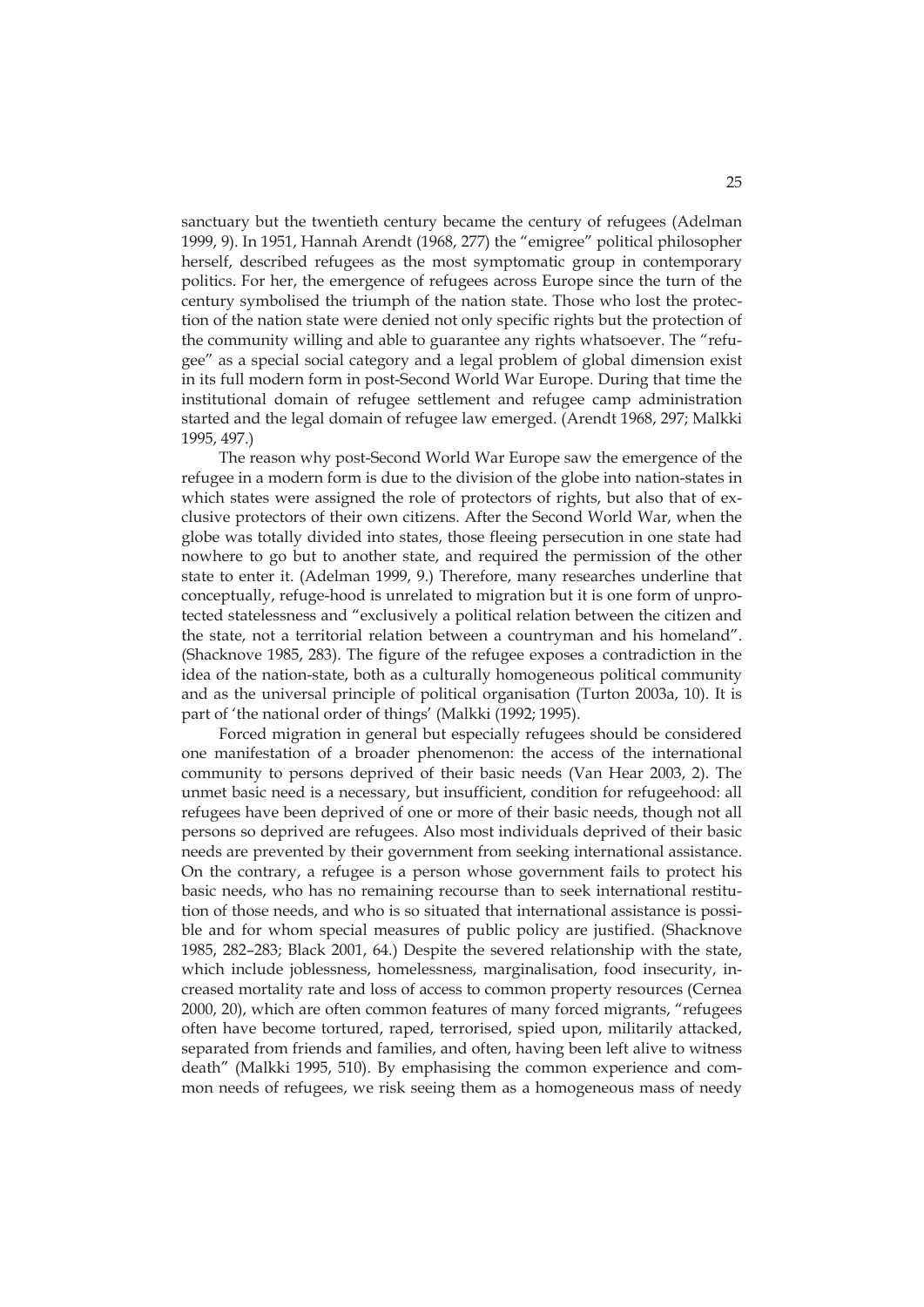sanctuary but the twentieth century became the century of refugees (Adelman 1999, 9). In 1951, Hannah Arendt (1968, 277) the "emigree" political philosopher herself, described refugees as the most symptomatic group in contemporary politics. For her, the emergence of refugees across Europe since the turn of the century symbolised the triumph of the nation state. Those who lost the protection of the nation state were denied not only specific rights but the protection of the community willing and able to guarantee any rights whatsoever. The "refugee" as a special social category and a legal problem of global dimension exist in its full modern form in post-Second World War Europe. During that time the institutional domain of refugee settlement and refugee camp administration started and the legal domain of refugee law emerged. (Arendt 1968, 297; Malkki 1995, 497.)

The reason why post-Second World War Europe saw the emergence of the refugee in a modern form is due to the division of the globe into nation-states in which states were assigned the role of protectors of rights, but also that of exclusive protectors of their own citizens. After the Second World War, when the globe was totally divided into states, those fleeing persecution in one state had nowhere to go but to another state, and required the permission of the other state to enter it. (Adelman 1999, 9.) Therefore, many researches underline that conceptually, refuge-hood is unrelated to migration but it is one form of unprotected statelessness and "exclusively a political relation between the citizen and the state, not a territorial relation between a countryman and his homeland". (Shacknove 1985, 283). The figure of the refugee exposes a contradiction in the idea of the nation-state, both as a culturally homogeneous political community and as the universal principle of political organisation (Turton 2003a, 10). It is part of 'the national order of things' (Malkki (1992; 1995).

Forced migration in general but especially refugees should be considered one manifestation of a broader phenomenon: the access of the international community to persons deprived of their basic needs (Van Hear 2003, 2). The unmet basic need is a necessary, but insufficient, condition for refugeehood: all refugees have been deprived of one or more of their basic needs, though not all persons so deprived are refugees. Also most individuals deprived of their basic needs are prevented by their government from seeking international assistance. On the contrary, a refugee is a person whose government fails to protect his basic needs, who has no remaining recourse than to seek international restitution of those needs, and who is so situated that international assistance is possible and for whom special measures of public policy are justified. (Shacknove 1985, 282–283; Black 2001, 64.) Despite the severed relationship with the state, which include joblessness, homelessness, marginalisation, food insecurity, increased mortality rate and loss of access to common property resources (Cernea 2000, 20), which are often common features of many forced migrants, "refugees often have become tortured, raped, terrorised, spied upon, militarily attacked, separated from friends and families, and often, having been left alive to witness death" (Malkki 1995, 510). By emphasising the common experience and common needs of refugees, we risk seeing them as a homogeneous mass of needy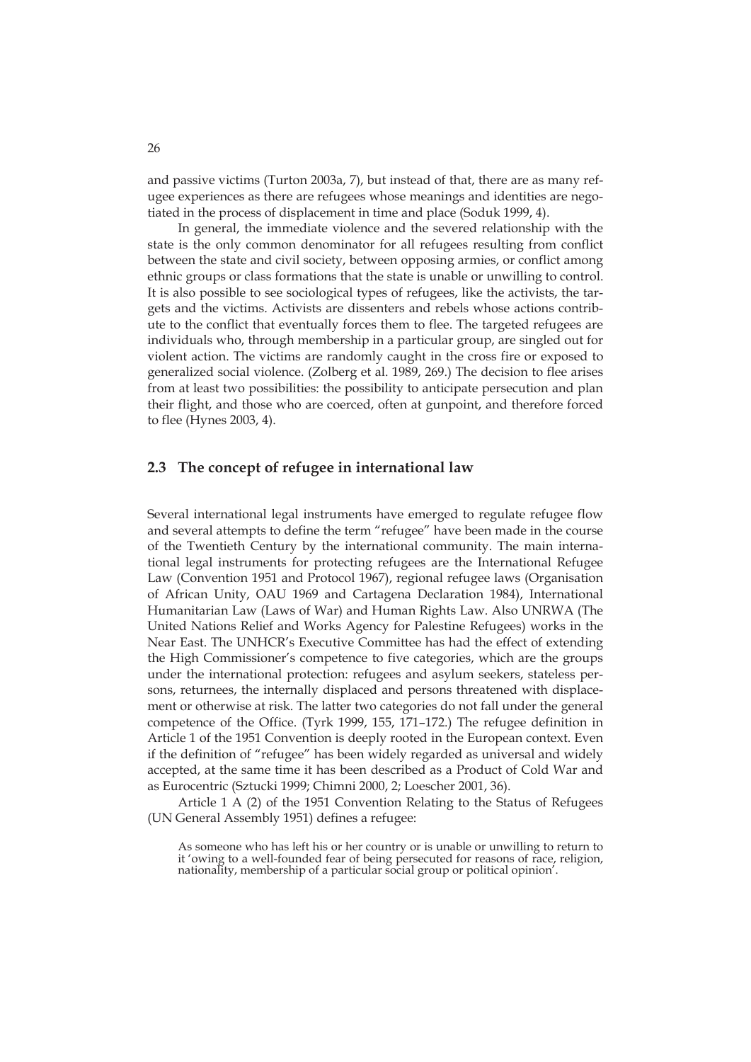and passive victims (Turton 2003a, 7), but instead of that, there are as many refugee experiences as there are refugees whose meanings and identities are negotiated in the process of displacement in time and place (Soduk 1999, 4).

In general, the immediate violence and the severed relationship with the state is the only common denominator for all refugees resulting from conflict between the state and civil society, between opposing armies, or conflict among ethnic groups or class formations that the state is unable or unwilling to control. It is also possible to see sociological types of refugees, like the activists, the targets and the victims. Activists are dissenters and rebels whose actions contribute to the conflict that eventually forces them to flee. The targeted refugees are individuals who, through membership in a particular group, are singled out for violent action. The victims are randomly caught in the cross fire or exposed to generalized social violence. (Zolberg et al. 1989, 269.) The decision to flee arises from at least two possibilities: the possibility to anticipate persecution and plan their flight, and those who are coerced, often at gunpoint, and therefore forced to flee (Hynes 2003, 4).

## 2.3 The concept of refugee in international law

Several international legal instruments have emerged to regulate refugee flow and several attempts to define the term "refugee" have been made in the course of the Twentieth Century by the international community. The main international legal instruments for protecting refugees are the International Refugee Law (Convention 1951 and Protocol 1967), regional refugee laws (Organisation of African Unity, OAU 1969 and Cartagena Declaration 1984), International Humanitarian Law (Laws of War) and Human Rights Law. Also UNRWA (The United Nations Relief and Works Agency for Palestine Refugees) works in the Near East. The UNHCR's Executive Committee has had the effect of extending the High Commissioner's competence to five categories, which are the groups under the international protection: refugees and asylum seekers, stateless persons, returnees, the internally displaced and persons threatened with displacement or otherwise at risk. The latter two categories do not fall under the general competence of the Office. (Tyrk 1999, 155, 171–172.) The refugee definition in Article 1 of the 1951 Convention is deeply rooted in the European context. Even if the definition of "refugee" has been widely regarded as universal and widely accepted, at the same time it has been described as a Product of Cold War and as Eurocentric (Sztucki 1999; Chimni 2000, 2; Loescher 2001, 36).

Article 1 A (2) of the 1951 Convention Relating to the Status of Refugees (UN General Assembly 1951) defines a refugee:

> As someone who has left his or her country or is unable or unwilling to return to it 'owing to a well-founded fear of being persecuted for reasons of race, religion, nationality, membership of a particular social group or political opinion'.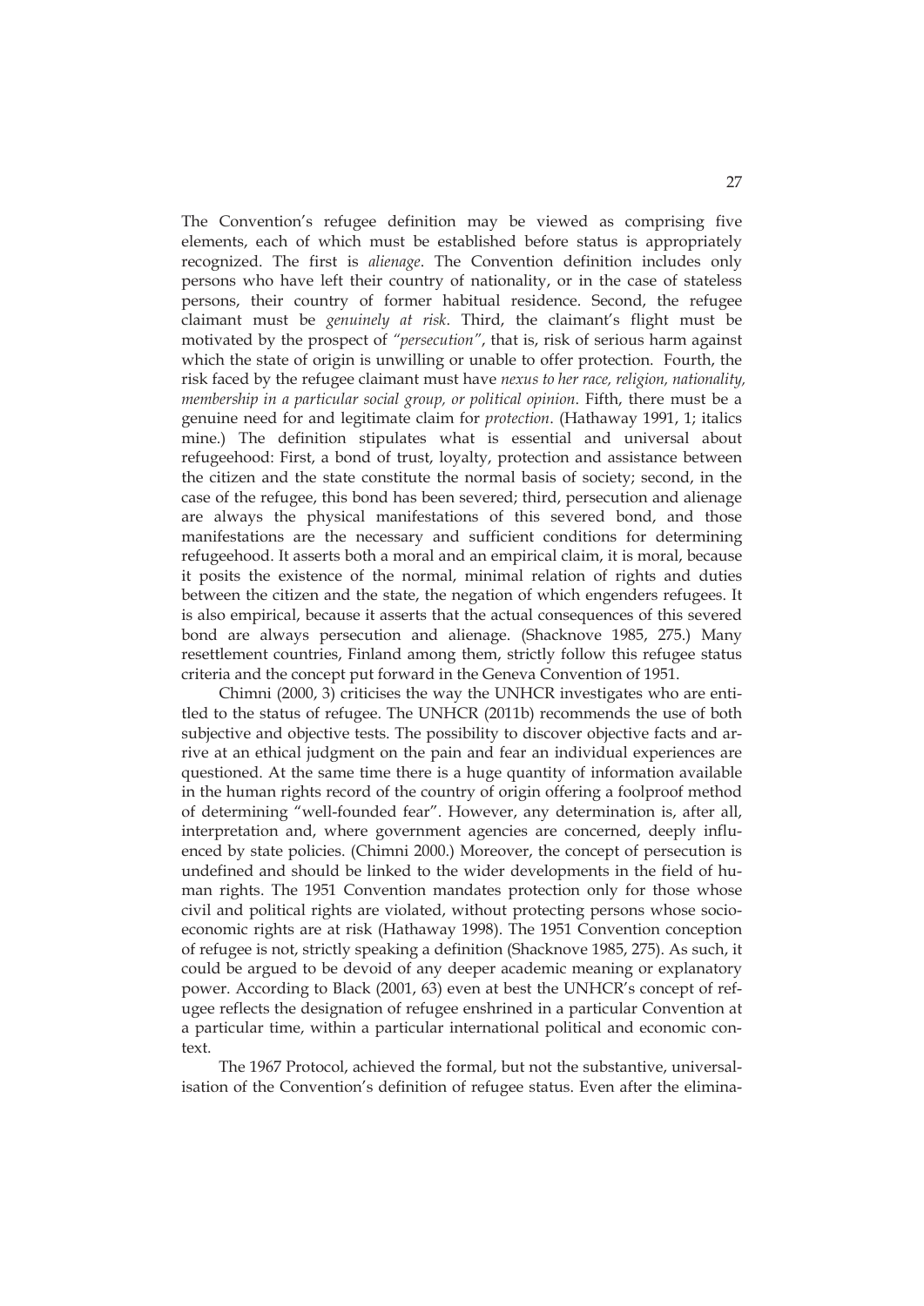The Convention's refugee definition may be viewed as comprising five elements, each of which must be established before status is appropriately recognized. The first is *alienage*. The Convention definition includes only persons who have left their country of nationality, or in the case of stateless persons, their country of former habitual residence. Second, the refugee claimant must be *genuinely at risk*. Third, the claimant's flight must be motivated by the prospect of *"persecution"*, that is, risk of serious harm against which the state of origin is unwilling or unable to offer protection. Fourth, the risk faced by the refugee claimant must have *nexus to her race, religion, nationality, membership in a particular social group, or political opinion*. Fifth, there must be a genuine need for and legitimate claim for *protection*. (Hathaway 1991, 1; italics mine.) The definition stipulates what is essential and universal about refugeehood: First, a bond of trust, loyalty, protection and assistance between the citizen and the state constitute the normal basis of society; second, in the case of the refugee, this bond has been severed; third, persecution and alienage are always the physical manifestations of this severed bond, and those manifestations are the necessary and sufficient conditions for determining refugeehood. It asserts both a moral and an empirical claim, it is moral, because it posits the existence of the normal, minimal relation of rights and duties between the citizen and the state, the negation of which engenders refugees. It is also empirical, because it asserts that the actual consequences of this severed bond are always persecution and alienage. (Shacknove 1985, 275.) Many resettlement countries, Finland among them, strictly follow this refugee status criteria and the concept put forward in the Geneva Convention of 1951.

Chimni (2000, 3) criticises the way the UNHCR investigates who are entitled to the status of refugee. The UNHCR (2011b) recommends the use of both subjective and objective tests. The possibility to discover objective facts and arrive at an ethical judgment on the pain and fear an individual experiences are questioned. At the same time there is a huge quantity of information available in the human rights record of the country of origin offering a foolproof method of determining "well-founded fear". However, any determination is, after all, interpretation and, where government agencies are concerned, deeply influenced by state policies. (Chimni 2000.) Moreover, the concept of persecution is undefined and should be linked to the wider developments in the field of human rights. The 1951 Convention mandates protection only for those whose civil and political rights are violated, without protecting persons whose socio-economic rights are at risk (Hathaway 1998). The 1951 Convention conception of refugee is not, strictly speaking a definition (Shacknove 1985, 275). As such, it could be argued to be devoid of any deeper academic meaning or explanatory power. According to Black (2001, 63) even at best the UNHCR's concept of refugee reflects the designation of refugee enshrined in a particular Convention at a particular time, within a particular international political and economic context.

The 1967 Protocol, achieved the formal, but not the substantive, universalisation of the Convention's definition of refugee status. Even after the elimina-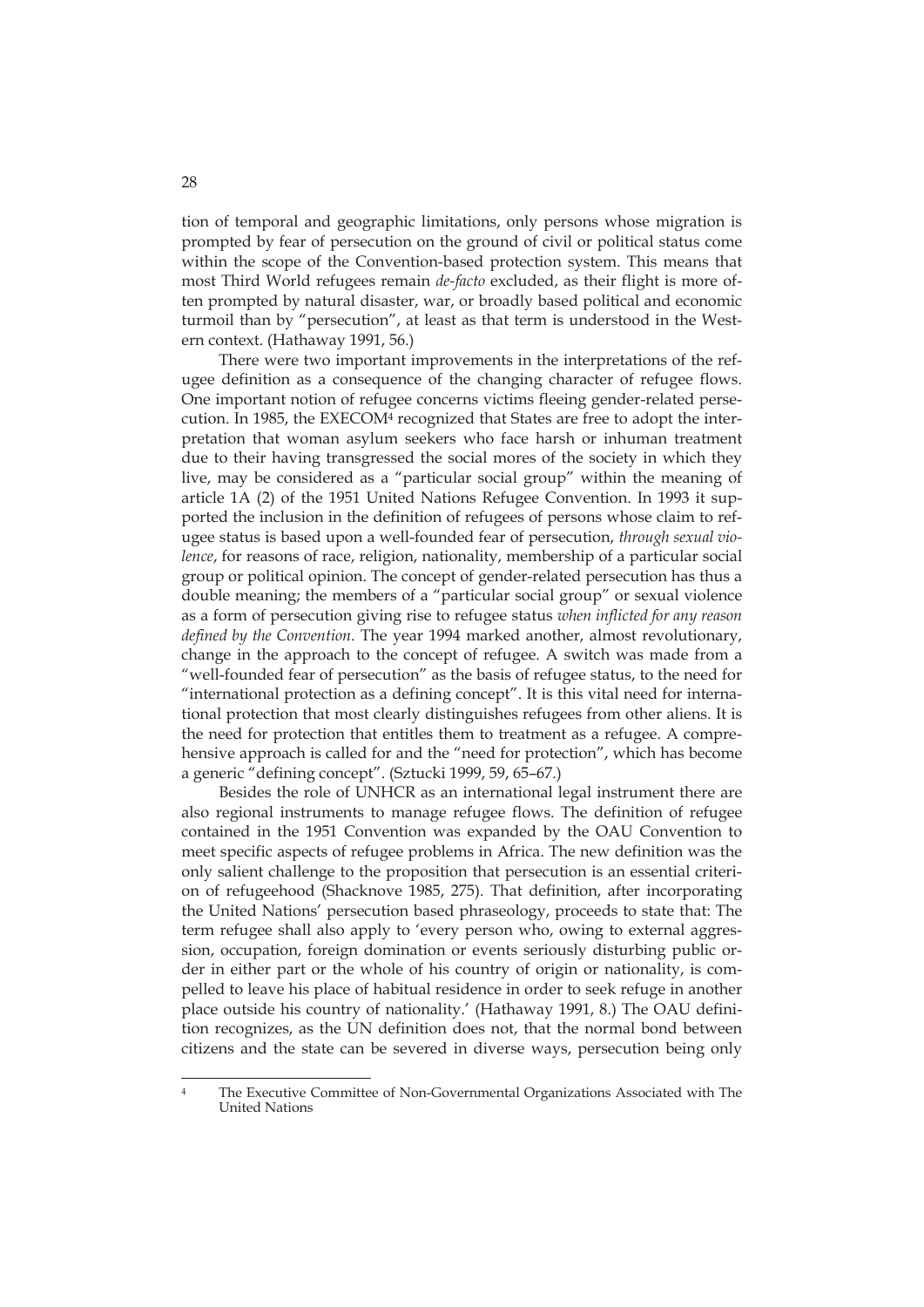tion of temporal and geographic limitations, only persons whose migration is prompted by fear of persecution on the ground of civil or political status come within the scope of the Convention-based protection system. This means that most Third World refugees remain *de-facto* excluded, as their flight is more often prompted by natural disaster, war, or broadly based political and economic turmoil than by "persecution", at least as that term is understood in the Western context. (Hathaway 1991, 56.)

There were two important improvements in the interpretations of the refugee definition as a consequence of the changing character of refugee flows. One important notion of refugee concerns victims fleeing gender-related persecution. In 1985, the EXECOM[4] recognized that States are free to adopt the interpretation that woman asylum seekers who face harsh or inhuman treatment due to their having transgressed the social mores of the society in which they live, may be considered as a "particular social group" within the meaning of article 1A (2) of the 1951 United Nations Refugee Convention. In 1993 it supported the inclusion in the definition of refugees of persons whose claim to refugee status is based upon a well-founded fear of persecution, *through sexual violence*, for reasons of race, religion, nationality, membership of a particular social group or political opinion. The concept of gender-related persecution has thus a double meaning; the members of a "particular social group" or sexual violence as a form of persecution giving rise to refugee status *when inflicted for any reason defined by the Convention*. The year 1994 marked another, almost revolutionary, change in the approach to the concept of refugee. A switch was made from a "well-founded fear of persecution" as the basis of refugee status, to the need for "international protection as a defining concept". It is this vital need for international protection that most clearly distinguishes refugees from other aliens. It is the need for protection that entitles them to treatment as a refugee. A comprehensive approach is called for and the "need for protection", which has become a generic "defining concept". (Sztucki 1999, 59, 65–67.)

Besides the role of UNHCR as an international legal instrument there are also regional instruments to manage refugee flows. The definition of refugee contained in the 1951 Convention was expanded by the OAU Convention to meet specific aspects of refugee problems in Africa. The new definition was the only salient challenge to the proposition that persecution is an essential criterion of refugeehood (Shacknove 1985, 275). That definition, after incorporating the United Nations' persecution based phraseology, proceeds to state that: The term refugee shall also apply to 'every person who, owing to external aggression, occupation, foreign domination or events seriously disturbing public order in either part or the whole of his country of origin or nationality, is compelled to leave his place of habitual residence in order to seek refuge in another place outside his country of nationality.' (Hathaway 1991, 8.) The OAU definition recognizes, as the UN definition does not, that the normal bond between citizens and the state can be severed in diverse ways, persecution being only

---

[4] The Executive Committee of Non-Governmental Organizations Associated with The United Nations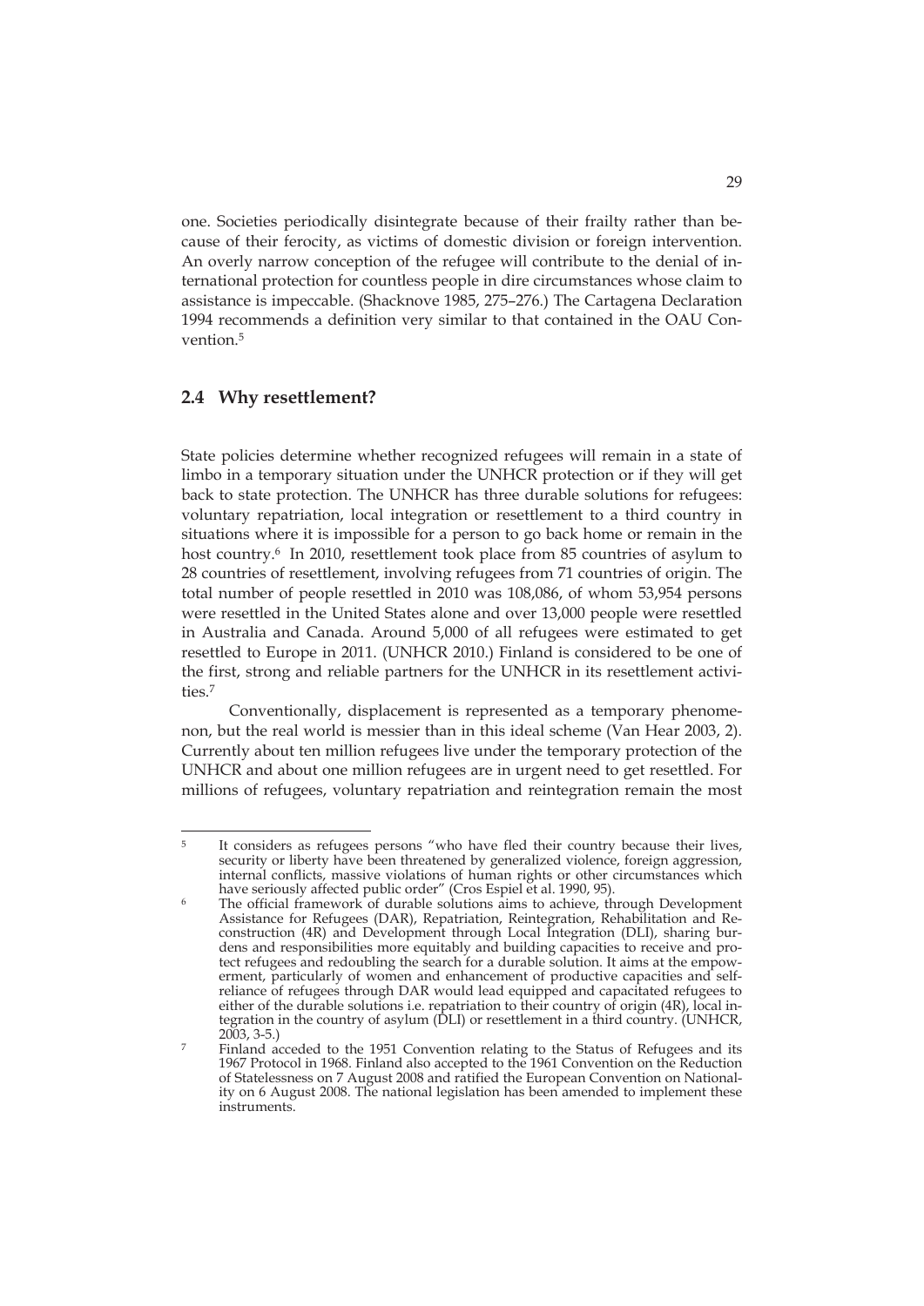one. Societies periodically disintegrate because of their frailty rather than because of their ferocity, as victims of domestic division or foreign intervention. An overly narrow conception of the refugee will contribute to the denial of international protection for countless people in dire circumstances whose claim to assistance is impeccable. (Shacknove 1985, 275–276.) The Cartagena Declaration 1994 recommends a definition very similar to that contained in the OAU Convention.[5]

## 2.4 Why resettlement?

State policies determine whether recognized refugees will remain in a state of limbo in a temporary situation under the UNHCR protection or if they will get back to state protection. The UNHCR has three durable solutions for refugees: voluntary repatriation, local integration or resettlement to a third country in situations where it is impossible for a person to go back home or remain in the host country.[6] In 2010, resettlement took place from 85 countries of asylum to 28 countries of resettlement, involving refugees from 71 countries of origin. The total number of people resettled in 2010 was 108,086, of whom 53,954 persons were resettled in the United States alone and over 13,000 people were resettled in Australia and Canada. Around 5,000 of all refugees were estimated to get resettled to Europe in 2011. (UNHCR 2010.) Finland is considered to be one of the first, strong and reliable partners for the UNHCR in its resettlement activities.[7]

Conventionally, displacement is represented as a temporary phenomenon, but the real world is messier than in this ideal scheme (Van Hear 2003, 2). Currently about ten million refugees live under the temporary protection of the UNHCR and about one million refugees are in urgent need to get resettled. For millions of refugees, voluntary repatriation and reintegration remain the most

---

[5] It considers as refugees persons "who have fled their country because their lives, security or liberty have been threatened by generalized violence, foreign aggression, internal conflicts, massive violations of human rights or other circumstances which have seriously affected public order" (Cros Espiel et al. 1990, 95).

[6] The official framework of durable solutions aims to achieve, through Development Assistance for Refugees (DAR), Repatriation, Reintegration, Rehabilitation and Reconstruction (4R) and Development through Local Integration (DLI), sharing burdens and responsibilities more equitably and building capacities to receive and protect refugees and redoubling the search for a durable solution. It aims at the empowerment, particularly of women and enhancement of productive capacities and self-reliance of refugees through DAR would lead equipped and capacitated refugees to either of the durable solutions i.e. repatriation to their country of origin (4R), local integration in the country of asylum (DLI) or resettlement in a third country. (UNHCR, 2003, 3-5.)

[7] Finland acceded to the 1951 Convention relating to the Status of Refugees and its 1967 Protocol in 1968. Finland also accepted to the 1961 Convention on the Reduction of Statelessness on 7 August 2008 and ratified the European Convention on Nationality on 6 August 2008. The national legislation has been amended to implement these instruments.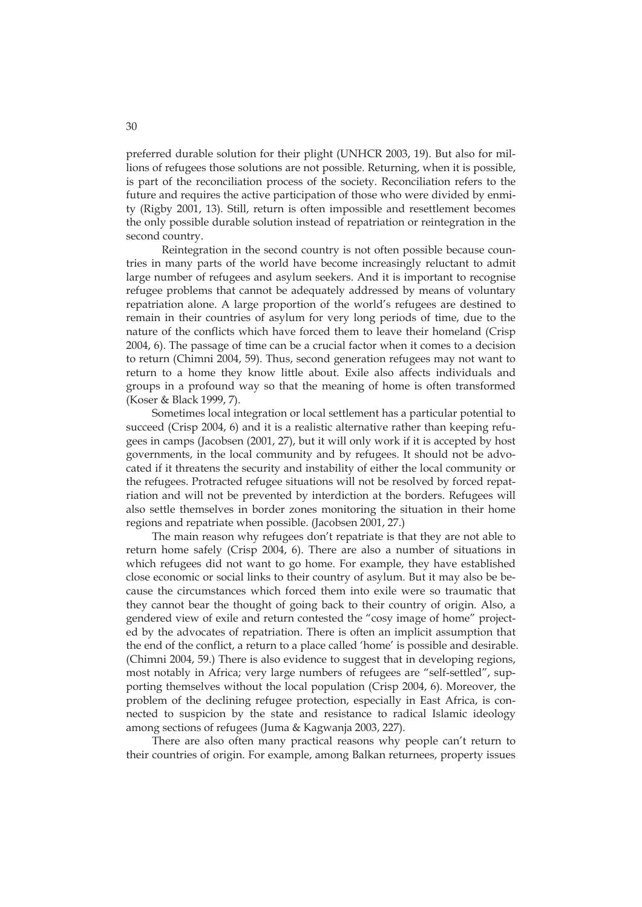preferred durable solution for their plight (UNHCR 2003, 19). But also for millions of refugees those solutions are not possible. Returning, when it is possible, is part of the reconciliation process of the society. Reconciliation refers to the future and requires the active participation of those who were divided by enmity (Rigby 2001, 13). Still, return is often impossible and resettlement becomes the only possible durable solution instead of repatriation or reintegration in the second country.

Reintegration in the second country is not often possible because countries in many parts of the world have become increasingly reluctant to admit large number of refugees and asylum seekers. And it is important to recognise refugee problems that cannot be adequately addressed by means of voluntary repatriation alone. A large proportion of the world's refugees are destined to remain in their countries of asylum for very long periods of time, due to the nature of the conflicts which have forced them to leave their homeland (Crisp 2004, 6). The passage of time can be a crucial factor when it comes to a decision to return (Chimni 2004, 59). Thus, second generation refugees may not want to return to a home they know little about. Exile also affects individuals and groups in a profound way so that the meaning of home is often transformed (Koser & Black 1999, 7).

Sometimes local integration or local settlement has a particular potential to succeed (Crisp 2004, 6) and it is a realistic alternative rather than keeping refugees in camps (Jacobsen (2001, 27), but it will only work if it is accepted by host governments, in the local community and by refugees. It should not be advocated if it threatens the security and instability of either the local community or the refugees. Protracted refugee situations will not be resolved by forced repatriation and will not be prevented by interdiction at the borders. Refugees will also settle themselves in border zones monitoring the situation in their home regions and repatriate when possible. (Jacobsen 2001, 27.)

The main reason why refugees don't repatriate is that they are not able to return home safely (Crisp 2004, 6). There are also a number of situations in which refugees did not want to go home. For example, they have established close economic or social links to their country of asylum. But it may also be because the circumstances which forced them into exile were so traumatic that they cannot bear the thought of going back to their country of origin. Also, a gendered view of exile and return contested the "cosy image of home" projected by the advocates of repatriation. There is often an implicit assumption that the end of the conflict, a return to a place called 'home' is possible and desirable. (Chimni 2004, 59.) There is also evidence to suggest that in developing regions, most notably in Africa; very large numbers of refugees are "self-settled", supporting themselves without the local population (Crisp 2004, 6). Moreover, the problem of the declining refugee protection, especially in East Africa, is connected to suspicion by the state and resistance to radical Islamic ideology among sections of refugees (Juma & Kagwanja 2003, 227).

There are also often many practical reasons why people can't return to their countries of origin. For example, among Balkan returnees, property issues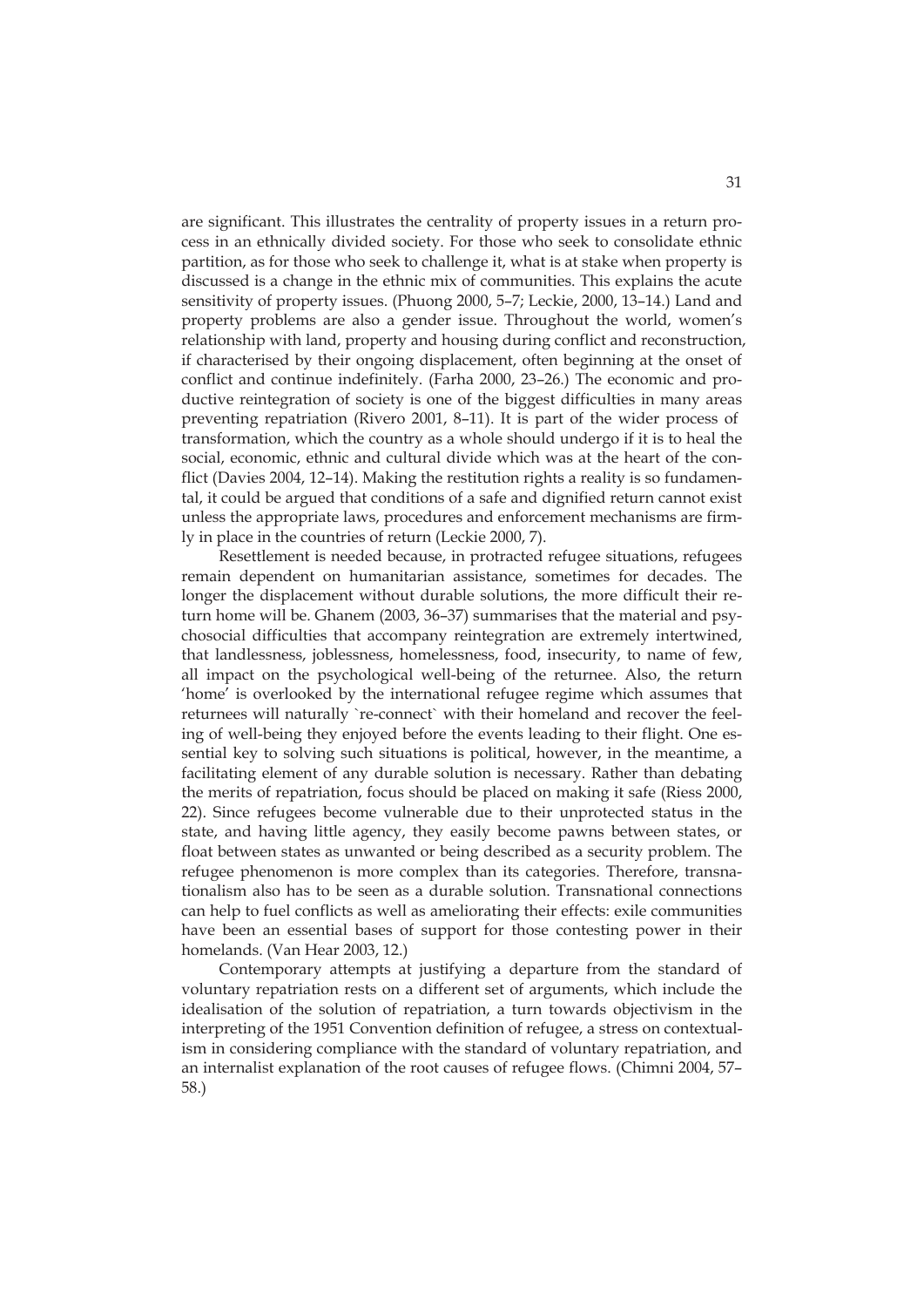are significant. This illustrates the centrality of property issues in a return process in an ethnically divided society. For those who seek to consolidate ethnic partition, as for those who seek to challenge it, what is at stake when property is discussed is a change in the ethnic mix of communities. This explains the acute sensitivity of property issues. (Phuong 2000, 5–7; Leckie, 2000, 13–14.) Land and property problems are also a gender issue. Throughout the world, women's relationship with land, property and housing during conflict and reconstruction, if characterised by their ongoing displacement, often beginning at the onset of conflict and continue indefinitely. (Farha 2000, 23–26.) The economic and productive reintegration of society is one of the biggest difficulties in many areas preventing repatriation (Rivero 2001, 8–11). It is part of the wider process of transformation, which the country as a whole should undergo if it is to heal the social, economic, ethnic and cultural divide which was at the heart of the conflict (Davies 2004, 12–14). Making the restitution rights a reality is so fundamental, it could be argued that conditions of a safe and dignified return cannot exist unless the appropriate laws, procedures and enforcement mechanisms are firmly in place in the countries of return (Leckie 2000, 7).

Resettlement is needed because, in protracted refugee situations, refugees remain dependent on humanitarian assistance, sometimes for decades. The longer the displacement without durable solutions, the more difficult their return home will be. Ghanem (2003, 36–37) summarises that the material and psychosocial difficulties that accompany reintegration are extremely intertwined, that landlessness, joblessness, homelessness, food, insecurity, to name of few, all impact on the psychological well-being of the returnee. Also, the return 'home' is overlooked by the international refugee regime which assumes that returnees will naturally `re-connect` with their homeland and recover the feeling of well-being they enjoyed before the events leading to their flight. One essential key to solving such situations is political, however, in the meantime, a facilitating element of any durable solution is necessary. Rather than debating the merits of repatriation, focus should be placed on making it safe (Riess 2000, 22). Since refugees become vulnerable due to their unprotected status in the state, and having little agency, they easily become pawns between states, or float between states as unwanted or being described as a security problem. The refugee phenomenon is more complex than its categories. Therefore, transnationalism also has to be seen as a durable solution. Transnational connections can help to fuel conflicts as well as ameliorating their effects: exile communities have been an essential bases of support for those contesting power in their homelands. (Van Hear 2003, 12.)

Contemporary attempts at justifying a departure from the standard of voluntary repatriation rests on a different set of arguments, which include the idealisation of the solution of repatriation, a turn towards objectivism in the interpreting of the 1951 Convention definition of refugee, a stress on contextualism in considering compliance with the standard of voluntary repatriation, and an internalist explanation of the root causes of refugee flows. (Chimni 2004, 57–58.)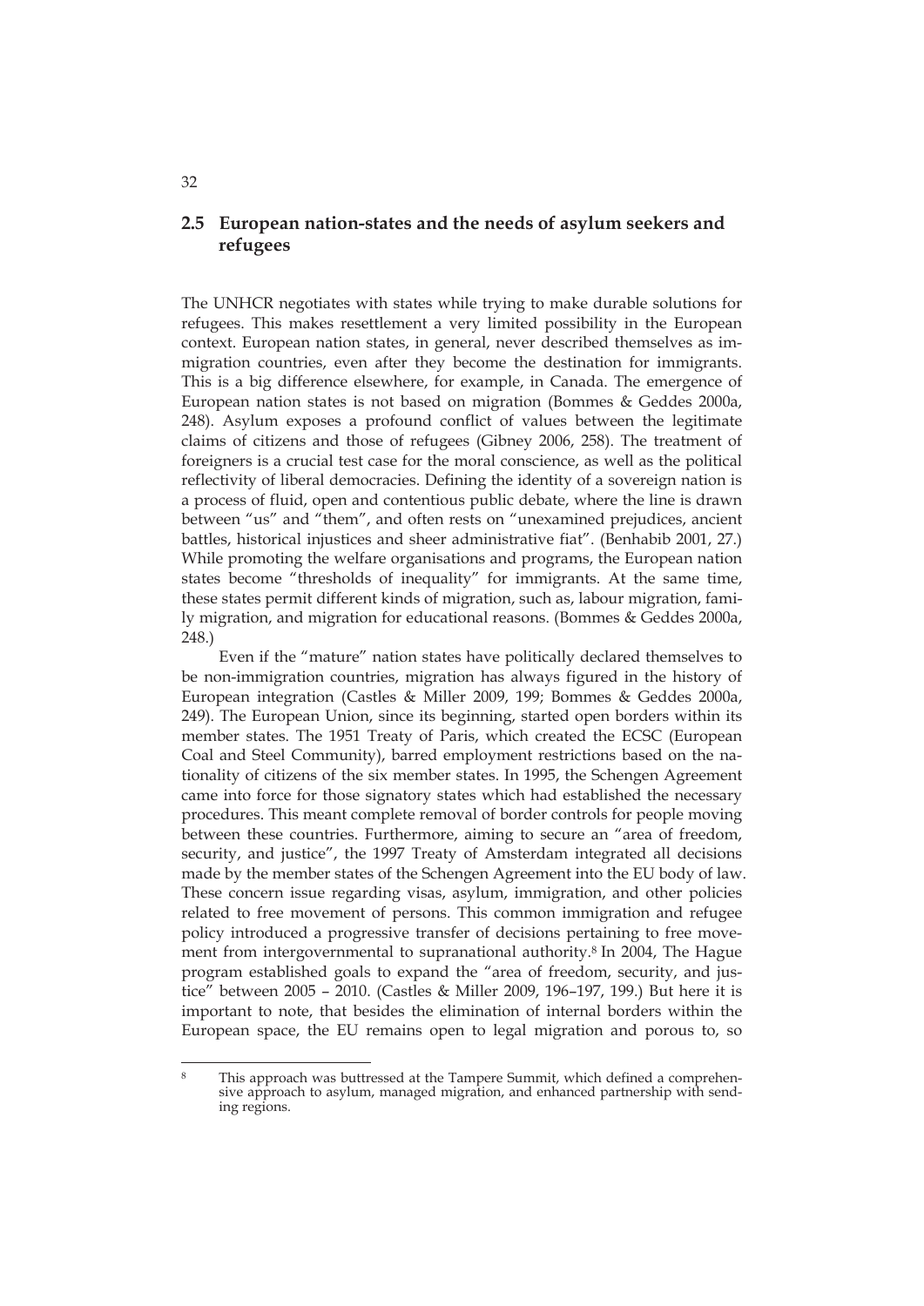## 2.5 European nation-states and the needs of asylum seekers and refugees

The UNHCR negotiates with states while trying to make durable solutions for refugees. This makes resettlement a very limited possibility in the European context. European nation states, in general, never described themselves as immigration countries, even after they become the destination for immigrants. This is a big difference elsewhere, for example, in Canada. The emergence of European nation states is not based on migration (Bommes & Geddes 2000a, 248). Asylum exposes a profound conflict of values between the legitimate claims of citizens and those of refugees (Gibney 2006, 258). The treatment of foreigners is a crucial test case for the moral conscience, as well as the political reflectivity of liberal democracies. Defining the identity of a sovereign nation is a process of fluid, open and contentious public debate, where the line is drawn between "us" and "them", and often rests on "unexamined prejudices, ancient battles, historical injustices and sheer administrative fiat". (Benhabib 2001, 27.) While promoting the welfare organisations and programs, the European nation states become "thresholds of inequality" for immigrants. At the same time, these states permit different kinds of migration, such as, labour migration, family migration, and migration for educational reasons. (Bommes & Geddes 2000a, 248.)

Even if the "mature" nation states have politically declared themselves to be non-immigration countries, migration has always figured in the history of European integration (Castles & Miller 2009, 199; Bommes & Geddes 2000a, 249). The European Union, since its beginning, started open borders within its member states. The 1951 Treaty of Paris, which created the ECSC (European Coal and Steel Community), barred employment restrictions based on the nationality of citizens of the six member states. In 1995, the Schengen Agreement came into force for those signatory states which had established the necessary procedures. This meant complete removal of border controls for people moving between these countries. Furthermore, aiming to secure an "area of freedom, security, and justice", the 1997 Treaty of Amsterdam integrated all decisions made by the member states of the Schengen Agreement into the EU body of law. These concern issue regarding visas, asylum, immigration, and other policies related to free movement of persons. This common immigration and refugee policy introduced a progressive transfer of decisions pertaining to free movement from intergovernmental to supranational authority.[8] In 2004, The Hague program established goals to expand the "area of freedom, security, and justice" between 2005 – 2010. (Castles & Miller 2009, 196–197, 199.) But here it is important to note, that besides the elimination of internal borders within the European space, the EU remains open to legal migration and porous to, so

---

[8] This approach was buttressed at the Tampere Summit, which defined a comprehensive approach to asylum, managed migration, and enhanced partnership with sending regions.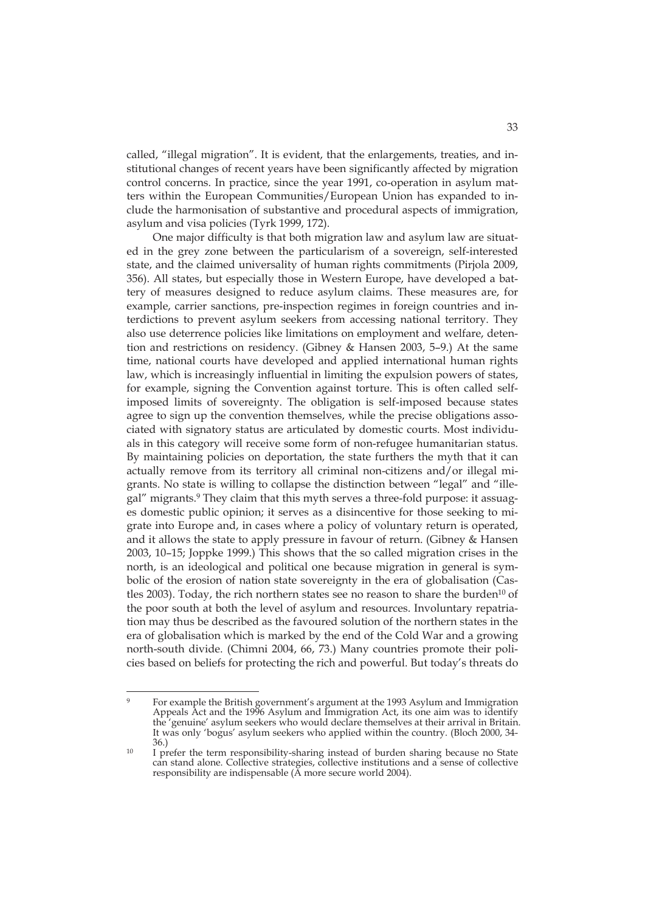called, "illegal migration". It is evident, that the enlargements, treaties, and institutional changes of recent years have been significantly affected by migration control concerns. In practice, since the year 1991, co-operation in asylum matters within the European Communities/European Union has expanded to include the harmonisation of substantive and procedural aspects of immigration, asylum and visa policies (Tyrk 1999, 172).

One major difficulty is that both migration law and asylum law are situated in the grey zone between the particularism of a sovereign, self-interested state, and the claimed universality of human rights commitments (Pirjola 2009, 356). All states, but especially those in Western Europe, have developed a battery of measures designed to reduce asylum claims. These measures are, for example, carrier sanctions, pre-inspection regimes in foreign countries and interdictions to prevent asylum seekers from accessing national territory. They also use deterrence policies like limitations on employment and welfare, detention and restrictions on residency. (Gibney & Hansen 2003, 5–9.) At the same time, national courts have developed and applied international human rights law, which is increasingly influential in limiting the expulsion powers of states, for example, signing the Convention against torture. This is often called self-imposed limits of sovereignty. The obligation is self-imposed because states agree to sign up the convention themselves, while the precise obligations associated with signatory status are articulated by domestic courts. Most individuals in this category will receive some form of non-refugee humanitarian status. By maintaining policies on deportation, the state furthers the myth that it can actually remove from its territory all criminal non-citizens and/or illegal migrants. No state is willing to collapse the distinction between "legal" and "illegal" migrants.[9] They claim that this myth serves a three-fold purpose: it assuages domestic public opinion; it serves as a disincentive for those seeking to migrate into Europe and, in cases where a policy of voluntary return is operated, and it allows the state to apply pressure in favour of return. (Gibney & Hansen 2003, 10–15; Joppke 1999.) This shows that the so called migration crises in the north, is an ideological and political one because migration in general is symbolic of the erosion of nation state sovereignty in the era of globalisation (Castles 2003). Today, the rich northern states see no reason to share the burden[10] of the poor south at both the level of asylum and resources. Involuntary repatriation may thus be described as the favoured solution of the northern states in the era of globalisation which is marked by the end of the Cold War and a growing north-south divide. (Chimni 2004, 66, 73.) Many countries promote their policies based on beliefs for protecting the rich and powerful. But today's threats do

---

[9] For example the British government's argument at the 1993 Asylum and Immigration Appeals Act and the 1996 Asylum and Immigration Act, its one aim was to identify the 'genuine' asylum seekers who would declare themselves at their arrival in Britain. It was only 'bogus' asylum seekers who applied within the country. (Bloch 2000, 34-36.)

[10] I prefer the term responsibility-sharing instead of burden sharing because no State can stand alone. Collective strategies, collective institutions and a sense of collective responsibility are indispensable (A more secure world 2004).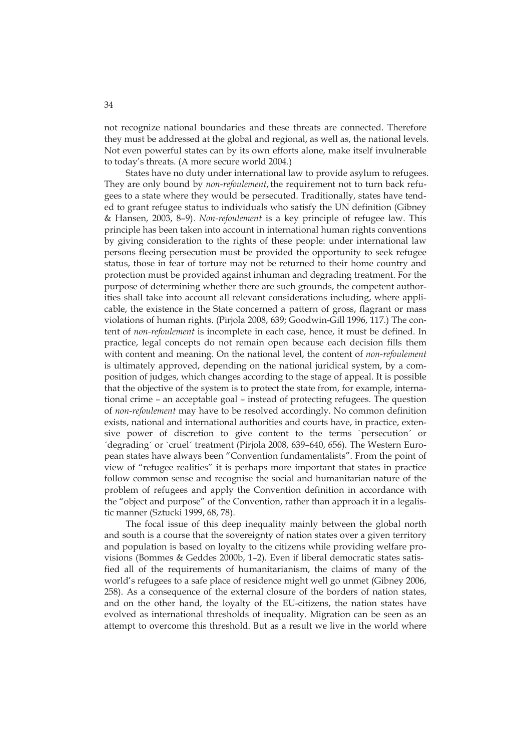not recognize national boundaries and these threats are connected. Therefore they must be addressed at the global and regional, as well as, the national levels. Not even powerful states can by its own efforts alone, make itself invulnerable to today's threats. (A more secure world 2004.)

States have no duty under international law to provide asylum to refugees. They are only bound by *non-refoulement*, the requirement not to turn back refugees to a state where they would be persecuted. Traditionally, states have tended to grant refugee status to individuals who satisfy the UN definition (Gibney & Hansen, 2003, 8–9). *Non-refoulement* is a key principle of refugee law. This principle has been taken into account in international human rights conventions by giving consideration to the rights of these people: under international law persons fleeing persecution must be provided the opportunity to seek refugee status, those in fear of torture may not be returned to their home country and protection must be provided against inhuman and degrading treatment. For the purpose of determining whether there are such grounds, the competent authorities shall take into account all relevant considerations including, where applicable, the existence in the State concerned a pattern of gross, flagrant or mass violations of human rights. (Pirjola 2008, 639; Goodwin-Gill 1996, 117.) The content of *non-refoulement* is incomplete in each case, hence, it must be defined. In practice, legal concepts do not remain open because each decision fills them with content and meaning. On the national level, the content of *non-refoulement* is ultimately approved, depending on the national juridical system, by a composition of judges, which changes according to the stage of appeal. It is possible that the objective of the system is to protect the state from, for example, international crime – an acceptable goal – instead of protecting refugees. The question of *non-refoulement* may have to be resolved accordingly. No common definition exists, national and international authorities and courts have, in practice, extensive power of discretion to give content to the terms `persecution´ or ´degrading´ or `cruel´ treatment (Pirjola 2008, 639–640, 656). The Western European states have always been "Convention fundamentalists". From the point of view of "refugee realities" it is perhaps more important that states in practice follow common sense and recognise the social and humanitarian nature of the problem of refugees and apply the Convention definition in accordance with the "object and purpose" of the Convention, rather than approach it in a legalistic manner (Sztucki 1999, 68, 78).

The focal issue of this deep inequality mainly between the global north and south is a course that the sovereignty of nation states over a given territory and population is based on loyalty to the citizens while providing welfare provisions (Bommes & Geddes 2000b, 1–2). Even if liberal democratic states satisfied all of the requirements of humanitarianism, the claims of many of the world's refugees to a safe place of residence might well go unmet (Gibney 2006, 258). As a consequence of the external closure of the borders of nation states, and on the other hand, the loyalty of the EU-citizens, the nation states have evolved as international thresholds of inequality. Migration can be seen as an attempt to overcome this threshold. But as a result we live in the world where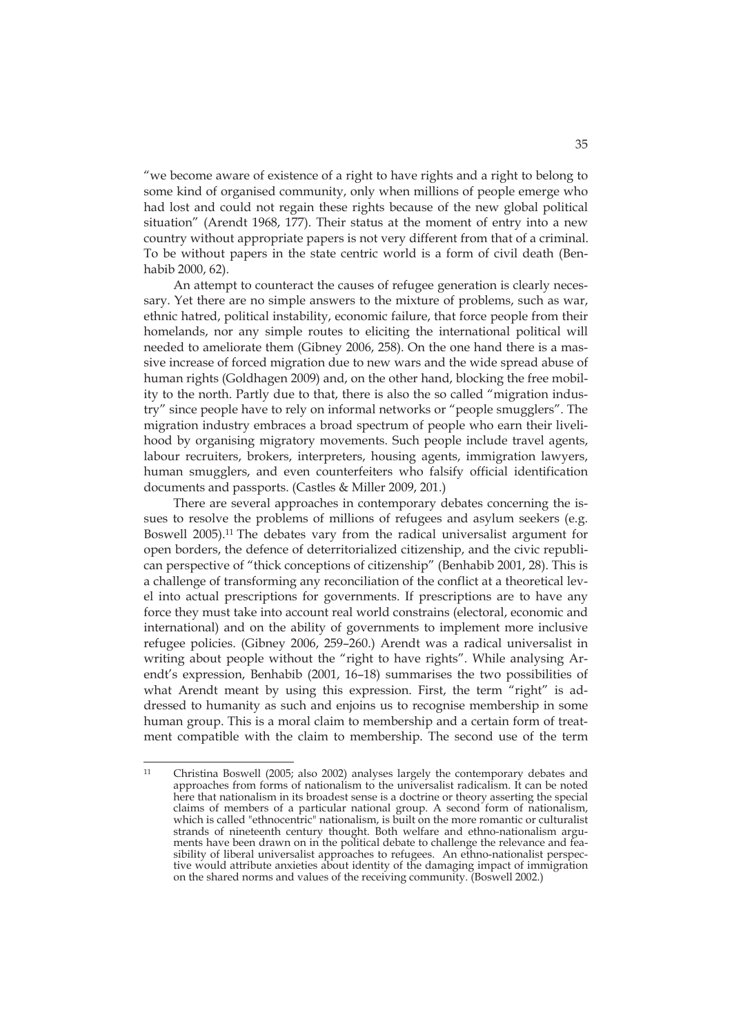"we become aware of existence of a right to have rights and a right to belong to some kind of organised community, only when millions of people emerge who had lost and could not regain these rights because of the new global political situation" (Arendt 1968, 177). Their status at the moment of entry into a new country without appropriate papers is not very different from that of a criminal. To be without papers in the state centric world is a form of civil death (Benhabib 2000, 62).

An attempt to counteract the causes of refugee generation is clearly necessary. Yet there are no simple answers to the mixture of problems, such as war, ethnic hatred, political instability, economic failure, that force people from their homelands, nor any simple routes to eliciting the international political will needed to ameliorate them (Gibney 2006, 258). On the one hand there is a massive increase of forced migration due to new wars and the wide spread abuse of human rights (Goldhagen 2009) and, on the other hand, blocking the free mobility to the north. Partly due to that, there is also the so called "migration industry" since people have to rely on informal networks or "people smugglers". The migration industry embraces a broad spectrum of people who earn their livelihood by organising migratory movements. Such people include travel agents, labour recruiters, brokers, interpreters, housing agents, immigration lawyers, human smugglers, and even counterfeiters who falsify official identification documents and passports. (Castles & Miller 2009, 201.)

There are several approaches in contemporary debates concerning the issues to resolve the problems of millions of refugees and asylum seekers (e.g. Boswell 2005).[11] The debates vary from the radical universalist argument for open borders, the defence of deterritorialized citizenship, and the civic republican perspective of "thick conceptions of citizenship" (Benhabib 2001, 28). This is a challenge of transforming any reconciliation of the conflict at a theoretical level into actual prescriptions for governments. If prescriptions are to have any force they must take into account real world constrains (electoral, economic and international) and on the ability of governments to implement more inclusive refugee policies. (Gibney 2006, 259–260.) Arendt was a radical universalist in writing about people without the "right to have rights". While analysing Arendt's expression, Benhabib (2001, 16–18) summarises the two possibilities of what Arendt meant by using this expression. First, the term "right" is addressed to humanity as such and enjoins us to recognise membership in some human group. This is a moral claim to membership and a certain form of treatment compatible with the claim to membership. The second use of the term

---

[11] Christina Boswell (2005; also 2002) analyses largely the contemporary debates and approaches from forms of nationalism to the universalist radicalism. It can be noted here that nationalism in its broadest sense is a doctrine or theory asserting the special claims of members of a particular national group. A second form of nationalism, which is called "ethnocentric" nationalism, is built on the more romantic or culturalist strands of nineteenth century thought. Both welfare and ethno-nationalism arguments have been drawn on in the political debate to challenge the relevance and feasibility of liberal universalist approaches to refugees. An ethno-nationalist perspective would attribute anxieties about identity of the damaging impact of immigration on the shared norms and values of the receiving community. (Boswell 2002.)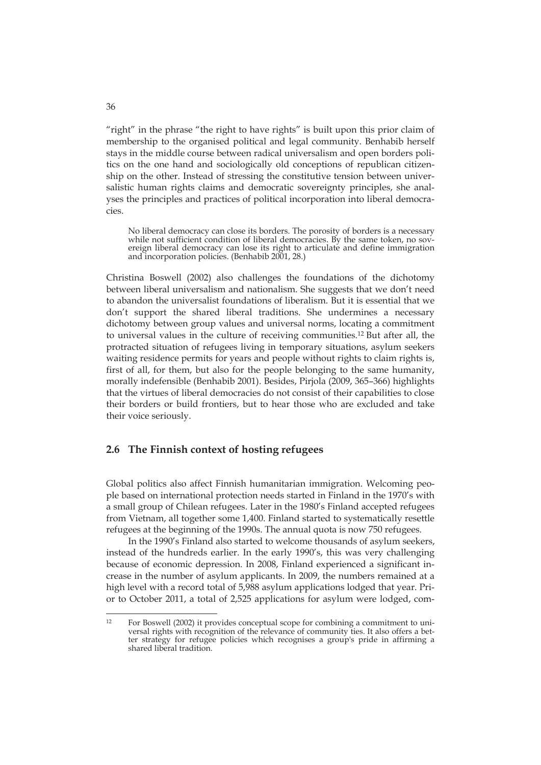"right" in the phrase "the right to have rights" is built upon this prior claim of membership to the organised political and legal community. Benhabib herself stays in the middle course between radical universalism and open borders politics on the one hand and sociologically old conceptions of republican citizenship on the other. Instead of stressing the constitutive tension between universalistic human rights claims and democratic sovereignty principles, she analyses the principles and practices of political incorporation into liberal democracies.

> No liberal democracy can close its borders. The porosity of borders is a necessary while not sufficient condition of liberal democracies. By the same token, no sovereign liberal democracy can lose its right to articulate and define immigration and incorporation policies. (Benhabib 2001, 28.)

Christina Boswell (2002) also challenges the foundations of the dichotomy between liberal universalism and nationalism. She suggests that we don't need to abandon the universalist foundations of liberalism. But it is essential that we don't support the shared liberal traditions. She undermines a necessary dichotomy between group values and universal norms, locating a commitment to universal values in the culture of receiving communities.[12] But after all, the protracted situation of refugees living in temporary situations, asylum seekers waiting residence permits for years and people without rights to claim rights is, first of all, for them, but also for the people belonging to the same humanity, morally indefensible (Benhabib 2001). Besides, Pirjola (2009, 365–366) highlights that the virtues of liberal democracies do not consist of their capabilities to close their borders or build frontiers, but to hear those who are excluded and take their voice seriously.

## 2.6 The Finnish context of hosting refugees

Global politics also affect Finnish humanitarian immigration. Welcoming people based on international protection needs started in Finland in the 1970's with a small group of Chilean refugees. Later in the 1980's Finland accepted refugees from Vietnam, all together some 1,400. Finland started to systematically resettle refugees at the beginning of the 1990s. The annual quota is now 750 refugees.

In the 1990's Finland also started to welcome thousands of asylum seekers, instead of the hundreds earlier. In the early 1990's, this was very challenging because of economic depression. In 2008, Finland experienced a significant increase in the number of asylum applicants. In 2009, the numbers remained at a high level with a record total of 5,988 asylum applications lodged that year. Prior to October 2011, a total of 2,525 applications for asylum were lodged, com-

[12] For Boswell (2002) it provides conceptual scope for combining a commitment to universal rights with recognition of the relevance of community ties. It also offers a better strategy for refugee policies which recognises a group's pride in affirming a shared liberal tradition.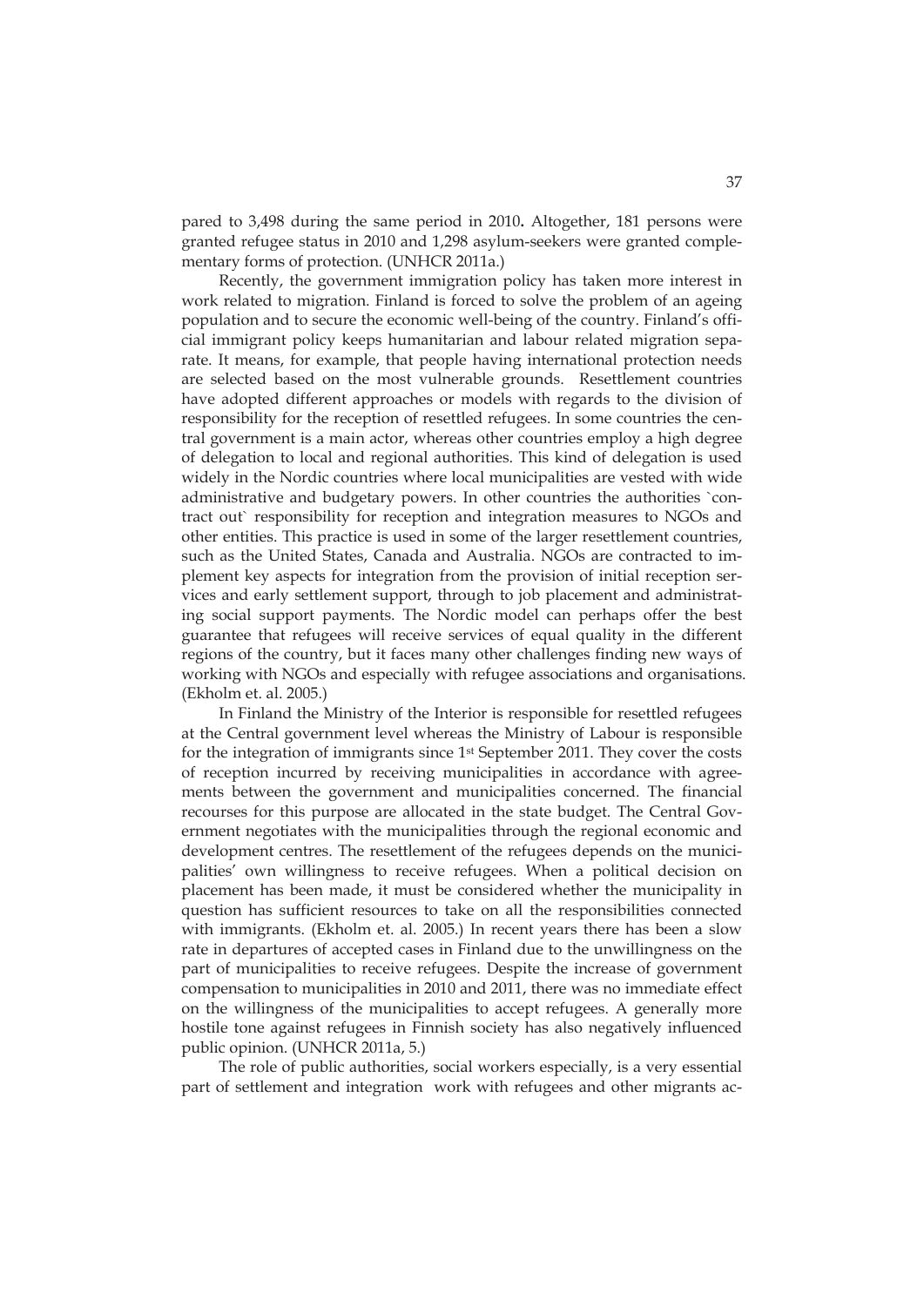pared to 3,498 during the same period in 2010**.** Altogether, 181 persons were granted refugee status in 2010 and 1,298 asylum-seekers were granted complementary forms of protection. (UNHCR 2011a.)

Recently, the government immigration policy has taken more interest in work related to migration. Finland is forced to solve the problem of an ageing population and to secure the economic well-being of the country. Finland's official immigrant policy keeps humanitarian and labour related migration separate. It means, for example, that people having international protection needs are selected based on the most vulnerable grounds. Resettlement countries have adopted different approaches or models with regards to the division of responsibility for the reception of resettled refugees. In some countries the central government is a main actor, whereas other countries employ a high degree of delegation to local and regional authorities. This kind of delegation is used widely in the Nordic countries where local municipalities are vested with wide administrative and budgetary powers. In other countries the authorities `contract out` responsibility for reception and integration measures to NGOs and other entities. This practice is used in some of the larger resettlement countries, such as the United States, Canada and Australia. NGOs are contracted to implement key aspects for integration from the provision of initial reception services and early settlement support, through to job placement and administrating social support payments. The Nordic model can perhaps offer the best guarantee that refugees will receive services of equal quality in the different regions of the country, but it faces many other challenges finding new ways of working with NGOs and especially with refugee associations and organisations. (Ekholm et. al. 2005.)

In Finland the Ministry of the Interior is responsible for resettled refugees at the Central government level whereas the Ministry of Labour is responsible for the integration of immigrants since 1st September 2011. They cover the costs of reception incurred by receiving municipalities in accordance with agreements between the government and municipalities concerned. The financial recourses for this purpose are allocated in the state budget. The Central Government negotiates with the municipalities through the regional economic and development centres. The resettlement of the refugees depends on the municipalities' own willingness to receive refugees. When a political decision on placement has been made, it must be considered whether the municipality in question has sufficient resources to take on all the responsibilities connected with immigrants. (Ekholm et. al. 2005.) In recent years there has been a slow rate in departures of accepted cases in Finland due to the unwillingness on the part of municipalities to receive refugees. Despite the increase of government compensation to municipalities in 2010 and 2011, there was no immediate effect on the willingness of the municipalities to accept refugees. A generally more hostile tone against refugees in Finnish society has also negatively influenced public opinion. (UNHCR 2011a, 5.)

The role of public authorities, social workers especially, is a very essential part of settlement and integration work with refugees and other migrants ac-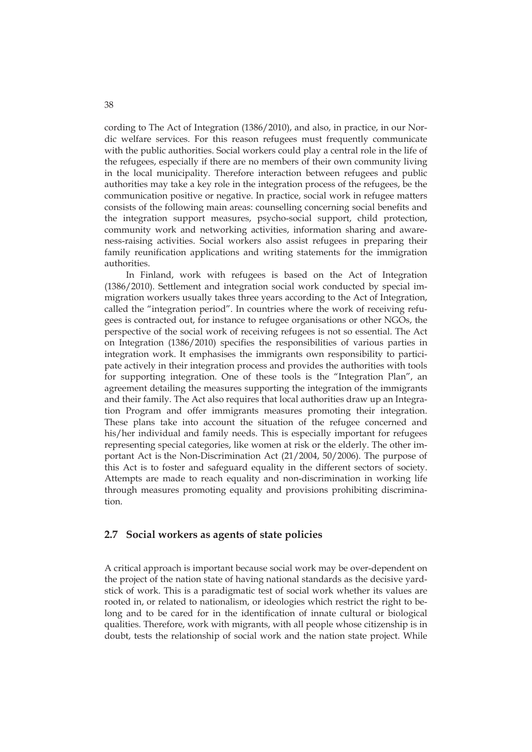cording to The Act of Integration (1386/2010), and also, in practice, in our Nordic welfare services. For this reason refugees must frequently communicate with the public authorities. Social workers could play a central role in the life of the refugees, especially if there are no members of their own community living in the local municipality. Therefore interaction between refugees and public authorities may take a key role in the integration process of the refugees, be the communication positive or negative. In practice, social work in refugee matters consists of the following main areas: counselling concerning social benefits and the integration support measures, psycho-social support, child protection, community work and networking activities, information sharing and awareness-raising activities. Social workers also assist refugees in preparing their family reunification applications and writing statements for the immigration authorities.

In Finland, work with refugees is based on the Act of Integration (1386/2010). Settlement and integration social work conducted by special immigration workers usually takes three years according to the Act of Integration, called the "integration period". In countries where the work of receiving refugees is contracted out, for instance to refugee organisations or other NGOs, the perspective of the social work of receiving refugees is not so essential. The Act on Integration (1386/2010) specifies the responsibilities of various parties in integration work. It emphasises the immigrants own responsibility to participate actively in their integration process and provides the authorities with tools for supporting integration. One of these tools is the "Integration Plan", an agreement detailing the measures supporting the integration of the immigrants and their family. The Act also requires that local authorities draw up an Integration Program and offer immigrants measures promoting their integration. These plans take into account the situation of the refugee concerned and his/her individual and family needs. This is especially important for refugees representing special categories, like women at risk or the elderly. The other important Act is the Non-Discrimination Act (21/2004, 50/2006). The purpose of this Act is to foster and safeguard equality in the different sectors of society. Attempts are made to reach equality and non-discrimination in working life through measures promoting equality and provisions prohibiting discrimination.

## 2.7 Social workers as agents of state policies

A critical approach is important because social work may be over-dependent on the project of the nation state of having national standards as the decisive yardstick of work. This is a paradigmatic test of social work whether its values are rooted in, or related to nationalism, or ideologies which restrict the right to belong and to be cared for in the identification of innate cultural or biological qualities. Therefore, work with migrants, with all people whose citizenship is in doubt, tests the relationship of social work and the nation state project. While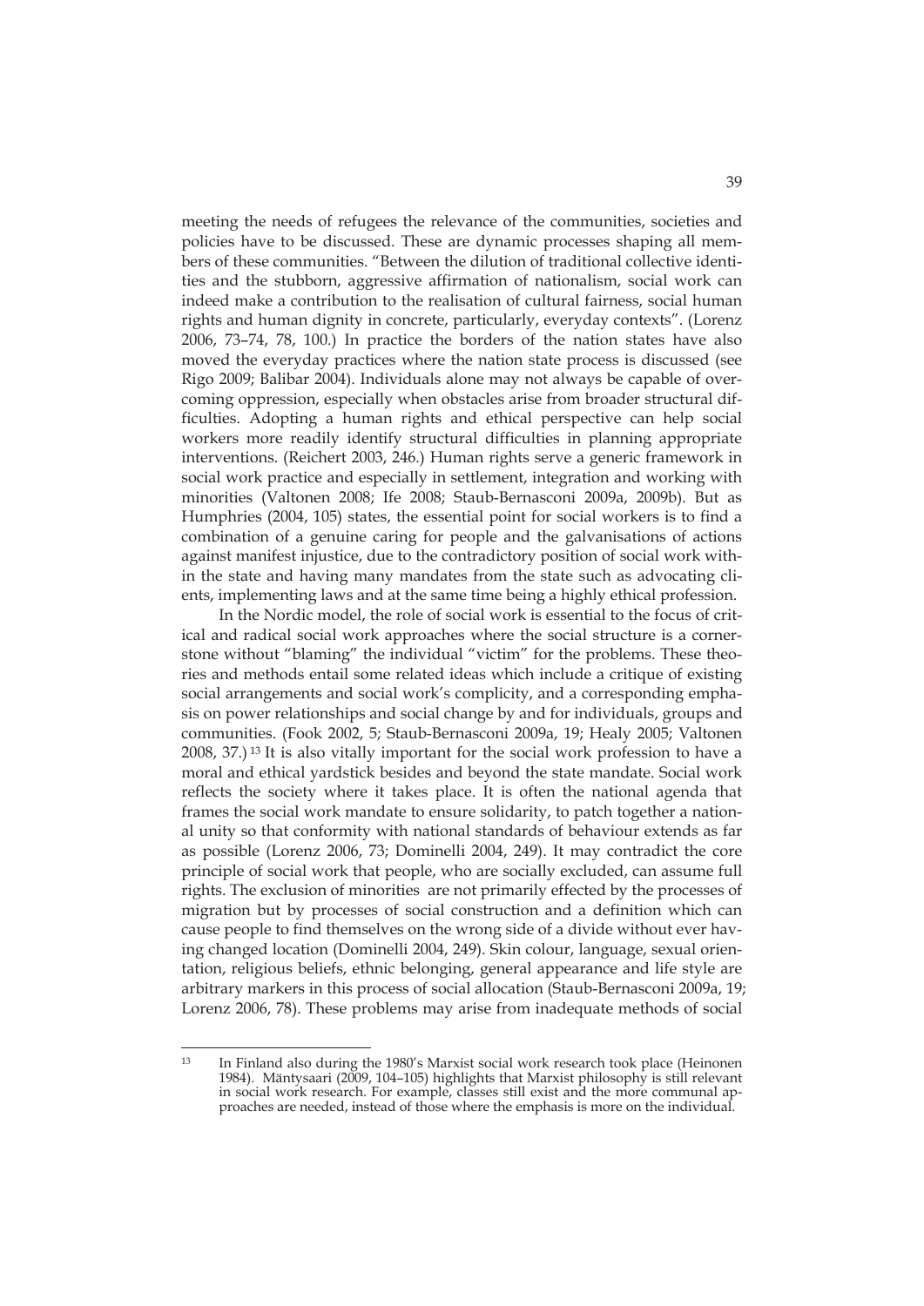meeting the needs of refugees the relevance of the communities, societies and policies have to be discussed. These are dynamic processes shaping all members of these communities. "Between the dilution of traditional collective identities and the stubborn, aggressive affirmation of nationalism, social work can indeed make a contribution to the realisation of cultural fairness, social human rights and human dignity in concrete, particularly, everyday contexts". (Lorenz 2006, 73–74, 78, 100.) In practice the borders of the nation states have also moved the everyday practices where the nation state process is discussed (see Rigo 2009; Balibar 2004). Individuals alone may not always be capable of overcoming oppression, especially when obstacles arise from broader structural difficulties. Adopting a human rights and ethical perspective can help social workers more readily identify structural difficulties in planning appropriate interventions. (Reichert 2003, 246.) Human rights serve a generic framework in social work practice and especially in settlement, integration and working with minorities (Valtonen 2008; Ife 2008; Staub-Bernasconi 2009a, 2009b). But as Humphries (2004, 105) states, the essential point for social workers is to find a combination of a genuine caring for people and the galvanisations of actions against manifest injustice, due to the contradictory position of social work within the state and having many mandates from the state such as advocating clients, implementing laws and at the same time being a highly ethical profession.

In the Nordic model, the role of social work is essential to the focus of critical and radical social work approaches where the social structure is a cornerstone without "blaming" the individual "victim" for the problems. These theories and methods entail some related ideas which include a critique of existing social arrangements and social work's complicity, and a corresponding emphasis on power relationships and social change by and for individuals, groups and communities. (Fook 2002, 5; Staub-Bernasconi 2009a, 19; Healy 2005; Valtonen 2008, 37.) [13] It is also vitally important for the social work profession to have a moral and ethical yardstick besides and beyond the state mandate. Social work reflects the society where it takes place. It is often the national agenda that frames the social work mandate to ensure solidarity, to patch together a national unity so that conformity with national standards of behaviour extends as far as possible (Lorenz 2006, 73; Dominelli 2004, 249). It may contradict the core principle of social work that people, who are socially excluded, can assume full rights. The exclusion of minorities are not primarily effected by the processes of migration but by processes of social construction and a definition which can cause people to find themselves on the wrong side of a divide without ever having changed location (Dominelli 2004, 249). Skin colour, language, sexual orientation, religious beliefs, ethnic belonging, general appearance and life style are arbitrary markers in this process of social allocation (Staub-Bernasconi 2009a, 19; Lorenz 2006, 78). These problems may arise from inadequate methods of social

---

[13] In Finland also during the 1980's Marxist social work research took place (Heinonen 1984). Mäntysaari (2009, 104–105) highlights that Marxist philosophy is still relevant in social work research. For example, classes still exist and the more communal approaches are needed, instead of those where the emphasis is more on the individual.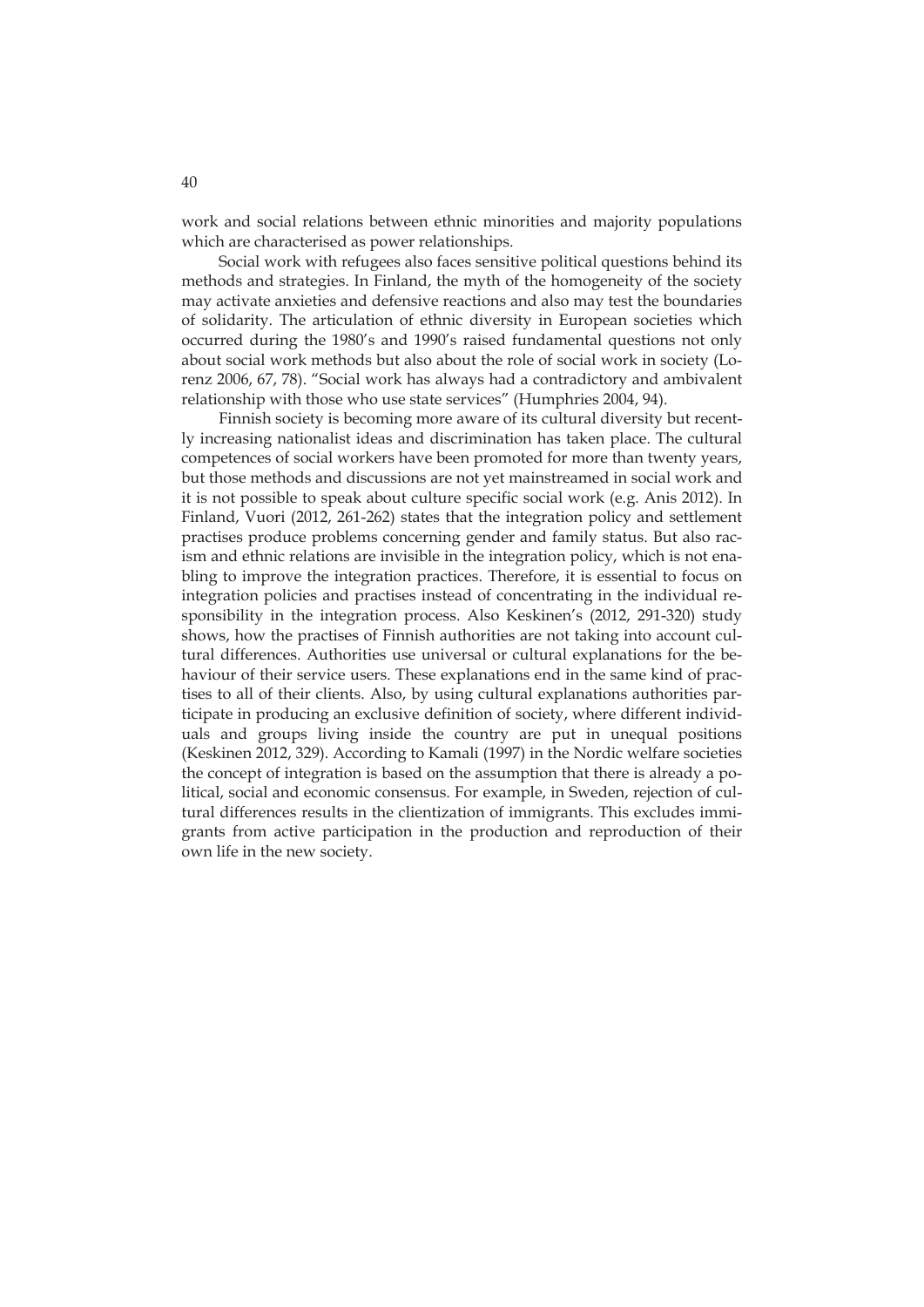work and social relations between ethnic minorities and majority populations which are characterised as power relationships.

Social work with refugees also faces sensitive political questions behind its methods and strategies. In Finland, the myth of the homogeneity of the society may activate anxieties and defensive reactions and also may test the boundaries of solidarity. The articulation of ethnic diversity in European societies which occurred during the 1980's and 1990's raised fundamental questions not only about social work methods but also about the role of social work in society (Lorenz 2006, 67, 78). "Social work has always had a contradictory and ambivalent relationship with those who use state services" (Humphries 2004, 94).

Finnish society is becoming more aware of its cultural diversity but recently increasing nationalist ideas and discrimination has taken place. The cultural competences of social workers have been promoted for more than twenty years, but those methods and discussions are not yet mainstreamed in social work and it is not possible to speak about culture specific social work (e.g. Anis 2012). In Finland, Vuori (2012, 261-262) states that the integration policy and settlement practises produce problems concerning gender and family status. But also racism and ethnic relations are invisible in the integration policy, which is not enabling to improve the integration practices. Therefore, it is essential to focus on integration policies and practises instead of concentrating in the individual responsibility in the integration process. Also Keskinen's (2012, 291-320) study shows, how the practises of Finnish authorities are not taking into account cultural differences. Authorities use universal or cultural explanations for the behaviour of their service users. These explanations end in the same kind of practises to all of their clients. Also, by using cultural explanations authorities participate in producing an exclusive definition of society, where different individuals and groups living inside the country are put in unequal positions (Keskinen 2012, 329). According to Kamali (1997) in the Nordic welfare societies the concept of integration is based on the assumption that there is already a political, social and economic consensus. For example, in Sweden, rejection of cultural differences results in the clientization of immigrants. This excludes immigrants from active participation in the production and reproduction of their own life in the new society.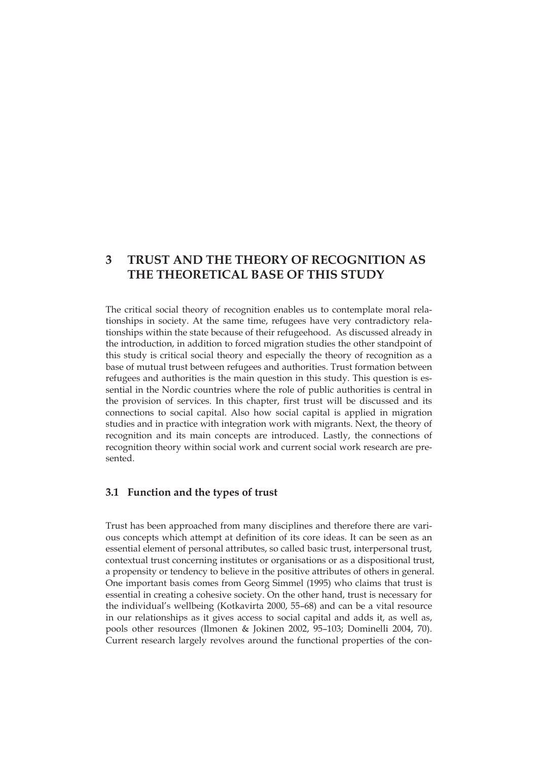# 3 TRUST AND THE THEORY OF RECOGNITION AS THE THEORETICAL BASE OF THIS STUDY

The critical social theory of recognition enables us to contemplate moral relationships in society. At the same time, refugees have very contradictory relationships within the state because of their refugeehood. As discussed already in the introduction, in addition to forced migration studies the other standpoint of this study is critical social theory and especially the theory of recognition as a base of mutual trust between refugees and authorities. Trust formation between refugees and authorities is the main question in this study. This question is essential in the Nordic countries where the role of public authorities is central in the provision of services. In this chapter, first trust will be discussed and its connections to social capital. Also how social capital is applied in migration studies and in practice with integration work with migrants. Next, the theory of recognition and its main concepts are introduced. Lastly, the connections of recognition theory within social work and current social work research are presented.

## 3.1 Function and the types of trust

Trust has been approached from many disciplines and therefore there are various concepts which attempt at definition of its core ideas. It can be seen as an essential element of personal attributes, so called basic trust, interpersonal trust, contextual trust concerning institutes or organisations or as a dispositional trust, a propensity or tendency to believe in the positive attributes of others in general. One important basis comes from Georg Simmel (1995) who claims that trust is essential in creating a cohesive society. On the other hand, trust is necessary for the individual's wellbeing (Kotkavirta 2000, 55–68) and can be a vital resource in our relationships as it gives access to social capital and adds it, as well as, pools other resources (Ilmonen & Jokinen 2002, 95–103; Dominelli 2004, 70). Current research largely revolves around the functional properties of the con-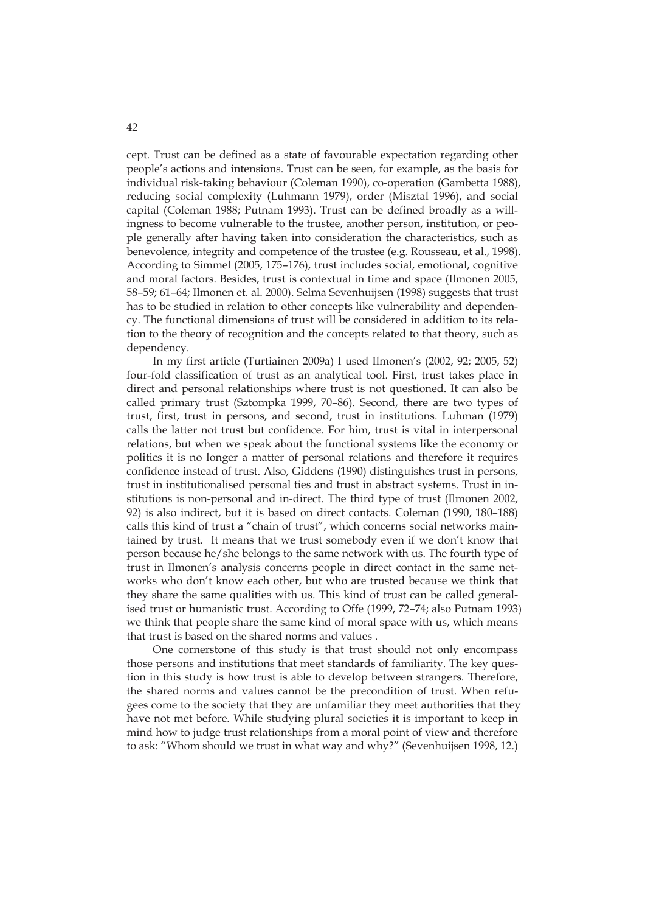cept. Trust can be defined as a state of favourable expectation regarding other people's actions and intensions. Trust can be seen, for example, as the basis for individual risk-taking behaviour (Coleman 1990), co-operation (Gambetta 1988), reducing social complexity (Luhmann 1979), order (Misztal 1996), and social capital (Coleman 1988; Putnam 1993). Trust can be defined broadly as a willingness to become vulnerable to the trustee, another person, institution, or people generally after having taken into consideration the characteristics, such as benevolence, integrity and competence of the trustee (e.g. Rousseau, et al., 1998). According to Simmel (2005, 175–176), trust includes social, emotional, cognitive and moral factors. Besides, trust is contextual in time and space (Ilmonen 2005, 58–59; 61–64; Ilmonen et. al. 2000). Selma Sevenhuijsen (1998) suggests that trust has to be studied in relation to other concepts like vulnerability and dependency. The functional dimensions of trust will be considered in addition to its relation to the theory of recognition and the concepts related to that theory, such as dependency.

In my first article (Turtiainen 2009a) I used Ilmonen's (2002, 92; 2005, 52) four-fold classification of trust as an analytical tool. First, trust takes place in direct and personal relationships where trust is not questioned. It can also be called primary trust (Sztompka 1999, 70–86). Second, there are two types of trust, first, trust in persons, and second, trust in institutions. Luhman (1979) calls the latter not trust but confidence. For him, trust is vital in interpersonal relations, but when we speak about the functional systems like the economy or politics it is no longer a matter of personal relations and therefore it requires confidence instead of trust. Also, Giddens (1990) distinguishes trust in persons, trust in institutionalised personal ties and trust in abstract systems. Trust in institutions is non-personal and in-direct. The third type of trust (Ilmonen 2002, 92) is also indirect, but it is based on direct contacts. Coleman (1990, 180–188) calls this kind of trust a "chain of trust", which concerns social networks maintained by trust. It means that we trust somebody even if we don't know that person because he/she belongs to the same network with us. The fourth type of trust in Ilmonen's analysis concerns people in direct contact in the same networks who don't know each other, but who are trusted because we think that they share the same qualities with us. This kind of trust can be called generalised trust or humanistic trust. According to Offe (1999, 72–74; also Putnam 1993) we think that people share the same kind of moral space with us, which means that trust is based on the shared norms and values .

One cornerstone of this study is that trust should not only encompass those persons and institutions that meet standards of familiarity. The key question in this study is how trust is able to develop between strangers. Therefore, the shared norms and values cannot be the precondition of trust. When refugees come to the society that they are unfamiliar they meet authorities that they have not met before. While studying plural societies it is important to keep in mind how to judge trust relationships from a moral point of view and therefore to ask: "Whom should we trust in what way and why?" (Sevenhuijsen 1998, 12.)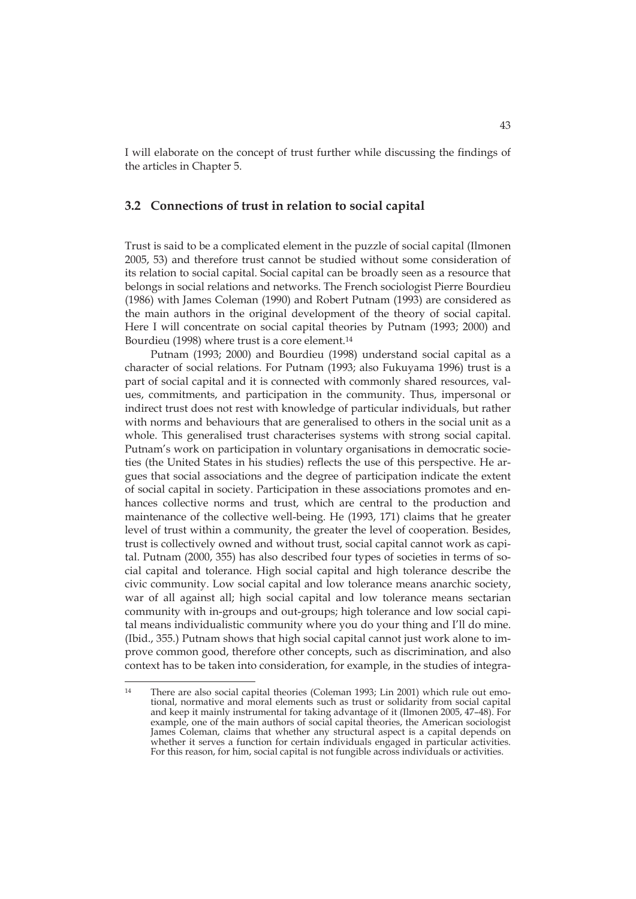I will elaborate on the concept of trust further while discussing the findings of the articles in Chapter 5.

## 3.2 Connections of trust in relation to social capital

Trust is said to be a complicated element in the puzzle of social capital (Ilmonen 2005, 53) and therefore trust cannot be studied without some consideration of its relation to social capital. Social capital can be broadly seen as a resource that belongs in social relations and networks. The French sociologist Pierre Bourdieu (1986) with James Coleman (1990) and Robert Putnam (1993) are considered as the main authors in the original development of the theory of social capital. Here I will concentrate on social capital theories by Putnam (1993; 2000) and Bourdieu (1998) where trust is a core element.[14]

Putnam (1993; 2000) and Bourdieu (1998) understand social capital as a character of social relations. For Putnam (1993; also Fukuyama 1996) trust is a part of social capital and it is connected with commonly shared resources, values, commitments, and participation in the community. Thus, impersonal or indirect trust does not rest with knowledge of particular individuals, but rather with norms and behaviours that are generalised to others in the social unit as a whole. This generalised trust characterises systems with strong social capital. Putnam's work on participation in voluntary organisations in democratic societies (the United States in his studies) reflects the use of this perspective. He argues that social associations and the degree of participation indicate the extent of social capital in society. Participation in these associations promotes and enhances collective norms and trust, which are central to the production and maintenance of the collective well-being. He (1993, 171) claims that he greater level of trust within a community, the greater the level of cooperation. Besides, trust is collectively owned and without trust, social capital cannot work as capital. Putnam (2000, 355) has also described four types of societies in terms of social capital and tolerance. High social capital and high tolerance describe the civic community. Low social capital and low tolerance means anarchic society, war of all against all; high social capital and low tolerance means sectarian community with in-groups and out-groups; high tolerance and low social capital means individualistic community where you do your thing and I'll do mine. (Ibid., 355.) Putnam shows that high social capital cannot just work alone to improve common good, therefore other concepts, such as discrimination, and also context has to be taken into consideration, for example, in the studies of integra-

---

[14] There are also social capital theories (Coleman 1993; Lin 2001) which rule out emotional, normative and moral elements such as trust or solidarity from social capital and keep it mainly instrumental for taking advantage of it (Ilmonen 2005, 47–48). For example, one of the main authors of social capital theories, the American sociologist James Coleman, claims that whether any structural aspect is a capital depends on whether it serves a function for certain individuals engaged in particular activities. For this reason, for him, social capital is not fungible across individuals or activities.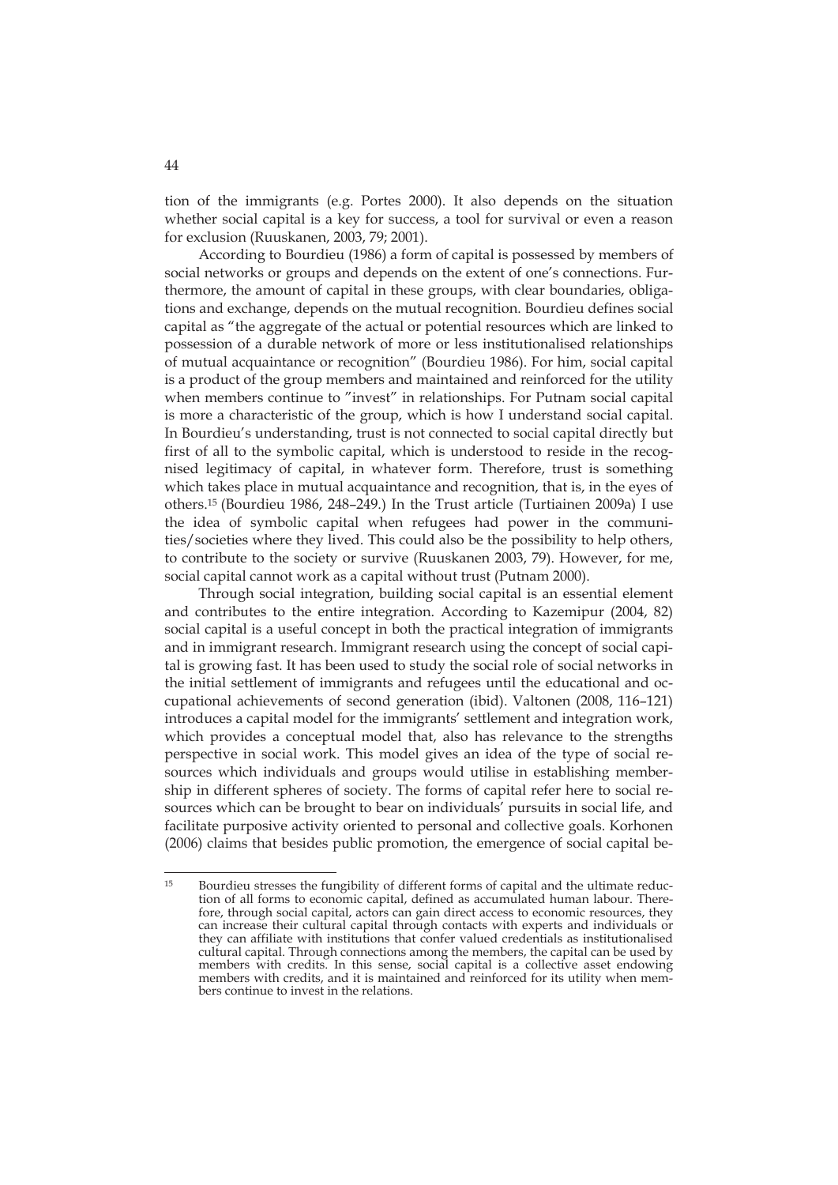tion of the immigrants (e.g. Portes 2000). It also depends on the situation whether social capital is a key for success, a tool for survival or even a reason for exclusion (Ruuskanen, 2003, 79; 2001).

According to Bourdieu (1986) a form of capital is possessed by members of social networks or groups and depends on the extent of one's connections. Furthermore, the amount of capital in these groups, with clear boundaries, obligations and exchange, depends on the mutual recognition. Bourdieu defines social capital as "the aggregate of the actual or potential resources which are linked to possession of a durable network of more or less institutionalised relationships of mutual acquaintance or recognition" (Bourdieu 1986). For him, social capital is a product of the group members and maintained and reinforced for the utility when members continue to "invest" in relationships. For Putnam social capital is more a characteristic of the group, which is how I understand social capital. In Bourdieu's understanding, trust is not connected to social capital directly but first of all to the symbolic capital, which is understood to reside in the recognised legitimacy of capital, in whatever form. Therefore, trust is something which takes place in mutual acquaintance and recognition, that is, in the eyes of others.[15] (Bourdieu 1986, 248–249.) In the Trust article (Turtiainen 2009a) I use the idea of symbolic capital when refugees had power in the communities/societies where they lived. This could also be the possibility to help others, to contribute to the society or survive (Ruuskanen 2003, 79). However, for me, social capital cannot work as a capital without trust (Putnam 2000).

Through social integration, building social capital is an essential element and contributes to the entire integration. According to Kazemipur (2004, 82) social capital is a useful concept in both the practical integration of immigrants and in immigrant research. Immigrant research using the concept of social capital is growing fast. It has been used to study the social role of social networks in the initial settlement of immigrants and refugees until the educational and occupational achievements of second generation (ibid). Valtonen (2008, 116–121) introduces a capital model for the immigrants' settlement and integration work, which provides a conceptual model that, also has relevance to the strengths perspective in social work. This model gives an idea of the type of social resources which individuals and groups would utilise in establishing membership in different spheres of society. The forms of capital refer here to social resources which can be brought to bear on individuals' pursuits in social life, and facilitate purposive activity oriented to personal and collective goals. Korhonen (2006) claims that besides public promotion, the emergence of social capital be-

---

[15] Bourdieu stresses the fungibility of different forms of capital and the ultimate reduction of all forms to economic capital, defined as accumulated human labour. Therefore, through social capital, actors can gain direct access to economic resources, they can increase their cultural capital through contacts with experts and individuals or they can affiliate with institutions that confer valued credentials as institutionalised cultural capital. Through connections among the members, the capital can be used by members with credits. In this sense, social capital is a collective asset endowing members with credits, and it is maintained and reinforced for its utility when members continue to invest in the relations.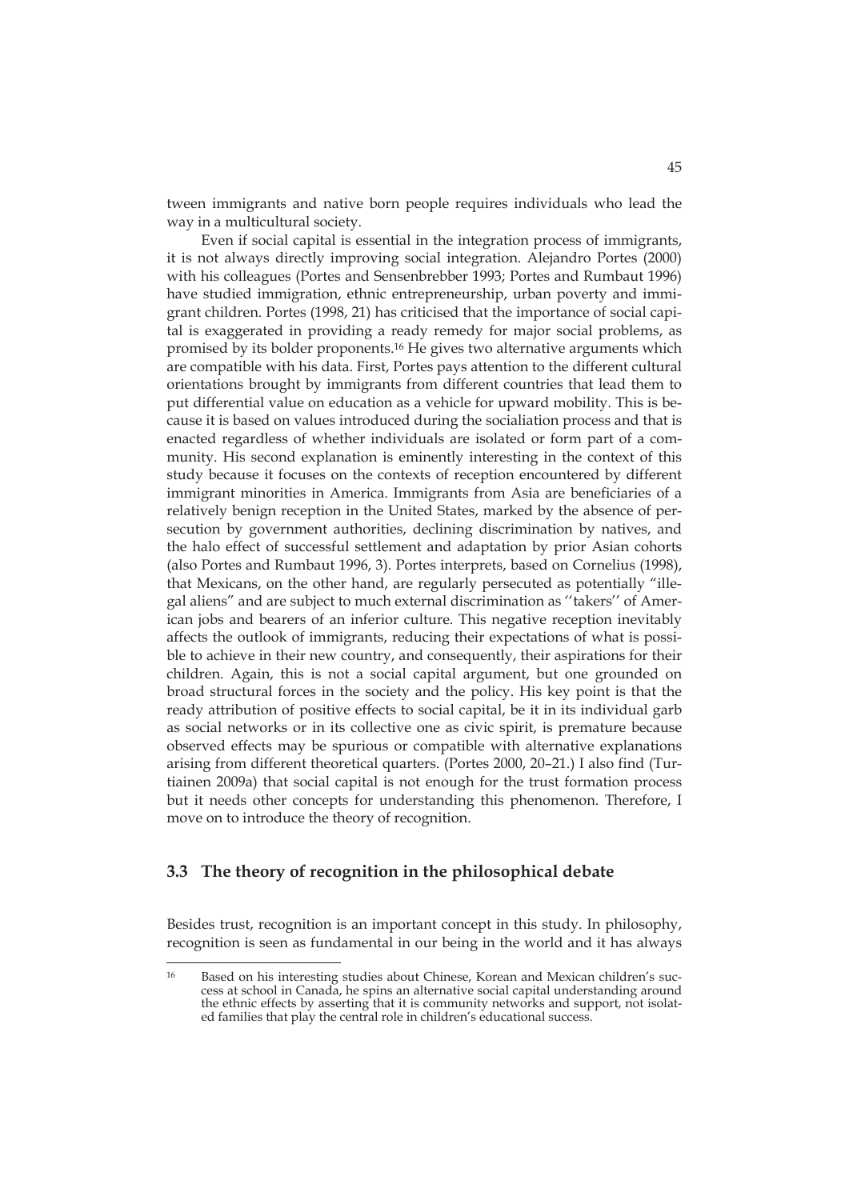tween immigrants and native born people requires individuals who lead the way in a multicultural society.

Even if social capital is essential in the integration process of immigrants, it is not always directly improving social integration. Alejandro Portes (2000) with his colleagues (Portes and Sensenbrebber 1993; Portes and Rumbaut 1996) have studied immigration, ethnic entrepreneurship, urban poverty and immigrant children. Portes (1998, 21) has criticised that the importance of social capital is exaggerated in providing a ready remedy for major social problems, as promised by its bolder proponents.[16] He gives two alternative arguments which are compatible with his data. First, Portes pays attention to the different cultural orientations brought by immigrants from different countries that lead them to put differential value on education as a vehicle for upward mobility. This is because it is based on values introduced during the socialiation process and that is enacted regardless of whether individuals are isolated or form part of a community. His second explanation is eminently interesting in the context of this study because it focuses on the contexts of reception encountered by different immigrant minorities in America. Immigrants from Asia are beneficiaries of a relatively benign reception in the United States, marked by the absence of persecution by government authorities, declining discrimination by natives, and the halo effect of successful settlement and adaptation by prior Asian cohorts (also Portes and Rumbaut 1996, 3). Portes interprets, based on Cornelius (1998), that Mexicans, on the other hand, are regularly persecuted as potentially "illegal aliens" and are subject to much external discrimination as ''takers'' of American jobs and bearers of an inferior culture. This negative reception inevitably affects the outlook of immigrants, reducing their expectations of what is possible to achieve in their new country, and consequently, their aspirations for their children. Again, this is not a social capital argument, but one grounded on broad structural forces in the society and the policy. His key point is that the ready attribution of positive effects to social capital, be it in its individual garb as social networks or in its collective one as civic spirit, is premature because observed effects may be spurious or compatible with alternative explanations arising from different theoretical quarters. (Portes 2000, 20–21.) I also find (Turtiainen 2009a) that social capital is not enough for the trust formation process but it needs other concepts for understanding this phenomenon. Therefore, I move on to introduce the theory of recognition.

## 3.3 The theory of recognition in the philosophical debate

Besides trust, recognition is an important concept in this study. In philosophy, recognition is seen as fundamental in our being in the world and it has always

[16] Based on his interesting studies about Chinese, Korean and Mexican children's success at school in Canada, he spins an alternative social capital understanding around the ethnic effects by asserting that it is community networks and support, not isolated families that play the central role in children's educational success.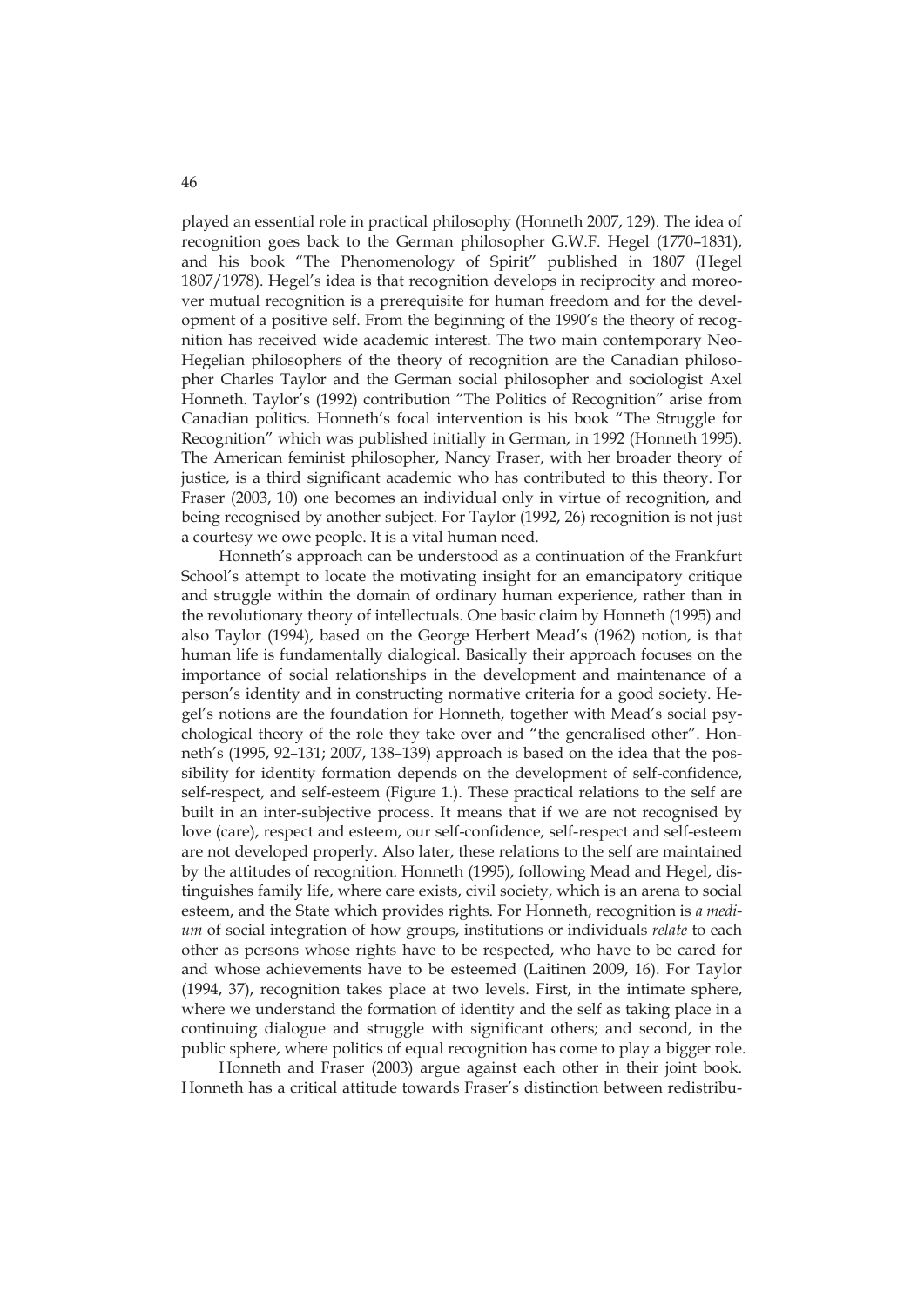played an essential role in practical philosophy (Honneth 2007, 129). The idea of recognition goes back to the German philosopher G.W.F. Hegel (1770–1831), and his book "The Phenomenology of Spirit" published in 1807 (Hegel 1807/1978). Hegel's idea is that recognition develops in reciprocity and moreover mutual recognition is a prerequisite for human freedom and for the development of a positive self. From the beginning of the 1990's the theory of recognition has received wide academic interest. The two main contemporary Neo-Hegelian philosophers of the theory of recognition are the Canadian philosopher Charles Taylor and the German social philosopher and sociologist Axel Honneth. Taylor's (1992) contribution "The Politics of Recognition" arise from Canadian politics. Honneth's focal intervention is his book "The Struggle for Recognition" which was published initially in German, in 1992 (Honneth 1995). The American feminist philosopher, Nancy Fraser, with her broader theory of justice, is a third significant academic who has contributed to this theory. For Fraser (2003, 10) one becomes an individual only in virtue of recognition, and being recognised by another subject. For Taylor (1992, 26) recognition is not just a courtesy we owe people. It is a vital human need.

Honneth's approach can be understood as a continuation of the Frankfurt School's attempt to locate the motivating insight for an emancipatory critique and struggle within the domain of ordinary human experience, rather than in the revolutionary theory of intellectuals. One basic claim by Honneth (1995) and also Taylor (1994), based on the George Herbert Mead's (1962) notion, is that human life is fundamentally dialogical. Basically their approach focuses on the importance of social relationships in the development and maintenance of a person's identity and in constructing normative criteria for a good society. Hegel's notions are the foundation for Honneth, together with Mead's social psychological theory of the role they take over and "the generalised other". Honneth's (1995, 92–131; 2007, 138–139) approach is based on the idea that the possibility for identity formation depends on the development of self-confidence, self-respect, and self-esteem (Figure 1.). These practical relations to the self are built in an inter-subjective process. It means that if we are not recognised by love (care), respect and esteem, our self-confidence, self-respect and self-esteem are not developed properly. Also later, these relations to the self are maintained by the attitudes of recognition. Honneth (1995), following Mead and Hegel, distinguishes family life, where care exists, civil society, which is an arena to social esteem, and the State which provides rights. For Honneth, recognition is *a medium* of social integration of how groups, institutions or individuals *relate* to each other as persons whose rights have to be respected, who have to be cared for and whose achievements have to be esteemed (Laitinen 2009, 16). For Taylor (1994, 37), recognition takes place at two levels. First, in the intimate sphere, where we understand the formation of identity and the self as taking place in a continuing dialogue and struggle with significant others; and second, in the public sphere, where politics of equal recognition has come to play a bigger role.

Honneth and Fraser (2003) argue against each other in their joint book. Honneth has a critical attitude towards Fraser's distinction between redistribu-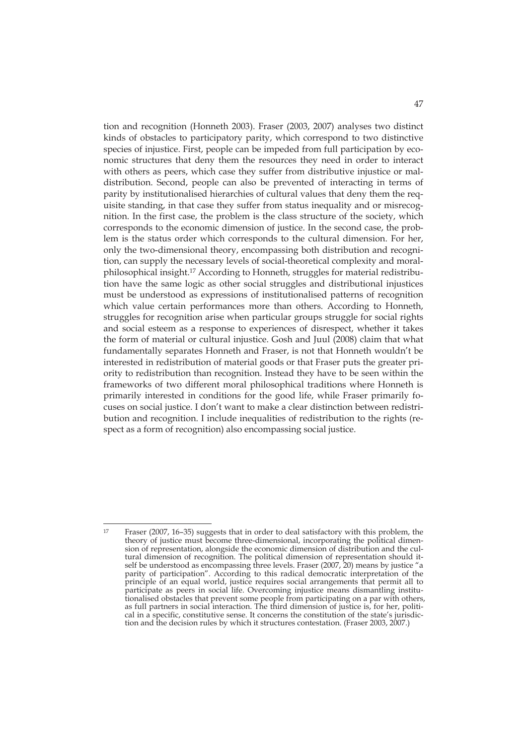tion and recognition (Honneth 2003). Fraser (2003, 2007) analyses two distinct kinds of obstacles to participatory parity, which correspond to two distinctive species of injustice. First, people can be impeded from full participation by economic structures that deny them the resources they need in order to interact with others as peers, which case they suffer from distributive injustice or maldistribution. Second, people can also be prevented of interacting in terms of parity by institutionalised hierarchies of cultural values that deny them the requisite standing, in that case they suffer from status inequality and or misrecognition. In the first case, the problem is the class structure of the society, which corresponds to the economic dimension of justice. In the second case, the problem is the status order which corresponds to the cultural dimension. For her, only the two-dimensional theory, encompassing both distribution and recognition, can supply the necessary levels of social-theoretical complexity and moral-philosophical insight.[17] According to Honneth, struggles for material redistribution have the same logic as other social struggles and distributional injustices must be understood as expressions of institutionalised patterns of recognition which value certain performances more than others. According to Honneth, struggles for recognition arise when particular groups struggle for social rights and social esteem as a response to experiences of disrespect, whether it takes the form of material or cultural injustice. Gosh and Juul (2008) claim that what fundamentally separates Honneth and Fraser, is not that Honneth wouldn't be interested in redistribution of material goods or that Fraser puts the greater priority to redistribution than recognition. Instead they have to be seen within the frameworks of two different moral philosophical traditions where Honneth is primarily interested in conditions for the good life, while Fraser primarily focuses on social justice. I don't want to make a clear distinction between redistribution and recognition. I include inequalities of redistribution to the rights (respect as a form of recognition) also encompassing social justice.

---

[17] Fraser (2007, 16–35) suggests that in order to deal satisfactory with this problem, the theory of justice must become three-dimensional, incorporating the political dimension of representation, alongside the economic dimension of distribution and the cultural dimension of recognition. The political dimension of representation should itself be understood as encompassing three levels. Fraser (2007, 20) means by justice "a parity of participation". According to this radical democratic interpretation of the principle of an equal world, justice requires social arrangements that permit all to participate as peers in social life. Overcoming injustice means dismantling institutionalised obstacles that prevent some people from participating on a par with others, as full partners in social interaction. The third dimension of justice is, for her, political in a specific, constitutive sense. It concerns the constitution of the state's jurisdiction and the decision rules by which it structures contestation. (Fraser 2003, 2007.)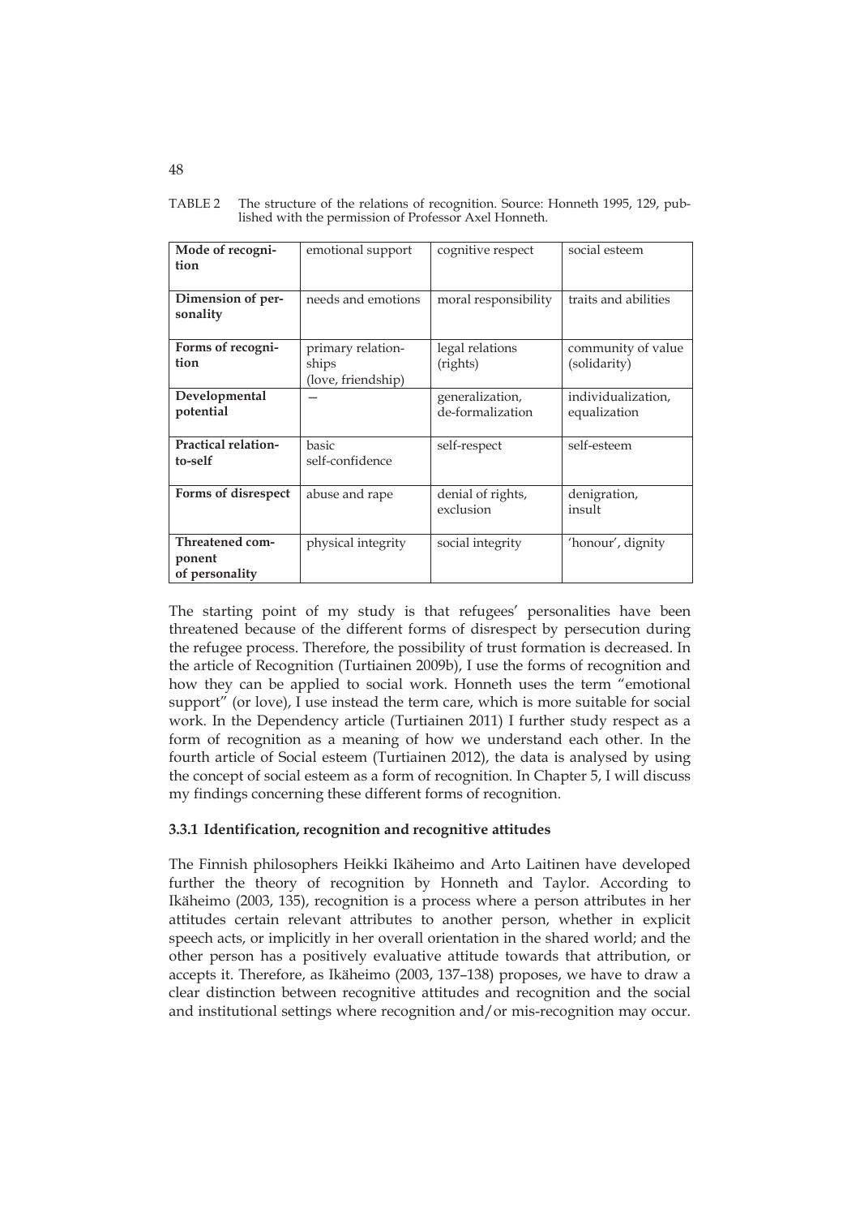TABLE 2 The structure of the relations of recognition. Source: Honneth 1995, 129, published with the permission of Professor Axel Honneth.

| **Mode of recognition** | emotional support | cognitive respect | social esteem |
|---|---|---|---|
| **Dimension of personality** | needs and emotions | moral responsibility | traits and abilities |
| **Forms of recognition** | primary relationships (love, friendship) | legal relations (rights) | community of value (solidarity) |
| **Developmental potential** | — | generalization, de-formalization | individualization, equalization |
| **Practical relation-to-self** | basic self-confidence | self-respect | self-esteem |
| **Forms of disrespect** | abuse and rape | denial of rights, exclusion | denigration, insult |
| **Threatened component of personality** | physical integrity | social integrity | 'honour', dignity |

The starting point of my study is that refugees' personalities have been threatened because of the different forms of disrespect by persecution during the refugee process. Therefore, the possibility of trust formation is decreased. In the article of Recognition (Turtiainen 2009b), I use the forms of recognition and how they can be applied to social work. Honneth uses the term "emotional support" (or love), I use instead the term care, which is more suitable for social work. In the Dependency article (Turtiainen 2011) I further study respect as a form of recognition as a meaning of how we understand each other. In the fourth article of Social esteem (Turtiainen 2012), the data is analysed by using the concept of social esteem as a form of recognition. In Chapter 5, I will discuss my findings concerning these different forms of recognition.

### 3.3.1 Identification, recognition and recognitive attitudes

The Finnish philosophers Heikki Ikäheimo and Arto Laitinen have developed further the theory of recognition by Honneth and Taylor. According to Ikäheimo (2003, 135), recognition is a process where a person attributes in her attitudes certain relevant attributes to another person, whether in explicit speech acts, or implicitly in her overall orientation in the shared world; and the other person has a positively evaluative attitude towards that attribution, or accepts it. Therefore, as Ikäheimo (2003, 137–138) proposes, we have to draw a clear distinction between recognitive attitudes and recognition and the social and institutional settings where recognition and/or mis-recognition may occur.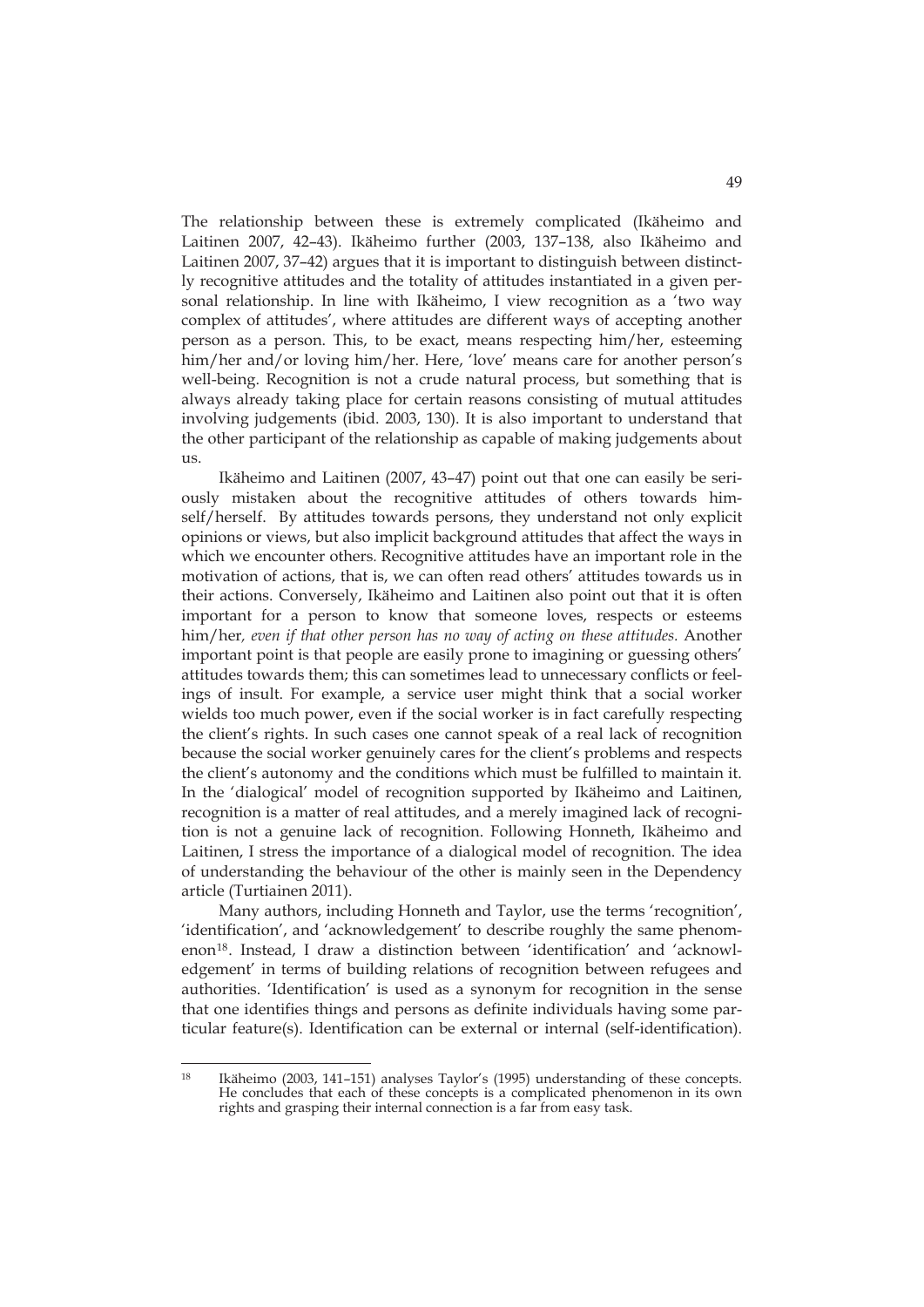The relationship between these is extremely complicated (Ikäheimo and Laitinen 2007, 42–43). Ikäheimo further (2003, 137–138, also Ikäheimo and Laitinen 2007, 37–42) argues that it is important to distinguish between distinctly recognitive attitudes and the totality of attitudes instantiated in a given personal relationship. In line with Ikäheimo, I view recognition as a 'two way complex of attitudes', where attitudes are different ways of accepting another person as a person. This, to be exact, means respecting him/her, esteeming him/her and/or loving him/her. Here, 'love' means care for another person's well-being. Recognition is not a crude natural process, but something that is always already taking place for certain reasons consisting of mutual attitudes involving judgements (ibid. 2003, 130). It is also important to understand that the other participant of the relationship as capable of making judgements about us.

Ikäheimo and Laitinen (2007, 43–47) point out that one can easily be seriously mistaken about the recognitive attitudes of others towards himself/herself. By attitudes towards persons, they understand not only explicit opinions or views, but also implicit background attitudes that affect the ways in which we encounter others. Recognitive attitudes have an important role in the motivation of actions, that is, we can often read others' attitudes towards us in their actions. Conversely, Ikäheimo and Laitinen also point out that it is often important for a person to know that someone loves, respects or esteems him/her*, even if that other person has no way of acting on these attitudes.* Another important point is that people are easily prone to imagining or guessing others' attitudes towards them; this can sometimes lead to unnecessary conflicts or feelings of insult. For example, a service user might think that a social worker wields too much power, even if the social worker is in fact carefully respecting the client's rights. In such cases one cannot speak of a real lack of recognition because the social worker genuinely cares for the client's problems and respects the client's autonomy and the conditions which must be fulfilled to maintain it. In the 'dialogical' model of recognition supported by Ikäheimo and Laitinen, recognition is a matter of real attitudes, and a merely imagined lack of recognition is not a genuine lack of recognition. Following Honneth, Ikäheimo and Laitinen, I stress the importance of a dialogical model of recognition. The idea of understanding the behaviour of the other is mainly seen in the Dependency article (Turtiainen 2011).

Many authors, including Honneth and Taylor, use the terms 'recognition', 'identification', and 'acknowledgement' to describe roughly the same phenomenon[18]. Instead, I draw a distinction between 'identification' and 'acknowledgement' in terms of building relations of recognition between refugees and authorities. 'Identification' is used as a synonym for recognition in the sense that one identifies things and persons as definite individuals having some particular feature(s). Identification can be external or internal (self-identification).

[18] Ikäheimo (2003, 141–151) analyses Taylor's (1995) understanding of these concepts. He concludes that each of these concepts is a complicated phenomenon in its own rights and grasping their internal connection is a far from easy task.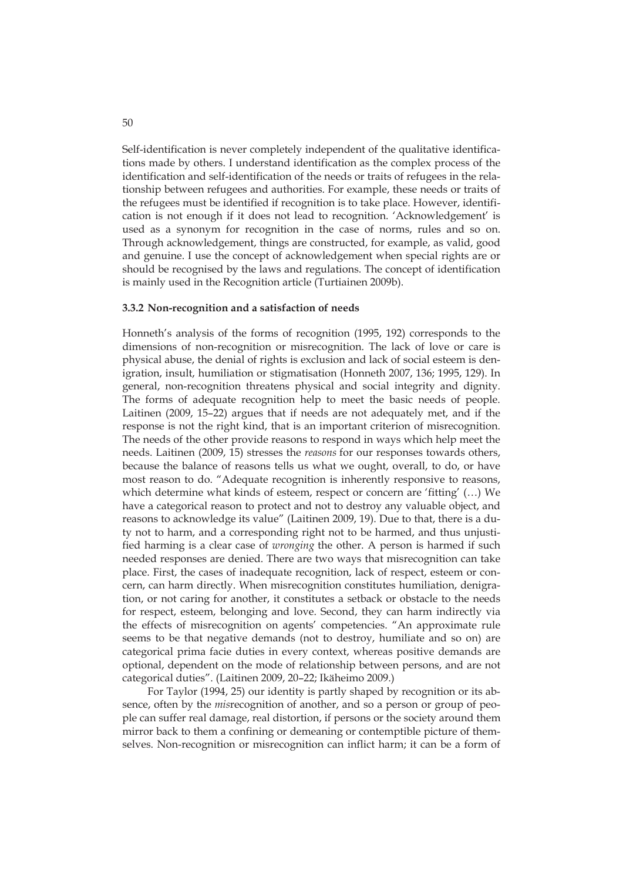Self-identification is never completely independent of the qualitative identifications made by others. I understand identification as the complex process of the identification and self-identification of the needs or traits of refugees in the relationship between refugees and authorities. For example, these needs or traits of the refugees must be identified if recognition is to take place. However, identification is not enough if it does not lead to recognition. 'Acknowledgement' is used as a synonym for recognition in the case of norms, rules and so on. Through acknowledgement, things are constructed, for example, as valid, good and genuine. I use the concept of acknowledgement when special rights are or should be recognised by the laws and regulations. The concept of identification is mainly used in the Recognition article (Turtiainen 2009b).

### 3.3.2 Non-recognition and a satisfaction of needs

Honneth's analysis of the forms of recognition (1995, 192) corresponds to the dimensions of non-recognition or misrecognition. The lack of love or care is physical abuse, the denial of rights is exclusion and lack of social esteem is denigration, insult, humiliation or stigmatisation (Honneth 2007, 136; 1995, 129). In general, non-recognition threatens physical and social integrity and dignity. The forms of adequate recognition help to meet the basic needs of people. Laitinen (2009, 15–22) argues that if needs are not adequately met, and if the response is not the right kind, that is an important criterion of misrecognition. The needs of the other provide reasons to respond in ways which help meet the needs. Laitinen (2009, 15) stresses the *reasons* for our responses towards others, because the balance of reasons tells us what we ought, overall, to do, or have most reason to do. "Adequate recognition is inherently responsive to reasons, which determine what kinds of esteem, respect or concern are 'fitting' (…) We have a categorical reason to protect and not to destroy any valuable object, and reasons to acknowledge its value" (Laitinen 2009, 19). Due to that, there is a duty not to harm, and a corresponding right not to be harmed, and thus unjustified harming is a clear case of *wronging* the other. A person is harmed if such needed responses are denied. There are two ways that misrecognition can take place. First, the cases of inadequate recognition, lack of respect, esteem or concern, can harm directly. When misrecognition constitutes humiliation, denigration, or not caring for another, it constitutes a setback or obstacle to the needs for respect, esteem, belonging and love. Second, they can harm indirectly via the effects of misrecognition on agents' competencies. "An approximate rule seems to be that negative demands (not to destroy, humiliate and so on) are categorical prima facie duties in every context, whereas positive demands are optional, dependent on the mode of relationship between persons, and are not categorical duties". (Laitinen 2009, 20–22; Ikäheimo 2009.)

For Taylor (1994, 25) our identity is partly shaped by recognition or its absence, often by the *mis*recognition of another, and so a person or group of people can suffer real damage, real distortion, if persons or the society around them mirror back to them a confining or demeaning or contemptible picture of themselves. Non-recognition or misrecognition can inflict harm; it can be a form of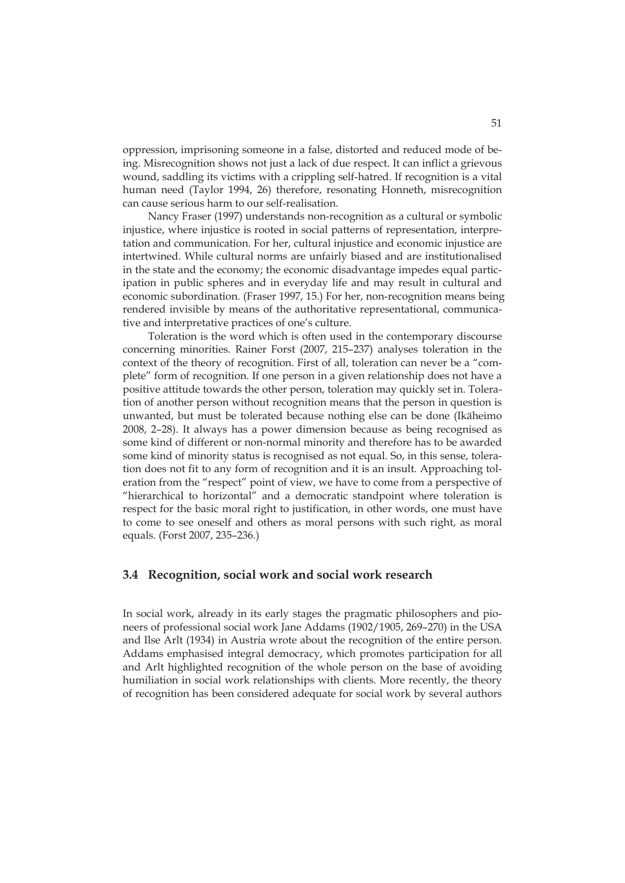oppression, imprisoning someone in a false, distorted and reduced mode of being. Misrecognition shows not just a lack of due respect. It can inflict a grievous wound, saddling its victims with a crippling self-hatred. If recognition is a vital human need (Taylor 1994, 26) therefore, resonating Honneth, misrecognition can cause serious harm to our self-realisation.

Nancy Fraser (1997) understands non-recognition as a cultural or symbolic injustice, where injustice is rooted in social patterns of representation, interpretation and communication. For her, cultural injustice and economic injustice are intertwined. While cultural norms are unfairly biased and are institutionalised in the state and the economy; the economic disadvantage impedes equal participation in public spheres and in everyday life and may result in cultural and economic subordination. (Fraser 1997, 15.) For her, non-recognition means being rendered invisible by means of the authoritative representational, communicative and interpretative practices of one's culture.

Toleration is the word which is often used in the contemporary discourse concerning minorities. Rainer Forst (2007, 215–237) analyses toleration in the context of the theory of recognition. First of all, toleration can never be a "complete" form of recognition. If one person in a given relationship does not have a positive attitude towards the other person, toleration may quickly set in. Toleration of another person without recognition means that the person in question is unwanted, but must be tolerated because nothing else can be done (Ikäheimo 2008, 2–28). It always has a power dimension because as being recognised as some kind of different or non-normal minority and therefore has to be awarded some kind of minority status is recognised as not equal. So, in this sense, toleration does not fit to any form of recognition and it is an insult. Approaching toleration from the "respect" point of view, we have to come from a perspective of "hierarchical to horizontal" and a democratic standpoint where toleration is respect for the basic moral right to justification, in other words, one must have to come to see oneself and others as moral persons with such right, as moral equals. (Forst 2007, 235–236.)

## 3.4 Recognition, social work and social work research

In social work, already in its early stages the pragmatic philosophers and pioneers of professional social work Jane Addams (1902/1905, 269–270) in the USA and Ilse Arlt (1934) in Austria wrote about the recognition of the entire person. Addams emphasised integral democracy, which promotes participation for all and Arlt highlighted recognition of the whole person on the base of avoiding humiliation in social work relationships with clients. More recently, the theory of recognition has been considered adequate for social work by several authors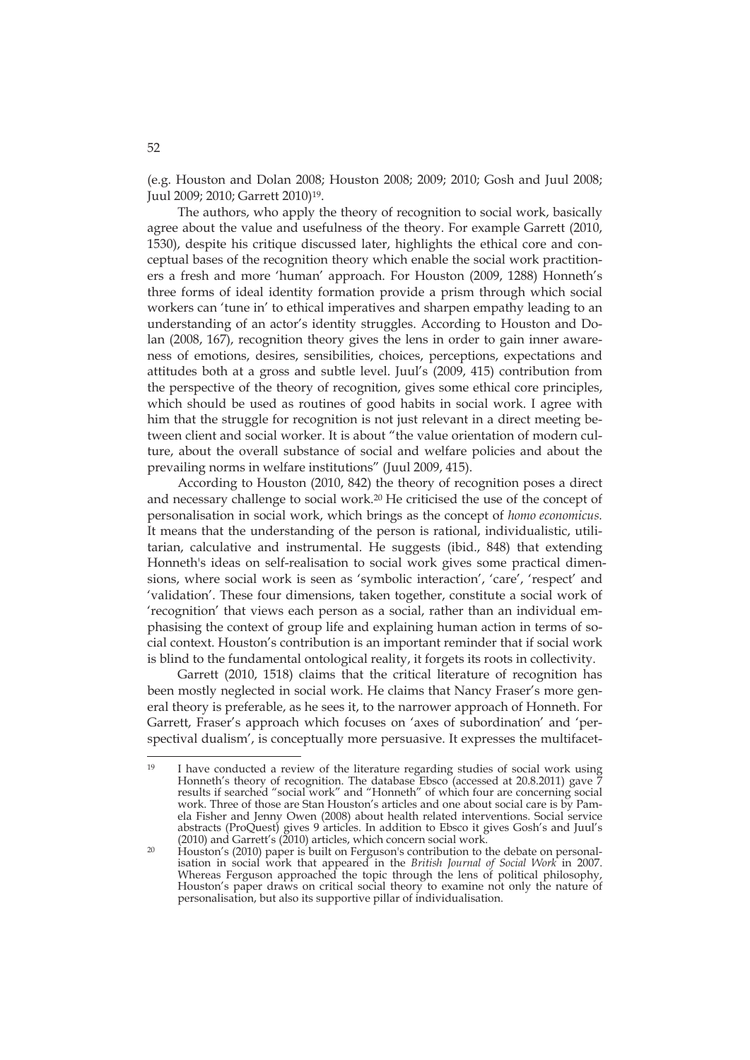(e.g. Houston and Dolan 2008; Houston 2008; 2009; 2010; Gosh and Juul 2008; Juul 2009; 2010; Garrett 2010)[19].

The authors, who apply the theory of recognition to social work, basically agree about the value and usefulness of the theory. For example Garrett (2010, 1530), despite his critique discussed later, highlights the ethical core and conceptual bases of the recognition theory which enable the social work practitioners a fresh and more 'human' approach. For Houston (2009, 1288) Honneth's three forms of ideal identity formation provide a prism through which social workers can 'tune in' to ethical imperatives and sharpen empathy leading to an understanding of an actor's identity struggles. According to Houston and Dolan (2008, 167), recognition theory gives the lens in order to gain inner awareness of emotions, desires, sensibilities, choices, perceptions, expectations and attitudes both at a gross and subtle level. Juul's (2009, 415) contribution from the perspective of the theory of recognition, gives some ethical core principles, which should be used as routines of good habits in social work. I agree with him that the struggle for recognition is not just relevant in a direct meeting between client and social worker. It is about "the value orientation of modern culture, about the overall substance of social and welfare policies and about the prevailing norms in welfare institutions" (Juul 2009, 415).

According to Houston (2010, 842) the theory of recognition poses a direct and necessary challenge to social work.[20] He criticised the use of the concept of personalisation in social work, which brings as the concept of *homo economicus.* It means that the understanding of the person is rational, individualistic, utilitarian, calculative and instrumental. He suggests (ibid., 848) that extending Honneth's ideas on self-realisation to social work gives some practical dimensions, where social work is seen as 'symbolic interaction', 'care', 'respect' and 'validation'. These four dimensions, taken together, constitute a social work of 'recognition' that views each person as a social, rather than an individual emphasising the context of group life and explaining human action in terms of social context. Houston's contribution is an important reminder that if social work is blind to the fundamental ontological reality, it forgets its roots in collectivity.

Garrett (2010, 1518) claims that the critical literature of recognition has been mostly neglected in social work. He claims that Nancy Fraser's more general theory is preferable, as he sees it, to the narrower approach of Honneth. For Garrett, Fraser's approach which focuses on 'axes of subordination' and 'perspectival dualism', is conceptually more persuasive. It expresses the multifacet-

---

[19] I have conducted a review of the literature regarding studies of social work using Honneth's theory of recognition. The database Ebsco (accessed at 20.8.2011) gave 7 results if searched "social work" and "Honneth" of which four are concerning social work. Three of those are Stan Houston's articles and one about social care is by Pamela Fisher and Jenny Owen (2008) about health related interventions. Social service abstracts (ProQuest) gives 9 articles. In addition to Ebsco it gives Gosh's and Juul's (2010) and Garrett's (2010) articles, which concern social work.

[20] Houston's (2010) paper is built on Ferguson's contribution to the debate on personalisation in social work that appeared in the *British Journal of Social Work* in 2007. Whereas Ferguson approached the topic through the lens of political philosophy, Houston's paper draws on critical social theory to examine not only the nature of personalisation, but also its supportive pillar of individualisation.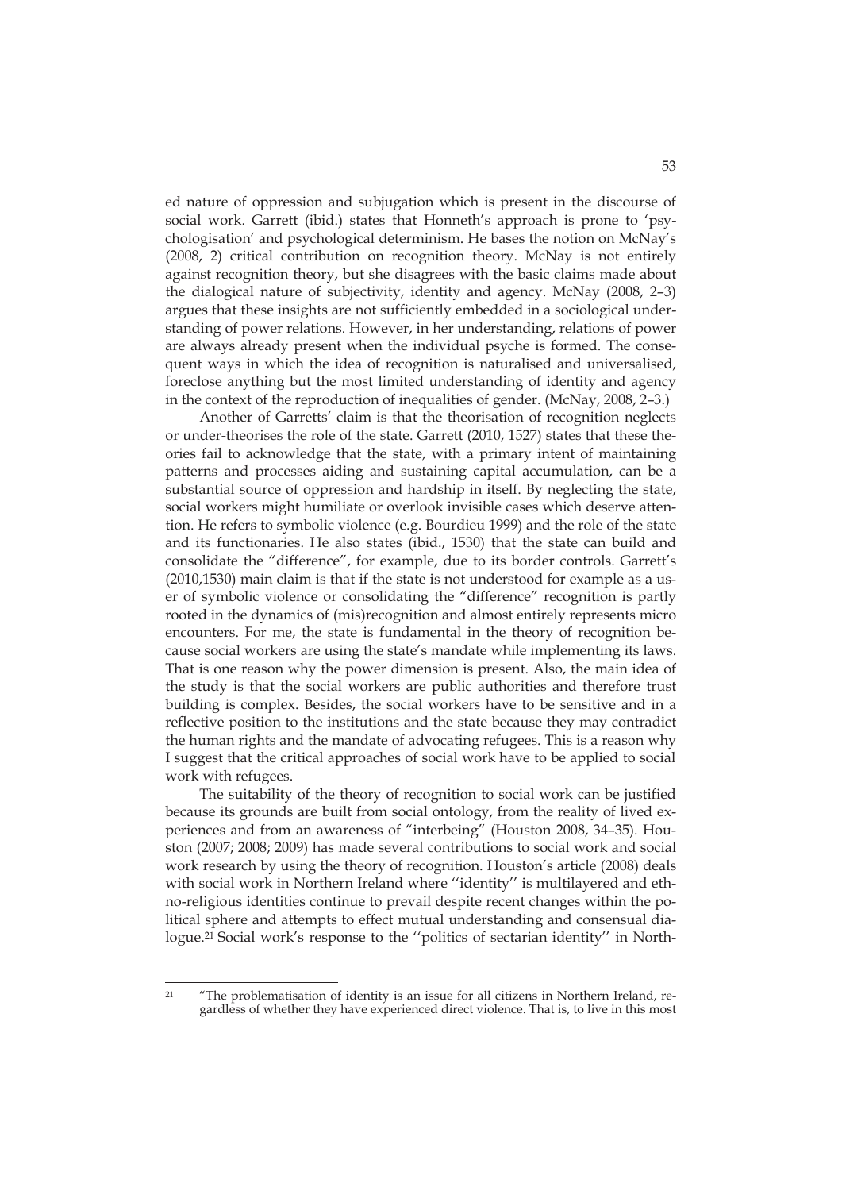ed nature of oppression and subjugation which is present in the discourse of social work. Garrett (ibid.) states that Honneth's approach is prone to 'psychologisation' and psychological determinism. He bases the notion on McNay's (2008, 2) critical contribution on recognition theory. McNay is not entirely against recognition theory, but she disagrees with the basic claims made about the dialogical nature of subjectivity, identity and agency. McNay (2008, 2–3) argues that these insights are not sufficiently embedded in a sociological understanding of power relations. However, in her understanding, relations of power are always already present when the individual psyche is formed. The consequent ways in which the idea of recognition is naturalised and universalised, foreclose anything but the most limited understanding of identity and agency in the context of the reproduction of inequalities of gender. (McNay, 2008, 2–3.)

Another of Garretts' claim is that the theorisation of recognition neglects or under-theorises the role of the state. Garrett (2010, 1527) states that these theories fail to acknowledge that the state, with a primary intent of maintaining patterns and processes aiding and sustaining capital accumulation, can be a substantial source of oppression and hardship in itself. By neglecting the state, social workers might humiliate or overlook invisible cases which deserve attention. He refers to symbolic violence (e.g. Bourdieu 1999) and the role of the state and its functionaries. He also states (ibid., 1530) that the state can build and consolidate the "difference", for example, due to its border controls. Garrett's (2010,1530) main claim is that if the state is not understood for example as a user of symbolic violence or consolidating the "difference" recognition is partly rooted in the dynamics of (mis)recognition and almost entirely represents micro encounters. For me, the state is fundamental in the theory of recognition because social workers are using the state's mandate while implementing its laws. That is one reason why the power dimension is present. Also, the main idea of the study is that the social workers are public authorities and therefore trust building is complex. Besides, the social workers have to be sensitive and in a reflective position to the institutions and the state because they may contradict the human rights and the mandate of advocating refugees. This is a reason why I suggest that the critical approaches of social work have to be applied to social work with refugees.

The suitability of the theory of recognition to social work can be justified because its grounds are built from social ontology, from the reality of lived experiences and from an awareness of "interbeing" (Houston 2008, 34–35). Houston (2007; 2008; 2009) has made several contributions to social work and social work research by using the theory of recognition. Houston's article (2008) deals with social work in Northern Ireland where ''identity'' is multilayered and ethno-religious identities continue to prevail despite recent changes within the political sphere and attempts to effect mutual understanding and consensual dialogue.[21] Social work's response to the ''politics of sectarian identity'' in North-

[21] "The problematisation of identity is an issue for all citizens in Northern Ireland, regardless of whether they have experienced direct violence. That is, to live in this most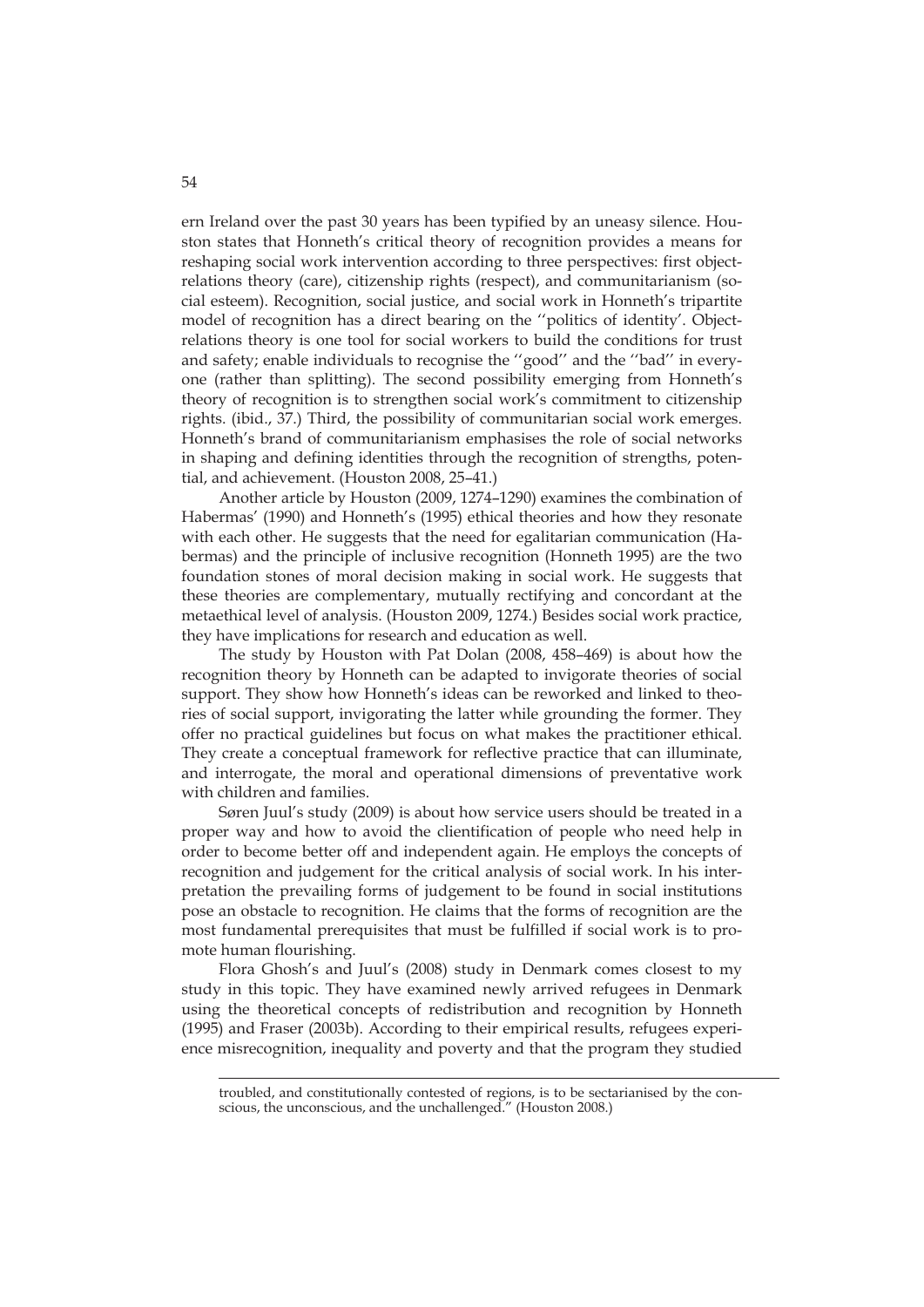ern Ireland over the past 30 years has been typified by an uneasy silence. Houston states that Honneth's critical theory of recognition provides a means for reshaping social work intervention according to three perspectives: first object-relations theory (care), citizenship rights (respect), and communitarianism (social esteem). Recognition, social justice, and social work in Honneth's tripartite model of recognition has a direct bearing on the ''politics of identity'. Object-relations theory is one tool for social workers to build the conditions for trust and safety; enable individuals to recognise the ''good'' and the ''bad'' in everyone (rather than splitting). The second possibility emerging from Honneth's theory of recognition is to strengthen social work's commitment to citizenship rights. (ibid., 37.) Third, the possibility of communitarian social work emerges. Honneth's brand of communitarianism emphasises the role of social networks in shaping and defining identities through the recognition of strengths, potential, and achievement. (Houston 2008, 25–41.)

Another article by Houston (2009, 1274–1290) examines the combination of Habermas' (1990) and Honneth's (1995) ethical theories and how they resonate with each other. He suggests that the need for egalitarian communication (Habermas) and the principle of inclusive recognition (Honneth 1995) are the two foundation stones of moral decision making in social work. He suggests that these theories are complementary, mutually rectifying and concordant at the metaethical level of analysis. (Houston 2009, 1274.) Besides social work practice, they have implications for research and education as well.

The study by Houston with Pat Dolan (2008, 458–469) is about how the recognition theory by Honneth can be adapted to invigorate theories of social support. They show how Honneth's ideas can be reworked and linked to theories of social support, invigorating the latter while grounding the former. They offer no practical guidelines but focus on what makes the practitioner ethical. They create a conceptual framework for reflective practice that can illuminate, and interrogate, the moral and operational dimensions of preventative work with children and families.

Søren Juul's study (2009) is about how service users should be treated in a proper way and how to avoid the clientification of people who need help in order to become better off and independent again. He employs the concepts of recognition and judgement for the critical analysis of social work. In his interpretation the prevailing forms of judgement to be found in social institutions pose an obstacle to recognition. He claims that the forms of recognition are the most fundamental prerequisites that must be fulfilled if social work is to promote human flourishing.

Flora Ghosh's and Juul's (2008) study in Denmark comes closest to my study in this topic. They have examined newly arrived refugees in Denmark using the theoretical concepts of redistribution and recognition by Honneth (1995) and Fraser (2003b). According to their empirical results, refugees experience misrecognition, inequality and poverty and that the program they studied

---

troubled, and constitutionally contested of regions, is to be sectarianised by the conscious, the unconscious, and the unchallenged." (Houston 2008.)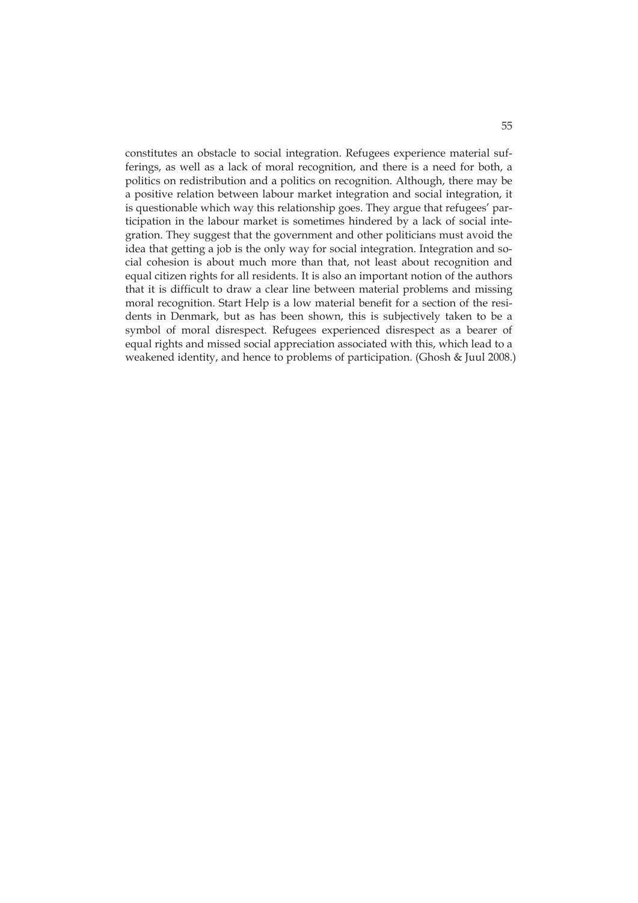constitutes an obstacle to social integration. Refugees experience material sufferings, as well as a lack of moral recognition, and there is a need for both, a politics on redistribution and a politics on recognition. Although, there may be a positive relation between labour market integration and social integration, it is questionable which way this relationship goes. They argue that refugees' participation in the labour market is sometimes hindered by a lack of social integration. They suggest that the government and other politicians must avoid the idea that getting a job is the only way for social integration. Integration and social cohesion is about much more than that, not least about recognition and equal citizen rights for all residents. It is also an important notion of the authors that it is difficult to draw a clear line between material problems and missing moral recognition. Start Help is a low material benefit for a section of the residents in Denmark, but as has been shown, this is subjectively taken to be a symbol of moral disrespect. Refugees experienced disrespect as a bearer of equal rights and missed social appreciation associated with this, which lead to a weakened identity, and hence to problems of participation. (Ghosh & Juul 2008.)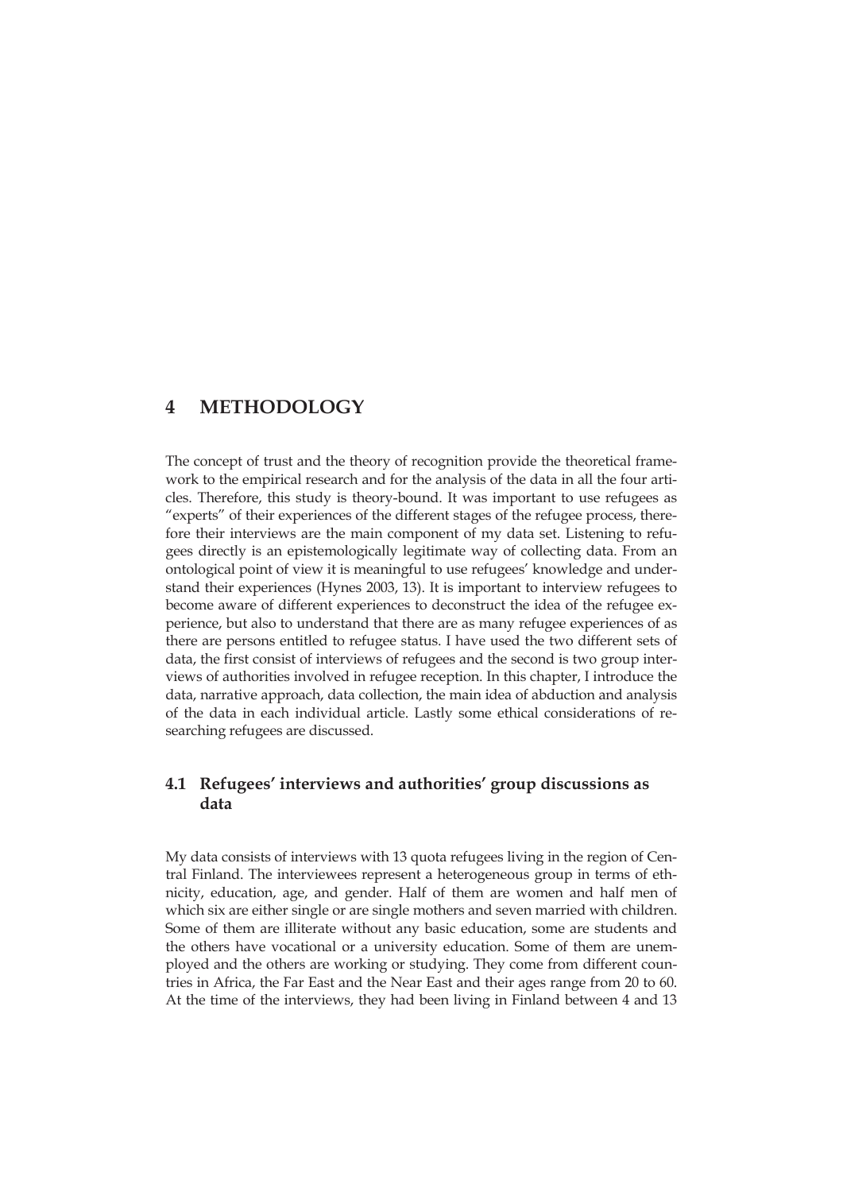# 4 METHODOLOGY

The concept of trust and the theory of recognition provide the theoretical framework to the empirical research and for the analysis of the data in all the four articles. Therefore, this study is theory-bound. It was important to use refugees as "experts" of their experiences of the different stages of the refugee process, therefore their interviews are the main component of my data set. Listening to refugees directly is an epistemologically legitimate way of collecting data. From an ontological point of view it is meaningful to use refugees' knowledge and understand their experiences (Hynes 2003, 13). It is important to interview refugees to become aware of different experiences to deconstruct the idea of the refugee experience, but also to understand that there are as many refugee experiences of as there are persons entitled to refugee status. I have used the two different sets of data, the first consist of interviews of refugees and the second is two group interviews of authorities involved in refugee reception. In this chapter, I introduce the data, narrative approach, data collection, the main idea of abduction and analysis of the data in each individual article. Lastly some ethical considerations of researching refugees are discussed.

## 4.1 Refugees' interviews and authorities' group discussions as data

My data consists of interviews with 13 quota refugees living in the region of Central Finland. The interviewees represent a heterogeneous group in terms of ethnicity, education, age, and gender. Half of them are women and half men of which six are either single or are single mothers and seven married with children. Some of them are illiterate without any basic education, some are students and the others have vocational or a university education. Some of them are unemployed and the others are working or studying. They come from different countries in Africa, the Far East and the Near East and their ages range from 20 to 60. At the time of the interviews, they had been living in Finland between 4 and 13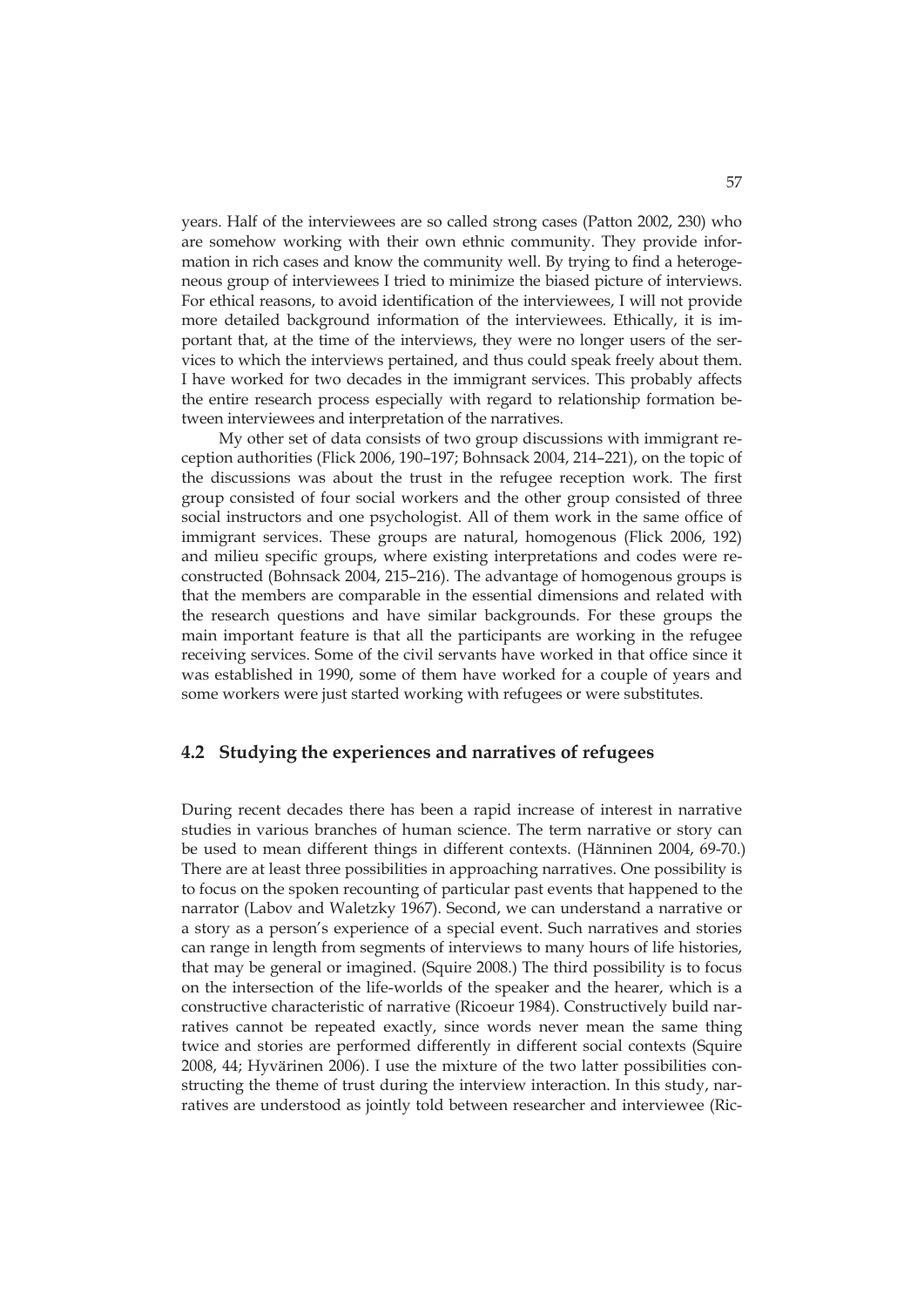years. Half of the interviewees are so called strong cases (Patton 2002, 230) who are somehow working with their own ethnic community. They provide information in rich cases and know the community well. By trying to find a heterogeneous group of interviewees I tried to minimize the biased picture of interviews. For ethical reasons, to avoid identification of the interviewees, I will not provide more detailed background information of the interviewees. Ethically, it is important that, at the time of the interviews, they were no longer users of the services to which the interviews pertained, and thus could speak freely about them. I have worked for two decades in the immigrant services. This probably affects the entire research process especially with regard to relationship formation between interviewees and interpretation of the narratives.

My other set of data consists of two group discussions with immigrant reception authorities (Flick 2006, 190–197; Bohnsack 2004, 214–221), on the topic of the discussions was about the trust in the refugee reception work. The first group consisted of four social workers and the other group consisted of three social instructors and one psychologist. All of them work in the same office of immigrant services. These groups are natural, homogenous (Flick 2006, 192) and milieu specific groups, where existing interpretations and codes were reconstructed (Bohnsack 2004, 215–216). The advantage of homogenous groups is that the members are comparable in the essential dimensions and related with the research questions and have similar backgrounds. For these groups the main important feature is that all the participants are working in the refugee receiving services. Some of the civil servants have worked in that office since it was established in 1990, some of them have worked for a couple of years and some workers were just started working with refugees or were substitutes.

## 4.2 Studying the experiences and narratives of refugees

During recent decades there has been a rapid increase of interest in narrative studies in various branches of human science. The term narrative or story can be used to mean different things in different contexts. (Hänninen 2004, 69-70.) There are at least three possibilities in approaching narratives. One possibility is to focus on the spoken recounting of particular past events that happened to the narrator (Labov and Waletzky 1967). Second, we can understand a narrative or a story as a person's experience of a special event. Such narratives and stories can range in length from segments of interviews to many hours of life histories, that may be general or imagined. (Squire 2008.) The third possibility is to focus on the intersection of the life-worlds of the speaker and the hearer, which is a constructive characteristic of narrative (Ricoeur 1984). Constructively build narratives cannot be repeated exactly, since words never mean the same thing twice and stories are performed differently in different social contexts (Squire 2008, 44; Hyvärinen 2006). I use the mixture of the two latter possibilities constructing the theme of trust during the interview interaction. In this study, narratives are understood as jointly told between researcher and interviewee (Ric-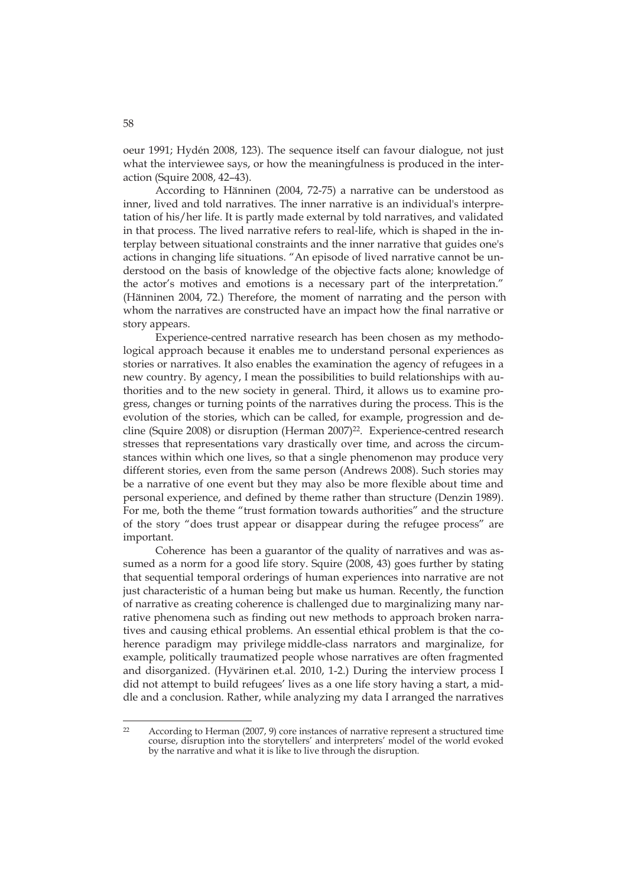oeur 1991; Hydén 2008, 123). The sequence itself can favour dialogue, not just what the interviewee says, or how the meaningfulness is produced in the interaction (Squire 2008, 42–43).

According to Hänninen (2004, 72-75) a narrative can be understood as inner, lived and told narratives. The inner narrative is an individual's interpretation of his/her life. It is partly made external by told narratives, and validated in that process. The lived narrative refers to real-life, which is shaped in the interplay between situational constraints and the inner narrative that guides one's actions in changing life situations. "An episode of lived narrative cannot be understood on the basis of knowledge of the objective facts alone; knowledge of the actor's motives and emotions is a necessary part of the interpretation." (Hänninen 2004, 72.) Therefore, the moment of narrating and the person with whom the narratives are constructed have an impact how the final narrative or story appears.

Experience-centred narrative research has been chosen as my methodological approach because it enables me to understand personal experiences as stories or narratives. It also enables the examination the agency of refugees in a new country. By agency, I mean the possibilities to build relationships with authorities and to the new society in general. Third, it allows us to examine progress, changes or turning points of the narratives during the process. This is the evolution of the stories, which can be called, for example, progression and decline (Squire 2008) or disruption (Herman 2007)[22]. Experience-centred research stresses that representations vary drastically over time, and across the circumstances within which one lives, so that a single phenomenon may produce very different stories, even from the same person (Andrews 2008). Such stories may be a narrative of one event but they may also be more flexible about time and personal experience, and defined by theme rather than structure (Denzin 1989). For me, both the theme "trust formation towards authorities" and the structure of the story "does trust appear or disappear during the refugee process" are important.

Coherence has been a guarantor of the quality of narratives and was assumed as a norm for a good life story. Squire (2008, 43) goes further by stating that sequential temporal orderings of human experiences into narrative are not just characteristic of a human being but make us human. Recently, the function of narrative as creating coherence is challenged due to marginalizing many narrative phenomena such as finding out new methods to approach broken narratives and causing ethical problems. An essential ethical problem is that the coherence paradigm may privilege middle-class narrators and marginalize, for example, politically traumatized people whose narratives are often fragmented and disorganized. (Hyvärinen et.al. 2010, 1-2.) During the interview process I did not attempt to build refugees' lives as a one life story having a start, a middle and a conclusion. Rather, while analyzing my data I arranged the narratives

---

[22] According to Herman (2007, 9) core instances of narrative represent a structured time course, disruption into the storytellers' and interpreters' model of the world evoked by the narrative and what it is like to live through the disruption.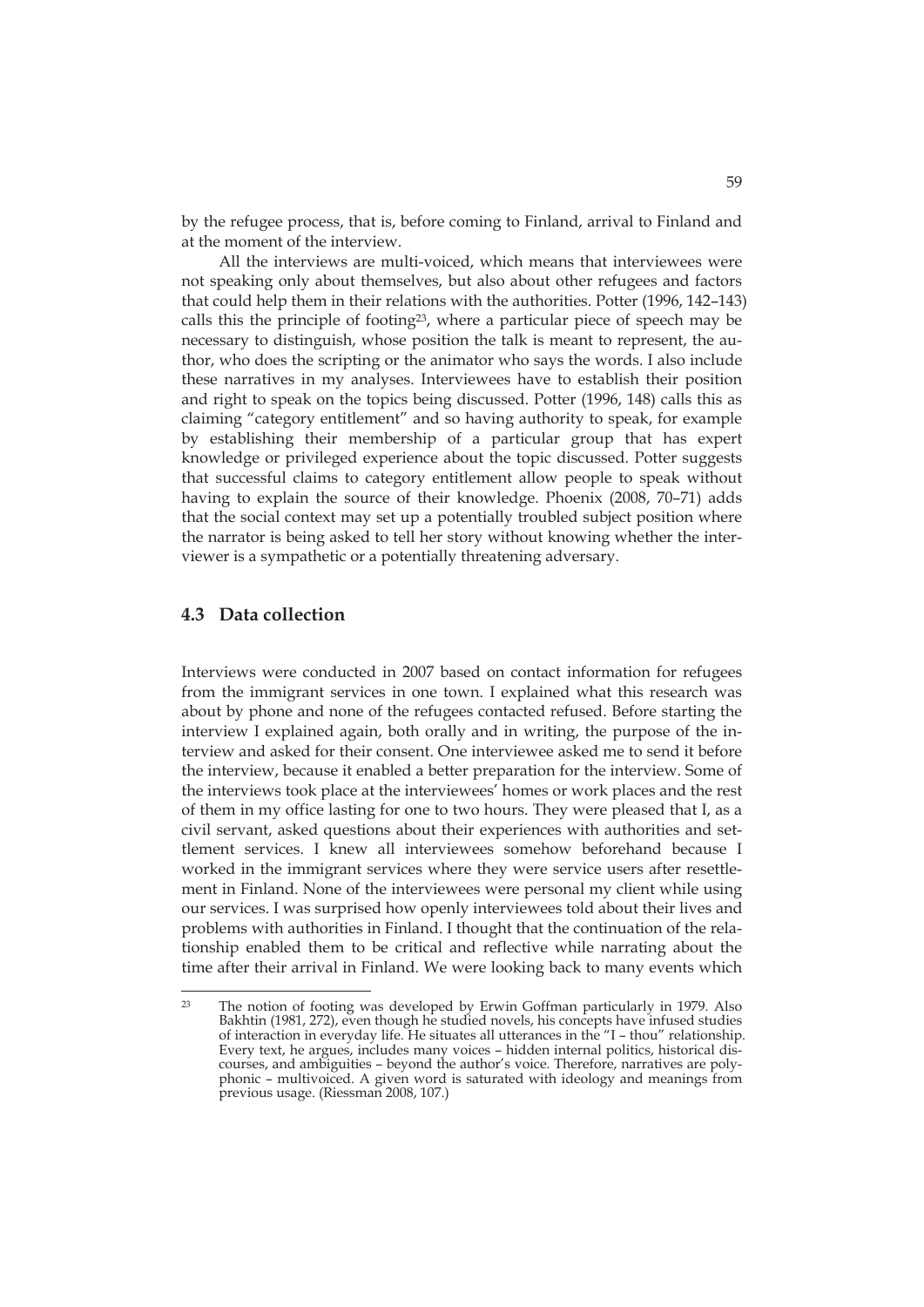by the refugee process, that is, before coming to Finland, arrival to Finland and at the moment of the interview.

All the interviews are multi-voiced, which means that interviewees were not speaking only about themselves, but also about other refugees and factors that could help them in their relations with the authorities. Potter (1996, 142–143) calls this the principle of footing[23], where a particular piece of speech may be necessary to distinguish, whose position the talk is meant to represent, the author, who does the scripting or the animator who says the words. I also include these narratives in my analyses. Interviewees have to establish their position and right to speak on the topics being discussed. Potter (1996, 148) calls this as claiming "category entitlement" and so having authority to speak, for example by establishing their membership of a particular group that has expert knowledge or privileged experience about the topic discussed. Potter suggests that successful claims to category entitlement allow people to speak without having to explain the source of their knowledge. Phoenix (2008, 70–71) adds that the social context may set up a potentially troubled subject position where the narrator is being asked to tell her story without knowing whether the interviewer is a sympathetic or a potentially threatening adversary.

## 4.3 Data collection

Interviews were conducted in 2007 based on contact information for refugees from the immigrant services in one town. I explained what this research was about by phone and none of the refugees contacted refused. Before starting the interview I explained again, both orally and in writing, the purpose of the interview and asked for their consent. One interviewee asked me to send it before the interview, because it enabled a better preparation for the interview. Some of the interviews took place at the interviewees' homes or work places and the rest of them in my office lasting for one to two hours. They were pleased that I, as a civil servant, asked questions about their experiences with authorities and settlement services. I knew all interviewees somehow beforehand because I worked in the immigrant services where they were service users after resettlement in Finland. None of the interviewees were personal my client while using our services. I was surprised how openly interviewees told about their lives and problems with authorities in Finland. I thought that the continuation of the relationship enabled them to be critical and reflective while narrating about the time after their arrival in Finland. We were looking back to many events which

[23] The notion of footing was developed by Erwin Goffman particularly in 1979. Also Bakhtin (1981, 272), even though he studied novels, his concepts have infused studies of interaction in everyday life. He situates all utterances in the "I – thou" relationship. Every text, he argues, includes many voices – hidden internal politics, historical discourses, and ambiguities – beyond the author's voice. Therefore, narratives are polyphonic – multivoiced. A given word is saturated with ideology and meanings from previous usage. (Riessman 2008, 107.)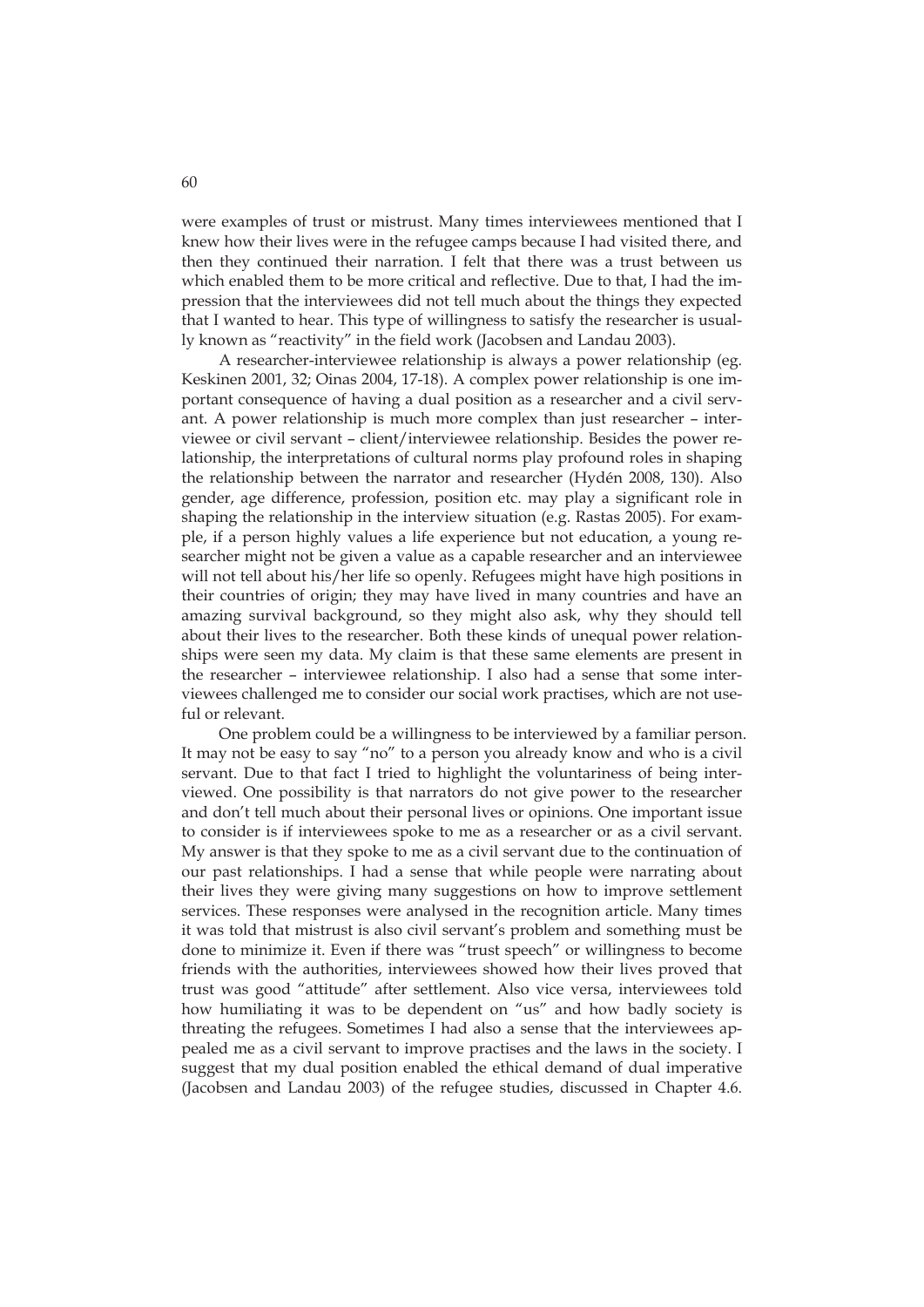were examples of trust or mistrust. Many times interviewees mentioned that I knew how their lives were in the refugee camps because I had visited there, and then they continued their narration. I felt that there was a trust between us which enabled them to be more critical and reflective. Due to that, I had the impression that the interviewees did not tell much about the things they expected that I wanted to hear. This type of willingness to satisfy the researcher is usually known as "reactivity" in the field work (Jacobsen and Landau 2003).

A researcher-interviewee relationship is always a power relationship (eg. Keskinen 2001, 32; Oinas 2004, 17-18). A complex power relationship is one important consequence of having a dual position as a researcher and a civil servant. A power relationship is much more complex than just researcher – interviewee or civil servant – client/interviewee relationship. Besides the power relationship, the interpretations of cultural norms play profound roles in shaping the relationship between the narrator and researcher (Hydén 2008, 130). Also gender, age difference, profession, position etc. may play a significant role in shaping the relationship in the interview situation (e.g. Rastas 2005). For example, if a person highly values a life experience but not education, a young researcher might not be given a value as a capable researcher and an interviewee will not tell about his/her life so openly. Refugees might have high positions in their countries of origin; they may have lived in many countries and have an amazing survival background, so they might also ask, why they should tell about their lives to the researcher. Both these kinds of unequal power relationships were seen my data. My claim is that these same elements are present in the researcher – interviewee relationship. I also had a sense that some interviewees challenged me to consider our social work practises, which are not useful or relevant.

One problem could be a willingness to be interviewed by a familiar person. It may not be easy to say "no" to a person you already know and who is a civil servant. Due to that fact I tried to highlight the voluntariness of being interviewed. One possibility is that narrators do not give power to the researcher and don't tell much about their personal lives or opinions. One important issue to consider is if interviewees spoke to me as a researcher or as a civil servant. My answer is that they spoke to me as a civil servant due to the continuation of our past relationships. I had a sense that while people were narrating about their lives they were giving many suggestions on how to improve settlement services. These responses were analysed in the recognition article. Many times it was told that mistrust is also civil servant's problem and something must be done to minimize it. Even if there was "trust speech" or willingness to become friends with the authorities, interviewees showed how their lives proved that trust was good "attitude" after settlement. Also vice versa, interviewees told how humiliating it was to be dependent on "us" and how badly society is threating the refugees. Sometimes I had also a sense that the interviewees appealed me as a civil servant to improve practises and the laws in the society. I suggest that my dual position enabled the ethical demand of dual imperative (Jacobsen and Landau 2003) of the refugee studies, discussed in Chapter 4.6.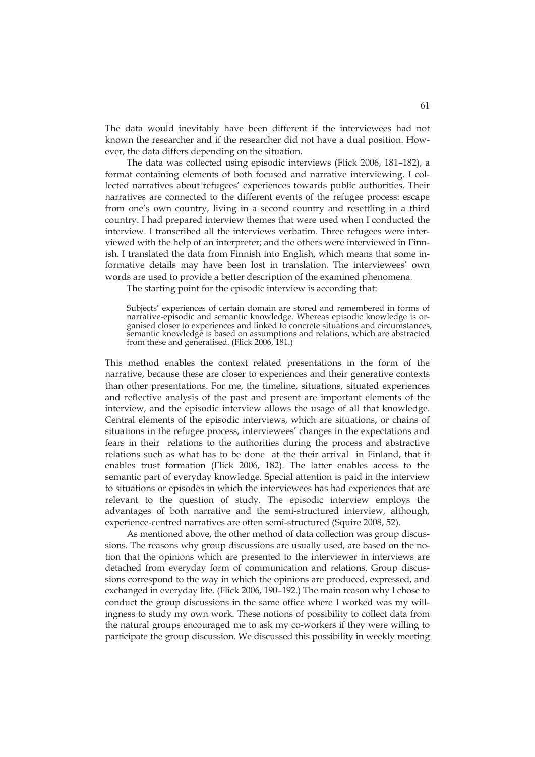The data would inevitably have been different if the interviewees had not known the researcher and if the researcher did not have a dual position. However, the data differs depending on the situation.

The data was collected using episodic interviews (Flick 2006, 181–182), a format containing elements of both focused and narrative interviewing. I collected narratives about refugees' experiences towards public authorities. Their narratives are connected to the different events of the refugee process: escape from one's own country, living in a second country and resettling in a third country. I had prepared interview themes that were used when I conducted the interview. I transcribed all the interviews verbatim. Three refugees were interviewed with the help of an interpreter; and the others were interviewed in Finnish. I translated the data from Finnish into English, which means that some informative details may have been lost in translation. The interviewees' own words are used to provide a better description of the examined phenomena.

The starting point for the episodic interview is according that:

> Subjects' experiences of certain domain are stored and remembered in forms of narrative-episodic and semantic knowledge. Whereas episodic knowledge is organised closer to experiences and linked to concrete situations and circumstances, semantic knowledge is based on assumptions and relations, which are abstracted from these and generalised. (Flick 2006, 181.)

This method enables the context related presentations in the form of the narrative, because these are closer to experiences and their generative contexts than other presentations. For me, the timeline, situations, situated experiences and reflective analysis of the past and present are important elements of the interview, and the episodic interview allows the usage of all that knowledge. Central elements of the episodic interviews, which are situations, or chains of situations in the refugee process, interviewees' changes in the expectations and fears in their relations to the authorities during the process and abstractive relations such as what has to be done at the their arrival in Finland, that it enables trust formation (Flick 2006, 182). The latter enables access to the semantic part of everyday knowledge. Special attention is paid in the interview to situations or episodes in which the interviewees has had experiences that are relevant to the question of study. The episodic interview employs the advantages of both narrative and the semi-structured interview, although, experience-centred narratives are often semi-structured (Squire 2008, 52).

As mentioned above, the other method of data collection was group discussions. The reasons why group discussions are usually used, are based on the notion that the opinions which are presented to the interviewer in interviews are detached from everyday form of communication and relations. Group discussions correspond to the way in which the opinions are produced, expressed, and exchanged in everyday life. (Flick 2006, 190–192.) The main reason why I chose to conduct the group discussions in the same office where I worked was my willingness to study my own work. These notions of possibility to collect data from the natural groups encouraged me to ask my co-workers if they were willing to participate the group discussion. We discussed this possibility in weekly meeting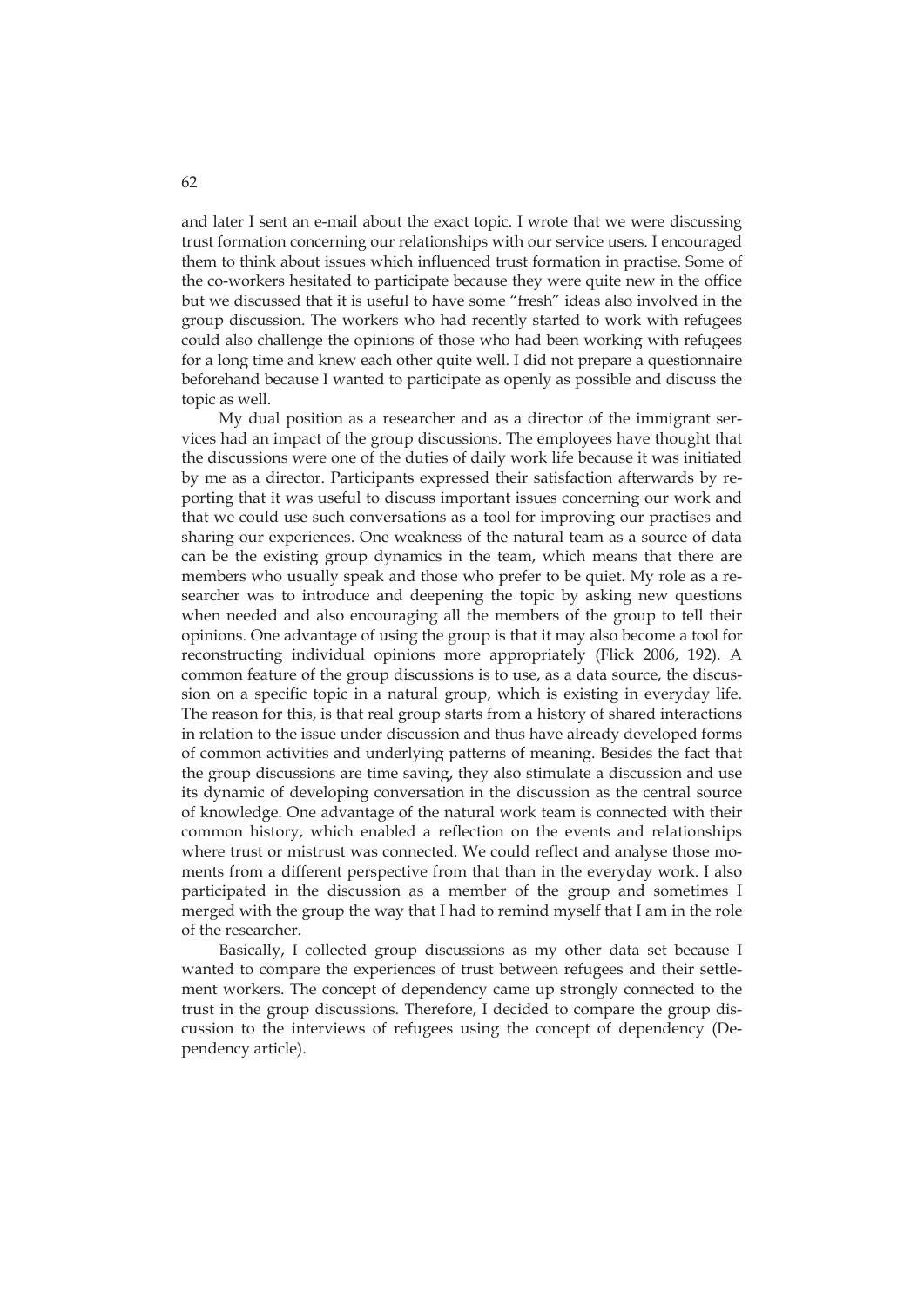and later I sent an e-mail about the exact topic. I wrote that we were discussing trust formation concerning our relationships with our service users. I encouraged them to think about issues which influenced trust formation in practise. Some of the co-workers hesitated to participate because they were quite new in the office but we discussed that it is useful to have some "fresh" ideas also involved in the group discussion. The workers who had recently started to work with refugees could also challenge the opinions of those who had been working with refugees for a long time and knew each other quite well. I did not prepare a questionnaire beforehand because I wanted to participate as openly as possible and discuss the topic as well.

My dual position as a researcher and as a director of the immigrant services had an impact of the group discussions. The employees have thought that the discussions were one of the duties of daily work life because it was initiated by me as a director. Participants expressed their satisfaction afterwards by reporting that it was useful to discuss important issues concerning our work and that we could use such conversations as a tool for improving our practises and sharing our experiences. One weakness of the natural team as a source of data can be the existing group dynamics in the team, which means that there are members who usually speak and those who prefer to be quiet. My role as a researcher was to introduce and deepening the topic by asking new questions when needed and also encouraging all the members of the group to tell their opinions. One advantage of using the group is that it may also become a tool for reconstructing individual opinions more appropriately (Flick 2006, 192). A common feature of the group discussions is to use, as a data source, the discussion on a specific topic in a natural group, which is existing in everyday life. The reason for this, is that real group starts from a history of shared interactions in relation to the issue under discussion and thus have already developed forms of common activities and underlying patterns of meaning. Besides the fact that the group discussions are time saving, they also stimulate a discussion and use its dynamic of developing conversation in the discussion as the central source of knowledge. One advantage of the natural work team is connected with their common history, which enabled a reflection on the events and relationships where trust or mistrust was connected. We could reflect and analyse those moments from a different perspective from that than in the everyday work. I also participated in the discussion as a member of the group and sometimes I merged with the group the way that I had to remind myself that I am in the role of the researcher.

Basically, I collected group discussions as my other data set because I wanted to compare the experiences of trust between refugees and their settlement workers. The concept of dependency came up strongly connected to the trust in the group discussions. Therefore, I decided to compare the group discussion to the interviews of refugees using the concept of dependency (Dependency article).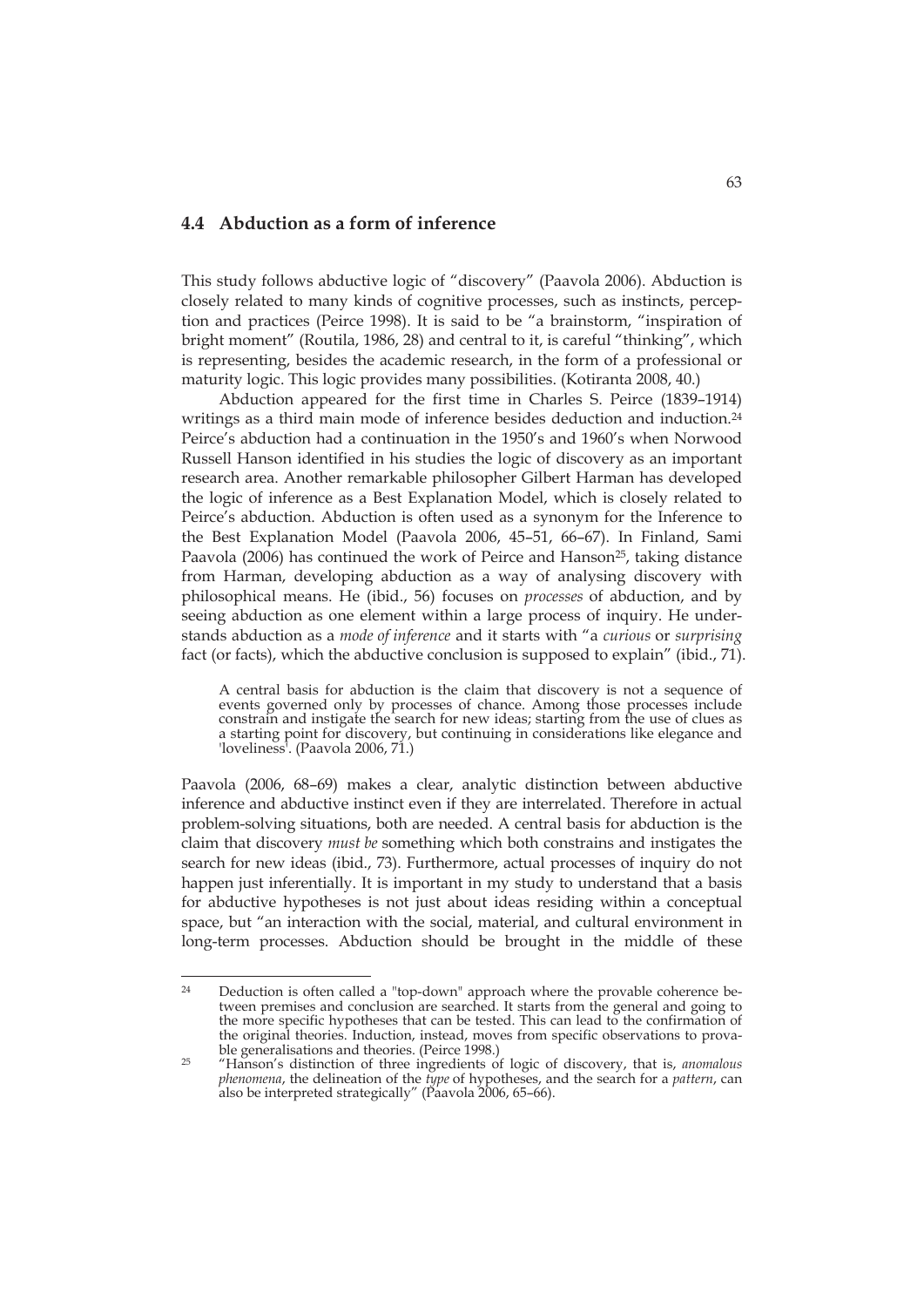## 4.4 Abduction as a form of inference

This study follows abductive logic of "discovery" (Paavola 2006). Abduction is closely related to many kinds of cognitive processes, such as instincts, perception and practices (Peirce 1998). It is said to be "a brainstorm, "inspiration of bright moment" (Routila, 1986, 28) and central to it, is careful "thinking", which is representing, besides the academic research, in the form of a professional or maturity logic. This logic provides many possibilities. (Kotiranta 2008, 40.)

Abduction appeared for the first time in Charles S. Peirce (1839–1914) writings as a third main mode of inference besides deduction and induction.[24] Peirce's abduction had a continuation in the 1950's and 1960's when Norwood Russell Hanson identified in his studies the logic of discovery as an important research area. Another remarkable philosopher Gilbert Harman has developed the logic of inference as a Best Explanation Model, which is closely related to Peirce's abduction. Abduction is often used as a synonym for the Inference to the Best Explanation Model (Paavola 2006, 45–51, 66–67). In Finland, Sami Paavola (2006) has continued the work of Peirce and Hanson[25], taking distance from Harman, developing abduction as a way of analysing discovery with philosophical means. He (ibid., 56) focuses on *processes* of abduction, and by seeing abduction as one element within a large process of inquiry. He understands abduction as a *mode of inference* and it starts with "a *curious* or *surprising* fact (or facts), which the abductive conclusion is supposed to explain" (ibid., 71).

> A central basis for abduction is the claim that discovery is not a sequence of events governed only by processes of chance. Among those processes include constrain and instigate the search for new ideas; starting from the use of clues as a starting point for discovery, but continuing in considerations like elegance and 'loveliness'. (Paavola 2006, 71.)

Paavola (2006, 68–69) makes a clear, analytic distinction between abductive inference and abductive instinct even if they are interrelated. Therefore in actual problem-solving situations, both are needed. A central basis for abduction is the claim that discovery *must be* something which both constrains and instigates the search for new ideas (ibid., 73). Furthermore, actual processes of inquiry do not happen just inferentially. It is important in my study to understand that a basis for abductive hypotheses is not just about ideas residing within a conceptual space, but "an interaction with the social, material, and cultural environment in long-term processes. Abduction should be brought in the middle of these

---

[24] Deduction is often called a "top-down" approach where the provable coherence between premises and conclusion are searched. It starts from the general and going to the more specific hypotheses that can be tested. This can lead to the confirmation of the original theories. Induction, instead, moves from specific observations to provable generalisations and theories. (Peirce 1998.)

[25] "Hanson's distinction of three ingredients of logic of discovery, that is, *anomalous phenomena*, the delineation of the *type* of hypotheses, and the search for a *pattern*, can also be interpreted strategically" (Paavola 2006, 65–66).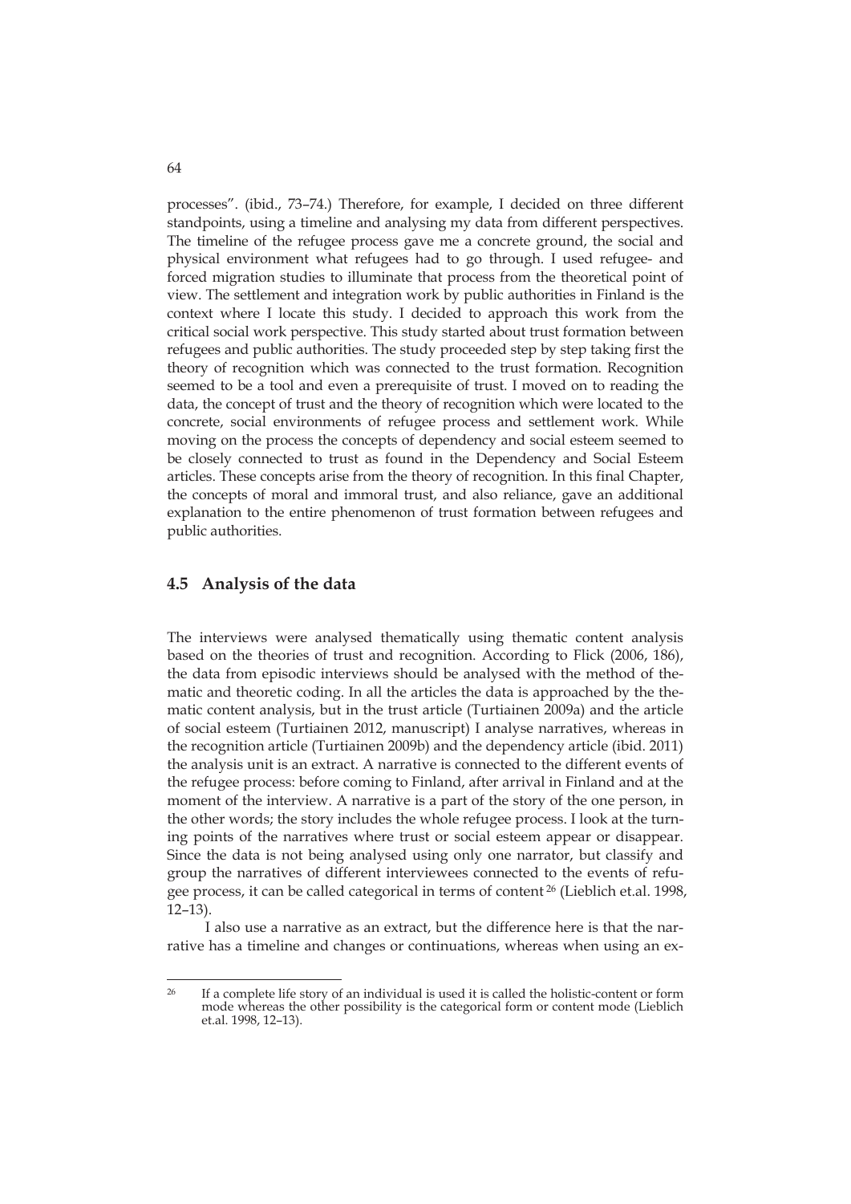processes". (ibid., 73–74.) Therefore, for example, I decided on three different standpoints, using a timeline and analysing my data from different perspectives. The timeline of the refugee process gave me a concrete ground, the social and physical environment what refugees had to go through. I used refugee- and forced migration studies to illuminate that process from the theoretical point of view. The settlement and integration work by public authorities in Finland is the context where I locate this study. I decided to approach this work from the critical social work perspective. This study started about trust formation between refugees and public authorities. The study proceeded step by step taking first the theory of recognition which was connected to the trust formation. Recognition seemed to be a tool and even a prerequisite of trust. I moved on to reading the data, the concept of trust and the theory of recognition which were located to the concrete, social environments of refugee process and settlement work. While moving on the process the concepts of dependency and social esteem seemed to be closely connected to trust as found in the Dependency and Social Esteem articles. These concepts arise from the theory of recognition. In this final Chapter, the concepts of moral and immoral trust, and also reliance, gave an additional explanation to the entire phenomenon of trust formation between refugees and public authorities.

## 4.5 Analysis of the data

The interviews were analysed thematically using thematic content analysis based on the theories of trust and recognition. According to Flick (2006, 186), the data from episodic interviews should be analysed with the method of thematic and theoretic coding. In all the articles the data is approached by the thematic content analysis, but in the trust article (Turtiainen 2009a) and the article of social esteem (Turtiainen 2012, manuscript) I analyse narratives, whereas in the recognition article (Turtiainen 2009b) and the dependency article (ibid. 2011) the analysis unit is an extract. A narrative is connected to the different events of the refugee process: before coming to Finland, after arrival in Finland and at the moment of the interview. A narrative is a part of the story of the one person, in the other words; the story includes the whole refugee process. I look at the turning points of the narratives where trust or social esteem appear or disappear. Since the data is not being analysed using only one narrator, but classify and group the narratives of different interviewees connected to the events of refugee process, it can be called categorical in terms of content [26] (Lieblich et.al. 1998, 12–13).

I also use a narrative as an extract, but the difference here is that the narrative has a timeline and changes or continuations, whereas when using an ex-

[26] If a complete life story of an individual is used it is called the holistic-content or form mode whereas the other possibility is the categorical form or content mode (Lieblich et.al. 1998, 12–13).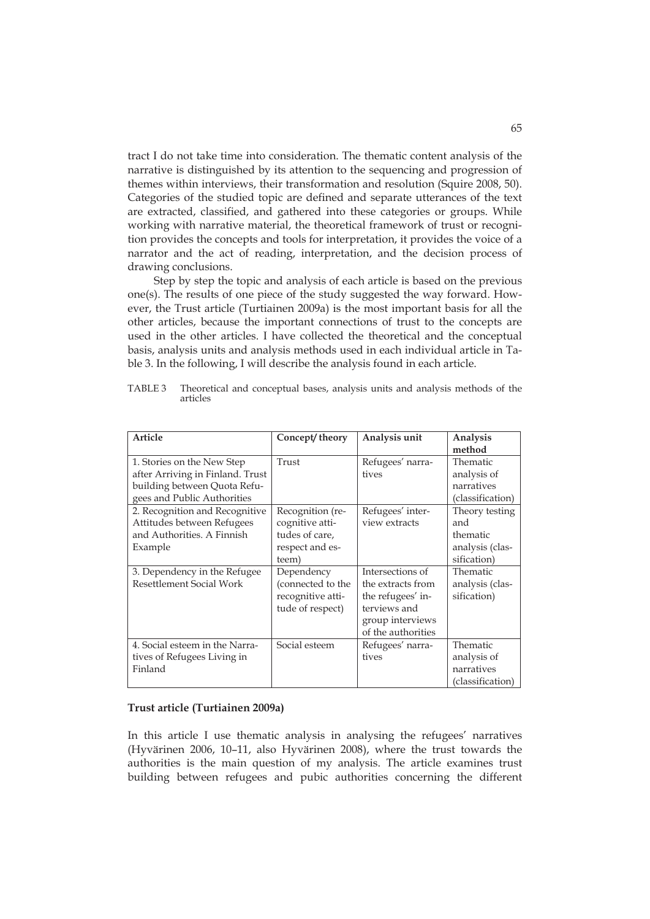tract I do not take time into consideration. The thematic content analysis of the narrative is distinguished by its attention to the sequencing and progression of themes within interviews, their transformation and resolution (Squire 2008, 50). Categories of the studied topic are defined and separate utterances of the text are extracted, classified, and gathered into these categories or groups. While working with narrative material, the theoretical framework of trust or recognition provides the concepts and tools for interpretation, it provides the voice of a narrator and the act of reading, interpretation, and the decision process of drawing conclusions.

Step by step the topic and analysis of each article is based on the previous one(s). The results of one piece of the study suggested the way forward. However, the Trust article (Turtiainen 2009a) is the most important basis for all the other articles, because the important connections of trust to the concepts are used in the other articles. I have collected the theoretical and the conceptual basis, analysis units and analysis methods used in each individual article in Table 3. In the following, I will describe the analysis found in each article.

TABLE 3 Theoretical and conceptual bases, analysis units and analysis methods of the articles

| Article | Concept/theory | Analysis unit | Analysis method |
|---|---|---|---|
| 1. Stories on the New Step after Arriving in Finland. Trust building between Quota Refugees and Public Authorities | Trust | Refugees' narratives | Thematic analysis of narratives (classification) |
| 2. Recognition and Recognitive Attitudes between Refugees and Authorities. A Finnish Example | Recognition (recognitive attitudes of care, respect and esteem) | Refugees' interview extracts | Theory testing and thematic analysis (classification) |
| 3. Dependency in the Refugee Resettlement Social Work | Dependency (connected to the recognitive attitude of respect) | Intersections of the extracts from the refugees' interviews and group interviews of the authorities | Thematic analysis (classification) |
| 4. Social esteem in the Narratives of Refugees Living in Finland | Social esteem | Refugees' narratives | Thematic analysis of narratives (classification) |

**Trust article (Turtiainen 2009a)**

In this article I use thematic analysis in analysing the refugees' narratives (Hyvärinen 2006, 10–11, also Hyvärinen 2008), where the trust towards the authorities is the main question of my analysis. The article examines trust building between refugees and pubic authorities concerning the different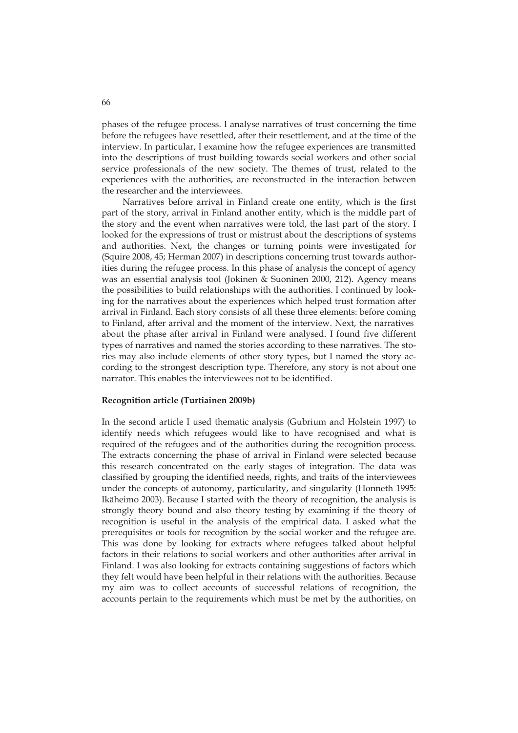phases of the refugee process. I analyse narratives of trust concerning the time before the refugees have resettled, after their resettlement, and at the time of the interview. In particular, I examine how the refugee experiences are transmitted into the descriptions of trust building towards social workers and other social service professionals of the new society. The themes of trust, related to the experiences with the authorities, are reconstructed in the interaction between the researcher and the interviewees.

Narratives before arrival in Finland create one entity, which is the first part of the story, arrival in Finland another entity, which is the middle part of the story and the event when narratives were told, the last part of the story. I looked for the expressions of trust or mistrust about the descriptions of systems and authorities. Next, the changes or turning points were investigated for (Squire 2008, 45; Herman 2007) in descriptions concerning trust towards authorities during the refugee process. In this phase of analysis the concept of agency was an essential analysis tool (Jokinen & Suoninen 2000, 212). Agency means the possibilities to build relationships with the authorities. I continued by looking for the narratives about the experiences which helped trust formation after arrival in Finland. Each story consists of all these three elements: before coming to Finland, after arrival and the moment of the interview. Next, the narratives about the phase after arrival in Finland were analysed. I found five different types of narratives and named the stories according to these narratives. The stories may also include elements of other story types, but I named the story according to the strongest description type. Therefore, any story is not about one narrator. This enables the interviewees not to be identified.

**Recognition article (Turtiainen 2009b)**

In the second article I used thematic analysis (Gubrium and Holstein 1997) to identify needs which refugees would like to have recognised and what is required of the refugees and of the authorities during the recognition process. The extracts concerning the phase of arrival in Finland were selected because this research concentrated on the early stages of integration. The data was classified by grouping the identified needs, rights, and traits of the interviewees under the concepts of autonomy, particularity, and singularity (Honneth 1995: Ikäheimo 2003). Because I started with the theory of recognition, the analysis is strongly theory bound and also theory testing by examining if the theory of recognition is useful in the analysis of the empirical data. I asked what the prerequisites or tools for recognition by the social worker and the refugee are. This was done by looking for extracts where refugees talked about helpful factors in their relations to social workers and other authorities after arrival in Finland. I was also looking for extracts containing suggestions of factors which they felt would have been helpful in their relations with the authorities. Because my aim was to collect accounts of successful relations of recognition, the accounts pertain to the requirements which must be met by the authorities, on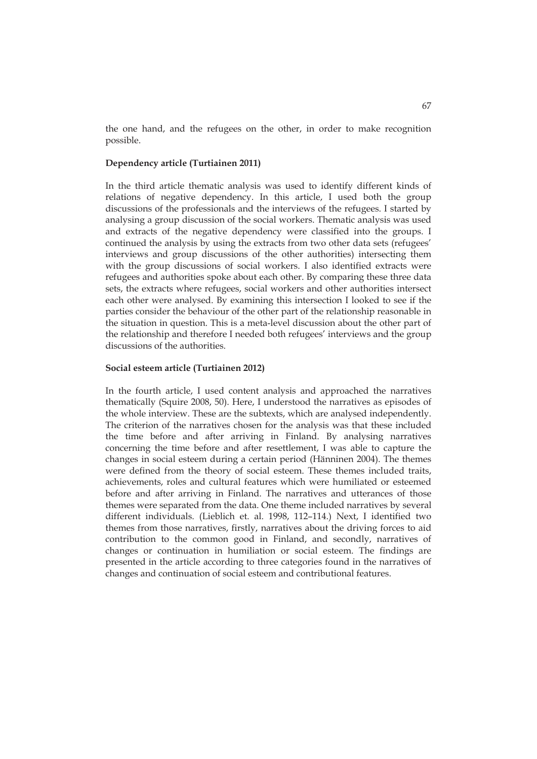the one hand, and the refugees on the other, in order to make recognition possible.

**Dependency article (Turtiainen 2011)**

In the third article thematic analysis was used to identify different kinds of relations of negative dependency. In this article, I used both the group discussions of the professionals and the interviews of the refugees. I started by analysing a group discussion of the social workers. Thematic analysis was used and extracts of the negative dependency were classified into the groups. I continued the analysis by using the extracts from two other data sets (refugees' interviews and group discussions of the other authorities) intersecting them with the group discussions of social workers. I also identified extracts were refugees and authorities spoke about each other. By comparing these three data sets, the extracts where refugees, social workers and other authorities intersect each other were analysed. By examining this intersection I looked to see if the parties consider the behaviour of the other part of the relationship reasonable in the situation in question. This is a meta-level discussion about the other part of the relationship and therefore I needed both refugees' interviews and the group discussions of the authorities.

**Social esteem article (Turtiainen 2012)**

In the fourth article, I used content analysis and approached the narratives thematically (Squire 2008, 50). Here, I understood the narratives as episodes of the whole interview. These are the subtexts, which are analysed independently. The criterion of the narratives chosen for the analysis was that these included the time before and after arriving in Finland. By analysing narratives concerning the time before and after resettlement, I was able to capture the changes in social esteem during a certain period (Hänninen 2004). The themes were defined from the theory of social esteem. These themes included traits, achievements, roles and cultural features which were humiliated or esteemed before and after arriving in Finland. The narratives and utterances of those themes were separated from the data. One theme included narratives by several different individuals. (Lieblich et. al. 1998, 112–114.) Next, I identified two themes from those narratives, firstly, narratives about the driving forces to aid contribution to the common good in Finland, and secondly, narratives of changes or continuation in humiliation or social esteem. The findings are presented in the article according to three categories found in the narratives of changes and continuation of social esteem and contributional features.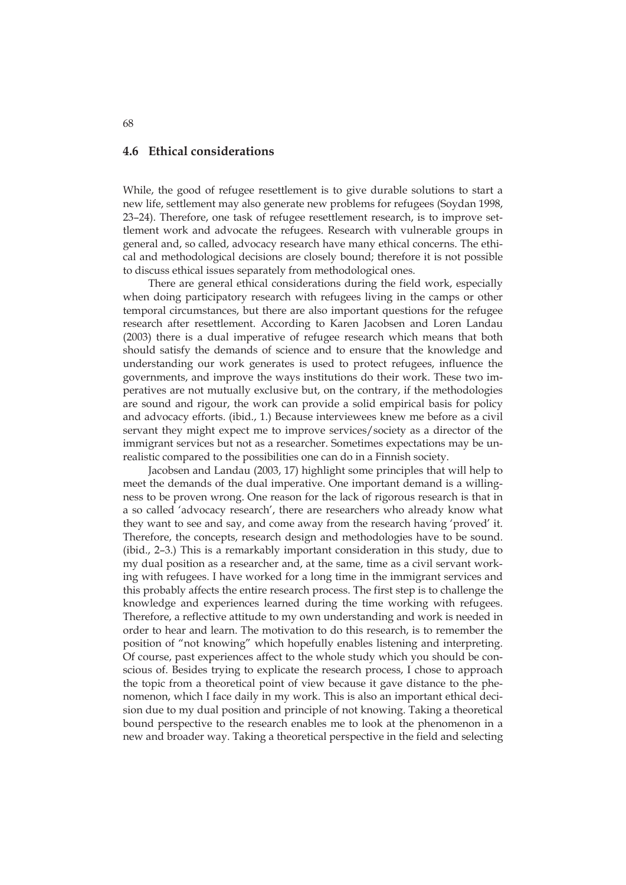## 4.6 Ethical considerations

While, the good of refugee resettlement is to give durable solutions to start a new life, settlement may also generate new problems for refugees (Soydan 1998, 23–24). Therefore, one task of refugee resettlement research, is to improve settlement work and advocate the refugees. Research with vulnerable groups in general and, so called, advocacy research have many ethical concerns. The ethical and methodological decisions are closely bound; therefore it is not possible to discuss ethical issues separately from methodological ones.

There are general ethical considerations during the field work, especially when doing participatory research with refugees living in the camps or other temporal circumstances, but there are also important questions for the refugee research after resettlement. According to Karen Jacobsen and Loren Landau (2003) there is a dual imperative of refugee research which means that both should satisfy the demands of science and to ensure that the knowledge and understanding our work generates is used to protect refugees, influence the governments, and improve the ways institutions do their work. These two imperatives are not mutually exclusive but, on the contrary, if the methodologies are sound and rigour, the work can provide a solid empirical basis for policy and advocacy efforts. (ibid., 1.) Because interviewees knew me before as a civil servant they might expect me to improve services/society as a director of the immigrant services but not as a researcher. Sometimes expectations may be unrealistic compared to the possibilities one can do in a Finnish society.

Jacobsen and Landau (2003, 17) highlight some principles that will help to meet the demands of the dual imperative. One important demand is a willingness to be proven wrong. One reason for the lack of rigorous research is that in a so called 'advocacy research', there are researchers who already know what they want to see and say, and come away from the research having 'proved' it. Therefore, the concepts, research design and methodologies have to be sound. (ibid., 2–3.) This is a remarkably important consideration in this study, due to my dual position as a researcher and, at the same, time as a civil servant working with refugees. I have worked for a long time in the immigrant services and this probably affects the entire research process. The first step is to challenge the knowledge and experiences learned during the time working with refugees. Therefore, a reflective attitude to my own understanding and work is needed in order to hear and learn. The motivation to do this research, is to remember the position of "not knowing" which hopefully enables listening and interpreting. Of course, past experiences affect to the whole study which you should be conscious of. Besides trying to explicate the research process, I chose to approach the topic from a theoretical point of view because it gave distance to the phenomenon, which I face daily in my work. This is also an important ethical decision due to my dual position and principle of not knowing. Taking a theoretical bound perspective to the research enables me to look at the phenomenon in a new and broader way. Taking a theoretical perspective in the field and selecting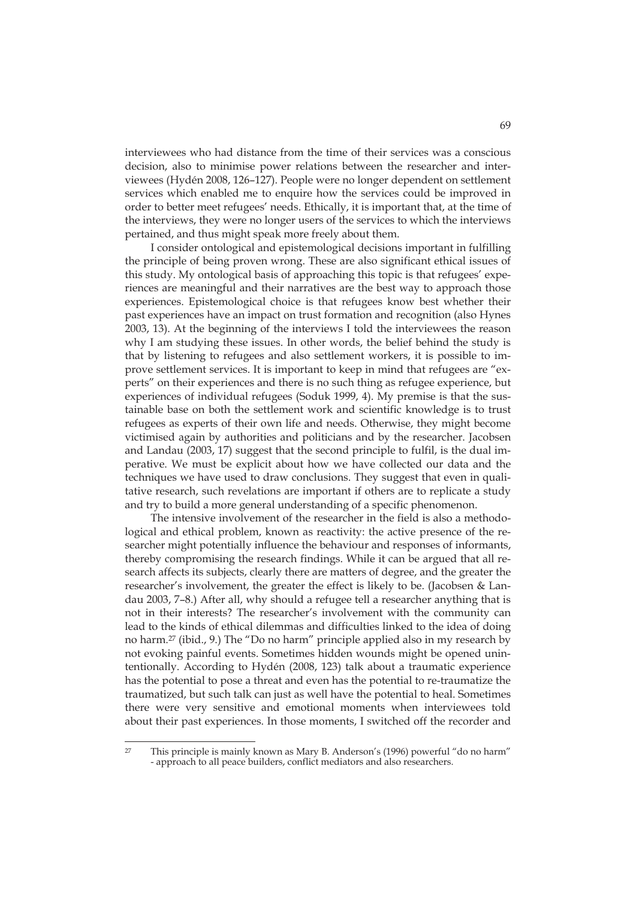interviewees who had distance from the time of their services was a conscious decision, also to minimise power relations between the researcher and interviewees (Hydén 2008, 126–127). People were no longer dependent on settlement services which enabled me to enquire how the services could be improved in order to better meet refugees' needs. Ethically, it is important that, at the time of the interviews, they were no longer users of the services to which the interviews pertained, and thus might speak more freely about them.

I consider ontological and epistemological decisions important in fulfilling the principle of being proven wrong. These are also significant ethical issues of this study. My ontological basis of approaching this topic is that refugees' experiences are meaningful and their narratives are the best way to approach those experiences. Epistemological choice is that refugees know best whether their past experiences have an impact on trust formation and recognition (also Hynes 2003, 13). At the beginning of the interviews I told the interviewees the reason why I am studying these issues. In other words, the belief behind the study is that by listening to refugees and also settlement workers, it is possible to improve settlement services. It is important to keep in mind that refugees are "experts" on their experiences and there is no such thing as refugee experience, but experiences of individual refugees (Soduk 1999, 4). My premise is that the sustainable base on both the settlement work and scientific knowledge is to trust refugees as experts of their own life and needs. Otherwise, they might become victimised again by authorities and politicians and by the researcher. Jacobsen and Landau (2003, 17) suggest that the second principle to fulfil, is the dual imperative. We must be explicit about how we have collected our data and the techniques we have used to draw conclusions. They suggest that even in qualitative research, such revelations are important if others are to replicate a study and try to build a more general understanding of a specific phenomenon.

The intensive involvement of the researcher in the field is also a methodological and ethical problem, known as reactivity: the active presence of the researcher might potentially influence the behaviour and responses of informants, thereby compromising the research findings. While it can be argued that all research affects its subjects, clearly there are matters of degree, and the greater the researcher's involvement, the greater the effect is likely to be. (Jacobsen & Landau 2003, 7–8.) After all, why should a refugee tell a researcher anything that is not in their interests? The researcher's involvement with the community can lead to the kinds of ethical dilemmas and difficulties linked to the idea of doing no harm.[27] (ibid., 9.) The "Do no harm" principle applied also in my research by not evoking painful events. Sometimes hidden wounds might be opened unintentionally. According to Hydén (2008, 123) talk about a traumatic experience has the potential to pose a threat and even has the potential to re-traumatize the traumatized, but such talk can just as well have the potential to heal. Sometimes there were very sensitive and emotional moments when interviewees told about their past experiences. In those moments, I switched off the recorder and

[27] This principle is mainly known as Mary B. Anderson's (1996) powerful "do no harm" - approach to all peace builders, conflict mediators and also researchers.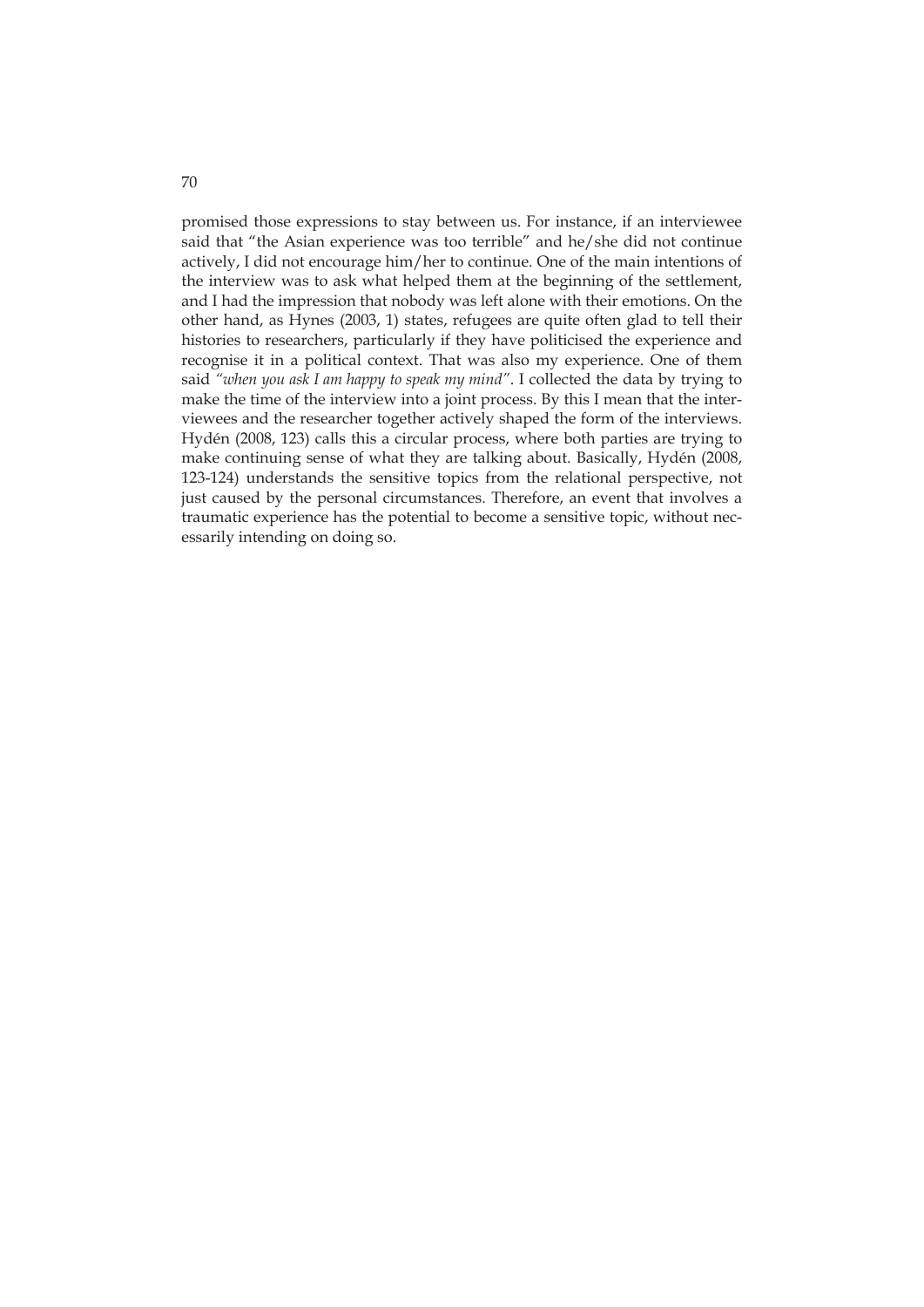promised those expressions to stay between us. For instance, if an interviewee said that "the Asian experience was too terrible" and he/she did not continue actively, I did not encourage him/her to continue. One of the main intentions of the interview was to ask what helped them at the beginning of the settlement, and I had the impression that nobody was left alone with their emotions. On the other hand, as Hynes (2003, 1) states, refugees are quite often glad to tell their histories to researchers, particularly if they have politicised the experience and recognise it in a political context. That was also my experience. One of them said *"when you ask I am happy to speak my mind"*. I collected the data by trying to make the time of the interview into a joint process. By this I mean that the interviewees and the researcher together actively shaped the form of the interviews. Hydén (2008, 123) calls this a circular process, where both parties are trying to make continuing sense of what they are talking about. Basically, Hydén (2008, 123-124) understands the sensitive topics from the relational perspective, not just caused by the personal circumstances. Therefore, an event that involves a traumatic experience has the potential to become a sensitive topic, without necessarily intending on doing so.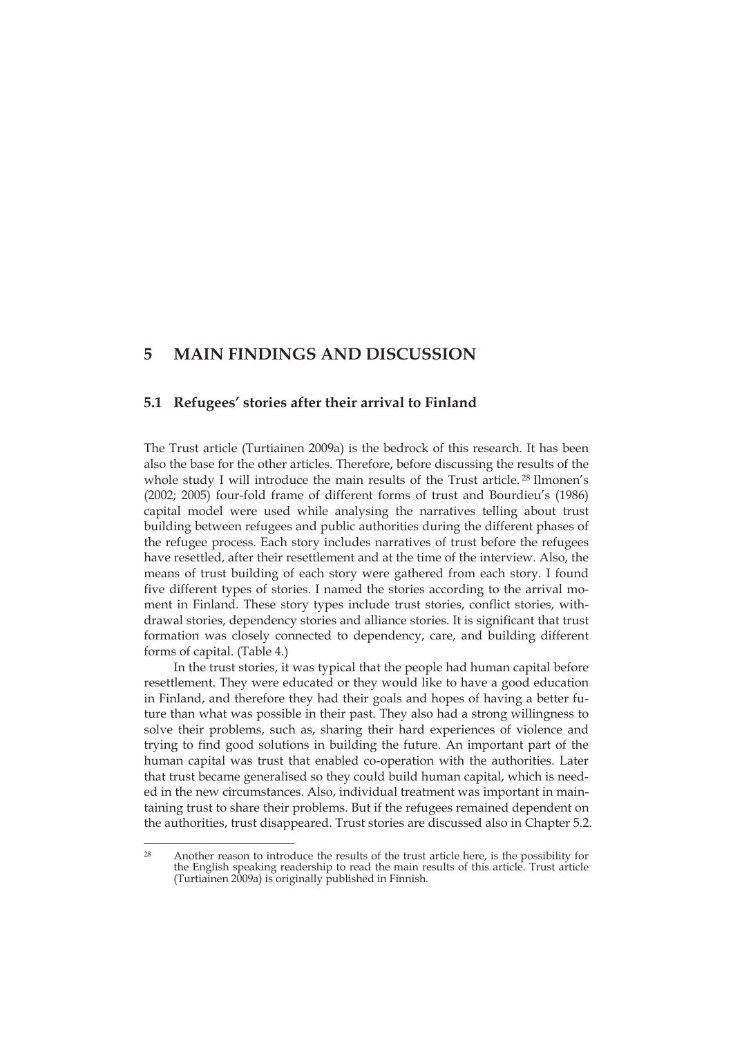# 5 MAIN FINDINGS AND DISCUSSION

## 5.1 Refugees' stories after their arrival to Finland

The Trust article (Turtiainen 2009a) is the bedrock of this research. It has been also the base for the other articles. Therefore, before discussing the results of the whole study I will introduce the main results of the Trust article. [28] Ilmonen's (2002; 2005) four-fold frame of different forms of trust and Bourdieu's (1986) capital model were used while analysing the narratives telling about trust building between refugees and public authorities during the different phases of the refugee process. Each story includes narratives of trust before the refugees have resettled, after their resettlement and at the time of the interview. Also, the means of trust building of each story were gathered from each story. I found five different types of stories. I named the stories according to the arrival moment in Finland. These story types include trust stories, conflict stories, withdrawal stories, dependency stories and alliance stories. It is significant that trust formation was closely connected to dependency, care, and building different forms of capital. (Table 4.)

In the trust stories, it was typical that the people had human capital before resettlement. They were educated or they would like to have a good education in Finland, and therefore they had their goals and hopes of having a better future than what was possible in their past. They also had a strong willingness to solve their problems, such as, sharing their hard experiences of violence and trying to find good solutions in building the future. An important part of the human capital was trust that enabled co-operation with the authorities. Later that trust became generalised so they could build human capital, which is needed in the new circumstances. Also, individual treatment was important in maintaining trust to share their problems. But if the refugees remained dependent on the authorities, trust disappeared. Trust stories are discussed also in Chapter 5.2.

[28] Another reason to introduce the results of the trust article here, is the possibility for the English speaking readership to read the main results of this article. Trust article (Turtiainen 2009a) is originally published in Finnish.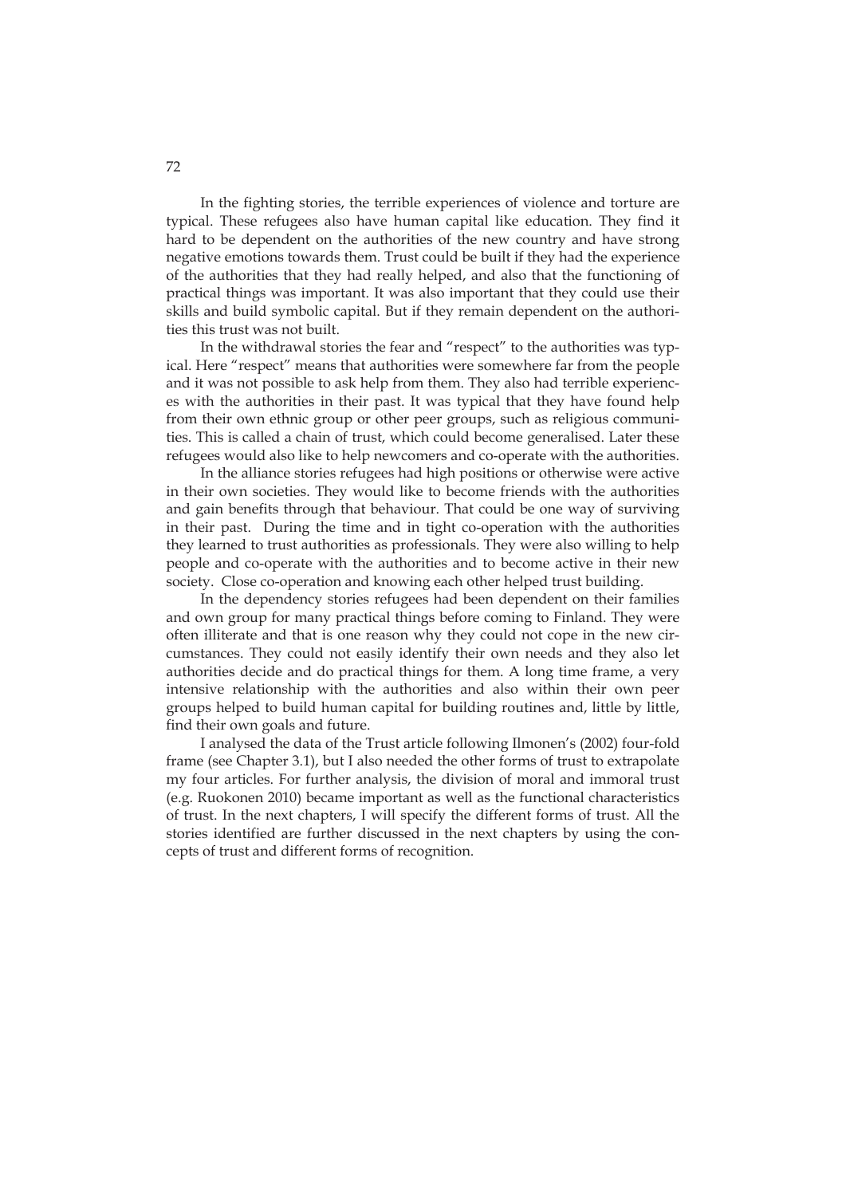In the fighting stories, the terrible experiences of violence and torture are typical. These refugees also have human capital like education. They find it hard to be dependent on the authorities of the new country and have strong negative emotions towards them. Trust could be built if they had the experience of the authorities that they had really helped, and also that the functioning of practical things was important. It was also important that they could use their skills and build symbolic capital. But if they remain dependent on the authorities this trust was not built.

In the withdrawal stories the fear and "respect" to the authorities was typical. Here "respect" means that authorities were somewhere far from the people and it was not possible to ask help from them. They also had terrible experiences with the authorities in their past. It was typical that they have found help from their own ethnic group or other peer groups, such as religious communities. This is called a chain of trust, which could become generalised. Later these refugees would also like to help newcomers and co-operate with the authorities.

In the alliance stories refugees had high positions or otherwise were active in their own societies. They would like to become friends with the authorities and gain benefits through that behaviour. That could be one way of surviving in their past. During the time and in tight co-operation with the authorities they learned to trust authorities as professionals. They were also willing to help people and co-operate with the authorities and to become active in their new society. Close co-operation and knowing each other helped trust building.

In the dependency stories refugees had been dependent on their families and own group for many practical things before coming to Finland. They were often illiterate and that is one reason why they could not cope in the new circumstances. They could not easily identify their own needs and they also let authorities decide and do practical things for them. A long time frame, a very intensive relationship with the authorities and also within their own peer groups helped to build human capital for building routines and, little by little, find their own goals and future.

I analysed the data of the Trust article following Ilmonen's (2002) four-fold frame (see Chapter 3.1), but I also needed the other forms of trust to extrapolate my four articles. For further analysis, the division of moral and immoral trust (e.g. Ruokonen 2010) became important as well as the functional characteristics of trust. In the next chapters, I will specify the different forms of trust. All the stories identified are further discussed in the next chapters by using the concepts of trust and different forms of recognition.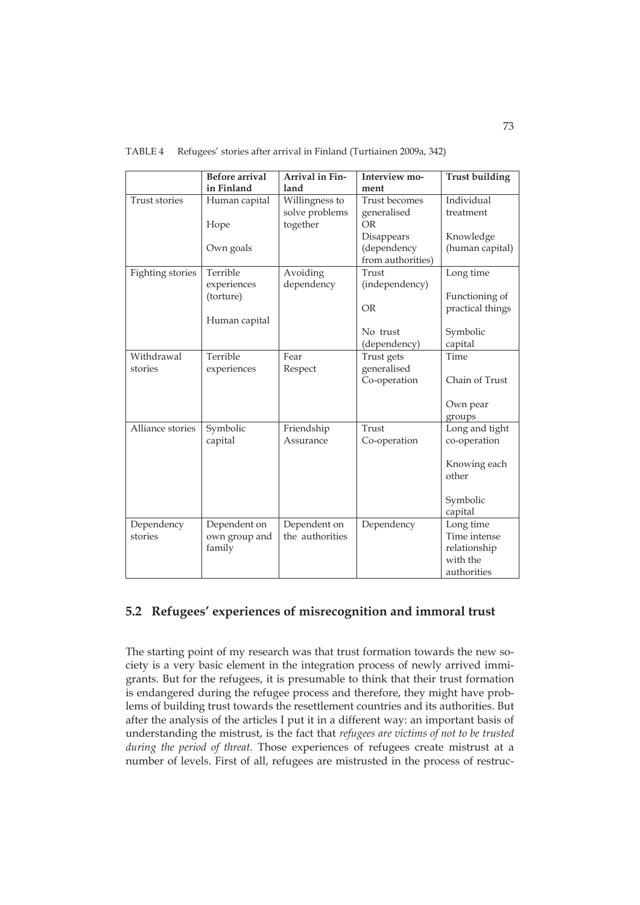TABLE 4 Refugees' stories after arrival in Finland (Turtiainen 2009a, 342)

| | Before arrival in Finland | Arrival in Finland | Interview moment | Trust building |
|---|---|---|---|---|
| Trust stories | Human capital<br><br>Hope<br><br>Own goals | Willingness to solve problems together | Trust becomes generalised<br>OR<br>Disappears (dependency from authorities) | Individual treatment<br><br>Knowledge (human capital) |
| Fighting stories | Terrible experiences (torture)<br><br>Human capital | Avoiding dependency | Trust (independency)<br><br>OR<br><br>No trust (dependency) | Long time<br><br>Functioning of practical things<br><br>Symbolic capital |
| Withdrawal stories | Terrible experiences | Fear<br>Respect | Trust gets generalised<br>Co-operation | Time<br><br>Chain of Trust<br><br>Own pear groups |
| Alliance stories | Symbolic capital | Friendship<br>Assurance | Trust<br>Co-operation | Long and tight co-operation<br><br>Knowing each other<br><br>Symbolic capital |
| Dependency stories | Dependent on own group and family | Dependent on the authorities | Dependency | Long time<br>Time intense relationship with the authorities |

## 5.2 Refugees' experiences of misrecognition and immoral trust

The starting point of my research was that trust formation towards the new society is a very basic element in the integration process of newly arrived immigrants. But for the refugees, it is presumable to think that their trust formation is endangered during the refugee process and therefore, they might have problems of building trust towards the resettlement countries and its authorities. But after the analysis of the articles I put it in a different way: an important basis of understanding the mistrust, is the fact that *refugees are victims of not to be trusted during the period of threat.* Those experiences of refugees create mistrust at a number of levels. First of all, refugees are mistrusted in the process of restruc-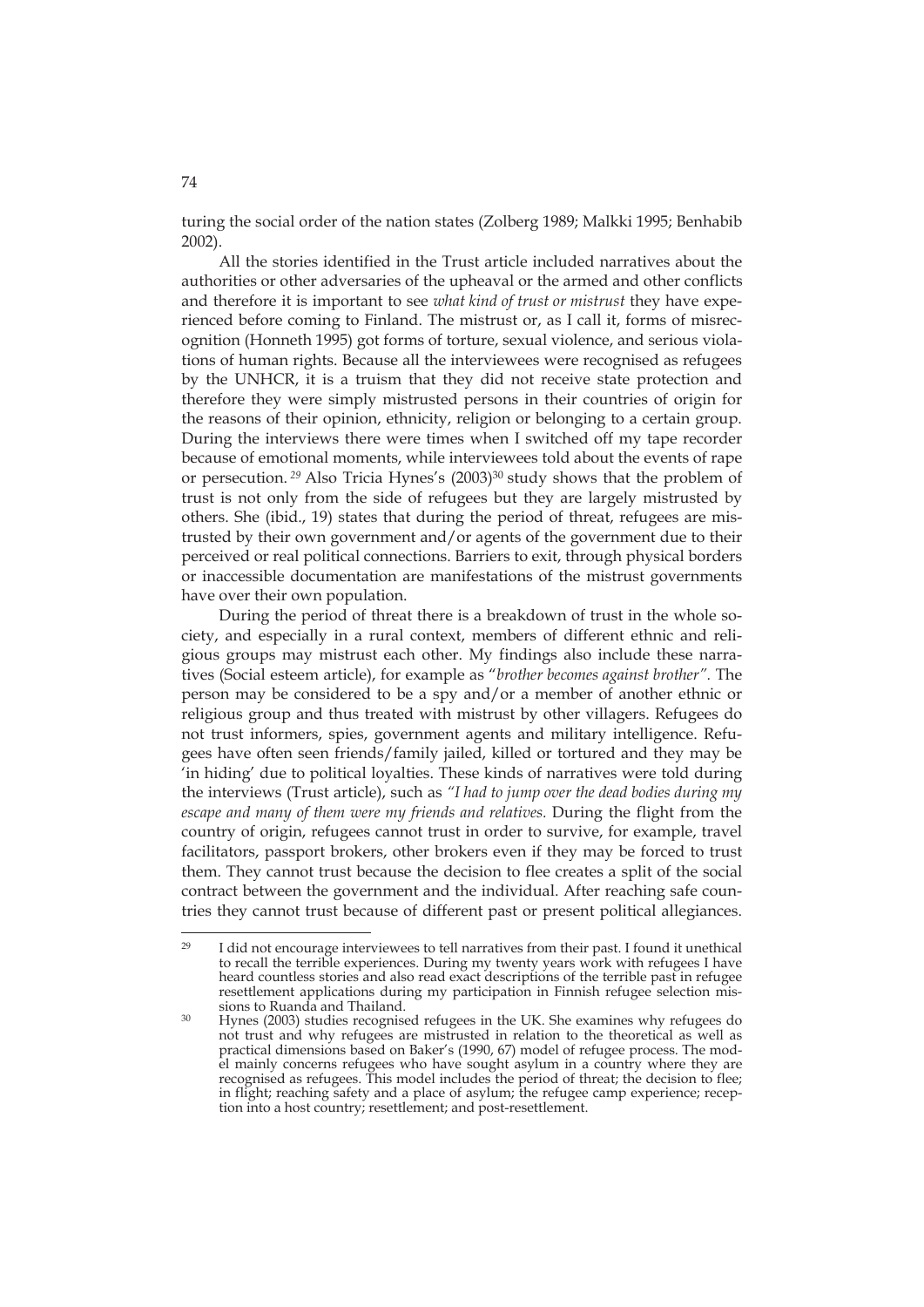turing the social order of the nation states (Zolberg 1989; Malkki 1995; Benhabib 2002).

All the stories identified in the Trust article included narratives about the authorities or other adversaries of the upheaval or the armed and other conflicts and therefore it is important to see *what kind of trust or mistrust* they have experienced before coming to Finland. The mistrust or, as I call it, forms of misrecognition (Honneth 1995) got forms of torture, sexual violence, and serious violations of human rights. Because all the interviewees were recognised as refugees by the UNHCR, it is a truism that they did not receive state protection and therefore they were simply mistrusted persons in their countries of origin for the reasons of their opinion, ethnicity, religion or belonging to a certain group. During the interviews there were times when I switched off my tape recorder because of emotional moments, while interviewees told about the events of rape or persecution. [29] Also Tricia Hynes's (2003)[30] study shows that the problem of trust is not only from the side of refugees but they are largely mistrusted by others. She (ibid., 19) states that during the period of threat, refugees are mistrusted by their own government and/or agents of the government due to their perceived or real political connections. Barriers to exit, through physical borders or inaccessible documentation are manifestations of the mistrust governments have over their own population.

During the period of threat there is a breakdown of trust in the whole society, and especially in a rural context, members of different ethnic and religious groups may mistrust each other. My findings also include these narratives (Social esteem article), for example as "*brother becomes against brother"*. The person may be considered to be a spy and/or a member of another ethnic or religious group and thus treated with mistrust by other villagers. Refugees do not trust informers, spies, government agents and military intelligence. Refugees have often seen friends/family jailed, killed or tortured and they may be 'in hiding' due to political loyalties. These kinds of narratives were told during the interviews (Trust article), such as *"I had to jump over the dead bodies during my escape and many of them were my friends and relatives*. During the flight from the country of origin, refugees cannot trust in order to survive, for example, travel facilitators, passport brokers, other brokers even if they may be forced to trust them. They cannot trust because the decision to flee creates a split of the social contract between the government and the individual. After reaching safe countries they cannot trust because of different past or present political allegiances.

---

[29] I did not encourage interviewees to tell narratives from their past. I found it unethical to recall the terrible experiences. During my twenty years work with refugees I have heard countless stories and also read exact descriptions of the terrible past in refugee resettlement applications during my participation in Finnish refugee selection missions to Ruanda and Thailand.

[30] Hynes (2003) studies recognised refugees in the UK. She examines why refugees do not trust and why refugees are mistrusted in relation to the theoretical as well as practical dimensions based on Baker's (1990, 67) model of refugee process. The model mainly concerns refugees who have sought asylum in a country where they are recognised as refugees. This model includes the period of threat; the decision to flee; in flight; reaching safety and a place of asylum; the refugee camp experience; reception into a host country; resettlement; and post-resettlement.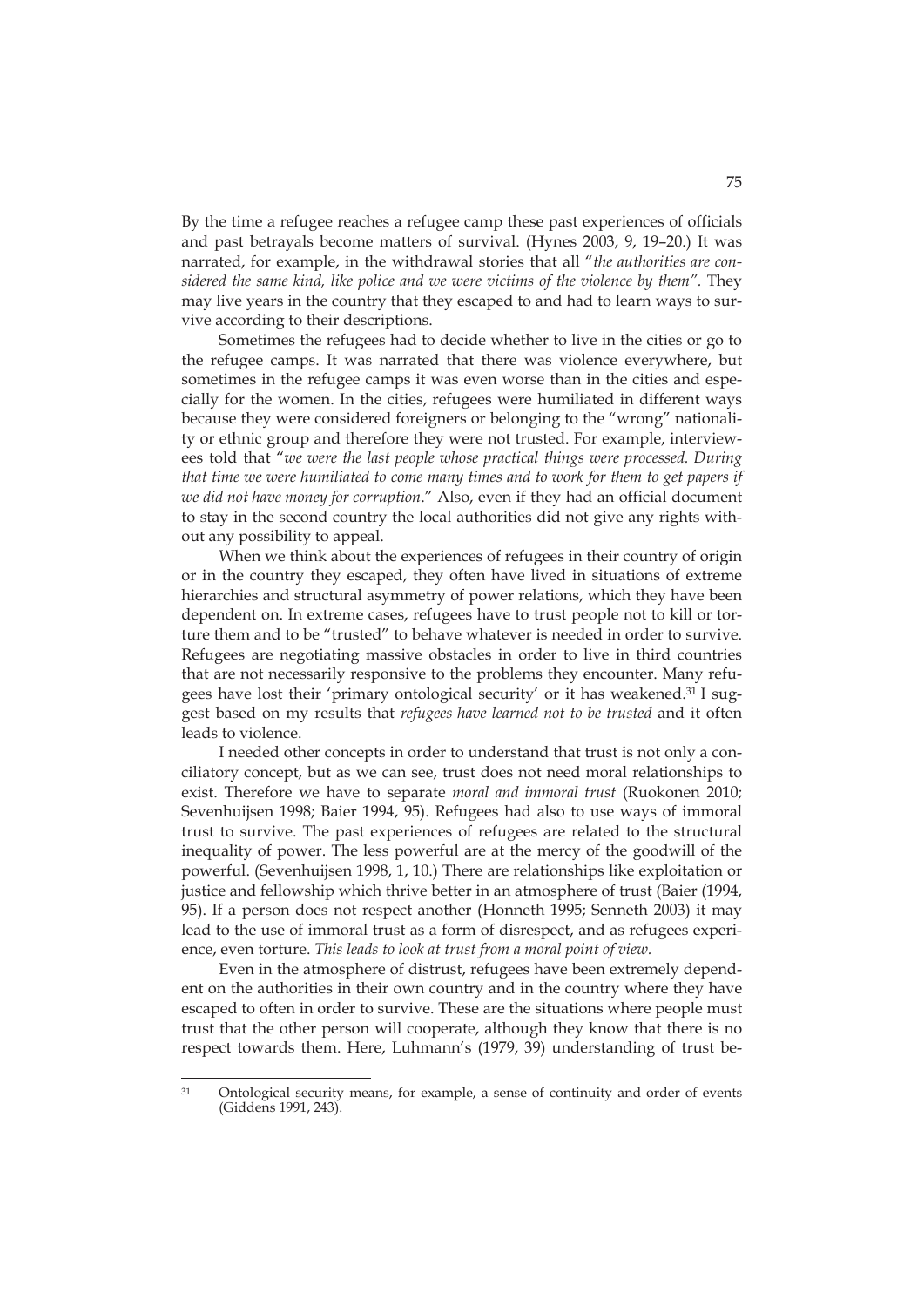By the time a refugee reaches a refugee camp these past experiences of officials and past betrayals become matters of survival. (Hynes 2003, 9, 19–20.) It was narrated, for example, in the withdrawal stories that all "*the authorities are considered the same kind, like police and we were victims of the violence by them"*. They may live years in the country that they escaped to and had to learn ways to survive according to their descriptions.

Sometimes the refugees had to decide whether to live in the cities or go to the refugee camps. It was narrated that there was violence everywhere, but sometimes in the refugee camps it was even worse than in the cities and especially for the women. In the cities, refugees were humiliated in different ways because they were considered foreigners or belonging to the "wrong" nationality or ethnic group and therefore they were not trusted. For example, interviewees told that "*we were the last people whose practical things were processed. During that time we were humiliated to come many times and to work for them to get papers if we did not have money for corruption*." Also, even if they had an official document to stay in the second country the local authorities did not give any rights without any possibility to appeal.

When we think about the experiences of refugees in their country of origin or in the country they escaped, they often have lived in situations of extreme hierarchies and structural asymmetry of power relations, which they have been dependent on. In extreme cases, refugees have to trust people not to kill or torture them and to be "trusted" to behave whatever is needed in order to survive. Refugees are negotiating massive obstacles in order to live in third countries that are not necessarily responsive to the problems they encounter. Many refugees have lost their 'primary ontological security' or it has weakened.[31] I suggest based on my results that *refugees have learned not to be trusted* and it often leads to violence.

I needed other concepts in order to understand that trust is not only a conciliatory concept, but as we can see, trust does not need moral relationships to exist. Therefore we have to separate *moral and immoral trust* (Ruokonen 2010; Sevenhuijsen 1998; Baier 1994, 95). Refugees had also to use ways of immoral trust to survive. The past experiences of refugees are related to the structural inequality of power. The less powerful are at the mercy of the goodwill of the powerful. (Sevenhuijsen 1998, 1, 10.) There are relationships like exploitation or justice and fellowship which thrive better in an atmosphere of trust (Baier (1994, 95). If a person does not respect another (Honneth 1995; Senneth 2003) it may lead to the use of immoral trust as a form of disrespect, and as refugees experience, even torture. *This leads to look at trust from a moral point of view.*

Even in the atmosphere of distrust, refugees have been extremely dependent on the authorities in their own country and in the country where they have escaped to often in order to survive. These are the situations where people must trust that the other person will cooperate, although they know that there is no respect towards them. Here, Luhmann's (1979, 39) understanding of trust be-

[31] Ontological security means, for example, a sense of continuity and order of events (Giddens 1991, 243).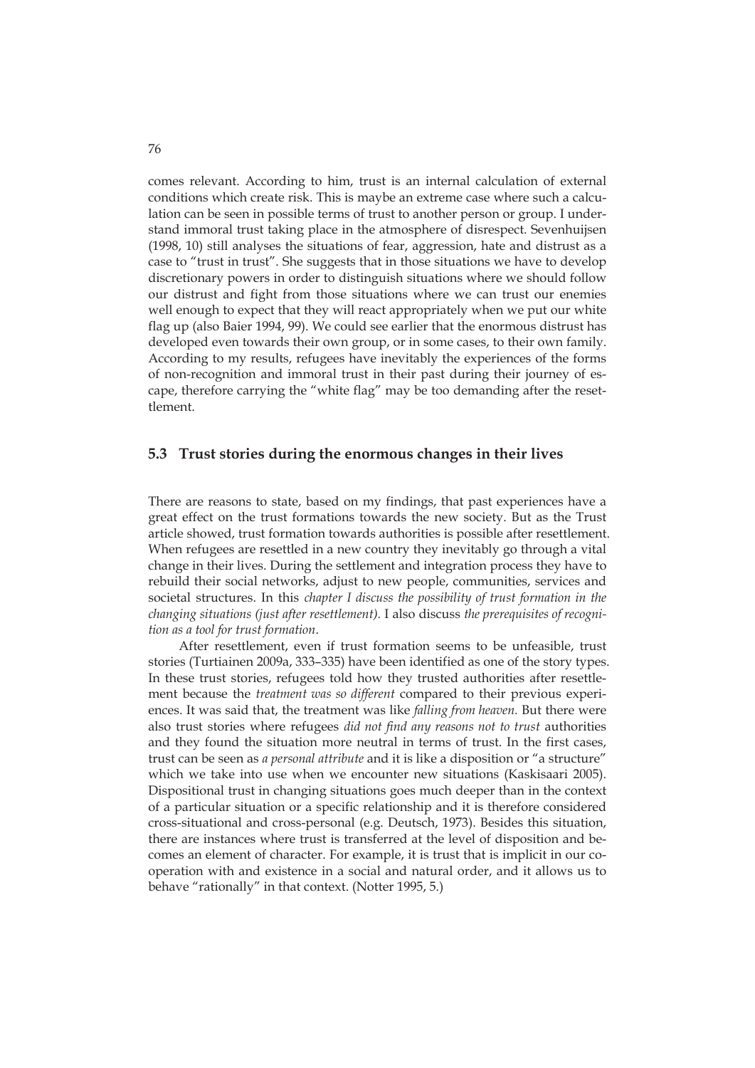comes relevant. According to him, trust is an internal calculation of external conditions which create risk. This is maybe an extreme case where such a calculation can be seen in possible terms of trust to another person or group. I understand immoral trust taking place in the atmosphere of disrespect. Sevenhuijsen (1998, 10) still analyses the situations of fear, aggression, hate and distrust as a case to "trust in trust". She suggests that in those situations we have to develop discretionary powers in order to distinguish situations where we should follow our distrust and fight from those situations where we can trust our enemies well enough to expect that they will react appropriately when we put our white flag up (also Baier 1994, 99). We could see earlier that the enormous distrust has developed even towards their own group, or in some cases, to their own family. According to my results, refugees have inevitably the experiences of the forms of non-recognition and immoral trust in their past during their journey of escape, therefore carrying the "white flag" may be too demanding after the resettlement.

## 5.3 Trust stories during the enormous changes in their lives

There are reasons to state, based on my findings, that past experiences have a great effect on the trust formations towards the new society. But as the Trust article showed, trust formation towards authorities is possible after resettlement. When refugees are resettled in a new country they inevitably go through a vital change in their lives. During the settlement and integration process they have to rebuild their social networks, adjust to new people, communities, services and societal structures. In this *chapter I discuss the possibility of trust formation in the changing situations (just after resettlement).* I also discuss *the prerequisites of recognition as a tool for trust formation*.

After resettlement, even if trust formation seems to be unfeasible, trust stories (Turtiainen 2009a, 333–335) have been identified as one of the story types. In these trust stories, refugees told how they trusted authorities after resettlement because the *treatment was so different* compared to their previous experiences. It was said that, the treatment was like *falling from heaven.* But there were also trust stories where refugees *did not find any reasons not to trust* authorities and they found the situation more neutral in terms of trust. In the first cases, trust can be seen as *a personal attribute* and it is like a disposition or "a structure" which we take into use when we encounter new situations (Kaskisaari 2005). Dispositional trust in changing situations goes much deeper than in the context of a particular situation or a specific relationship and it is therefore considered cross-situational and cross-personal (e.g. Deutsch, 1973). Besides this situation, there are instances where trust is transferred at the level of disposition and becomes an element of character. For example, it is trust that is implicit in our cooperation with and existence in a social and natural order, and it allows us to behave "rationally" in that context. (Notter 1995, 5.)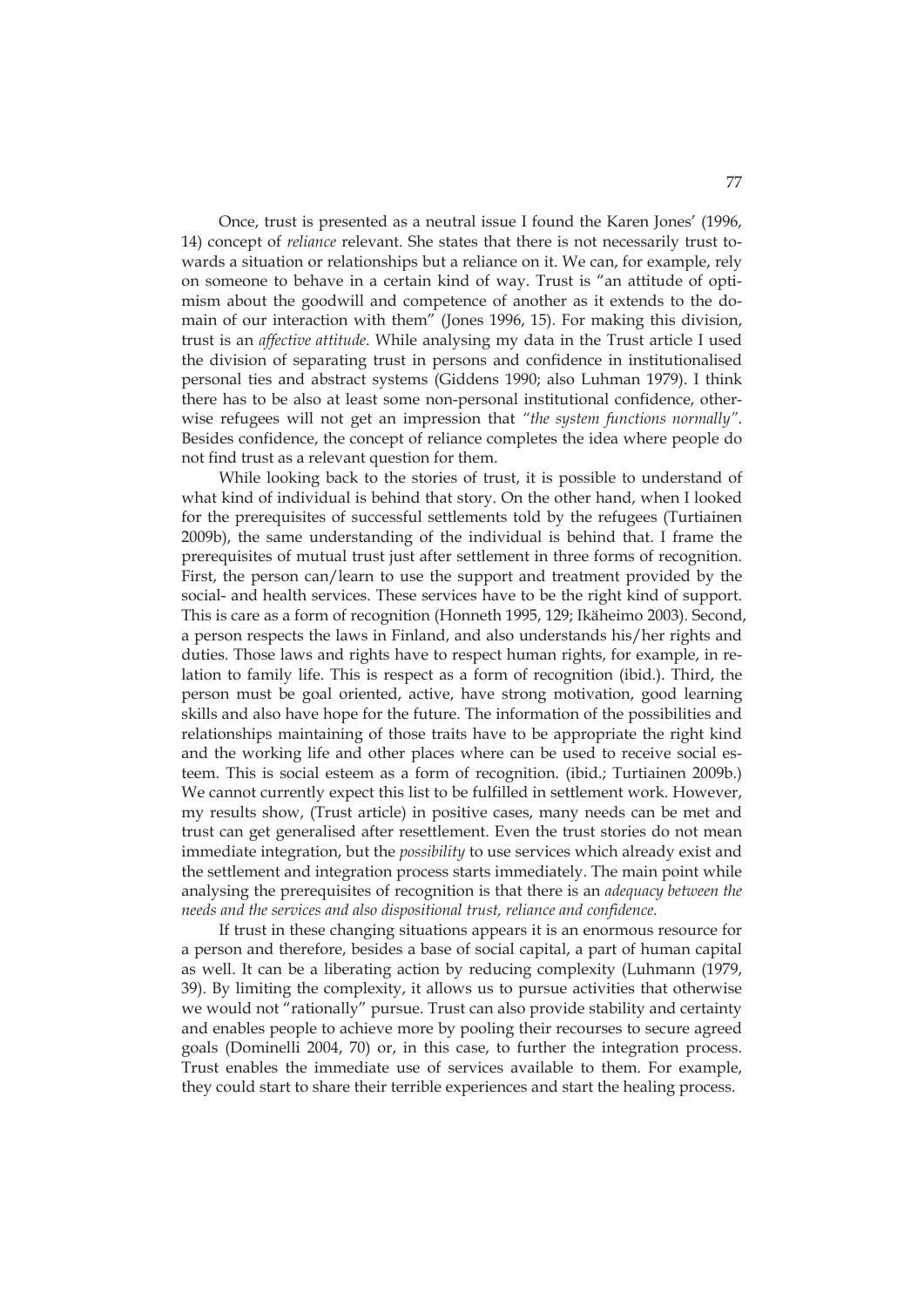Once, trust is presented as a neutral issue I found the Karen Jones' (1996, 14) concept of *reliance* relevant. She states that there is not necessarily trust towards a situation or relationships but a reliance on it. We can, for example, rely on someone to behave in a certain kind of way. Trust is "an attitude of optimism about the goodwill and competence of another as it extends to the domain of our interaction with them" (Jones 1996, 15). For making this division, trust is an *affective attitude*. While analysing my data in the Trust article I used the division of separating trust in persons and confidence in institutionalised personal ties and abstract systems (Giddens 1990; also Luhman 1979). I think there has to be also at least some non-personal institutional confidence, otherwise refugees will not get an impression that *"the system functions normally"*. Besides confidence, the concept of reliance completes the idea where people do not find trust as a relevant question for them.

While looking back to the stories of trust, it is possible to understand of what kind of individual is behind that story. On the other hand, when I looked for the prerequisites of successful settlements told by the refugees (Turtiainen 2009b), the same understanding of the individual is behind that. I frame the prerequisites of mutual trust just after settlement in three forms of recognition. First, the person can/learn to use the support and treatment provided by the social- and health services. These services have to be the right kind of support. This is care as a form of recognition (Honneth 1995, 129; Ikäheimo 2003). Second, a person respects the laws in Finland, and also understands his/her rights and duties. Those laws and rights have to respect human rights, for example, in relation to family life. This is respect as a form of recognition (ibid.). Third, the person must be goal oriented, active, have strong motivation, good learning skills and also have hope for the future. The information of the possibilities and relationships maintaining of those traits have to be appropriate the right kind and the working life and other places where can be used to receive social esteem. This is social esteem as a form of recognition. (ibid.; Turtiainen 2009b.) We cannot currently expect this list to be fulfilled in settlement work. However, my results show, (Trust article) in positive cases, many needs can be met and trust can get generalised after resettlement. Even the trust stories do not mean immediate integration, but the *possibility* to use services which already exist and the settlement and integration process starts immediately. The main point while analysing the prerequisites of recognition is that there is an *adequacy between the needs and the services and also dispositional trust, reliance and confidence.*

If trust in these changing situations appears it is an enormous resource for a person and therefore, besides a base of social capital, a part of human capital as well. It can be a liberating action by reducing complexity (Luhmann (1979, 39). By limiting the complexity, it allows us to pursue activities that otherwise we would not "rationally" pursue. Trust can also provide stability and certainty and enables people to achieve more by pooling their recourses to secure agreed goals (Dominelli 2004, 70) or, in this case, to further the integration process. Trust enables the immediate use of services available to them. For example, they could start to share their terrible experiences and start the healing process.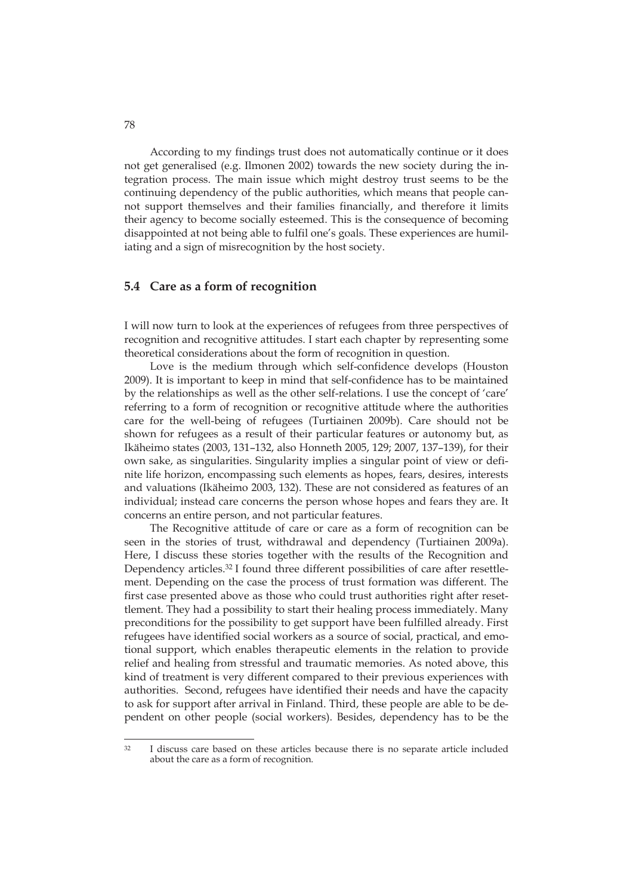According to my findings trust does not automatically continue or it does not get generalised (e.g. Ilmonen 2002) towards the new society during the integration process. The main issue which might destroy trust seems to be the continuing dependency of the public authorities, which means that people cannot support themselves and their families financially, and therefore it limits their agency to become socially esteemed. This is the consequence of becoming disappointed at not being able to fulfil one's goals. These experiences are humiliating and a sign of misrecognition by the host society.

## 5.4 Care as a form of recognition

I will now turn to look at the experiences of refugees from three perspectives of recognition and recognitive attitudes. I start each chapter by representing some theoretical considerations about the form of recognition in question.

Love is the medium through which self-confidence develops (Houston 2009). It is important to keep in mind that self-confidence has to be maintained by the relationships as well as the other self-relations. I use the concept of 'care' referring to a form of recognition or recognitive attitude where the authorities care for the well-being of refugees (Turtiainen 2009b). Care should not be shown for refugees as a result of their particular features or autonomy but, as Ikäheimo states (2003, 131–132, also Honneth 2005, 129; 2007, 137–139), for their own sake, as singularities. Singularity implies a singular point of view or definite life horizon, encompassing such elements as hopes, fears, desires, interests and valuations (Ikäheimo 2003, 132). These are not considered as features of an individual; instead care concerns the person whose hopes and fears they are. It concerns an entire person, and not particular features.

The Recognitive attitude of care or care as a form of recognition can be seen in the stories of trust, withdrawal and dependency (Turtiainen 2009a). Here, I discuss these stories together with the results of the Recognition and Dependency articles.[32] I found three different possibilities of care after resettlement. Depending on the case the process of trust formation was different. The first case presented above as those who could trust authorities right after resettlement. They had a possibility to start their healing process immediately. Many preconditions for the possibility to get support have been fulfilled already. First refugees have identified social workers as a source of social, practical, and emotional support, which enables therapeutic elements in the relation to provide relief and healing from stressful and traumatic memories. As noted above, this kind of treatment is very different compared to their previous experiences with authorities. Second, refugees have identified their needs and have the capacity to ask for support after arrival in Finland. Third, these people are able to be dependent on other people (social workers). Besides, dependency has to be the

[32] I discuss care based on these articles because there is no separate article included about the care as a form of recognition.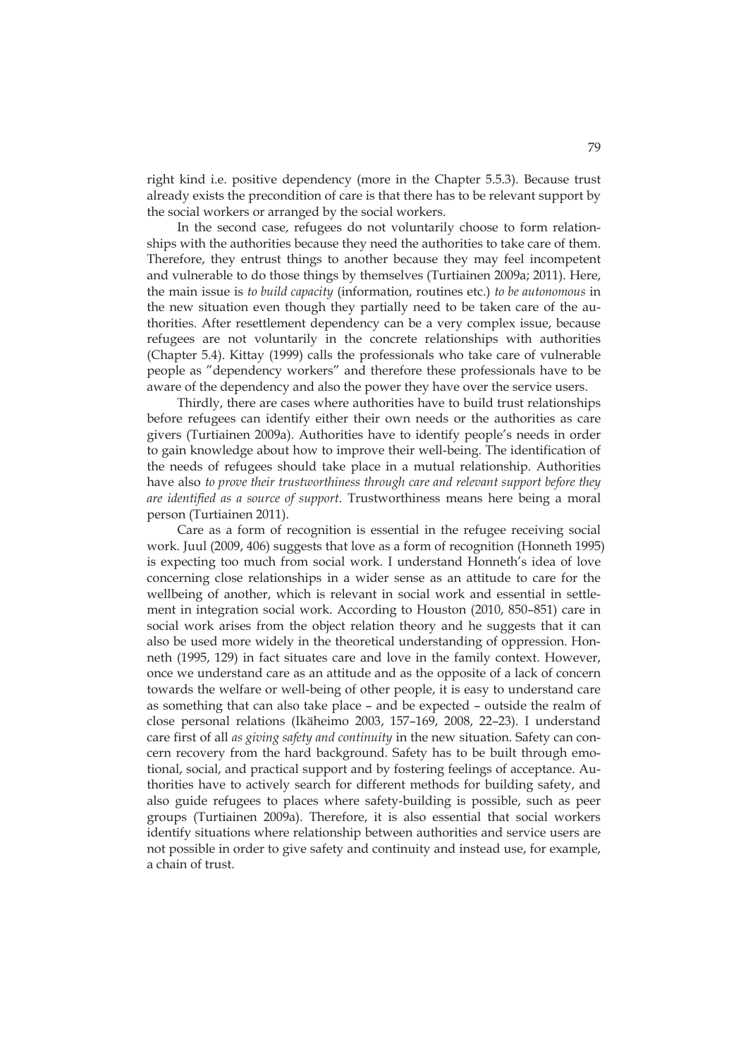right kind i.e. positive dependency (more in the Chapter 5.5.3). Because trust already exists the precondition of care is that there has to be relevant support by the social workers or arranged by the social workers.

In the second case, refugees do not voluntarily choose to form relationships with the authorities because they need the authorities to take care of them. Therefore, they entrust things to another because they may feel incompetent and vulnerable to do those things by themselves (Turtiainen 2009a; 2011). Here, the main issue is *to build capacity* (information, routines etc.) *to be autonomous* in the new situation even though they partially need to be taken care of the authorities. After resettlement dependency can be a very complex issue, because refugees are not voluntarily in the concrete relationships with authorities (Chapter 5.4). Kittay (1999) calls the professionals who take care of vulnerable people as "dependency workers" and therefore these professionals have to be aware of the dependency and also the power they have over the service users.

Thirdly, there are cases where authorities have to build trust relationships before refugees can identify either their own needs or the authorities as care givers (Turtiainen 2009a). Authorities have to identify people's needs in order to gain knowledge about how to improve their well-being. The identification of the needs of refugees should take place in a mutual relationship. Authorities have also *to prove their trustworthiness through care and relevant support before they are identified as a source of support*. Trustworthiness means here being a moral person (Turtiainen 2011).

Care as a form of recognition is essential in the refugee receiving social work. Juul (2009, 406) suggests that love as a form of recognition (Honneth 1995) is expecting too much from social work. I understand Honneth's idea of love concerning close relationships in a wider sense as an attitude to care for the wellbeing of another, which is relevant in social work and essential in settlement in integration social work. According to Houston (2010, 850–851) care in social work arises from the object relation theory and he suggests that it can also be used more widely in the theoretical understanding of oppression. Honneth (1995, 129) in fact situates care and love in the family context. However, once we understand care as an attitude and as the opposite of a lack of concern towards the welfare or well-being of other people, it is easy to understand care as something that can also take place – and be expected – outside the realm of close personal relations (Ikäheimo 2003, 157–169, 2008, 22–23). I understand care first of all *as giving safety and continuity* in the new situation. Safety can concern recovery from the hard background. Safety has to be built through emotional, social, and practical support and by fostering feelings of acceptance. Authorities have to actively search for different methods for building safety, and also guide refugees to places where safety-building is possible, such as peer groups (Turtiainen 2009a). Therefore, it is also essential that social workers identify situations where relationship between authorities and service users are not possible in order to give safety and continuity and instead use, for example, a chain of trust.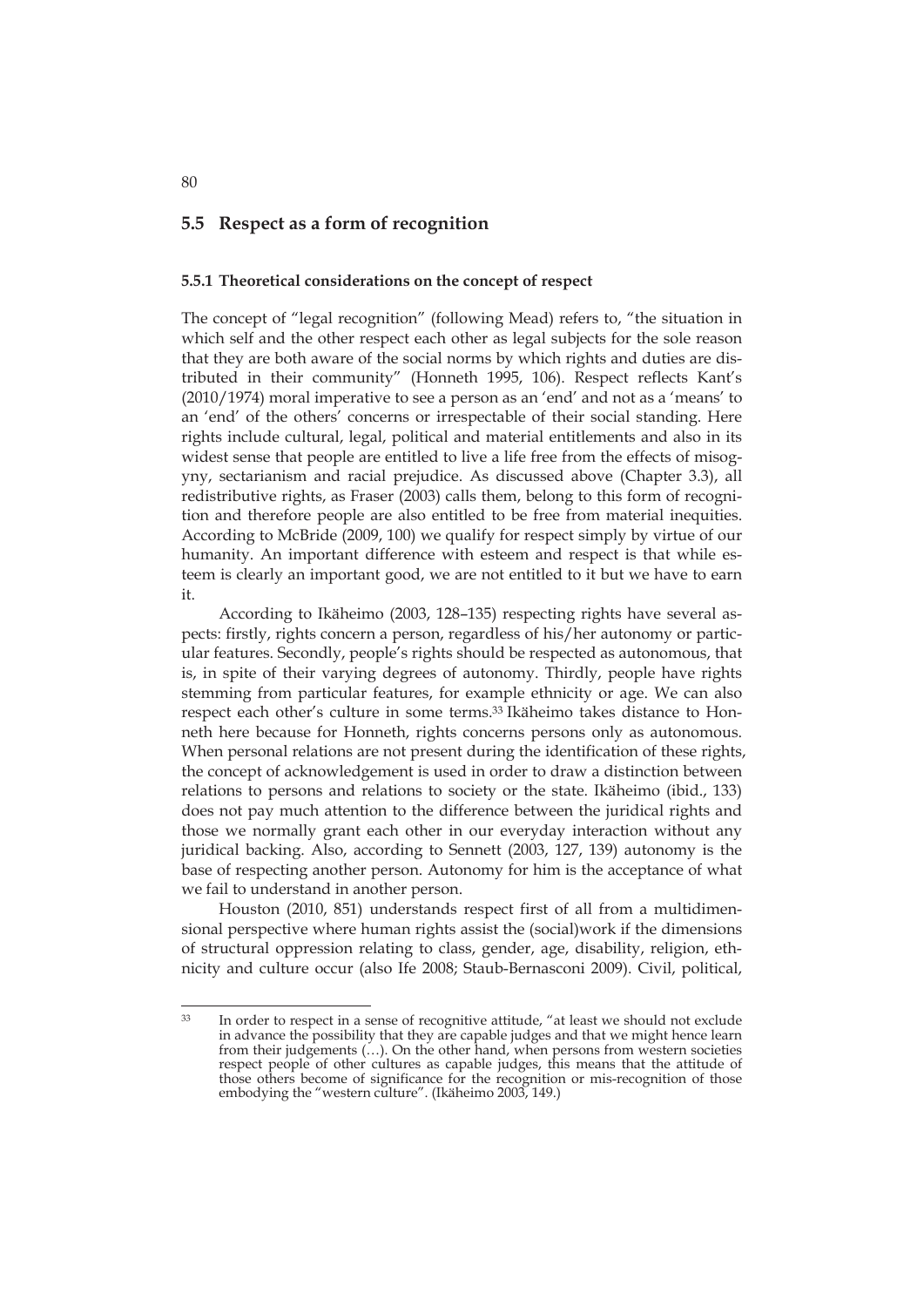## 5.5 Respect as a form of recognition

### 5.5.1 Theoretical considerations on the concept of respect

The concept of "legal recognition" (following Mead) refers to, "the situation in which self and the other respect each other as legal subjects for the sole reason that they are both aware of the social norms by which rights and duties are distributed in their community" (Honneth 1995, 106). Respect reflects Kant's (2010/1974) moral imperative to see a person as an 'end' and not as a 'means' to an 'end' of the others' concerns or irrespectable of their social standing. Here rights include cultural, legal, political and material entitlements and also in its widest sense that people are entitled to live a life free from the effects of misogyny, sectarianism and racial prejudice. As discussed above (Chapter 3.3), all redistributive rights, as Fraser (2003) calls them, belong to this form of recognition and therefore people are also entitled to be free from material inequities. According to McBride (2009, 100) we qualify for respect simply by virtue of our humanity. An important difference with esteem and respect is that while esteem is clearly an important good, we are not entitled to it but we have to earn it.

According to Ikäheimo (2003, 128–135) respecting rights have several aspects: firstly, rights concern a person, regardless of his/her autonomy or particular features. Secondly, people's rights should be respected as autonomous, that is, in spite of their varying degrees of autonomy. Thirdly, people have rights stemming from particular features, for example ethnicity or age. We can also respect each other's culture in some terms.[33] Ikäheimo takes distance to Honneth here because for Honneth, rights concerns persons only as autonomous. When personal relations are not present during the identification of these rights, the concept of acknowledgement is used in order to draw a distinction between relations to persons and relations to society or the state. Ikäheimo (ibid., 133) does not pay much attention to the difference between the juridical rights and those we normally grant each other in our everyday interaction without any juridical backing. Also, according to Sennett (2003, 127, 139) autonomy is the base of respecting another person. Autonomy for him is the acceptance of what we fail to understand in another person.

Houston (2010, 851) understands respect first of all from a multidimensional perspective where human rights assist the (social)work if the dimensions of structural oppression relating to class, gender, age, disability, religion, ethnicity and culture occur (also Ife 2008; Staub-Bernasconi 2009). Civil, political,

[33] In order to respect in a sense of recognitive attitude, "at least we should not exclude in advance the possibility that they are capable judges and that we might hence learn from their judgements (…). On the other hand, when persons from western societies respect people of other cultures as capable judges, this means that the attitude of those others become of significance for the recognition or mis-recognition of those embodying the "western culture". (Ikäheimo 2003, 149.)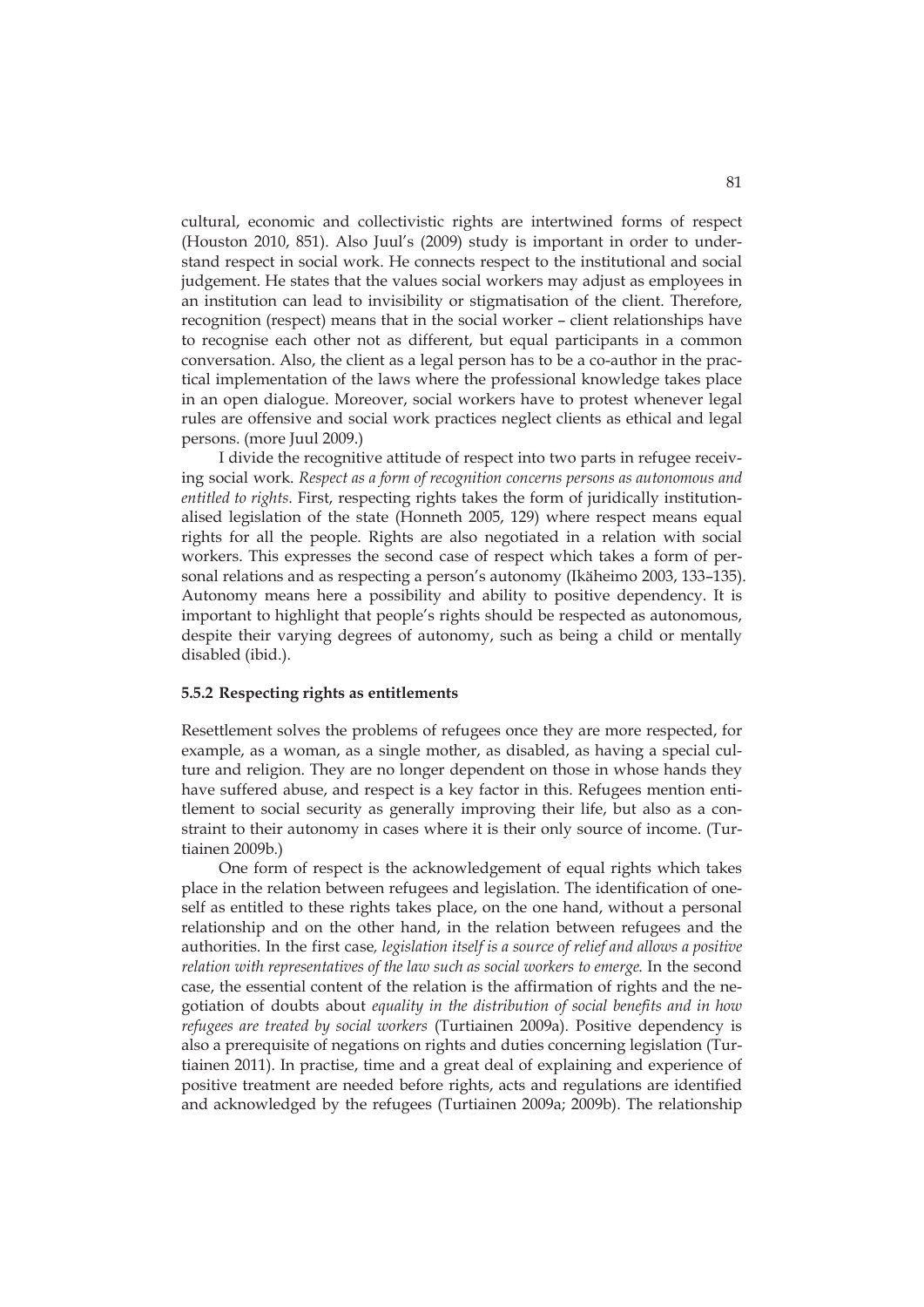cultural, economic and collectivistic rights are intertwined forms of respect (Houston 2010, 851). Also Juul's (2009) study is important in order to understand respect in social work. He connects respect to the institutional and social judgement. He states that the values social workers may adjust as employees in an institution can lead to invisibility or stigmatisation of the client. Therefore, recognition (respect) means that in the social worker – client relationships have to recognise each other not as different, but equal participants in a common conversation. Also, the client as a legal person has to be a co-author in the practical implementation of the laws where the professional knowledge takes place in an open dialogue. Moreover, social workers have to protest whenever legal rules are offensive and social work practices neglect clients as ethical and legal persons. (more Juul 2009.)

I divide the recognitive attitude of respect into two parts in refugee receiving social work. *Respect as a form of recognition concerns persons as autonomous and entitled to rights*. First, respecting rights takes the form of juridically institutionalised legislation of the state (Honneth 2005, 129) where respect means equal rights for all the people. Rights are also negotiated in a relation with social workers. This expresses the second case of respect which takes a form of personal relations and as respecting a person's autonomy (Ikäheimo 2003, 133–135). Autonomy means here a possibility and ability to positive dependency. It is important to highlight that people's rights should be respected as autonomous, despite their varying degrees of autonomy, such as being a child or mentally disabled (ibid.).

### 5.5.2 Respecting rights as entitlements

Resettlement solves the problems of refugees once they are more respected, for example, as a woman, as a single mother, as disabled, as having a special culture and religion. They are no longer dependent on those in whose hands they have suffered abuse, and respect is a key factor in this. Refugees mention entitlement to social security as generally improving their life, but also as a constraint to their autonomy in cases where it is their only source of income. (Turtiainen 2009b.)

One form of respect is the acknowledgement of equal rights which takes place in the relation between refugees and legislation. The identification of oneself as entitled to these rights takes place, on the one hand, without a personal relationship and on the other hand, in the relation between refugees and the authorities. In the first case*, legislation itself is a source of relief and allows a positive relation with representatives of the law such as social workers to emerge.* In the second case, the essential content of the relation is the affirmation of rights and the negotiation of doubts about *equality in the distribution of social benefits and in how refugees are treated by social workers* (Turtiainen 2009a). Positive dependency is also a prerequisite of negations on rights and duties concerning legislation (Turtiainen 2011). In practise, time and a great deal of explaining and experience of positive treatment are needed before rights, acts and regulations are identified and acknowledged by the refugees (Turtiainen 2009a; 2009b). The relationship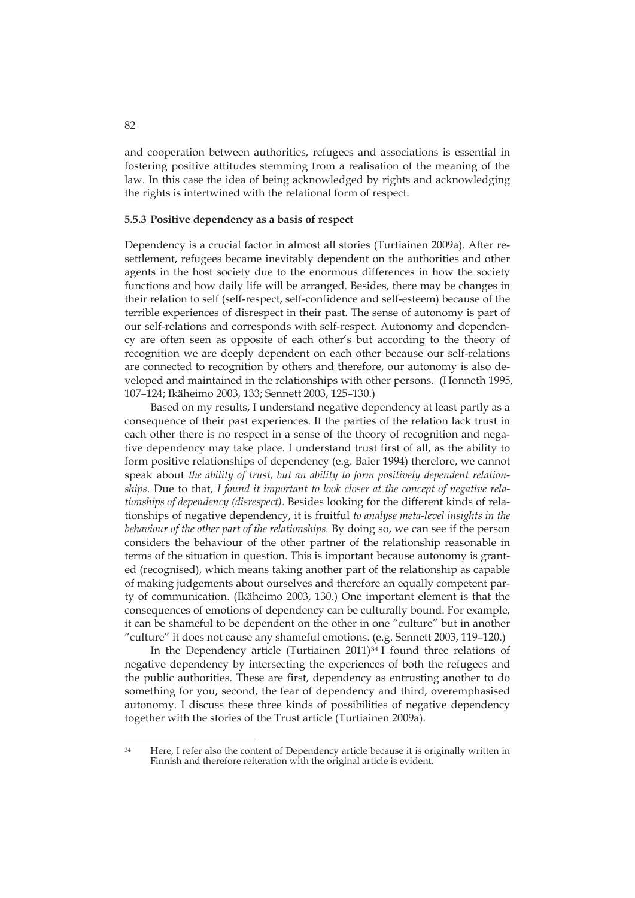and cooperation between authorities, refugees and associations is essential in fostering positive attitudes stemming from a realisation of the meaning of the law. In this case the idea of being acknowledged by rights and acknowledging the rights is intertwined with the relational form of respect.

### 5.5.3 Positive dependency as a basis of respect

Dependency is a crucial factor in almost all stories (Turtiainen 2009a). After resettlement, refugees became inevitably dependent on the authorities and other agents in the host society due to the enormous differences in how the society functions and how daily life will be arranged. Besides, there may be changes in their relation to self (self-respect, self-confidence and self-esteem) because of the terrible experiences of disrespect in their past. The sense of autonomy is part of our self-relations and corresponds with self-respect. Autonomy and dependency are often seen as opposite of each other's but according to the theory of recognition we are deeply dependent on each other because our self-relations are connected to recognition by others and therefore, our autonomy is also developed and maintained in the relationships with other persons. (Honneth 1995, 107–124; Ikäheimo 2003, 133; Sennett 2003, 125–130.)

Based on my results, I understand negative dependency at least partly as a consequence of their past experiences. If the parties of the relation lack trust in each other there is no respect in a sense of the theory of recognition and negative dependency may take place. I understand trust first of all, as the ability to form positive relationships of dependency (e.g. Baier 1994) therefore, we cannot speak about *the ability of trust, but an ability to form positively dependent relationships*. Due to that, *I found it important to look closer at the concept of negative relationships of dependency (disrespect)*. Besides looking for the different kinds of relationships of negative dependency, it is fruitful *to analyse meta-level insights in the behaviour of the other part of the relationships.* By doing so, we can see if the person considers the behaviour of the other partner of the relationship reasonable in terms of the situation in question. This is important because autonomy is granted (recognised), which means taking another part of the relationship as capable of making judgements about ourselves and therefore an equally competent party of communication. (Ikäheimo 2003, 130.) One important element is that the consequences of emotions of dependency can be culturally bound. For example, it can be shameful to be dependent on the other in one "culture" but in another "culture" it does not cause any shameful emotions. (e.g. Sennett 2003, 119–120.)

In the Dependency article (Turtiainen 2011)[34] I found three relations of negative dependency by intersecting the experiences of both the refugees and the public authorities. These are first, dependency as entrusting another to do something for you, second, the fear of dependency and third, overemphasised autonomy. I discuss these three kinds of possibilities of negative dependency together with the stories of the Trust article (Turtiainen 2009a).

---

[34] Here, I refer also the content of Dependency article because it is originally written in Finnish and therefore reiteration with the original article is evident.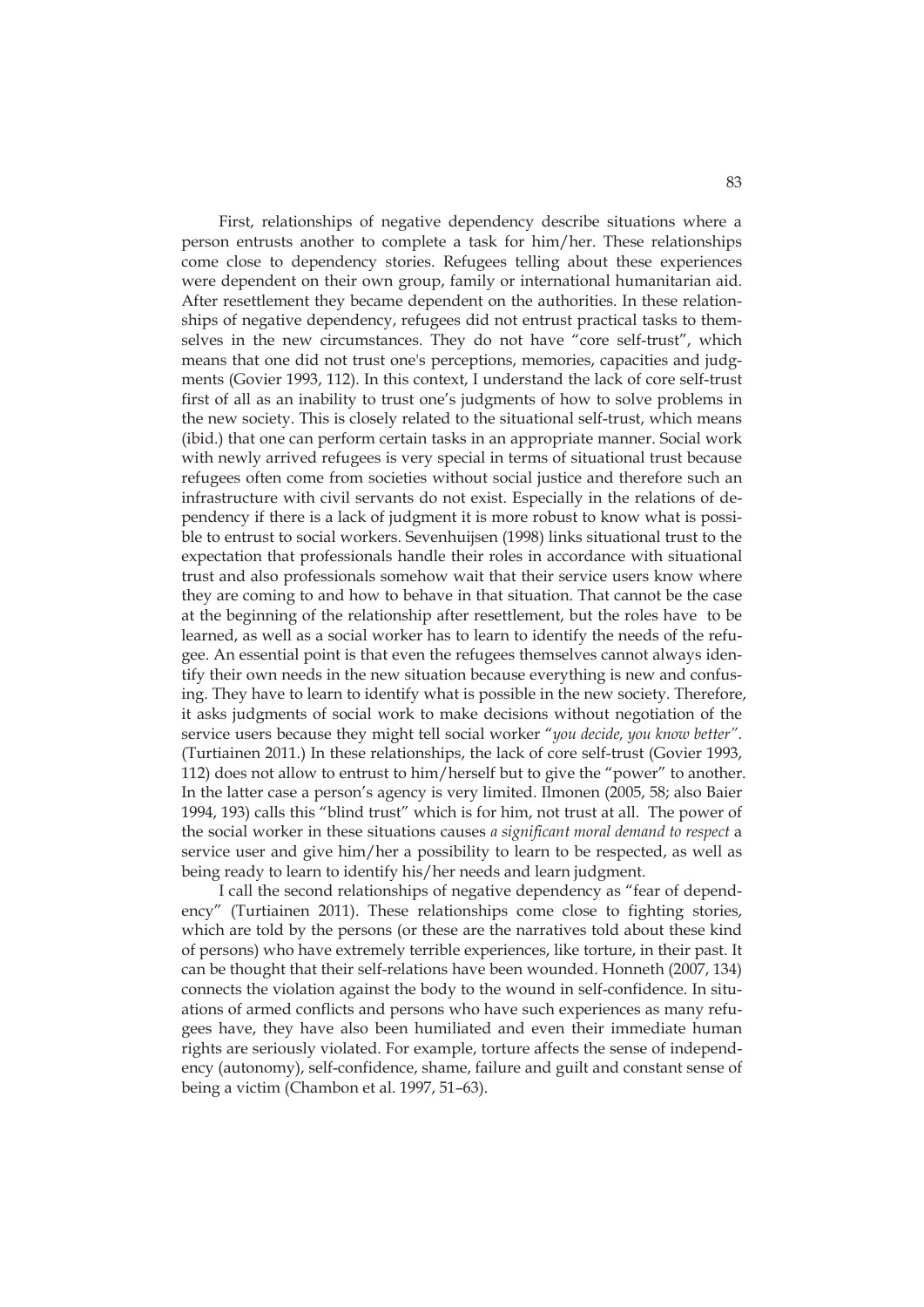First, relationships of negative dependency describe situations where a person entrusts another to complete a task for him/her. These relationships come close to dependency stories. Refugees telling about these experiences were dependent on their own group, family or international humanitarian aid. After resettlement they became dependent on the authorities. In these relationships of negative dependency, refugees did not entrust practical tasks to themselves in the new circumstances. They do not have "core self-trust", which means that one did not trust one's perceptions, memories, capacities and judgments (Govier 1993, 112). In this context, I understand the lack of core self-trust first of all as an inability to trust one's judgments of how to solve problems in the new society. This is closely related to the situational self-trust, which means (ibid.) that one can perform certain tasks in an appropriate manner. Social work with newly arrived refugees is very special in terms of situational trust because refugees often come from societies without social justice and therefore such an infrastructure with civil servants do not exist. Especially in the relations of dependency if there is a lack of judgment it is more robust to know what is possible to entrust to social workers. Sevenhuijsen (1998) links situational trust to the expectation that professionals handle their roles in accordance with situational trust and also professionals somehow wait that their service users know where they are coming to and how to behave in that situation. That cannot be the case at the beginning of the relationship after resettlement, but the roles have to be learned, as well as a social worker has to learn to identify the needs of the refugee. An essential point is that even the refugees themselves cannot always identify their own needs in the new situation because everything is new and confusing. They have to learn to identify what is possible in the new society. Therefore, it asks judgments of social work to make decisions without negotiation of the service users because they might tell social worker "*you decide, you know better*". (Turtiainen 2011.) In these relationships, the lack of core self-trust (Govier 1993, 112) does not allow to entrust to him/herself but to give the "power" to another. In the latter case a person's agency is very limited. Ilmonen (2005, 58; also Baier 1994, 193) calls this "blind trust" which is for him, not trust at all. The power of the social worker in these situations causes *a significant moral demand to respect* a service user and give him/her a possibility to learn to be respected, as well as being ready to learn to identify his/her needs and learn judgment.

I call the second relationships of negative dependency as "fear of dependency" (Turtiainen 2011). These relationships come close to fighting stories, which are told by the persons (or these are the narratives told about these kind of persons) who have extremely terrible experiences, like torture, in their past. It can be thought that their self-relations have been wounded. Honneth (2007, 134) connects the violation against the body to the wound in self-confidence. In situations of armed conflicts and persons who have such experiences as many refugees have, they have also been humiliated and even their immediate human rights are seriously violated. For example, torture affects the sense of independency (autonomy), self-confidence, shame, failure and guilt and constant sense of being a victim (Chambon et al. 1997, 51–63).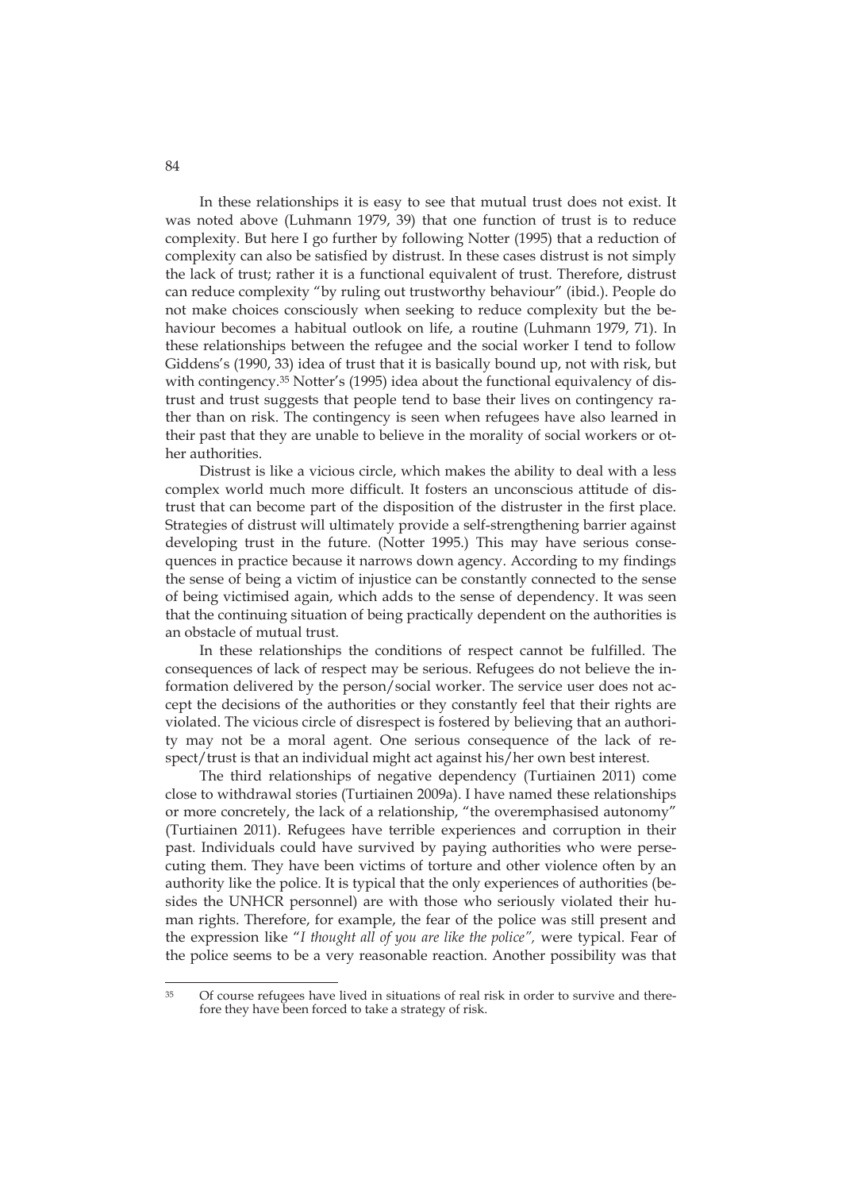In these relationships it is easy to see that mutual trust does not exist. It was noted above (Luhmann 1979, 39) that one function of trust is to reduce complexity. But here I go further by following Notter (1995) that a reduction of complexity can also be satisfied by distrust. In these cases distrust is not simply the lack of trust; rather it is a functional equivalent of trust. Therefore, distrust can reduce complexity "by ruling out trustworthy behaviour" (ibid.). People do not make choices consciously when seeking to reduce complexity but the behaviour becomes a habitual outlook on life, a routine (Luhmann 1979, 71). In these relationships between the refugee and the social worker I tend to follow Giddens's (1990, 33) idea of trust that it is basically bound up, not with risk, but with contingency.[35] Notter's (1995) idea about the functional equivalency of distrust and trust suggests that people tend to base their lives on contingency rather than on risk. The contingency is seen when refugees have also learned in their past that they are unable to believe in the morality of social workers or other authorities.

Distrust is like a vicious circle, which makes the ability to deal with a less complex world much more difficult. It fosters an unconscious attitude of distrust that can become part of the disposition of the distruster in the first place. Strategies of distrust will ultimately provide a self-strengthening barrier against developing trust in the future. (Notter 1995.) This may have serious consequences in practice because it narrows down agency. According to my findings the sense of being a victim of injustice can be constantly connected to the sense of being victimised again, which adds to the sense of dependency. It was seen that the continuing situation of being practically dependent on the authorities is an obstacle of mutual trust.

In these relationships the conditions of respect cannot be fulfilled. The consequences of lack of respect may be serious. Refugees do not believe the information delivered by the person/social worker. The service user does not accept the decisions of the authorities or they constantly feel that their rights are violated. The vicious circle of disrespect is fostered by believing that an authority may not be a moral agent. One serious consequence of the lack of respect/trust is that an individual might act against his/her own best interest.

The third relationships of negative dependency (Turtiainen 2011) come close to withdrawal stories (Turtiainen 2009a). I have named these relationships or more concretely, the lack of a relationship, "the overemphasised autonomy" (Turtiainen 2011). Refugees have terrible experiences and corruption in their past. Individuals could have survived by paying authorities who were persecuting them. They have been victims of torture and other violence often by an authority like the police. It is typical that the only experiences of authorities (besides the UNHCR personnel) are with those who seriously violated their human rights. Therefore, for example, the fear of the police was still present and the expression like "*I thought all of you are like the police",* were typical. Fear of the police seems to be a very reasonable reaction. Another possibility was that

[35] Of course refugees have lived in situations of real risk in order to survive and therefore they have been forced to take a strategy of risk.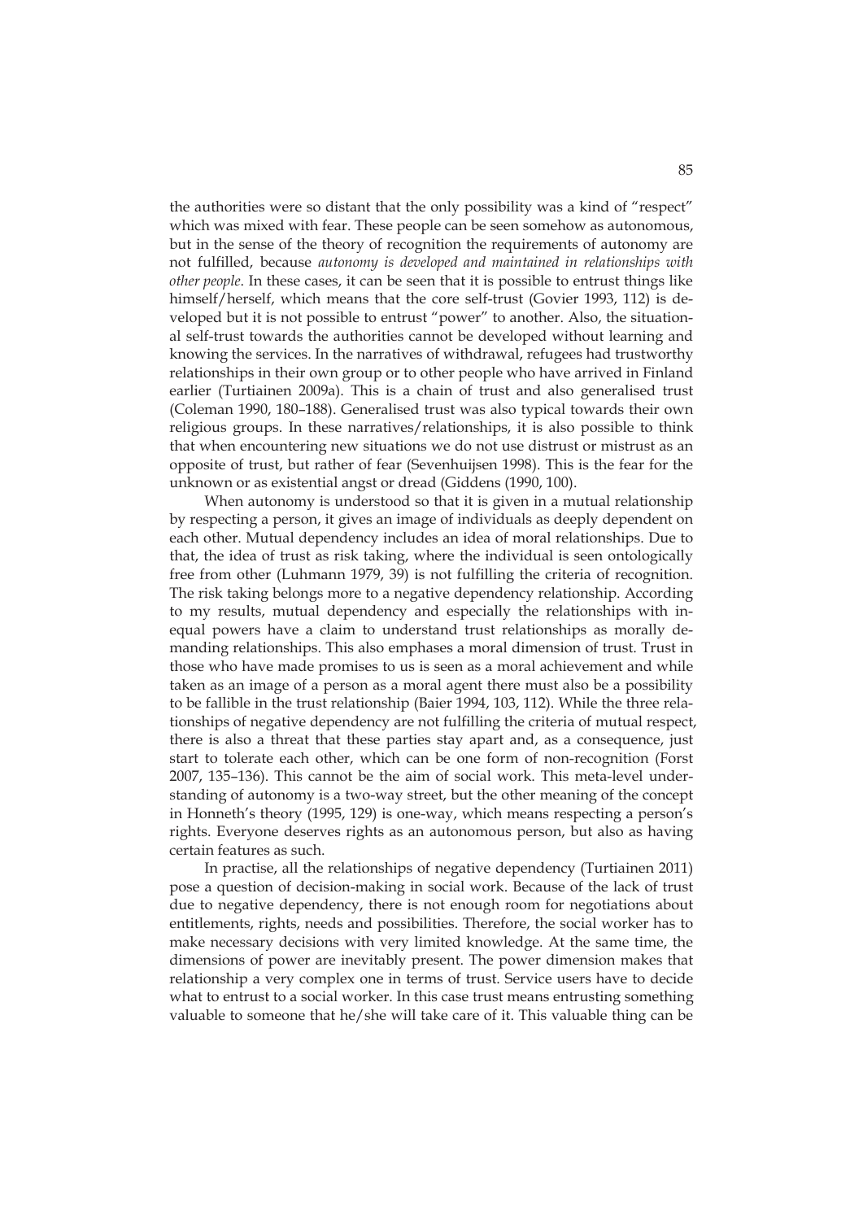the authorities were so distant that the only possibility was a kind of "respect" which was mixed with fear. These people can be seen somehow as autonomous, but in the sense of the theory of recognition the requirements of autonomy are not fulfilled, because *autonomy is developed and maintained in relationships with other people*. In these cases, it can be seen that it is possible to entrust things like himself/herself, which means that the core self-trust (Govier 1993, 112) is developed but it is not possible to entrust "power" to another. Also, the situational self-trust towards the authorities cannot be developed without learning and knowing the services. In the narratives of withdrawal, refugees had trustworthy relationships in their own group or to other people who have arrived in Finland earlier (Turtiainen 2009a). This is a chain of trust and also generalised trust (Coleman 1990, 180–188). Generalised trust was also typical towards their own religious groups. In these narratives/relationships, it is also possible to think that when encountering new situations we do not use distrust or mistrust as an opposite of trust, but rather of fear (Sevenhuijsen 1998). This is the fear for the unknown or as existential angst or dread (Giddens (1990, 100).

When autonomy is understood so that it is given in a mutual relationship by respecting a person, it gives an image of individuals as deeply dependent on each other. Mutual dependency includes an idea of moral relationships. Due to that, the idea of trust as risk taking, where the individual is seen ontologically free from other (Luhmann 1979, 39) is not fulfilling the criteria of recognition. The risk taking belongs more to a negative dependency relationship. According to my results, mutual dependency and especially the relationships with inequal powers have a claim to understand trust relationships as morally demanding relationships. This also emphases a moral dimension of trust. Trust in those who have made promises to us is seen as a moral achievement and while taken as an image of a person as a moral agent there must also be a possibility to be fallible in the trust relationship (Baier 1994, 103, 112). While the three relationships of negative dependency are not fulfilling the criteria of mutual respect, there is also a threat that these parties stay apart and, as a consequence, just start to tolerate each other, which can be one form of non-recognition (Forst 2007, 135–136). This cannot be the aim of social work. This meta-level understanding of autonomy is a two-way street, but the other meaning of the concept in Honneth's theory (1995, 129) is one-way, which means respecting a person's rights. Everyone deserves rights as an autonomous person, but also as having certain features as such.

In practise, all the relationships of negative dependency (Turtiainen 2011) pose a question of decision-making in social work. Because of the lack of trust due to negative dependency, there is not enough room for negotiations about entitlements, rights, needs and possibilities. Therefore, the social worker has to make necessary decisions with very limited knowledge. At the same time, the dimensions of power are inevitably present. The power dimension makes that relationship a very complex one in terms of trust. Service users have to decide what to entrust to a social worker. In this case trust means entrusting something valuable to someone that he/she will take care of it. This valuable thing can be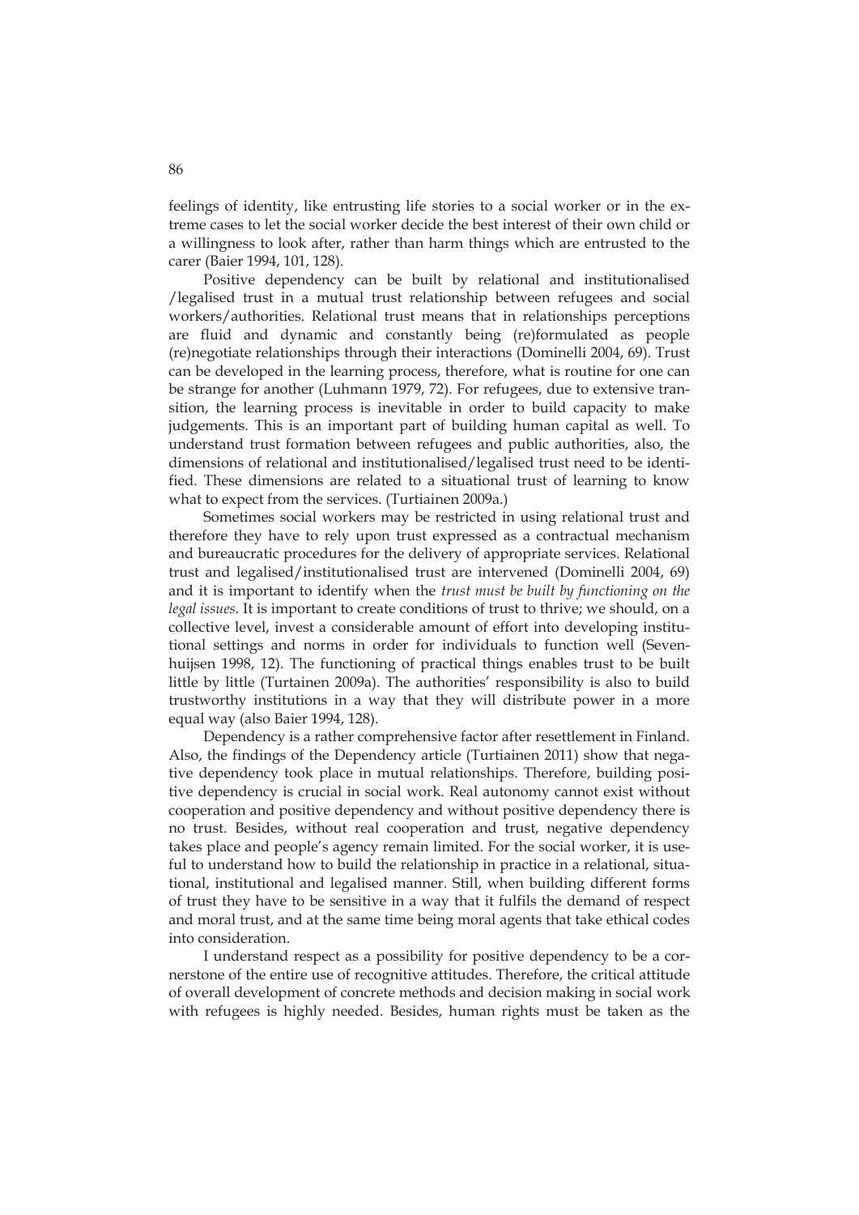feelings of identity, like entrusting life stories to a social worker or in the extreme cases to let the social worker decide the best interest of their own child or a willingness to look after, rather than harm things which are entrusted to the carer (Baier 1994, 101, 128).

Positive dependency can be built by relational and institutionalised /legalised trust in a mutual trust relationship between refugees and social workers/authorities. Relational trust means that in relationships perceptions are fluid and dynamic and constantly being (re)formulated as people (re)negotiate relationships through their interactions (Dominelli 2004, 69). Trust can be developed in the learning process, therefore, what is routine for one can be strange for another (Luhmann 1979, 72). For refugees, due to extensive transition, the learning process is inevitable in order to build capacity to make judgements. This is an important part of building human capital as well. To understand trust formation between refugees and public authorities, also, the dimensions of relational and institutionalised/legalised trust need to be identified. These dimensions are related to a situational trust of learning to know what to expect from the services. (Turtiainen 2009a.)

Sometimes social workers may be restricted in using relational trust and therefore they have to rely upon trust expressed as a contractual mechanism and bureaucratic procedures for the delivery of appropriate services. Relational trust and legalised/institutionalised trust are intervened (Dominelli 2004, 69) and it is important to identify when the *trust must be built by functioning on the legal issues*. It is important to create conditions of trust to thrive; we should, on a collective level, invest a considerable amount of effort into developing institutional settings and norms in order for individuals to function well (Sevenhuijsen 1998, 12). The functioning of practical things enables trust to be built little by little (Turtainen 2009a). The authorities' responsibility is also to build trustworthy institutions in a way that they will distribute power in a more equal way (also Baier 1994, 128).

Dependency is a rather comprehensive factor after resettlement in Finland. Also, the findings of the Dependency article (Turtiainen 2011) show that negative dependency took place in mutual relationships. Therefore, building positive dependency is crucial in social work. Real autonomy cannot exist without cooperation and positive dependency and without positive dependency there is no trust. Besides, without real cooperation and trust, negative dependency takes place and people's agency remain limited. For the social worker, it is useful to understand how to build the relationship in practice in a relational, situational, institutional and legalised manner. Still, when building different forms of trust they have to be sensitive in a way that it fulfils the demand of respect and moral trust, and at the same time being moral agents that take ethical codes into consideration.

I understand respect as a possibility for positive dependency to be a cornerstone of the entire use of recognitive attitudes. Therefore, the critical attitude of overall development of concrete methods and decision making in social work with refugees is highly needed. Besides, human rights must be taken as the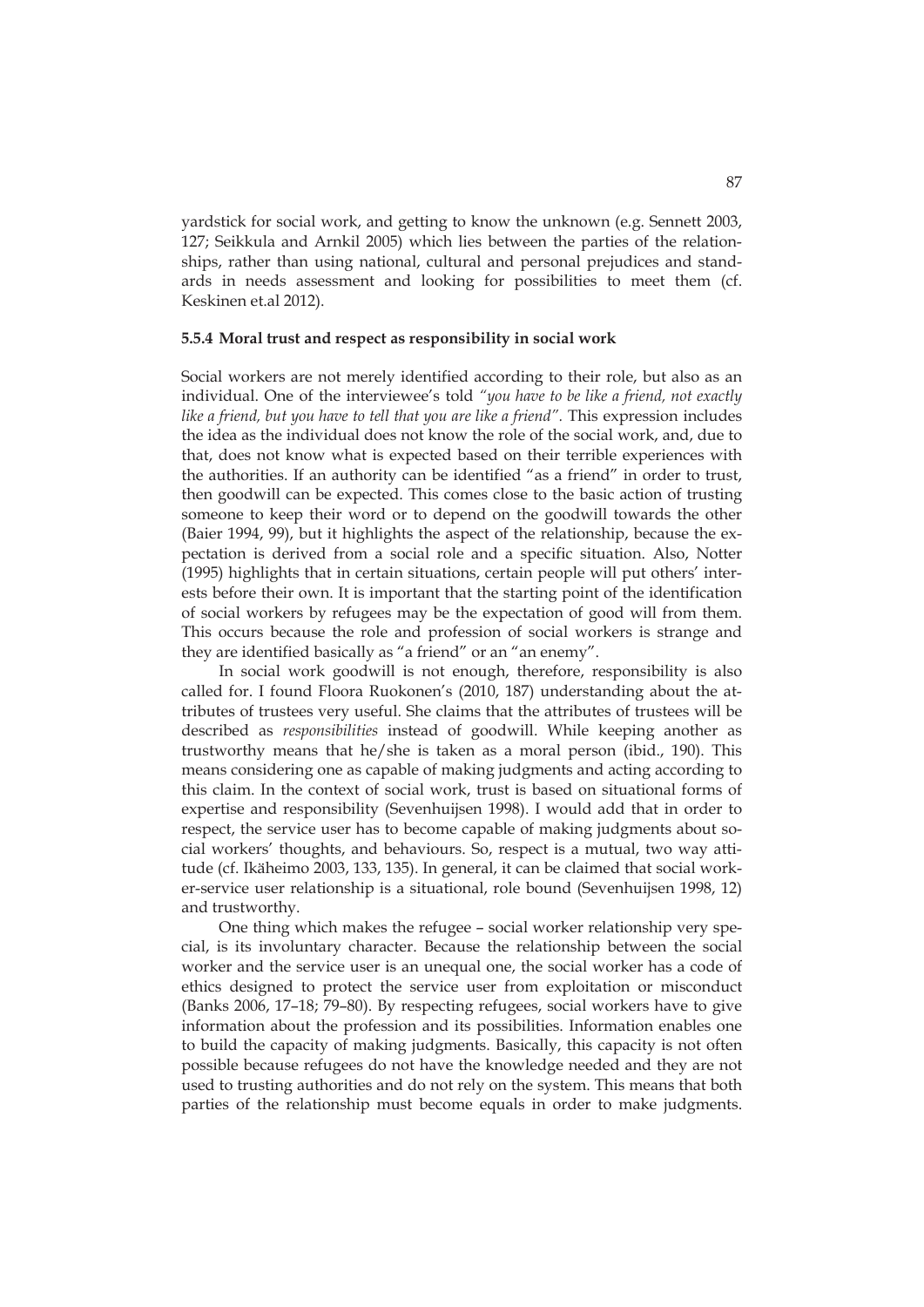yardstick for social work, and getting to know the unknown (e.g. Sennett 2003, 127; Seikkula and Arnkil 2005) which lies between the parties of the relationships, rather than using national, cultural and personal prejudices and standards in needs assessment and looking for possibilities to meet them (cf. Keskinen et.al 2012).

### 5.5.4 Moral trust and respect as responsibility in social work

Social workers are not merely identified according to their role, but also as an individual. One of the interviewee's told *"you have to be like a friend, not exactly like a friend, but you have to tell that you are like a friend".* This expression includes the idea as the individual does not know the role of the social work, and, due to that, does not know what is expected based on their terrible experiences with the authorities. If an authority can be identified "as a friend" in order to trust, then goodwill can be expected. This comes close to the basic action of trusting someone to keep their word or to depend on the goodwill towards the other (Baier 1994, 99), but it highlights the aspect of the relationship, because the expectation is derived from a social role and a specific situation. Also, Notter (1995) highlights that in certain situations, certain people will put others' interests before their own. It is important that the starting point of the identification of social workers by refugees may be the expectation of good will from them. This occurs because the role and profession of social workers is strange and they are identified basically as "a friend" or an "an enemy".

In social work goodwill is not enough, therefore, responsibility is also called for. I found Floora Ruokonen's (2010, 187) understanding about the attributes of trustees very useful. She claims that the attributes of trustees will be described as *responsibilities* instead of goodwill. While keeping another as trustworthy means that he/she is taken as a moral person (ibid., 190). This means considering one as capable of making judgments and acting according to this claim. In the context of social work, trust is based on situational forms of expertise and responsibility (Sevenhuijsen 1998). I would add that in order to respect, the service user has to become capable of making judgments about social workers' thoughts, and behaviours. So, respect is a mutual, two way attitude (cf. Ikäheimo 2003, 133, 135). In general, it can be claimed that social worker-service user relationship is a situational, role bound (Sevenhuijsen 1998, 12) and trustworthy.

One thing which makes the refugee – social worker relationship very special, is its involuntary character. Because the relationship between the social worker and the service user is an unequal one, the social worker has a code of ethics designed to protect the service user from exploitation or misconduct (Banks 2006, 17–18; 79–80). By respecting refugees, social workers have to give information about the profession and its possibilities. Information enables one to build the capacity of making judgments. Basically, this capacity is not often possible because refugees do not have the knowledge needed and they are not used to trusting authorities and do not rely on the system. This means that both parties of the relationship must become equals in order to make judgments.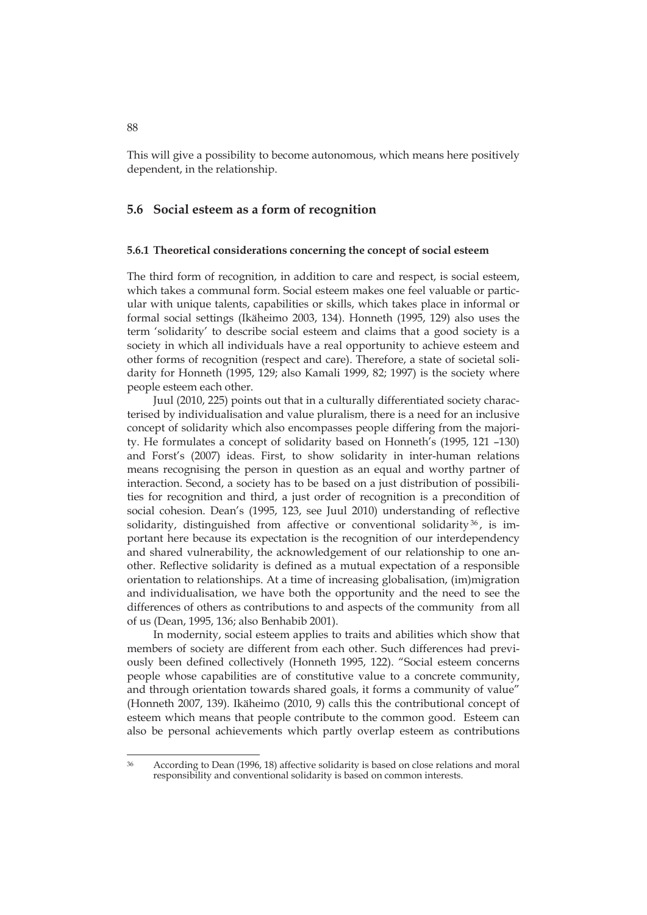This will give a possibility to become autonomous, which means here positively dependent, in the relationship.

## 5.6 Social esteem as a form of recognition

### 5.6.1 Theoretical considerations concerning the concept of social esteem

The third form of recognition, in addition to care and respect, is social esteem, which takes a communal form. Social esteem makes one feel valuable or particular with unique talents, capabilities or skills, which takes place in informal or formal social settings (Ikäheimo 2003, 134). Honneth (1995, 129) also uses the term 'solidarity' to describe social esteem and claims that a good society is a society in which all individuals have a real opportunity to achieve esteem and other forms of recognition (respect and care). Therefore, a state of societal solidarity for Honneth (1995, 129; also Kamali 1999, 82; 1997) is the society where people esteem each other.

Juul (2010, 225) points out that in a culturally differentiated society characterised by individualisation and value pluralism, there is a need for an inclusive concept of solidarity which also encompasses people differing from the majority. He formulates a concept of solidarity based on Honneth's (1995, 121 –130) and Forst's (2007) ideas. First, to show solidarity in inter-human relations means recognising the person in question as an equal and worthy partner of interaction. Second, a society has to be based on a just distribution of possibilities for recognition and third, a just order of recognition is a precondition of social cohesion. Dean's (1995, 123, see Juul 2010) understanding of reflective solidarity, distinguished from affective or conventional solidarity [36], is important here because its expectation is the recognition of our interdependency and shared vulnerability, the acknowledgement of our relationship to one another. Reflective solidarity is defined as a mutual expectation of a responsible orientation to relationships. At a time of increasing globalisation, (im)migration and individualisation, we have both the opportunity and the need to see the differences of others as contributions to and aspects of the community from all of us (Dean, 1995, 136; also Benhabib 2001).

In modernity, social esteem applies to traits and abilities which show that members of society are different from each other. Such differences had previously been defined collectively (Honneth 1995, 122). "Social esteem concerns people whose capabilities are of constitutive value to a concrete community, and through orientation towards shared goals, it forms a community of value" (Honneth 2007, 139). Ikäheimo (2010, 9) calls this the contributional concept of esteem which means that people contribute to the common good. Esteem can also be personal achievements which partly overlap esteem as contributions

[36] According to Dean (1996, 18) affective solidarity is based on close relations and moral responsibility and conventional solidarity is based on common interests.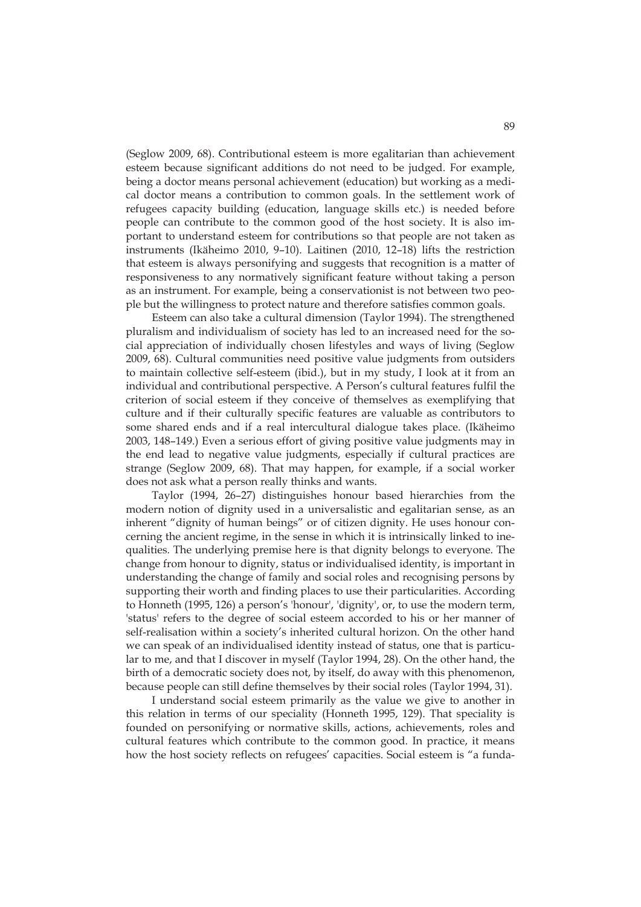(Seglow 2009, 68). Contributional esteem is more egalitarian than achievement esteem because significant additions do not need to be judged. For example, being a doctor means personal achievement (education) but working as a medical doctor means a contribution to common goals. In the settlement work of refugees capacity building (education, language skills etc.) is needed before people can contribute to the common good of the host society. It is also important to understand esteem for contributions so that people are not taken as instruments (Ikäheimo 2010, 9–10). Laitinen (2010, 12–18) lifts the restriction that esteem is always personifying and suggests that recognition is a matter of responsiveness to any normatively significant feature without taking a person as an instrument. For example, being a conservationist is not between two people but the willingness to protect nature and therefore satisfies common goals.

Esteem can also take a cultural dimension (Taylor 1994). The strengthened pluralism and individualism of society has led to an increased need for the social appreciation of individually chosen lifestyles and ways of living (Seglow 2009, 68). Cultural communities need positive value judgments from outsiders to maintain collective self-esteem (ibid.), but in my study, I look at it from an individual and contributional perspective. A Person's cultural features fulfil the criterion of social esteem if they conceive of themselves as exemplifying that culture and if their culturally specific features are valuable as contributors to some shared ends and if a real intercultural dialogue takes place. (Ikäheimo 2003, 148–149.) Even a serious effort of giving positive value judgments may in the end lead to negative value judgments, especially if cultural practices are strange (Seglow 2009, 68). That may happen, for example, if a social worker does not ask what a person really thinks and wants.

Taylor (1994, 26–27) distinguishes honour based hierarchies from the modern notion of dignity used in a universalistic and egalitarian sense, as an inherent "dignity of human beings" or of citizen dignity. He uses honour concerning the ancient regime, in the sense in which it is intrinsically linked to inequalities. The underlying premise here is that dignity belongs to everyone. The change from honour to dignity, status or individualised identity, is important in understanding the change of family and social roles and recognising persons by supporting their worth and finding places to use their particularities. According to Honneth (1995, 126) a person's 'honour', 'dignity', or, to use the modern term, 'status' refers to the degree of social esteem accorded to his or her manner of self-realisation within a society's inherited cultural horizon. On the other hand we can speak of an individualised identity instead of status, one that is particular to me, and that I discover in myself (Taylor 1994, 28). On the other hand, the birth of a democratic society does not, by itself, do away with this phenomenon, because people can still define themselves by their social roles (Taylor 1994, 31).

I understand social esteem primarily as the value we give to another in this relation in terms of our speciality (Honneth 1995, 129). That speciality is founded on personifying or normative skills, actions, achievements, roles and cultural features which contribute to the common good. In practice, it means how the host society reflects on refugees' capacities. Social esteem is "a funda-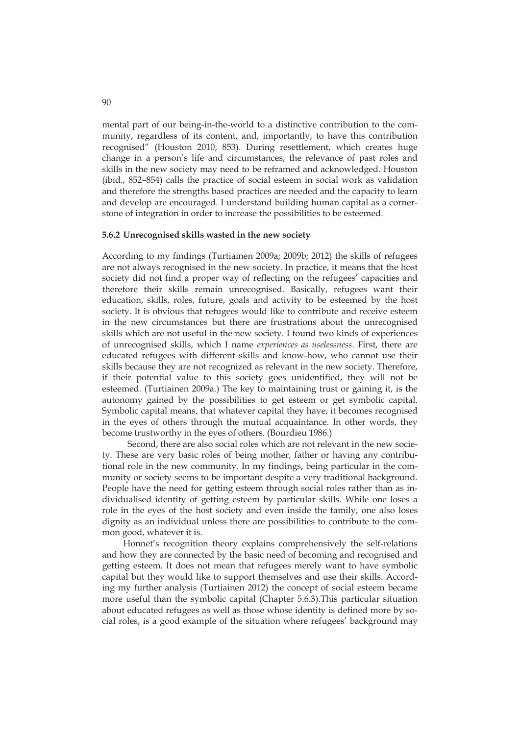mental part of our being-in-the-world to a distinctive contribution to the community, regardless of its content, and, importantly, to have this contribution recognised" (Houston 2010, 853). During resettlement, which creates huge change in a person's life and circumstances, the relevance of past roles and skills in the new society may need to be reframed and acknowledged. Houston (ibid., 852–854) calls the practice of social esteem in social work as validation and therefore the strengths based practices are needed and the capacity to learn and develop are encouraged. I understand building human capital as a cornerstone of integration in order to increase the possibilities to be esteemed.

### 5.6.2 Unrecognised skills wasted in the new society

According to my findings (Turtiainen 2009a; 2009b; 2012) the skills of refugees are not always recognised in the new society. In practice, it means that the host society did not find a proper way of reflecting on the refugees' capacities and therefore their skills remain unrecognised. Basically, refugees want their education, skills, roles, future, goals and activity to be esteemed by the host society. It is obvious that refugees would like to contribute and receive esteem in the new circumstances but there are frustrations about the unrecognised skills which are not useful in the new society. I found two kinds of experiences of unrecognised skills, which I name *experiences as uselessness*. First, there are educated refugees with different skills and know-how, who cannot use their skills because they are not recognized as relevant in the new society. Therefore, if their potential value to this society goes unidentified, they will not be esteemed. (Turtiainen 2009a.) The key to maintaining trust or gaining it, is the autonomy gained by the possibilities to get esteem or get symbolic capital. Symbolic capital means, that whatever capital they have, it becomes recognised in the eyes of others through the mutual acquaintance. In other words, they become trustworthy in the eyes of others. (Bourdieu 1986.)

Second, there are also social roles which are not relevant in the new society. These are very basic roles of being mother, father or having any contributional role in the new community. In my findings, being particular in the community or society seems to be important despite a very traditional background. People have the need for getting esteem through social roles rather than as individualised identity of getting esteem by particular skills. While one loses a role in the eyes of the host society and even inside the family, one also loses dignity as an individual unless there are possibilities to contribute to the common good, whatever it is.

Honnet's recognition theory explains comprehensively the self-relations and how they are connected by the basic need of becoming and recognised and getting esteem. It does not mean that refugees merely want to have symbolic capital but they would like to support themselves and use their skills. According my further analysis (Turtiainen 2012) the concept of social esteem became more useful than the symbolic capital (Chapter 5.6.3).This particular situation about educated refugees as well as those whose identity is defined more by social roles, is a good example of the situation where refugees' background may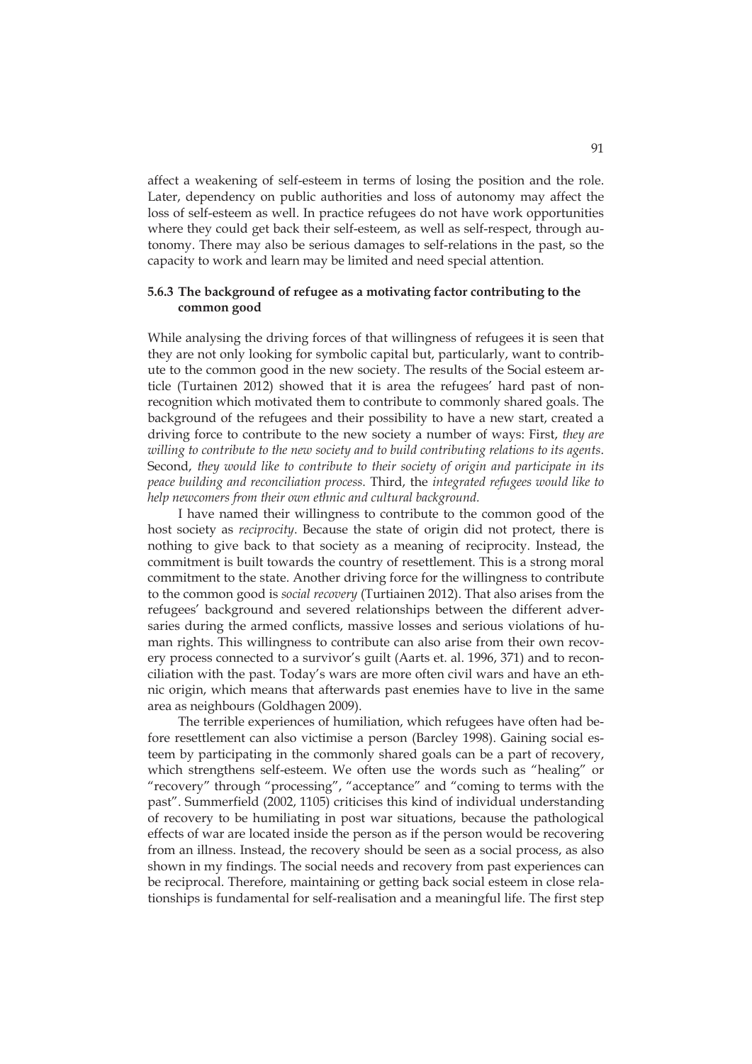affect a weakening of self-esteem in terms of losing the position and the role. Later, dependency on public authorities and loss of autonomy may affect the loss of self-esteem as well. In practice refugees do not have work opportunities where they could get back their self-esteem, as well as self-respect, through autonomy. There may also be serious damages to self-relations in the past, so the capacity to work and learn may be limited and need special attention.

### 5.6.3 The background of refugee as a motivating factor contributing to the common good

While analysing the driving forces of that willingness of refugees it is seen that they are not only looking for symbolic capital but, particularly, want to contribute to the common good in the new society. The results of the Social esteem article (Turtainen 2012) showed that it is area the refugees' hard past of non-recognition which motivated them to contribute to commonly shared goals. The background of the refugees and their possibility to have a new start, created a driving force to contribute to the new society a number of ways: First, *they are willing to contribute to the new society and to build contributing relations to its agents*. Second, *they would like to contribute to their society of origin and participate in its peace building and reconciliation process*. Third, the *integrated refugees would like to help newcomers from their own ethnic and cultural background*.

I have named their willingness to contribute to the common good of the host society as *reciprocity*. Because the state of origin did not protect, there is nothing to give back to that society as a meaning of reciprocity. Instead, the commitment is built towards the country of resettlement. This is a strong moral commitment to the state. Another driving force for the willingness to contribute to the common good is *social recovery* (Turtiainen 2012). That also arises from the refugees' background and severed relationships between the different adversaries during the armed conflicts, massive losses and serious violations of human rights. This willingness to contribute can also arise from their own recovery process connected to a survivor's guilt (Aarts et. al. 1996, 371) and to reconciliation with the past. Today's wars are more often civil wars and have an ethnic origin, which means that afterwards past enemies have to live in the same area as neighbours (Goldhagen 2009).

The terrible experiences of humiliation, which refugees have often had before resettlement can also victimise a person (Barcley 1998). Gaining social esteem by participating in the commonly shared goals can be a part of recovery, which strengthens self-esteem. We often use the words such as "healing" or "recovery" through "processing", "acceptance" and "coming to terms with the past". Summerfield (2002, 1105) criticises this kind of individual understanding of recovery to be humiliating in post war situations, because the pathological effects of war are located inside the person as if the person would be recovering from an illness. Instead, the recovery should be seen as a social process, as also shown in my findings. The social needs and recovery from past experiences can be reciprocal. Therefore, maintaining or getting back social esteem in close relationships is fundamental for self-realisation and a meaningful life. The first step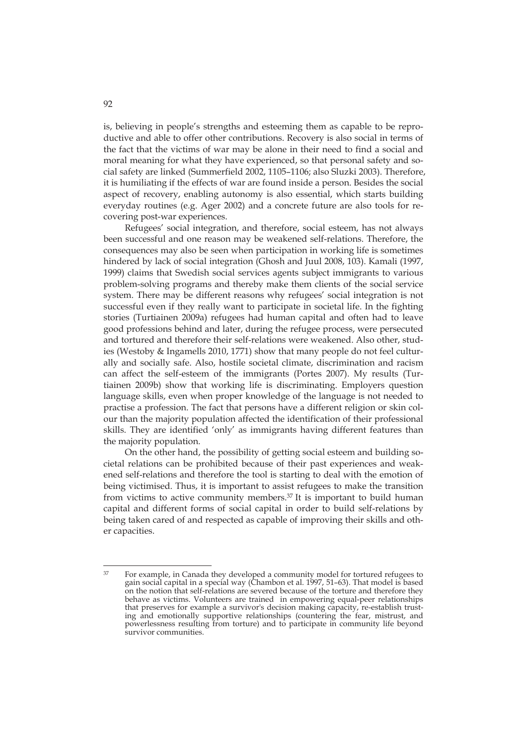is, believing in people's strengths and esteeming them as capable to be reproductive and able to offer other contributions. Recovery is also social in terms of the fact that the victims of war may be alone in their need to find a social and moral meaning for what they have experienced, so that personal safety and social safety are linked (Summerfield 2002, 1105–1106; also Sluzki 2003). Therefore, it is humiliating if the effects of war are found inside a person. Besides the social aspect of recovery, enabling autonomy is also essential, which starts building everyday routines (e.g. Ager 2002) and a concrete future are also tools for recovering post-war experiences.

Refugees' social integration, and therefore, social esteem, has not always been successful and one reason may be weakened self-relations. Therefore, the consequences may also be seen when participation in working life is sometimes hindered by lack of social integration (Ghosh and Juul 2008, 103). Kamali (1997, 1999) claims that Swedish social services agents subject immigrants to various problem-solving programs and thereby make them clients of the social service system. There may be different reasons why refugees' social integration is not successful even if they really want to participate in societal life. In the fighting stories (Turtiainen 2009a) refugees had human capital and often had to leave good professions behind and later, during the refugee process, were persecuted and tortured and therefore their self-relations were weakened. Also other, studies (Westoby & Ingamells 2010, 1771) show that many people do not feel culturally and socially safe. Also, hostile societal climate, discrimination and racism can affect the self-esteem of the immigrants (Portes 2007). My results (Turtiainen 2009b) show that working life is discriminating. Employers question language skills, even when proper knowledge of the language is not needed to practise a profession. The fact that persons have a different religion or skin colour than the majority population affected the identification of their professional skills. They are identified 'only' as immigrants having different features than the majority population.

On the other hand, the possibility of getting social esteem and building societal relations can be prohibited because of their past experiences and weakened self-relations and therefore the tool is starting to deal with the emotion of being victimised. Thus, it is important to assist refugees to make the transition from victims to active community members.[37] It is important to build human capital and different forms of social capital in order to build self-relations by being taken cared of and respected as capable of improving their skills and other capacities.

[37] For example, in Canada they developed a community model for tortured refugees to gain social capital in a special way (Chambon et al. 1997, 51–63). That model is based on the notion that self-relations are severed because of the torture and therefore they behave as victims. Volunteers are trained in empowering equal-peer relationships that preserves for example a survivor's decision making capacity, re-establish trusting and emotionally supportive relationships (countering the fear, mistrust, and powerlessness resulting from torture) and to participate in community life beyond survivor communities.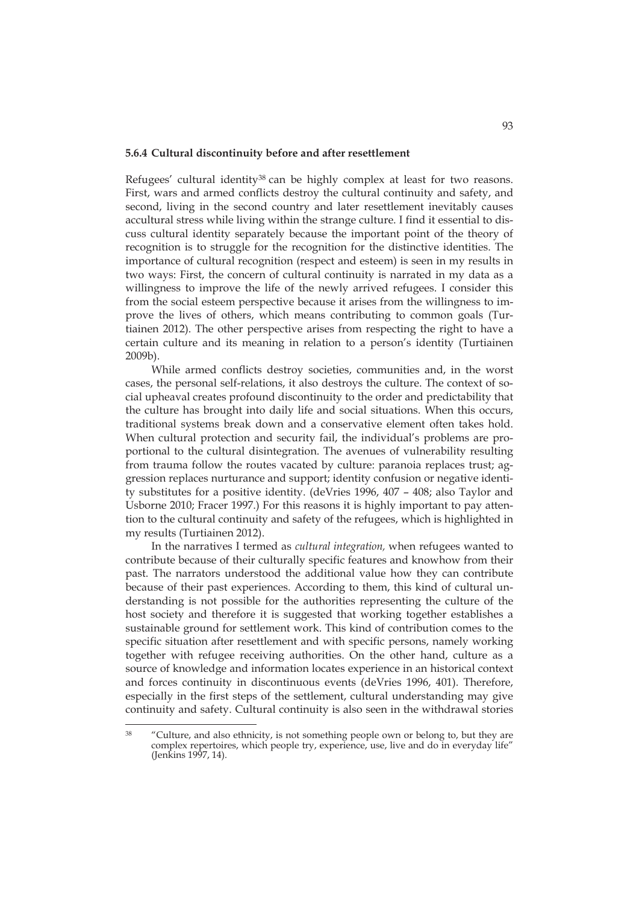### 5.6.4 Cultural discontinuity before and after resettlement

Refugees' cultural identity[38] can be highly complex at least for two reasons. First, wars and armed conflicts destroy the cultural continuity and safety, and second, living in the second country and later resettlement inevitably causes accultural stress while living within the strange culture. I find it essential to discuss cultural identity separately because the important point of the theory of recognition is to struggle for the recognition for the distinctive identities. The importance of cultural recognition (respect and esteem) is seen in my results in two ways: First, the concern of cultural continuity is narrated in my data as a willingness to improve the life of the newly arrived refugees. I consider this from the social esteem perspective because it arises from the willingness to improve the lives of others, which means contributing to common goals (Turtiainen 2012). The other perspective arises from respecting the right to have a certain culture and its meaning in relation to a person's identity (Turtiainen 2009b).

While armed conflicts destroy societies, communities and, in the worst cases, the personal self-relations, it also destroys the culture. The context of social upheaval creates profound discontinuity to the order and predictability that the culture has brought into daily life and social situations. When this occurs, traditional systems break down and a conservative element often takes hold. When cultural protection and security fail, the individual's problems are proportional to the cultural disintegration. The avenues of vulnerability resulting from trauma follow the routes vacated by culture: paranoia replaces trust; aggression replaces nurturance and support; identity confusion or negative identity substitutes for a positive identity. (deVries 1996, 407 – 408; also Taylor and Usborne 2010; Fracer 1997.) For this reasons it is highly important to pay attention to the cultural continuity and safety of the refugees, which is highlighted in my results (Turtiainen 2012).

In the narratives I termed as *cultural integration,* when refugees wanted to contribute because of their culturally specific features and knowhow from their past. The narrators understood the additional value how they can contribute because of their past experiences. According to them, this kind of cultural understanding is not possible for the authorities representing the culture of the host society and therefore it is suggested that working together establishes a sustainable ground for settlement work. This kind of contribution comes to the specific situation after resettlement and with specific persons, namely working together with refugee receiving authorities. On the other hand, culture as a source of knowledge and information locates experience in an historical context and forces continuity in discontinuous events (deVries 1996, 401). Therefore, especially in the first steps of the settlement, cultural understanding may give continuity and safety. Cultural continuity is also seen in the withdrawal stories

[38] "Culture, and also ethnicity, is not something people own or belong to, but they are complex repertoires, which people try, experience, use, live and do in everyday life" (Jenkins 1997, 14).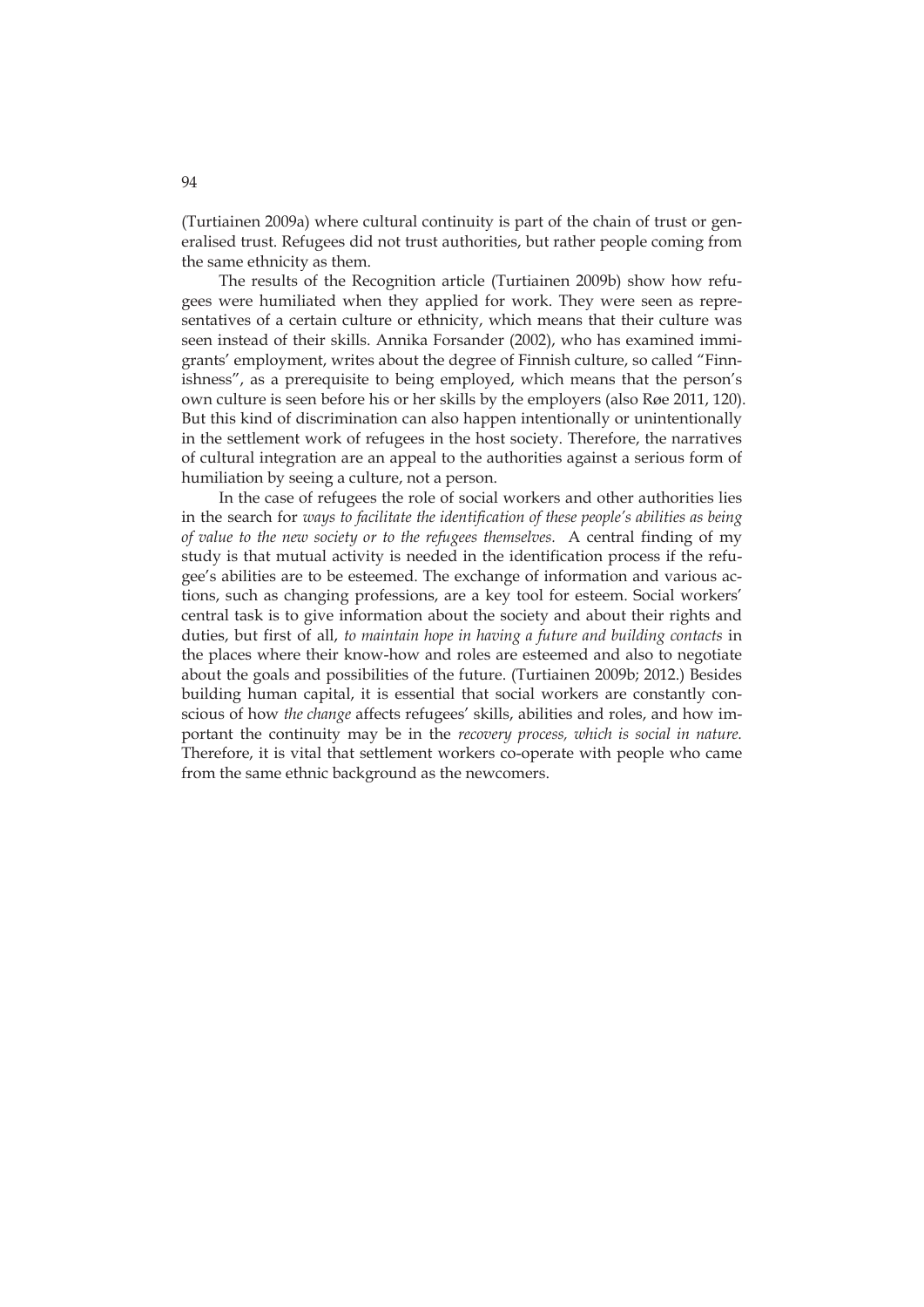(Turtiainen 2009a) where cultural continuity is part of the chain of trust or generalised trust. Refugees did not trust authorities, but rather people coming from the same ethnicity as them.

The results of the Recognition article (Turtiainen 2009b) show how refugees were humiliated when they applied for work. They were seen as representatives of a certain culture or ethnicity, which means that their culture was seen instead of their skills. Annika Forsander (2002), who has examined immigrants' employment, writes about the degree of Finnish culture, so called "Finnishness", as a prerequisite to being employed, which means that the person's own culture is seen before his or her skills by the employers (also Røe 2011, 120). But this kind of discrimination can also happen intentionally or unintentionally in the settlement work of refugees in the host society. Therefore, the narratives of cultural integration are an appeal to the authorities against a serious form of humiliation by seeing a culture, not a person.

In the case of refugees the role of social workers and other authorities lies in the search for *ways to facilitate the identification of these people's abilities as being of value to the new society or to the refugees themselves.* A central finding of my study is that mutual activity is needed in the identification process if the refugee's abilities are to be esteemed. The exchange of information and various actions, such as changing professions, are a key tool for esteem. Social workers' central task is to give information about the society and about their rights and duties, but first of all, *to maintain hope in having a future and building contacts* in the places where their know-how and roles are esteemed and also to negotiate about the goals and possibilities of the future. (Turtiainen 2009b; 2012.) Besides building human capital, it is essential that social workers are constantly conscious of how *the change* affects refugees' skills, abilities and roles, and how important the continuity may be in the *recovery process, which is social in nature.* Therefore, it is vital that settlement workers co-operate with people who came from the same ethnic background as the newcomers.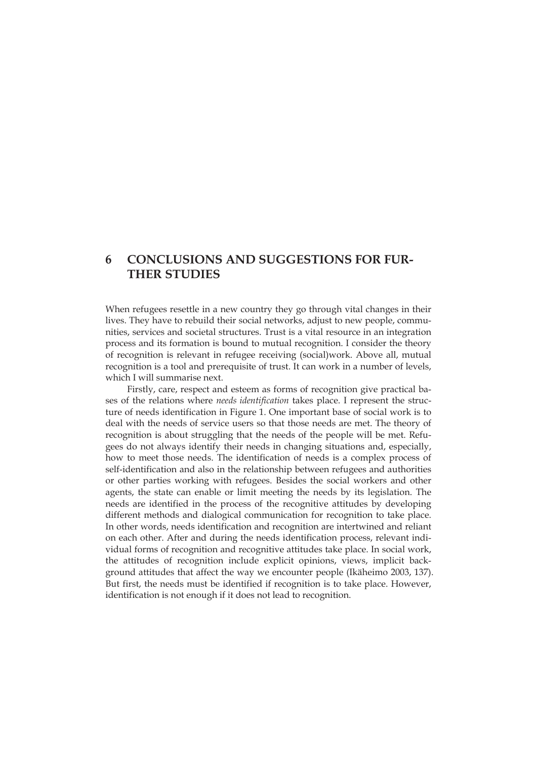# 6 CONCLUSIONS AND SUGGESTIONS FOR FURTHER STUDIES

When refugees resettle in a new country they go through vital changes in their lives. They have to rebuild their social networks, adjust to new people, communities, services and societal structures. Trust is a vital resource in an integration process and its formation is bound to mutual recognition. I consider the theory of recognition is relevant in refugee receiving (social)work. Above all, mutual recognition is a tool and prerequisite of trust. It can work in a number of levels, which I will summarise next.

Firstly, care, respect and esteem as forms of recognition give practical bases of the relations where *needs identification* takes place. I represent the structure of needs identification in Figure 1. One important base of social work is to deal with the needs of service users so that those needs are met. The theory of recognition is about struggling that the needs of the people will be met. Refugees do not always identify their needs in changing situations and, especially, how to meet those needs. The identification of needs is a complex process of self-identification and also in the relationship between refugees and authorities or other parties working with refugees. Besides the social workers and other agents, the state can enable or limit meeting the needs by its legislation. The needs are identified in the process of the recognitive attitudes by developing different methods and dialogical communication for recognition to take place. In other words, needs identification and recognition are intertwined and reliant on each other. After and during the needs identification process, relevant individual forms of recognition and recognitive attitudes take place. In social work, the attitudes of recognition include explicit opinions, views, implicit background attitudes that affect the way we encounter people (Ikäheimo 2003, 137). But first, the needs must be identified if recognition is to take place. However, identification is not enough if it does not lead to recognition.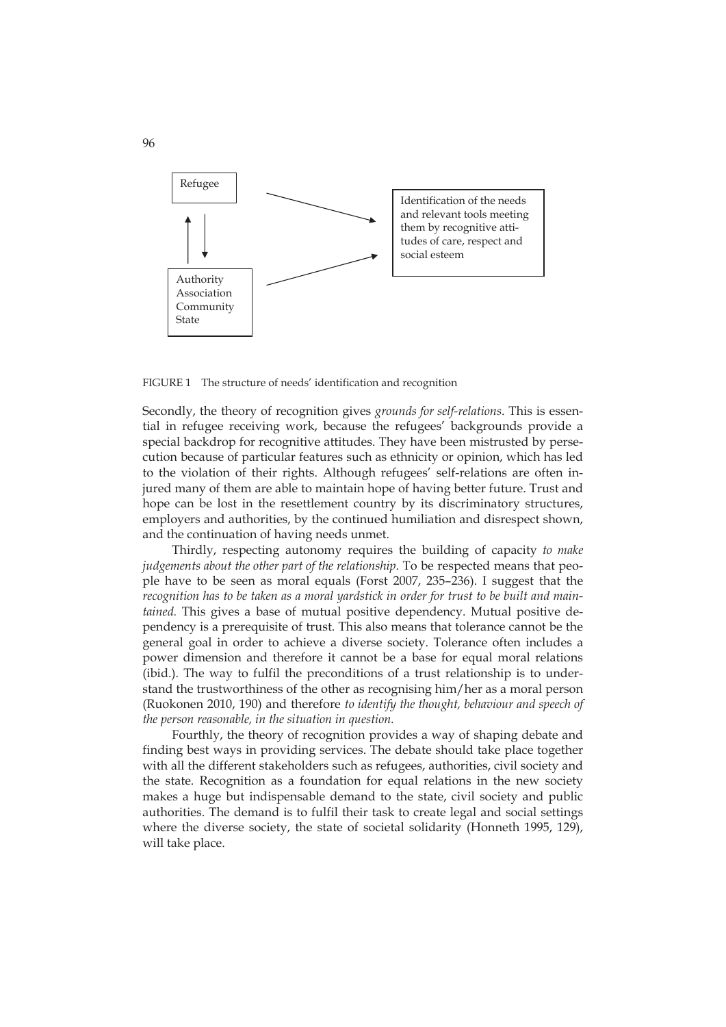Refugee

Authority
Association
Community
State

Identification of the needs and relevant tools meeting them by recognitive attitudes of care, respect and social esteem

FIGURE 1 The structure of needs' identification and recognition

Secondly, the theory of recognition gives *grounds for self-relations*. This is essential in refugee receiving work, because the refugees' backgrounds provide a special backdrop for recognitive attitudes. They have been mistrusted by persecution because of particular features such as ethnicity or opinion, which has led to the violation of their rights. Although refugees' self-relations are often injured many of them are able to maintain hope of having better future. Trust and hope can be lost in the resettlement country by its discriminatory structures, employers and authorities, by the continued humiliation and disrespect shown, and the continuation of having needs unmet.

Thirdly, respecting autonomy requires the building of capacity *to make judgements about the other part of the relationship*. To be respected means that people have to be seen as moral equals (Forst 2007, 235–236). I suggest that the *recognition has to be taken as a moral yardstick in order for trust to be built and maintained.* This gives a base of mutual positive dependency. Mutual positive dependency is a prerequisite of trust. This also means that tolerance cannot be the general goal in order to achieve a diverse society. Tolerance often includes a power dimension and therefore it cannot be a base for equal moral relations (ibid.). The way to fulfil the preconditions of a trust relationship is to understand the trustworthiness of the other as recognising him/her as a moral person (Ruokonen 2010, 190) and therefore *to identify the thought, behaviour and speech of the person reasonable, in the situation in question.*

Fourthly, the theory of recognition provides a way of shaping debate and finding best ways in providing services. The debate should take place together with all the different stakeholders such as refugees, authorities, civil society and the state. Recognition as a foundation for equal relations in the new society makes a huge but indispensable demand to the state, civil society and public authorities. The demand is to fulfil their task to create legal and social settings where the diverse society, the state of societal solidarity (Honneth 1995, 129), will take place.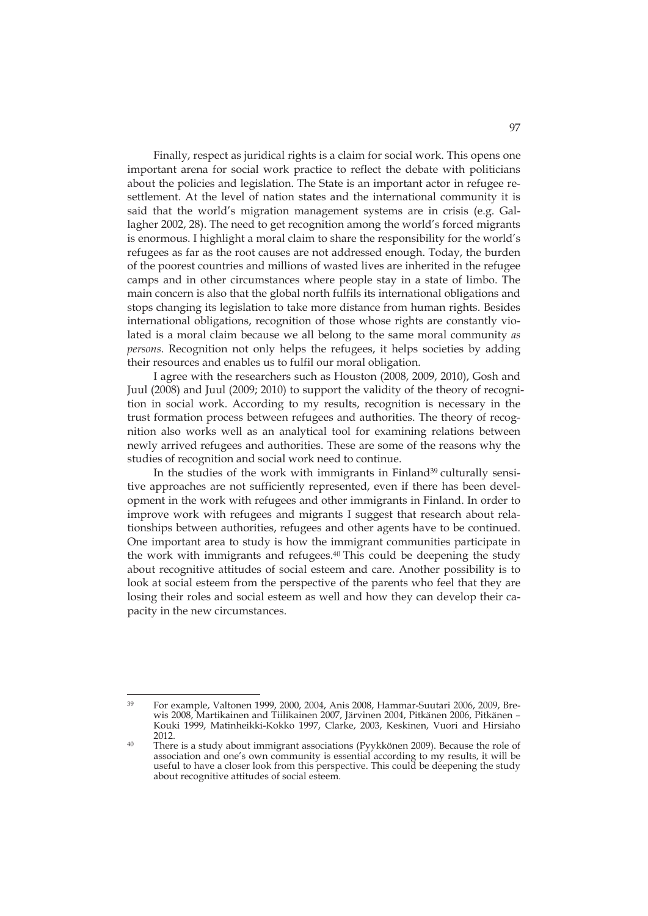Finally, respect as juridical rights is a claim for social work. This opens one important arena for social work practice to reflect the debate with politicians about the policies and legislation. The State is an important actor in refugee resettlement. At the level of nation states and the international community it is said that the world's migration management systems are in crisis (e.g. Gallagher 2002, 28). The need to get recognition among the world's forced migrants is enormous. I highlight a moral claim to share the responsibility for the world's refugees as far as the root causes are not addressed enough. Today, the burden of the poorest countries and millions of wasted lives are inherited in the refugee camps and in other circumstances where people stay in a state of limbo. The main concern is also that the global north fulfils its international obligations and stops changing its legislation to take more distance from human rights. Besides international obligations, recognition of those whose rights are constantly violated is a moral claim because we all belong to the same moral community *as persons*. Recognition not only helps the refugees, it helps societies by adding their resources and enables us to fulfil our moral obligation.

I agree with the researchers such as Houston (2008, 2009, 2010), Gosh and Juul (2008) and Juul (2009; 2010) to support the validity of the theory of recognition in social work. According to my results, recognition is necessary in the trust formation process between refugees and authorities. The theory of recognition also works well as an analytical tool for examining relations between newly arrived refugees and authorities. These are some of the reasons why the studies of recognition and social work need to continue.

In the studies of the work with immigrants in Finland[39] culturally sensitive approaches are not sufficiently represented, even if there has been development in the work with refugees and other immigrants in Finland. In order to improve work with refugees and migrants I suggest that research about relationships between authorities, refugees and other agents have to be continued. One important area to study is how the immigrant communities participate in the work with immigrants and refugees.[40] This could be deepening the study about recognitive attitudes of social esteem and care. Another possibility is to look at social esteem from the perspective of the parents who feel that they are losing their roles and social esteem as well and how they can develop their capacity in the new circumstances.

---

[39] For example, Valtonen 1999, 2000, 2004, Anis 2008, Hammar-Suutari 2006, 2009, Brewis 2008, Martikainen and Tiilikainen 2007, Järvinen 2004, Pitkänen 2006, Pitkänen – Kouki 1999, Matinheikki-Kokko 1997, Clarke, 2003, Keskinen, Vuori and Hirsiaho 2012.

[40] There is a study about immigrant associations (Pyykkönen 2009). Because the role of association and one's own community is essential according to my results, it will be useful to have a closer look from this perspective. This could be deepening the study about recognitive attitudes of social esteem.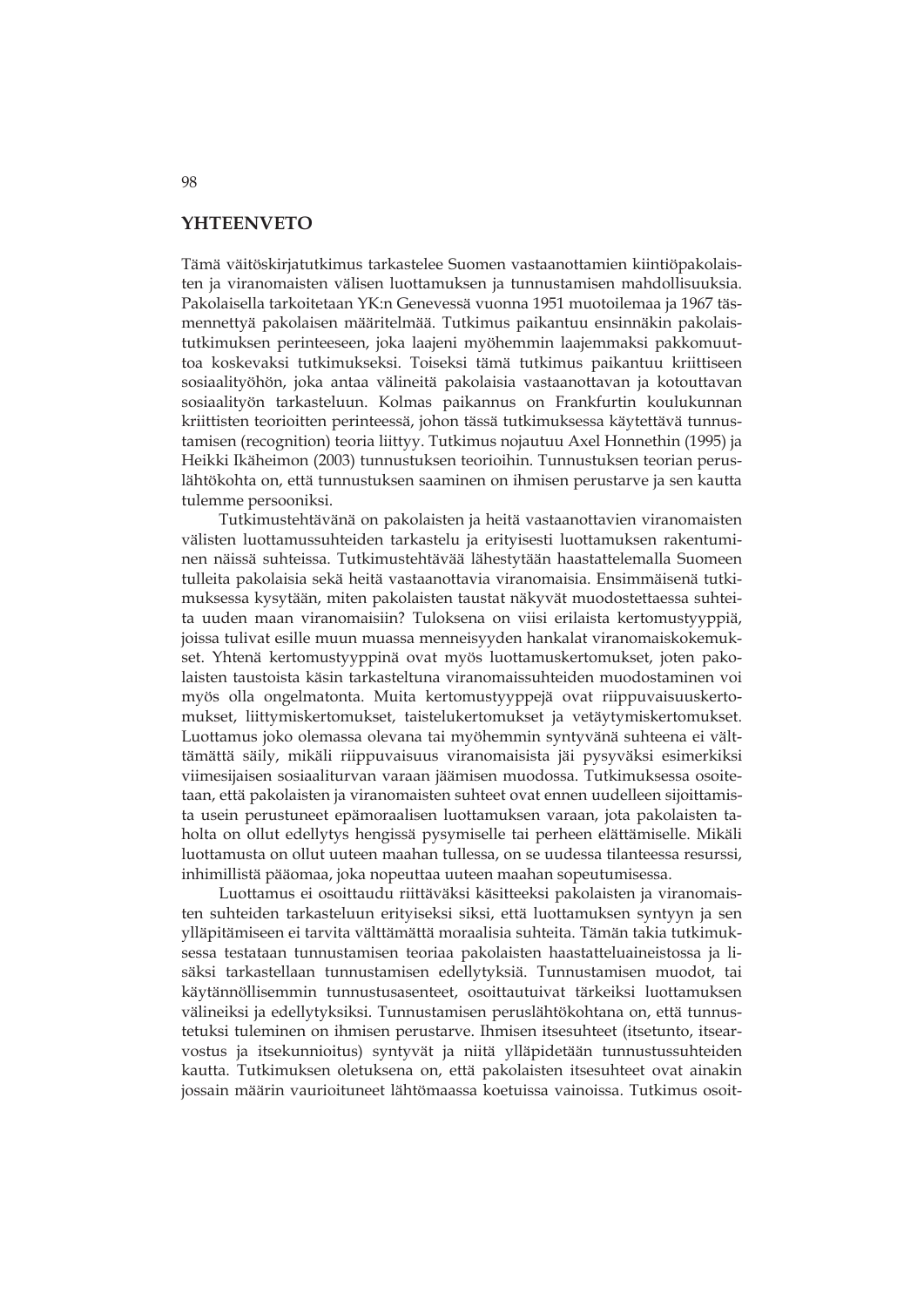## YHTEENVETO

Tämä väitöskirjatutkimus tarkastelee Suomen vastaanottamien kiintiöpakolaisten ja viranomaisten välisen luottamuksen ja tunnustamisen mahdollisuuksia. Pakolaisella tarkoitetaan YK:n Genevessä vuonna 1951 muotoilemaa ja 1967 täsmennettyä pakolaisen määritelmää. Tutkimus paikantuu ensinnäkin pakolaistutkimuksen perinteeseen, joka laajeni myöhemmin laajemmaksi pakkomuuttoa koskevaksi tutkimukseksi. Toiseksi tämä tutkimus paikantuu kriittiseen sosiaalityöhön, joka antaa välineitä pakolaisia vastaanottavan ja kotouttavan sosiaalityön tarkasteluun. Kolmas paikannus on Frankfurtin koulukunnan kriittisten teorioitten perinteessä, johon tässä tutkimuksessa käytettävä tunnustamisen (recognition) teoria liittyy. Tutkimus nojautuu Axel Honnethin (1995) ja Heikki Ikäheimon (2003) tunnustuksen teorioihin. Tunnustuksen teorian peruslähtökohta on, että tunnustuksen saaminen on ihmisen perustarve ja sen kautta tulemme persooniksi.

Tutkimustehtävänä on pakolaisten ja heitä vastaanottavien viranomaisten välisten luottamussuhteiden tarkastelu ja erityisesti luottamuksen rakentuminen näissä suhteissa. Tutkimustehtävää lähestytään haastattelemalla Suomeen tulleita pakolaisia sekä heitä vastaanottavia viranomaisia. Ensimmäisenä tutkimuksessa kysytään, miten pakolaisten taustat näkyvät muodostettaessa suhteita uuden maan viranomaisiin? Tuloksena on viisi erilaista kertomustyyppiä, joissa tulivat esille muun muassa menneisyyden hankalat viranomaiskokemukset. Yhtenä kertomustyyppinä ovat myös luottamuskertomukset, joten pakolaisten taustoista käsin tarkasteltuna viranomaissuhteiden muodostaminen voi myös olla ongelmatonta. Muita kertomustyyppejä ovat riippuvaisuuskertomukset, liittymiskertomukset, taistelukertomukset ja vetäytymiskertomukset. Luottamus joko olemassa olevana tai myöhemmin syntyvänä suhteena ei välttämättä säily, mikäli riippuvaisuus viranomaisista jäi pysyväksi esimerkiksi viimesijaisen sosiaaliturvan varaan jäämisen muodossa. Tutkimuksessa osoitetaan, että pakolaisten ja viranomaisten suhteet ovat ennen uudelleen sijoittamista usein perustuneet epämoraalisen luottamuksen varaan, jota pakolaisten taholta on ollut edellytys hengissä pysymiselle tai perheen elättämiselle. Mikäli luottamusta on ollut uuteen maahan tullessa, on se uudessa tilanteessa resurssi, inhimillistä pääomaa, joka nopeuttaa uuteen maahan sopeutumisessa.

Luottamus ei osoittaudu riittäväksi käsitteeksi pakolaisten ja viranomaisten suhteiden tarkasteluun erityiseksi siksi, että luottamuksen syntyyn ja sen ylläpitämiseen ei tarvita välttämättä moraalisia suhteita. Tämän takia tutkimuksessa testataan tunnustamisen teoriaa pakolaisten haastatteluaineistossa ja lisäksi tarkastellaan tunnustamisen edellytyksiä. Tunnustamisen muodot, tai käytännöllisemmin tunnustusasenteet, osoittautuivat tärkeiksi luottamuksen välineiksi ja edellytyksiksi. Tunnustamisen peruslähtökohtana on, että tunnustetuksi tuleminen on ihmisen perustarve. Ihmisen itsesuhteet (itsetunto, itsearvostus ja itsekunnioitus) syntyvät ja niitä ylläpidetään tunnustussuhteiden kautta. Tutkimuksen oletuksena on, että pakolaisten itsesuhteet ovat ainakin jossain määrin vaurioituneet lähtömaassa koetuissa vainoissa. Tutkimus osoit-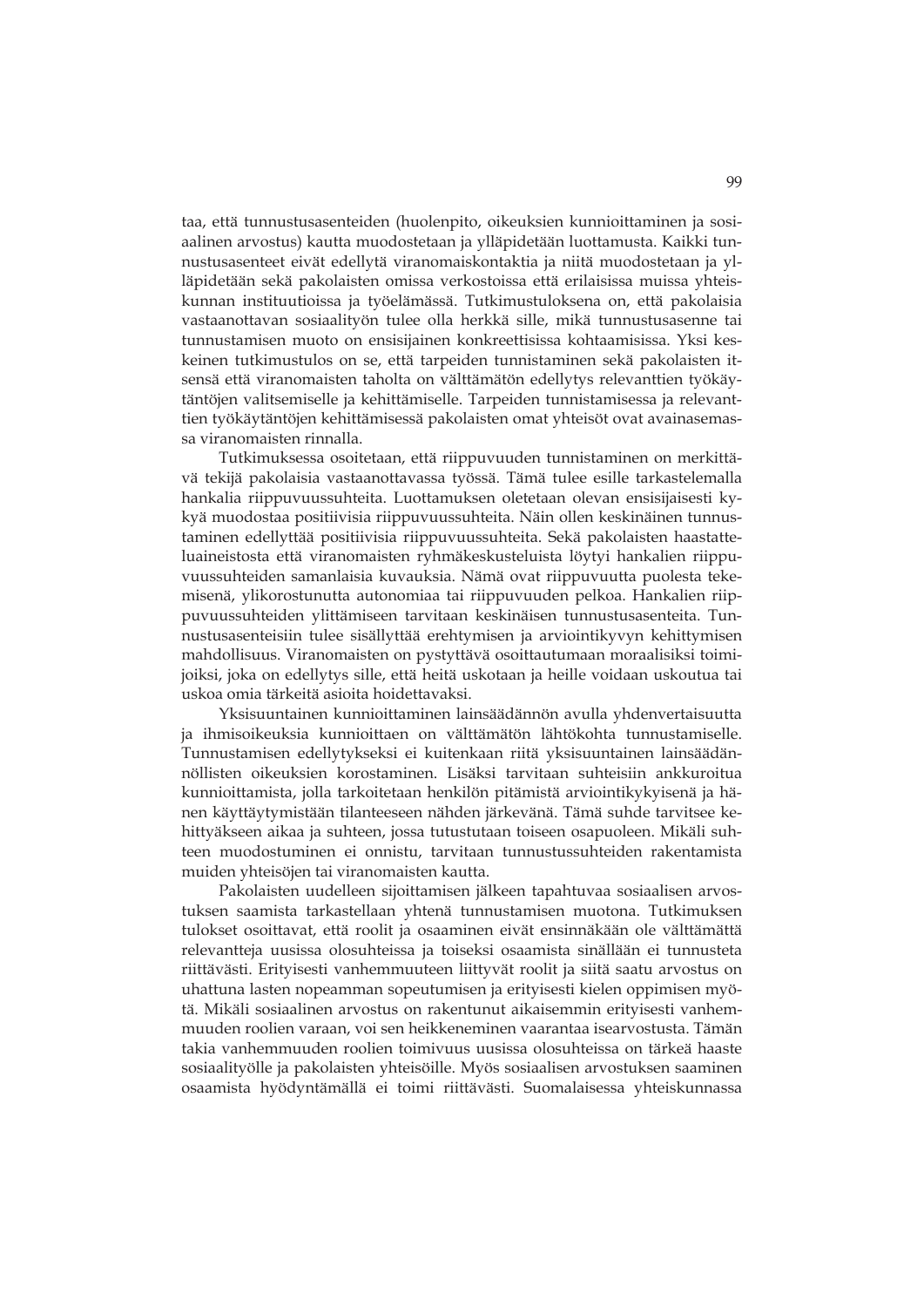taa, että tunnustusasenteiden (huolenpito, oikeuksien kunnioittaminen ja sosiaalinen arvostus) kautta muodostetaan ja ylläpidetään luottamusta. Kaikki tunnustusasenteet eivät edellytä viranomaiskontaktia ja niitä muodostetaan ja ylläpidetään sekä pakolaisten omissa verkostoissa että erilaisissa muissa yhteiskunnan instituutioissa ja työelämässä. Tutkimustuloksena on, että pakolaisia vastaanottavan sosiaalityön tulee olla herkkä sille, mikä tunnustusasenne tai tunnustamisen muoto on ensisijainen konkreettisissa kohtaamisissa. Yksi keskeinen tutkimustulos on se, että tarpeiden tunnistaminen sekä pakolaisten itsensä että viranomaisten taholta on välttämätön edellytys relevanttien työkäytäntöjen valitsemiselle ja kehittämiselle. Tarpeiden tunnistamisessa ja relevanttien työkäytäntöjen kehittämisessä pakolaisten omat yhteisöt ovat avainasemassa viranomaisten rinnalla.

Tutkimuksessa osoitetaan, että riippuvuuden tunnistaminen on merkittävä tekijä pakolaisia vastaanottavassa työssä. Tämä tulee esille tarkastelemalla hankalia riippuvuussuhteita. Luottamuksen oletetaan olevan ensisijaisesti kykyä muodostaa positiivisia riippuvuussuhteita. Näin ollen keskinäinen tunnustaminen edellyttää positiivisia riippuvuussuhteita. Sekä pakolaisten haastatteluaineistosta että viranomaisten ryhmäkeskusteluista löytyi hankalien riippuvuussuhteiden samanlaisia kuvauksia. Nämä ovat riippuvuutta puolesta tekemisenä, ylikorostunutta autonomiaa tai riippuvuuden pelkoa. Hankalien riippuvuussuhteiden ylittämiseen tarvitaan keskinäisen tunnustusasenteita. Tunnustusasenteisiin tulee sisällyttää erehtymisen ja arviointikyvyn kehittymisen mahdollisuus. Viranomaisten on pystyttävä osoittautumaan moraalisiksi toimijoiksi, joka on edellytys sille, että heitä uskotaan ja heille voidaan uskoutua tai uskoa omia tärkeitä asioita hoidettavaksi.

Yksisuuntainen kunnioittaminen lainsäädännön avulla yhdenvertaisuutta ja ihmisoikeuksia kunnioittaen on välttämätön lähtökohta tunnustamiselle. Tunnustamisen edellytykseksi ei kuitenkaan riitä yksisuuntainen lainsäädännöllisten oikeuksien korostaminen. Lisäksi tarvitaan suhteisiin ankkuroitua kunnioittamista, jolla tarkoitetaan henkilön pitämistä arviointikykyisenä ja hänen käyttäytymistään tilanteeseen nähden järkevänä. Tämä suhde tarvitsee kehittyäkseen aikaa ja suhteen, jossa tutustutaan toiseen osapuoleen. Mikäli suhteen muodostuminen ei onnistu, tarvitaan tunnustussuhteiden rakentamista muiden yhteisöjen tai viranomaisten kautta.

Pakolaisten uudelleen sijoittamisen jälkeen tapahtuvaa sosiaalisen arvostuksen saamista tarkastellaan yhtenä tunnustamisen muotona. Tutkimuksen tulokset osoittavat, että roolit ja osaaminen eivät ensinnäkään ole välttämättä relevantteja uusissa olosuhteissa ja toiseksi osaamista sinällään ei tunnusteta riittävästi. Erityisesti vanhemmuuteen liittyvät roolit ja siitä saatu arvostus on uhattuna lasten nopeamman sopeutumisen ja erityisesti kielen oppimisen myötä. Mikäli sosiaalinen arvostus on rakentunut aikaisemmin erityisesti vanhemmuuden roolien varaan, voi sen heikkeneminen vaarantaa isearvostusta. Tämän takia vanhemmuuden roolien toimivuus uusissa olosuhteissa on tärkeä haaste sosiaalityölle ja pakolaisten yhteisöille. Myös sosiaalisen arvostuksen saaminen osaamista hyödyntämällä ei toimi riittävästi. Suomalaisessa yhteiskunnassa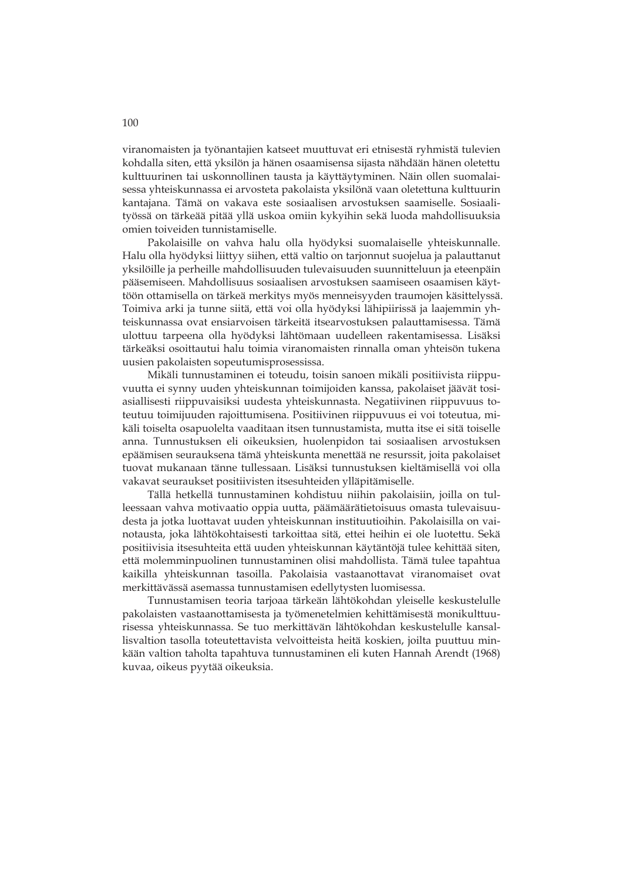viranomaisten ja työnantajien katseet muuttuvat eri etnisestä ryhmistä tulevien kohdalla siten, että yksilön ja hänen osaamisensa sijasta nähdään hänen oletettu kulttuurinen tai uskonnollinen tausta ja käyttäytyminen. Näin ollen suomalaisessa yhteiskunnassa ei arvosteta pakolaista yksilönä vaan oletettuna kulttuurin kantajana. Tämä on vakava este sosiaalisen arvostuksen saamiselle. Sosiaalityössä on tärkeää pitää yllä uskoa omiin kykyihin sekä luoda mahdollisuuksia omien toiveiden tunnistamiselle.

Pakolaisille on vahva halu olla hyödyksi suomalaiselle yhteiskunnalle. Halu olla hyödyksi liittyy siihen, että valtio on tarjonnut suojelua ja palauttanut yksilöille ja perheille mahdollisuuden tulevaisuuden suunnitteluun ja eteenpäin pääsemiseen. Mahdollisuus sosiaalisen arvostuksen saamiseen osaamisen käyttöön ottamisella on tärkeä merkitys myös menneisyyden traumojen käsittelyssä. Toimiva arki ja tunne siitä, että voi olla hyödyksi lähipiirissä ja laajemmin yhteiskunnassa ovat ensiarvoisen tärkeitä itsearvostuksen palauttamisessa. Tämä ulottuu tarpeena olla hyödyksi lähtömaan uudelleen rakentamisessa. Lisäksi tärkeäksi osoittautui halu toimia viranomaisten rinnalla oman yhteisön tukena uusien pakolaisten sopeutumisprosessissa.

Mikäli tunnustaminen ei toteudu, toisin sanoen mikäli positiivista riippuvuutta ei synny uuden yhteiskunnan toimijoiden kanssa, pakolaiset jäävät tosiasiallisesti riippuvaisiksi uudesta yhteiskunnasta. Negatiivinen riippuvuus toteutuu toimijuuden rajoittumisena. Positiivinen riippuvuus ei voi toteutua, mikäli toiselta osapuolelta vaaditaan itsen tunnustamista, mutta itse ei sitä toiselle anna. Tunnustuksen eli oikeuksien, huolenpidon tai sosiaalisen arvostuksen epäämisen seurauksena tämä yhteiskunta menettää ne resurssit, joita pakolaiset tuovat mukanaan tänne tullessaan. Lisäksi tunnustuksen kieltämisellä voi olla vakavat seuraukset positiivisten itsesuhteiden ylläpitämiselle.

Tällä hetkellä tunnustaminen kohdistuu niihin pakolaisiin, joilla on tulleessaan vahva motivaatio oppia uutta, päämäärätietoisuus omasta tulevaisuudesta ja jotka luottavat uuden yhteiskunnan instituutioihin. Pakolaisilla on vainotausta, joka lähtökohtaisesti tarkoittaa sitä, ettei heihin ei ole luotettu. Sekä positiivisia itsesuhteita että uuden yhteiskunnan käytäntöjä tulee kehittää siten, että molemminpuolinen tunnustaminen olisi mahdollista. Tämä tulee tapahtua kaikilla yhteiskunnan tasoilla. Pakolaisia vastaanottavat viranomaiset ovat merkittävässä asemassa tunnustamisen edellytysten luomisessa.

Tunnustamisen teoria tarjoaa tärkeän lähtökohdan yleiselle keskustelulle pakolaisten vastaanottamisesta ja työmenetelmien kehittämisestä monikulttuurisessa yhteiskunnassa. Se tuo merkittävän lähtökohdan keskustelulle kansallisvaltion tasolla toteutettavista velvoitteista heitä koskien, joilta puuttuu minkään valtion taholta tapahtuva tunnustaminen eli kuten Hannah Arendt (1968) kuvaa, oikeus pyytää oikeuksia.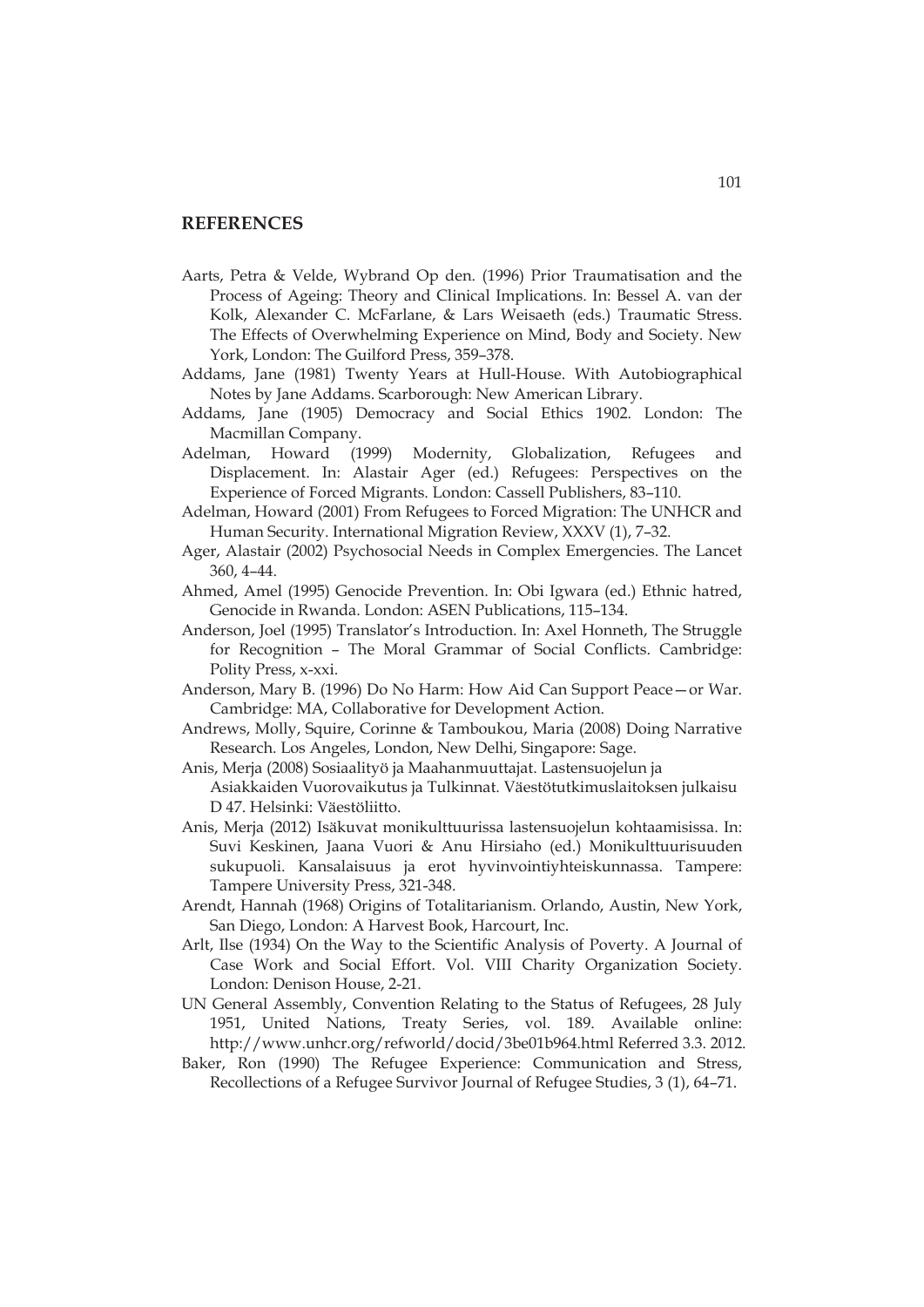## REFERENCES

Aarts, Petra & Velde, Wybrand Op den. (1996) Prior Traumatisation and the Process of Ageing: Theory and Clinical Implications. In: Bessel A. van der Kolk, Alexander C. McFarlane, & Lars Weisaeth (eds.) Traumatic Stress. The Effects of Overwhelming Experience on Mind, Body and Society. New York, London: The Guilford Press, 359–378.

Addams, Jane (1981) Twenty Years at Hull-House. With Autobiographical Notes by Jane Addams. Scarborough: New American Library.

Addams, Jane (1905) Democracy and Social Ethics 1902. London: The Macmillan Company.

Adelman, Howard (1999) Modernity, Globalization, Refugees and Displacement. In: Alastair Ager (ed.) Refugees: Perspectives on the Experience of Forced Migrants. London: Cassell Publishers, 83–110.

Adelman, Howard (2001) From Refugees to Forced Migration: The UNHCR and Human Security. International Migration Review, XXXV (1), 7–32.

Ager, Alastair (2002) Psychosocial Needs in Complex Emergencies. The Lancet 360, 4–44.

Ahmed, Amel (1995) Genocide Prevention. In: Obi Igwara (ed.) Ethnic hatred, Genocide in Rwanda. London: ASEN Publications, 115–134.

Anderson, Joel (1995) Translator's Introduction. In: Axel Honneth, The Struggle for Recognition – The Moral Grammar of Social Conflicts. Cambridge: Polity Press, x-xxi.

Anderson, Mary B. (1996) Do No Harm: How Aid Can Support Peace—or War. Cambridge: MA, Collaborative for Development Action.

Andrews, Molly, Squire, Corinne & Tamboukou, Maria (2008) Doing Narrative Research. Los Angeles, London, New Delhi, Singapore: Sage.

Anis, Merja (2008) Sosiaalityö ja Maahanmuuttajat. Lastensuojelun ja Asiakkaiden Vuorovaikutus ja Tulkinnat. Väestötutkimuslaitoksen julkaisu D 47. Helsinki: Väestöliitto.

Anis, Merja (2012) Isäkuvat monikulttuurissa lastensuojelun kohtaamisissa. In: Suvi Keskinen, Jaana Vuori & Anu Hirsiaho (ed.) Monikulttuurisuuden sukupuoli. Kansalaisuus ja erot hyvinvointiyhteiskunnassa. Tampere: Tampere University Press, 321-348.

Arendt, Hannah (1968) Origins of Totalitarianism. Orlando, Austin, New York, San Diego, London: A Harvest Book, Harcourt, Inc.

Arlt, Ilse (1934) On the Way to the Scientific Analysis of Poverty. A Journal of Case Work and Social Effort. Vol. VIII Charity Organization Society. London: Denison House, 2-21.

UN General Assembly, Convention Relating to the Status of Refugees, 28 July 1951, United Nations, Treaty Series, vol. 189. Available online: http://www.unhcr.org/refworld/docid/3be01b964.html Referred 3.3. 2012.

Baker, Ron (1990) The Refugee Experience: Communication and Stress, Recollections of a Refugee Survivor Journal of Refugee Studies, 3 (1), 64–71.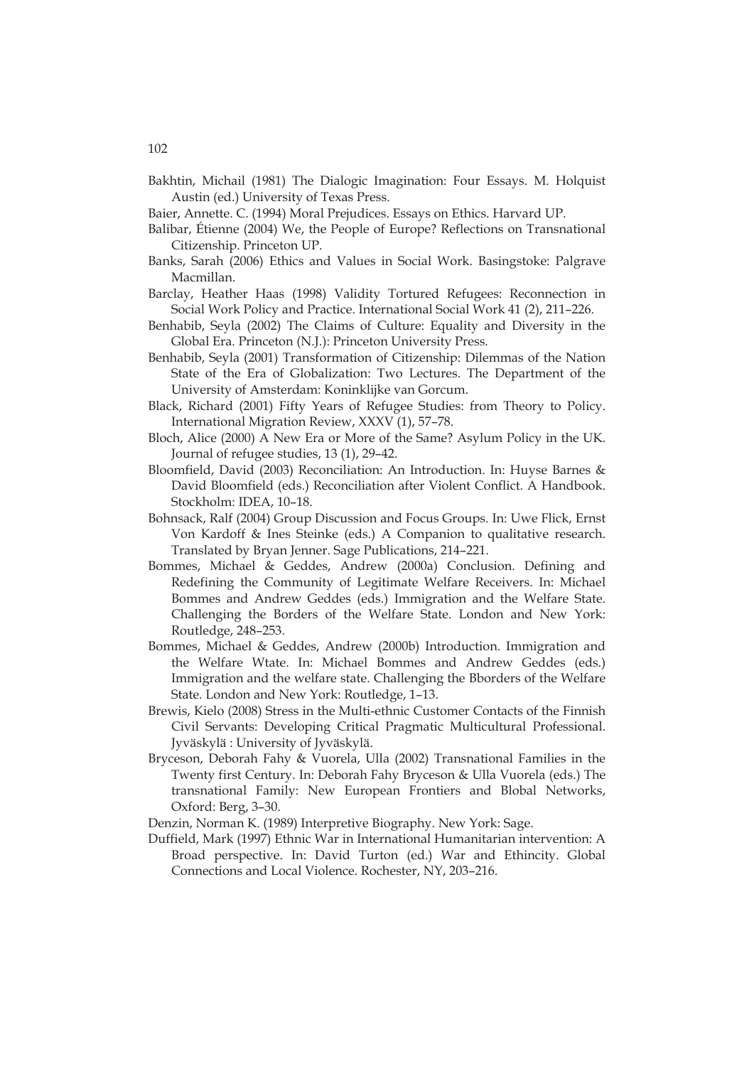Bakhtin, Michail (1981) The Dialogic Imagination: Four Essays. M. Holquist Austin (ed.) University of Texas Press.

Baier, Annette. C. (1994) Moral Prejudices. Essays on Ethics. Harvard UP.

Balibar, Étienne (2004) We, the People of Europe? Reflections on Transnational Citizenship. Princeton UP.

Banks, Sarah (2006) Ethics and Values in Social Work. Basingstoke: Palgrave Macmillan.

Barclay, Heather Haas (1998) Validity Tortured Refugees: Reconnection in Social Work Policy and Practice. International Social Work 41 (2), 211–226.

Benhabib, Seyla (2002) The Claims of Culture: Equality and Diversity in the Global Era. Princeton (N.J.): Princeton University Press.

Benhabib, Seyla (2001) Transformation of Citizenship: Dilemmas of the Nation State of the Era of Globalization: Two Lectures. The Department of the University of Amsterdam: Koninklijke van Gorcum.

Black, Richard (2001) Fifty Years of Refugee Studies: from Theory to Policy. International Migration Review, XXXV (1), 57–78.

Bloch, Alice (2000) A New Era or More of the Same? Asylum Policy in the UK. Journal of refugee studies, 13 (1), 29–42.

Bloomfield, David (2003) Reconciliation: An Introduction. In: Huyse Barnes & David Bloomfield (eds.) Reconciliation after Violent Conflict. A Handbook. Stockholm: IDEA, 10–18.

Bohnsack, Ralf (2004) Group Discussion and Focus Groups. In: Uwe Flick, Ernst Von Kardoff & Ines Steinke (eds.) A Companion to qualitative research. Translated by Bryan Jenner. Sage Publications, 214–221.

Bommes, Michael & Geddes, Andrew (2000a) Conclusion. Defining and Redefining the Community of Legitimate Welfare Receivers. In: Michael Bommes and Andrew Geddes (eds.) Immigration and the Welfare State. Challenging the Borders of the Welfare State. London and New York: Routledge, 248–253.

Bommes, Michael & Geddes, Andrew (2000b) Introduction. Immigration and the Welfare Wtate. In: Michael Bommes and Andrew Geddes (eds.) Immigration and the welfare state. Challenging the Bborders of the Welfare State. London and New York: Routledge, 1–13.

Brewis, Kielo (2008) Stress in the Multi-ethnic Customer Contacts of the Finnish Civil Servants: Developing Critical Pragmatic Multicultural Professional. Jyväskylä : University of Jyväskylä.

Bryceson, Deborah Fahy & Vuorela, Ulla (2002) Transnational Families in the Twenty first Century. In: Deborah Fahy Bryceson & Ulla Vuorela (eds.) The transnational Family: New European Frontiers and Blobal Networks, Oxford: Berg, 3–30.

Denzin, Norman K. (1989) Interpretive Biography. New York: Sage.

Duffield, Mark (1997) Ethnic War in International Humanitarian intervention: A Broad perspective. In: David Turton (ed.) War and Ethincity. Global Connections and Local Violence. Rochester, NY, 203–216.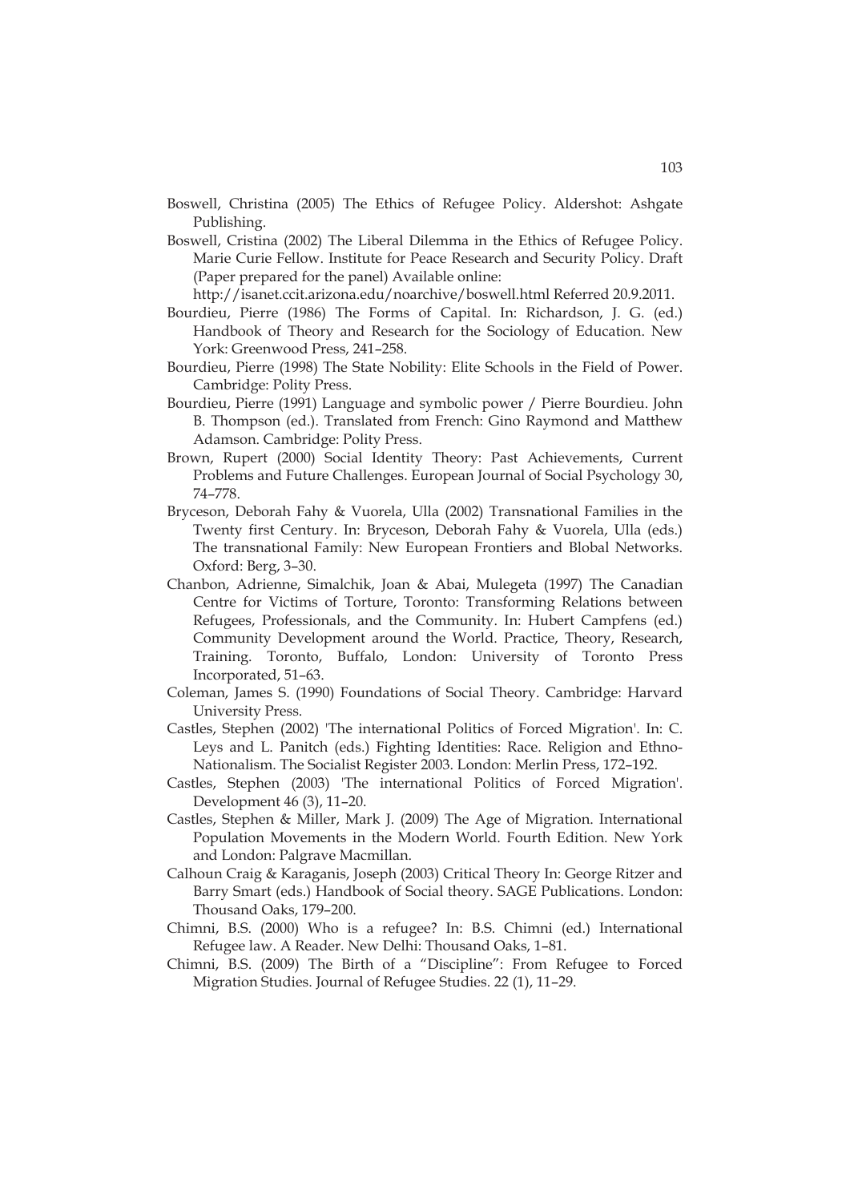Boswell, Christina (2005) The Ethics of Refugee Policy. Aldershot: Ashgate Publishing.

Boswell, Cristina (2002) The Liberal Dilemma in the Ethics of Refugee Policy. Marie Curie Fellow. Institute for Peace Research and Security Policy. Draft (Paper prepared for the panel) Available online: http://isanet.ccit.arizona.edu/noarchive/boswell.html Referred 20.9.2011.

Bourdieu, Pierre (1986) The Forms of Capital. In: Richardson, J. G. (ed.) Handbook of Theory and Research for the Sociology of Education. New York: Greenwood Press, 241–258.

Bourdieu, Pierre (1998) The State Nobility: Elite Schools in the Field of Power. Cambridge: Polity Press.

Bourdieu, Pierre (1991) Language and symbolic power / Pierre Bourdieu. John B. Thompson (ed.). Translated from French: Gino Raymond and Matthew Adamson. Cambridge: Polity Press.

Brown, Rupert (2000) Social Identity Theory: Past Achievements, Current Problems and Future Challenges. European Journal of Social Psychology 30, 74–778.

Bryceson, Deborah Fahy & Vuorela, Ulla (2002) Transnational Families in the Twenty first Century. In: Bryceson, Deborah Fahy & Vuorela, Ulla (eds.) The transnational Family: New European Frontiers and Blobal Networks. Oxford: Berg, 3–30.

Chanbon, Adrienne, Simalchik, Joan & Abai, Mulegeta (1997) The Canadian Centre for Victims of Torture, Toronto: Transforming Relations between Refugees, Professionals, and the Community. In: Hubert Campfens (ed.) Community Development around the World. Practice, Theory, Research, Training. Toronto, Buffalo, London: University of Toronto Press Incorporated, 51–63.

Coleman, James S. (1990) Foundations of Social Theory. Cambridge: Harvard University Press.

Castles, Stephen (2002) 'The international Politics of Forced Migration'. In: C. Leys and L. Panitch (eds.) Fighting Identities: Race. Religion and Ethno-Nationalism. The Socialist Register 2003. London: Merlin Press, 172–192.

Castles, Stephen (2003) 'The international Politics of Forced Migration'. Development 46 (3), 11–20.

Castles, Stephen & Miller, Mark J. (2009) The Age of Migration. International Population Movements in the Modern World. Fourth Edition. New York and London: Palgrave Macmillan.

Calhoun Craig & Karaganis, Joseph (2003) Critical Theory In: George Ritzer and Barry Smart (eds.) Handbook of Social theory. SAGE Publications. London: Thousand Oaks, 179–200.

Chimni, B.S. (2000) Who is a refugee? In: B.S. Chimni (ed.) International Refugee law. A Reader. New Delhi: Thousand Oaks, 1–81.

Chimni, B.S. (2009) The Birth of a "Discipline": From Refugee to Forced Migration Studies. Journal of Refugee Studies. 22 (1), 11–29.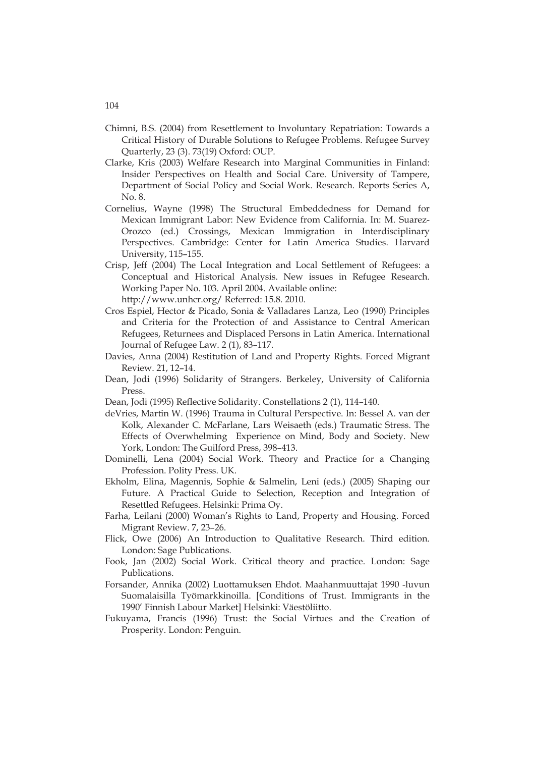Chimni, B.S. (2004) from Resettlement to Involuntary Repatriation: Towards a Critical History of Durable Solutions to Refugee Problems. Refugee Survey Quarterly, 23 (3). 73(19) Oxford: OUP.

Clarke, Kris (2003) Welfare Research into Marginal Communities in Finland: Insider Perspectives on Health and Social Care. University of Tampere, Department of Social Policy and Social Work. Research. Reports Series A, No. 8.

Cornelius, Wayne (1998) The Structural Embeddedness for Demand for Mexican Immigrant Labor: New Evidence from California. In: M. Suarez-Orozco (ed.) Crossings, Mexican Immigration in Interdisciplinary Perspectives. Cambridge: Center for Latin America Studies. Harvard University, 115–155.

Crisp, Jeff (2004) The Local Integration and Local Settlement of Refugees: a Conceptual and Historical Analysis. New issues in Refugee Research. Working Paper No. 103. April 2004. Available online: http://www.unhcr.org/ Referred: 15.8. 2010.

Cros Espiel, Hector & Picado, Sonia & Valladares Lanza, Leo (1990) Principles and Criteria for the Protection of and Assistance to Central American Refugees, Returnees and Displaced Persons in Latin America. International Journal of Refugee Law. 2 (1), 83–117.

Davies, Anna (2004) Restitution of Land and Property Rights. Forced Migrant Review. 21, 12–14.

Dean, Jodi (1996) Solidarity of Strangers. Berkeley, University of California Press.

Dean, Jodi (1995) Reflective Solidarity. Constellations 2 (1), 114–140.

deVries, Martin W. (1996) Trauma in Cultural Perspective. In: Bessel A. van der Kolk, Alexander C. McFarlane, Lars Weisaeth (eds.) Traumatic Stress. The Effects of Overwhelming Experience on Mind, Body and Society. New York, London: The Guilford Press, 398–413.

Dominelli, Lena (2004) Social Work. Theory and Practice for a Changing Profession. Polity Press. UK.

Ekholm, Elina, Magennis, Sophie & Salmelin, Leni (eds.) (2005) Shaping our Future. A Practical Guide to Selection, Reception and Integration of Resettled Refugees. Helsinki: Prima Oy.

Farha, Leilani (2000) Woman's Rights to Land, Property and Housing. Forced Migrant Review. 7, 23–26.

Flick, Owe (2006) An Introduction to Qualitative Research. Third edition. London: Sage Publications.

Fook, Jan (2002) Social Work. Critical theory and practice. London: Sage Publications.

Forsander, Annika (2002) Luottamuksen Ehdot. Maahanmuuttajat 1990 -luvun Suomalaisilla Työmarkkinoilla. [Conditions of Trust. Immigrants in the 1990' Finnish Labour Market] Helsinki: Väestöliitto.

Fukuyama, Francis (1996) Trust: the Social Virtues and the Creation of Prosperity. London: Penguin.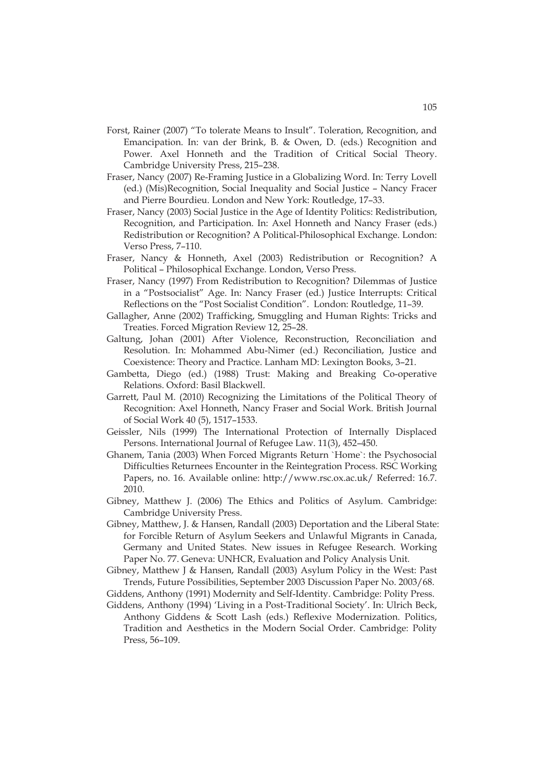Forst, Rainer (2007) "To tolerate Means to Insult". Toleration, Recognition, and Emancipation. In: van der Brink, B. & Owen, D. (eds.) Recognition and Power. Axel Honneth and the Tradition of Critical Social Theory. Cambridge University Press, 215–238.

Fraser, Nancy (2007) Re-Framing Justice in a Globalizing Word. In: Terry Lovell (ed.) (Mis)Recognition, Social Inequality and Social Justice – Nancy Fracer and Pierre Bourdieu. London and New York: Routledge, 17–33.

Fraser, Nancy (2003) Social Justice in the Age of Identity Politics: Redistribution, Recognition, and Participation. In: Axel Honneth and Nancy Fraser (eds.) Redistribution or Recognition? A Political-Philosophical Exchange. London: Verso Press, 7–110.

Fraser, Nancy & Honneth, Axel (2003) Redistribution or Recognition? A Political – Philosophical Exchange. London, Verso Press.

Fraser, Nancy (1997) From Redistribution to Recognition? Dilemmas of Justice in a "Postsocialist" Age. In: Nancy Fraser (ed.) Justice Interrupts: Critical Reflections on the "Post Socialist Condition". London: Routledge, 11–39.

Gallagher, Anne (2002) Trafficking, Smuggling and Human Rights: Tricks and Treaties. Forced Migration Review 12, 25–28.

Galtung, Johan (2001) After Violence, Reconstruction, Reconciliation and Resolution. In: Mohammed Abu-Nimer (ed.) Reconciliation, Justice and Coexistence: Theory and Practice. Lanham MD: Lexington Books, 3–21.

Gambetta, Diego (ed.) (1988) Trust: Making and Breaking Co-operative Relations. Oxford: Basil Blackwell.

Garrett, Paul M. (2010) Recognizing the Limitations of the Political Theory of Recognition: Axel Honneth, Nancy Fraser and Social Work. British Journal of Social Work 40 (5), 1517–1533.

Geissler, Nils (1999) The International Protection of Internally Displaced Persons. International Journal of Refugee Law. 11(3), 452–450.

Ghanem, Tania (2003) When Forced Migrants Return `Home`: the Psychosocial Difficulties Returnees Encounter in the Reintegration Process. RSC Working Papers, no. 16. Available online: http://www.rsc.ox.ac.uk/ Referred: 16.7. 2010.

Gibney, Matthew J. (2006) The Ethics and Politics of Asylum. Cambridge: Cambridge University Press.

Gibney, Matthew, J. & Hansen, Randall (2003) Deportation and the Liberal State: for Forcible Return of Asylum Seekers and Unlawful Migrants in Canada, Germany and United States. New issues in Refugee Research. Working Paper No. 77. Geneva: UNHCR, Evaluation and Policy Analysis Unit.

Gibney, Matthew J & Hansen, Randall (2003) Asylum Policy in the West: Past Trends, Future Possibilities, September 2003 Discussion Paper No. 2003/68.

Giddens, Anthony (1991) Modernity and Self-Identity. Cambridge: Polity Press.

Giddens, Anthony (1994) 'Living in a Post-Traditional Society'. In: Ulrich Beck, Anthony Giddens & Scott Lash (eds.) Reflexive Modernization. Politics, Tradition and Aesthetics in the Modern Social Order. Cambridge: Polity Press, 56–109.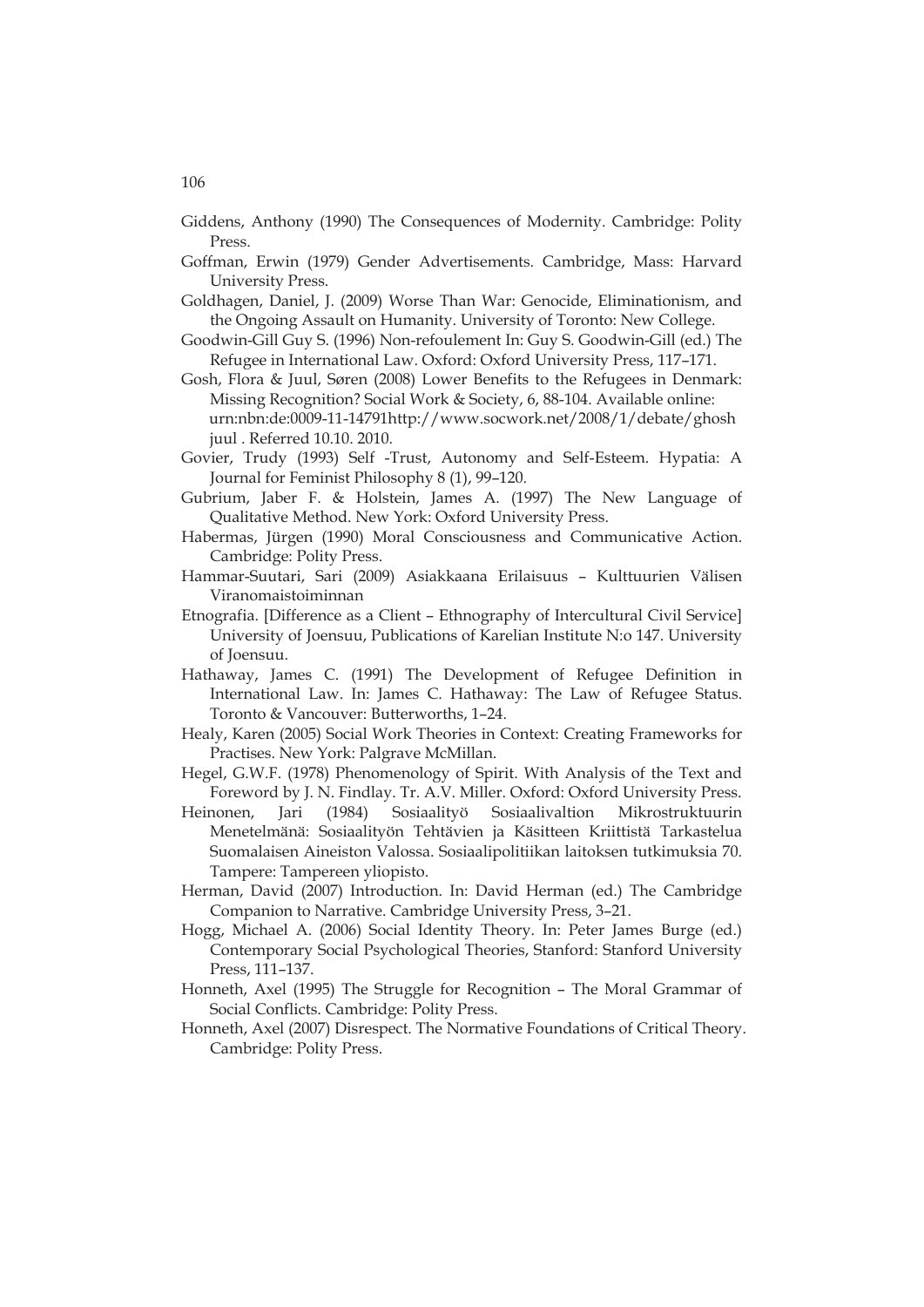Giddens, Anthony (1990) The Consequences of Modernity. Cambridge: Polity Press.

Goffman, Erwin (1979) Gender Advertisements. Cambridge, Mass: Harvard University Press.

Goldhagen, Daniel, J. (2009) Worse Than War: Genocide, Eliminationism, and the Ongoing Assault on Humanity. University of Toronto: New College.

Goodwin-Gill Guy S. (1996) Non-refoulement In: Guy S. Goodwin-Gill (ed.) The Refugee in International Law. Oxford: Oxford University Press, 117–171.

Gosh, Flora & Juul, Søren (2008) Lower Benefits to the Refugees in Denmark: Missing Recognition? Social Work & Society, 6, 88-104. Available online: urn:nbn:de:0009-11-14791http://www.socwork.net/2008/1/debate/ghosh juul . Referred 10.10. 2010.

Govier, Trudy (1993) Self -Trust, Autonomy and Self-Esteem. Hypatia: A Journal for Feminist Philosophy 8 (1), 99–120.

Gubrium, Jaber F. & Holstein, James A. (1997) The New Language of Qualitative Method. New York: Oxford University Press.

Habermas, Jürgen (1990) Moral Consciousness and Communicative Action. Cambridge: Polity Press.

Hammar-Suutari, Sari (2009) Asiakkaana Erilaisuus – Kulttuurien Välisen Viranomaistoiminnan

Etnografia. [Difference as a Client – Ethnography of Intercultural Civil Service] University of Joensuu, Publications of Karelian Institute N:o 147. University of Joensuu.

Hathaway, James C. (1991) The Development of Refugee Definition in International Law. In: James C. Hathaway: The Law of Refugee Status. Toronto & Vancouver: Butterworths, 1–24.

Healy, Karen (2005) Social Work Theories in Context: Creating Frameworks for Practises. New York: Palgrave McMillan.

Hegel, G.W.F. (1978) Phenomenology of Spirit. With Analysis of the Text and Foreword by J. N. Findlay. Tr. A.V. Miller. Oxford: Oxford University Press.

Heinonen, Jari (1984) Sosiaalityö Sosiaalivaltion Mikrostruktuurin Menetelmänä: Sosiaalityön Tehtävien ja Käsitteen Kriittistä Tarkastelua Suomalaisen Aineiston Valossa. Sosiaalipolitiikan laitoksen tutkimuksia 70. Tampere: Tampereen yliopisto.

Herman, David (2007) Introduction. In: David Herman (ed.) The Cambridge Companion to Narrative. Cambridge University Press, 3–21.

Hogg, Michael A. (2006) Social Identity Theory. In: Peter James Burge (ed.) Contemporary Social Psychological Theories, Stanford: Stanford University Press, 111–137.

Honneth, Axel (1995) The Struggle for Recognition – The Moral Grammar of Social Conflicts. Cambridge: Polity Press.

Honneth, Axel (2007) Disrespect. The Normative Foundations of Critical Theory. Cambridge: Polity Press.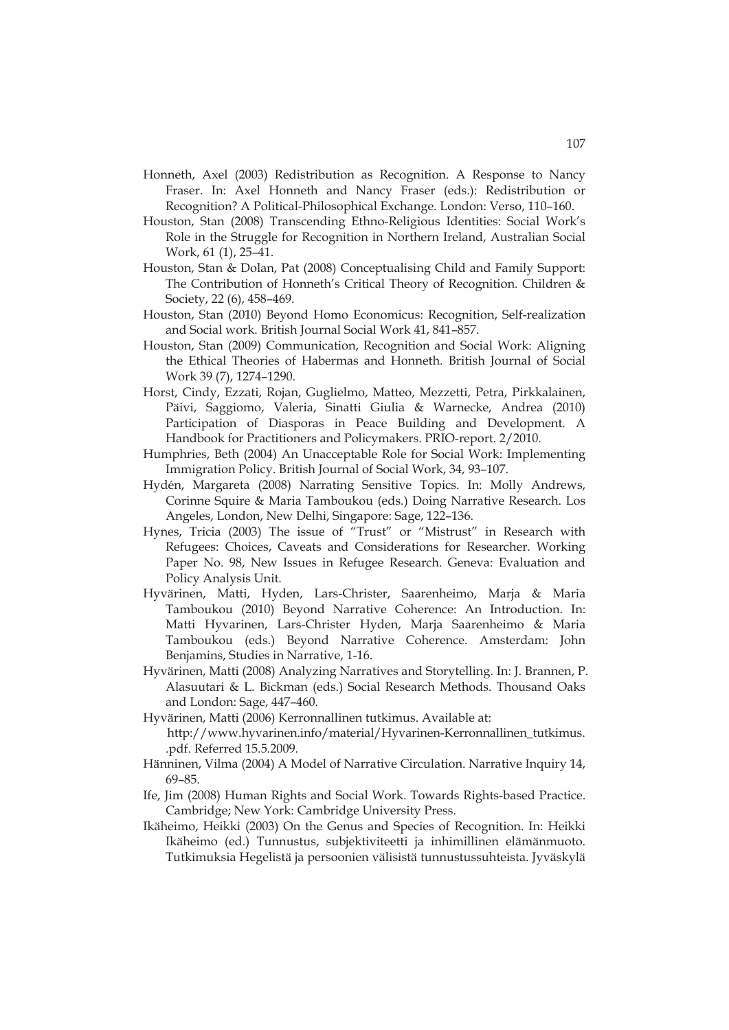Honneth, Axel (2003) Redistribution as Recognition. A Response to Nancy Fraser. In: Axel Honneth and Nancy Fraser (eds.): Redistribution or Recognition? A Political-Philosophical Exchange. London: Verso, 110–160.

Houston, Stan (2008) Transcending Ethno-Religious Identities: Social Work's Role in the Struggle for Recognition in Northern Ireland, Australian Social Work, 61 (1), 25–41.

Houston, Stan & Dolan, Pat (2008) Conceptualising Child and Family Support: The Contribution of Honneth's Critical Theory of Recognition. Children & Society, 22 (6), 458–469.

Houston, Stan (2010) Beyond Homo Economicus: Recognition, Self-realization and Social work. British Journal Social Work 41, 841–857.

Houston, Stan (2009) Communication, Recognition and Social Work: Aligning the Ethical Theories of Habermas and Honneth. British Journal of Social Work 39 (7), 1274–1290.

Horst, Cindy, Ezzati, Rojan, Guglielmo, Matteo, Mezzetti, Petra, Pirkkalainen, Päivi, Saggiomo, Valeria, Sinatti Giulia & Warnecke, Andrea (2010) Participation of Diasporas in Peace Building and Development. A Handbook for Practitioners and Policymakers. PRIO-report. 2/2010.

Humphries, Beth (2004) An Unacceptable Role for Social Work: Implementing Immigration Policy. British Journal of Social Work, 34, 93–107.

Hydén, Margareta (2008) Narrating Sensitive Topics. In: Molly Andrews, Corinne Squire & Maria Tamboukou (eds.) Doing Narrative Research. Los Angeles, London, New Delhi, Singapore: Sage, 122–136.

Hynes, Tricia (2003) The issue of "Trust" or "Mistrust" in Research with Refugees: Choices, Caveats and Considerations for Researcher. Working Paper No. 98, New Issues in Refugee Research. Geneva: Evaluation and Policy Analysis Unit.

Hyvärinen, Matti, Hyden, Lars-Christer, Saarenheimo, Marja & Maria Tamboukou (2010) Beyond Narrative Coherence: An Introduction. In: Matti Hyvarinen, Lars-Christer Hyden, Marja Saarenheimo & Maria Tamboukou (eds.) Beyond Narrative Coherence. Amsterdam: John Benjamins, Studies in Narrative, 1-16.

Hyvärinen, Matti (2008) Analyzing Narratives and Storytelling. In: J. Brannen, P. Alasuutari & L. Bickman (eds.) Social Research Methods. Thousand Oaks and London: Sage, 447–460.

Hyvärinen, Matti (2006) Kerronnallinen tutkimus. Available at: http://www.hyvarinen.info/material/Hyvarinen-Kerronnallinen_tutkimus..pdf. Referred 15.5.2009.

Hänninen, Vilma (2004) A Model of Narrative Circulation. Narrative Inquiry 14, 69–85.

Ife, Jim (2008) Human Rights and Social Work. Towards Rights-based Practice. Cambridge; New York: Cambridge University Press.

Ikäheimo, Heikki (2003) On the Genus and Species of Recognition. In: Heikki Ikäheimo (ed.) Tunnustus, subjektiviteetti ja inhimillinen elämänmuoto. Tutkimuksia Hegelistä ja persoonien välisistä tunnustussuhteista. Jyväskylä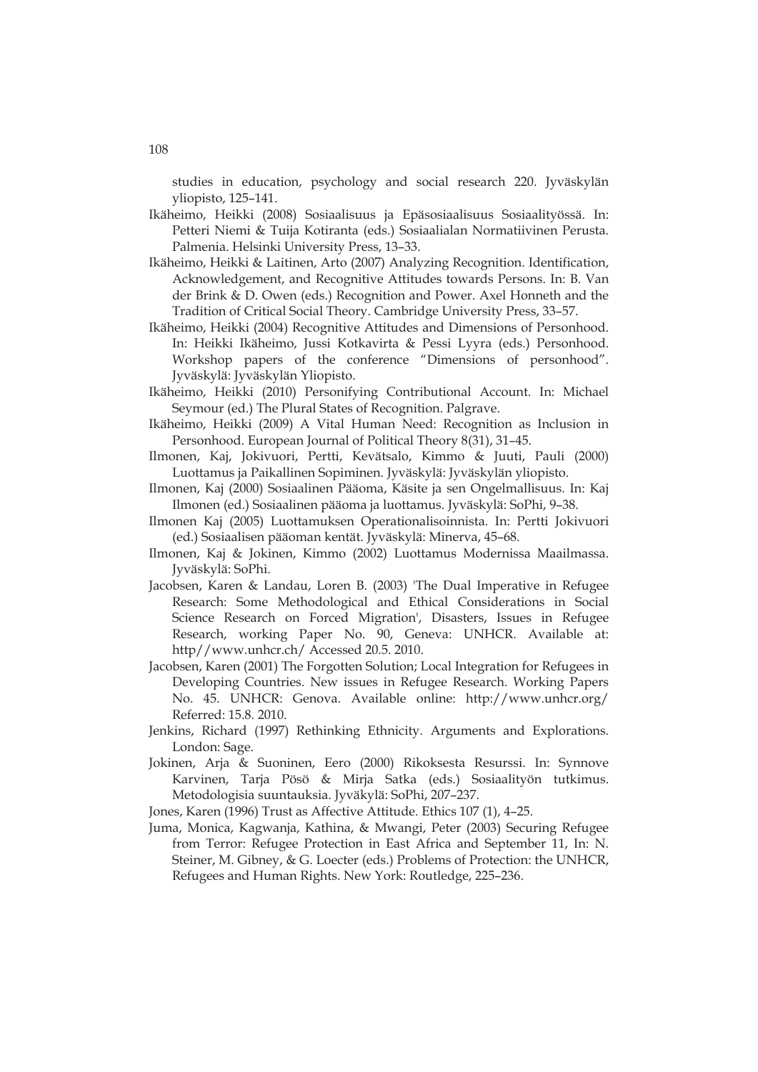studies in education, psychology and social research 220. Jyväskylän yliopisto, 125–141.

Ikäheimo, Heikki (2008) Sosiaalisuus ja Epäsosiaalisuus Sosiaalityössä. In: Petteri Niemi & Tuija Kotiranta (eds.) Sosiaalialan Normatiivinen Perusta. Palmenia. Helsinki University Press, 13–33.

Ikäheimo, Heikki & Laitinen, Arto (2007) Analyzing Recognition. Identification, Acknowledgement, and Recognitive Attitudes towards Persons. In: B. Van der Brink & D. Owen (eds.) Recognition and Power. Axel Honneth and the Tradition of Critical Social Theory. Cambridge University Press, 33–57.

Ikäheimo, Heikki (2004) Recognitive Attitudes and Dimensions of Personhood. In: Heikki Ikäheimo, Jussi Kotkavirta & Pessi Lyyra (eds.) Personhood. Workshop papers of the conference "Dimensions of personhood". Jyväskylä: Jyväskylän Yliopisto.

Ikäheimo, Heikki (2010) Personifying Contributional Account. In: Michael Seymour (ed.) The Plural States of Recognition. Palgrave.

Ikäheimo, Heikki (2009) A Vital Human Need: Recognition as Inclusion in Personhood. European Journal of Political Theory 8(31), 31–45.

Ilmonen, Kaj, Jokivuori, Pertti, Kevätsalo, Kimmo & Juuti, Pauli (2000) Luottamus ja Paikallinen Sopiminen. Jyväskylä: Jyväskylän yliopisto.

Ilmonen, Kaj (2000) Sosiaalinen Pääoma, Käsite ja sen Ongelmallisuus. In: Kaj Ilmonen (ed.) Sosiaalinen pääoma ja luottamus. Jyväskylä: SoPhi, 9–38.

Ilmonen Kaj (2005) Luottamuksen Operationalisoinnista. In: Pertti Jokivuori (ed.) Sosiaalisen pääoman kentät. Jyväskylä: Minerva, 45–68.

Ilmonen, Kaj & Jokinen, Kimmo (2002) Luottamus Modernissa Maailmassa. Jyväskylä: SoPhi.

Jacobsen, Karen & Landau, Loren B. (2003) 'The Dual Imperative in Refugee Research: Some Methodological and Ethical Considerations in Social Science Research on Forced Migration', Disasters, Issues in Refugee Research, working Paper No. 90, Geneva: UNHCR. Available at: http//www.unhcr.ch/ Accessed 20.5. 2010.

Jacobsen, Karen (2001) The Forgotten Solution; Local Integration for Refugees in Developing Countries. New issues in Refugee Research. Working Papers No. 45. UNHCR: Genova. Available online: http://www.unhcr.org/ Referred: 15.8. 2010.

Jenkins, Richard (1997) Rethinking Ethnicity. Arguments and Explorations. London: Sage.

Jokinen, Arja & Suoninen, Eero (2000) Rikoksesta Resurssi. In: Synnove Karvinen, Tarja Pösö & Mirja Satka (eds.) Sosiaalityön tutkimus. Metodologisia suuntauksia. Jyväkylä: SoPhi, 207–237.

Jones, Karen (1996) Trust as Affective Attitude. Ethics 107 (1), 4–25.

Juma, Monica, Kagwanja, Kathina, & Mwangi, Peter (2003) Securing Refugee from Terror: Refugee Protection in East Africa and September 11, In: N. Steiner, M. Gibney, & G. Loecter (eds.) Problems of Protection: the UNHCR, Refugees and Human Rights. New York: Routledge, 225–236.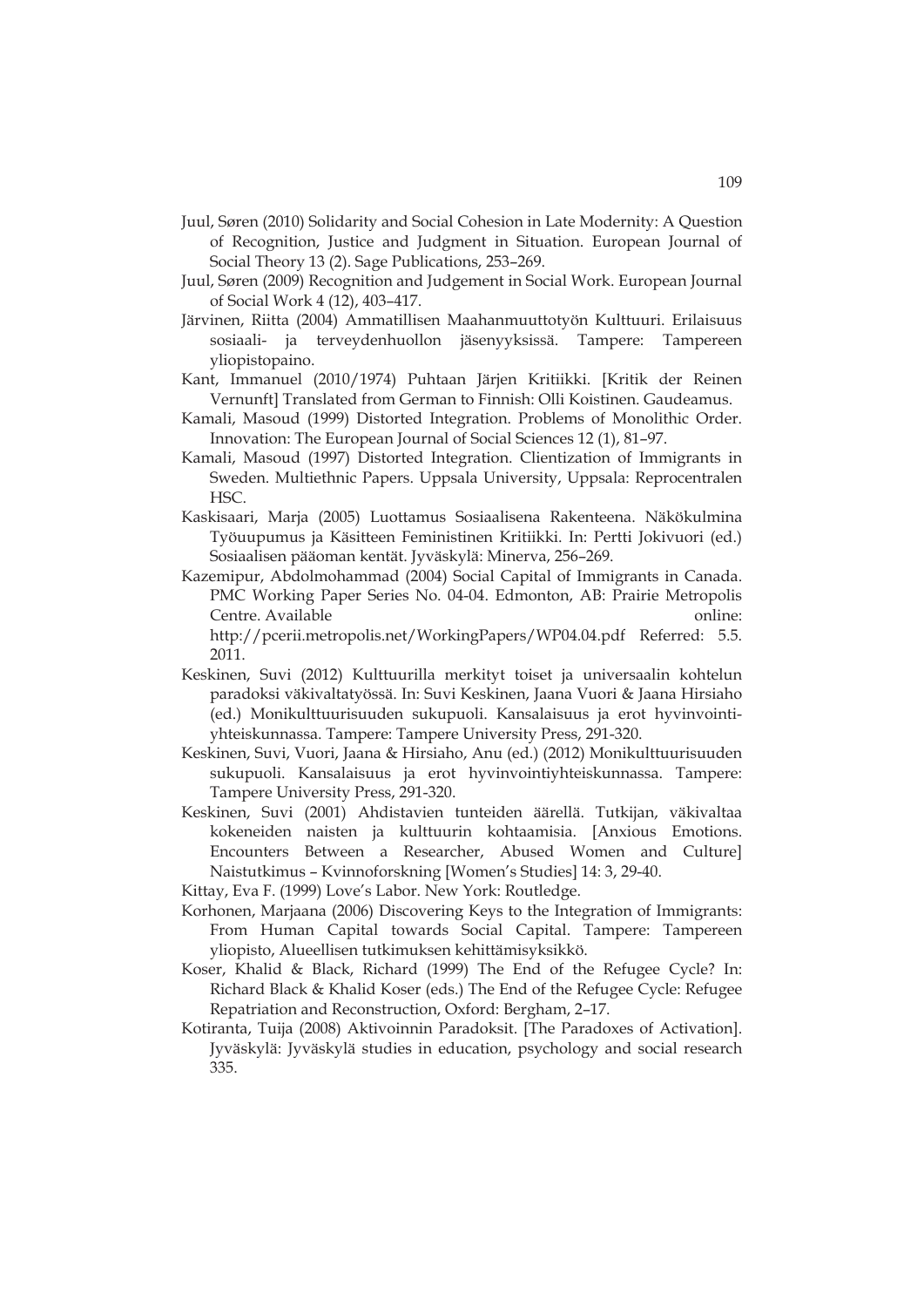Juul, Søren (2010) Solidarity and Social Cohesion in Late Modernity: A Question of Recognition, Justice and Judgment in Situation. European Journal of Social Theory 13 (2). Sage Publications, 253–269.

Juul, Søren (2009) Recognition and Judgement in Social Work. European Journal of Social Work 4 (12), 403–417.

Järvinen, Riitta (2004) Ammatillisen Maahanmuuttotyön Kulttuuri. Erilaisuus sosiaali- ja terveydenhuollon jäsenyyksissä. Tampere: Tampereen yliopistopaino.

Kant, Immanuel (2010/1974) Puhtaan Järjen Kritiikki. [Kritik der Reinen Vernunft] Translated from German to Finnish: Olli Koistinen. Gaudeamus.

Kamali, Masoud (1999) Distorted Integration. Problems of Monolithic Order. Innovation: The European Journal of Social Sciences 12 (1), 81–97.

Kamali, Masoud (1997) Distorted Integration. Clientization of Immigrants in Sweden. Multiethnic Papers. Uppsala University, Uppsala: Reprocentralen HSC.

Kaskisaari, Marja (2005) Luottamus Sosiaalisena Rakenteena. Näkökulmina Työuupumus ja Käsitteen Feministinen Kritiikki. In: Pertti Jokivuori (ed.) Sosiaalisen pääoman kentät. Jyväskylä: Minerva, 256–269.

Kazemipur, Abdolmohammad (2004) Social Capital of Immigrants in Canada. PMC Working Paper Series No. 04-04. Edmonton, AB: Prairie Metropolis Centre. Available online: http://pcerii.metropolis.net/WorkingPapers/WP04.04.pdf Referred: 5.5. 2011.

Keskinen, Suvi (2012) Kulttuurilla merkityt toiset ja universaalin kohtelun paradoksi väkivaltatyössä. In: Suvi Keskinen, Jaana Vuori & Jaana Hirsiaho (ed.) Monikulttuurisuuden sukupuoli. Kansalaisuus ja erot hyvinvointiyhteiskunnassa. Tampere: Tampere University Press, 291-320.

Keskinen, Suvi, Vuori, Jaana & Hirsiaho, Anu (ed.) (2012) Monikulttuurisuuden sukupuoli. Kansalaisuus ja erot hyvinvointiyhteiskunnassa. Tampere: Tampere University Press, 291-320.

Keskinen, Suvi (2001) Ahdistavien tunteiden äärellä. Tutkijan, väkivaltaa kokeneiden naisten ja kulttuurin kohtaamisia. [Anxious Emotions. Encounters Between a Researcher, Abused Women and Culture] Naistutkimus – Kvinnoforskning [Women's Studies] 14: 3, 29-40.

Kittay, Eva F. (1999) Love's Labor. New York: Routledge.

Korhonen, Marjaana (2006) Discovering Keys to the Integration of Immigrants: From Human Capital towards Social Capital. Tampere: Tampereen yliopisto, Alueellisen tutkimuksen kehittämisyksikkö.

Koser, Khalid & Black, Richard (1999) The End of the Refugee Cycle? In: Richard Black & Khalid Koser (eds.) The End of the Refugee Cycle: Refugee Repatriation and Reconstruction, Oxford: Bergham, 2–17.

Kotiranta, Tuija (2008) Aktivoinnin Paradoksit. [The Paradoxes of Activation]. Jyväskylä: Jyväskylä studies in education, psychology and social research 335.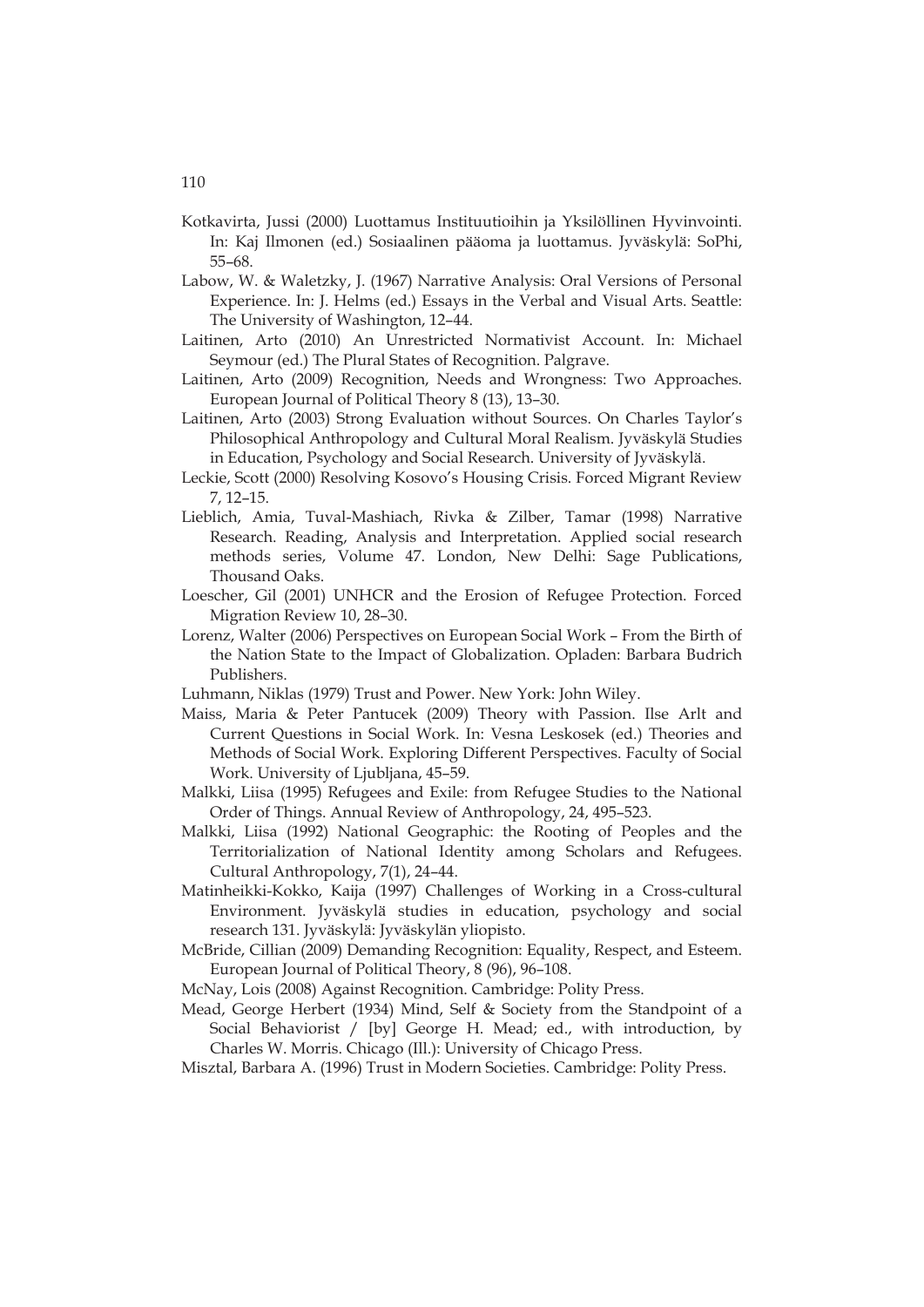Kotkavirta, Jussi (2000) Luottamus Instituutioihin ja Yksilöllinen Hyvinvointi. In: Kaj Ilmonen (ed.) Sosiaalinen pääoma ja luottamus. Jyväskylä: SoPhi, 55–68.

Labow, W. & Waletzky, J. (1967) Narrative Analysis: Oral Versions of Personal Experience. In: J. Helms (ed.) Essays in the Verbal and Visual Arts. Seattle: The University of Washington, 12–44.

Laitinen, Arto (2010) An Unrestricted Normativist Account. In: Michael Seymour (ed.) The Plural States of Recognition. Palgrave.

Laitinen, Arto (2009) Recognition, Needs and Wrongness: Two Approaches. European Journal of Political Theory 8 (13), 13–30.

Laitinen, Arto (2003) Strong Evaluation without Sources. On Charles Taylor's Philosophical Anthropology and Cultural Moral Realism. Jyväskylä Studies in Education, Psychology and Social Research. University of Jyväskylä.

Leckie, Scott (2000) Resolving Kosovo's Housing Crisis. Forced Migrant Review 7, 12–15.

Lieblich, Amia, Tuval-Mashiach, Rivka & Zilber, Tamar (1998) Narrative Research. Reading, Analysis and Interpretation. Applied social research methods series, Volume 47. London, New Delhi: Sage Publications, Thousand Oaks.

Loescher, Gil (2001) UNHCR and the Erosion of Refugee Protection. Forced Migration Review 10, 28–30.

Lorenz, Walter (2006) Perspectives on European Social Work – From the Birth of the Nation State to the Impact of Globalization. Opladen: Barbara Budrich Publishers.

Luhmann, Niklas (1979) Trust and Power. New York: John Wiley.

Maiss, Maria & Peter Pantucek (2009) Theory with Passion. Ilse Arlt and Current Questions in Social Work. In: Vesna Leskosek (ed.) Theories and Methods of Social Work. Exploring Different Perspectives. Faculty of Social Work. University of Ljubljana, 45–59.

Malkki, Liisa (1995) Refugees and Exile: from Refugee Studies to the National Order of Things. Annual Review of Anthropology, 24, 495–523.

Malkki, Liisa (1992) National Geographic: the Rooting of Peoples and the Territorialization of National Identity among Scholars and Refugees. Cultural Anthropology, 7(1), 24–44.

Matinheikki-Kokko, Kaija (1997) Challenges of Working in a Cross-cultural Environment. Jyväskylä studies in education, psychology and social research 131. Jyväskylä: Jyväskylän yliopisto.

McBride, Cillian (2009) Demanding Recognition: Equality, Respect, and Esteem. European Journal of Political Theory, 8 (96), 96–108.

McNay, Lois (2008) Against Recognition. Cambridge: Polity Press.

Mead, George Herbert (1934) Mind, Self & Society from the Standpoint of a Social Behaviorist / [by] George H. Mead; ed., with introduction, by Charles W. Morris. Chicago (Ill.): University of Chicago Press.

Misztal, Barbara A. (1996) Trust in Modern Societies. Cambridge: Polity Press.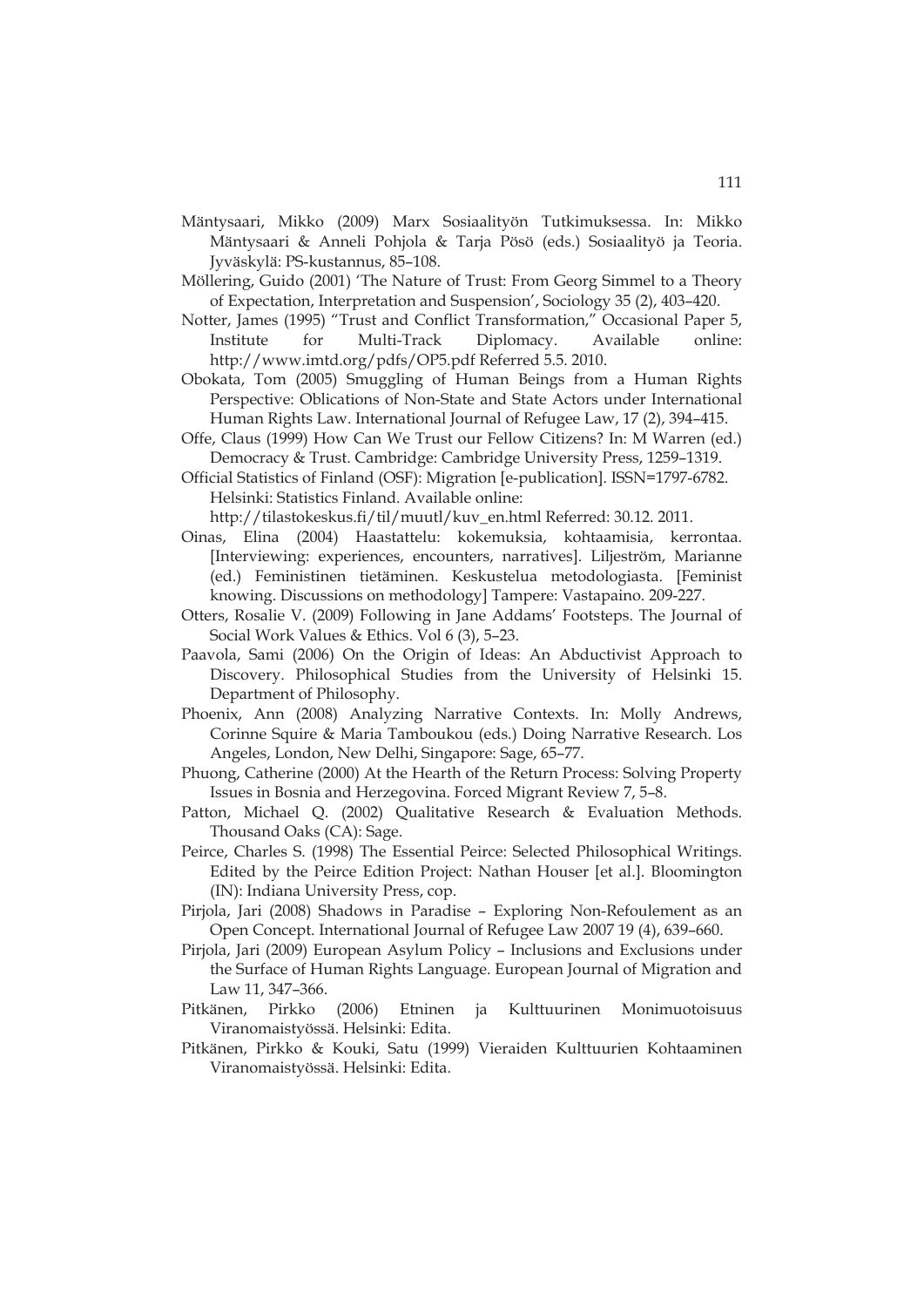Mäntysaari, Mikko (2009) Marx Sosiaalityön Tutkimuksessa. In: Mikko Mäntysaari & Anneli Pohjola & Tarja Pösö (eds.) Sosiaalityö ja Teoria. Jyväskylä: PS-kustannus, 85–108.

Möllering, Guido (2001) 'The Nature of Trust: From Georg Simmel to a Theory of Expectation, Interpretation and Suspension', Sociology 35 (2), 403–420.

Notter, James (1995) "Trust and Conflict Transformation," Occasional Paper 5, Institute for Multi-Track Diplomacy. Available online: http://www.imtd.org/pdfs/OP5.pdf Referred 5.5. 2010.

Obokata, Tom (2005) Smuggling of Human Beings from a Human Rights Perspective: Oblications of Non-State and State Actors under International Human Rights Law. International Journal of Refugee Law, 17 (2), 394–415.

Offe, Claus (1999) How Can We Trust our Fellow Citizens? In: M Warren (ed.) Democracy & Trust. Cambridge: Cambridge University Press, 1259–1319.

Official Statistics of Finland (OSF): Migration [e-publication]. ISSN=1797-6782. Helsinki: Statistics Finland. Available online: http://tilastokeskus.fi/til/muutl/kuv_en.html Referred: 30.12. 2011.

Oinas, Elina (2004) Haastattelu: kokemuksia, kohtaamisia, kerrontaa. [Interviewing: experiences, encounters, narratives]. Liljeström, Marianne (ed.) Feministinen tietäminen. Keskustelua metodologiasta. [Feminist knowing. Discussions on methodology] Tampere: Vastapaino. 209-227.

Otters, Rosalie V. (2009) Following in Jane Addams' Footsteps. The Journal of Social Work Values & Ethics. Vol 6 (3), 5–23.

Paavola, Sami (2006) On the Origin of Ideas: An Abductivist Approach to Discovery. Philosophical Studies from the University of Helsinki 15. Department of Philosophy.

Phoenix, Ann (2008) Analyzing Narrative Contexts. In: Molly Andrews, Corinne Squire & Maria Tamboukou (eds.) Doing Narrative Research. Los Angeles, London, New Delhi, Singapore: Sage, 65–77.

Phuong, Catherine (2000) At the Hearth of the Return Process: Solving Property Issues in Bosnia and Herzegovina. Forced Migrant Review 7, 5–8.

Patton, Michael Q. (2002) Qualitative Research & Evaluation Methods. Thousand Oaks (CA): Sage.

Peirce, Charles S. (1998) The Essential Peirce: Selected Philosophical Writings. Edited by the Peirce Edition Project: Nathan Houser [et al.]. Bloomington (IN): Indiana University Press, cop.

Pirjola, Jari (2008) Shadows in Paradise – Exploring Non-Refoulement as an Open Concept. International Journal of Refugee Law 2007 19 (4), 639–660.

Pirjola, Jari (2009) European Asylum Policy – Inclusions and Exclusions under the Surface of Human Rights Language. European Journal of Migration and Law 11, 347–366.

Pitkänen, Pirkko (2006) Etninen ja Kulttuurinen Monimuotoisuus Viranomaistyössä. Helsinki: Edita.

Pitkänen, Pirkko & Kouki, Satu (1999) Vieraiden Kulttuurien Kohtaaminen Viranomaistyössä. Helsinki: Edita.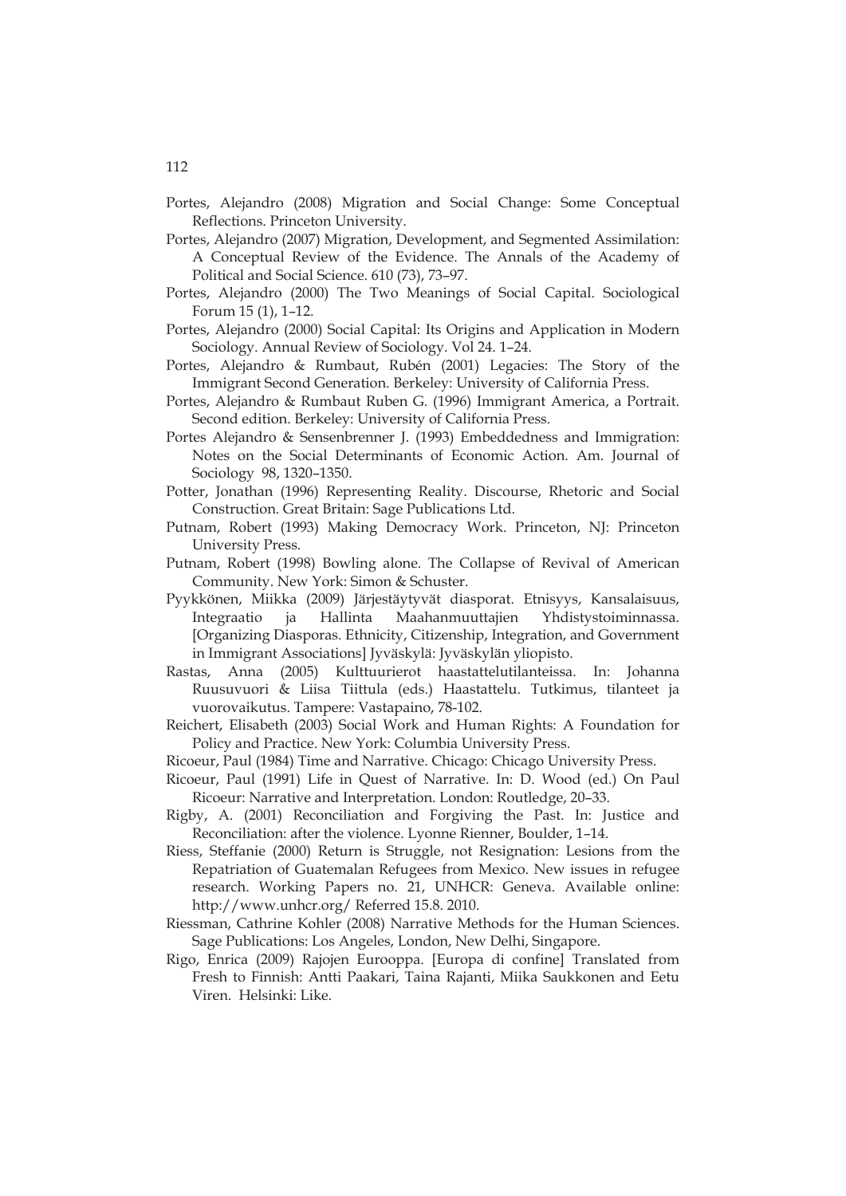Portes, Alejandro (2008) Migration and Social Change: Some Conceptual Reflections. Princeton University.

Portes, Alejandro (2007) Migration, Development, and Segmented Assimilation: A Conceptual Review of the Evidence. The Annals of the Academy of Political and Social Science. 610 (73), 73–97.

Portes, Alejandro (2000) The Two Meanings of Social Capital. Sociological Forum 15 (1), 1–12.

Portes, Alejandro (2000) Social Capital: Its Origins and Application in Modern Sociology. Annual Review of Sociology. Vol 24. 1–24.

Portes, Alejandro & Rumbaut, Rubén (2001) Legacies: The Story of the Immigrant Second Generation. Berkeley: University of California Press.

Portes, Alejandro & Rumbaut Ruben G. (1996) Immigrant America, a Portrait. Second edition. Berkeley: University of California Press.

Portes Alejandro & Sensenbrenner J. (1993) Embeddedness and Immigration: Notes on the Social Determinants of Economic Action. Am. Journal of Sociology 98, 1320–1350.

Potter, Jonathan (1996) Representing Reality. Discourse, Rhetoric and Social Construction. Great Britain: Sage Publications Ltd.

Putnam, Robert (1993) Making Democracy Work. Princeton, NJ: Princeton University Press.

Putnam, Robert (1998) Bowling alone. The Collapse of Revival of American Community. New York: Simon & Schuster.

Pyykkönen, Miikka (2009) Järjestäytyvät diasporat. Etnisyys, Kansalaisuus, Integraatio ja Hallinta Maahanmuuttajien Yhdistystoiminnassa. [Organizing Diasporas. Ethnicity, Citizenship, Integration, and Government in Immigrant Associations] Jyväskylä: Jyväskylän yliopisto.

Rastas, Anna (2005) Kulttuurierot haastattelutilanteissa. In: Johanna Ruusuvuori & Liisa Tiittula (eds.) Haastattelu. Tutkimus, tilanteet ja vuorovaikutus. Tampere: Vastapaino, 78-102.

Reichert, Elisabeth (2003) Social Work and Human Rights: A Foundation for Policy and Practice. New York: Columbia University Press.

Ricoeur, Paul (1984) Time and Narrative. Chicago: Chicago University Press.

Ricoeur, Paul (1991) Life in Quest of Narrative. In: D. Wood (ed.) On Paul Ricoeur: Narrative and Interpretation. London: Routledge, 20–33.

Rigby, A. (2001) Reconciliation and Forgiving the Past. In: Justice and Reconciliation: after the violence. Lyonne Rienner, Boulder, 1–14.

Riess, Steffanie (2000) Return is Struggle, not Resignation: Lesions from the Repatriation of Guatemalan Refugees from Mexico. New issues in refugee research. Working Papers no. 21, UNHCR: Geneva. Available online: http://www.unhcr.org/ Referred 15.8. 2010.

Riessman, Cathrine Kohler (2008) Narrative Methods for the Human Sciences. Sage Publications: Los Angeles, London, New Delhi, Singapore.

Rigo, Enrica (2009) Rajojen Eurooppa. [Europa di confine] Translated from Fresh to Finnish: Antti Paakari, Taina Rajanti, Miika Saukkonen and Eetu Viren. Helsinki: Like.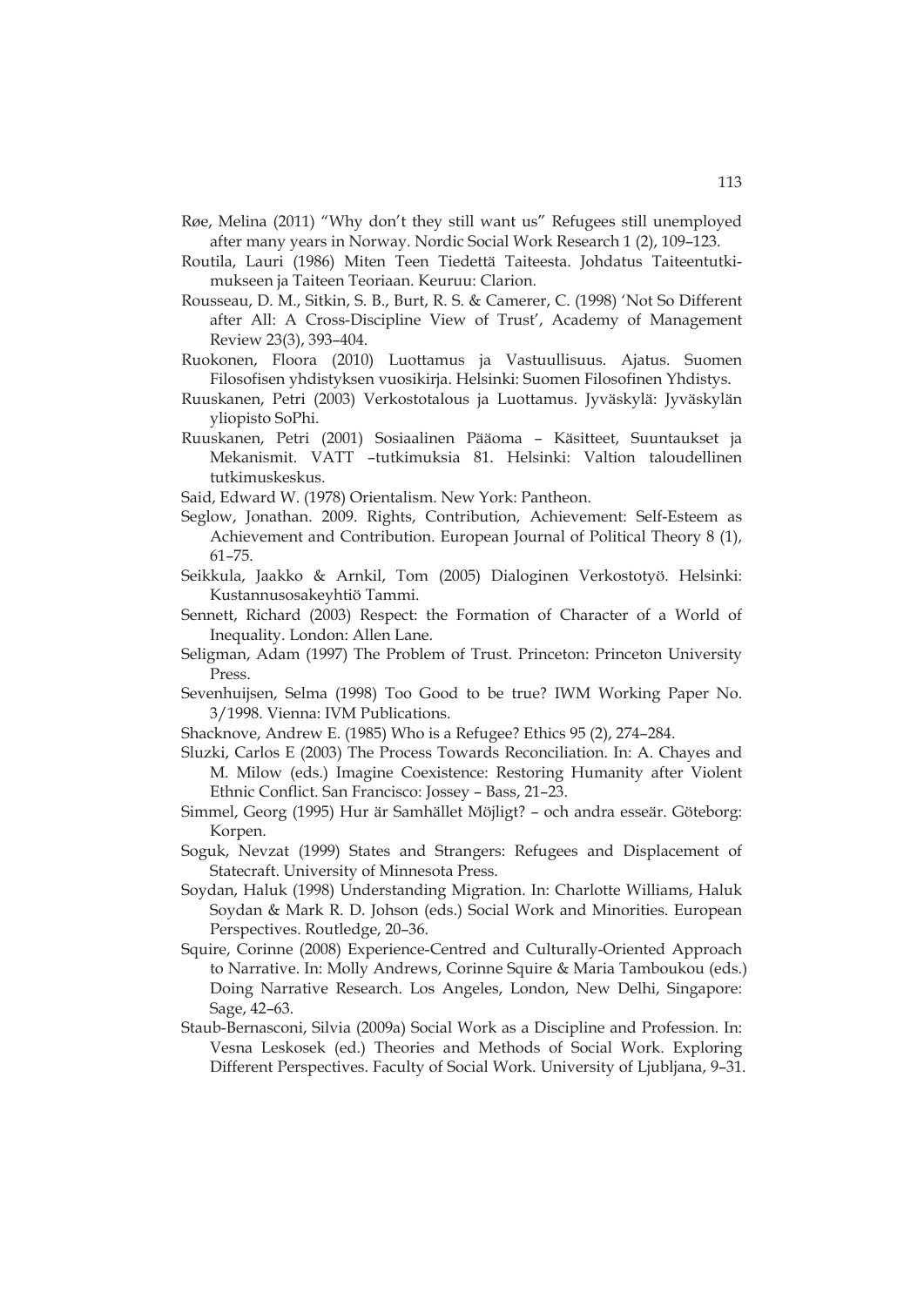Røe, Melina (2011) "Why don't they still want us" Refugees still unemployed after many years in Norway. Nordic Social Work Research 1 (2), 109–123.

Routila, Lauri (1986) Miten Teen Tiedettä Taiteesta. Johdatus Taiteentutki-mukseen ja Taiteen Teoriaan. Keuruu: Clarion.

Rousseau, D. M., Sitkin, S. B., Burt, R. S. & Camerer, C. (1998) 'Not So Different after All: A Cross-Discipline View of Trust', Academy of Management Review 23(3), 393–404.

Ruokonen, Floora (2010) Luottamus ja Vastuullisuus. Ajatus. Suomen Filosofisen yhdistyksen vuosikirja. Helsinki: Suomen Filosofinen Yhdistys.

Ruuskanen, Petri (2003) Verkostotalous ja Luottamus. Jyväskylä: Jyväskylän yliopisto SoPhi.

Ruuskanen, Petri (2001) Sosiaalinen Pääoma – Käsitteet, Suuntaukset ja Mekanismit. VATT –tutkimuksia 81. Helsinki: Valtion taloudellinen tutkimuskeskus.

Said, Edward W. (1978) Orientalism. New York: Pantheon.

Seglow, Jonathan. 2009. Rights, Contribution, Achievement: Self-Esteem as Achievement and Contribution. European Journal of Political Theory 8 (1), 61–75.

Seikkula, Jaakko & Arnkil, Tom (2005) Dialoginen Verkostotyö. Helsinki: Kustannusosakeyhtiö Tammi.

Sennett, Richard (2003) Respect: the Formation of Character of a World of Inequality. London: Allen Lane.

Seligman, Adam (1997) The Problem of Trust. Princeton: Princeton University Press.

Sevenhuijsen, Selma (1998) Too Good to be true? IWM Working Paper No. 3/1998. Vienna: IVM Publications.

Shacknove, Andrew E. (1985) Who is a Refugee? Ethics 95 (2), 274–284.

Sluzki, Carlos E (2003) The Process Towards Reconciliation. In: A. Chayes and M. Milow (eds.) Imagine Coexistence: Restoring Humanity after Violent Ethnic Conflict. San Francisco: Jossey – Bass, 21–23.

Simmel, Georg (1995) Hur är Samhället Möjligt? – och andra esseär. Göteborg: Korpen.

Soguk, Nevzat (1999) States and Strangers: Refugees and Displacement of Statecraft. University of Minnesota Press.

Soydan, Haluk (1998) Understanding Migration. In: Charlotte Williams, Haluk Soydan & Mark R. D. Johson (eds.) Social Work and Minorities. European Perspectives. Routledge, 20–36.

Squire, Corinne (2008) Experience-Centred and Culturally-Oriented Approach to Narrative. In: Molly Andrews, Corinne Squire & Maria Tamboukou (eds.) Doing Narrative Research. Los Angeles, London, New Delhi, Singapore: Sage, 42–63.

Staub-Bernasconi, Silvia (2009a) Social Work as a Discipline and Profession. In: Vesna Leskosek (ed.) Theories and Methods of Social Work. Exploring Different Perspectives. Faculty of Social Work. University of Ljubljana, 9–31.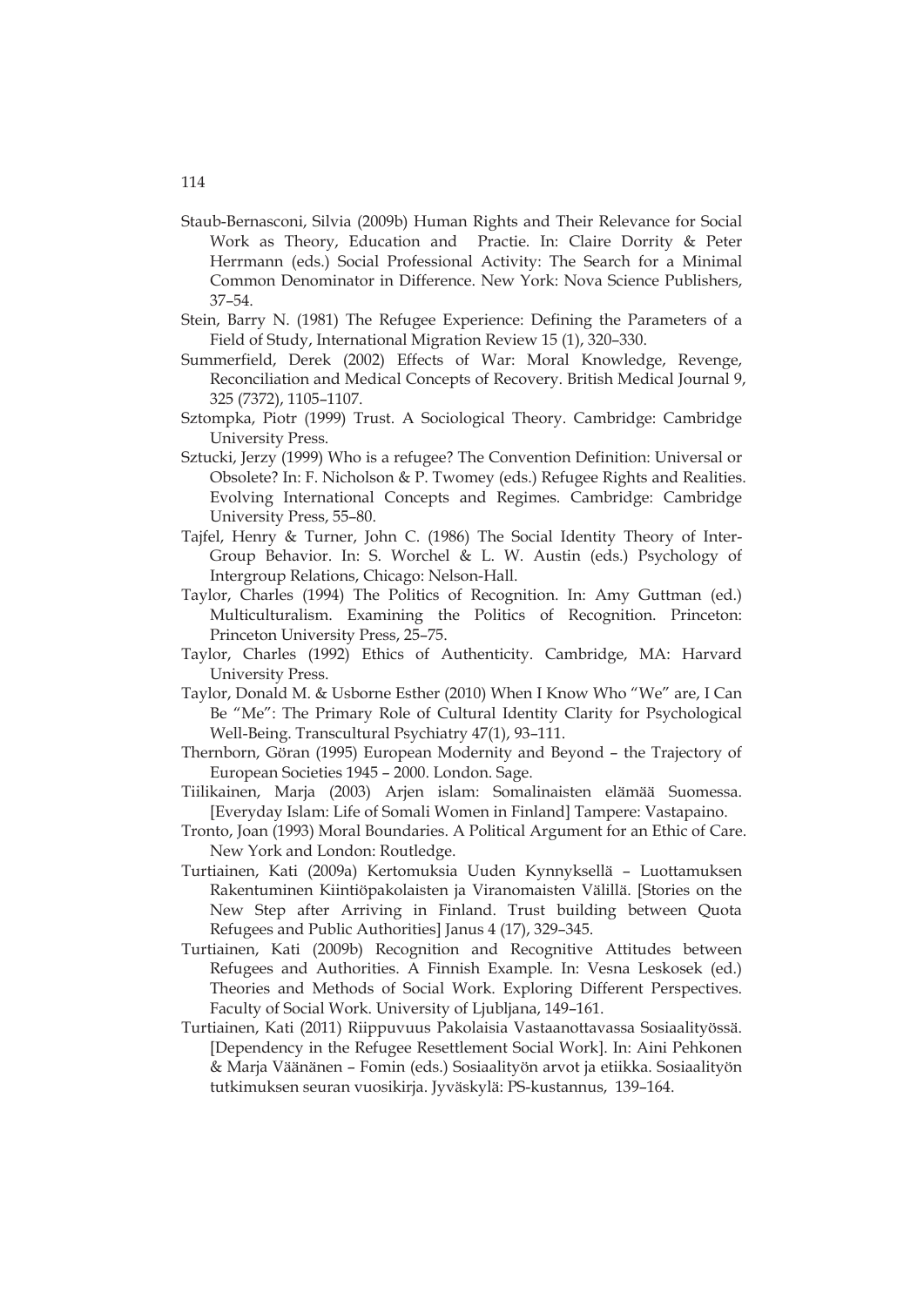Staub-Bernasconi, Silvia (2009b) Human Rights and Their Relevance for Social Work as Theory, Education and Practie. In: Claire Dorrity & Peter Herrmann (eds.) Social Professional Activity: The Search for a Minimal Common Denominator in Difference. New York: Nova Science Publishers, 37–54.

Stein, Barry N. (1981) The Refugee Experience: Defining the Parameters of a Field of Study, International Migration Review 15 (1), 320–330.

Summerfield, Derek (2002) Effects of War: Moral Knowledge, Revenge, Reconciliation and Medical Concepts of Recovery. British Medical Journal 9, 325 (7372), 1105–1107.

Sztompka, Piotr (1999) Trust. A Sociological Theory. Cambridge: Cambridge University Press.

Sztucki, Jerzy (1999) Who is a refugee? The Convention Definition: Universal or Obsolete? In: F. Nicholson & P. Twomey (eds.) Refugee Rights and Realities. Evolving International Concepts and Regimes. Cambridge: Cambridge University Press, 55–80.

Tajfel, Henry & Turner, John C. (1986) The Social Identity Theory of Inter-Group Behavior. In: S. Worchel & L. W. Austin (eds.) Psychology of Intergroup Relations, Chicago: Nelson-Hall.

Taylor, Charles (1994) The Politics of Recognition. In: Amy Guttman (ed.) Multiculturalism. Examining the Politics of Recognition. Princeton: Princeton University Press, 25–75.

Taylor, Charles (1992) Ethics of Authenticity. Cambridge, MA: Harvard University Press.

Taylor, Donald M. & Usborne Esther (2010) When I Know Who "We" are, I Can Be "Me": The Primary Role of Cultural Identity Clarity for Psychological Well-Being. Transcultural Psychiatry 47(1), 93–111.

Thernborn, Göran (1995) European Modernity and Beyond – the Trajectory of European Societies 1945 – 2000. London. Sage.

Tiilikainen, Marja (2003) Arjen islam: Somalinaisten elämää Suomessa. [Everyday Islam: Life of Somali Women in Finland] Tampere: Vastapaino.

Tronto, Joan (1993) Moral Boundaries. A Political Argument for an Ethic of Care. New York and London: Routledge.

Turtiainen, Kati (2009a) Kertomuksia Uuden Kynnyksellä – Luottamuksen Rakentuminen Kiintiöpakolaisten ja Viranomaisten Välillä. [Stories on the New Step after Arriving in Finland. Trust building between Quota Refugees and Public Authorities] Janus 4 (17), 329–345.

Turtiainen, Kati (2009b) Recognition and Recognitive Attitudes between Refugees and Authorities. A Finnish Example. In: Vesna Leskosek (ed.) Theories and Methods of Social Work. Exploring Different Perspectives. Faculty of Social Work. University of Ljubljana, 149–161.

Turtiainen, Kati (2011) Riippuvuus Pakolaisia Vastaanottavassa Sosiaalityössä. [Dependency in the Refugee Resettlement Social Work]. In: Aini Pehkonen & Marja Väänänen – Fomin (eds.) Sosiaalityön arvot ja etiikka. Sosiaalityön tutkimuksen seuran vuosikirja. Jyväskylä: PS-kustannus, 139–164.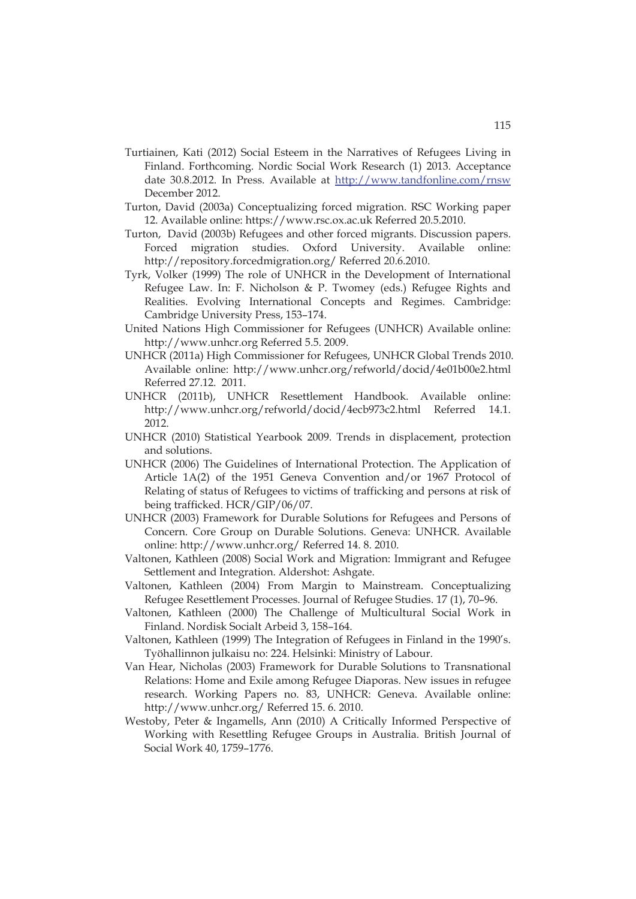Turtiainen, Kati (2012) Social Esteem in the Narratives of Refugees Living in Finland. Forthcoming. Nordic Social Work Research (1) 2013. Acceptance date 30.8.2012. In Press. Available at http://www.tandfonline.com/rnsw December 2012.

Turton, David (2003a) Conceptualizing forced migration. RSC Working paper 12. Available online: https://www.rsc.ox.ac.uk Referred 20.5.2010.

Turton, David (2003b) Refugees and other forced migrants. Discussion papers. Forced migration studies. Oxford University. Available online: http://repository.forcedmigration.org/ Referred 20.6.2010.

Tyrk, Volker (1999) The role of UNHCR in the Development of International Refugee Law. In: F. Nicholson & P. Twomey (eds.) Refugee Rights and Realities. Evolving International Concepts and Regimes. Cambridge: Cambridge University Press, 153–174.

United Nations High Commissioner for Refugees (UNHCR) Available online: http://www.unhcr.org Referred 5.5. 2009.

UNHCR (2011a) High Commissioner for Refugees, UNHCR Global Trends 2010. Available online: http://www.unhcr.org/refworld/docid/4e01b00e2.html Referred 27.12. 2011.

UNHCR (2011b), UNHCR Resettlement Handbook. Available online: http://www.unhcr.org/refworld/docid/4ecb973c2.html Referred 14.1. 2012.

UNHCR (2010) Statistical Yearbook 2009. Trends in displacement, protection and solutions.

UNHCR (2006) The Guidelines of International Protection. The Application of Article 1A(2) of the 1951 Geneva Convention and/or 1967 Protocol of Relating of status of Refugees to victims of trafficking and persons at risk of being trafficked. HCR/GIP/06/07.

UNHCR (2003) Framework for Durable Solutions for Refugees and Persons of Concern. Core Group on Durable Solutions. Geneva: UNHCR. Available online: http://www.unhcr.org/ Referred 14. 8. 2010.

Valtonen, Kathleen (2008) Social Work and Migration: Immigrant and Refugee Settlement and Integration. Aldershot: Ashgate.

Valtonen, Kathleen (2004) From Margin to Mainstream. Conceptualizing Refugee Resettlement Processes. Journal of Refugee Studies. 17 (1), 70–96.

Valtonen, Kathleen (2000) The Challenge of Multicultural Social Work in Finland. Nordisk Socialt Arbeid 3, 158–164.

Valtonen, Kathleen (1999) The Integration of Refugees in Finland in the 1990's. Työhallinnon julkaisu no: 224. Helsinki: Ministry of Labour.

Van Hear, Nicholas (2003) Framework for Durable Solutions to Transnational Relations: Home and Exile among Refugee Diaporas. New issues in refugee research. Working Papers no. 83, UNHCR: Geneva. Available online: http://www.unhcr.org/ Referred 15. 6. 2010.

Westoby, Peter & Ingamells, Ann (2010) A Critically Informed Perspective of Working with Resettling Refugee Groups in Australia. British Journal of Social Work 40, 1759–1776.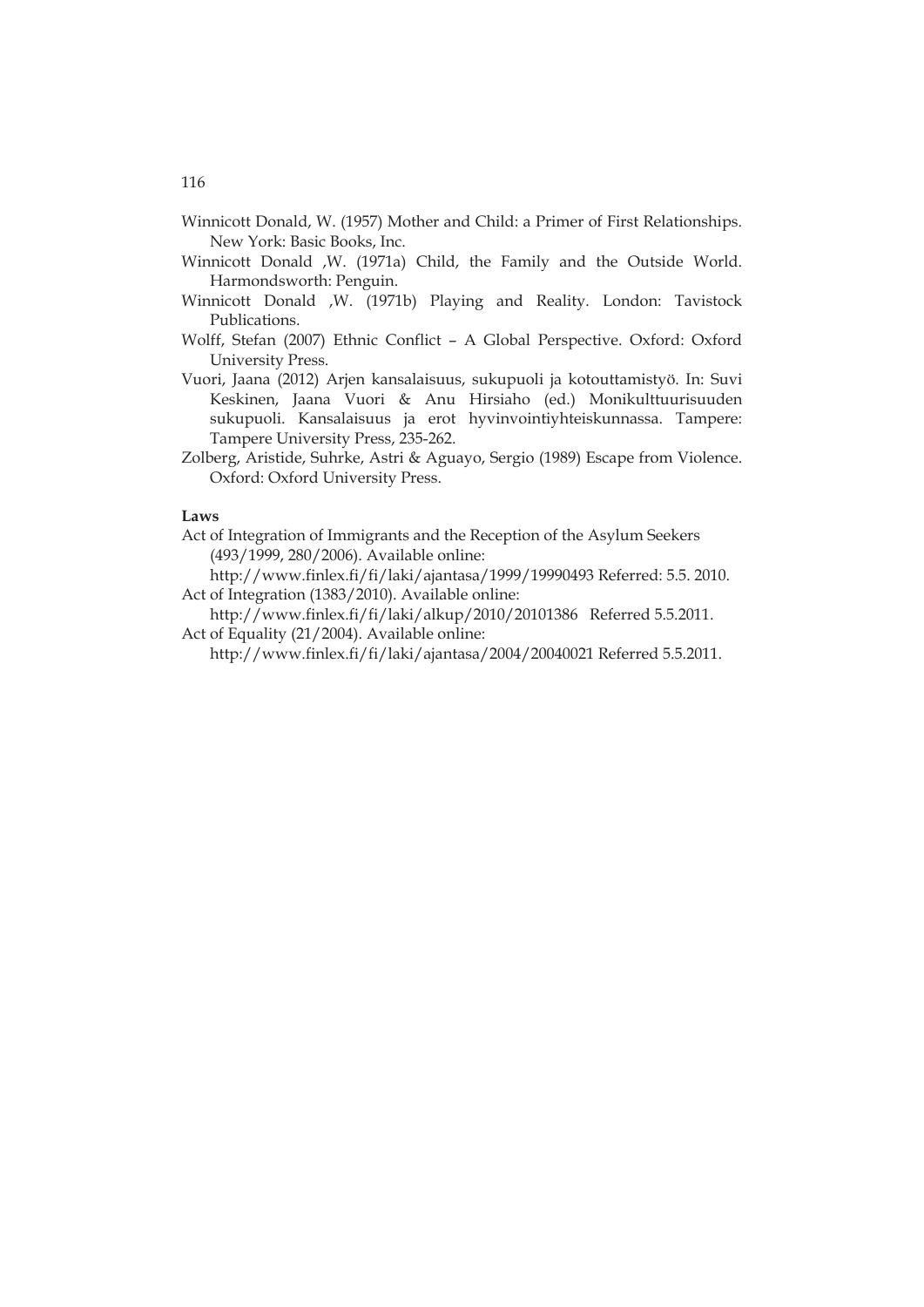Winnicott Donald, W. (1957) Mother and Child: a Primer of First Relationships. New York: Basic Books, Inc.

Winnicott Donald ,W. (1971a) Child, the Family and the Outside World. Harmondsworth: Penguin.

Winnicott Donald ,W. (1971b) Playing and Reality. London: Tavistock Publications.

Wolff, Stefan (2007) Ethnic Conflict – A Global Perspective. Oxford: Oxford University Press.

Vuori, Jaana (2012) Arjen kansalaisuus, sukupuoli ja kotouttamistyö. In: Suvi Keskinen, Jaana Vuori & Anu Hirsiaho (ed.) Monikulttuurisuuden sukupuoli. Kansalaisuus ja erot hyvinvointiyhteiskunnassa. Tampere: Tampere University Press, 235-262.

Zolberg, Aristide, Suhrke, Astri & Aguayo, Sergio (1989) Escape from Violence. Oxford: Oxford University Press.

**Laws**

Act of Integration of Immigrants and the Reception of the Asylum Seekers (493/1999, 280/2006). Available online: http://www.finlex.fi/fi/laki/ajantasa/1999/19990493 Referred: 5.5. 2010.

Act of Integration (1383/2010). Available online: http://www.finlex.fi/fi/laki/alkup/2010/20101386 Referred 5.5.2011.

Act of Equality (21/2004). Available online: http://www.finlex.fi/fi/laki/ajantasa/2004/20040021 Referred 5.5.2011.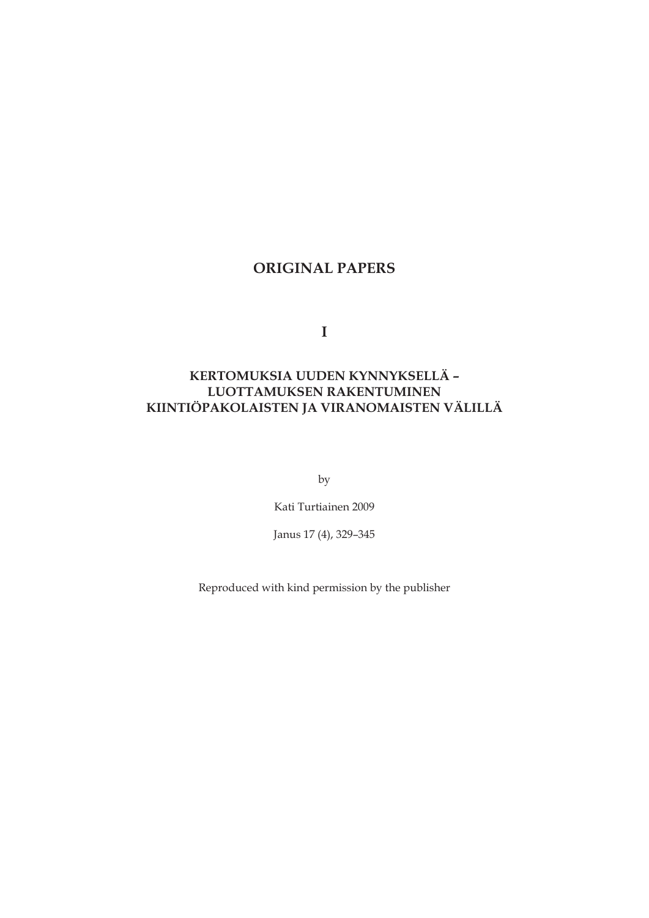# ORIGINAL PAPERS

## I

### KERTOMUKSIA UUDEN KYNNYKSELLÄ – LUOTTAMUKSEN RAKENTUMINEN KIINTIÖPAKOLAISTEN JA VIRANOMAISTEN VÄLILLÄ

by

Kati Turtiainen 2009

Janus 17 (4), 329–345

Reproduced with kind permission by the publisher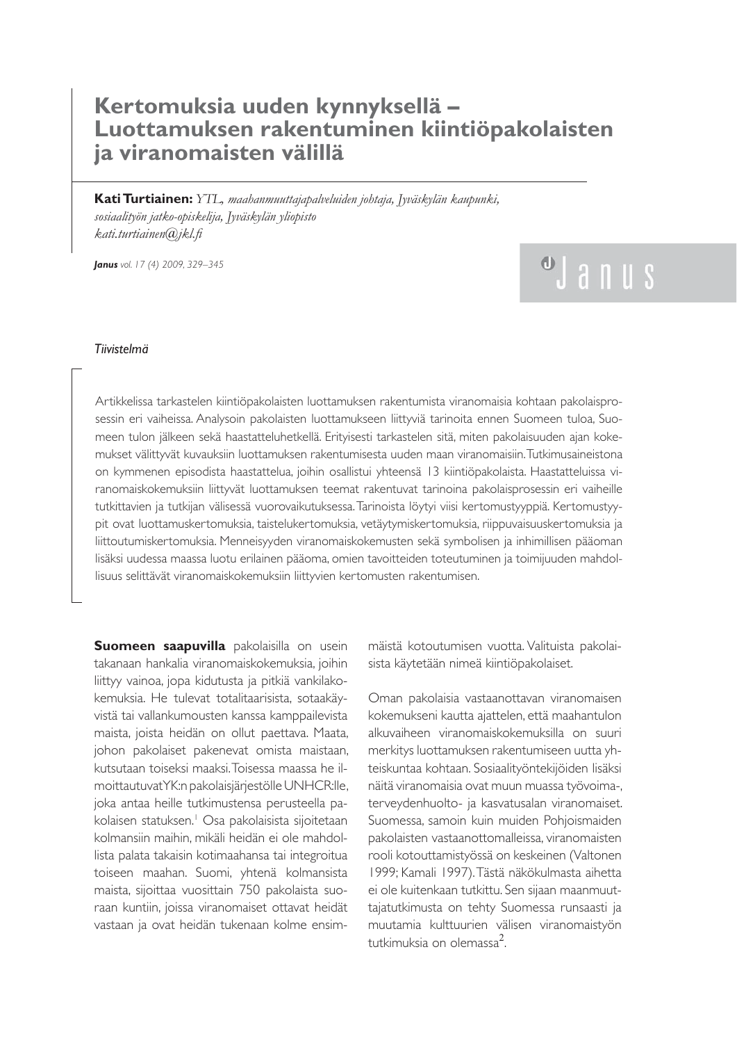# Kertomuksia uuden kynnyksellä – Luottamuksen rakentuminen kiintiöpakolaisten ja viranomaisten välillä

**Kati Turtiainen:** *YTL, maahanmuuttajapalveluiden johtaja, Jyväskylän kaupunki, sosiaalityön jatko-opiskelija, Jyväskylän yliopisto*
*kati.turtiainen@jkl.fi*

*Tiivistelmä*

Artikkelissa tarkastelen kiintiöpakolaisten luottamuksen rakentumista viranomaisia kohtaan pakolaisprosessin eri vaiheissa. Analysoin pakolaisten luottamukseen liittyviä tarinoita ennen Suomeen tuloa, Suomeen tulon jälkeen sekä haastatteluhetkellä. Erityisesti tarkastelen sitä, miten pakolaisuuden ajan kokemukset välittyvät kuvauksiin luottamuksen rakentumisesta uuden maan viranomaisiin. Tutkimusaineistona on kymmenen episodista haastattelua, joihin osallistui yhteensä 13 kiintiöpakolaista. Haastatteluissa viranomaiskokemuksiin liittyvät luottamuksen teemat rakentuvat tarinoina pakolaisprosessin eri vaiheille tutkittavien ja tutkijan välisessä vuorovaikutuksessa. Tarinoista löytyi viisi kertomustyyppiä. Kertomustyypit ovat luottamuskertomuksia, taistelukertomuksia, vetäytymiskertomuksia, riippuvaisuuskertomuksia ja liittoutumiskertomuksia. Menneisyyden viranomaiskokemusten sekä symbolisen ja inhimillisen pääoman lisäksi uudessa maassa luotu erilainen pääoma, omien tavoitteiden toteutuminen ja toimijuuden mahdollisuus selittävät viranomaiskokemuksiin liittyvien kertomusten rakentumisen.

**Suomeen saapuvilla** pakolaisilla on usein takanaan hankalia viranomaiskokemuksia, joihin liittyy vainoa, jopa kidutusta ja pitkiä vankilakokemuksia. He tulevat totalitaarisista, sotaakäyvistä tai vallankumousten kanssa kamppailevista maista, joista heidän on ollut paettava. Maata, johon pakolaiset pakenevat omista maistaan, kutsutaan toiseksi maaksi. Toisessa maassa he ilmoittautuvat YK:n pakolaisjärjestölle UNHCR:lle, joka antaa heille tutkimustensa perusteella pakolaisen statuksen.[1] Osa pakolaisista sijoitetaan kolmansiin maihin, mikäli heidän ei ole mahdollista palata takaisin kotimaahansa tai integroitua toiseen maahan. Suomi, yhtenä kolmansista maista, sijoittaa vuosittain 750 pakolaista suoraan kuntiin, joissa viranomaiset ottavat heidät vastaan ja ovat heidän tukenaan kolme ensimmäistä kotoutumisen vuotta. Valituista pakolaisista käytetään nimeä kiintiöpakolaiset.

Oman pakolaisia vastaanottavan viranomaisen kokemukseni kautta ajattelen, että maahantulon alkuvaiheen viranomaiskokemuksilla on suuri merkitys luottamuksen rakentumiseen uutta yhteiskuntaa kohtaan. Sosiaalityöntekijöiden lisäksi näitä viranomaisia ovat muun muassa työvoima-, terveydenhuolto- ja kasvatusalan viranomaiset. Suomessa, samoin kuin muiden Pohjoismaiden pakolaisten vastaanottomalleissa, viranomaisten rooli kotouttamistyössä on keskeinen (Valtonen 1999; Kamali 1997). Tästä näkökulmasta aihetta ei ole kuitenkaan tutkittu. Sen sijaan maanmuuttajatutkimusta on tehty Suomessa runsaasti ja muutamia kulttuurien välisen viranomaistyön tutkimuksia on olemassa[2].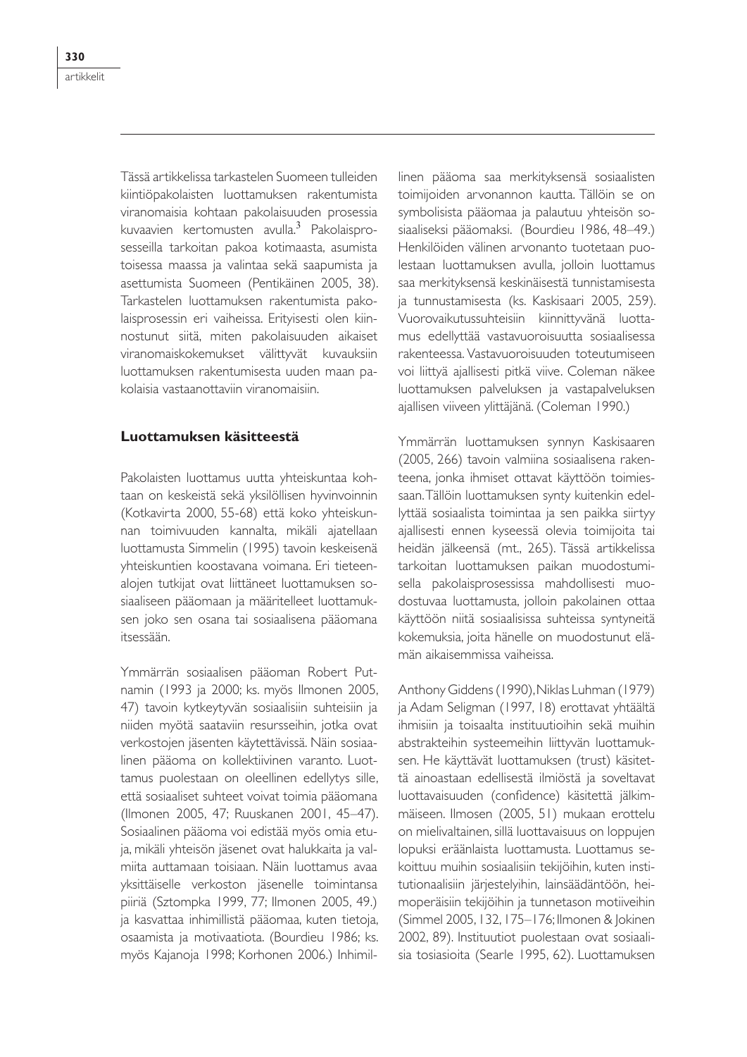Tässä artikkelissa tarkastelen Suomeen tulleiden kiintiöpakolaisten luottamuksen rakentumista viranomaisia kohtaan pakolaisuuden prosessia kuvaavien kertomusten avulla.[3] Pakolaisprosesseilla tarkoitan pakoa kotimaasta, asumista toisessa maassa ja valintaa sekä saapumista ja asettumista Suomeen (Pentikäinen 2005, 38). Tarkastelen luottamuksen rakentumista pakolaisprosessin eri vaiheissa. Erityisesti olen kiinnostunut siitä, miten pakolaisuuden aikaiset viranomaiskokemukset välittyvät kuvauksiin luottamuksen rakentumisesta uuden maan pakolaisia vastaanottaviin viranomaisiin.

## Luottamuksen käsitteestä

Pakolaisten luottamus uutta yhteiskuntaa kohtaan on keskeistä sekä yksilöllisen hyvinvoinnin (Kotkavirta 2000, 55-68) että koko yhteiskunnan toimivuuden kannalta, mikäli ajatellaan luottamusta Simmelin (1995) tavoin keskeisenä yhteiskuntien koostavana voimana. Eri tieteenalojen tutkijat ovat liittäneet luottamuksen sosiaaliseen pääomaan ja määritelleet luottamuksen joko sen osana tai sosiaalisena pääomana itsessään.

Ymmärrän sosiaalisen pääoman Robert Putnamin (1993 ja 2000; ks. myös Ilmonen 2005, 47) tavoin kytkeytyvän sosiaalisiin suhteisiin ja niiden myötä saataviin resursseihin, jotka ovat verkostojen jäsenten käytettävissä. Näin sosiaalinen pääoma on kollektiivinen varanto. Luottamus puolestaan on oleellinen edellytys sille, että sosiaaliset suhteet voivat toimia pääomana (Ilmonen 2005, 47; Ruuskanen 2001, 45–47). Sosiaalinen pääoma voi edistää myös omia etuja, mikäli yhteisön jäsenet ovat halukkaita ja valmiita auttamaan toisiaan. Näin luottamus avaa yksittäiselle verkoston jäsenelle toimintansa piiriä (Sztompka 1999, 77; Ilmonen 2005, 49.) ja kasvattaa inhimillistä pääomaa, kuten tietoja, osaamista ja motivaatiota. (Bourdieu 1986; ks. myös Kajanoja 1998; Korhonen 2006.) Inhimillinen pääoma saa merkityksensä sosiaalisten toimijoiden arvonannon kautta. Tällöin se on symbolisista pääomaa ja palautuu yhteisön sosiaaliseksi pääomaksi. (Bourdieu 1986, 48–49.) Henkilöiden välinen arvonanto tuotetaan puolestaan luottamuksen avulla, jolloin luottamus saa merkityksensä keskinäisestä tunnistamisesta ja tunnustamisesta (ks. Kaskisaari 2005, 259). Vuorovaikutussuhteisiin kiinnittyvänä luottamus edellyttää vastavuoroisuutta sosiaalisessa rakenteessa. Vastavuoroisuuden toteutumiseen voi liittyä ajallisesti pitkä viive. Coleman näkee luottamuksen palveluksen ja vastapalveluksen ajallisen viiveen ylittäjänä. (Coleman 1990.)

Ymmärrän luottamuksen synnyn Kaskisaaren (2005, 266) tavoin valmiina sosiaalisena rakenteena, jonka ihmiset ottavat käyttöön toimiessaan. Tällöin luottamuksen synty kuitenkin edellyttää sosiaalista toimintaa ja sen paikka siirtyy ajallisesti ennen kyseessä olevia toimijoita tai heidän jälkeensä (mt., 265). Tässä artikkelissa tarkoitan luottamuksen paikan muodostumisella pakolaisprosessissa mahdollisesti muodostuvaa luottamusta, jolloin pakolainen ottaa käyttöön niitä sosiaalisissa suhteissa syntyneitä kokemuksia, joita hänelle on muodostunut elämän aikaisemmissa vaiheissa.

Anthony Giddens (1990), Niklas Luhman (1979) ja Adam Seligman (1997, 18) erottavat yhtäältä ihmisiin ja toisaalta instituutioihin sekä muihin abstrakteihin systeemeihin liittyvän luottamuksen. He käyttävät luottamuksen (trust) käsitettä ainoastaan edellisestä ilmiöstä ja soveltavat luottavaisuuden (confidence) käsitettä jälkimmäiseen. Ilmosen (2005, 51) mukaan erottelu on mielivaltainen, sillä luottavaisuus on loppujen lopuksi eräänlaista luottamusta. Luottamus sekoittuu muihin sosiaalisiin tekijöihin, kuten institutionaalisiin järjestelyihin, lainsäädäntöön, heimoperäisiin tekijöihin ja tunnetason motiiveihin (Simmel 2005, 132, 175–176; Ilmonen & Jokinen 2002, 89). Instituutiot puolestaan ovat sosiaalisia tosiasioita (Searle 1995, 62). Luottamuksen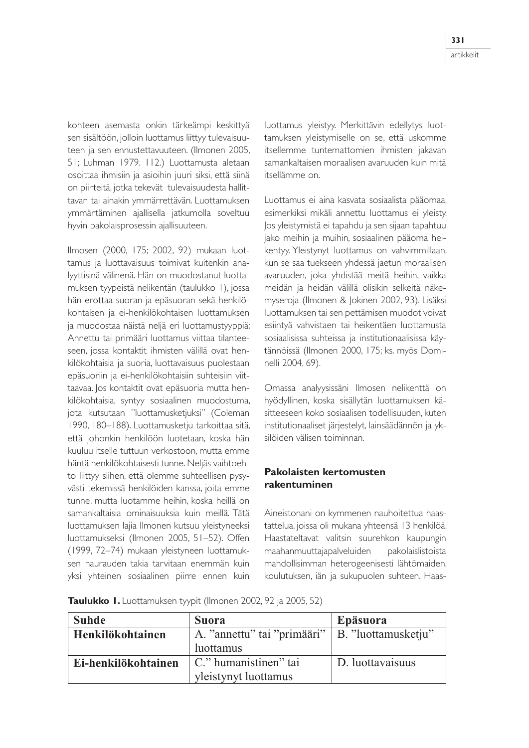kohteen asemasta onkin tärkeämpi keskittyä sen sisältöön, jolloin luottamus liittyy tulevaisuuteen ja sen ennustettavuuteen. (Ilmonen 2005, 51; Luhman 1979, 112.) Luottamusta aletaan osoittaa ihmisiin ja asioihin juuri siksi, että siinä on piirteitä, jotka tekevät tulevaisuudesta hallittavan tai ainakin ymmärrettävän. Luottamuksen ymmärtäminen ajallisella jatkumolla soveltuu hyvin pakolaisprosessin ajallisuuteen.

Ilmosen (2000, 175; 2002, 92) mukaan luottamus ja luottavaisuus toimivat kuitenkin analyyttisinä välinenä. Hän on muodostanut luottamuksen tyypeistä nelikentän (taulukko 1), jossa hän erottaa suoran ja epäsuoran sekä henkilökohtaisen ja ei-henkilökohtaisen luottamuksen ja muodostaa näistä neljä eri luottamustyyppiä: Annettu tai primääri luottamus viittaa tilanteeseen, jossa kontaktit ihmisten välillä ovat henkilökohtaisia ja suoria, luottavaisuus puolestaan epäsuoriin ja ei-henkilökohtaisiin suhteisiin viittaavaa. Jos kontaktit ovat epäsuoria mutta henkilökohtaisia, syntyy sosiaalinen muodostuma, jota kutsutaan "luottamusketjuksi" (Coleman 1990, 180–188). Luottamusketju tarkoittaa sitä, että johonkin henkilöön luotetaan, koska hän kuuluu itselle tuttuun verkostoon, mutta emme häntä henkilökohtaisesti tunne. Neljäs vaihtoehto liittyy siihen, että olemme suhteellisen pysyvästi tekemissä henkilöiden kanssa, joita emme tunne, mutta luotamme heihin, koska heillä on samankaltaisia ominaisuuksia kuin meillä. Tätä luottamuksen lajia Ilmonen kutsuu yleistyneeksi luottamukseksi (Ilmonen 2005, 51–52). Offen (1999, 72–74) mukaan yleistyneen luottamuksen haurauden takia tarvitaan enemmän kuin yksi yhteinen sosiaalinen piirre ennen kuin luottamus yleistyy. Merkittävin edellytys luottamuksen yleistymiselle on se, että uskomme itsellemme tuntemattomien ihmisten jakavan samankaltaisen moraalisen avaruuden kuin mitä itsellämme on.

Luottamus ei aina kasvata sosiaalista pääomaa, esimerkiksi mikäli annettu luottamus ei yleisty. Jos yleistymistä ei tapahdu ja sen sijaan tapahtuu jako meihin ja muihin, sosiaalinen pääoma heikentyy. Yleistynyt luottamus on vahvimmillaan, kun se saa tuekseen yhdessä jaetun moraalisen avaruuden, joka yhdistää meitä heihin, vaikka meidän ja heidän välillä olisikin selkeitä näkemyseroja (Ilmonen & Jokinen 2002, 93). Lisäksi luottamuksen tai sen pettämisen muodot voivat esiintyä vahvistaen tai heikentäen luottamusta sosiaalisissa suhteissa ja institutionaalisissa käytännöissä (Ilmonen 2000, 175; ks. myös Dominelli 2004, 69).

Omassa analyysissäni Ilmosen nelikenttä on hyödyllinen, koska sisällytän luottamuksen käsitteeseen koko sosiaalisen todellisuuden, kuten institutionaaliset järjestelyt, lainsäädännön ja yksilöiden välisen toiminnan.

## Pakolaisten kertomusten rakentuminen

Aineistonani on kymmenen nauhoitettua haastattelua, joissa oli mukana yhteensä 13 henkilöä. Haastateltavat valitsin suurehkon kaupungin maahanmuuttajapalveluiden pakolaislistoista mahdollisimman heterogeenisesti lähtömaiden, koulutuksen, iän ja sukupuolen suhteen. Haas-

**Taulukko 1.** Luottamuksen tyypit (Ilmonen 2002, 92 ja 2005, 52)

| Suhde | Suora | Epäsuora |
|---|---|---|
| **Henkilökohtainen** | A. "annettu" tai "primääri" luottamus | B. "luottamusketju" |
| **Ei-henkilökohtainen** | C." humanistinen" tai yleistynyt luottamus | D. luottavaisuus |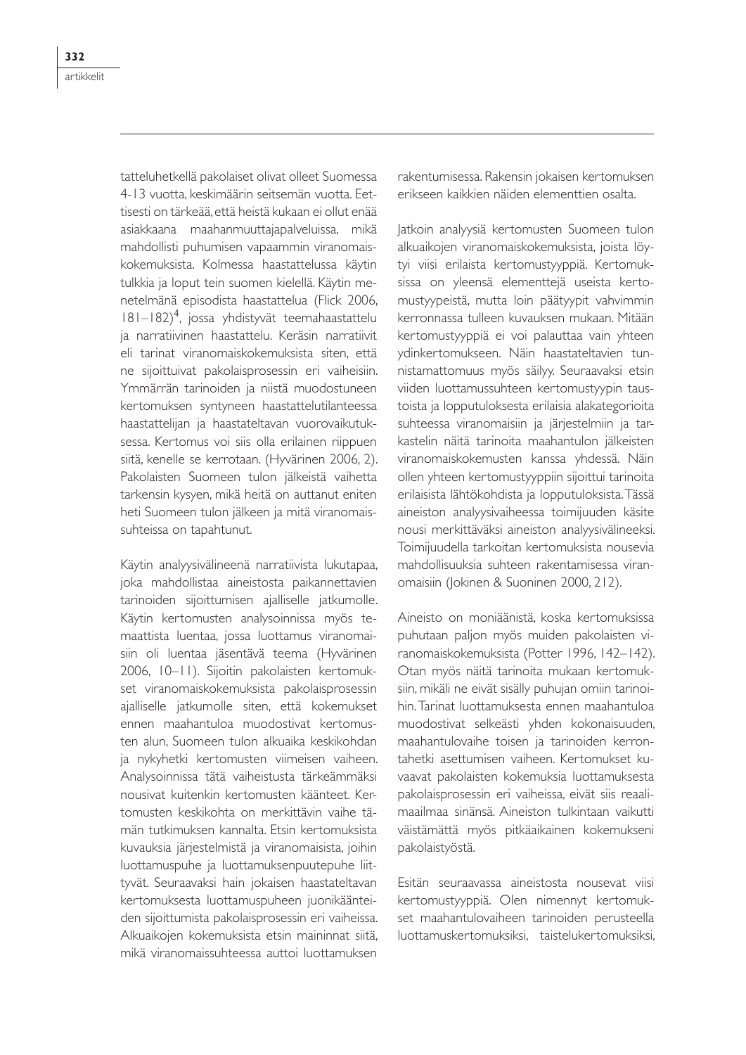tatteluhetkellä pakolaiset olivat olleet Suomessa 4-13 vuotta, keskimäärin seitsemän vuotta. Eettisesti on tärkeää, että heistä kukaan ei ollut enää asiakkaana maahanmuuttajapalveluissa, mikä mahdollisti puhumisen vapaammin viranomaiskokemuksista. Kolmessa haastattelussa käytin tulkkia ja loput tein suomen kielellä. Käytin menetelmänä episodista haastattelua (Flick 2006, 181–182)[4], jossa yhdistyvät teemahaastattelu ja narratiivinen haastattelu. Keräsin narratiivit eli tarinat viranomaiskokemuksista siten, että ne sijoittuivat pakolaisprosessin eri vaiheisiin. Ymmärrän tarinoiden ja niistä muodostuneen kertomuksen syntyneen haastattelutilanteessa haastattelijan ja haastateltavan vuorovaikutuksessa. Kertomus voi siis olla erilainen riippuen siitä, kenelle se kerrotaan. (Hyvärinen 2006, 2). Pakolaisten Suomeen tulon jälkeistä vaihetta tarkensin kysyen, mikä heitä on auttanut eniten heti Suomeen tulon jälkeen ja mitä viranomaissuhteissa on tapahtunut.

Käytin analyysivälineenä narratiivista lukutapaa, joka mahdollistaa aineistosta paikannettavien tarinoiden sijoittumisen ajalliselle jatkumolle. Käytin kertomusten analysoinnissa myös temaattista luentaa, jossa luottamus viranomaisiin oli luentaa jäsentävä teema (Hyvärinen 2006, 10–11). Sijoitin pakolaisten kertomukset viranomaiskokemuksista pakolaisprosessin ajalliselle jatkumolle siten, että kokemukset ennen maahantuloa muodostivat kertomusten alun, Suomeen tulon alkuaika keskikohdan ja nykyhetki kertomusten viimeisen vaiheen. Analysoinnissa tätä vaiheistusta tärkeämmäksi nousivat kuitenkin kertomusten käänteet. Kertomusten keskikohta on merkittävin vaihe tämän tutkimuksen kannalta. Etsin kertomuksista kuvauksia järjestelmistä ja viranomaisista, joihin luottamuspuhe ja luottamuksenpuutepuhe liittyvät. Seuraavaksi hain jokaisen haastateltavan kertomuksesta luottamuspuheen juonikäänteiden sijoittumista pakolaisprosessin eri vaiheissa. Alkuaikojen kokemuksista etsin maininnat siitä, mikä viranomaissuhteessa auttoi luottamuksen rakentumisessa. Rakensin jokaisen kertomuksen erikseen kaikkien näiden elementtien osalta.

Jatkoin analyysiä kertomusten Suomeen tulon alkuaikojen viranomaiskokemuksista, joista löytyi viisi erilaista kertomustyyppiä. Kertomuksissa on yleensä elementtejä useista kertomustyypeistä, mutta loin päätyypit vahvimmin kerronnassa tulleen kuvauksen mukaan. Mitään kertomustyyppiä ei voi palauttaa vain yhteen ydinkertomukseen. Näin haastateltavien tunnistamattomuus myös säilyy. Seuraavaksi etsin viiden luottamussuhteen kertomustyypin taustoista ja lopputuloksesta erilaisia alakategorioita suhteessa viranomaisiin ja järjestelmiin ja tarkastelin näitä tarinoita maahantulon jälkeisten viranomaiskokemusten kanssa yhdessä. Näin ollen yhteen kertomustyyppiin sijoittui tarinoita erilaisista lähtökohdista ja lopputuloksista. Tässä aineiston analyysivaiheessa toimijuuden käsite nousi merkittäväksi aineiston analyysivälineeksi. Toimijuudella tarkoitan kertomuksista nousevia mahdollisuuksia suhteen rakentamisessa viranomaisiin (Jokinen & Suoninen 2000, 212).

Aineisto on moniääninen, koska kertomuksissa puhutaan paljon myös muiden pakolaisten viranomaiskokemuksista (Potter 1996, 142–142). Otan myös näitä tarinoita mukaan kertomuksiin, mikäli ne eivät sisälly puhujan omiin tarinoihin. Tarinat luottamuksesta ennen maahantuloa muodostivat selkeästi yhden kokonaisuuden, maahantulovaihe toisen ja tarinoiden kerrontahetki asettumisen vaiheen. Kertomukset kuvaavat pakolaisten kokemuksia luottamuksesta pakolaisprosessin eri vaiheissa, eivät siis reaalimaailmaa sinänsä. Aineiston tulkintaan vaikutti väistämättä myös pitkäaikainen kokemukseni pakolaistyöstä.

Esitän seuraavassa aineistosta nousevat viisi kertomustyyppiä. Olen nimennyt kertomukset maahantulovaiheen tarinoiden perusteella luottamuskertomuksiksi, taistelukertomuksiksi,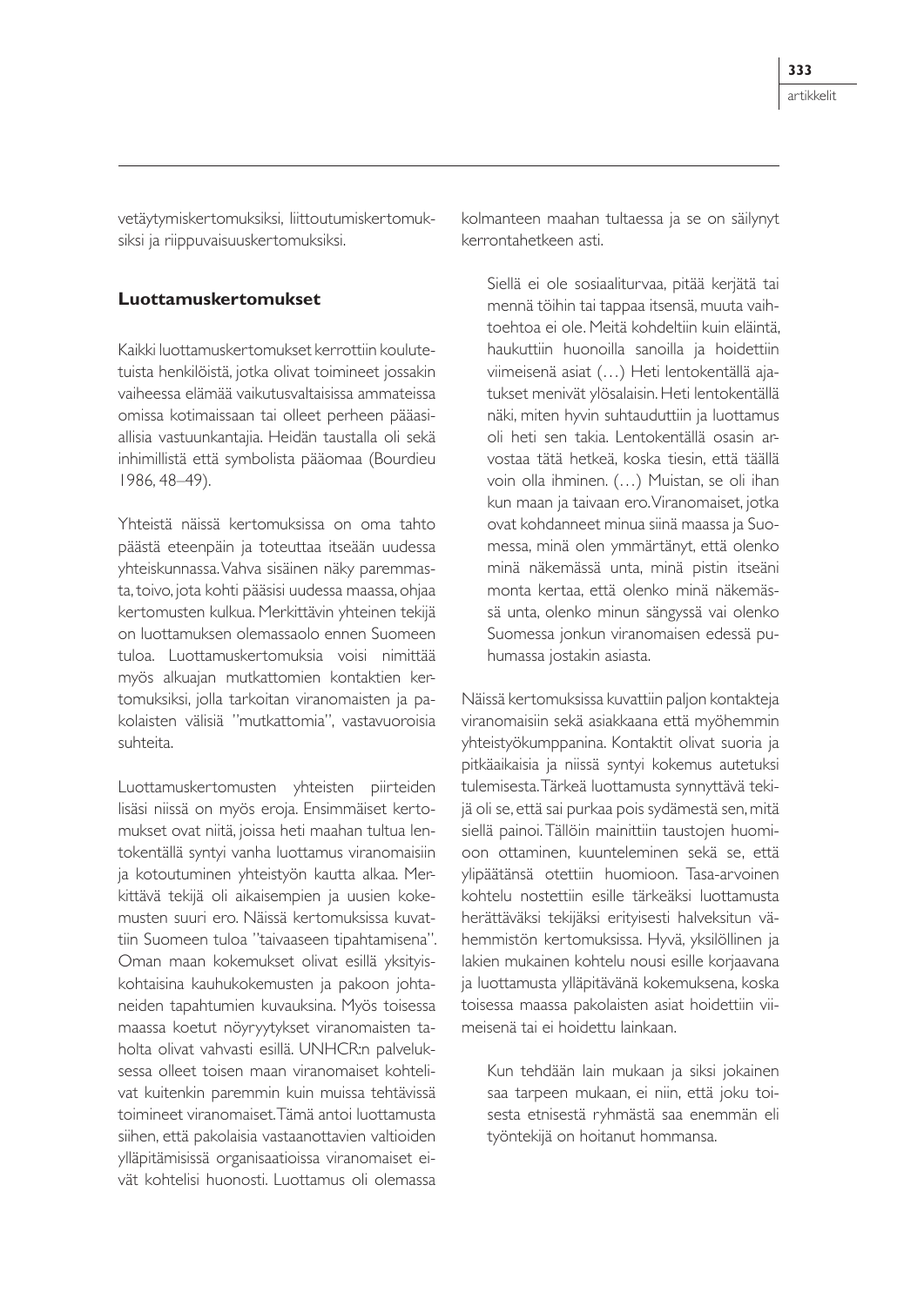vetäytymiskertomuksiksi, liittoutumiskertomuksiksi ja riippuvaisuuskertomuksiksi.

### Luottamuskertomukset

Kaikki luottamuskertomukset kerrottiin koulutetuista henkilöistä, jotka olivat toimineet jossakin vaiheessa elämää vaikutusvaltaisissa ammateissa omissa kotimaissaan tai olleet perheen pääasiallisia vastuunkantajia. Heidän taustalla oli sekä inhimillistä että symbolista pääomaa (Bourdieu 1986, 48–49).

Yhteistä näissä kertomuksissa on oma tahto päästä eteenpäin ja toteuttaa itseään uudessa yhteiskunnassa. Vahva sisäinen näky paremmasta, toivo, jota kohti pääsisi uudessa maassa, ohjaa kertomusten kulkua. Merkittävin yhteinen tekijä on luottamuksen olemassaolo ennen Suomeen tuloa. Luottamuskertomuksia voisi nimittää myös alkuajan mutkattomien kontaktien kertomuksiksi, jolla tarkoitan viranomaisten ja pakolaisten välisiä "mutkattomia", vastavuoroisia suhteita.

Luottamuskertomusten yhteisten piirteiden lisäsi niissä on myös eroja. Ensimmäiset kertomukset ovat niitä, joissa heti maahan tultua lentokentällä syntyi vanha luottamus viranomaisiin ja kotoutuminen yhteistyön kautta alkaa. Merkittävä tekijä oli aikaisempien ja uusien kokemusten suuri ero. Näissä kertomuksissa kuvattiin Suomeen tuloa "taivaaseen tipahtamisena". Oman maan kokemukset olivat esillä yksityiskohtaisina kauhukokemusten ja pakoon johtaneiden tapahtumien kuvauksina. Myös toisessa maassa koetut nöyryytykset viranomaisten taholta olivat vahvasti esillä. UNHCR:n palveluksessa olleet toisen maan viranomaiset kohtelivat kuitenkin paremmin kuin muissa tehtävissä toimineet viranomaiset. Tämä antoi luottamusta siihen, että pakolaisia vastaanottavien valtioiden ylläpitämisissä organisaatioissa viranomaiset eivät kohtelisi huonosti. Luottamus oli olemassa kolmanteen maahan tultaessa ja se on säilynyt kerrontahetkeen asti.

> Siellä ei ole sosiaaliturvaa, pitää kerjätä tai mennä töihin tai tappaa itsensä, muuta vaihtoehtoa ei ole. Meitä kohdeltiin kuin eläintä, haukuttiin huonoilla sanoilla ja hoidettiin viimeisenä asiat (…) Heti lentokentällä ajatukset menivät ylösalaisin. Heti lentokentällä näki, miten hyvin suhtauduttiin ja luottamus oli heti sen takia. Lentokentällä osasin arvostaa tätä hetkeä, koska tiesin, että täällä voin olla ihminen. (…) Muistan, se oli ihan kun maan ja taivaan ero. Viranomaiset, jotka ovat kohdanneet minua siinä maassa ja Suomessa, minä olen ymmärtänyt, että olenko minä näkemässä unta, minä pistin itseäni monta kertaa, että olenko minä näkemässä unta, olenko minun sängyssä vai olenko Suomessa jonkun viranomaisen edessä puhumassa jostakin asiasta.

Näissä kertomuksissa kuvattiin paljon kontakteja viranomaisiin sekä asiakkaana että myöhemmin yhteistyökumppanina. Kontaktit olivat suoria ja pitkäaikaisia ja niissä syntyi kokemus autetuksi tulemisesta. Tärkeä luottamusta synnyttävä tekijä oli se, että sai purkaa pois sydämestä sen, mitä siellä painoi. Tällöin mainittiin taustojen huomioon ottaminen, kuunteleminen sekä se, että ylipäätänsä otettiin huomioon. Tasa-arvoinen kohtelu nostettiin esille tärkeäksi luottamusta herättäväksi tekijäksi erityisesti halveksitun vähemmistön kertomuksissa. Hyvä, yksilöllinen ja lakien mukainen kohtelu nousi esille korjaavana ja luottamusta ylläpitävänä kokemuksena, koska toisessa maassa pakolaisten asiat hoidettiin viimeisenä tai ei hoidettu lainkaan.

> Kun tehdään lain mukaan ja siksi jokainen saa tarpeen mukaan, ei niin, että joku toisesta etnisestä ryhmästä saa enemmän eli työntekijä on hoitanut hommansa.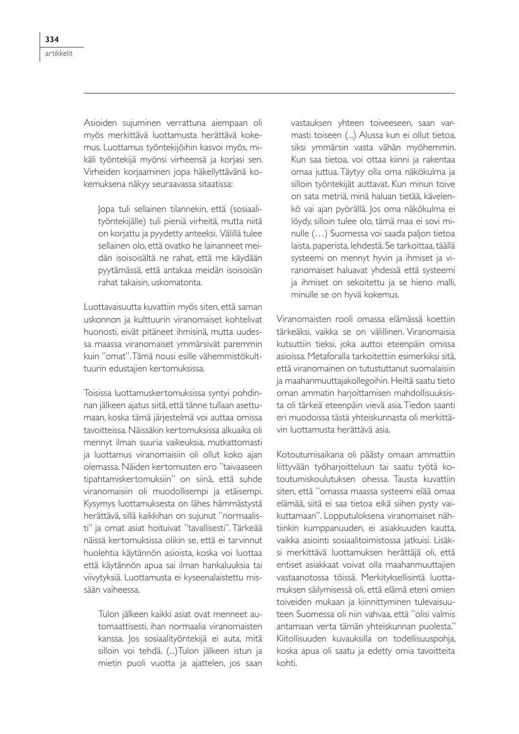Asioiden sujuminen verrattuna aiempaan oli myös merkittävä luottamusta herättävä kokemus. Luottamus työntekijöihin kasvoi myös, mikäli työntekijä myönsi virheensä ja korjasi sen. Virheiden korjaaminen jopa häkellyttävänä kokemuksena näkyy seuraavassa sitaatissa:

> Jopa tuli sellainen tilannekin, että (sosiaalityöntekijälle) tuli pieniä virheitä, mutta niitä on korjattu ja pyydetty anteeksi. Välillä tulee sellainen olo, että ovatko he lainanneet meidän isoisoisältä ne rahat, että me käydään pyytämässä, että antakaa meidän isoisoisän rahat takaisin, uskomatonta.

Luottavaisuutta kuvattiin myös siten, että saman uskonnon ja kulttuurin viranomaiset kohtelivat huonosti, eivät pitäneet ihmisinä, mutta uudessa maassa viranomaiset ymmärsivät paremmin kuin "omat". Tämä nousi esille vähemmistökulttuurin edustajien kertomuksissa.

Toisissa luottamuskertomuksissa syntyi pohdinnan jälkeen ajatus siitä, että tänne tullaan asettumaan, koska tämä järjestelmä voi auttaa omissa tavoitteissa. Näissäkin kertomuksissa alkuaika oli mennyt ilman suuria vaikeuksia, mutkattomasti ja luottamus viranomaisiin oli ollut koko ajan olemassa. Näiden kertomusten ero "taivaaseen tipahtamiskertomuksiin" on siinä, että suhde viranomaisiin oli muodollisempi ja etäisempi. Kysymys luottamuksesta on lähes hämmästystä herättävä, sillä kaikkihan on sujunut "normaalisti" ja omat asiat hoituivat "tavallisesti". Tärkeää näissä kertomuksissa olikin se, että ei tarvinnut huolehtia käytännön asioista, koska voi luottaa että käytännön apua sai ilman hankaluuksia tai viivytyksiä. Luottamusta ei kyseenalaistettu missään vaiheessa.

> Tulon jälkeen kaikki asiat ovat menneet automaattisesti, ihan normaalia viranomaisten kanssa. Jos sosiaalityöntekijä ei auta, mitä silloin voi tehdä. (...)Tulon jälkeen istun ja mietin puoli vuotta ja ajattelen, jos saan vastauksen yhteen toiveeseen, saan varmasti toiseen (...) Alussa kun ei ollut tietoa, siksi ymmärsin vasta vähän myöhemmin. Kun saa tietoa, voi ottaa kiinni ja rakentaa omaa juttua. Täytyy olla oma näkökulma ja silloin työntekijät auttavat. Kun minun toive on sata metriä, minä haluan tietää, kävelenkö vai ajan pyörällä. Jos oma näkökulma ei löydy, silloin tulee olo, tämä maa ei sovi minulle (…) Suomessa voi saada paljon tietoa laista, paperista, lehdestä. Se tarkoittaa, täällä systeemi on mennyt hyvin ja ihmiset ja viranomaiset haluavat yhdessä että systeemi ja ihmiset on sekoitettu ja se hieno malli, minulle se on hyvä kokemus.

Viranomaisten rooli omassa elämässä koettiin tärkeäksi, vaikka se on välillinen. Viranomaisia kutsuttiin tieksi, joka auttoi eteenpäin omissa asioissa. Metaforalla tarkoitettiin esimerkiksi sitä, että viranomainen on tutustuttanut suomalaisiin ja maahanmuuttajakollegoihin. Heiltä saatu tieto oman ammatin harjoittamisen mahdollisuuksista oli tärkeä eteenpäin vievä asia. Tiedon saanti eri muodoissa tästä yhteiskunnasta oli merkittävin luottamusta herättävä asia.

Kotoutumisaikana oli päästy omaan ammattiin liittyvään työharjoitteluun tai saatu työtä kotoutumiskoulutuksen ohessa. Tausta kuvattiin siten, että "omassa maassa systeemi elää omaa elämää, siitä ei saa tietoa eikä siihen pysty vaikuttamaan". Lopputuloksena viranomaiset nähtiinkin kumppanuuden, ei asiakkuuden kautta, vaikka asiointi sosiaalitoimistossa jatkuisi. Lisäksi merkittävä luottamuksen herättäjä oli, että entiset asiakkaat voivat olla maahanmuuttajien vastaanotossa töissä. Merkityksellisintä luottamuksen säilymisessä oli, että elämä eteni omien toiveiden mukaan ja kiinnittyminen tulevaisuuteen Suomessa oli niin vahvaa, että "olisi valmis antamaan verta tämän yhteiskunnan puolesta." Kiitollisuuden kuvauksilla on todellisuuspohja, koska apua oli saatu ja edetty omia tavoitteita kohti.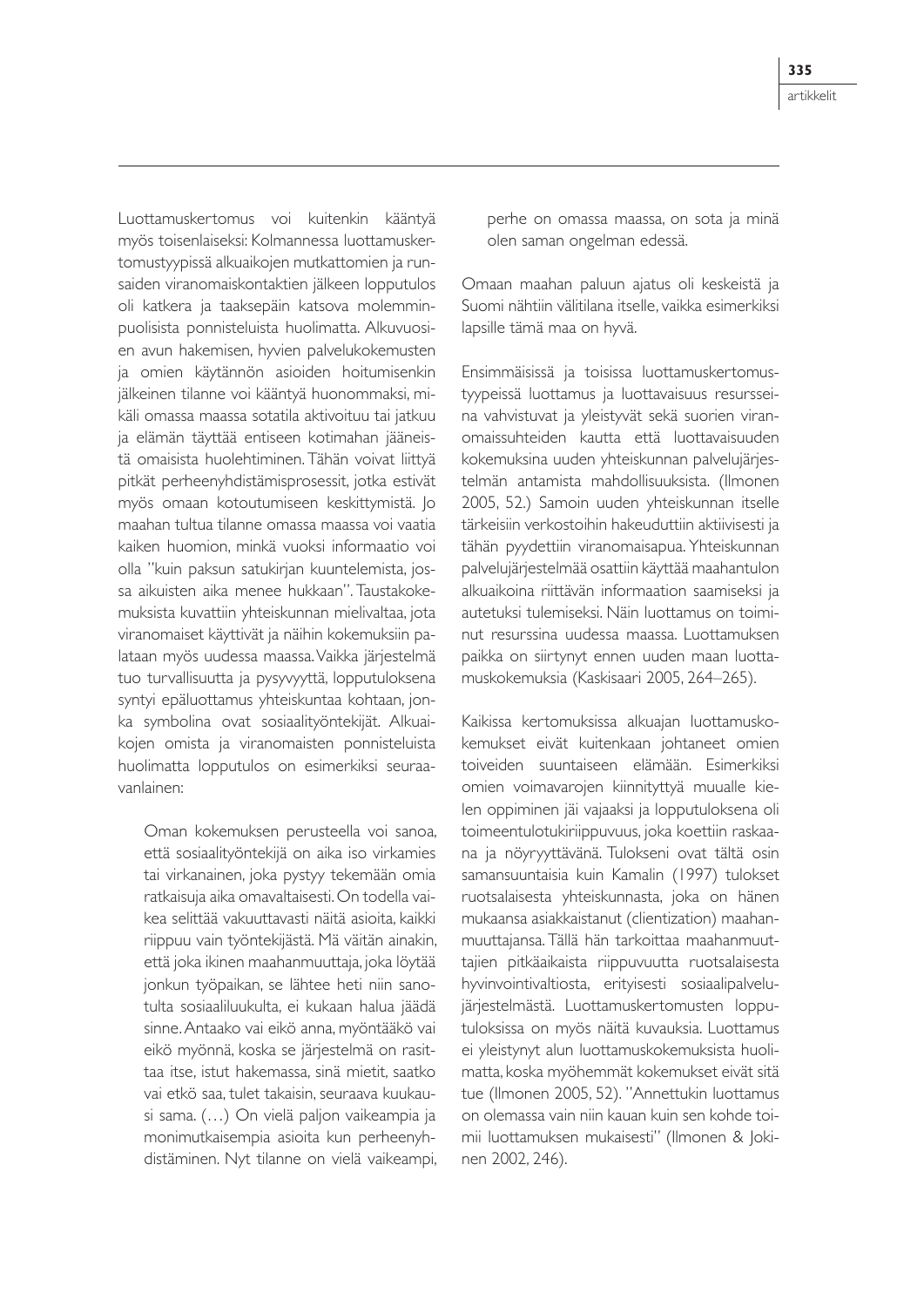Luottamuskertomus voi kuitenkin kääntyä myös toisenlaiseksi: Kolmannessa luottamuskertomustyypissä alkuaikojen mutkattomien ja runsaiden viranomaiskontaktien jälkeen lopputulos oli katkera ja taaksepäin katsova molemminpuolisista ponnisteluista huolimatta. Alkuvuosien avun hakemisen, hyvien palvelukokemusten ja omien käytännön asioiden hoitumisenkin jälkeinen tilanne voi kääntyä huonommaksi, mikäli omassa maassa sotatila aktivoituu tai jatkuu ja elämän täyttää entiseen kotimahan jääneistä omaisista huolehtiminen. Tähän voivat liittyä pitkät perheenyhdistämisprosessit, jotka estivät myös omaan kotoutumiseen keskittymistä. Jo maahan tultua tilanne omassa maassa voi vaatia kaiken huomion, minkä vuoksi informaatio voi olla "kuin paksun satukirjan kuuntelemista, jossa aikuisten aika menee hukkaan". Taustakokemuksista kuvattiin yhteiskunnan mielivaltaa, jota viranomaiset käyttivät ja näihin kokemuksiin palataan myös uudessa maassa. Vaikka järjestelmä tuo turvallisuutta ja pysyvyyttä, lopputuloksena syntyi epäluottamus yhteiskuntaa kohtaan, jonka symbolina ovat sosiaalityöntekijät. Alkuaikojen omista ja viranomaisten ponnisteluista huolimatta lopputulos on esimerkiksi seuraavanlainen:

> Oman kokemuksen perusteella voi sanoa, että sosiaalityöntekijä on aika iso virkamies tai virkanainen, joka pystyy tekemään omia ratkaisuja aika omavaltaisesti. On todella vaikea selittää vakuuttavasti näitä asioita, kaikki riippuu vain työntekijästä. Mä väitän ainakin, että joka ikinen maahanmuuttaja, joka löytää jonkun työpaikan, se lähtee heti niin sanotulta sosiaaliluukulta, ei kukaan halua jäädä sinne. Antaako vai eikö anna, myöntääkö vai eikö myönnä, koska se järjestelmä on rasittaa itse, istut hakemassa, sinä mietit, saatko vai etkö saa, tulet takaisin, seuraava kuukausi sama. (…) On vielä paljon vaikeampia ja monimutkaisempia asioita kun perheenyhdistäminen. Nyt tilanne on vielä vaikeampi, perhe on omassa maassa, on sota ja minä olen saman ongelman edessä.

Omaan maahan paluun ajatus oli keskeistä ja Suomi nähtiin välitilana itselle, vaikka esimerkiksi lapsille tämä maa on hyvä.

Ensimmäisissä ja toisissa luottamuskertomustyypeissä luottamus ja luottavaisuus resursseina vahvistuvat ja yleistyvät sekä suorien viranomaissuhteiden kautta että luottavaisuuden kokemuksina uuden yhteiskunnan palvelujärjestelmän antamista mahdollisuuksista. (Ilmonen 2005, 52.) Samoin uuden yhteiskunnan itselle tärkeisiin verkostoihin hakeuduttiin aktiivisesti ja tähän pyydettiin viranomaisapua. Yhteiskunnan palvelujärjestelmää osattiin käyttää maahantulon alkuaikoina riittävän informaation saamiseksi ja autetuksi tulemiseksi. Näin luottamus on toiminut resurssina uudessa maassa. Luottamuksen paikka on siirtynyt ennen uuden maan luottamuskokemuksia (Kaskisaari 2005, 264–265).

Kaikissa kertomuksissa alkuajan luottamuskokemukset eivät kuitenkaan johtaneet omien toiveiden suuntaiseen elämään. Esimerkiksi omien voimavarojen kiinnityttyä muualle kielen oppiminen jäi vajaaksi ja lopputuloksena oli toimeentulotukiriippuvuus, joka koettiin raskaana ja nöyryyttävänä. Tulokseni ovat tältä osin samansuuntaisia kuin Kamalin (1997) tulokset ruotsalaisesta yhteiskunnasta, joka on hänen mukaansa asiakkaistanut (clientization) maahanmuuttajansa. Tällä hän tarkoittaa maahanmuuttajien pitkäaikaista riippuvuutta ruotsalaisesta hyvinvointivaltiosta, erityisesti sosiaalipalvelujärjestelmästä. Luottamuskertomusten lopputuloksissa on myös näitä kuvauksia. Luottamus ei yleistynyt alun luottamuskokemuksista huolimatta, koska myöhemmät kokemukset eivät sitä tue (Ilmonen 2005, 52). "Annettukin luottamus on olemassa vain niin kauan kuin sen kohde toimii luottamuksen mukaisesti" (Ilmonen & Jokinen 2002, 246).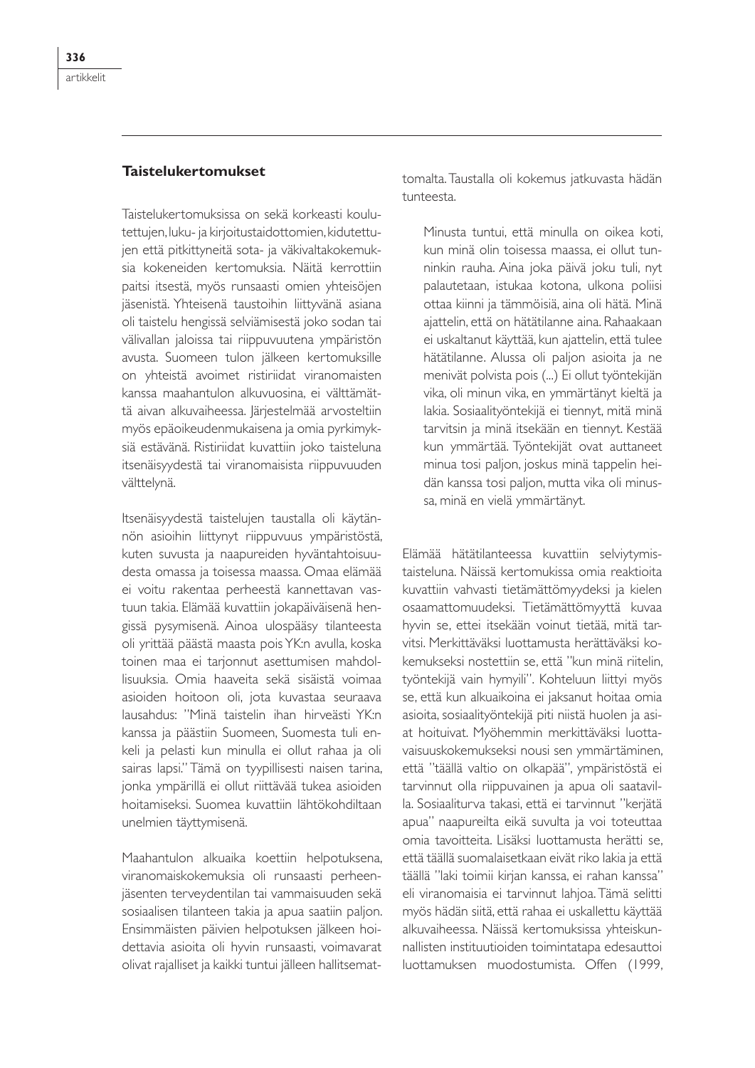### Taistelukertomukset

Taistelukertomuksissa on sekä korkeasti koulutettujen, luku- ja kirjoitustaidottomien, kidutettujen että pitkittyneitä sota- ja väkivaltakokemuksia kokeneiden kertomuksia. Näitä kerrottiin paitsi itsestä, myös runsaasti omien yhteisöjen jäsenistä. Yhteisenä taustoihin liittyvänä asiana oli taistelu hengissä selviämisestä joko sodan tai välivallan jaloissa tai riippuvuutena ympäristön avusta. Suomeen tulon jälkeen kertomuksille on yhteistä avoimet ristiriidat viranomaisten kanssa maahantulon alkuvuosina, ei välttämättä aivan alkuvaiheessa. Järjestelmää arvosteltiin myös epäoikeudenmukaisena ja omia pyrkimyksiä estävänä. Ristiriidat kuvattiin joko taisteluna itsenäisyydestä tai viranomaisista riippuvuuden välttelynä.

Itsenäisyydestä taistelujen taustalla oli käytännön asioihin liittynyt riippuvuus ympäristöstä, kuten suvusta ja naapureiden hyväntahtoisuudesta omassa ja toisessa maassa. Omaa elämää ei voitu rakentaa perheestä kannettavan vastuun takia. Elämää kuvattiin jokapäiväisenä hengissä pysymisenä. Ainoa ulospääsy tilanteesta oli yrittää päästä maasta pois YK:n avulla, koska toinen maa ei tarjonnut asettumisen mahdollisuuksia. Omia haaveita sekä sisäistä voimaa asioiden hoitoon oli, jota kuvastaa seuraava lausahdus: "Minä taistelin ihan hirveästi YK:n kanssa ja päästiin Suomeen, Suomesta tuli enkeli ja pelasti kun minulla ei ollut rahaa ja oli sairas lapsi." Tämä on tyypillisesti naisen tarina, jonka ympärillä ei ollut riittävää tukea asioiden hoitamiseksi. Suomea kuvattiin lähtökohdiltaan unelmien täyttymisenä.

Maahantulon alkuaika koettiin helpotuksena, viranomaiskokemuksia oli runsaasti perheenjäsenten terveydentilan tai vammaisuuden sekä sosiaalisen tilanteen takia ja apua saatiin paljon. Ensimmäisten päivien helpotuksen jälkeen hoidettavia asioita oli hyvin runsaasti, voimavarat olivat rajalliset ja kaikki tuntui jälleen hallitsemattomalta. Taustalla oli kokemus jatkuvasta hädän tunteesta.

> Minusta tuntui, että minulla on oikea koti, kun minä olin toisessa maassa, ei ollut tunninkin rauha. Aina joka päivä joku tuli, nyt palautetaan, istukaa kotona, ulkona poliisi ottaa kiinni ja tämmöisiä, aina oli hätä. Minä ajattelin, että on hätätilanne aina. Rahaakaan ei uskaltanut käyttää, kun ajattelin, että tulee hätätilanne. Alussa oli paljon asioita ja ne menivät polvista pois (...) Ei ollut työntekijän vika, oli minun vika, en ymmärtänyt kieltä ja lakia. Sosiaalityöntekijä ei tiennyt, mitä minä tarvitsin ja minä itsekään en tiennyt. Kestää kun ymmärtää. Työntekijät ovat auttaneet minua tosi paljon, joskus minä tappelin heidän kanssa tosi paljon, mutta vika oli minussa, minä en vielä ymmärtänyt.

Elämää hätätilanteessa kuvattiin selviytymistaisteluna. Näissä kertomukissa omia reaktioita kuvattiin vahvasti tietämättömyydeksi ja kielen osaamattomuudeksi. Tietämättömyyttä kuvaa hyvin se, ettei itsekään voinut tietää, mitä tarvitsi. Merkittäväksi luottamusta herättäväksi kokemukseksi nostettiin se, että "kun minä riitelin, työntekijä vain hymyili". Kohteluun liittyi myös se, että kun alkuaikoina ei jaksanut hoitaa omia asioita, sosiaalityöntekijä piti niistä huolen ja asiat hoituivat. Myöhemmin merkittäväksi luottavaisuuskokemukseksi nousi sen ymmärtäminen, että "täällä valtio on olkapää", ympäristöstä ei tarvinnut olla riippuvainen ja apua oli saatavilla. Sosiaaliturva takasi, että ei tarvinnut "kerjätä apua" naapureilta eikä suvulta ja voi toteuttaa omia tavoitteita. Lisäksi luottamusta herätti se, että täällä suomalaisetkaan eivät riko lakia ja että täällä "laki toimii kirjan kanssa, ei rahan kanssa" eli viranomaisia ei tarvinnut lahjoa. Tämä selitti myös hädän siitä, että rahaa ei uskallettu käyttää alkuvaiheessa. Näissä kertomuksissa yhteiskunnallisten instituutioiden toimintatapa edesauttoi luottamuksen muodostumista. Offen (1999,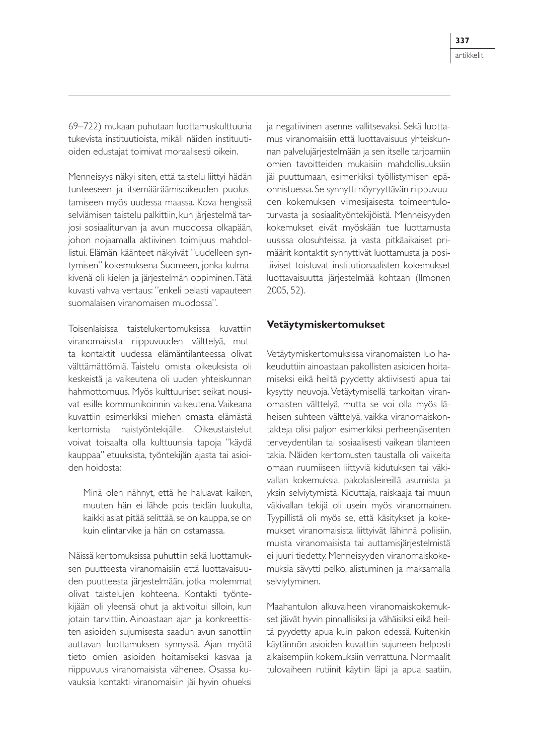69–722) mukaan puhutaan luottamuskulttuuria tukevista instituutioista, mikäli näiden instituutioiden edustajat toimivat moraalisesti oikein.

Menneisyys näkyi siten, että taistelu liittyi hädän tunteeseen ja itsemääräämisoikeuden puolustamiseen myös uudessa maassa. Kova hengissä selviämisen taistelu palkittiin, kun järjestelmä tarjosi sosiaaliturvan ja avun muodossa olkapään, johon nojaamalla aktiivinen toimijuus mahdollistui. Elämän käänteet näkyivät "uudelleen syntymisen" kokemuksena Suomeen, jonka kulmakivenä oli kielen ja järjestelmän oppiminen. Tätä kuvasti vahva vertaus: "enkeli pelasti vapauteen suomalaisen viranomaisen muodossa".

Toisenlaisissa taistelukertomuksissa kuvattiin viranomaisista riippuvuuden välttelyä, mutta kontaktit uudessa elämäntilanteessa olivat välttämättömiä. Taistelu omista oikeuksista oli keskeistä ja vaikeutena oli uuden yhteiskunnan hahmottomuus. Myös kulttuuriset seikat nousivat esille kommunikoinnin vaikeutena. Vaikeana kuvattiin esimerkiksi miehen omasta elämästä kertomista naistyöntekijälle. Oikeustaistelut voivat toisaalta olla kulttuurisia tapoja "käydä kauppaa" etuuksista, työntekijän ajasta tai asioiden hoidosta:

> Minä olen nähnyt, että he haluavat kaiken, muuten hän ei lähde pois teidän luukulta, kaikki asiat pitää selittää, se on kauppa, se on kuin elintarvike ja hän on ostamassa.

Näissä kertomuksissa puhuttiin sekä luottamuksen puutteesta viranomaisiin että luottavaisuuden puutteesta järjestelmään, jotka molemmat olivat taistelujen kohteena. Kontakti työntekijään oli yleensä ohut ja aktivoitui silloin, kun jotain tarvittiin. Ainoastaan ajan ja konkreettisten asioiden sujumisesta saadun avun sanottiin auttavan luottamuksen synnyssä. Ajan myötä tieto omien asioiden hoitamiseksi kasvaa ja riippuvuus viranomaisista vähenee. Osassa kuvauksia kontakti viranomaisiin jäi hyvin ohueksi ja negatiivinen asenne vallitsevaksi. Sekä luottamus viranomaisiin että luottavaisuus yhteiskunnan palvelujärjestelmään ja sen itselle tarjoamiin omien tavoitteiden mukaisiin mahdollisuuksiin jäi puuttumaan, esimerkiksi työllistymisen epäonnistuessa. Se synnytti nöyryyttävän riippuvuuden kokemuksen viimesijaisesta toimeentuloturvasta ja sosiaalityöntekijöistä. Menneisyyden kokemukset eivät myöskään tue luottamusta uusissa olosuhteissa, ja vasta pitkäaikaiset primäärit kontaktit synnyttivät luottamusta ja positiiviset toistuvat institutionaalisten kokemukset luottavaisuutta järjestelmää kohtaan (Ilmonen 2005, 52).

### Vetäytymiskertomukset

Vetäytymiskertomuksissa viranomaisten luo hakeuduttiin ainoastaan pakollisten asioiden hoitamiseksi eikä heiltä pyydetty aktiivisesti apua tai kysytty neuvoja. Vetäytymisellä tarkoitan viranomaisten välttelyä, mutta se voi olla myös läheisen suhteen välttelyä, vaikka viranomaiskontakteja olisi paljon esimerkiksi perheenjäsenten terveydentilan tai sosiaalisesti vaikean tilanteen takia. Näiden kertomusten taustalla oli vaikeita omaan ruumiiseen liittyviä kidutuksen tai väkivallan kokemuksia, pakolaisleireillä asumista ja yksin selviytymistä. Kiduttaja, raiskaaja tai muun väkivallan tekijä oli usein myös viranomainen. Tyypillistä oli myös se, että käsitykset ja kokemukset viranomaisista liittyivät lähinnä poliisiin, muista viranomaisista tai auttamisjärjestelmistä ei juuri tiedetty. Menneisyyden viranomaiskokemuksia sävytti pelko, alistuminen ja maksamalla selviytyminen.

Maahantulon alkuvaiheen viranomaiskokemukset jäivät hyvin pinnallisiksi ja vähäisiksi eikä heiltä pyydetty apua kuin pakon edessä. Kuitenkin käytännön asioiden kuvattiin sujuneen helposti aikaisempiin kokemuksiin verrattuna. Normaalit tulovaiheen rutiinit käytiin läpi ja apua saatiin,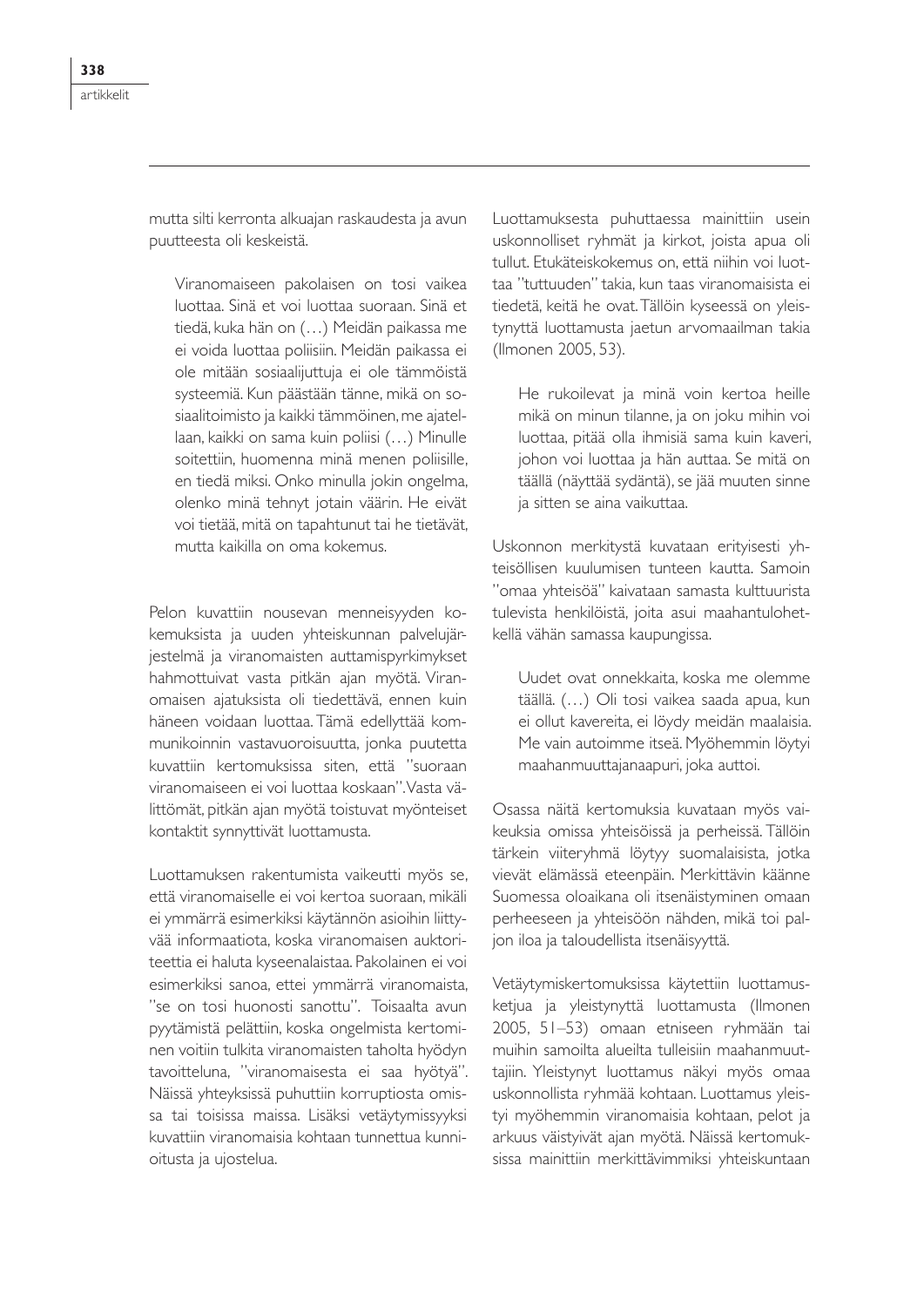mutta silti kerronta alkuajan raskaudesta ja avun puutteesta oli keskeistä.

> Viranomaiseen pakolaisen on tosi vaikea luottaa. Sinä et voi luottaa suoraan. Sinä et tiedä, kuka hän on (…) Meidän paikassa me ei voida luottaa poliisiin. Meidän paikassa ei ole mitään sosiaalijuttuja ei ole tämmöistä systeemiä. Kun päästään tänne, mikä on sosiaalitoimisto ja kaikki tämmöinen, me ajatellaan, kaikki on sama kuin poliisi (…) Minulle soitettiin, huomenna minä menen poliisille, en tiedä miksi. Onko minulla jokin ongelma, olenko minä tehnyt jotain väärin. He eivät voi tietää, mitä on tapahtunut tai he tietävät, mutta kaikilla on oma kokemus.

Pelon kuvattiin nousevan menneisyyden kokemuksista ja uuden yhteiskunnan palvelujärjestelmä ja viranomaisten auttamispyrkimykset hahmottuivat vasta pitkän ajan myötä. Viranomaisen ajatuksista oli tiedettävä, ennen kuin häneen voidaan luottaa. Tämä edellyttää kommunikoinnin vastavuoroisuutta, jonka puutetta kuvattiin kertomuksissa siten, että "suoraan viranomaiseen ei voi luottaa koskaan". Vasta välittömät, pitkän ajan myötä toistuvat myönteiset kontaktit synnyttivät luottamusta.

Luottamuksen rakentumista vaikeutti myös se, että viranomaiselle ei voi kertoa suoraan, mikäli ei ymmärrä esimerkiksi käytännön asioihin liittyvää informaatiota, koska viranomaisen auktoriteettia ei haluta kyseenalaistaa. Pakolainen ei voi esimerkiksi sanoa, ettei ymmärrä viranomaista, "se on tosi huonosti sanottu". Toisaalta avun pyytämistä pelättiin, koska ongelmista kertominen voitiin tulkita viranomaisten taholta hyödyn tavoitteluna, "viranomaisesta ei saa hyötyä". Näissä yhteyksissä puhuttiin korruptiosta omissa tai toisissa maissa. Lisäksi vetäytymissyyksi kuvattiin viranomaisia kohtaan tunnettua kunnioitusta ja ujostelua.

Luottamuksesta puhuttaessa mainittiin usein uskonnolliset ryhmät ja kirkot, joista apua oli tullut. Etukäteiskokemus on, että niihin voi luottaa "tuttuuden" takia, kun taas viranomaisista ei tiedetä, keitä he ovat. Tällöin kyseessä on yleistynyttä luottamusta jaetun arvomaailman takia (Ilmonen 2005, 53).

> He rukoilevat ja minä voin kertoa heille mikä on minun tilanne, ja on joku mihin voi luottaa, pitää olla ihmisiä sama kuin kaveri, johon voi luottaa ja hän auttaa. Se mitä on täällä (näyttää sydäntä), se jää muuten sinne ja sitten se aina vaikuttaa.

Uskonnon merkitystä kuvataan erityisesti yhteisöllisen kuulumisen tunteen kautta. Samoin "omaa yhteisöä" kaivataan samasta kulttuurista tulevista henkilöistä, joita asui maahantulohetkellä vähän samassa kaupungissa.

> Uudet ovat onnekkaita, koska me olemme täällä. (…) Oli tosi vaikea saada apua, kun ei ollut kavereita, ei löydy meidän maalaisia. Me vain autoimme itseä. Myöhemmin löytyi maahanmuuttajanaapuri, joka auttoi.

Osassa näitä kertomuksia kuvataan myös vaikeuksia omissa yhteisöissä ja perheissä. Tällöin tärkein viiteryhmä löytyy suomalaisista, jotka vievät elämässä eteenpäin. Merkittävin käänne Suomessa oloaikana oli itsenäistyminen omaan perheeseen ja yhteisöön nähden, mikä toi paljon iloa ja taloudellista itsenäisyyttä.

Vetäytymiskertomuksissa käytettiin luottamusketjua ja yleistynyttä luottamusta (Ilmonen 2005, 51–53) omaan etniseen ryhmään tai muihin samoilta alueilta tulleisiin maahanmuuttajiin. Yleistynyt luottamus näkyi myös omaa uskonnollista ryhmää kohtaan. Luottamus yleistyi myöhemmin viranomaisia kohtaan, pelot ja arkuus väistyivät ajan myötä. Näissä kertomuksissa mainittiin merkittävimmiksi yhteiskuntaan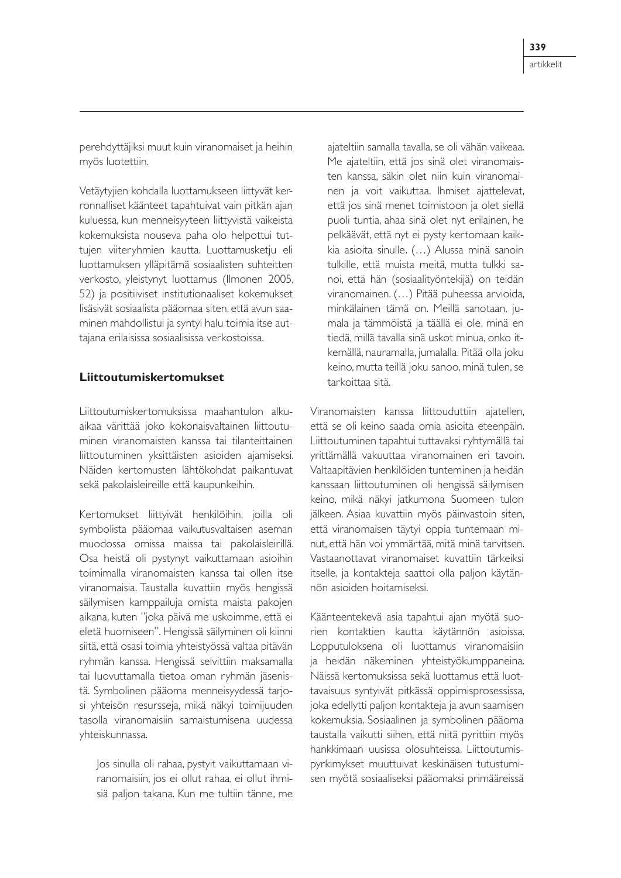perehdyttäjiksi muut kuin viranomaiset ja heihin myös luotettiin.

Vetäytyjien kohdalla luottamukseen liittyvät kerronnalliset käänteet tapahtuivat vain pitkän ajan kuluessa, kun menneisyyteen liittyvistä vaikeista kokemuksista nouseva paha olo helpottui tuttujen viiteryhmien kautta. Luottamusketju eli luottamuksen ylläpitämä sosiaalisten suhteitten verkosto, yleistynyt luottamus (Ilmonen 2005, 52) ja positiiviset institutionaaliset kokemukset lisäsivät sosiaalista pääomaa siten, että avun saaminen mahdollistui ja syntyi halu toimia itse auttajana erilaisissa sosiaalisissa verkostoissa.

### Liittoutumiskertomukset

Liittoutumiskertomuksissa maahantulon alkuaikaa värittää joko kokonaisvaltainen liittoutuminen viranomaisten kanssa tai tilanteittainen liittoutuminen yksittäisten asioiden ajamiseksi. Näiden kertomusten lähtökohdat paikantuvat sekä pakolaisleireille että kaupunkeihin.

Kertomukset liittyivät henkilöihin, joilla oli symbolista pääomaa vaikutusvaltaisen aseman muodossa omissa maissa tai pakolaisleirillä. Osa heistä oli pystynyt vaikuttamaan asioihin toimimalla viranomaisten kanssa tai ollen itse viranomaisia. Taustalla kuvattiin myös hengissä säilymisen kamppailuja omista maista pakojen aikana, kuten "joka päivä me uskoimme, että ei eletä huomiseen". Hengissä säilyminen oli kiinni siitä, että osasi toimia yhteistyössä valtaa pitävän ryhmän kanssa. Hengissä selvittiin maksamalla tai luovuttamalla tietoa oman ryhmän jäsenistä. Symbolinen pääoma menneisyydessä tarjosi yhteisön resursseja, mikä näkyi toimijuuden tasolla viranomaisiin samaistumisena uudessa yhteiskunnassa.

> Jos sinulla oli rahaa, pystyit vaikuttamaan viranomaisiin, jos ei ollut rahaa, ei ollut ihmisiä paljon takana. Kun me tultiin tänne, me ajateltiin samalla tavalla, se oli vähän vaikeaa. Me ajateltiin, että jos sinä olet viranomaisten kanssa, säkin olet niin kuin viranomainen ja voit vaikuttaa. Ihmiset ajattelevat, että jos sinä menet toimistoon ja olet siellä puoli tuntia, ahaa sinä olet nyt erilainen, he pelkäävät, että nyt ei pysty kertomaan kaikkia asioita sinulle. (…) Alussa minä sanoin tulkille, että muista meitä, mutta tulkki sanoi, että hän (sosiaalityöntekijä) on teidän viranomainen. (…) Pitää puheessa arvioida, minkälainen tämä on. Meillä sanotaan, jumala ja tämmöistä ja täällä ei ole, minä en tiedä, millä tavalla sinä uskot minua, onko itkemällä, nauramalla, jumalalla. Pitää olla joku keino, mutta teillä joku sanoo, minä tulen, se tarkoittaa sitä.

Viranomaisten kanssa liittouduttiin ajatellen, että se oli keino saada omia asioita eteenpäin. Liittoutuminen tapahtui tuttavaksi ryhtymällä tai yrittämällä vakuuttaa viranomainen eri tavoin. Valtaapitävien henkilöiden tunteminen ja heidän kanssaan liittoutuminen oli hengissä säilymisen keino, mikä näkyi jatkumona Suomeen tulon jälkeen. Asiaa kuvattiin myös päinvastoin siten, että viranomaisen täytyi oppia tuntemaan minut, että hän voi ymmärtää, mitä minä tarvitsen. Vastaanottavat viranomaiset kuvattiin tärkeiksi itselle, ja kontakteja saattoi olla paljon käytännön asioiden hoitamiseksi.

Käänteentekevä asia tapahtui ajan myötä suorien kontaktien kautta käytännön asioissa. Lopputuloksena oli luottamus viranomaisiin ja heidän näkeminen yhteistyökumppaneina. Näissä kertomuksissa sekä luottamus että luottavaisuus syntyivät pitkässä oppimisprosessissa, joka edellytti paljon kontakteja ja avun saamisen kokemuksia. Sosiaalinen ja symbolinen pääoma taustalla vaikutti siihen, että niitä pyrittiin myös hankkimaan uusissa olosuhteissa. Liittoutumispyrkimykset muuttuivat keskinäisen tutustumisen myötä sosiaaliseksi pääomaksi primääreissä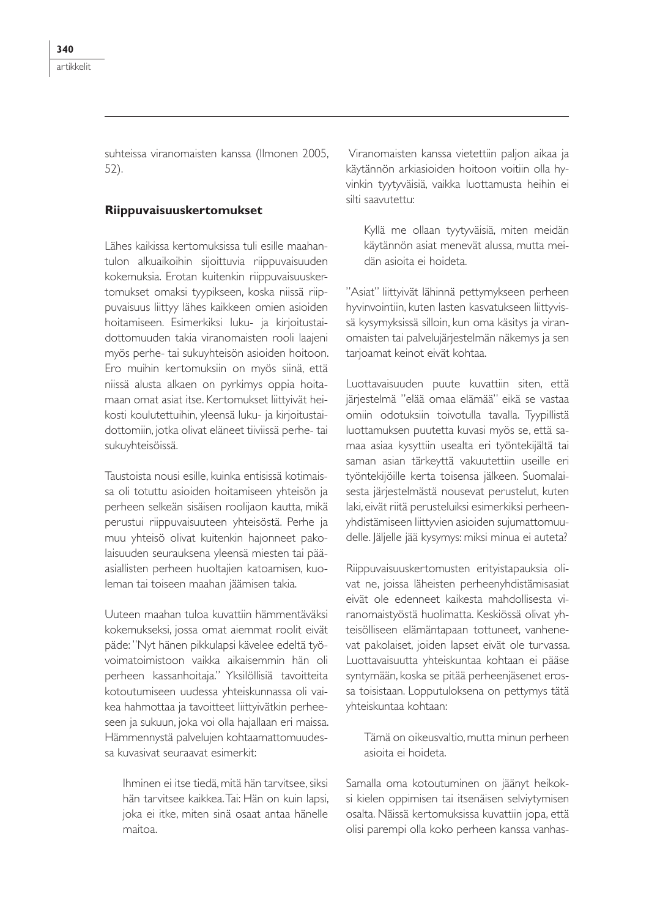suhteissa viranomaisten kanssa (Ilmonen 2005, 52).

### Riippuvaisuuskertomukset

Lähes kaikissa kertomuksissa tuli esille maahantulon alkuaikoihin sijoittuvia riippuvaisuuden kokemuksia. Erotan kuitenkin riippuvaisuuskertomukset omaksi tyypikseen, koska niissä riippuvaisuus liittyy lähes kaikkeen omien asioiden hoitamiseen. Esimerkiksi luku- ja kirjoitustaidottomuuden takia viranomaisten rooli laajeni myös perhe- tai sukuyhteisön asioiden hoitoon. Ero muihin kertomuksiin on myös siinä, että niissä alusta alkaen on pyrkimys oppia hoitamaan omat asiat itse. Kertomukset liittyivät heikosti koulutettuihin, yleensä luku- ja kirjoitustaidottomiin, jotka olivat eläneet tiiviissä perhe- tai sukuyhteisöissä.

Taustoista nousi esille, kuinka entisissä kotimaissa oli totuttu asioiden hoitamiseen yhteisön ja perheen selkeän sisäisen roolijaon kautta, mikä perustui riippuvaisuuteen yhteisöstä. Perhe ja muu yhteisö olivat kuitenkin hajonneet pakolaisuuden seurauksena yleensä miesten tai pääasiallisten perheen huoltajien katoamisen, kuoleman tai toiseen maahan jäämisen takia.

Uuteen maahan tuloa kuvattiin hämmentäväksi kokemukseksi, jossa omat aiemmat roolit eivät päde: "Nyt hänen pikkulapsi kävelee edeltä työvoimatoimistoon vaikka aikaisemmin hän oli perheen kassanhoitaja." Yksilöllisiä tavoitteita kotoutumiseen uudessa yhteiskunnassa oli vaikea hahmottaa ja tavoitteet liittyivätkin perheeseen ja sukuun, joka voi olla hajallaan eri maissa. Hämmennystä palvelujen kohtaamattomuudessa kuvasivat seuraavat esimerkit:

> Ihminen ei itse tiedä, mitä hän tarvitsee, siksi hän tarvitsee kaikkea. Tai: Hän on kuin lapsi, joka ei itke, miten sinä osaat antaa hänelle maitoa.

Viranomaisten kanssa vietettiin paljon aikaa ja käytännön arkiasioiden hoitoon voitiin olla hyvinkin tyytyväisiä, vaikka luottamusta heihin ei silti saavutettu:

> Kyllä me ollaan tyytyväisiä, miten meidän käytännön asiat menevät alussa, mutta meidän asioita ei hoideta.

"Asiat" liittyivät lähinnä pettymykseen perheen hyvinvointiin, kuten lasten kasvatukseen liittyvissä kysymyksissä silloin, kun oma käsitys ja viranomaisten tai palvelujärjestelmän näkemys ja sen tarjoamat keinot eivät kohtaa.

Luottavaisuuden puute kuvattiin siten, että järjestelmä "elää omaa elämää" eikä se vastaa omiin odotuksiin toivotulla tavalla. Tyypillistä luottamuksen puutetta kuvasi myös se, että samaa asiaa kysyttiin usealta eri työntekijältä tai saman asian tärkeyttä vakuutettiin useille eri työntekijöille kerta toisensa jälkeen. Suomalaisesta järjestelmästä nousevat perustelut, kuten laki, eivät riitä perusteluiksi esimerkiksi perheenyhdistämiseen liittyvien asioiden sujumattomuudelle. Jäljelle jää kysymys: miksi minua ei auteta?

Riippuvaisuuskertomusten erityistapauksia olivat ne, joissa läheisten perheenyhdistämisasiat eivät ole edenneet kaikesta mahdollisesta viranomaistyöstä huolimatta. Keskiössä olivat yhteisölliseen elämäntapaan tottuneet, vanhenevat pakolaiset, joiden lapset eivät ole turvassa. Luottavaisuutta yhteiskuntaa kohtaan ei pääse syntymään, koska se pitää perheenjäsenet erossa toisistaan. Lopputuloksena on pettymys tätä yhteiskuntaa kohtaan:

> Tämä on oikeusvaltio, mutta minun perheen asioita ei hoideta.

Samalla oma kotoutuminen on jäänyt heikoksi kielen oppimisen tai itsenäisen selviytymisen osalta. Näissä kertomuksissa kuvattiin jopa, että olisi parempi olla koko perheen kanssa vanhas-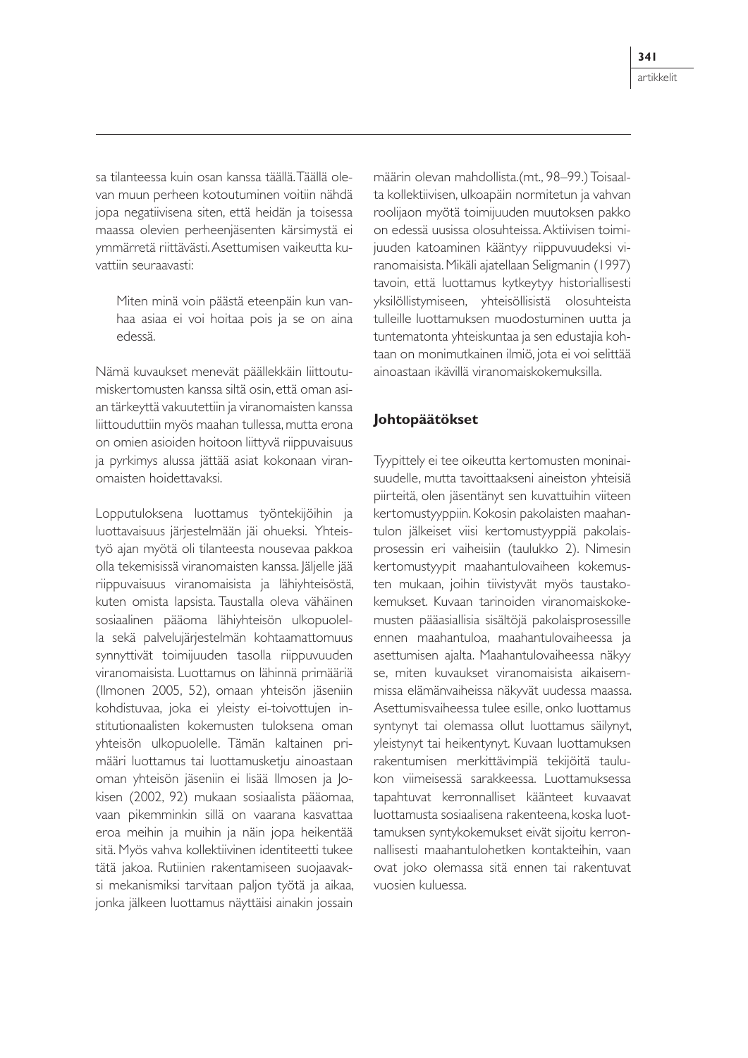sa tilanteessa kuin osan kanssa täällä. Täällä olevan muun perheen kotoutuminen voitiin nähdä jopa negatiivisena siten, että heidän ja toisessa maassa olevien perheenjäsenten kärsimystä ei ymmärretä riittävästi. Asettumisen vaikeutta kuvattiin seuraavasti:

> Miten minä voin päästä eteenpäin kun vanhaa asiaa ei voi hoitaa pois ja se on aina edessä.

Nämä kuvaukset menevät päällekkäin liittoutumiskertomusten kanssa siltä osin, että oman asian tärkeyttä vakuutettiin ja viranomaisten kanssa liittouduttiin myös maahan tullessa, mutta erona on omien asioiden hoitoon liittyvä riippuvaisuus ja pyrkimys alussa jättää asiat kokonaan viranomaisten hoidettavaksi.

Lopputuloksena luottamus työntekijöihin ja luottavaisuus järjestelmään jäi ohueksi. Yhteistyö ajan myötä oli tilanteesta nousevaa pakkoa olla tekemisissä viranomaisten kanssa. Jäljelle jää riippuvaisuus viranomaisista ja lähiyhteisöstä, kuten omista lapsista. Taustalla oleva vähäinen sosiaalinen pääoma lähiyhteisön ulkopuolella sekä palvelujärjestelmän kohtaamattomuus synnyttivät toimijuuden tasolla riippuvuuden viranomaisista. Luottamus on lähinnä primääriä (Ilmonen 2005, 52), omaan yhteisön jäseniin kohdistuvaa, joka ei yleisty ei-toivottujen institutionaalisten kokemusten tuloksena oman yhteisön ulkopuolelle. Tämän kaltainen primääri luottamus tai luottamusketju ainoastaan oman yhteisön jäseniin ei lisää Ilmosen ja Jokisen (2002, 92) mukaan sosiaalista pääomaa, vaan pikemminkin sillä on vaarana kasvattaa eroa meihin ja muihin ja näin jopa heikentää sitä. Myös vahva kollektiivinen identiteetti tukee tätä jakoa. Rutiinien rakentamiseen suojaavaksi mekanismiksi tarvitaan paljon työtä ja aikaa, jonka jälkeen luottamus näyttäisi ainakin jossain määrin olevan mahdollista. (mt., 98–99.) Toisaalta kollektiivisen, ulkoapäin normitetun ja vahvan roolijaon myötä toimijuuden muutoksen pakko on edessä uusissa olosuhteissa. Aktiivisen toimijuuden katoaminen kääntyy riippuvuudeksi viranomaisista. Mikäli ajatellaan Seligmanin (1997) tavoin, että luottamus kytkeytyy historiallisesti yksilöllistymiseen, yhteisöllisistä olosuhteista tulleille luottamuksen muodostuminen uutta ja tuntematonta yhteiskuntaa ja sen edustajia kohtaan on monimutkainen ilmiö, jota ei voi selittää ainoastaan ikävillä viranomaiskokemuksilla.

## Johtopäätökset

Tyypittely ei tee oikeutta kertomusten moninaisuudelle, mutta tavoittaakseni aineiston yhteisiä piirteitä, olen jäsentänyt sen kuvattuihin viiteen kertomustyyppiin. Kokosin pakolaisten maahantulon jälkeiset viisi kertomustyyppiä pakolaisprosessin eri vaiheisiin (taulukko 2). Nimesin kertomustyypit maahantulovaiheen kokemusten mukaan, joihin tiivistyvät myös taustakokemukset. Kuvaan tarinoiden viranomaiskokemusten pääasiallisia sisältöjä pakolaisprosessille ennen maahantuloa, maahantulovaiheessa ja asettumisen ajalta. Maahantulovaiheessa näkyy se, miten kuvaukset viranomaisista aikaisemmissa elämänvaiheissa näkyvät uudessa maassa. Asettumisvaiheessa tulee esille, onko luottamus syntynyt tai olemassa ollut luottamus säilynyt, yleistynyt tai heikentynyt. Kuvaan luottamuksen rakentumisen merkittävimpiä tekijöitä taulukon viimeisessä sarakkeessa. Luottamuksessa tapahtuvat kerronnalliset käänteet kuvaavat luottamusta sosiaalisena rakenteena, koska luottamuksen syntykokemukset eivät sijoitu kerronnallisesti maahantulohetken kontakteihin, vaan ovat joko olemassa sitä ennen tai rakentuvat vuosien kuluessa.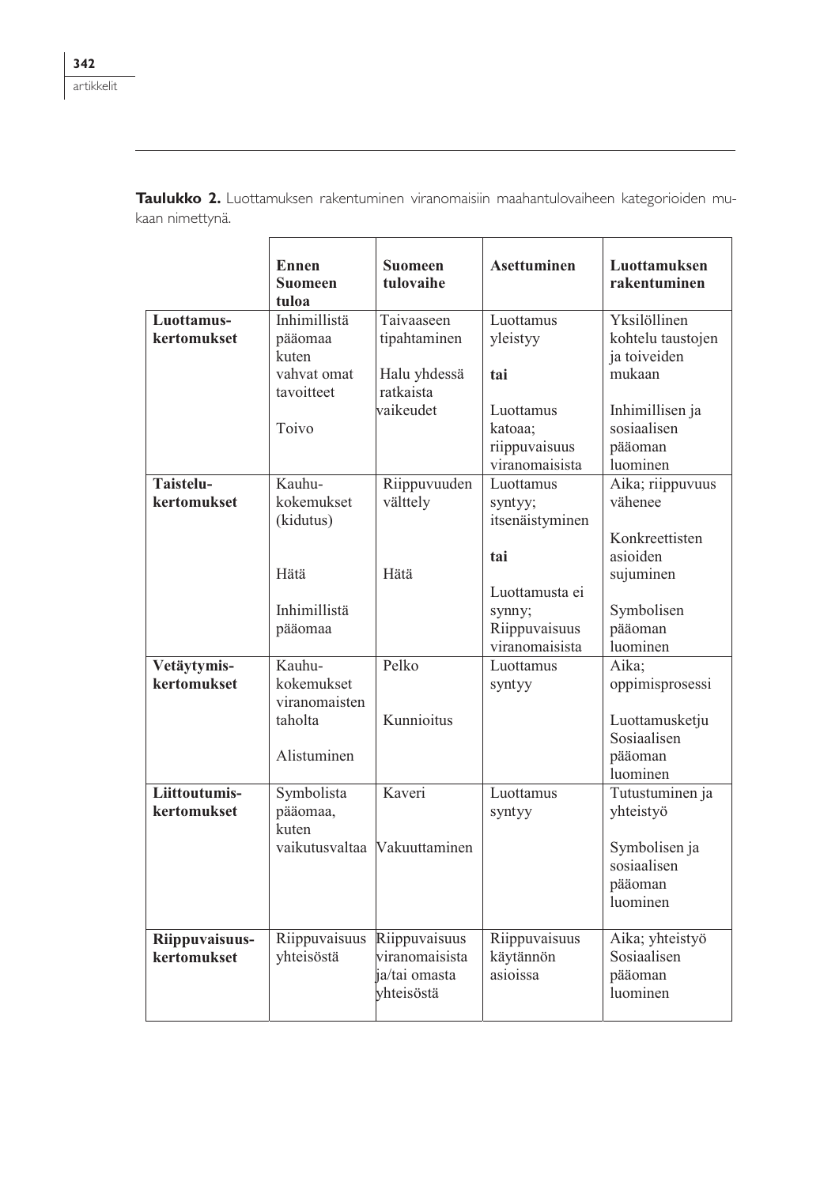**Taulukko 2.** Luottamuksen rakentuminen viranomaisiin maahantulovaiheen kategorioiden mukaan nimettynä.

| | **Ennen Suomeen tuloa** | **Suomeen tulovaihe** | **Asettuminen** | **Luottamuksen rakentuminen** |
|---|---|---|---|---|
| **Luottamus-kertomukset** | Inhimillistä pääomaa kuten vahvat omat tavoitteet<br><br>Toivo | Taivaaseen tipahtaminen<br><br>Halu yhdessä ratkaista vaikeudet | Luottamus yleistyy<br><br>**tai**<br><br>Luottamus katoaa; riippuvaisuus viranomaisista | Yksilöllinen kohtelu taustojen ja toiveiden mukaan<br><br>Inhimillisen ja sosiaalisen pääoman luominen |
| **Taistelu-kertomukset** | Kauhu-kokemukset (kidutus)<br><br>Hätä<br><br>Inhimillistä pääomaa | Riippuvuuden välttely<br><br>Hätä | Luottamus syntyy; itsenäistyminen<br><br>**tai**<br><br>Luottamusta ei synny; Riippuvaisuus viranomaisista | Aika; riippuvuus vähenee<br><br>Konkreettisten asioiden sujuminen<br><br>Symbolisen pääoman luominen |
| **Vetäytymis-kertomukset** | Kauhu-kokemukset viranomaisten taholta<br><br>Alistuminen | Pelko<br><br>Kunnioitus | Luottamus syntyy | Aika; oppimisprosessi<br><br>Luottamusketju Sosiaalisen pääoman luominen |
| **Liittoutumis-kertomukset** | Symbolista pääomaa, kuten vaikutusvaltaa | Kaveri<br><br>Vakuuttaminen | Luottamus syntyy | Tutustuminen ja yhteistyö<br><br>Symbolisen ja sosiaalisen pääoman luominen |
| **Riippuvaisuus-kertomukset** | Riippuvaisuus yhteisöstä | Riippuvaisuus viranomaisista ja/tai omasta yhteisöstä | Riippuvaisuus käytännön asioissa | Aika; yhteistyö Sosiaalisen pääoman luominen |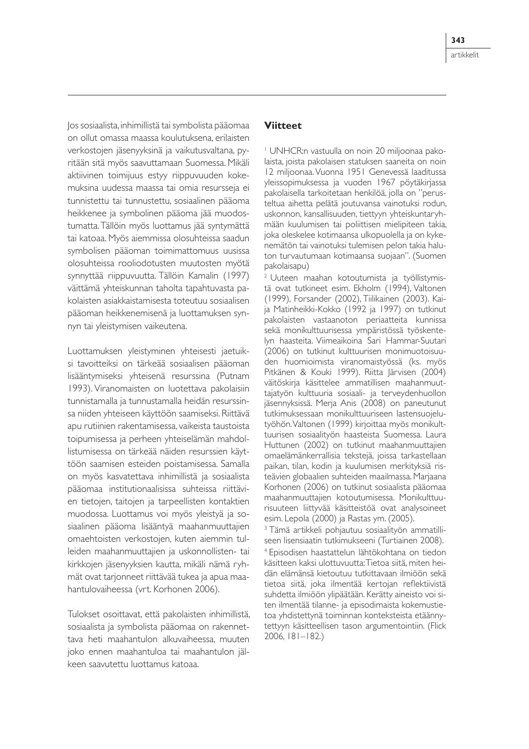Jos sosiaalista, inhimillistä tai symbolista pääomaa on ollut omassa maassa koulutuksena, erilaisten verkostojen jäsenyyksinä ja vaikutusvaltana, pyritään sitä myös saavuttamaan Suomessa. Mikäli aktiivinen toimijuus estyy riippuvuuden kokemuksina uudessa maassa tai omia resursseja ei tunnistettu tai tunnustettu, sosiaalinen pääoma heikkenee ja symbolinen pääoma jää muodostumatta. Tällöin myös luottamus jää syntymättä tai katoaa. Myös aiemmissa olosuhteissa saadun symbolisen pääoman toimimattomuus uusissa olosuhteissa rooliodotusten muutosten myötä synnyttää riippuvuutta. Tällöin Kamalin (1997) väittämä yhteiskunnan taholta tapahtuvasta pakolaisten asiakkaistamisesta toteutuu sosiaalisen pääoman heikkenemisenä ja luottamuksen synnyn tai yleistymisen vaikeutena.

Luottamuksen yleistyminen yhteisesti jaetuiksi tavoitteiksi on tärkeää sosiaalisen pääoman lisääntymiseksi yhteisenä resurssina (Putnam 1993). Viranomaisten on luotettava pakolaisiin tunnistamalla ja tunnustamalla heidän resurssinsa niiden yhteiseen käyttöön saamiseksi. Riittävä apu rutiinien rakentamisessa, vaikeista taustoista toipumisessa ja perheen yhteiselämän mahdollistumisessa on tärkeää näiden resurssien käyttöön saamisen esteiden poistamisessa. Samalla on myös kasvatettava inhimillistä ja sosiaalista pääomaa institutionaalisissa suhteissa riittävien tietojen, taitojen ja tarpeellisten kontaktien muodossa. Luottamus voi myös yleistyä ja sosiaalinen pääoma lisääntyä maahanmuuttajien omaehtoisten verkostojen, kuten aiemmin tulleiden maahanmuuttajien ja uskonnollisten- tai kirkkojen jäsenyyksien kautta, mikäli nämä ryhmät ovat tarjonneet riittävää tukea ja apua maahantulovaiheessa (vrt. Korhonen 2006).

Tulokset osoittavat, että pakolaisten inhimillistä, sosiaalista ja symbolista pääomaa on rakennettava heti maahantulon alkuvaiheessa, muuten joko ennen maahantuloa tai maahantulon jälkeen saavutettu luottamus katoaa.

## Viitteet

[1] UNHCR:n vastuulla on noin 20 miljoonaa pakolaista, joista pakolaisen statuksen saaneita on noin 12 miljoonaa. Vuonna 1951 Genevessä laaditussa yleissopimuksessa ja vuoden 1967 pöytäkirjassa pakolaisella tarkoitetaan henkilöä, jolla on "perusteltua aihetta pelätä joutuvansa vainotuksi rodun, uskonnon, kansallisuuden, tiettyyn yhteiskuntaryhmään kuulumisen tai poliittisen mielipiteen takia, joka oleskelee kotimaansa ulkopuolella ja on kykenemätön tai vainotuksi tulemisen pelon takia haluton turvautumaan kotimaansa suojaan". (Suomen pakolaisapu)

[2] Uuteen maahan kotoutumista ja työllistymistä ovat tutkineet esim. Ekholm (1994), Valtonen (1999), Forsander (2002), Tiilikainen (2003). Kaija Matinheikki-Kokko (1992 ja 1997) on tutkinut pakolaisten vastaanoton periaatteita kunnissa sekä monikulttuurisessa ympäristössä työskentelyn haasteita. Viimeaikoina Sari Hammar-Suutari (2006) on tutkinut kulttuurisen monimuotoisuuden huomioimista viranomaistyössä (ks. myös Pitkänen & Kouki 1999). Riitta Järvisen (2004) väitöskirja käsittelee ammatillisen maahanmuuttajatyön kulttuuria sosiaali- ja terveydenhuollon jäsennyksissä. Merja Anis (2008) on paneutunut tutkimuksessaan monikulttuuriseen lastensuojelutyöhön. Valtonen (1999) kirjoittaa myös monikulttuurisen sosiaalityön haasteista Suomessa. Laura Huttunen (2002) on tutkinut maahanmuuttajien omaelämänkerrallisia tekstejä, joissa tarkastellaan paikan, tilan, kodin ja kuulumisen merkityksiä risteävien globaalien suhteiden maailmassa. Marjaana Korhonen (2006) on tutkinut sosiaalista pääomaa maahanmuuttajien kotoutumisessa. Monikulttuurisuuteen liittyvää käsitteistöä ovat analysoineet esim. Lepola (2000) ja Rastas ym. (2005).

[3] Tämä artikkeli pohjautuu sosiaalityön ammatilliseen lisensiaatin tutkimukseeni (Turtiainen 2008).

[4] Episodisen haastattelun lähtökohtana on tiedon käsitteen kaksi ulottuvuutta: Tietoa siitä, miten heidän elämänsä kietoutuu tutkittavaan ilmiöön sekä tietoa siitä, joka ilmentää kertojan reflektiivistä suhdetta ilmiöön ylipäätään. Kerätty aineisto voi siten ilmentää tilanne- ja episodimaista kokemustietoa yhdistettynä toiminnan konteksteista etäännytettyyn käsitteellisen tason argumentointiin. (Flick 2006, 181–182.)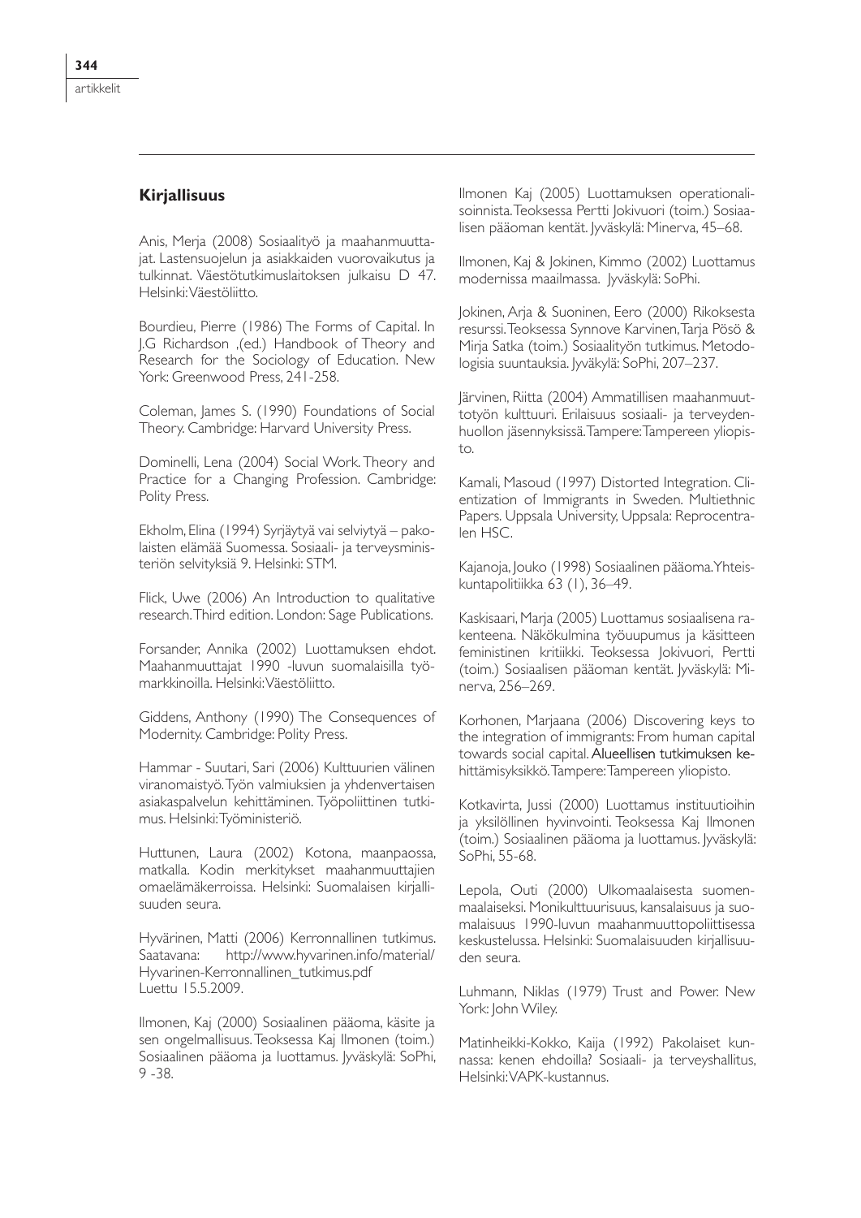## Kirjallisuus

Anis, Merja (2008) Sosiaalityö ja maahanmuuttajat. Lastensuojelun ja asiakkaiden vuorovaikutus ja tulkinnat. Väestötutkimuslaitoksen julkaisu D 47. Helsinki: Väestöliitto.

Bourdieu, Pierre (1986) The Forms of Capital. In J.G Richardson ,(ed.) Handbook of Theory and Research for the Sociology of Education. New York: Greenwood Press, 241-258.

Coleman, James S. (1990) Foundations of Social Theory. Cambridge: Harvard University Press.

Dominelli, Lena (2004) Social Work. Theory and Practice for a Changing Profession. Cambridge: Polity Press.

Ekholm, Elina (1994) Syrjäytyä vai selviytyä – pakolaisten elämää Suomessa. Sosiaali- ja terveysministeriön selvityksiä 9. Helsinki: STM.

Flick, Uwe (2006) An Introduction to qualitative research. Third edition. London: Sage Publications.

Forsander, Annika (2002) Luottamuksen ehdot. Maahanmuuttajat 1990 -luvun suomalaisilla työmarkkinoilla. Helsinki: Väestöliitto.

Giddens, Anthony (1990) The Consequences of Modernity. Cambridge: Polity Press.

Hammar - Suutari, Sari (2006) Kulttuurien välinen viranomaistyö. Työn valmiuksien ja yhdenvertaisen asiakaspalvelun kehittäminen. Työpoliittinen tutkimus. Helsinki: Työministeriö.

Huttunen, Laura (2002) Kotona, maanpaossa, matkalla. Kodin merkitykset maahanmuuttajien omaelämäkerroissa. Helsinki: Suomalaisen kirjallisuuden seura.

Hyvärinen, Matti (2006) Kerronnallinen tutkimus. Saatavana: http://www.hyvarinen.info/material/Hyvarinen-Kerronnallinen_tutkimus.pdf Luettu 15.5.2009.

Ilmonen, Kaj (2000) Sosiaalinen pääoma, käsite ja sen ongelmallisuus. Teoksessa Kaj Ilmonen (toim.) Sosiaalinen pääoma ja luottamus. Jyväskylä: SoPhi, 9 -38.

Ilmonen Kaj (2005) Luottamuksen operationalisoinnista. Teoksessa Pertti Jokivuori (toim.) Sosiaalisen pääoman kentät. Jyväskylä: Minerva, 45–68.

Ilmonen, Kaj & Jokinen, Kimmo (2002) Luottamus modernissa maailmassa. Jyväskylä: SoPhi.

Jokinen, Arja & Suoninen, Eero (2000) Rikoksesta resurssi. Teoksessa Synnove Karvinen, Tarja Pösö & Mirja Satka (toim.) Sosiaalityön tutkimus. Metodologisia suuntauksia. Jyväkylä: SoPhi, 207–237.

Järvinen, Riitta (2004) Ammatillisen maahanmuuttotyön kulttuuri. Erilaisuus sosiaali- ja terveydenhuollon jäsennyksissä. Tampere: Tampereen yliopisto.

Kamali, Masoud (1997) Distorted Integration. Clientization of Immigrants in Sweden. Multiethnic Papers. Uppsala University, Uppsala: Reprocentralen HSC.

Kajanoja, Jouko (1998) Sosiaalinen pääoma. Yhteiskuntapolitiikka 63 (1), 36–49.

Kaskisaari, Marja (2005) Luottamus sosiaalisena rakenteena. Näkökulmina työuupumus ja käsitteen feministinen kritiikki. Teoksessa Jokivuori, Pertti (toim.) Sosiaalisen pääoman kentät. Jyväskylä: Minerva, 256–269.

Korhonen, Marjaana (2006) Discovering keys to the integration of immigrants: From human capital towards social capital. Alueellisen tutkimuksen kehittämisyksikkö. Tampere: Tampereen yliopisto.

Kotkavirta, Jussi (2000) Luottamus instituutioihin ja yksilöllinen hyvinvointi. Teoksessa Kaj Ilmonen (toim.) Sosiaalinen pääoma ja luottamus. Jyväskylä: SoPhi, 55-68.

Lepola, Outi (2000) Ulkomaalaisesta suomenmaalaiseksi. Monikulttuurisuus, kansalaisuus ja suomalaisuus 1990-luvun maahanmuuttopoliittisessa keskustelussa. Helsinki: Suomalaisuuden kirjallisuuden seura.

Luhmann, Niklas (1979) Trust and Power. New York: John Wiley.

Matinheikki-Kokko, Kaija (1992) Pakolaiset kunnassa: kenen ehdoilla? Sosiaali- ja terveyshallitus, Helsinki: VAPK-kustannus.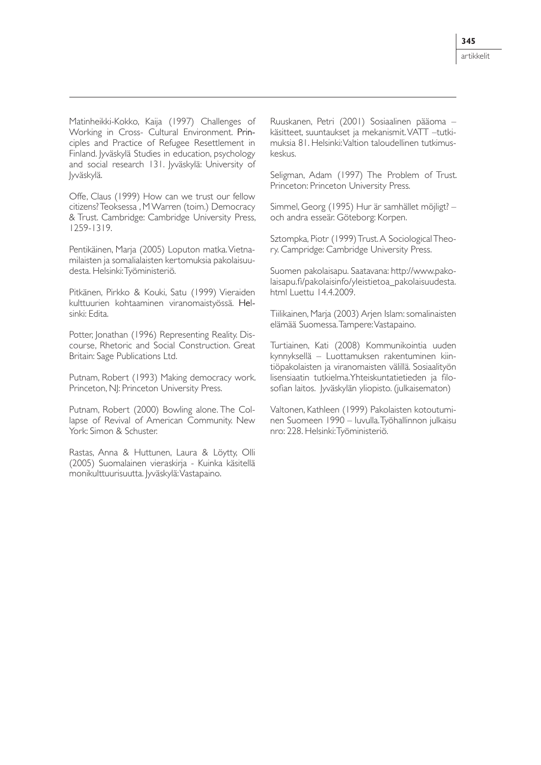Matinheikki-Kokko, Kaija (1997) Challenges of Working in Cross- Cultural Environment. Principles and Practice of Refugee Resettlement in Finland. Jyväskylä Studies in education, psychology and social research 131. Jyväskylä: University of Jyväskylä.

Offe, Claus (1999) How can we trust our fellow citizens? Teoksessa , M Warren (toim.) Democracy & Trust. Cambridge: Cambridge University Press, 1259-1319.

Pentikäinen, Marja (2005) Loputon matka. Vietnamilaisten ja somalialaisten kertomuksia pakolaisuudesta. Helsinki: Työministeriö.

Pitkänen, Pirkko & Kouki, Satu (1999) Vieraiden kulttuurien kohtaaminen viranomaistyössä. Helsinki: Edita.

Potter, Jonathan (1996) Representing Reality. Discourse, Rhetoric and Social Construction. Great Britain: Sage Publications Ltd.

Putnam, Robert (1993) Making democracy work. Princeton, NJ: Princeton University Press.

Putnam, Robert (2000) Bowling alone. The Collapse of Revival of American Community. New York: Simon & Schuster.

Rastas, Anna & Huttunen, Laura & Löytty, Olli (2005) Suomalainen vieraskirja - Kuinka käsitellä monikulttuurisuutta. Jyväskylä: Vastapaino.

Ruuskanen, Petri (2001) Sosiaalinen pääoma – käsitteet, suuntaukset ja mekanismit. VATT –tutkimuksia 81. Helsinki: Valtion taloudellinen tutkimuskeskus.

Seligman, Adam (1997) The Problem of Trust. Princeton: Princeton University Press.

Simmel, Georg (1995) Hur är samhället möjligt? – och andra esseär. Göteborg: Korpen.

Sztompka, Piotr (1999) Trust. A Sociological Theory. Campridge: Cambridge University Press.

Suomen pakolaisapu. Saatavana: http://www.pakolaisapu.fi/pakolaisinfo/yleistietoa_pakolaisuudesta.html Luettu 14.4.2009.

Tiilikainen, Marja (2003) Arjen Islam: somalinaisten elämää Suomessa. Tampere: Vastapaino.

Turtiainen, Kati (2008) Kommunikointia uuden kynnyksellä – Luottamuksen rakentuminen kiintiöpakolaisten ja viranomaisten välillä. Sosiaalityön lisensiaatin tutkielma. Yhteiskuntatietieden ja filosofian laitos. Jyväskylän yliopisto. (julkaisematon)

Valtonen, Kathleen (1999) Pakolaisten kotoutuminen Suomeen 1990 – luvulla. Työhallinnon julkaisu nro: 228. Helsinki: Työministeriö.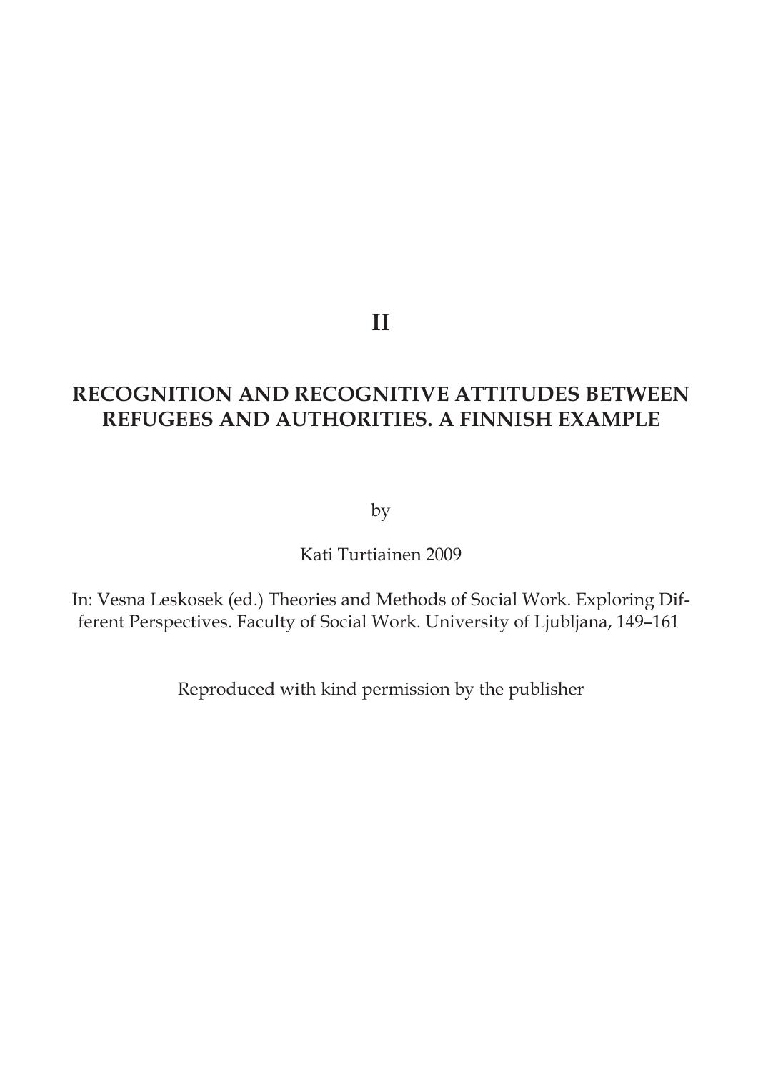# II

## RECOGNITION AND RECOGNITIVE ATTITUDES BETWEEN REFUGEES AND AUTHORITIES. A FINNISH EXAMPLE

by

Kati Turtiainen 2009

In: Vesna Leskosek (ed.) Theories and Methods of Social Work. Exploring Different Perspectives. Faculty of Social Work. University of Ljubljana, 149–161

Reproduced with kind permission by the publisher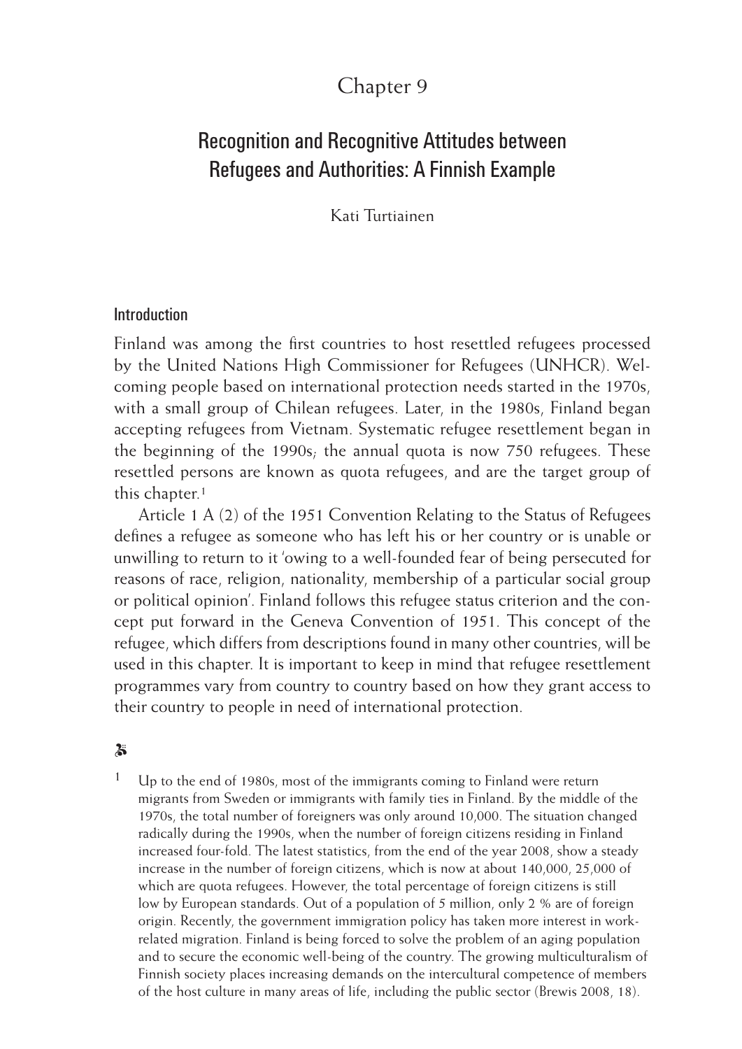# Chapter 9

## Recognition and Recognitive Attitudes between Refugees and Authorities: A Finnish Example

Kati Turtiainen

### Introduction

Finland was among the first countries to host resettled refugees processed by the United Nations High Commissioner for Refugees (UNHCR). Welcoming people based on international protection needs started in the 1970s, with a small group of Chilean refugees. Later, in the 1980s, Finland began accepting refugees from Vietnam. Systematic refugee resettlement began in the beginning of the 1990s; the annual quota is now 750 refugees. These resettled persons are known as quota refugees, and are the target group of this chapter.[1]

Article 1 A (2) of the 1951 Convention Relating to the Status of Refugees defines a refugee as someone who has left his or her country or is unable or unwilling to return to it 'owing to a well-founded fear of being persecuted for reasons of race, religion, nationality, membership of a particular social group or political opinion'. Finland follows this refugee status criterion and the concept put forward in the Geneva Convention of 1951. This concept of the refugee, which differs from descriptions found in many other countries, will be used in this chapter. It is important to keep in mind that refugee resettlement programmes vary from country to country based on how they grant access to their country to people in need of international protection.

---

[1] Up to the end of 1980s, most of the immigrants coming to Finland were return migrants from Sweden or immigrants with family ties in Finland. By the middle of the 1970s, the total number of foreigners was only around 10,000. The situation changed radically during the 1990s, when the number of foreign citizens residing in Finland increased four-fold. The latest statistics, from the end of the year 2008, show a steady increase in the number of foreign citizens, which is now at about 140,000, 25,000 of which are quota refugees. However, the total percentage of foreign citizens is still low by European standards. Out of a population of 5 million, only 2 % are of foreign origin. Recently, the government immigration policy has taken more interest in work-related migration. Finland is being forced to solve the problem of an aging population and to secure the economic well-being of the country. The growing multiculturalism of Finnish society places increasing demands on the intercultural competence of members of the host culture in many areas of life, including the public sector (Brewis 2008, 18).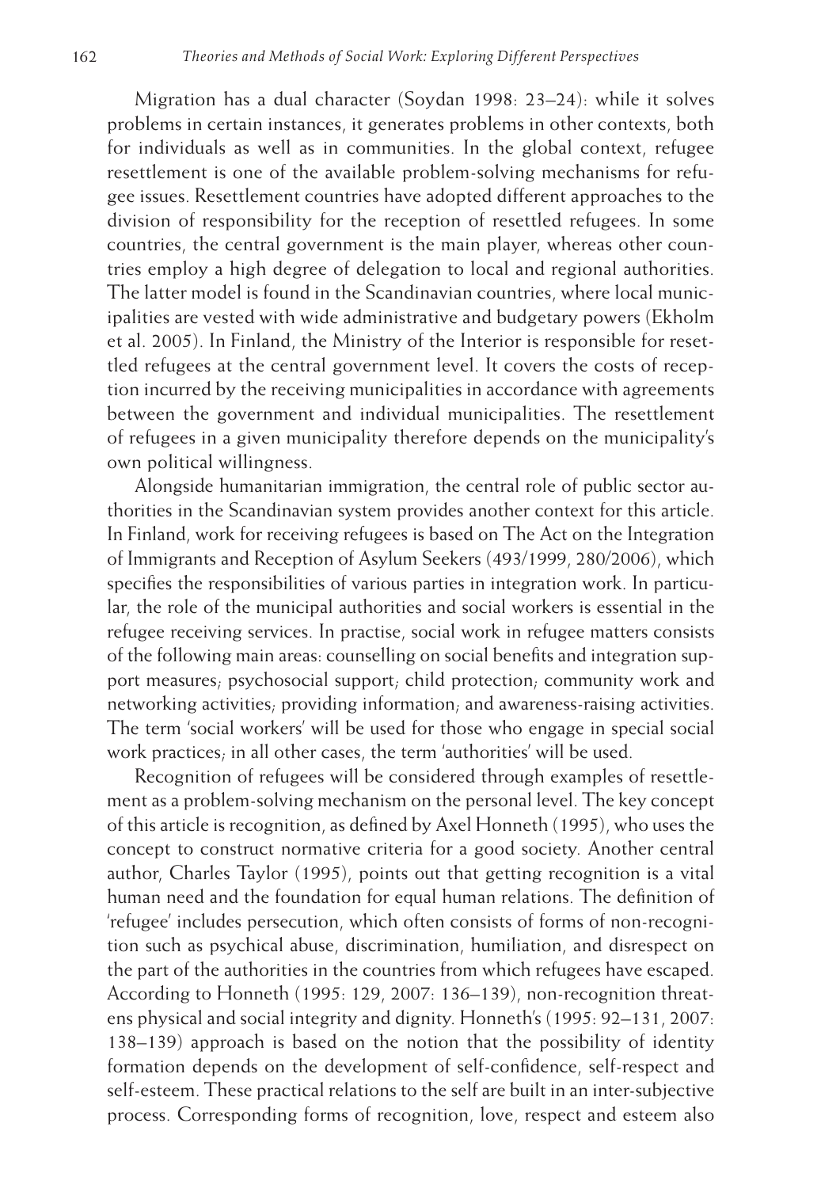Migration has a dual character (Soydan 1998: 23–24): while it solves problems in certain instances, it generates problems in other contexts, both for individuals as well as in communities. In the global context, refugee resettlement is one of the available problem-solving mechanisms for refugee issues. Resettlement countries have adopted different approaches to the division of responsibility for the reception of resettled refugees. In some countries, the central government is the main player, whereas other countries employ a high degree of delegation to local and regional authorities. The latter model is found in the Scandinavian countries, where local municipalities are vested with wide administrative and budgetary powers (Ekholm et al. 2005). In Finland, the Ministry of the Interior is responsible for resettled refugees at the central government level. It covers the costs of reception incurred by the receiving municipalities in accordance with agreements between the government and individual municipalities. The resettlement of refugees in a given municipality therefore depends on the municipality's own political willingness.

Alongside humanitarian immigration, the central role of public sector authorities in the Scandinavian system provides another context for this article. In Finland, work for receiving refugees is based on The Act on the Integration of Immigrants and Reception of Asylum Seekers (493/1999, 280/2006), which specifies the responsibilities of various parties in integration work. In particular, the role of the municipal authorities and social workers is essential in the refugee receiving services. In practise, social work in refugee matters consists of the following main areas: counselling on social benefits and integration support measures; psychosocial support; child protection; community work and networking activities; providing information; and awareness-raising activities. The term 'social workers' will be used for those who engage in special social work practices; in all other cases, the term 'authorities' will be used.

Recognition of refugees will be considered through examples of resettlement as a problem-solving mechanism on the personal level. The key concept of this article is recognition, as defined by Axel Honneth (1995), who uses the concept to construct normative criteria for a good society. Another central author, Charles Taylor (1995), points out that getting recognition is a vital human need and the foundation for equal human relations. The definition of 'refugee' includes persecution, which often consists of forms of non-recognition such as psychical abuse, discrimination, humiliation, and disrespect on the part of the authorities in the countries from which refugees have escaped. According to Honneth (1995: 129, 2007: 136–139), non-recognition threatens physical and social integrity and dignity. Honneth's (1995: 92–131, 2007: 138–139) approach is based on the notion that the possibility of identity formation depends on the development of self-confidence, self-respect and self-esteem. These practical relations to the self are built in an inter-subjective process. Corresponding forms of recognition, love, respect and esteem also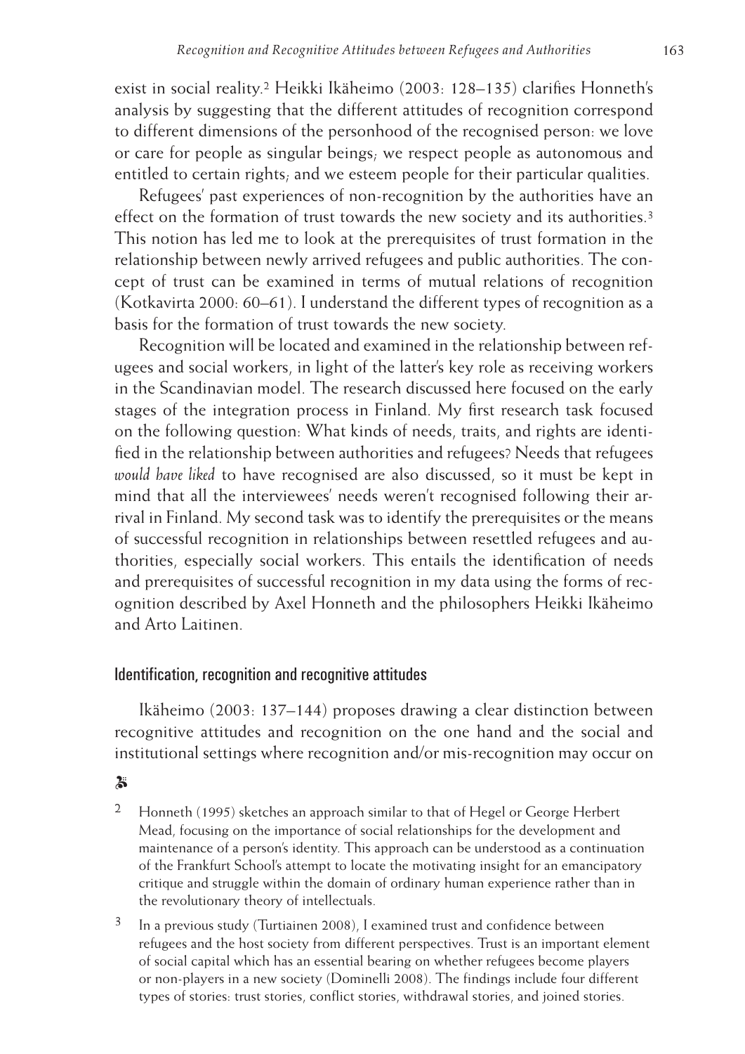exist in social reality.[2] Heikki Ikäheimo (2003: 128–135) clarifies Honneth's analysis by suggesting that the different attitudes of recognition correspond to different dimensions of the personhood of the recognised person: we love or care for people as singular beings; we respect people as autonomous and entitled to certain rights; and we esteem people for their particular qualities.

Refugees' past experiences of non-recognition by the authorities have an effect on the formation of trust towards the new society and its authorities.[3] This notion has led me to look at the prerequisites of trust formation in the relationship between newly arrived refugees and public authorities. The concept of trust can be examined in terms of mutual relations of recognition (Kotkavirta 2000: 60–61). I understand the different types of recognition as a basis for the formation of trust towards the new society.

Recognition will be located and examined in the relationship between refugees and social workers, in light of the latter's key role as receiving workers in the Scandinavian model. The research discussed here focused on the early stages of the integration process in Finland. My first research task focused on the following question: What kinds of needs, traits, and rights are identified in the relationship between authorities and refugees? Needs that refugees *would have liked* to have recognised are also discussed, so it must be kept in mind that all the interviewees' needs weren't recognised following their arrival in Finland. My second task was to identify the prerequisites or the means of successful recognition in relationships between resettled refugees and authorities, especially social workers. This entails the identification of needs and prerequisites of successful recognition in my data using the forms of recognition described by Axel Honneth and the philosophers Heikki Ikäheimo and Arto Laitinen.

## Identification, recognition and recognitive attitudes

Ikäheimo (2003: 137–144) proposes drawing a clear distinction between recognitive attitudes and recognition on the one hand and the social and institutional settings where recognition and/or mis-recognition may occur on

---

[2] Honneth (1995) sketches an approach similar to that of Hegel or George Herbert Mead, focusing on the importance of social relationships for the development and maintenance of a person's identity. This approach can be understood as a continuation of the Frankfurt School's attempt to locate the motivating insight for an emancipatory critique and struggle within the domain of ordinary human experience rather than in the revolutionary theory of intellectuals.

[3] In a previous study (Turtiainen 2008), I examined trust and confidence between refugees and the host society from different perspectives. Trust is an important element of social capital which has an essential bearing on whether refugees become players or non-players in a new society (Dominelli 2008). The findings include four different types of stories: trust stories, conflict stories, withdrawal stories, and joined stories.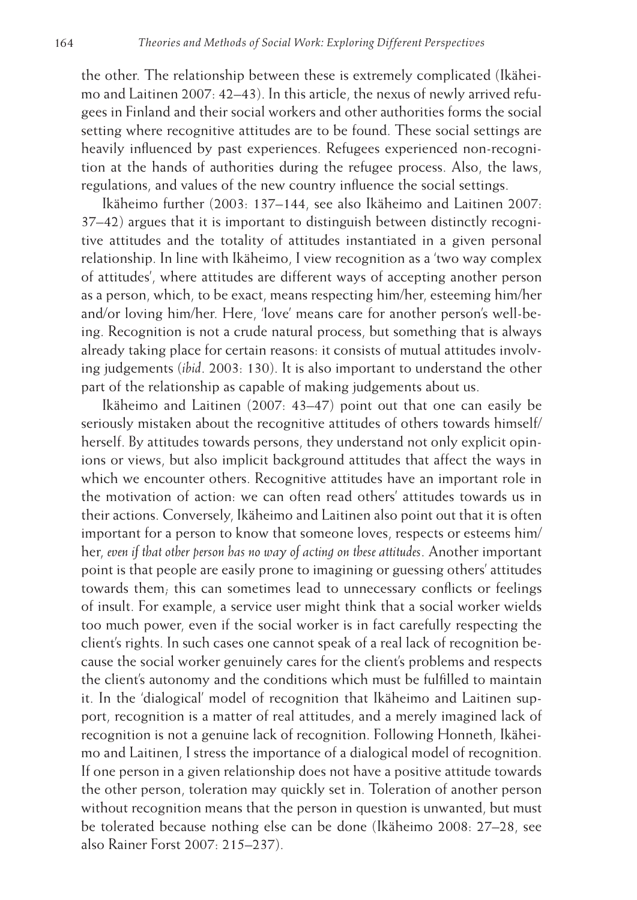the other. The relationship between these is extremely complicated (Ikäheimo and Laitinen 2007: 42–43). In this article, the nexus of newly arrived refugees in Finland and their social workers and other authorities forms the social setting where recognitive attitudes are to be found. These social settings are heavily influenced by past experiences. Refugees experienced non-recognition at the hands of authorities during the refugee process. Also, the laws, regulations, and values of the new country influence the social settings.

Ikäheimo further (2003: 137–144, see also Ikäheimo and Laitinen 2007: 37–42) argues that it is important to distinguish between distinctly recognitive attitudes and the totality of attitudes instantiated in a given personal relationship. In line with Ikäheimo, I view recognition as a 'two way complex of attitudes', where attitudes are different ways of accepting another person as a person, which, to be exact, means respecting him/her, esteeming him/her and/or loving him/her. Here, 'love' means care for another person's well-being. Recognition is not a crude natural process, but something that is always already taking place for certain reasons: it consists of mutual attitudes involving judgements (*ibid*. 2003: 130). It is also important to understand the other part of the relationship as capable of making judgements about us.

Ikäheimo and Laitinen (2007: 43–47) point out that one can easily be seriously mistaken about the recognitive attitudes of others towards himself/herself. By attitudes towards persons, they understand not only explicit opinions or views, but also implicit background attitudes that affect the ways in which we encounter others. Recognitive attitudes have an important role in the motivation of action: we can often read others' attitudes towards us in their actions. Conversely, Ikäheimo and Laitinen also point out that it is often important for a person to know that someone loves, respects or esteems him/her, *even if that other person has no way of acting on these attitudes*. Another important point is that people are easily prone to imagining or guessing others' attitudes towards them; this can sometimes lead to unnecessary conflicts or feelings of insult. For example, a service user might think that a social worker wields too much power, even if the social worker is in fact carefully respecting the client's rights. In such cases one cannot speak of a real lack of recognition because the social worker genuinely cares for the client's problems and respects the client's autonomy and the conditions which must be fulfilled to maintain it. In the 'dialogical' model of recognition that Ikäheimo and Laitinen support, recognition is a matter of real attitudes, and a merely imagined lack of recognition is not a genuine lack of recognition. Following Honneth, Ikäheimo and Laitinen, I stress the importance of a dialogical model of recognition. If one person in a given relationship does not have a positive attitude towards the other person, toleration may quickly set in. Toleration of another person without recognition means that the person in question is unwanted, but must be tolerated because nothing else can be done (Ikäheimo 2008: 27–28, see also Rainer Forst 2007: 215–237).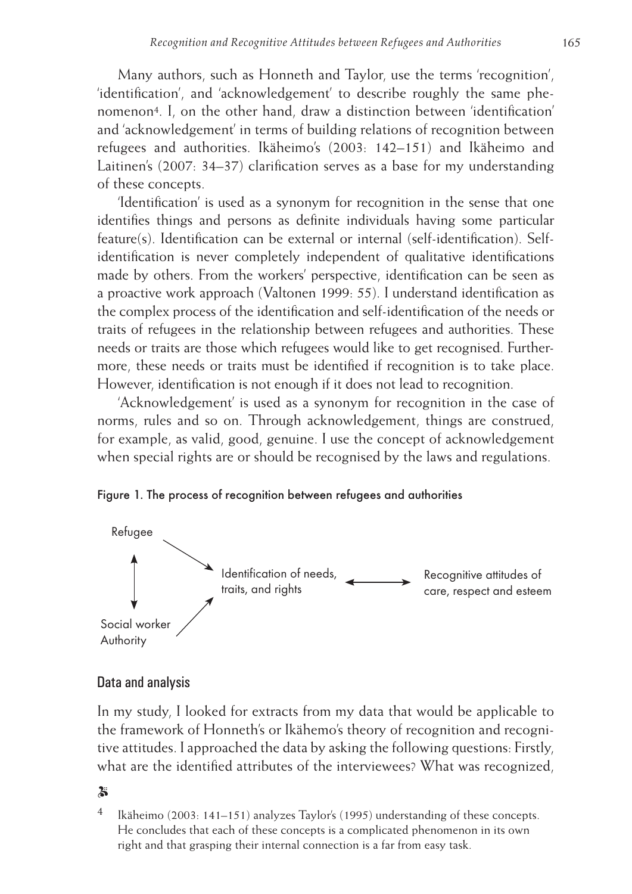Many authors, such as Honneth and Taylor, use the terms 'recognition', 'identification', and 'acknowledgement' to describe roughly the same phenomenon[4]. I, on the other hand, draw a distinction between 'identification' and 'acknowledgement' in terms of building relations of recognition between refugees and authorities. Ikäheimo's (2003: 142–151) and Ikäheimo and Laitinen's (2007: 34–37) clarification serves as a base for my understanding of these concepts.

'Identification' is used as a synonym for recognition in the sense that one identifies things and persons as definite individuals having some particular feature(s). Identification can be external or internal (self-identification). Self-identification is never completely independent of qualitative identifications made by others. From the workers' perspective, identification can be seen as a proactive work approach (Valtonen 1999: 55). I understand identification as the complex process of the identification and self-identification of the needs or traits of refugees in the relationship between refugees and authorities. These needs or traits are those which refugees would like to get recognised. Furthermore, these needs or traits must be identified if recognition is to take place. However, identification is not enough if it does not lead to recognition.

'Acknowledgement' is used as a synonym for recognition in the case of norms, rules and so on. Through acknowledgement, things are construed, for example, as valid, good, genuine. I use the concept of acknowledgement when special rights are or should be recognised by the laws and regulations.

Figure 1. The process of recognition between refugees and authorities

Refugee ↕ Social worker Authority → Identification of needs, traits, and rights ↔ Recognitive attitudes of care, respect and esteem

## Data and analysis

In my study, I looked for extracts from my data that would be applicable to the framework of Honneth's or Ikähemo's theory of recognition and recognitive attitudes. I approached the data by asking the following questions: Firstly, what are the identified attributes of the interviewees? What was recognized,

[4] Ikäheimo (2003: 141–151) analyzes Taylor's (1995) understanding of these concepts. He concludes that each of these concepts is a complicated phenomenon in its own right and that grasping their internal connection is a far from easy task.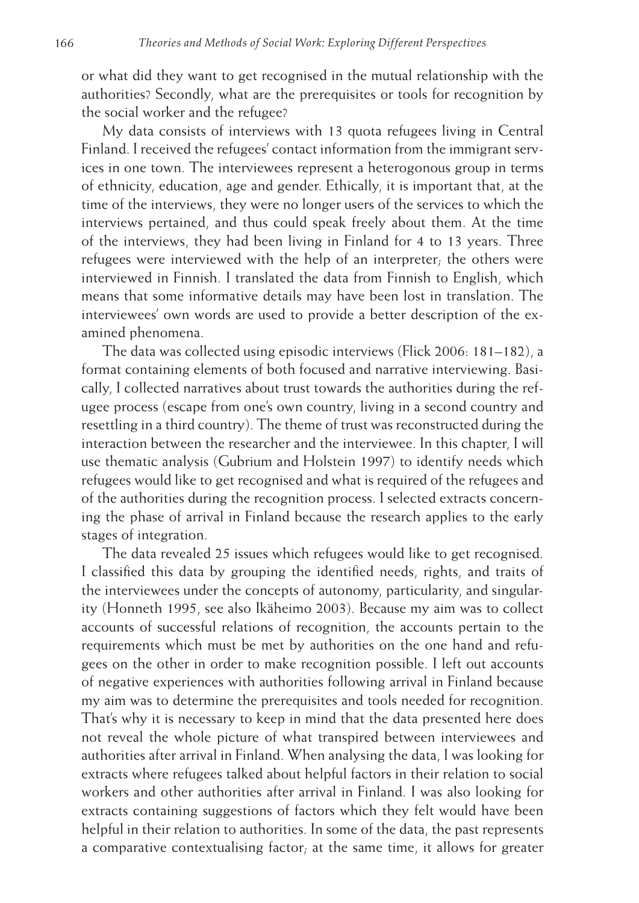or what did they want to get recognised in the mutual relationship with the authorities? Secondly, what are the prerequisites or tools for recognition by the social worker and the refugee?

My data consists of interviews with 13 quota refugees living in Central Finland. I received the refugees' contact information from the immigrant services in one town. The interviewees represent a heterogonous group in terms of ethnicity, education, age and gender. Ethically, it is important that, at the time of the interviews, they were no longer users of the services to which the interviews pertained, and thus could speak freely about them. At the time of the interviews, they had been living in Finland for 4 to 13 years. Three refugees were interviewed with the help of an interpreter; the others were interviewed in Finnish. I translated the data from Finnish to English, which means that some informative details may have been lost in translation. The interviewees' own words are used to provide a better description of the examined phenomena.

The data was collected using episodic interviews (Flick 2006: 181–182), a format containing elements of both focused and narrative interviewing. Basically, I collected narratives about trust towards the authorities during the refugee process (escape from one's own country, living in a second country and resettling in a third country). The theme of trust was reconstructed during the interaction between the researcher and the interviewee. In this chapter, I will use thematic analysis (Gubrium and Holstein 1997) to identify needs which refugees would like to get recognised and what is required of the refugees and of the authorities during the recognition process. I selected extracts concerning the phase of arrival in Finland because the research applies to the early stages of integration.

The data revealed 25 issues which refugees would like to get recognised. I classified this data by grouping the identified needs, rights, and traits of the interviewees under the concepts of autonomy, particularity, and singularity (Honneth 1995, see also Ikäheimo 2003). Because my aim was to collect accounts of successful relations of recognition, the accounts pertain to the requirements which must be met by authorities on the one hand and refugees on the other in order to make recognition possible. I left out accounts of negative experiences with authorities following arrival in Finland because my aim was to determine the prerequisites and tools needed for recognition. That's why it is necessary to keep in mind that the data presented here does not reveal the whole picture of what transpired between interviewees and authorities after arrival in Finland. When analysing the data, I was looking for extracts where refugees talked about helpful factors in their relation to social workers and other authorities after arrival in Finland. I was also looking for extracts containing suggestions of factors which they felt would have been helpful in their relation to authorities. In some of the data, the past represents a comparative contextualising factor; at the same time, it allows for greater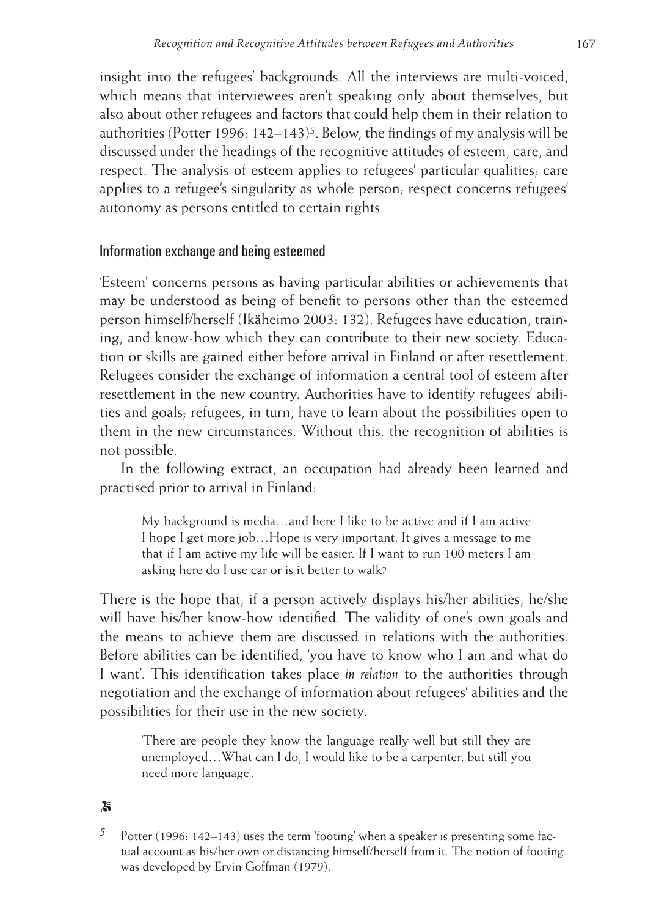insight into the refugees' backgrounds. All the interviews are multi-voiced, which means that interviewees aren't speaking only about themselves, but also about other refugees and factors that could help them in their relation to authorities (Potter 1996: 142–143)[5]. Below, the findings of my analysis will be discussed under the headings of the recognitive attitudes of esteem, care, and respect. The analysis of esteem applies to refugees' particular qualities; care applies to a refugee's singularity as whole person; respect concerns refugees' autonomy as persons entitled to certain rights.

## Information exchange and being esteemed

'Esteem' concerns persons as having particular abilities or achievements that may be understood as being of benefit to persons other than the esteemed person himself/herself (Ikäheimo 2003: 132). Refugees have education, training, and know-how which they can contribute to their new society. Education or skills are gained either before arrival in Finland or after resettlement. Refugees consider the exchange of information a central tool of esteem after resettlement in the new country. Authorities have to identify refugees' abilities and goals; refugees, in turn, have to learn about the possibilities open to them in the new circumstances. Without this, the recognition of abilities is not possible.

In the following extract, an occupation had already been learned and practised prior to arrival in Finland:

> My background is media…and here I like to be active and if I am active I hope I get more job…Hope is very important. It gives a message to me that if I am active my life will be easier. If I want to run 100 meters I am asking here do I use car or is it better to walk?

There is the hope that, if a person actively displays his/her abilities, he/she will have his/her know-how identified. The validity of one's own goals and the means to achieve them are discussed in relations with the authorities. Before abilities can be identified, 'you have to know who I am and what do I want'. This identification takes place *in relation* to the authorities through negotiation and the exchange of information about refugees' abilities and the possibilities for their use in the new society.

> 'There are people they know the language really well but still they are unemployed…What can I do, I would like to be a carpenter, but still you need more language'.

---

[5] Potter (1996: 142–143) uses the term 'footing' when a speaker is presenting some factual account as his/her own or distancing himself/herself from it. The notion of footing was developed by Ervin Goffman (1979).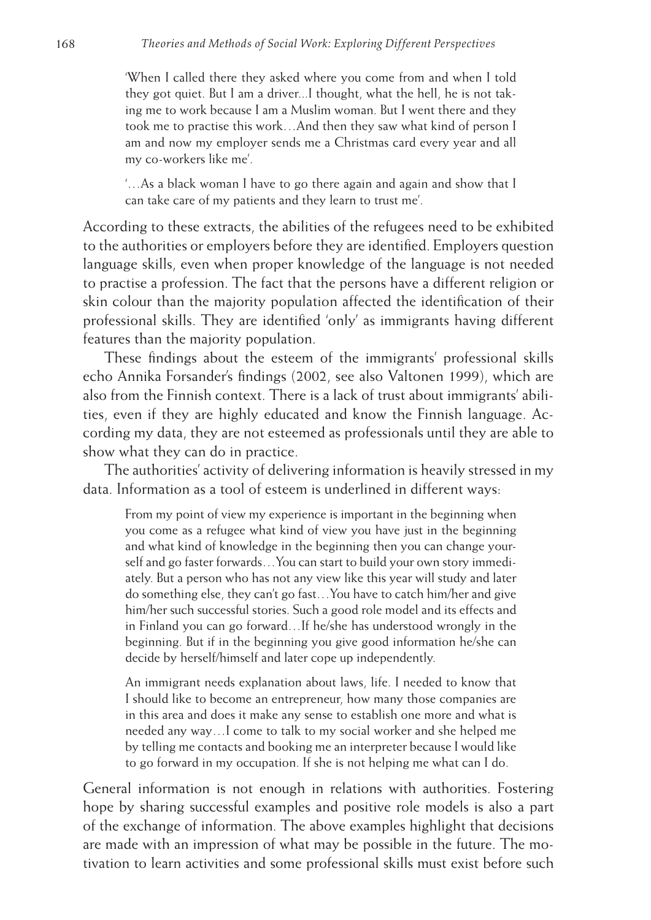> 'When I called there they asked where you come from and when I told they got quiet. But I am a driver...I thought, what the hell, he is not taking me to work because I am a Muslim woman. But I went there and they took me to practise this work…And then they saw what kind of person I am and now my employer sends me a Christmas card every year and all my co-workers like me'.
>
> '…As a black woman I have to go there again and again and show that I can take care of my patients and they learn to trust me'.

According to these extracts, the abilities of the refugees need to be exhibited to the authorities or employers before they are identified. Employers question language skills, even when proper knowledge of the language is not needed to practise a profession. The fact that the persons have a different religion or skin colour than the majority population affected the identification of their professional skills. They are identified 'only' as immigrants having different features than the majority population.

These findings about the esteem of the immigrants' professional skills echo Annika Forsander's findings (2002, see also Valtonen 1999), which are also from the Finnish context. There is a lack of trust about immigrants' abilities, even if they are highly educated and know the Finnish language. According my data, they are not esteemed as professionals until they are able to show what they can do in practice.

The authorities' activity of delivering information is heavily stressed in my data. Information as a tool of esteem is underlined in different ways:

> From my point of view my experience is important in the beginning when you come as a refugee what kind of view you have just in the beginning and what kind of knowledge in the beginning then you can change yourself and go faster forwards…You can start to build your own story immediately. But a person who has not any view like this year will study and later do something else, they can't go fast…You have to catch him/her and give him/her such successful stories. Such a good role model and its effects and in Finland you can go forward…If he/she has understood wrongly in the beginning. But if in the beginning you give good information he/she can decide by herself/himself and later cope up independently.
>
> An immigrant needs explanation about laws, life. I needed to know that I should like to become an entrepreneur, how many those companies are in this area and does it make any sense to establish one more and what is needed any way…I come to talk to my social worker and she helped me by telling me contacts and booking me an interpreter because I would like to go forward in my occupation. If she is not helping me what can I do.

General information is not enough in relations with authorities. Fostering hope by sharing successful examples and positive role models is also a part of the exchange of information. The above examples highlight that decisions are made with an impression of what may be possible in the future. The motivation to learn activities and some professional skills must exist before such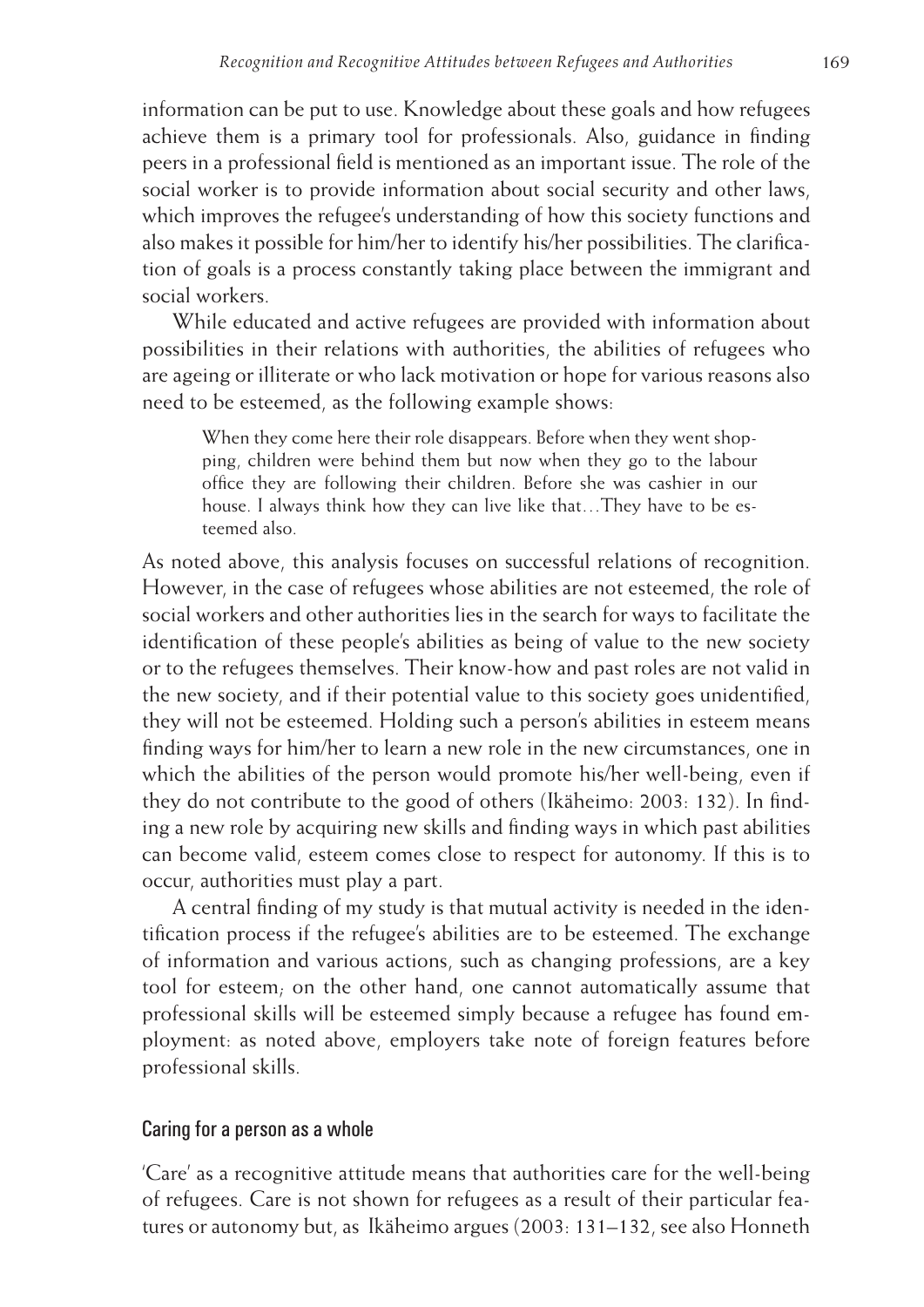information can be put to use. Knowledge about these goals and how refugees achieve them is a primary tool for professionals. Also, guidance in finding peers in a professional field is mentioned as an important issue. The role of the social worker is to provide information about social security and other laws, which improves the refugee's understanding of how this society functions and also makes it possible for him/her to identify his/her possibilities. The clarification of goals is a process constantly taking place between the immigrant and social workers.

While educated and active refugees are provided with information about possibilities in their relations with authorities, the abilities of refugees who are ageing or illiterate or who lack motivation or hope for various reasons also need to be esteemed, as the following example shows:

> When they come here their role disappears. Before when they went shopping, children were behind them but now when they go to the labour office they are following their children. Before she was cashier in our house. I always think how they can live like that…They have to be esteemed also.

As noted above, this analysis focuses on successful relations of recognition. However, in the case of refugees whose abilities are not esteemed, the role of social workers and other authorities lies in the search for ways to facilitate the identification of these people's abilities as being of value to the new society or to the refugees themselves. Their know-how and past roles are not valid in the new society, and if their potential value to this society goes unidentified, they will not be esteemed. Holding such a person's abilities in esteem means finding ways for him/her to learn a new role in the new circumstances, one in which the abilities of the person would promote his/her well-being, even if they do not contribute to the good of others (Ikäheimo: 2003: 132). In finding a new role by acquiring new skills and finding ways in which past abilities can become valid, esteem comes close to respect for autonomy. If this is to occur, authorities must play a part.

A central finding of my study is that mutual activity is needed in the identification process if the refugee's abilities are to be esteemed. The exchange of information and various actions, such as changing professions, are a key tool for esteem; on the other hand, one cannot automatically assume that professional skills will be esteemed simply because a refugee has found employment: as noted above, employers take note of foreign features before professional skills.

## Caring for a person as a whole

'Care' as a recognitive attitude means that authorities care for the well-being of refugees. Care is not shown for refugees as a result of their particular features or autonomy but, as Ikäheimo argues (2003: 131–132, see also Honneth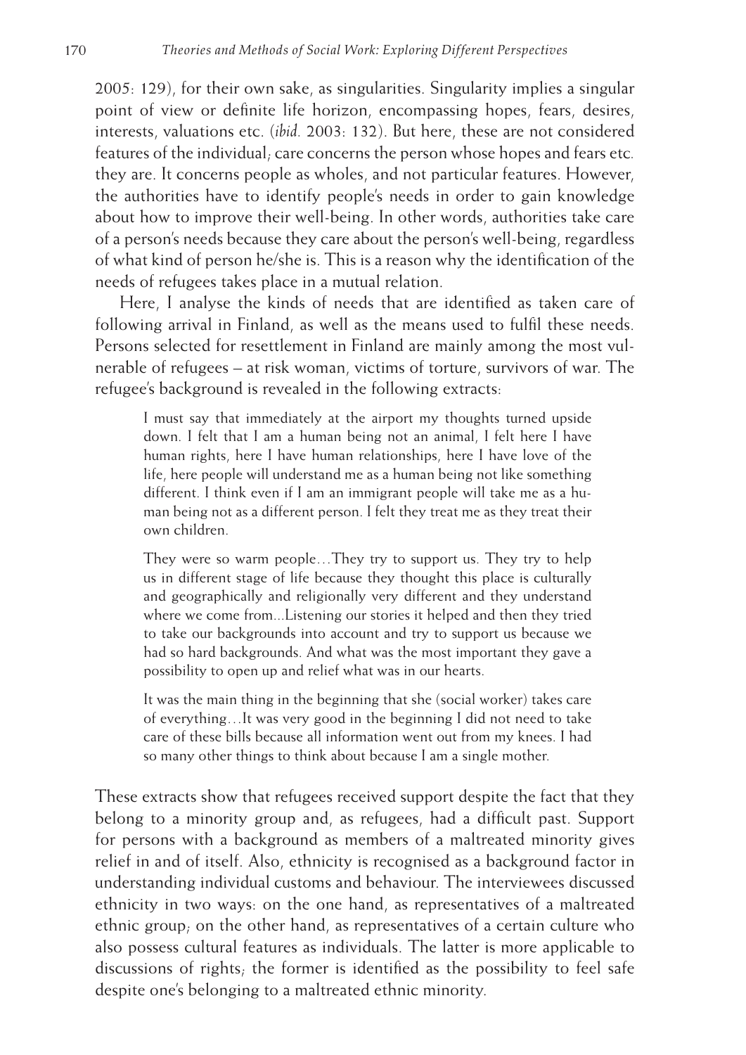2005: 129), for their own sake, as singularities. Singularity implies a singular point of view or definite life horizon, encompassing hopes, fears, desires, interests, valuations etc. (*ibid.* 2003: 132). But here, these are not considered features of the individual; care concerns the person whose hopes and fears etc. they are. It concerns people as wholes, and not particular features. However, the authorities have to identify people's needs in order to gain knowledge about how to improve their well-being. In other words, authorities take care of a person's needs because they care about the person's well-being, regardless of what kind of person he/she is. This is a reason why the identification of the needs of refugees takes place in a mutual relation.

Here, I analyse the kinds of needs that are identified as taken care of following arrival in Finland, as well as the means used to fulfil these needs. Persons selected for resettlement in Finland are mainly among the most vulnerable of refugees – at risk woman, victims of torture, survivors of war. The refugee's background is revealed in the following extracts:

> I must say that immediately at the airport my thoughts turned upside down. I felt that I am a human being not an animal, I felt here I have human rights, here I have human relationships, here I have love of the life, here people will understand me as a human being not like something different. I think even if I am an immigrant people will take me as a human being not as a different person. I felt they treat me as they treat their own children.
>
> They were so warm people…They try to support us. They try to help us in different stage of life because they thought this place is culturally and geographically and religionally very different and they understand where we come from...Listening our stories it helped and then they tried to take our backgrounds into account and try to support us because we had so hard backgrounds. And what was the most important they gave a possibility to open up and relief what was in our hearts.
>
> It was the main thing in the beginning that she (social worker) takes care of everything…It was very good in the beginning I did not need to take care of these bills because all information went out from my knees. I had so many other things to think about because I am a single mother.

These extracts show that refugees received support despite the fact that they belong to a minority group and, as refugees, had a difficult past. Support for persons with a background as members of a maltreated minority gives relief in and of itself. Also, ethnicity is recognised as a background factor in understanding individual customs and behaviour. The interviewees discussed ethnicity in two ways: on the one hand, as representatives of a maltreated ethnic group; on the other hand, as representatives of a certain culture who also possess cultural features as individuals. The latter is more applicable to discussions of rights; the former is identified as the possibility to feel safe despite one's belonging to a maltreated ethnic minority.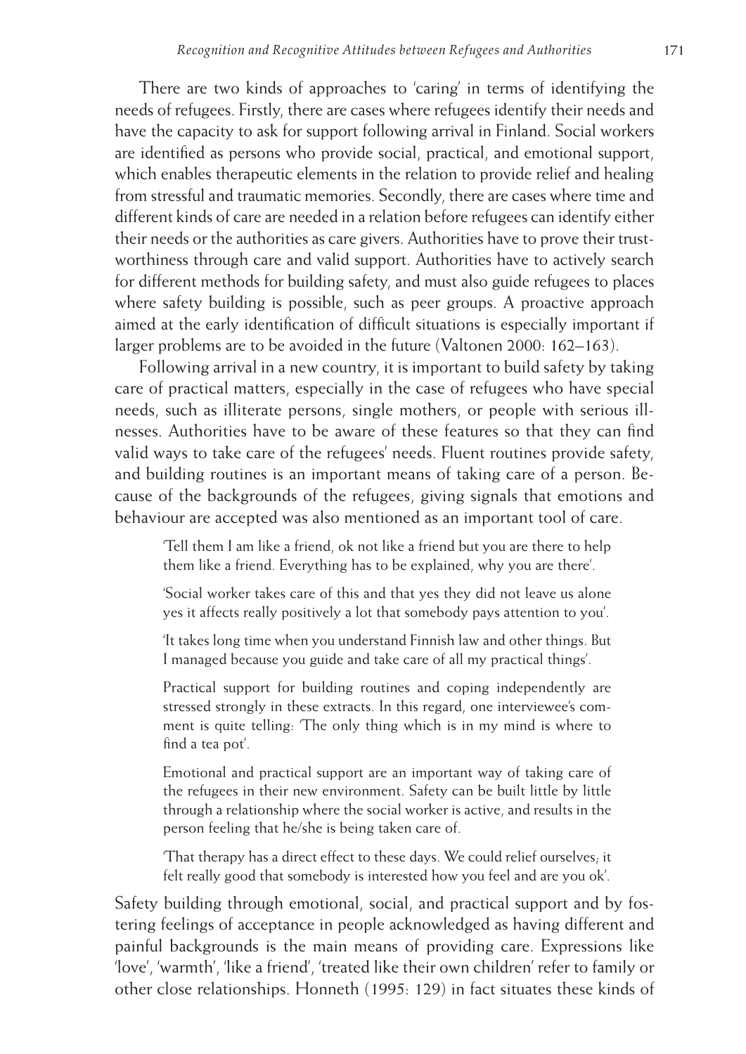There are two kinds of approaches to 'caring' in terms of identifying the needs of refugees. Firstly, there are cases where refugees identify their needs and have the capacity to ask for support following arrival in Finland. Social workers are identified as persons who provide social, practical, and emotional support, which enables therapeutic elements in the relation to provide relief and healing from stressful and traumatic memories. Secondly, there are cases where time and different kinds of care are needed in a relation before refugees can identify either their needs or the authorities as care givers. Authorities have to prove their trustworthiness through care and valid support. Authorities have to actively search for different methods for building safety, and must also guide refugees to places where safety building is possible, such as peer groups. A proactive approach aimed at the early identification of difficult situations is especially important if larger problems are to be avoided in the future (Valtonen 2000: 162–163).

Following arrival in a new country, it is important to build safety by taking care of practical matters, especially in the case of refugees who have special needs, such as illiterate persons, single mothers, or people with serious illnesses. Authorities have to be aware of these features so that they can find valid ways to take care of the refugees' needs. Fluent routines provide safety, and building routines is an important means of taking care of a person. Because of the backgrounds of the refugees, giving signals that emotions and behaviour are accepted was also mentioned as an important tool of care.

> 'Tell them I am like a friend, ok not like a friend but you are there to help them like a friend. Everything has to be explained, why you are there'.
>
> 'Social worker takes care of this and that yes they did not leave us alone yes it affects really positively a lot that somebody pays attention to you'.
>
> 'It takes long time when you understand Finnish law and other things. But I managed because you guide and take care of all my practical things'.
>
> Practical support for building routines and coping independently are stressed strongly in these extracts. In this regard, one interviewee's comment is quite telling: 'The only thing which is in my mind is where to find a tea pot'.
>
> Emotional and practical support are an important way of taking care of the refugees in their new environment. Safety can be built little by little through a relationship where the social worker is active, and results in the person feeling that he/she is being taken care of.
>
> 'That therapy has a direct effect to these days. We could relief ourselves; it felt really good that somebody is interested how you feel and are you ok'.

Safety building through emotional, social, and practical support and by fostering feelings of acceptance in people acknowledged as having different and painful backgrounds is the main means of providing care. Expressions like 'love', 'warmth', 'like a friend', 'treated like their own children' refer to family or other close relationships. Honneth (1995: 129) in fact situates these kinds of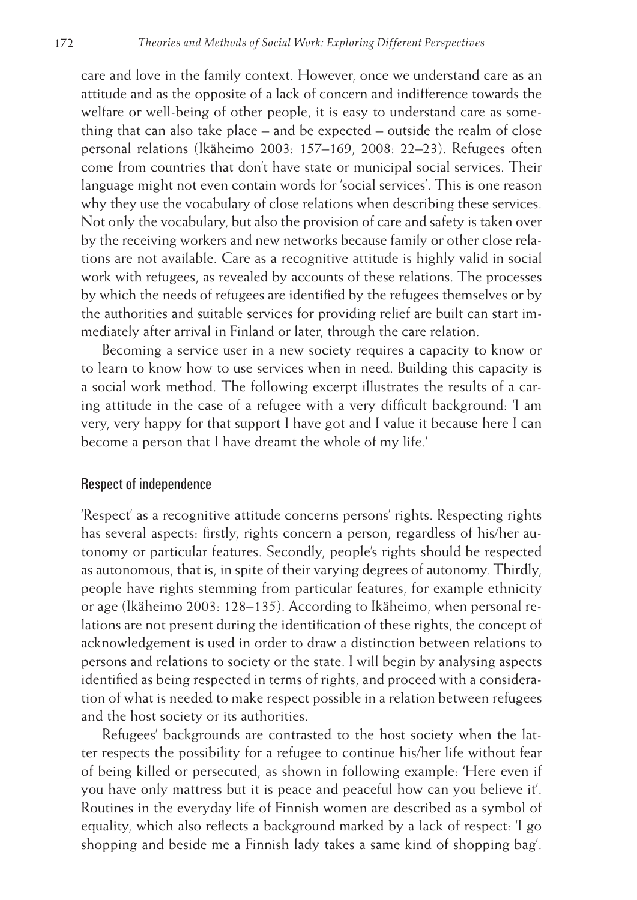care and love in the family context. However, once we understand care as an attitude and as the opposite of a lack of concern and indifference towards the welfare or well-being of other people, it is easy to understand care as something that can also take place – and be expected – outside the realm of close personal relations (Ikäheimo 2003: 157–169, 2008: 22–23). Refugees often come from countries that don't have state or municipal social services. Their language might not even contain words for 'social services'. This is one reason why they use the vocabulary of close relations when describing these services. Not only the vocabulary, but also the provision of care and safety is taken over by the receiving workers and new networks because family or other close relations are not available. Care as a recognitive attitude is highly valid in social work with refugees, as revealed by accounts of these relations. The processes by which the needs of refugees are identified by the refugees themselves or by the authorities and suitable services for providing relief are built can start immediately after arrival in Finland or later, through the care relation.

Becoming a service user in a new society requires a capacity to know or to learn to know how to use services when in need. Building this capacity is a social work method. The following excerpt illustrates the results of a caring attitude in the case of a refugee with a very difficult background: 'I am very, very happy for that support I have got and I value it because here I can become a person that I have dreamt the whole of my life.'

## Respect of independence

'Respect' as a recognitive attitude concerns persons' rights. Respecting rights has several aspects: firstly, rights concern a person, regardless of his/her autonomy or particular features. Secondly, people's rights should be respected as autonomous, that is, in spite of their varying degrees of autonomy. Thirdly, people have rights stemming from particular features, for example ethnicity or age (Ikäheimo 2003: 128–135). According to Ikäheimo, when personal relations are not present during the identification of these rights, the concept of acknowledgement is used in order to draw a distinction between relations to persons and relations to society or the state. I will begin by analysing aspects identified as being respected in terms of rights, and proceed with a consideration of what is needed to make respect possible in a relation between refugees and the host society or its authorities.

Refugees' backgrounds are contrasted to the host society when the latter respects the possibility for a refugee to continue his/her life without fear of being killed or persecuted, as shown in following example: 'Here even if you have only mattress but it is peace and peaceful how can you believe it'. Routines in the everyday life of Finnish women are described as a symbol of equality, which also reflects a background marked by a lack of respect: 'I go shopping and beside me a Finnish lady takes a same kind of shopping bag'.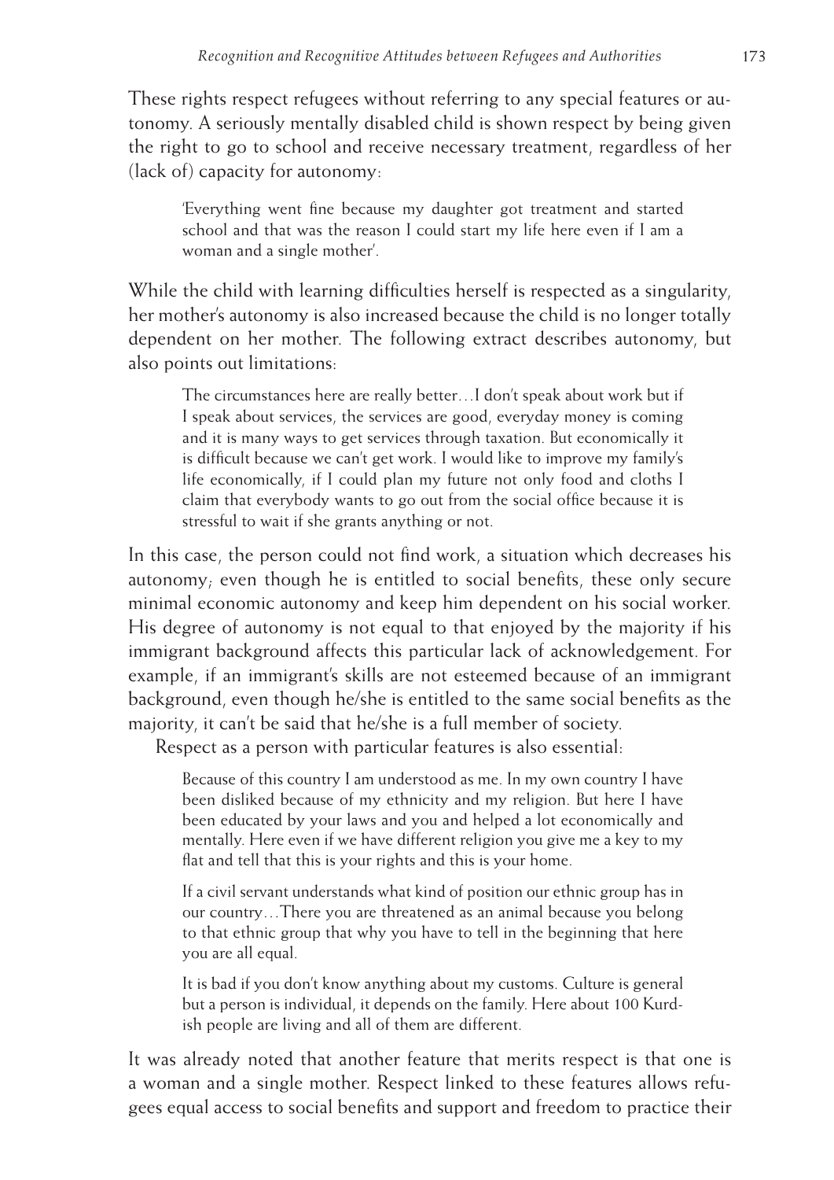These rights respect refugees without referring to any special features or autonomy. A seriously mentally disabled child is shown respect by being given the right to go to school and receive necessary treatment, regardless of her (lack of) capacity for autonomy:

> 'Everything went fine because my daughter got treatment and started school and that was the reason I could start my life here even if I am a woman and a single mother'.

While the child with learning difficulties herself is respected as a singularity, her mother's autonomy is also increased because the child is no longer totally dependent on her mother. The following extract describes autonomy, but also points out limitations:

> The circumstances here are really better…I don't speak about work but if I speak about services, the services are good, everyday money is coming and it is many ways to get services through taxation. But economically it is difficult because we can't get work. I would like to improve my family's life economically, if I could plan my future not only food and cloths I claim that everybody wants to go out from the social office because it is stressful to wait if she grants anything or not.

In this case, the person could not find work, a situation which decreases his autonomy; even though he is entitled to social benefits, these only secure minimal economic autonomy and keep him dependent on his social worker. His degree of autonomy is not equal to that enjoyed by the majority if his immigrant background affects this particular lack of acknowledgement. For example, if an immigrant's skills are not esteemed because of an immigrant background, even though he/she is entitled to the same social benefits as the majority, it can't be said that he/she is a full member of society.

Respect as a person with particular features is also essential:

> Because of this country I am understood as me. In my own country I have been disliked because of my ethnicity and my religion. But here I have been educated by your laws and you and helped a lot economically and mentally. Here even if we have different religion you give me a key to my flat and tell that this is your rights and this is your home.
>
> If a civil servant understands what kind of position our ethnic group has in our country…There you are threatened as an animal because you belong to that ethnic group that why you have to tell in the beginning that here you are all equal.
>
> It is bad if you don't know anything about my customs. Culture is general but a person is individual, it depends on the family. Here about 100 Kurdish people are living and all of them are different.

It was already noted that another feature that merits respect is that one is a woman and a single mother. Respect linked to these features allows refugees equal access to social benefits and support and freedom to practice their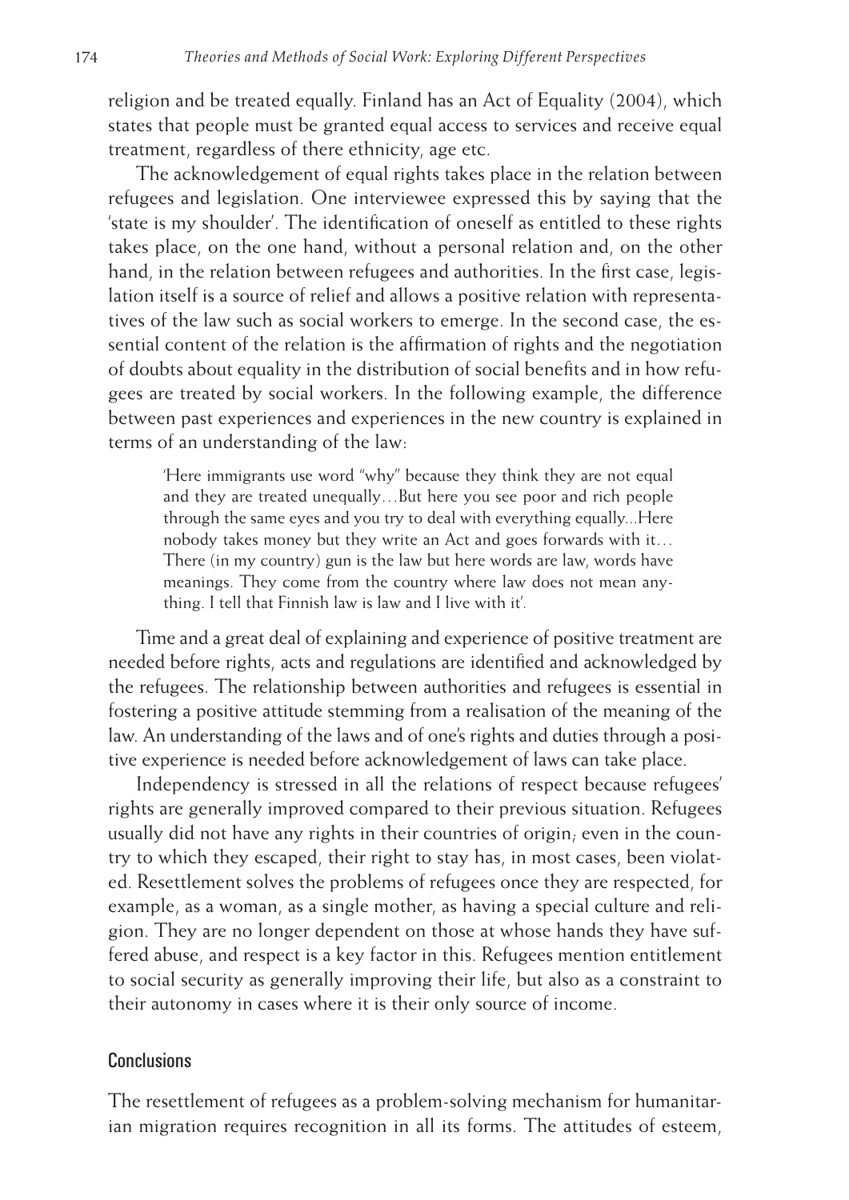religion and be treated equally. Finland has an Act of Equality (2004), which states that people must be granted equal access to services and receive equal treatment, regardless of there ethnicity, age etc.

The acknowledgement of equal rights takes place in the relation between refugees and legislation. One interviewee expressed this by saying that the 'state is my shoulder'. The identification of oneself as entitled to these rights takes place, on the one hand, without a personal relation and, on the other hand, in the relation between refugees and authorities. In the first case, legislation itself is a source of relief and allows a positive relation with representatives of the law such as social workers to emerge. In the second case, the essential content of the relation is the affirmation of rights and the negotiation of doubts about equality in the distribution of social benefits and in how refugees are treated by social workers. In the following example, the difference between past experiences and experiences in the new country is explained in terms of an understanding of the law:

> 'Here immigrants use word "why" because they think they are not equal and they are treated unequally…But here you see poor and rich people through the same eyes and you try to deal with everything equally...Here nobody takes money but they write an Act and goes forwards with it… There (in my country) gun is the law but here words are law, words have meanings. They come from the country where law does not mean anything. I tell that Finnish law is law and I live with it'.

Time and a great deal of explaining and experience of positive treatment are needed before rights, acts and regulations are identified and acknowledged by the refugees. The relationship between authorities and refugees is essential in fostering a positive attitude stemming from a realisation of the meaning of the law. An understanding of the laws and of one's rights and duties through a positive experience is needed before acknowledgement of laws can take place.

Independency is stressed in all the relations of respect because refugees' rights are generally improved compared to their previous situation. Refugees usually did not have any rights in their countries of origin; even in the country to which they escaped, their right to stay has, in most cases, been violated. Resettlement solves the problems of refugees once they are respected, for example, as a woman, as a single mother, as having a special culture and religion. They are no longer dependent on those at whose hands they have suffered abuse, and respect is a key factor in this. Refugees mention entitlement to social security as generally improving their life, but also as a constraint to their autonomy in cases where it is their only source of income.

## Conclusions

The resettlement of refugees as a problem-solving mechanism for humanitarian migration requires recognition in all its forms. The attitudes of esteem,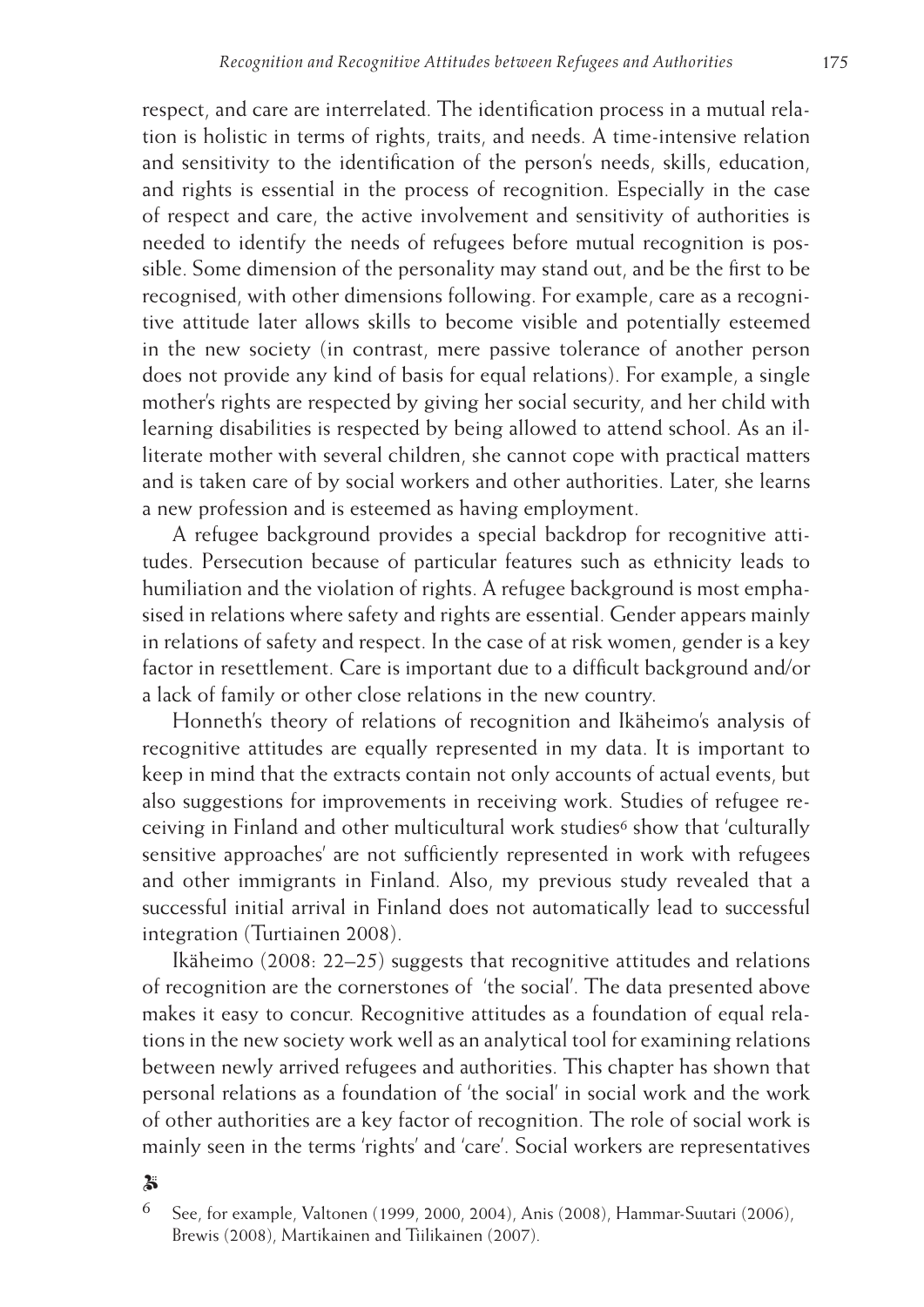respect, and care are interrelated. The identification process in a mutual relation is holistic in terms of rights, traits, and needs. A time-intensive relation and sensitivity to the identification of the person's needs, skills, education, and rights is essential in the process of recognition. Especially in the case of respect and care, the active involvement and sensitivity of authorities is needed to identify the needs of refugees before mutual recognition is possible. Some dimension of the personality may stand out, and be the first to be recognised, with other dimensions following. For example, care as a recognitive attitude later allows skills to become visible and potentially esteemed in the new society (in contrast, mere passive tolerance of another person does not provide any kind of basis for equal relations). For example, a single mother's rights are respected by giving her social security, and her child with learning disabilities is respected by being allowed to attend school. As an illiterate mother with several children, she cannot cope with practical matters and is taken care of by social workers and other authorities. Later, she learns a new profession and is esteemed as having employment.

A refugee background provides a special backdrop for recognitive attitudes. Persecution because of particular features such as ethnicity leads to humiliation and the violation of rights. A refugee background is most emphasised in relations where safety and rights are essential. Gender appears mainly in relations of safety and respect. In the case of at risk women, gender is a key factor in resettlement. Care is important due to a difficult background and/or a lack of family or other close relations in the new country.

Honneth's theory of relations of recognition and Ikäheimo's analysis of recognitive attitudes are equally represented in my data. It is important to keep in mind that the extracts contain not only accounts of actual events, but also suggestions for improvements in receiving work. Studies of refugee receiving in Finland and other multicultural work studies[6] show that 'culturally sensitive approaches' are not sufficiently represented in work with refugees and other immigrants in Finland. Also, my previous study revealed that a successful initial arrival in Finland does not automatically lead to successful integration (Turtiainen 2008).

Ikäheimo (2008: 22–25) suggests that recognitive attitudes and relations of recognition are the cornerstones of 'the social'. The data presented above makes it easy to concur. Recognitive attitudes as a foundation of equal relations in the new society work well as an analytical tool for examining relations between newly arrived refugees and authorities. This chapter has shown that personal relations as a foundation of 'the social' in social work and the work of other authorities are a key factor of recognition. The role of social work is mainly seen in the terms 'rights' and 'care'. Social workers are representatives

---

6 See, for example, Valtonen (1999, 2000, 2004), Anis (2008), Hammar-Suutari (2006), Brewis (2008), Martikainen and Tiilikainen (2007).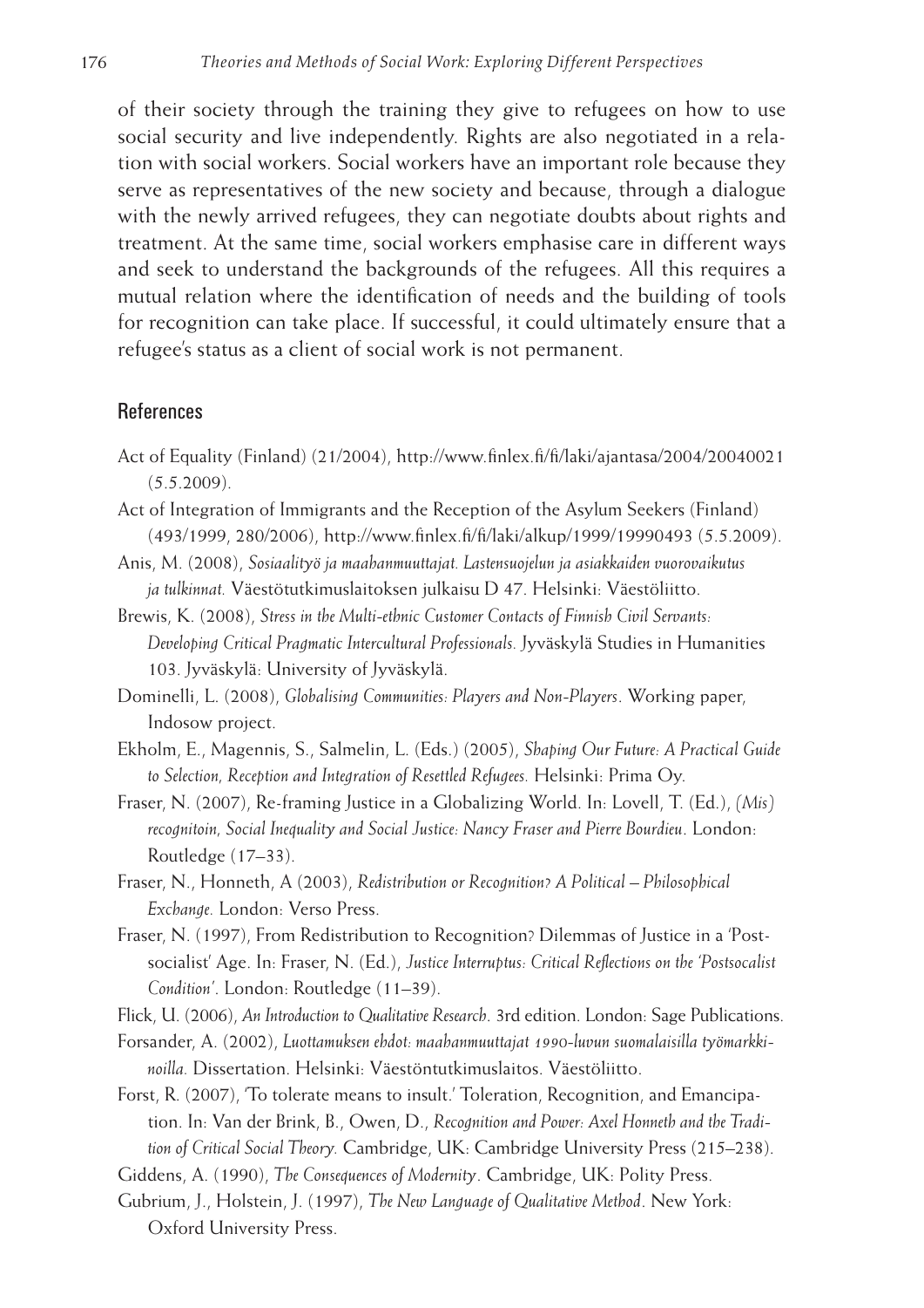of their society through the training they give to refugees on how to use social security and live independently. Rights are also negotiated in a relation with social workers. Social workers have an important role because they serve as representatives of the new society and because, through a dialogue with the newly arrived refugees, they can negotiate doubts about rights and treatment. At the same time, social workers emphasise care in different ways and seek to understand the backgrounds of the refugees. All this requires a mutual relation where the identification of needs and the building of tools for recognition can take place. If successful, it could ultimately ensure that a refugee's status as a client of social work is not permanent.

## References

Act of Equality (Finland) (21/2004), http://www.finlex.fi/fi/laki/ajantasa/2004/20040021 (5.5.2009).

Act of Integration of Immigrants and the Reception of the Asylum Seekers (Finland) (493/1999, 280/2006), http://www.finlex.fi/fi/laki/alkup/1999/19990493 (5.5.2009).

Anis, M. (2008), *Sosiaalityö ja maahanmuuttajat. Lastensuojelun ja asiakkaiden vuorovaikutus ja tulkinnat.* Väestötutkimuslaitoksen julkaisu D 47. Helsinki: Väestöliitto.

Brewis, K. (2008), *Stress in the Multi-ethnic Customer Contacts of Finnish Civil Servants: Developing Critical Pragmatic Intercultural Professionals.* Jyväskylä Studies in Humanities 103. Jyväskylä: University of Jyväskylä.

Dominelli, L. (2008), *Globalising Communities: Players and Non-Players*. Working paper, Indosow project.

Ekholm, E., Magennis, S., Salmelin, L. (Eds.) (2005), *Shaping Our Future: A Practical Guide to Selection, Reception and Integration of Resettled Refugees.* Helsinki: Prima Oy.

Fraser, N. (2007), Re-framing Justice in a Globalizing World. In: Lovell, T. (Ed.), *(Mis) recognitoin, Social Inequality and Social Justice: Nancy Fraser and Pierre Bourdieu.* London: Routledge (17–33).

Fraser, N., Honneth, A (2003), *Redistribution or Recognition? A Political – Philosophical Exchange.* London: Verso Press.

Fraser, N. (1997), From Redistribution to Recognition? Dilemmas of Justice in a 'Post-socialist' Age. In: Fraser, N. (Ed.), *Justice Interruptus: Critical Reflections on the 'Postsocalist Condition'*. London: Routledge (11–39).

Flick, U. (2006), *An Introduction to Qualitative Research.* 3rd edition. London: Sage Publications.

Forsander, A. (2002), *Luottamuksen ehdot: maahanmuuttajat 1990-luvun suomalaisilla työmarkkinoilla.* Dissertation. Helsinki: Väestöntutkimuslaitos. Väestöliitto.

Forst, R. (2007), 'To tolerate means to insult.' Toleration, Recognition, and Emancipation. In: Van der Brink, B., Owen, D., *Recognition and Power: Axel Honneth and the Tradition of Critical Social Theory.* Cambridge, UK: Cambridge University Press (215–238).

Giddens, A. (1990), *The Consequences of Modernity*. Cambridge, UK: Polity Press.

Gubrium, J., Holstein, J. (1997), *The New Language of Qualitative Method*. New York: Oxford University Press.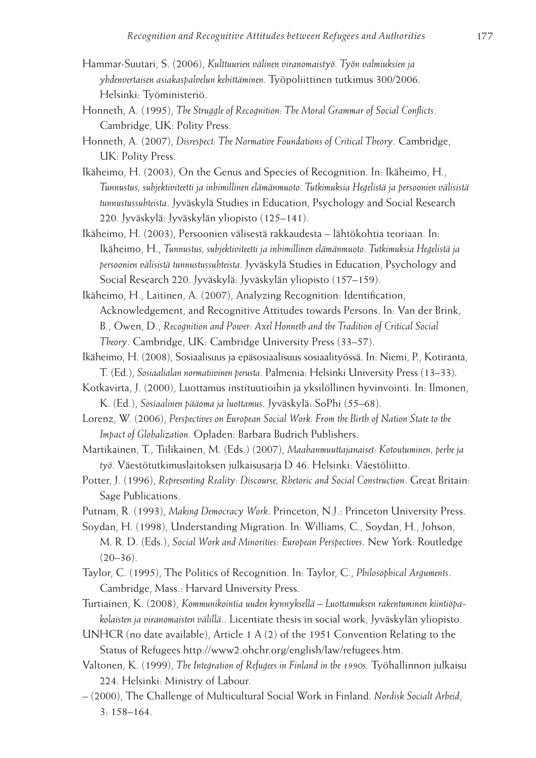Hammar-Suutari, S. (2006), *Kulttuurien välinen viranomaistyö. Työn valmiuksien ja yhdenvertaisen asiakaspalvelun kehittäminen.* Työpoliittinen tutkimus 300/2006. Helsinki: Työministeriö.

Honneth, A. (1995), *The Struggle of Recognition: The Moral Grammar of Social Conflicts*. Cambridge, UK: Polity Press.

Honneth, A. (2007), *Disrespect: The Normative Foundations of Critical Theory*. Cambridge, UK: Polity Press.

Ikäheimo, H. (2003), On the Genus and Species of Recognition. In: Ikäheimo, H., *Tunnustus, subjektiviteetti ja inhimillinen elämänmuoto. Tutkimuksia Hegelistä ja persoonien välisistä tunnustussuhteista*. Jyväskylä Studies in Education, Psychology and Social Research 220. Jyväskylä: Jyväskylän yliopisto (125–141).

Ikäheimo, H. (2003), Persoonien välisestä rakkaudesta – lähtökohtia teoriaan. In: Ikäheimo, H., *Tunnustus, subjektiviteetti ja inhimillinen elämänmuoto. Tutkimuksia Hegelistä ja persoonien välisistä tunnustussuhteista.* Jyväskylä Studies in Education, Psychology and Social Research 220. Jyväskylä: Jyväskylän yliopisto (157–159).

Ikäheimo, H., Laitinen, A. (2007), Analyzing Recognition: Identification, Acknowledgement, and Recognitive Attitudes towards Persons. In: Van der Brink, B., Owen, D., *Recognition and Power: Axel Honneth and the Tradition of Critical Social Theory*. Cambridge, UK: Cambridge University Press (33–57).

Ikäheimo, H. (2008), Sosiaalisuus ja epäsosiaalisuus sosiaalityössä. In: Niemi, P., Kotiranta, T. (Ed.), *Sosiaalialan normatiivinen perusta*. Palmenia: Helsinki University Press (13–33).

Kotkavirta, J. (2000), Luottamus instituutioihin ja yksilöllinen hyvinvointi. In: Ilmonen, K. (Ed.), *Sosiaalinen pääoma ja luottamus*. Jyväskylä: SoPhi (55–68).

Lorenz, W. (2006), *Perspectives on European Social Work: From the Birth of Nation State to the Impact of Globalization.* Opladen: Barbara Budrich Publishers.

Martikainen, T., Tiilikainen, M. (Eds.) (2007), *Maahanmuuttajanaiset: Kotoutuminen, perhe ja työ.* Väestötutkimuslaitoksen julkaisusarja D 46. Helsinki: Väestöliitto.

Potter, J. (1996), *Representing Reality: Discourse, Rhetoric and Social Construction*. Great Britain: Sage Publications.

Putnam, R. (1993), *Making Democracy Work*. Princeton, N.J.: Princeton University Press.

Soydan, H. (1998), Understanding Migration. In: Williams, C., Soydan, H., Johson, M. R. D. (Eds.), *Social Work and Minorities: European Perspectives*. New York: Routledge (20–36).

Taylor, C. (1995), The Politics of Recognition. In: Taylor, C., *Philosophical Arguments*. Cambridge, Mass.: Harvard University Press.

Turtiainen, K. (2008), *Kommunikointia uuden kynnyksellä – Luottamuksen rakentuminen kiintiöpakolaisten ja viranomaisten välillä.*. Licentiate thesis in social work, Jyväskylän yliopisto.

UNHCR (no date available), Article 1 A (2) of the 1951 Convention Relating to the Status of Refugees http://www2.ohchr.org/english/law/refugees.htm.

Valtonen, K. (1999), *The Integration of Refugees in Finland in the 1990s.* Työhallinnon julkaisu 224. Helsinki: Ministry of Labour.

– (2000), The Challenge of Multicultural Social Work in Finland. *Nordisk Socialt Arbeid*, 3: 158–164.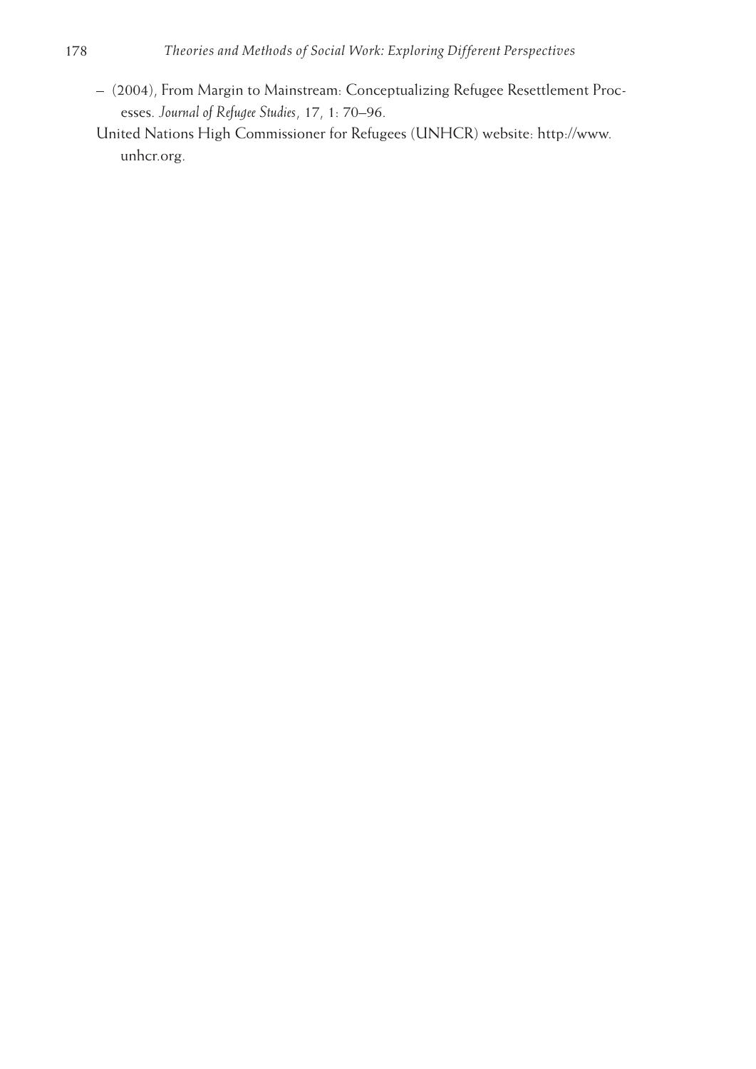– (2004), From Margin to Mainstream: Conceptualizing Refugee Resettlement Processes. *Journal of Refugee Studies*, 17, 1: 70–96.

United Nations High Commissioner for Refugees (UNHCR) website: http://www.unhcr.org.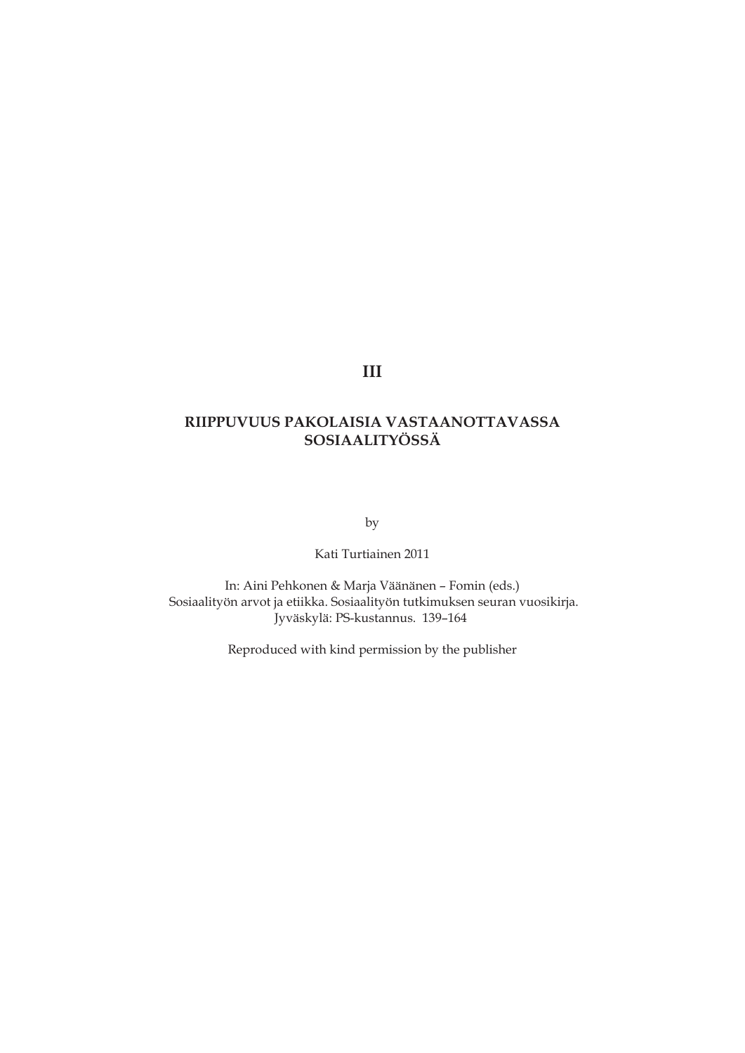# III

## RIIPPUVUUS PAKOLAISIA VASTAANOTTAVASSA SOSIAALITYÖSSÄ

by

Kati Turtiainen 2011

In: Aini Pehkonen & Marja Väänänen – Fomin (eds.)
Sosiaalityön arvot ja etiikka. Sosiaalityön tutkimuksen seuran vuosikirja.
Jyväskylä: PS-kustannus. 139–164

Reproduced with kind permission by the publisher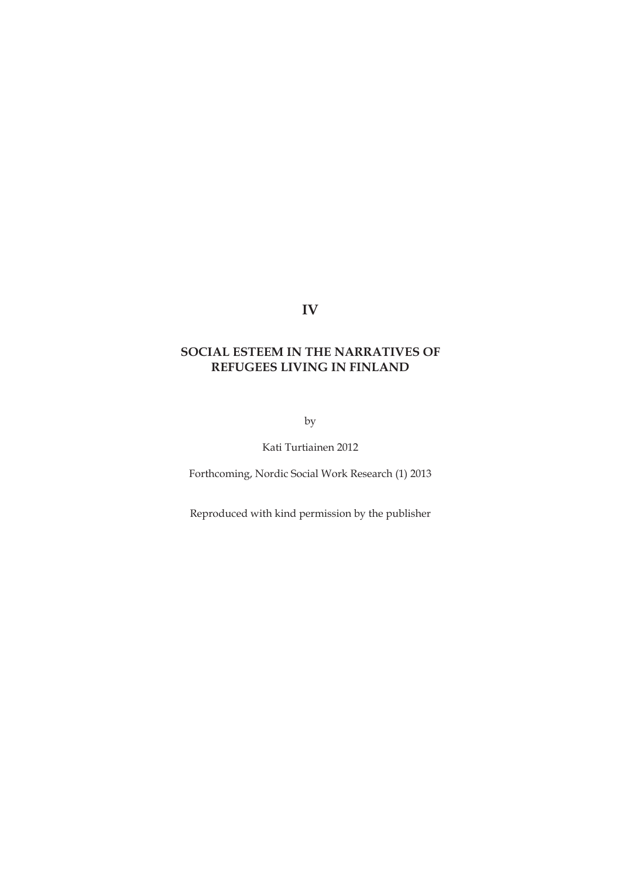# IV

## SOCIAL ESTEEM IN THE NARRATIVES OF REFUGEES LIVING IN FINLAND

by

Kati Turtiainen 2012

Forthcoming, Nordic Social Work Research (1) 2013

Reproduced with kind permission by the publisher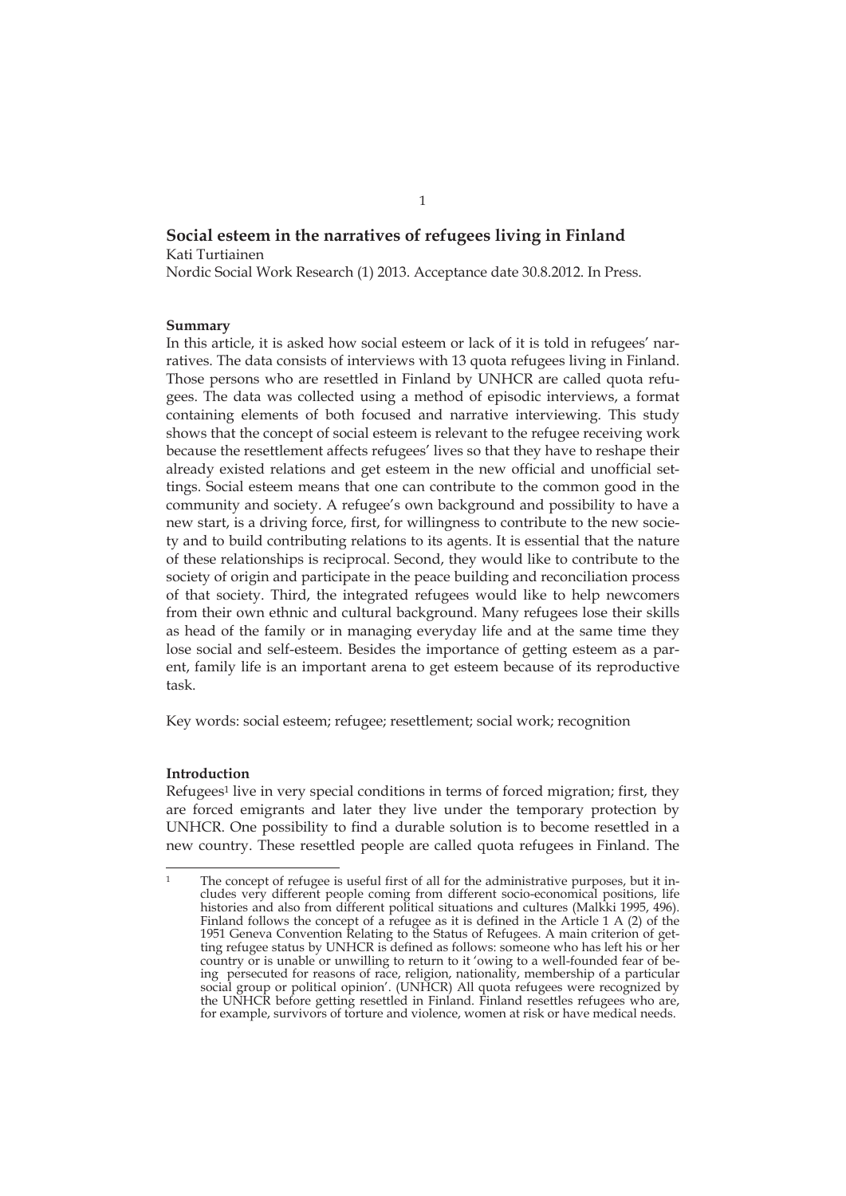# Social esteem in the narratives of refugees living in Finland

Kati Turtiainen

Nordic Social Work Research (1) 2013. Acceptance date 30.8.2012. In Press.

## Summary

In this article, it is asked how social esteem or lack of it is told in refugees' narratives. The data consists of interviews with 13 quota refugees living in Finland. Those persons who are resettled in Finland by UNHCR are called quota refugees. The data was collected using a method of episodic interviews, a format containing elements of both focused and narrative interviewing. This study shows that the concept of social esteem is relevant to the refugee receiving work because the resettlement affects refugees' lives so that they have to reshape their already existed relations and get esteem in the new official and unofficial settings. Social esteem means that one can contribute to the common good in the community and society. A refugee's own background and possibility to have a new start, is a driving force, first, for willingness to contribute to the new society and to build contributing relations to its agents. It is essential that the nature of these relationships is reciprocal. Second, they would like to contribute to the society of origin and participate in the peace building and reconciliation process of that society. Third, the integrated refugees would like to help newcomers from their own ethnic and cultural background. Many refugees lose their skills as head of the family or in managing everyday life and at the same time they lose social and self-esteem. Besides the importance of getting esteem as a parent, family life is an important arena to get esteem because of its reproductive task.

Key words: social esteem; refugee; resettlement; social work; recognition

## Introduction

Refugees[1] live in very special conditions in terms of forced migration; first, they are forced emigrants and later they live under the temporary protection by UNHCR. One possibility to find a durable solution is to become resettled in a new country. These resettled people are called quota refugees in Finland. The

---

[1] The concept of refugee is useful first of all for the administrative purposes, but it includes very different people coming from different socio-economical positions, life histories and also from different political situations and cultures (Malkki 1995, 496). Finland follows the concept of a refugee as it is defined in the Article 1 A (2) of the 1951 Geneva Convention Relating to the Status of Refugees. A main criterion of getting refugee status by UNHCR is defined as follows: someone who has left his or her country or is unable or unwilling to return to it 'owing to a well-founded fear of being persecuted for reasons of race, religion, nationality, membership of a particular social group or political opinion'. (UNHCR) All quota refugees were recognized by the UNHCR before getting resettled in Finland. Finland resettles refugees who are, for example, survivors of torture and violence, women at risk or have medical needs.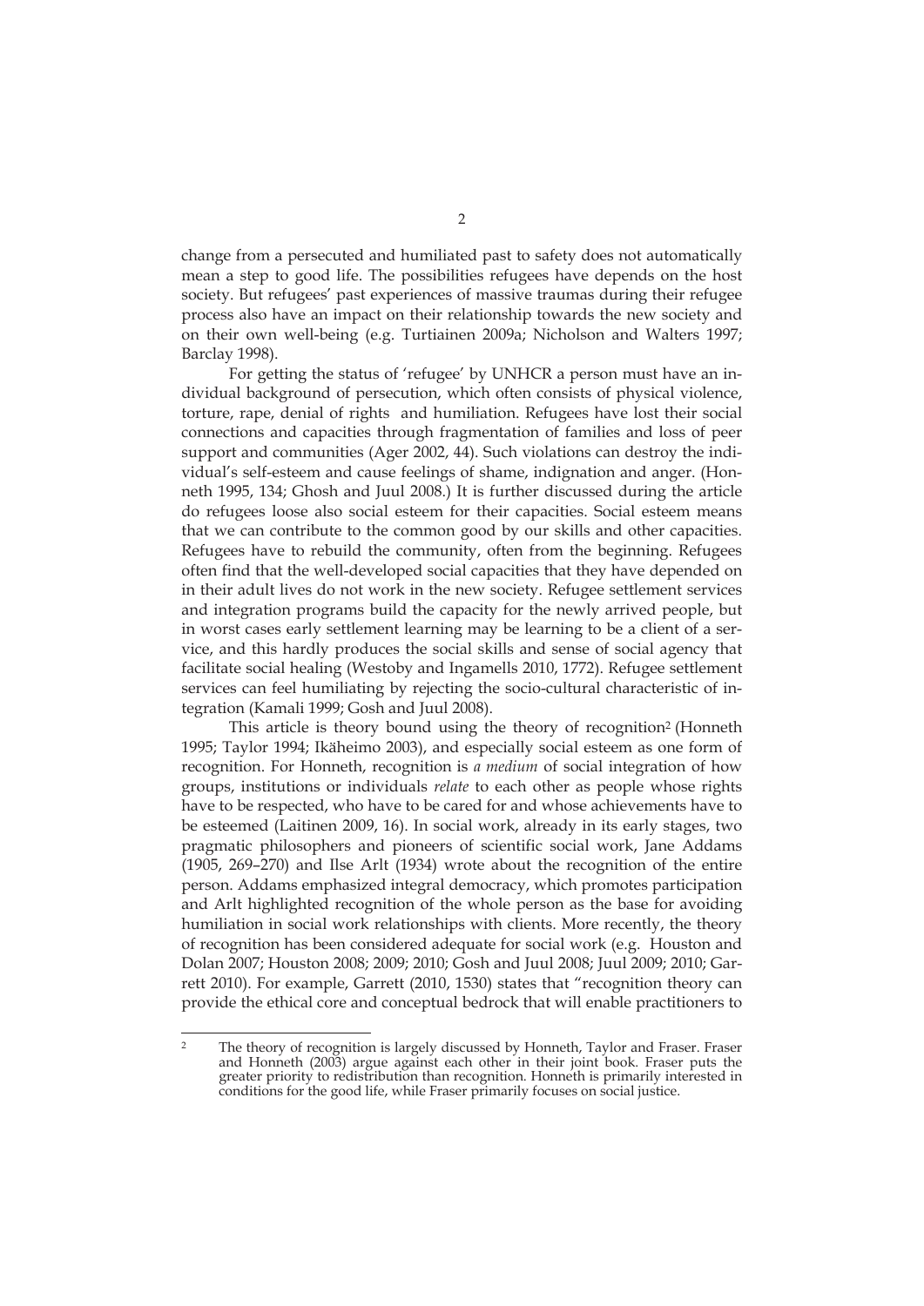change from a persecuted and humiliated past to safety does not automatically mean a step to good life. The possibilities refugees have depends on the host society. But refugees' past experiences of massive traumas during their refugee process also have an impact on their relationship towards the new society and on their own well-being (e.g. Turtiainen 2009a; Nicholson and Walters 1997; Barclay 1998).

For getting the status of 'refugee' by UNHCR a person must have an individual background of persecution, which often consists of physical violence, torture, rape, denial of rights and humiliation. Refugees have lost their social connections and capacities through fragmentation of families and loss of peer support and communities (Ager 2002, 44). Such violations can destroy the individual's self-esteem and cause feelings of shame, indignation and anger. (Honneth 1995, 134; Ghosh and Juul 2008.) It is further discussed during the article do refugees loose also social esteem for their capacities. Social esteem means that we can contribute to the common good by our skills and other capacities. Refugees have to rebuild the community, often from the beginning. Refugees often find that the well-developed social capacities that they have depended on in their adult lives do not work in the new society. Refugee settlement services and integration programs build the capacity for the newly arrived people, but in worst cases early settlement learning may be learning to be a client of a service, and this hardly produces the social skills and sense of social agency that facilitate social healing (Westoby and Ingamells 2010, 1772). Refugee settlement services can feel humiliating by rejecting the socio-cultural characteristic of integration (Kamali 1999; Gosh and Juul 2008).

This article is theory bound using the theory of recognition[2] (Honneth 1995; Taylor 1994; Ikäheimo 2003), and especially social esteem as one form of recognition. For Honneth, recognition is *a medium* of social integration of how groups, institutions or individuals *relate* to each other as people whose rights have to be respected, who have to be cared for and whose achievements have to be esteemed (Laitinen 2009, 16). In social work, already in its early stages, two pragmatic philosophers and pioneers of scientific social work, Jane Addams (1905, 269–270) and Ilse Arlt (1934) wrote about the recognition of the entire person. Addams emphasized integral democracy, which promotes participation and Arlt highlighted recognition of the whole person as the base for avoiding humiliation in social work relationships with clients. More recently, the theory of recognition has been considered adequate for social work (e.g. Houston and Dolan 2007; Houston 2008; 2009; 2010; Gosh and Juul 2008; Juul 2009; 2010; Garrett 2010). For example, Garrett (2010, 1530) states that "recognition theory can provide the ethical core and conceptual bedrock that will enable practitioners to

[2] The theory of recognition is largely discussed by Honneth, Taylor and Fraser. Fraser and Honneth (2003) argue against each other in their joint book. Fraser puts the greater priority to redistribution than recognition. Honneth is primarily interested in conditions for the good life, while Fraser primarily focuses on social justice.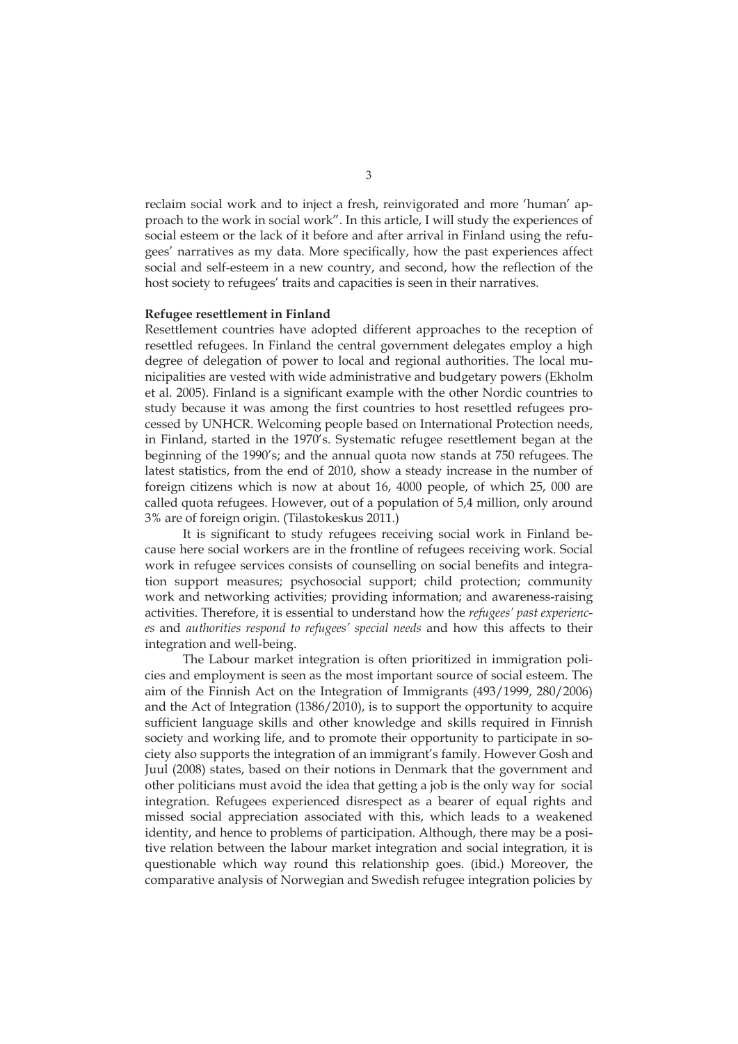reclaim social work and to inject a fresh, reinvigorated and more 'human' approach to the work in social work". In this article, I will study the experiences of social esteem or the lack of it before and after arrival in Finland using the refugees' narratives as my data. More specifically, how the past experiences affect social and self-esteem in a new country, and second, how the reflection of the host society to refugees' traits and capacities is seen in their narratives.

**Refugee resettlement in Finland**

Resettlement countries have adopted different approaches to the reception of resettled refugees. In Finland the central government delegates employ a high degree of delegation of power to local and regional authorities. The local municipalities are vested with wide administrative and budgetary powers (Ekholm et al. 2005). Finland is a significant example with the other Nordic countries to study because it was among the first countries to host resettled refugees processed by UNHCR. Welcoming people based on International Protection needs, in Finland, started in the 1970's. Systematic refugee resettlement began at the beginning of the 1990's; and the annual quota now stands at 750 refugees. The latest statistics, from the end of 2010, show a steady increase in the number of foreign citizens which is now at about 16, 4000 people, of which 25, 000 are called quota refugees. However, out of a population of 5,4 million, only around 3% are of foreign origin. (Tilastokeskus 2011.)

It is significant to study refugees receiving social work in Finland because here social workers are in the frontline of refugees receiving work. Social work in refugee services consists of counselling on social benefits and integration support measures; psychosocial support; child protection; community work and networking activities; providing information; and awareness-raising activities. Therefore, it is essential to understand how the *refugees' past experiences* and *authorities respond to refugees' special needs* and how this affects to their integration and well-being.

The Labour market integration is often prioritized in immigration policies and employment is seen as the most important source of social esteem. The aim of the Finnish Act on the Integration of Immigrants (493/1999, 280/2006) and the Act of Integration (1386/2010), is to support the opportunity to acquire sufficient language skills and other knowledge and skills required in Finnish society and working life, and to promote their opportunity to participate in society also supports the integration of an immigrant's family. However Gosh and Juul (2008) states, based on their notions in Denmark that the government and other politicians must avoid the idea that getting a job is the only way for social integration. Refugees experienced disrespect as a bearer of equal rights and missed social appreciation associated with this, which leads to a weakened identity, and hence to problems of participation. Although, there may be a positive relation between the labour market integration and social integration, it is questionable which way round this relationship goes. (ibid.) Moreover, the comparative analysis of Norwegian and Swedish refugee integration policies by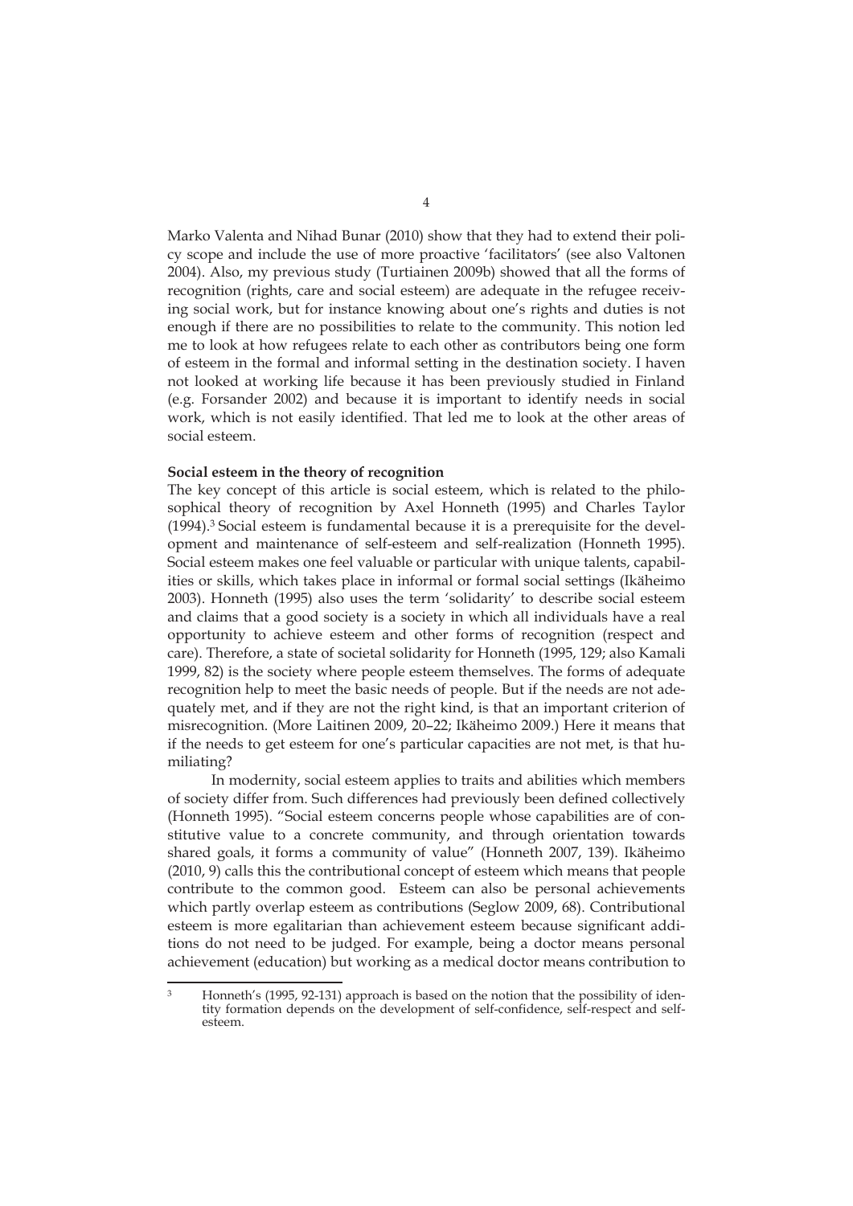Marko Valenta and Nihad Bunar (2010) show that they had to extend their policy scope and include the use of more proactive 'facilitators' (see also Valtonen 2004). Also, my previous study (Turtiainen 2009b) showed that all the forms of recognition (rights, care and social esteem) are adequate in the refugee receiving social work, but for instance knowing about one's rights and duties is not enough if there are no possibilities to relate to the community. This notion led me to look at how refugees relate to each other as contributors being one form of esteem in the formal and informal setting in the destination society. I haven not looked at working life because it has been previously studied in Finland (e.g. Forsander 2002) and because it is important to identify needs in social work, which is not easily identified. That led me to look at the other areas of social esteem.

**Social esteem in the theory of recognition**

The key concept of this article is social esteem, which is related to the philosophical theory of recognition by Axel Honneth (1995) and Charles Taylor (1994).[3] Social esteem is fundamental because it is a prerequisite for the development and maintenance of self-esteem and self-realization (Honneth 1995). Social esteem makes one feel valuable or particular with unique talents, capabilities or skills, which takes place in informal or formal social settings (Ikäheimo 2003). Honneth (1995) also uses the term 'solidarity' to describe social esteem and claims that a good society is a society in which all individuals have a real opportunity to achieve esteem and other forms of recognition (respect and care). Therefore, a state of societal solidarity for Honneth (1995, 129; also Kamali 1999, 82) is the society where people esteem themselves. The forms of adequate recognition help to meet the basic needs of people. But if the needs are not adequately met, and if they are not the right kind, is that an important criterion of misrecognition. (More Laitinen 2009, 20–22; Ikäheimo 2009.) Here it means that if the needs to get esteem for one's particular capacities are not met, is that humiliating?

In modernity, social esteem applies to traits and abilities which members of society differ from. Such differences had previously been defined collectively (Honneth 1995). "Social esteem concerns people whose capabilities are of constitutive value to a concrete community, and through orientation towards shared goals, it forms a community of value" (Honneth 2007, 139). Ikäheimo (2010, 9) calls this the contributional concept of esteem which means that people contribute to the common good. Esteem can also be personal achievements which partly overlap esteem as contributions (Seglow 2009, 68). Contributional esteem is more egalitarian than achievement esteem because significant additions do not need to be judged. For example, being a doctor means personal achievement (education) but working as a medical doctor means contribution to

[3] Honneth's (1995, 92-131) approach is based on the notion that the possibility of identity formation depends on the development of self-confidence, self-respect and self-esteem.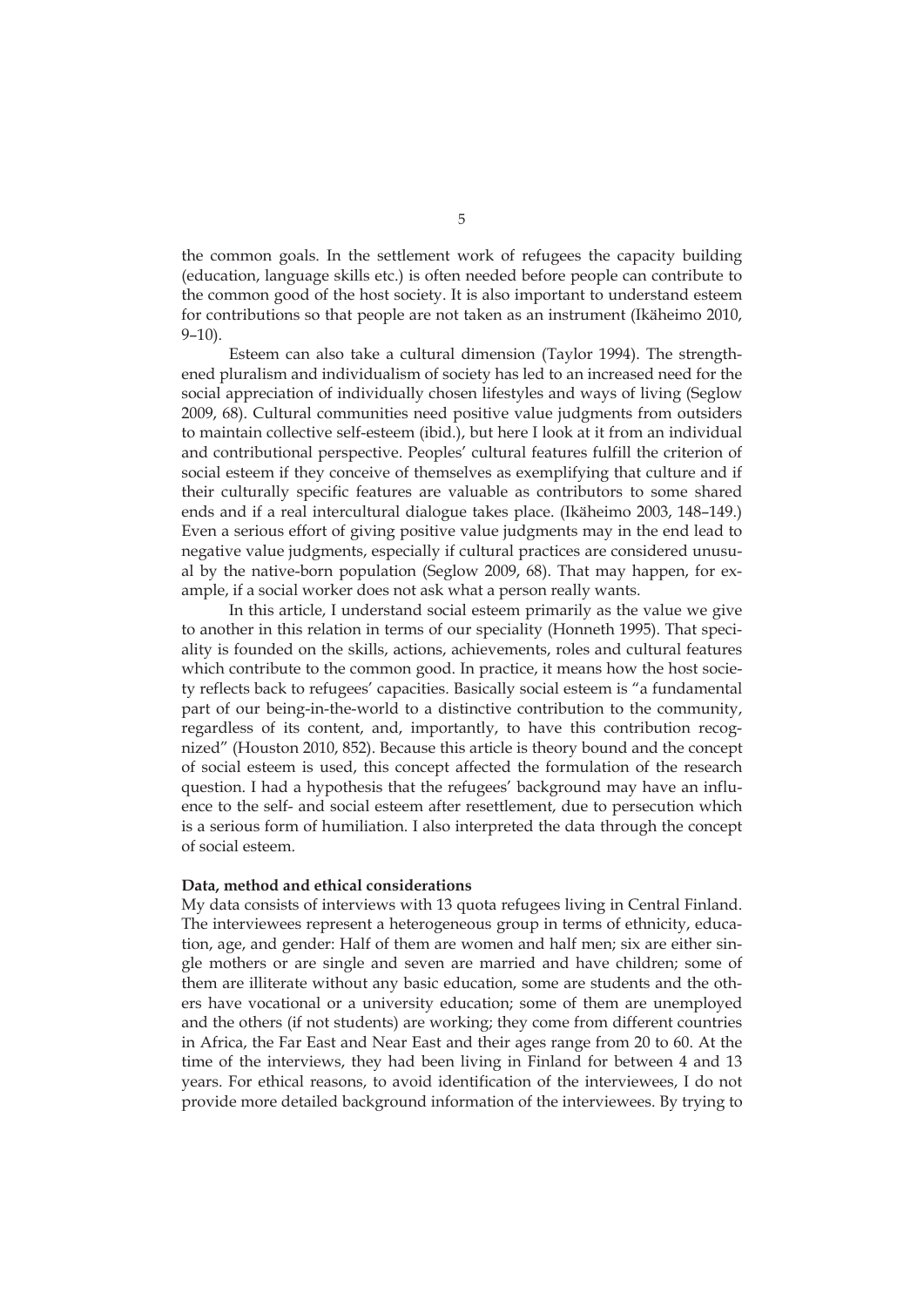the common goals. In the settlement work of refugees the capacity building (education, language skills etc.) is often needed before people can contribute to the common good of the host society. It is also important to understand esteem for contributions so that people are not taken as an instrument (Ikäheimo 2010, 9–10).

Esteem can also take a cultural dimension (Taylor 1994). The strengthened pluralism and individualism of society has led to an increased need for the social appreciation of individually chosen lifestyles and ways of living (Seglow 2009, 68). Cultural communities need positive value judgments from outsiders to maintain collective self-esteem (ibid.), but here I look at it from an individual and contributional perspective. Peoples' cultural features fulfill the criterion of social esteem if they conceive of themselves as exemplifying that culture and if their culturally specific features are valuable as contributors to some shared ends and if a real intercultural dialogue takes place. (Ikäheimo 2003, 148–149.) Even a serious effort of giving positive value judgments may in the end lead to negative value judgments, especially if cultural practices are considered unusual by the native-born population (Seglow 2009, 68). That may happen, for example, if a social worker does not ask what a person really wants.

In this article, I understand social esteem primarily as the value we give to another in this relation in terms of our speciality (Honneth 1995). That speciality is founded on the skills, actions, achievements, roles and cultural features which contribute to the common good. In practice, it means how the host society reflects back to refugees' capacities. Basically social esteem is "a fundamental part of our being-in-the-world to a distinctive contribution to the community, regardless of its content, and, importantly, to have this contribution recognized" (Houston 2010, 852). Because this article is theory bound and the concept of social esteem is used, this concept affected the formulation of the research question. I had a hypothesis that the refugees' background may have an influence to the self- and social esteem after resettlement, due to persecution which is a serious form of humiliation. I also interpreted the data through the concept of social esteem.

**Data, method and ethical considerations**

My data consists of interviews with 13 quota refugees living in Central Finland. The interviewees represent a heterogeneous group in terms of ethnicity, education, age, and gender: Half of them are women and half men; six are either single mothers or are single and seven are married and have children; some of them are illiterate without any basic education, some are students and the others have vocational or a university education; some of them are unemployed and the others (if not students) are working; they come from different countries in Africa, the Far East and Near East and their ages range from 20 to 60. At the time of the interviews, they had been living in Finland for between 4 and 13 years. For ethical reasons, to avoid identification of the interviewees, I do not provide more detailed background information of the interviewees. By trying to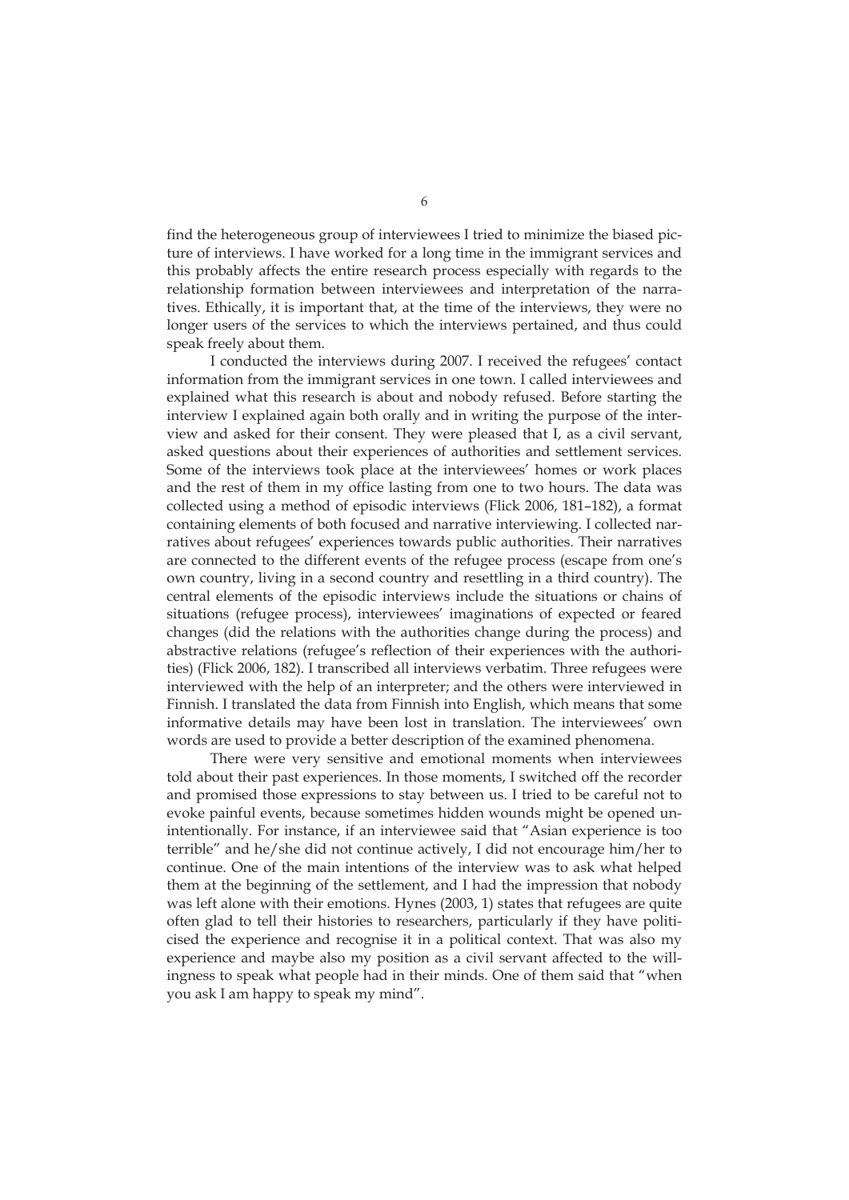find the heterogeneous group of interviewees I tried to minimize the biased picture of interviews. I have worked for a long time in the immigrant services and this probably affects the entire research process especially with regards to the relationship formation between interviewees and interpretation of the narratives. Ethically, it is important that, at the time of the interviews, they were no longer users of the services to which the interviews pertained, and thus could speak freely about them.

I conducted the interviews during 2007. I received the refugees' contact information from the immigrant services in one town. I called interviewees and explained what this research is about and nobody refused. Before starting the interview I explained again both orally and in writing the purpose of the interview and asked for their consent. They were pleased that I, as a civil servant, asked questions about their experiences of authorities and settlement services. Some of the interviews took place at the interviewees' homes or work places and the rest of them in my office lasting from one to two hours. The data was collected using a method of episodic interviews (Flick 2006, 181–182), a format containing elements of both focused and narrative interviewing. I collected narratives about refugees' experiences towards public authorities. Their narratives are connected to the different events of the refugee process (escape from one's own country, living in a second country and resettling in a third country). The central elements of the episodic interviews include the situations or chains of situations (refugee process), interviewees' imaginations of expected or feared changes (did the relations with the authorities change during the process) and abstractive relations (refugee's reflection of their experiences with the authorities) (Flick 2006, 182). I transcribed all interviews verbatim. Three refugees were interviewed with the help of an interpreter; and the others were interviewed in Finnish. I translated the data from Finnish into English, which means that some informative details may have been lost in translation. The interviewees' own words are used to provide a better description of the examined phenomena.

There were very sensitive and emotional moments when interviewees told about their past experiences. In those moments, I switched off the recorder and promised those expressions to stay between us. I tried to be careful not to evoke painful events, because sometimes hidden wounds might be opened unintentionally. For instance, if an interviewee said that "Asian experience is too terrible" and he/she did not continue actively, I did not encourage him/her to continue. One of the main intentions of the interview was to ask what helped them at the beginning of the settlement, and I had the impression that nobody was left alone with their emotions. Hynes (2003, 1) states that refugees are quite often glad to tell their histories to researchers, particularly if they have politicised the experience and recognise it in a political context. That was also my experience and maybe also my position as a civil servant affected to the willingness to speak what people had in their minds. One of them said that "when you ask I am happy to speak my mind".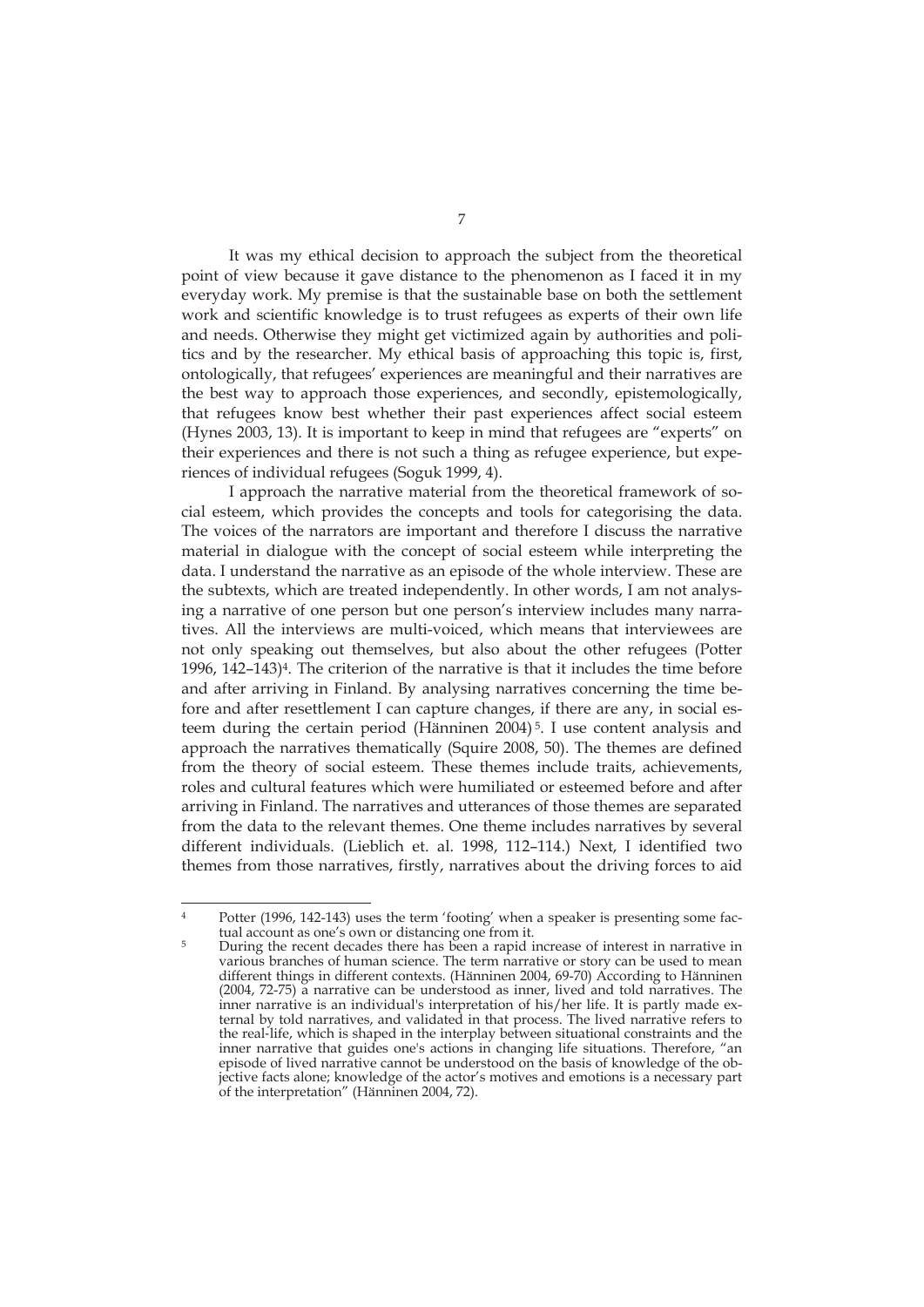It was my ethical decision to approach the subject from the theoretical point of view because it gave distance to the phenomenon as I faced it in my everyday work. My premise is that the sustainable base on both the settlement work and scientific knowledge is to trust refugees as experts of their own life and needs. Otherwise they might get victimized again by authorities and politics and by the researcher. My ethical basis of approaching this topic is, first, ontologically, that refugees' experiences are meaningful and their narratives are the best way to approach those experiences, and secondly, epistemologically, that refugees know best whether their past experiences affect social esteem (Hynes 2003, 13). It is important to keep in mind that refugees are "experts" on their experiences and there is not such a thing as refugee experience, but experiences of individual refugees (Soguk 1999, 4).

I approach the narrative material from the theoretical framework of social esteem, which provides the concepts and tools for categorising the data. The voices of the narrators are important and therefore I discuss the narrative material in dialogue with the concept of social esteem while interpreting the data. I understand the narrative as an episode of the whole interview. These are the subtexts, which are treated independently. In other words, I am not analysing a narrative of one person but one person's interview includes many narratives. All the interviews are multi-voiced, which means that interviewees are not only speaking out themselves, but also about the other refugees (Potter 1996, 142–143)[4]. The criterion of the narrative is that it includes the time before and after arriving in Finland. By analysing narratives concerning the time before and after resettlement I can capture changes, if there are any, in social esteem during the certain period (Hänninen 2004)[5]. I use content analysis and approach the narratives thematically (Squire 2008, 50). The themes are defined from the theory of social esteem. These themes include traits, achievements, roles and cultural features which were humiliated or esteemed before and after arriving in Finland. The narratives and utterances of those themes are separated from the data to the relevant themes. One theme includes narratives by several different individuals. (Lieblich et. al. 1998, 112–114.) Next, I identified two themes from those narratives, firstly, narratives about the driving forces to aid

---

[4] Potter (1996, 142-143) uses the term 'footing' when a speaker is presenting some factual account as one's own or distancing one from it.

[5] During the recent decades there has been a rapid increase of interest in narrative in various branches of human science. The term narrative or story can be used to mean different things in different contexts. (Hänninen 2004, 69-70) According to Hänninen (2004, 72-75) a narrative can be understood as inner, lived and told narratives. The inner narrative is an individual's interpretation of his/her life. It is partly made external by told narratives, and validated in that process. The lived narrative refers to the real-life, which is shaped in the interplay between situational constraints and the inner narrative that guides one's actions in changing life situations. Therefore, "an episode of lived narrative cannot be understood on the basis of knowledge of the objective facts alone; knowledge of the actor's motives and emotions is a necessary part of the interpretation" (Hänninen 2004, 72).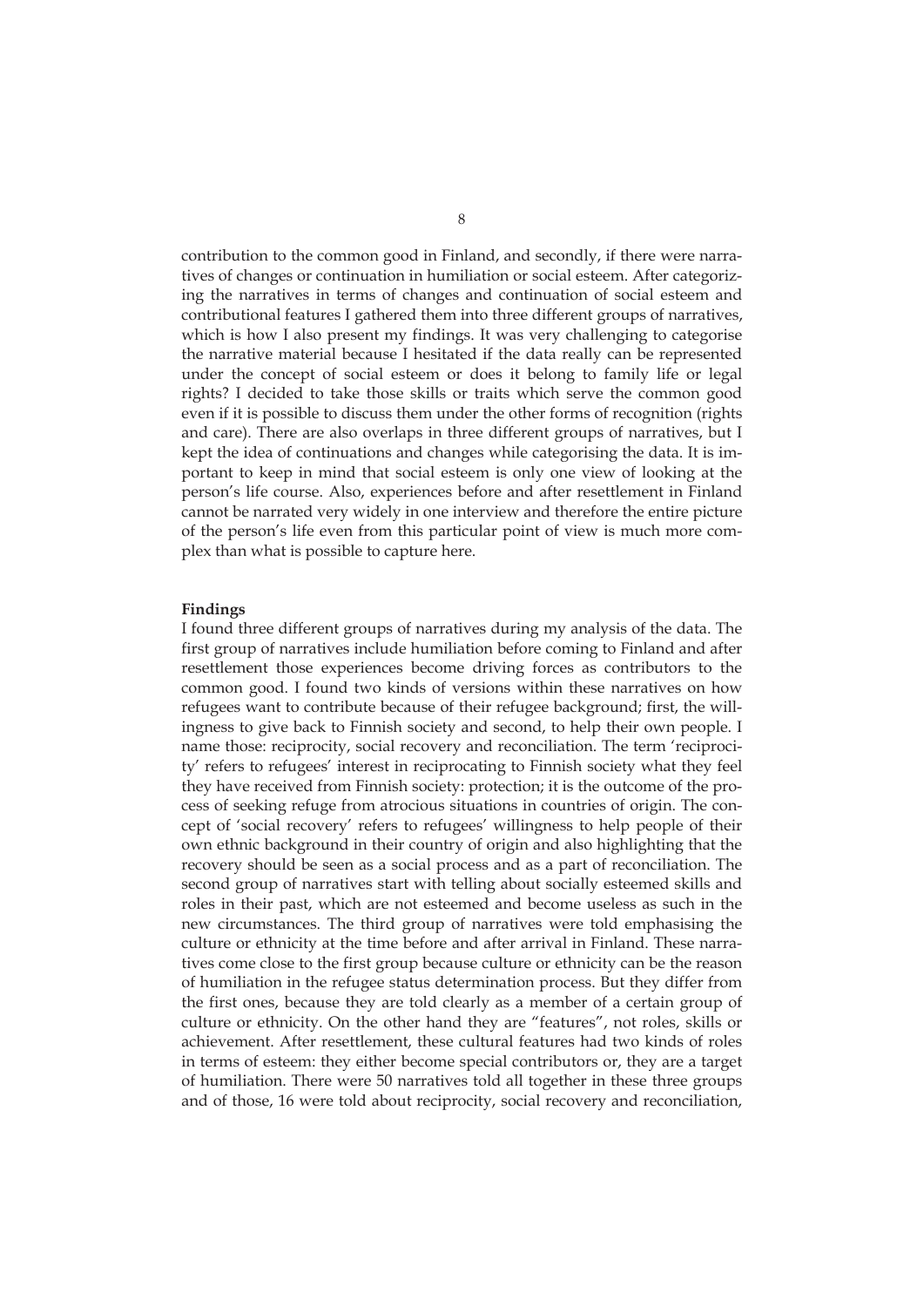contribution to the common good in Finland, and secondly, if there were narratives of changes or continuation in humiliation or social esteem. After categorizing the narratives in terms of changes and continuation of social esteem and contributional features I gathered them into three different groups of narratives, which is how I also present my findings. It was very challenging to categorise the narrative material because I hesitated if the data really can be represented under the concept of social esteem or does it belong to family life or legal rights? I decided to take those skills or traits which serve the common good even if it is possible to discuss them under the other forms of recognition (rights and care). There are also overlaps in three different groups of narratives, but I kept the idea of continuations and changes while categorising the data. It is important to keep in mind that social esteem is only one view of looking at the person's life course. Also, experiences before and after resettlement in Finland cannot be narrated very widely in one interview and therefore the entire picture of the person's life even from this particular point of view is much more complex than what is possible to capture here.

**Findings**

I found three different groups of narratives during my analysis of the data. The first group of narratives include humiliation before coming to Finland and after resettlement those experiences become driving forces as contributors to the common good. I found two kinds of versions within these narratives on how refugees want to contribute because of their refugee background; first, the willingness to give back to Finnish society and second, to help their own people. I name those: reciprocity, social recovery and reconciliation. The term 'reciprocity' refers to refugees' interest in reciprocating to Finnish society what they feel they have received from Finnish society: protection; it is the outcome of the process of seeking refuge from atrocious situations in countries of origin. The concept of 'social recovery' refers to refugees' willingness to help people of their own ethnic background in their country of origin and also highlighting that the recovery should be seen as a social process and as a part of reconciliation. The second group of narratives start with telling about socially esteemed skills and roles in their past, which are not esteemed and become useless as such in the new circumstances. The third group of narratives were told emphasising the culture or ethnicity at the time before and after arrival in Finland. These narratives come close to the first group because culture or ethnicity can be the reason of humiliation in the refugee status determination process. But they differ from the first ones, because they are told clearly as a member of a certain group of culture or ethnicity. On the other hand they are "features", not roles, skills or achievement. After resettlement, these cultural features had two kinds of roles in terms of esteem: they either become special contributors or, they are a target of humiliation. There were 50 narratives told all together in these three groups and of those, 16 were told about reciprocity, social recovery and reconciliation,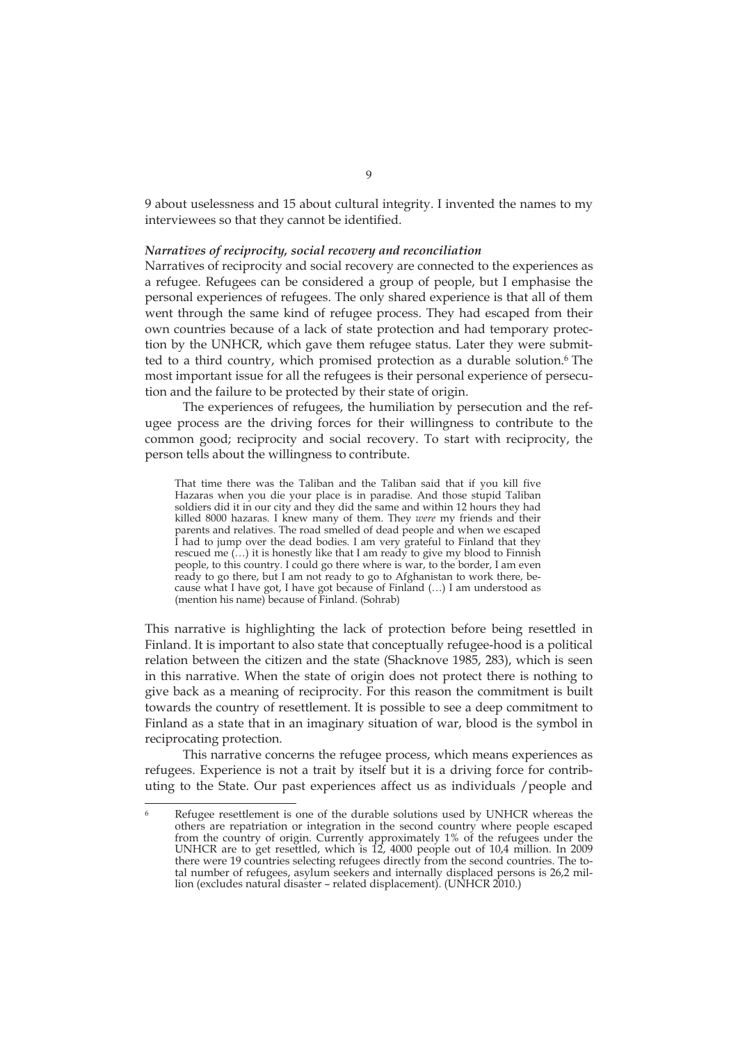9 about uselessness and 15 about cultural integrity. I invented the names to my interviewees so that they cannot be identified.

***Narratives of reciprocity, social recovery and reconciliation***

Narratives of reciprocity and social recovery are connected to the experiences as a refugee. Refugees can be considered a group of people, but I emphasise the personal experiences of refugees. The only shared experience is that all of them went through the same kind of refugee process. They had escaped from their own countries because of a lack of state protection and had temporary protection by the UNHCR, which gave them refugee status. Later they were submitted to a third country, which promised protection as a durable solution.[6] The most important issue for all the refugees is their personal experience of persecution and the failure to be protected by their state of origin.

The experiences of refugees, the humiliation by persecution and the refugee process are the driving forces for their willingness to contribute to the common good; reciprocity and social recovery. To start with reciprocity, the person tells about the willingness to contribute.

> That time there was the Taliban and the Taliban said that if you kill five Hazaras when you die your place is in paradise. And those stupid Taliban soldiers did it in our city and they did the same and within 12 hours they had killed 8000 hazaras. I knew many of them. They *were* my friends and their parents and relatives. The road smelled of dead people and when we escaped I had to jump over the dead bodies. I am very grateful to Finland that they rescued me (…) it is honestly like that I am ready to give my blood to Finnish people, to this country. I could go there where is war, to the border, I am even ready to go there, but I am not ready to go to Afghanistan to work there, because what I have got, I have got because of Finland (…) I am understood as (mention his name) because of Finland. (Sohrab)

This narrative is highlighting the lack of protection before being resettled in Finland. It is important to also state that conceptually refugee-hood is a political relation between the citizen and the state (Shacknove 1985, 283), which is seen in this narrative. When the state of origin does not protect there is nothing to give back as a meaning of reciprocity. For this reason the commitment is built towards the country of resettlement. It is possible to see a deep commitment to Finland as a state that in an imaginary situation of war, blood is the symbol in reciprocating protection.

This narrative concerns the refugee process, which means experiences as refugees. Experience is not a trait by itself but it is a driving force for contributing to the State. Our past experiences affect us as individuals /people and

---

[6] Refugee resettlement is one of the durable solutions used by UNHCR whereas the others are repatriation or integration in the second country where people escaped from the country of origin. Currently approximately 1% of the refugees under the UNHCR are to get resettled, which is 12, 4000 people out of 10,4 million. In 2009 there were 19 countries selecting refugees directly from the second countries. The total number of refugees, asylum seekers and internally displaced persons is 26,2 million (excludes natural disaster – related displacement). (UNHCR 2010.)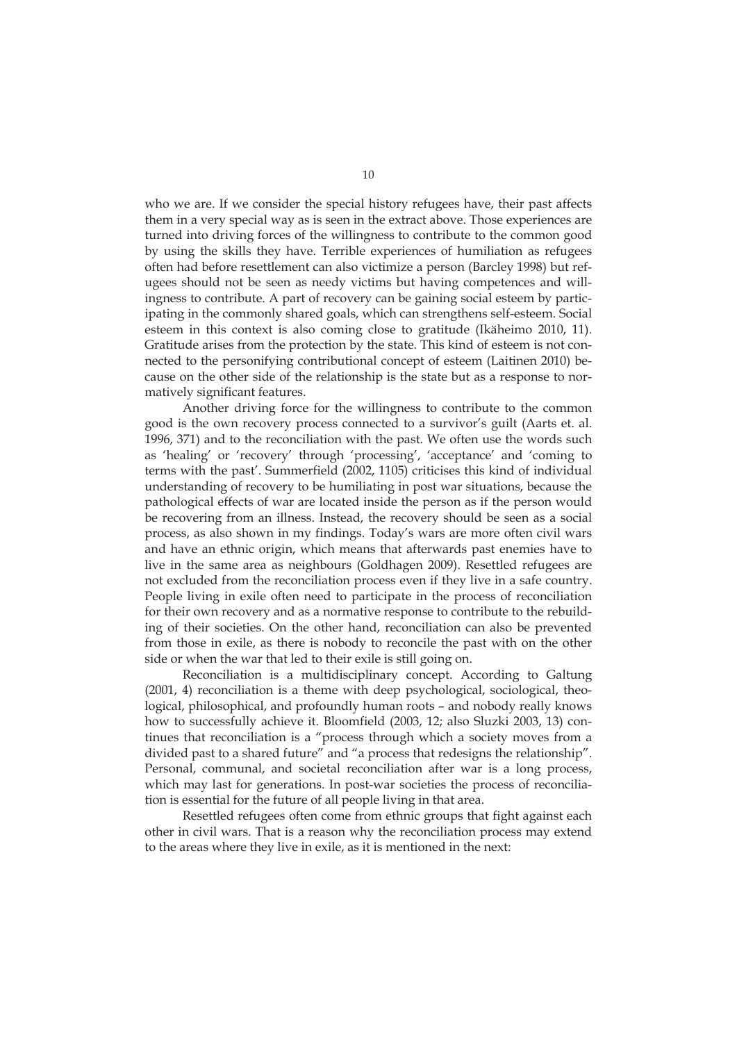who we are. If we consider the special history refugees have, their past affects them in a very special way as is seen in the extract above. Those experiences are turned into driving forces of the willingness to contribute to the common good by using the skills they have. Terrible experiences of humiliation as refugees often had before resettlement can also victimize a person (Barcley 1998) but refugees should not be seen as needy victims but having competences and willingness to contribute. A part of recovery can be gaining social esteem by participating in the commonly shared goals, which can strengthens self-esteem. Social esteem in this context is also coming close to gratitude (Ikäheimo 2010, 11). Gratitude arises from the protection by the state. This kind of esteem is not connected to the personifying contributional concept of esteem (Laitinen 2010) because on the other side of the relationship is the state but as a response to normatively significant features.

Another driving force for the willingness to contribute to the common good is the own recovery process connected to a survivor's guilt (Aarts et. al. 1996, 371) and to the reconciliation with the past. We often use the words such as 'healing' or 'recovery' through 'processing', 'acceptance' and 'coming to terms with the past'. Summerfield (2002, 1105) criticises this kind of individual understanding of recovery to be humiliating in post war situations, because the pathological effects of war are located inside the person as if the person would be recovering from an illness. Instead, the recovery should be seen as a social process, as also shown in my findings. Today's wars are more often civil wars and have an ethnic origin, which means that afterwards past enemies have to live in the same area as neighbours (Goldhagen 2009). Resettled refugees are not excluded from the reconciliation process even if they live in a safe country. People living in exile often need to participate in the process of reconciliation for their own recovery and as a normative response to contribute to the rebuilding of their societies. On the other hand, reconciliation can also be prevented from those in exile, as there is nobody to reconcile the past with on the other side or when the war that led to their exile is still going on.

Reconciliation is a multidisciplinary concept. According to Galtung (2001, 4) reconciliation is a theme with deep psychological, sociological, theological, philosophical, and profoundly human roots – and nobody really knows how to successfully achieve it. Bloomfield (2003, 12; also Sluzki 2003, 13) continues that reconciliation is a "process through which a society moves from a divided past to a shared future" and "a process that redesigns the relationship". Personal, communal, and societal reconciliation after war is a long process, which may last for generations. In post-war societies the process of reconciliation is essential for the future of all people living in that area.

Resettled refugees often come from ethnic groups that fight against each other in civil wars. That is a reason why the reconciliation process may extend to the areas where they live in exile, as it is mentioned in the next: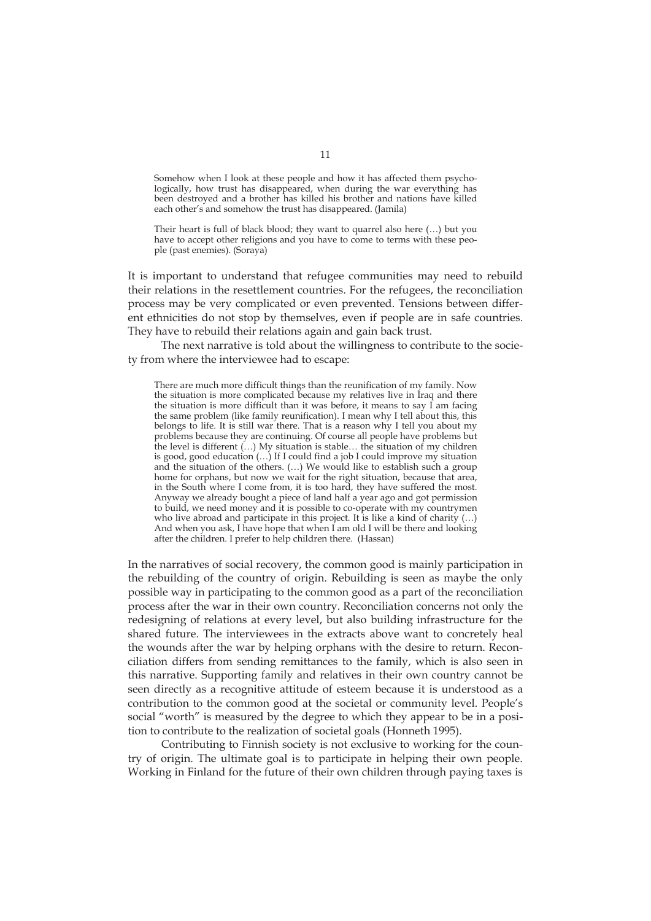> Somehow when I look at these people and how it has affected them psychologically, how trust has disappeared, when during the war everything has been destroyed and a brother has killed his brother and nations have killed each other's and somehow the trust has disappeared. (Jamila)

> Their heart is full of black blood; they want to quarrel also here (…) but you have to accept other religions and you have to come to terms with these people (past enemies). (Soraya)

It is important to understand that refugee communities may need to rebuild their relations in the resettlement countries. For the refugees, the reconciliation process may be very complicated or even prevented. Tensions between different ethnicities do not stop by themselves, even if people are in safe countries. They have to rebuild their relations again and gain back trust.

The next narrative is told about the willingness to contribute to the society from where the interviewee had to escape:

> There are much more difficult things than the reunification of my family. Now the situation is more complicated because my relatives live in Iraq and there the situation is more difficult than it was before, it means to say I am facing the same problem (like family reunification). I mean why I tell about this, this belongs to life. It is still war there. That is a reason why I tell you about my problems because they are continuing. Of course all people have problems but the level is different (…) My situation is stable… the situation of my children is good, good education (…) If I could find a job I could improve my situation and the situation of the others. (…) We would like to establish such a group home for orphans, but now we wait for the right situation, because that area, in the South where I come from, it is too hard, they have suffered the most. Anyway we already bought a piece of land half a year ago and got permission to build, we need money and it is possible to co-operate with my countrymen who live abroad and participate in this project. It is like a kind of charity (…) And when you ask, I have hope that when I am old I will be there and looking after the children. I prefer to help children there. (Hassan)

In the narratives of social recovery, the common good is mainly participation in the rebuilding of the country of origin. Rebuilding is seen as maybe the only possible way in participating to the common good as a part of the reconciliation process after the war in their own country. Reconciliation concerns not only the redesigning of relations at every level, but also building infrastructure for the shared future. The interviewees in the extracts above want to concretely heal the wounds after the war by helping orphans with the desire to return. Reconciliation differs from sending remittances to the family, which is also seen in this narrative. Supporting family and relatives in their own country cannot be seen directly as a recognitive attitude of esteem because it is understood as a contribution to the common good at the societal or community level. People's social "worth" is measured by the degree to which they appear to be in a position to contribute to the realization of societal goals (Honneth 1995).

Contributing to Finnish society is not exclusive to working for the country of origin. The ultimate goal is to participate in helping their own people. Working in Finland for the future of their own children through paying taxes is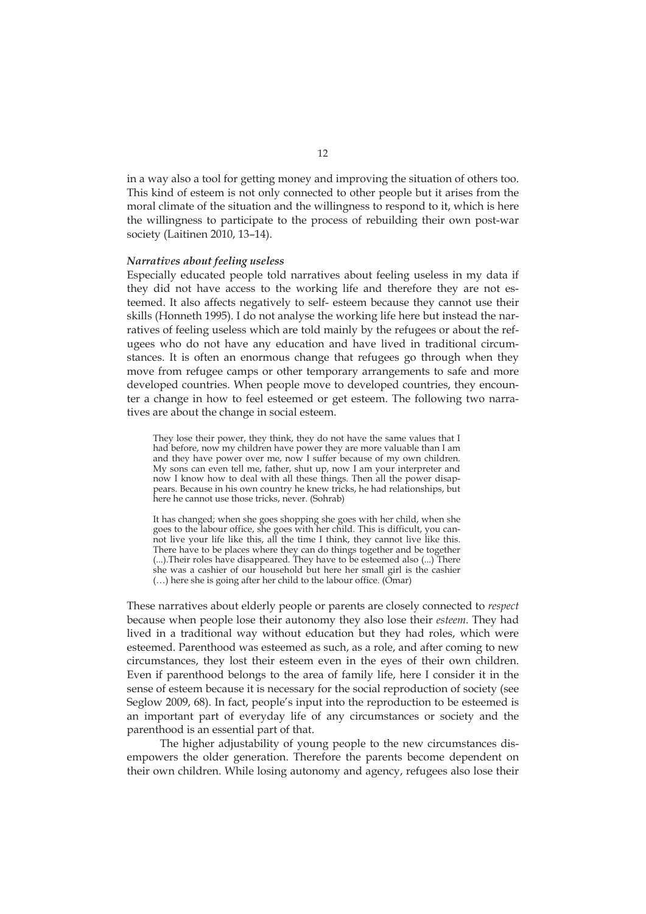in a way also a tool for getting money and improving the situation of others too. This kind of esteem is not only connected to other people but it arises from the moral climate of the situation and the willingness to respond to it, which is here the willingness to participate to the process of rebuilding their own post-war society (Laitinen 2010, 13–14).

***Narratives about feeling useless***

Especially educated people told narratives about feeling useless in my data if they did not have access to the working life and therefore they are not esteemed. It also affects negatively to self- esteem because they cannot use their skills (Honneth 1995). I do not analyse the working life here but instead the narratives of feeling useless which are told mainly by the refugees or about the refugees who do not have any education and have lived in traditional circumstances. It is often an enormous change that refugees go through when they move from refugee camps or other temporary arrangements to safe and more developed countries. When people move to developed countries, they encounter a change in how to feel esteemed or get esteem. The following two narratives are about the change in social esteem.

> They lose their power, they think, they do not have the same values that I had before, now my children have power they are more valuable than I am and they have power over me, now I suffer because of my own children. My sons can even tell me, father, shut up, now I am your interpreter and now I know how to deal with all these things. Then all the power disappears. Because in his own country he knew tricks, he had relationships, but here he cannot use those tricks, never. (Sohrab)

> It has changed; when she goes shopping she goes with her child, when she goes to the labour office, she goes with her child. This is difficult, you cannot live your life like this, all the time I think, they cannot live like this. There have to be places where they can do things together and be together (...).Their roles have disappeared. They have to be esteemed also (...) There she was a cashier of our household but here her small girl is the cashier (…) here she is going after her child to the labour office. (Omar)

These narratives about elderly people or parents are closely connected to *respect* because when people lose their autonomy they also lose their *esteem*. They had lived in a traditional way without education but they had roles, which were esteemed. Parenthood was esteemed as such, as a role, and after coming to new circumstances, they lost their esteem even in the eyes of their own children. Even if parenthood belongs to the area of family life, here I consider it in the sense of esteem because it is necessary for the social reproduction of society (see Seglow 2009, 68). In fact, people's input into the reproduction to be esteemed is an important part of everyday life of any circumstances or society and the parenthood is an essential part of that.

The higher adjustability of young people to the new circumstances disempowers the older generation. Therefore the parents become dependent on their own children. While losing autonomy and agency, refugees also lose their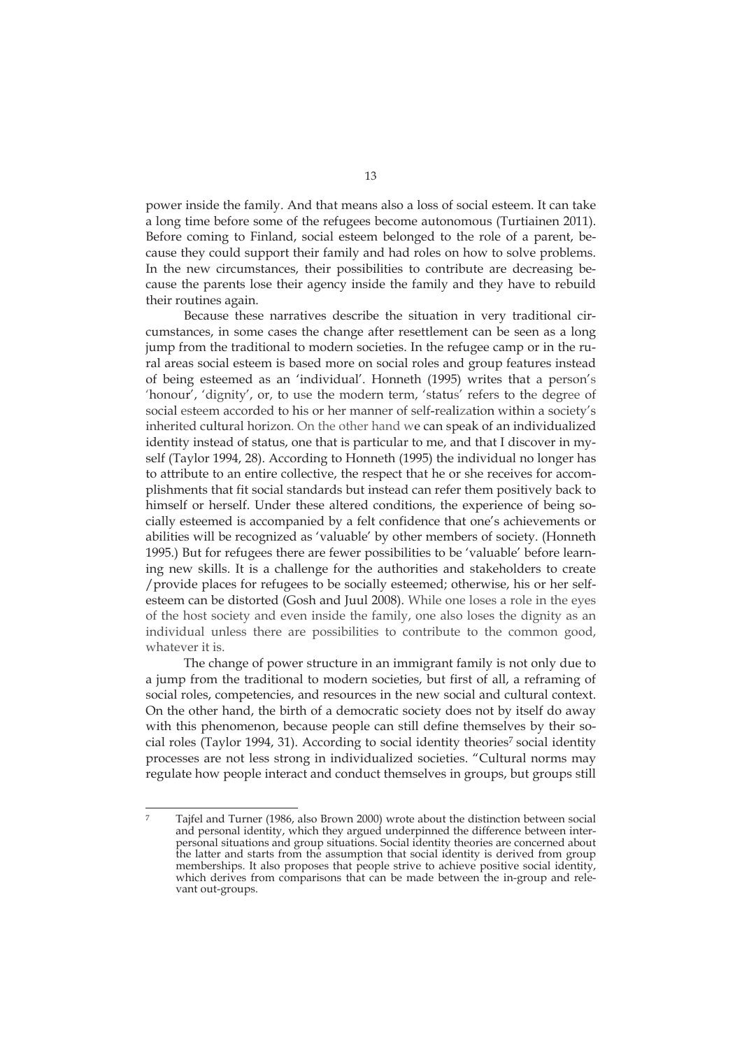power inside the family. And that means also a loss of social esteem. It can take a long time before some of the refugees become autonomous (Turtiainen 2011). Before coming to Finland, social esteem belonged to the role of a parent, because they could support their family and had roles on how to solve problems. In the new circumstances, their possibilities to contribute are decreasing because the parents lose their agency inside the family and they have to rebuild their routines again.

Because these narratives describe the situation in very traditional circumstances, in some cases the change after resettlement can be seen as a long jump from the traditional to modern societies. In the refugee camp or in the rural areas social esteem is based more on social roles and group features instead of being esteemed as an 'individual'. Honneth (1995) writes that a person's 'honour', 'dignity', or, to use the modern term, 'status' refers to the degree of social esteem accorded to his or her manner of self-realization within a society's inherited cultural horizon. On the other hand we can speak of an individualized identity instead of status, one that is particular to me, and that I discover in myself (Taylor 1994, 28). According to Honneth (1995) the individual no longer has to attribute to an entire collective, the respect that he or she receives for accomplishments that fit social standards but instead can refer them positively back to himself or herself. Under these altered conditions, the experience of being socially esteemed is accompanied by a felt confidence that one's achievements or abilities will be recognized as 'valuable' by other members of society. (Honneth 1995.) But for refugees there are fewer possibilities to be 'valuable' before learning new skills. It is a challenge for the authorities and stakeholders to create /provide places for refugees to be socially esteemed; otherwise, his or her self-esteem can be distorted (Gosh and Juul 2008). While one loses a role in the eyes of the host society and even inside the family, one also loses the dignity as an individual unless there are possibilities to contribute to the common good, whatever it is.

The change of power structure in an immigrant family is not only due to a jump from the traditional to modern societies, but first of all, a reframing of social roles, competencies, and resources in the new social and cultural context. On the other hand, the birth of a democratic society does not by itself do away with this phenomenon, because people can still define themselves by their social roles (Taylor 1994, 31). According to social identity theories[7] social identity processes are not less strong in individualized societies. "Cultural norms may regulate how people interact and conduct themselves in groups, but groups still

---

[7] Tajfel and Turner (1986, also Brown 2000) wrote about the distinction between social and personal identity, which they argued underpinned the difference between interpersonal situations and group situations. Social identity theories are concerned about the latter and starts from the assumption that social identity is derived from group memberships. It also proposes that people strive to achieve positive social identity, which derives from comparisons that can be made between the in-group and relevant out-groups.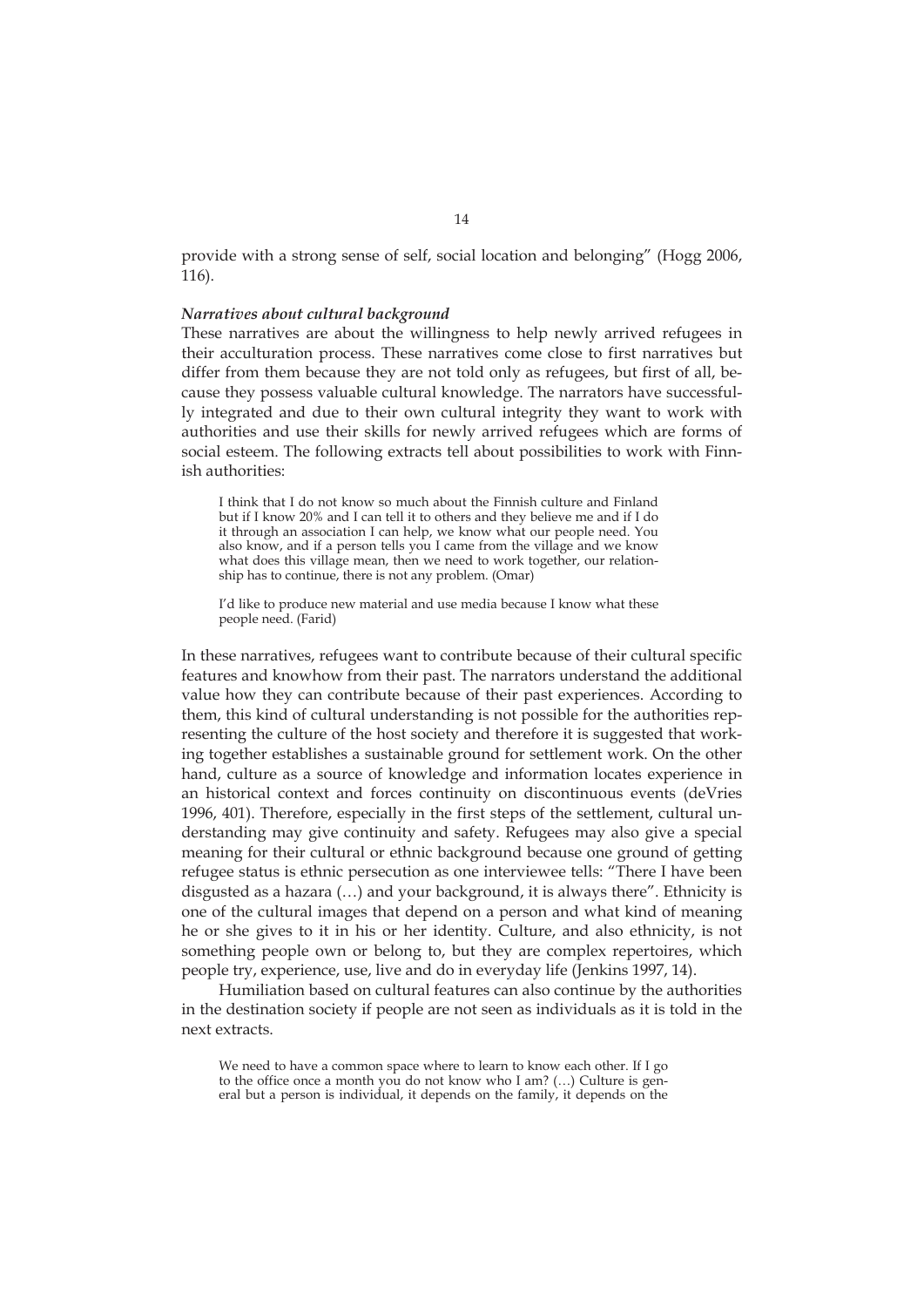provide with a strong sense of self, social location and belonging" (Hogg 2006, 116).

***Narratives about cultural background***

These narratives are about the willingness to help newly arrived refugees in their acculturation process. These narratives come close to first narratives but differ from them because they are not told only as refugees, but first of all, because they possess valuable cultural knowledge. The narrators have successfully integrated and due to their own cultural integrity they want to work with authorities and use their skills for newly arrived refugees which are forms of social esteem. The following extracts tell about possibilities to work with Finnish authorities:

> I think that I do not know so much about the Finnish culture and Finland but if I know 20% and I can tell it to others and they believe me and if I do it through an association I can help, we know what our people need. You also know, and if a person tells you I came from the village and we know what does this village mean, then we need to work together, our relationship has to continue, there is not any problem. (Omar)

> I'd like to produce new material and use media because I know what these people need. (Farid)

In these narratives, refugees want to contribute because of their cultural specific features and knowhow from their past. The narrators understand the additional value how they can contribute because of their past experiences. According to them, this kind of cultural understanding is not possible for the authorities representing the culture of the host society and therefore it is suggested that working together establishes a sustainable ground for settlement work. On the other hand, culture as a source of knowledge and information locates experience in an historical context and forces continuity on discontinuous events (deVries 1996, 401). Therefore, especially in the first steps of the settlement, cultural understanding may give continuity and safety. Refugees may also give a special meaning for their cultural or ethnic background because one ground of getting refugee status is ethnic persecution as one interviewee tells: "There I have been disgusted as a hazara (…) and your background, it is always there". Ethnicity is one of the cultural images that depend on a person and what kind of meaning he or she gives to it in his or her identity. Culture, and also ethnicity, is not something people own or belong to, but they are complex repertoires, which people try, experience, use, live and do in everyday life (Jenkins 1997, 14).

Humiliation based on cultural features can also continue by the authorities in the destination society if people are not seen as individuals as it is told in the next extracts.

> We need to have a common space where to learn to know each other. If I go to the office once a month you do not know who I am? (…) Culture is general but a person is individual, it depends on the family, it depends on the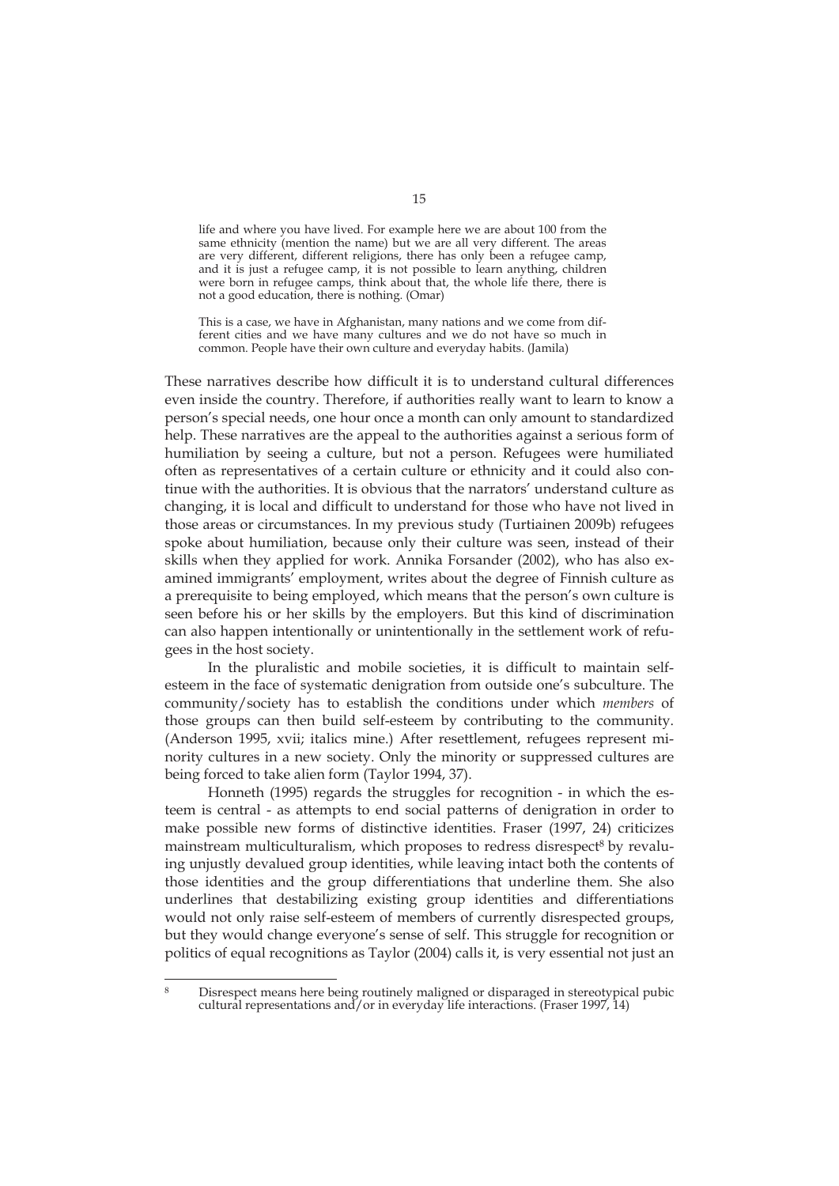> life and where you have lived. For example here we are about 100 from the same ethnicity (mention the name) but we are all very different. The areas are very different, different religions, there has only been a refugee camp, and it is just a refugee camp, it is not possible to learn anything, children were born in refugee camps, think about that, the whole life there, there is not a good education, there is nothing. (Omar)

> This is a case, we have in Afghanistan, many nations and we come from different cities and we have many cultures and we do not have so much in common. People have their own culture and everyday habits. (Jamila)

These narratives describe how difficult it is to understand cultural differences even inside the country. Therefore, if authorities really want to learn to know a person's special needs, one hour once a month can only amount to standardized help. These narratives are the appeal to the authorities against a serious form of humiliation by seeing a culture, but not a person. Refugees were humiliated often as representatives of a certain culture or ethnicity and it could also continue with the authorities. It is obvious that the narrators' understand culture as changing, it is local and difficult to understand for those who have not lived in those areas or circumstances. In my previous study (Turtiainen 2009b) refugees spoke about humiliation, because only their culture was seen, instead of their skills when they applied for work. Annika Forsander (2002), who has also examined immigrants' employment, writes about the degree of Finnish culture as a prerequisite to being employed, which means that the person's own culture is seen before his or her skills by the employers. But this kind of discrimination can also happen intentionally or unintentionally in the settlement work of refugees in the host society.

In the pluralistic and mobile societies, it is difficult to maintain self-esteem in the face of systematic denigration from outside one's subculture. The community/society has to establish the conditions under which *members* of those groups can then build self-esteem by contributing to the community. (Anderson 1995, xvii; italics mine.) After resettlement, refugees represent minority cultures in a new society. Only the minority or suppressed cultures are being forced to take alien form (Taylor 1994, 37).

Honneth (1995) regards the struggles for recognition - in which the esteem is central - as attempts to end social patterns of denigration in order to make possible new forms of distinctive identities. Fraser (1997, 24) criticizes mainstream multiculturalism, which proposes to redress disrespect[8] by revaluing unjustly devalued group identities, while leaving intact both the contents of those identities and the group differentiations that underline them. She also underlines that destabilizing existing group identities and differentiations would not only raise self-esteem of members of currently disrespected groups, but they would change everyone's sense of self. This struggle for recognition or politics of equal recognitions as Taylor (2004) calls it, is very essential not just an

[8] Disrespect means here being routinely maligned or disparaged in stereotypical pubic cultural representations and/or in everyday life interactions. (Fraser 1997, 14)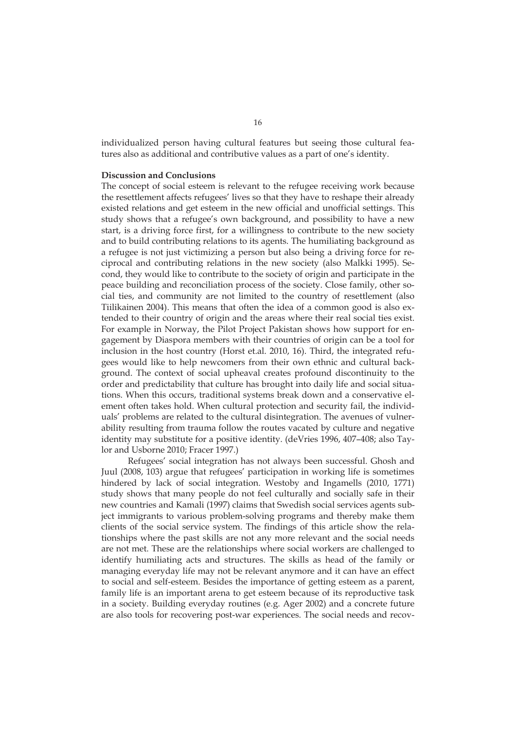individualized person having cultural features but seeing those cultural features also as additional and contributive values as a part of one's identity.

**Discussion and Conclusions**

The concept of social esteem is relevant to the refugee receiving work because the resettlement affects refugees' lives so that they have to reshape their already existed relations and get esteem in the new official and unofficial settings. This study shows that a refugee's own background, and possibility to have a new start, is a driving force first, for a willingness to contribute to the new society and to build contributing relations to its agents. The humiliating background as a refugee is not just victimizing a person but also being a driving force for reciprocal and contributing relations in the new society (also Malkki 1995). Second, they would like to contribute to the society of origin and participate in the peace building and reconciliation process of the society. Close family, other social ties, and community are not limited to the country of resettlement (also Tiilikainen 2004). This means that often the idea of a common good is also extended to their country of origin and the areas where their real social ties exist. For example in Norway, the Pilot Project Pakistan shows how support for engagement by Diaspora members with their countries of origin can be a tool for inclusion in the host country (Horst et.al. 2010, 16). Third, the integrated refugees would like to help newcomers from their own ethnic and cultural background. The context of social upheaval creates profound discontinuity to the order and predictability that culture has brought into daily life and social situations. When this occurs, traditional systems break down and a conservative element often takes hold. When cultural protection and security fail, the individuals' problems are related to the cultural disintegration. The avenues of vulnerability resulting from trauma follow the routes vacated by culture and negative identity may substitute for a positive identity. (deVries 1996, 407–408; also Taylor and Usborne 2010; Fracer 1997.)

Refugees' social integration has not always been successful. Ghosh and Juul (2008, 103) argue that refugees' participation in working life is sometimes hindered by lack of social integration. Westoby and Ingamells (2010, 1771) study shows that many people do not feel culturally and socially safe in their new countries and Kamali (1997) claims that Swedish social services agents subject immigrants to various problem-solving programs and thereby make them clients of the social service system. The findings of this article show the relationships where the past skills are not any more relevant and the social needs are not met. These are the relationships where social workers are challenged to identify humiliating acts and structures. The skills as head of the family or managing everyday life may not be relevant anymore and it can have an effect to social and self-esteem. Besides the importance of getting esteem as a parent, family life is an important arena to get esteem because of its reproductive task in a society. Building everyday routines (e.g. Ager 2002) and a concrete future are also tools for recovering post-war experiences. The social needs and recov-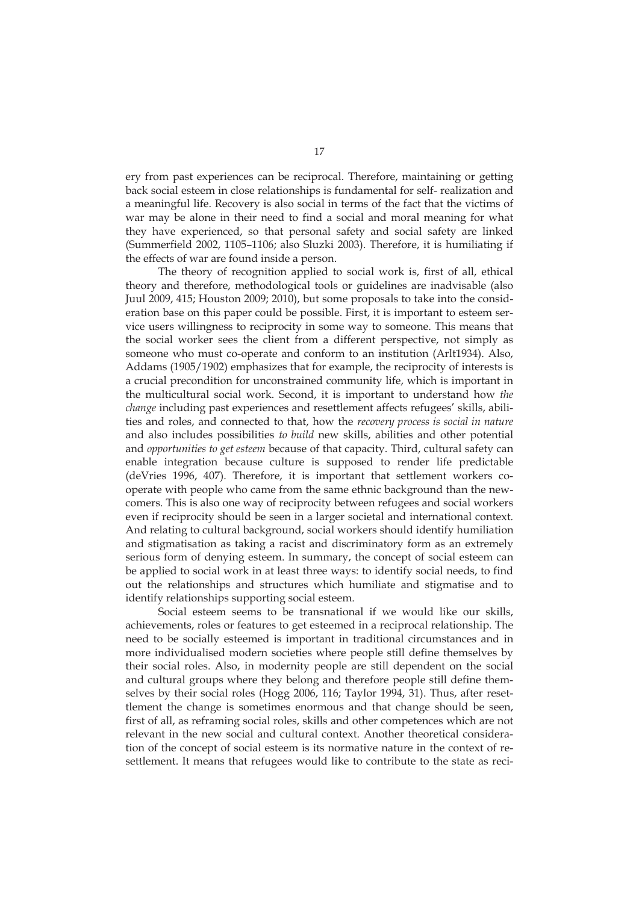ery from past experiences can be reciprocal. Therefore, maintaining or getting back social esteem in close relationships is fundamental for self- realization and a meaningful life. Recovery is also social in terms of the fact that the victims of war may be alone in their need to find a social and moral meaning for what they have experienced, so that personal safety and social safety are linked (Summerfield 2002, 1105–1106; also Sluzki 2003). Therefore, it is humiliating if the effects of war are found inside a person.

The theory of recognition applied to social work is, first of all, ethical theory and therefore, methodological tools or guidelines are inadvisable (also Juul 2009, 415; Houston 2009; 2010), but some proposals to take into the consideration base on this paper could be possible. First, it is important to esteem service users willingness to reciprocity in some way to someone. This means that the social worker sees the client from a different perspective, not simply as someone who must co-operate and conform to an institution (Arlt1934). Also, Addams (1905/1902) emphasizes that for example, the reciprocity of interests is a crucial precondition for unconstrained community life, which is important in the multicultural social work. Second, it is important to understand how *the change* including past experiences and resettlement affects refugees' skills, abilities and roles, and connected to that, how the *recovery process is social in nature* and also includes possibilities *to build* new skills, abilities and other potential and *opportunities to get esteem* because of that capacity. Third, cultural safety can enable integration because culture is supposed to render life predictable (deVries 1996, 407). Therefore, it is important that settlement workers co-operate with people who came from the same ethnic background than the newcomers. This is also one way of reciprocity between refugees and social workers even if reciprocity should be seen in a larger societal and international context. And relating to cultural background, social workers should identify humiliation and stigmatisation as taking a racist and discriminatory form as an extremely serious form of denying esteem. In summary, the concept of social esteem can be applied to social work in at least three ways: to identify social needs, to find out the relationships and structures which humiliate and stigmatise and to identify relationships supporting social esteem.

Social esteem seems to be transnational if we would like our skills, achievements, roles or features to get esteemed in a reciprocal relationship. The need to be socially esteemed is important in traditional circumstances and in more individualised modern societies where people still define themselves by their social roles. Also, in modernity people are still dependent on the social and cultural groups where they belong and therefore people still define themselves by their social roles (Hogg 2006, 116; Taylor 1994, 31). Thus, after resettlement the change is sometimes enormous and that change should be seen, first of all, as reframing social roles, skills and other competences which are not relevant in the new social and cultural context. Another theoretical consideration of the concept of social esteem is its normative nature in the context of resettlement. It means that refugees would like to contribute to the state as reci-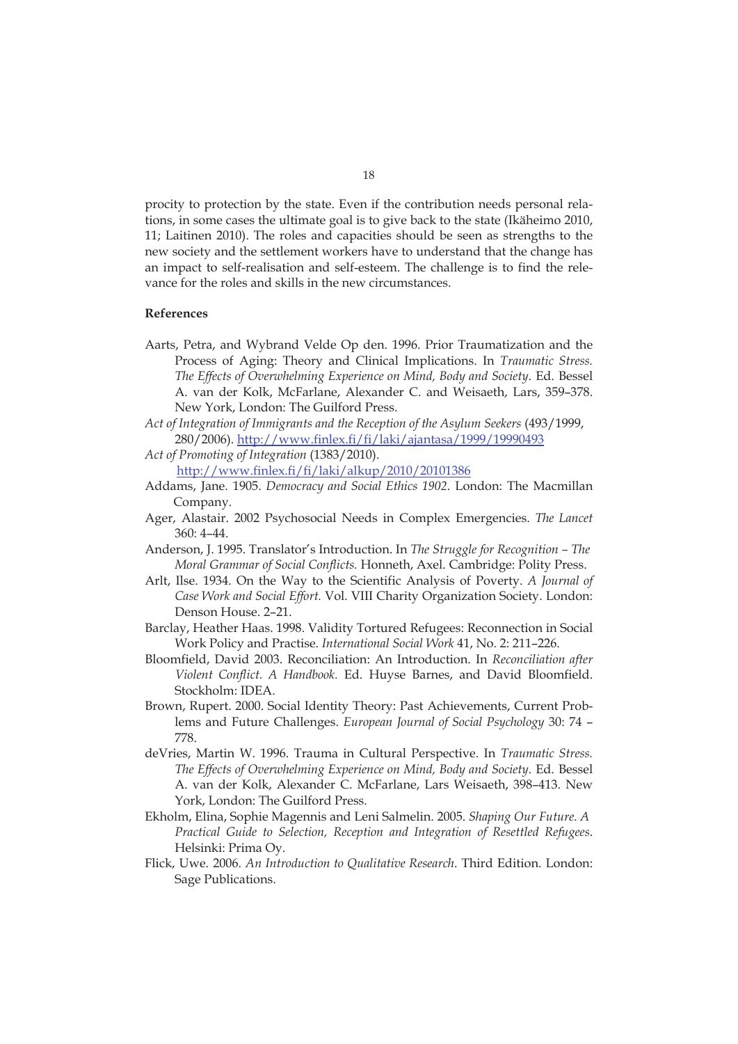procity to protection by the state. Even if the contribution needs personal relations, in some cases the ultimate goal is to give back to the state (Ikäheimo 2010, 11; Laitinen 2010). The roles and capacities should be seen as strengths to the new society and the settlement workers have to understand that the change has an impact to self-realisation and self-esteem. The challenge is to find the relevance for the roles and skills in the new circumstances.

**References**

Aarts, Petra, and Wybrand Velde Op den. 1996. Prior Traumatization and the Process of Aging: Theory and Clinical Implications. In *Traumatic Stress. The Effects of Overwhelming Experience on Mind, Body and Society*. Ed. Bessel A. van der Kolk, McFarlane, Alexander C. and Weisaeth, Lars, 359–378. New York, London: The Guilford Press.

*Act of Integration of Immigrants and the Reception of the Asylum Seekers* (493/1999, 280/2006). http://www.finlex.fi/fi/laki/ajantasa/1999/19990493

*Act of Promoting of Integration* (1383/2010). http://www.finlex.fi/fi/laki/alkup/2010/20101386

Addams, Jane. 1905. *Democracy and Social Ethics 1902*. London: The Macmillan Company.

Ager, Alastair. 2002 Psychosocial Needs in Complex Emergencies. *The Lancet* 360: 4–44.

Anderson, J. 1995. Translator's Introduction. In *The Struggle for Recognition – The Moral Grammar of Social Conflicts.* Honneth, Axel. Cambridge: Polity Press.

Arlt, Ilse. 1934. On the Way to the Scientific Analysis of Poverty. *A Journal of Case Work and Social Effort.* Vol. VIII Charity Organization Society. London: Denson House. 2–21.

Barclay, Heather Haas. 1998. Validity Tortured Refugees: Reconnection in Social Work Policy and Practise. *International Social Work* 41, No. 2: 211–226.

Bloomfield, David 2003. Reconciliation: An Introduction. In *Reconciliation after Violent Conflict. A Handbook.* Ed. Huyse Barnes, and David Bloomfield. Stockholm: IDEA.

Brown, Rupert. 2000. Social Identity Theory: Past Achievements, Current Problems and Future Challenges. *European Journal of Social Psychology* 30: 74 – 778.

deVries, Martin W. 1996. Trauma in Cultural Perspective. In *Traumatic Stress. The Effects of Overwhelming Experience on Mind, Body and Society.* Ed. Bessel A. van der Kolk, Alexander C. McFarlane, Lars Weisaeth, 398–413. New York, London: The Guilford Press.

Ekholm, Elina, Sophie Magennis and Leni Salmelin. 2005. *Shaping Our Future. A Practical Guide to Selection, Reception and Integration of Resettled Refugees*. Helsinki: Prima Oy.

Flick, Uwe. 2006. *An Introduction to Qualitative Research.* Third Edition. London: Sage Publications.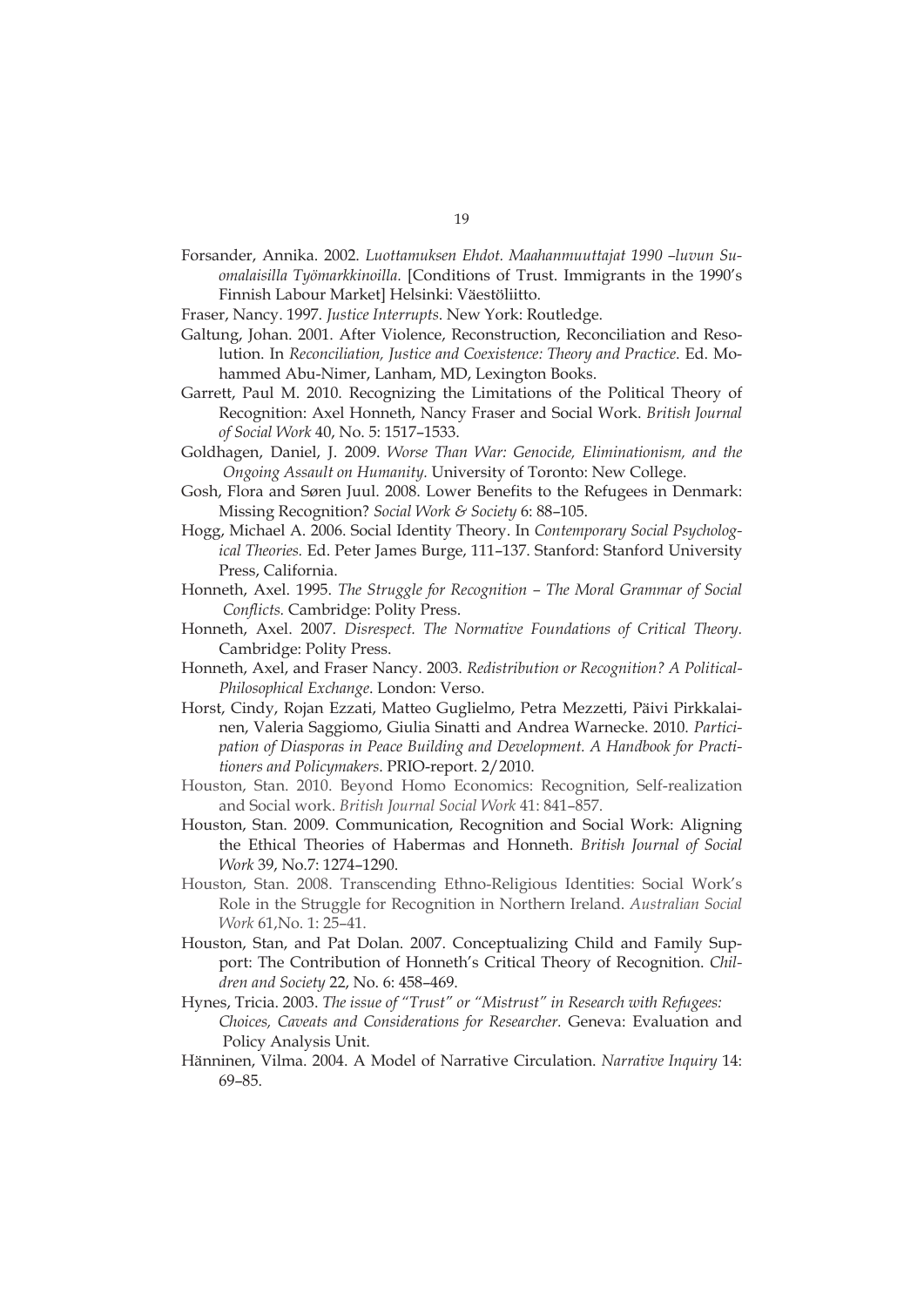Forsander, Annika. 2002. *Luottamuksen Ehdot. Maahanmuuttajat 1990 –luvun Suomalaisilla Työmarkkinoilla.* [Conditions of Trust. Immigrants in the 1990's Finnish Labour Market] Helsinki: Väestöliitto.

Fraser, Nancy. 1997. *Justice Interrupts*. New York: Routledge.

Galtung, Johan. 2001. After Violence, Reconstruction, Reconciliation and Resolution. In *Reconciliation, Justice and Coexistence: Theory and Practice*. Ed. Mohammed Abu-Nimer, Lanham, MD, Lexington Books.

Garrett, Paul M. 2010. Recognizing the Limitations of the Political Theory of Recognition: Axel Honneth, Nancy Fraser and Social Work. *British Journal of Social Work* 40, No. 5: 1517–1533.

Goldhagen, Daniel, J. 2009. *Worse Than War: Genocide, Eliminationism, and the Ongoing Assault on Humanity.* University of Toronto: New College.

Gosh, Flora and Søren Juul. 2008. Lower Benefits to the Refugees in Denmark: Missing Recognition? *Social Work & Society* 6: 88–105.

Hogg, Michael A. 2006. Social Identity Theory. In *Contemporary Social Psychological Theories.* Ed. Peter James Burge, 111–137. Stanford: Stanford University Press, California.

Honneth, Axel. 1995. *The Struggle for Recognition – The Moral Grammar of Social Conflicts.* Cambridge: Polity Press.

Honneth, Axel. 2007. *Disrespect. The Normative Foundations of Critical Theory*. Cambridge: Polity Press.

Honneth, Axel, and Fraser Nancy. 2003. *Redistribution or Recognition? A Political-Philosophical Exchange*. London: Verso.

Horst, Cindy, Rojan Ezzati, Matteo Guglielmo, Petra Mezzetti, Päivi Pirkkalainen, Valeria Saggiomo, Giulia Sinatti and Andrea Warnecke. 2010. *Participation of Diasporas in Peace Building and Development. A Handbook for Practitioners and Policymakers*. PRIO-report. 2/2010.

Houston, Stan. 2010. Beyond Homo Economics: Recognition, Self-realization and Social work. *British Journal Social Work* 41: 841–857.

Houston, Stan. 2009. Communication, Recognition and Social Work: Aligning the Ethical Theories of Habermas and Honneth. *British Journal of Social Work* 39, No.7: 1274–1290.

Houston, Stan. 2008. Transcending Ethno-Religious Identities: Social Work's Role in the Struggle for Recognition in Northern Ireland. *Australian Social Work* 61,No. 1: 25–41.

Houston, Stan, and Pat Dolan. 2007. Conceptualizing Child and Family Support: The Contribution of Honneth's Critical Theory of Recognition. *Children and Society* 22, No. 6: 458–469.

Hynes, Tricia. 2003. *The issue of "Trust" or "Mistrust" in Research with Refugees: Choices, Caveats and Considerations for Researcher*. Geneva: Evaluation and Policy Analysis Unit.

Hänninen, Vilma. 2004. A Model of Narrative Circulation. *Narrative Inquiry* 14: 69–85.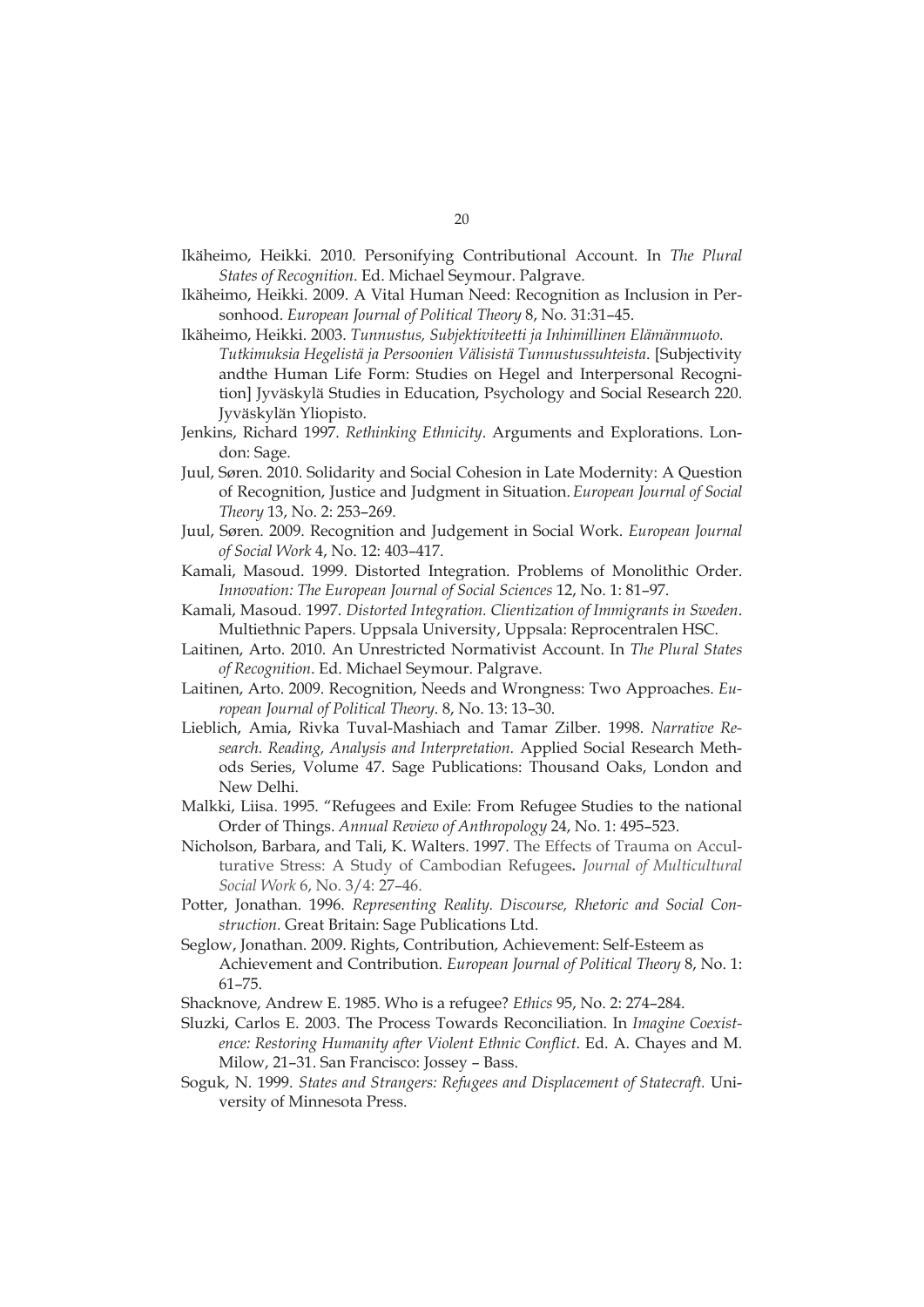Ikäheimo, Heikki. 2010. Personifying Contributional Account. In *The Plural States of Recognition*. Ed. Michael Seymour. Palgrave.

Ikäheimo, Heikki. 2009. A Vital Human Need: Recognition as Inclusion in Personhood. *European Journal of Political Theory* 8, No. 31:31–45.

Ikäheimo, Heikki. 2003. *Tunnustus, Subjektiviteetti ja Inhimillinen Elämänmuoto. Tutkimuksia Hegelistä ja Persoonien Välisistä Tunnustussuhteista*. [Subjectivity andthe Human Life Form: Studies on Hegel and Interpersonal Recognition] Jyväskylä Studies in Education, Psychology and Social Research 220. Jyväskylän Yliopisto.

Jenkins, Richard 1997. *Rethinking Ethnicity*. Arguments and Explorations. London: Sage.

Juul, Søren. 2010. Solidarity and Social Cohesion in Late Modernity: A Question of Recognition, Justice and Judgment in Situation. *European Journal of Social Theory* 13, No. 2: 253–269.

Juul, Søren. 2009. Recognition and Judgement in Social Work. *European Journal of Social Work* 4, No. 12: 403–417.

Kamali, Masoud. 1999. Distorted Integration. Problems of Monolithic Order. *Innovation: The European Journal of Social Sciences* 12, No. 1: 81–97.

Kamali, Masoud. 1997. *Distorted Integration. Clientization of Immigrants in Sweden*. Multiethnic Papers. Uppsala University, Uppsala: Reprocentralen HSC.

Laitinen, Arto. 2010. An Unrestricted Normativist Account. In *The Plural States of Recognition*. Ed. Michael Seymour. Palgrave.

Laitinen, Arto. 2009. Recognition, Needs and Wrongness: Two Approaches. *European Journal of Political Theory*. 8, No. 13: 13–30.

Lieblich, Amia, Rivka Tuval-Mashiach and Tamar Zilber. 1998. *Narrative Research. Reading, Analysis and Interpretation.* Applied Social Research Methods Series, Volume 47. Sage Publications: Thousand Oaks, London and New Delhi.

Malkki, Liisa. 1995. "Refugees and Exile: From Refugee Studies to the national Order of Things. *Annual Review of Anthropology* 24, No. 1: 495–523.

Nicholson, Barbara, and Tali, K. Walters. 1997. The Effects of Trauma on Acculturative Stress: A Study of Cambodian Refugees. *Journal of Multicultural Social Work* 6, No. 3/4: 27–46.

Potter, Jonathan. 1996. *Representing Reality. Discourse, Rhetoric and Social Construction.* Great Britain: Sage Publications Ltd.

Seglow, Jonathan. 2009. Rights, Contribution, Achievement: Self-Esteem as Achievement and Contribution. *European Journal of Political Theory* 8, No. 1: 61–75.

Shacknove, Andrew E. 1985. Who is a refugee? *Ethics* 95, No. 2: 274–284.

Sluzki, Carlos E. 2003. The Process Towards Reconciliation. In *Imagine Coexistence: Restoring Humanity after Violent Ethnic Conflict*. Ed. A. Chayes and M. Milow, 21–31. San Francisco: Jossey – Bass.

Soguk, N. 1999. *States and Strangers: Refugees and Displacement of Statecraft.* University of Minnesota Press.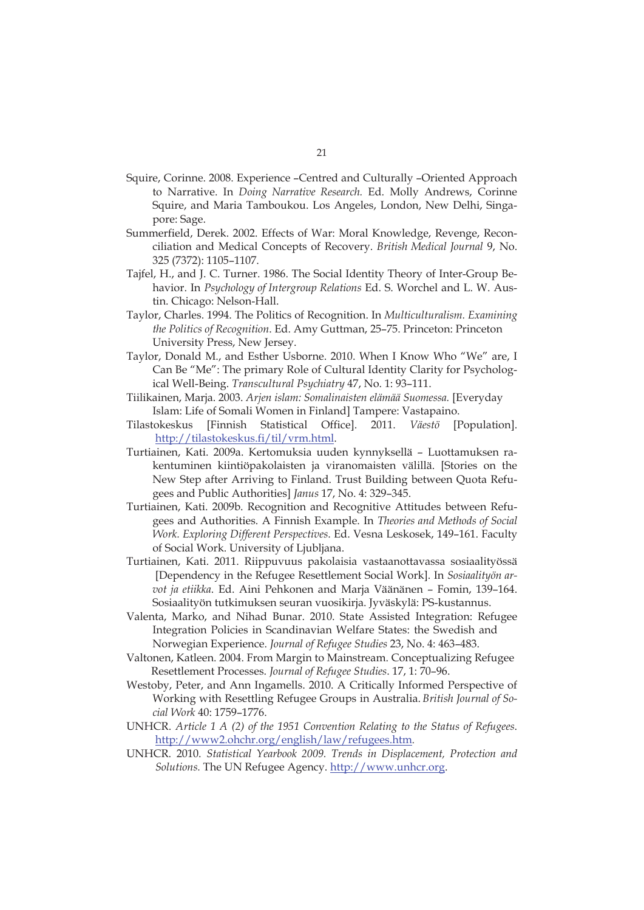Squire, Corinne. 2008. Experience –Centred and Culturally –Oriented Approach to Narrative. In *Doing Narrative Research.* Ed. Molly Andrews, Corinne Squire, and Maria Tamboukou. Los Angeles, London, New Delhi, Singapore: Sage.

Summerfield, Derek. 2002. Effects of War: Moral Knowledge, Revenge, Reconciliation and Medical Concepts of Recovery. *British Medical Journal* 9, No. 325 (7372): 1105–1107.

Tajfel, H., and J. C. Turner. 1986. The Social Identity Theory of Inter-Group Behavior. In *Psychology of Intergroup Relations* Ed. S. Worchel and L. W. Austin. Chicago: Nelson-Hall.

Taylor, Charles. 1994. The Politics of Recognition. In *Multiculturalism. Examining the Politics of Recognition*. Ed. Amy Guttman, 25–75. Princeton: Princeton University Press, New Jersey.

Taylor, Donald M., and Esther Usborne. 2010. When I Know Who "We" are, I Can Be "Me": The primary Role of Cultural Identity Clarity for Psychological Well-Being. *Transcultural Psychiatry* 47, No. 1: 93–111.

Tiilikainen, Marja. 2003. *Arjen islam: Somalinaisten elämää Suomessa.* [Everyday Islam: Life of Somali Women in Finland] Tampere: Vastapaino.

Tilastokeskus [Finnish Statistical Office]. 2011. *Väestö* [Population]. http://tilastokeskus.fi/til/vrm.html.

Turtiainen, Kati. 2009a. Kertomuksia uuden kynnyksellä – Luottamuksen rakentuminen kiintiöpakolaisten ja viranomaisten välillä. [Stories on the New Step after Arriving to Finland. Trust Building between Quota Refugees and Public Authorities] *Janus* 17, No. 4: 329–345.

Turtiainen, Kati. 2009b. Recognition and Recognitive Attitudes between Refugees and Authorities. A Finnish Example. In *Theories and Methods of Social Work. Exploring Different Perspectives*. Ed. Vesna Leskosek, 149–161. Faculty of Social Work. University of Ljubljana.

Turtiainen, Kati. 2011. Riippuvuus pakolaisia vastaanottavassa sosiaalityössä [Dependency in the Refugee Resettlement Social Work]. In *Sosiaalityön arvot ja etiikka*. Ed. Aini Pehkonen and Marja Väänänen – Fomin, 139–164. Sosiaalityön tutkimuksen seuran vuosikirja. Jyväskylä: PS-kustannus.

Valenta, Marko, and Nihad Bunar. 2010. State Assisted Integration: Refugee Integration Policies in Scandinavian Welfare States: the Swedish and Norwegian Experience. *Journal of Refugee Studies* 23, No. 4: 463–483.

Valtonen, Katleen. 2004. From Margin to Mainstream. Conceptualizing Refugee Resettlement Processes. *Journal of Refugee Studies*. 17, 1: 70–96.

Westoby, Peter, and Ann Ingamells. 2010. A Critically Informed Perspective of Working with Resettling Refugee Groups in Australia. *British Journal of Social Work* 40: 1759–1776.

UNHCR. *Article 1 A (2) of the 1951 Convention Relating to the Status of Refugees*. http://www2.ohchr.org/english/law/refugees.htm.

UNHCR. 2010. *Statistical Yearbook 2009. Trends in Displacement, Protection and Solutions.* The UN Refugee Agency. http://www.unhcr.org.